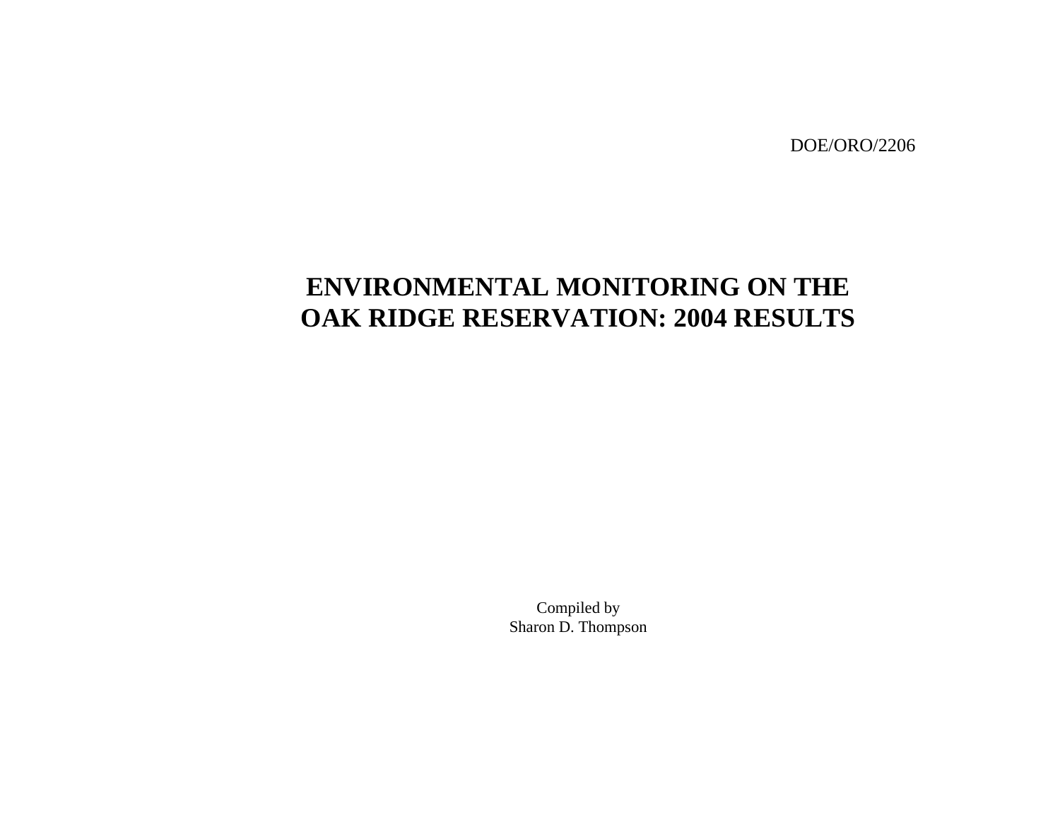DOE/ORO/2206

# ENVIRONMENTAL MONITORING ON THE OAK RIDGE RESERVATION: 2004 RESULTS

Compiled by
Sharon D. Thompson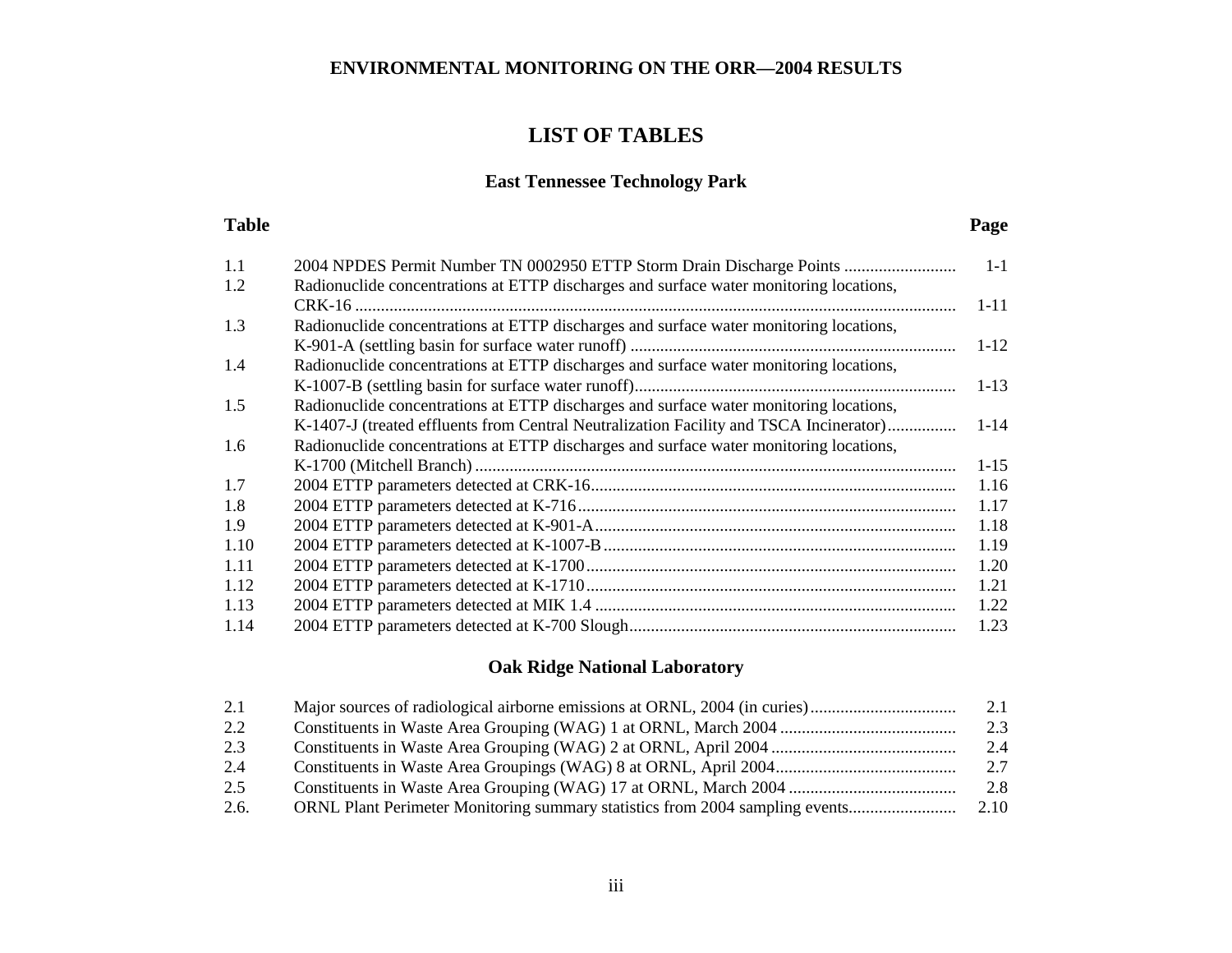**ENVIRONMENTAL MONITORING ON THE ORR—2004 RESULTS**

# LIST OF TABLES

## East Tennessee Technology Park

| Table | | Page |
|---|---|---|
| 1.1 | 2004 NPDES Permit Number TN 0002950 ETTP Storm Drain Discharge Points | 1-1 |
| 1.2 | Radionuclide concentrations at ETTP discharges and surface water monitoring locations, CRK-16 | 1-11 |
| 1.3 | Radionuclide concentrations at ETTP discharges and surface water monitoring locations, K-901-A (settling basin for surface water runoff) | 1-12 |
| 1.4 | Radionuclide concentrations at ETTP discharges and surface water monitoring locations, K-1007-B (settling basin for surface water runoff) | 1-13 |
| 1.5 | Radionuclide concentrations at ETTP discharges and surface water monitoring locations, K-1407-J (treated effluents from Central Neutralization Facility and TSCA Incinerator) | 1-14 |
| 1.6 | Radionuclide concentrations at ETTP discharges and surface water monitoring locations, K-1700 (Mitchell Branch) | 1-15 |
| 1.7 | 2004 ETTP parameters detected at CRK-16 | 1.16 |
| 1.8 | 2004 ETTP parameters detected at K-716 | 1.17 |
| 1.9 | 2004 ETTP parameters detected at K-901-A | 1.18 |
| 1.10 | 2004 ETTP parameters detected at K-1007-B | 1.19 |
| 1.11 | 2004 ETTP parameters detected at K-1700 | 1.20 |
| 1.12 | 2004 ETTP parameters detected at K-1710 | 1.21 |
| 1.13 | 2004 ETTP parameters detected at MIK 1.4 | 1.22 |
| 1.14 | 2004 ETTP parameters detected at K-700 Slough | 1.23 |

## Oak Ridge National Laboratory

| Table | | Page |
|---|---|---|
| 2.1 | Major sources of radiological airborne emissions at ORNL, 2004 (in curies) | 2.1 |
| 2.2 | Constituents in Waste Area Grouping (WAG) 1 at ORNL, March 2004 | 2.3 |
| 2.3 | Constituents in Waste Area Grouping (WAG) 2 at ORNL, April 2004 | 2.4 |
| 2.4 | Constituents in Waste Area Groupings (WAG) 8 at ORNL, April 2004 | 2.7 |
| 2.5 | Constituents in Waste Area Grouping (WAG) 17 at ORNL, March 2004 | 2.8 |
| 2.6. | ORNL Plant Perimeter Monitoring summary statistics from 2004 sampling events | 2.10 |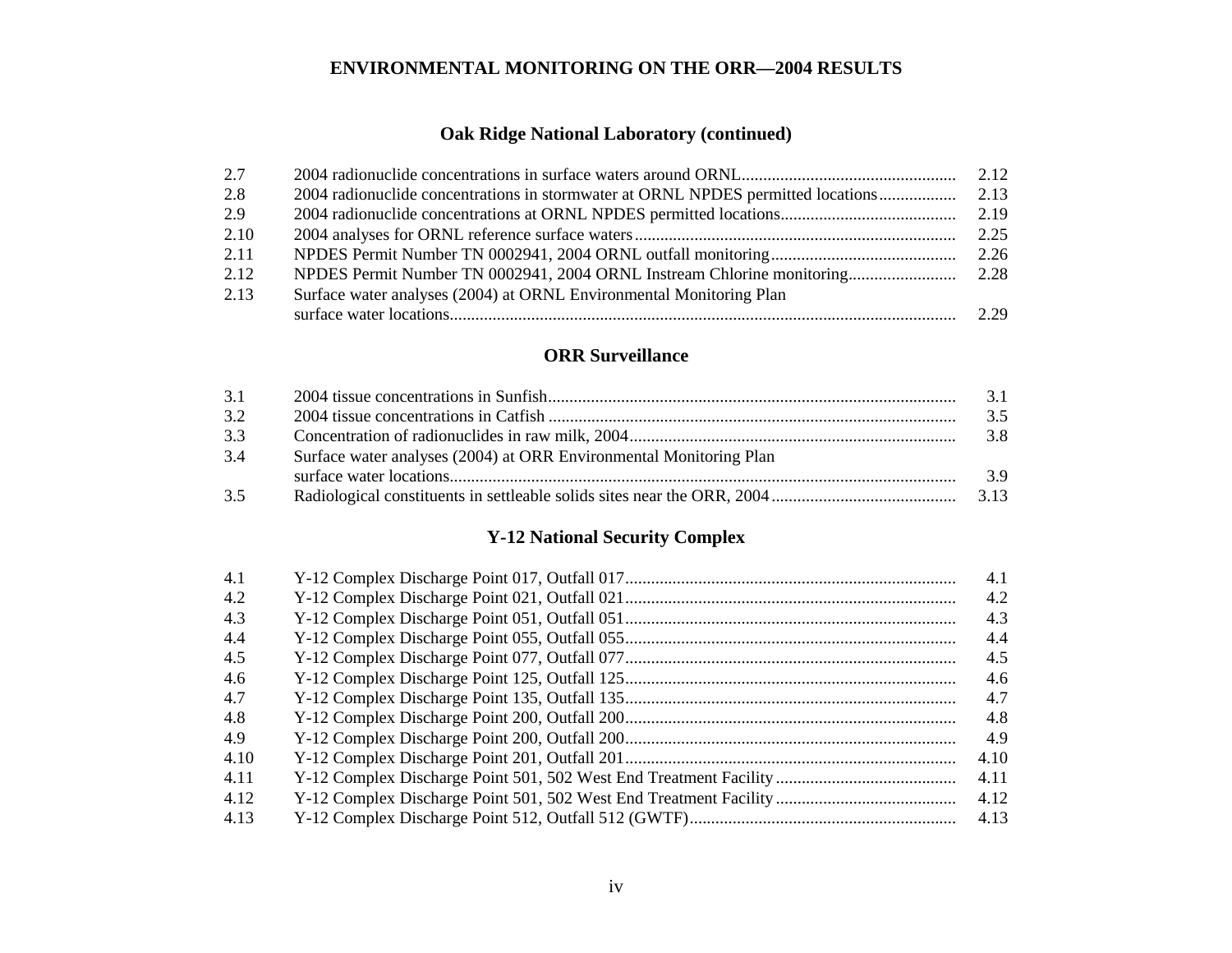# ENVIRONMENTAL MONITORING ON THE ORR—2004 RESULTS

## Oak Ridge National Laboratory (continued)

| | | |
|---|---|---|
| 2.7 | 2004 radionuclide concentrations in surface waters around ORNL | 2.12 |
| 2.8 | 2004 radionuclide concentrations in stormwater at ORNL NPDES permitted locations | 2.13 |
| 2.9 | 2004 radionuclide concentrations at ORNL NPDES permitted locations | 2.19 |
| 2.10 | 2004 analyses for ORNL reference surface waters | 2.25 |
| 2.11 | NPDES Permit Number TN 0002941, 2004 ORNL outfall monitoring | 2.26 |
| 2.12 | NPDES Permit Number TN 0002941, 2004 ORNL Instream Chlorine monitoring | 2.28 |
| 2.13 | Surface water analyses (2004) at ORNL Environmental Monitoring Plan surface water locations | 2.29 |

## ORR Surveillance

| | | |
|---|---|---|
| 3.1 | 2004 tissue concentrations in Sunfish | 3.1 |
| 3.2 | 2004 tissue concentrations in Catfish | 3.5 |
| 3.3 | Concentration of radionuclides in raw milk, 2004 | 3.8 |
| 3.4 | Surface water analyses (2004) at ORR Environmental Monitoring Plan surface water locations | 3.9 |
| 3.5 | Radiological constituents in settleable solids sites near the ORR, 2004 | 3.13 |

## Y-12 National Security Complex

| | | |
|---|---|---|
| 4.1 | Y-12 Complex Discharge Point 017, Outfall 017 | 4.1 |
| 4.2 | Y-12 Complex Discharge Point 021, Outfall 021 | 4.2 |
| 4.3 | Y-12 Complex Discharge Point 051, Outfall 051 | 4.3 |
| 4.4 | Y-12 Complex Discharge Point 055, Outfall 055 | 4.4 |
| 4.5 | Y-12 Complex Discharge Point 077, Outfall 077 | 4.5 |
| 4.6 | Y-12 Complex Discharge Point 125, Outfall 125 | 4.6 |
| 4.7 | Y-12 Complex Discharge Point 135, Outfall 135 | 4.7 |
| 4.8 | Y-12 Complex Discharge Point 200, Outfall 200 | 4.8 |
| 4.9 | Y-12 Complex Discharge Point 200, Outfall 200 | 4.9 |
| 4.10 | Y-12 Complex Discharge Point 201, Outfall 201 | 4.10 |
| 4.11 | Y-12 Complex Discharge Point 501, 502 West End Treatment Facility | 4.11 |
| 4.12 | Y-12 Complex Discharge Point 501, 502 West End Treatment Facility | 4.12 |
| 4.13 | Y-12 Complex Discharge Point 512, Outfall 512 (GWTF) | 4.13 |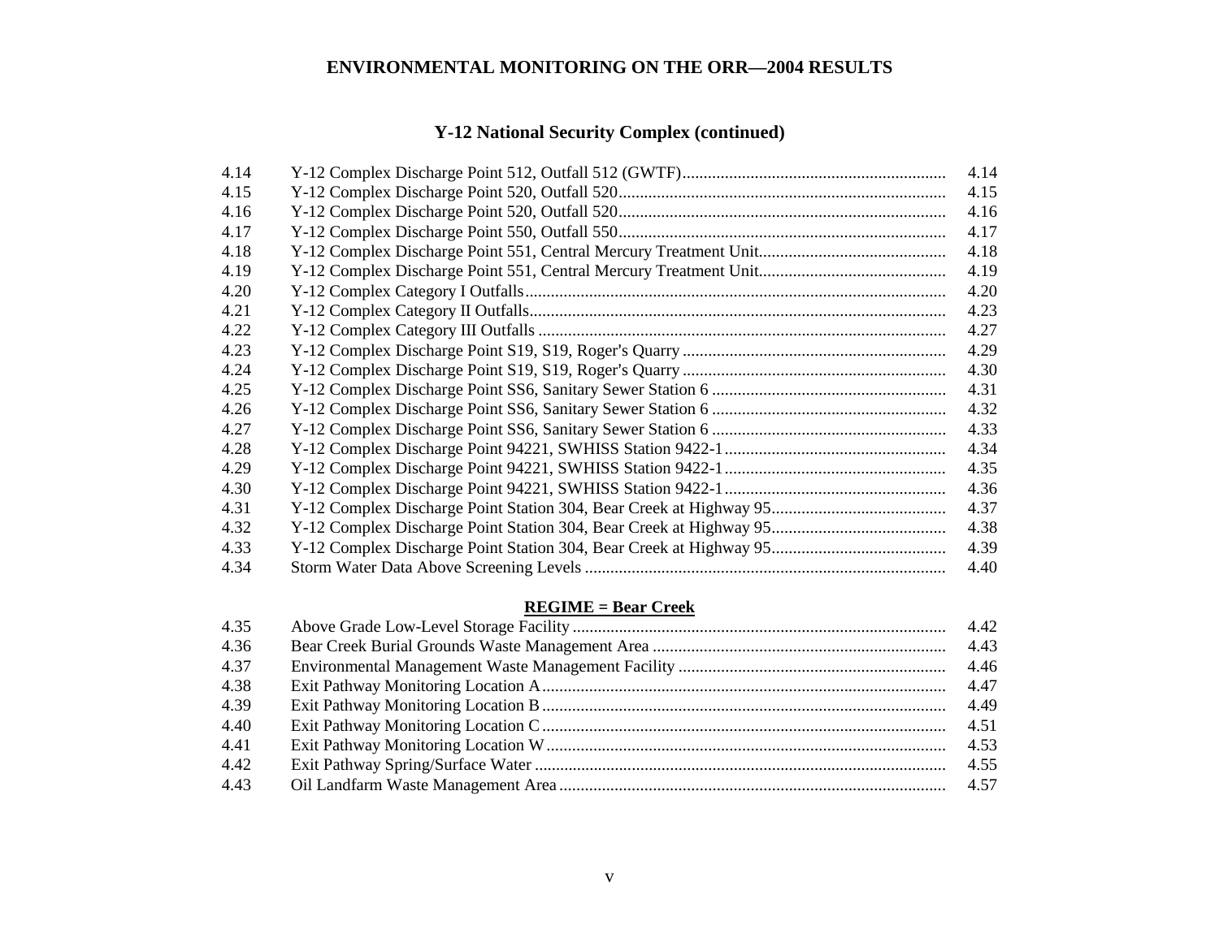## ENVIRONMENTAL MONITORING ON THE ORR—2004 RESULTS

### Y-12 National Security Complex (continued)

| | | |
|---|---|---|
| 4.14 | Y-12 Complex Discharge Point 512, Outfall 512 (GWTF) | 4.14 |
| 4.15 | Y-12 Complex Discharge Point 520, Outfall 520 | 4.15 |
| 4.16 | Y-12 Complex Discharge Point 520, Outfall 520 | 4.16 |
| 4.17 | Y-12 Complex Discharge Point 550, Outfall 550 | 4.17 |
| 4.18 | Y-12 Complex Discharge Point 551, Central Mercury Treatment Unit | 4.18 |
| 4.19 | Y-12 Complex Discharge Point 551, Central Mercury Treatment Unit | 4.19 |
| 4.20 | Y-12 Complex Category I Outfalls | 4.20 |
| 4.21 | Y-12 Complex Category II Outfalls | 4.23 |
| 4.22 | Y-12 Complex Category III Outfalls | 4.27 |
| 4.23 | Y-12 Complex Discharge Point S19, S19, Roger's Quarry | 4.29 |
| 4.24 | Y-12 Complex Discharge Point S19, S19, Roger's Quarry | 4.30 |
| 4.25 | Y-12 Complex Discharge Point SS6, Sanitary Sewer Station 6 | 4.31 |
| 4.26 | Y-12 Complex Discharge Point SS6, Sanitary Sewer Station 6 | 4.32 |
| 4.27 | Y-12 Complex Discharge Point SS6, Sanitary Sewer Station 6 | 4.33 |
| 4.28 | Y-12 Complex Discharge Point 94221, SWHISS Station 9422-1 | 4.34 |
| 4.29 | Y-12 Complex Discharge Point 94221, SWHISS Station 9422-1 | 4.35 |
| 4.30 | Y-12 Complex Discharge Point 94221, SWHISS Station 9422-1 | 4.36 |
| 4.31 | Y-12 Complex Discharge Point Station 304, Bear Creek at Highway 95 | 4.37 |
| 4.32 | Y-12 Complex Discharge Point Station 304, Bear Creek at Highway 95 | 4.38 |
| 4.33 | Y-12 Complex Discharge Point Station 304, Bear Creek at Highway 95 | 4.39 |
| 4.34 | Storm Water Data Above Screening Levels | 4.40 |

**REGIME = Bear Creek**

| | | |
|---|---|---|
| 4.35 | Above Grade Low-Level Storage Facility | 4.42 |
| 4.36 | Bear Creek Burial Grounds Waste Management Area | 4.43 |
| 4.37 | Environmental Management Waste Management Facility | 4.46 |
| 4.38 | Exit Pathway Monitoring Location A | 4.47 |
| 4.39 | Exit Pathway Monitoring Location B | 4.49 |
| 4.40 | Exit Pathway Monitoring Location C | 4.51 |
| 4.41 | Exit Pathway Monitoring Location W | 4.53 |
| 4.42 | Exit Pathway Spring/Surface Water | 4.55 |
| 4.43 | Oil Landfarm Waste Management Area | 4.57 |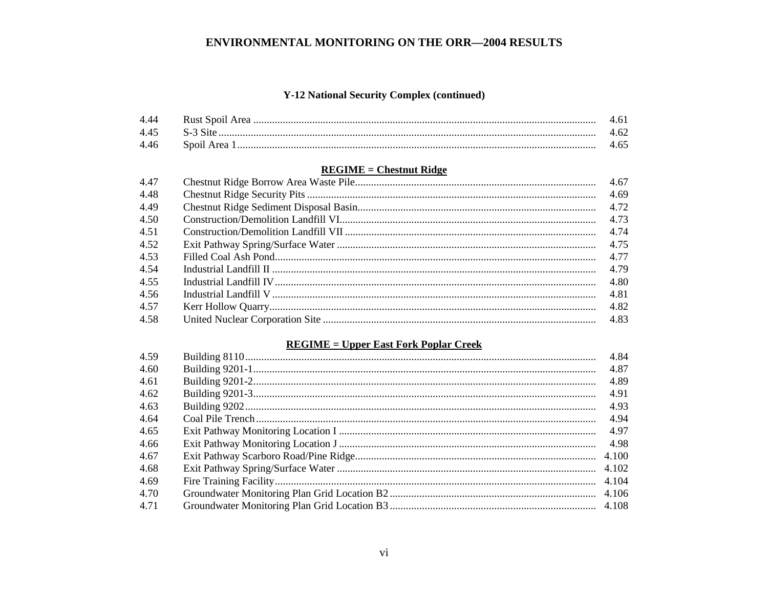## Y-12 National Security Complex (continued)

| | | |
|---|---|---|
| 4.44 | Rust Spoil Area | 4.61 |
| 4.45 | S-3 Site | 4.62 |
| 4.46 | Spoil Area 1 | 4.65 |

**REGIME = Chestnut Ridge**

| | | |
|---|---|---|
| 4.47 | Chestnut Ridge Borrow Area Waste Pile | 4.67 |
| 4.48 | Chestnut Ridge Security Pits | 4.69 |
| 4.49 | Chestnut Ridge Sediment Disposal Basin | 4.72 |
| 4.50 | Construction/Demolition Landfill VI | 4.73 |
| 4.51 | Construction/Demolition Landfill VII | 4.74 |
| 4.52 | Exit Pathway Spring/Surface Water | 4.75 |
| 4.53 | Filled Coal Ash Pond | 4.77 |
| 4.54 | Industrial Landfill II | 4.79 |
| 4.55 | Industrial Landfill IV | 4.80 |
| 4.56 | Industrial Landfill V | 4.81 |
| 4.57 | Kerr Hollow Quarry | 4.82 |
| 4.58 | United Nuclear Corporation Site | 4.83 |

**REGIME = Upper East Fork Poplar Creek**

| | | |
|---|---|---|
| 4.59 | Building 8110 | 4.84 |
| 4.60 | Building 9201-1 | 4.87 |
| 4.61 | Building 9201-2 | 4.89 |
| 4.62 | Building 9201-3 | 4.91 |
| 4.63 | Building 9202 | 4.93 |
| 4.64 | Coal Pile Trench | 4.94 |
| 4.65 | Exit Pathway Monitoring Location I | 4.97 |
| 4.66 | Exit Pathway Monitoring Location J | 4.98 |
| 4.67 | Exit Pathway Scarboro Road/Pine Ridge | 4.100 |
| 4.68 | Exit Pathway Spring/Surface Water | 4.102 |
| 4.69 | Fire Training Facility | 4.104 |
| 4.70 | Groundwater Monitoring Plan Grid Location B2 | 4.106 |
| 4.71 | Groundwater Monitoring Plan Grid Location B3 | 4.108 |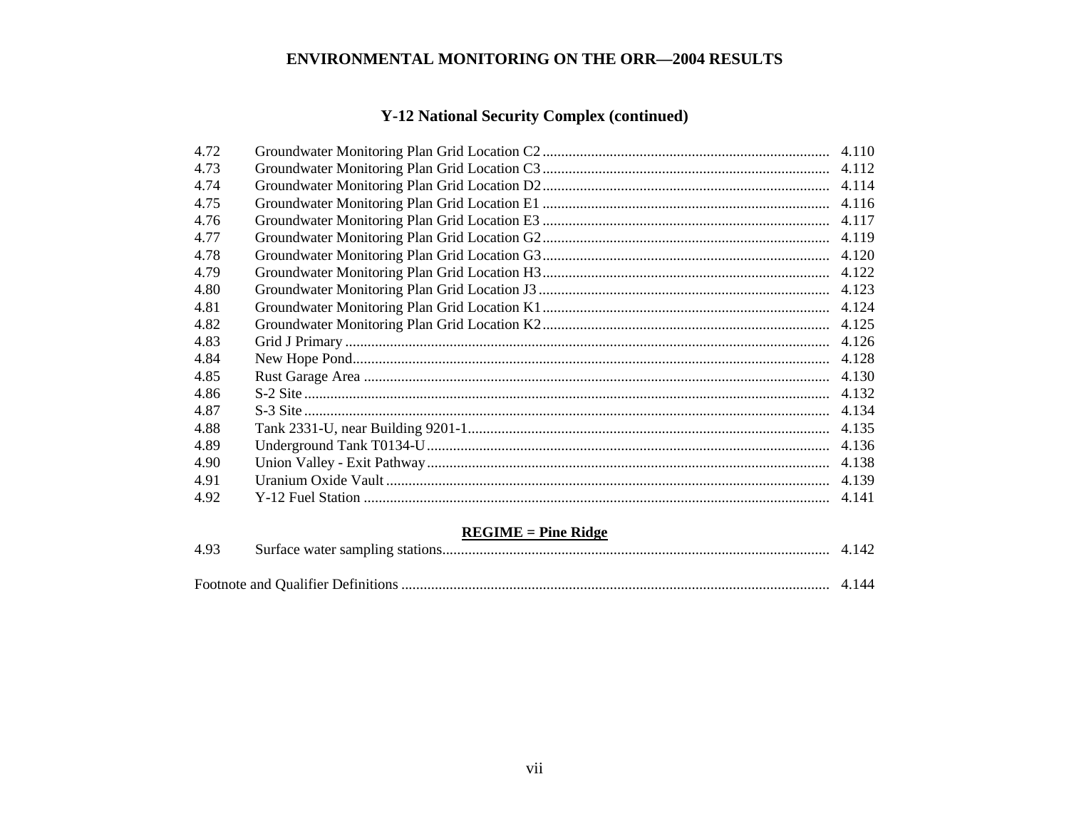# ENVIRONMENTAL MONITORING ON THE ORR—2004 RESULTS

## Y-12 National Security Complex (continued)

| | | |
|---|---|---|
| 4.72 | Groundwater Monitoring Plan Grid Location C2 | 4.110 |
| 4.73 | Groundwater Monitoring Plan Grid Location C3 | 4.112 |
| 4.74 | Groundwater Monitoring Plan Grid Location D2 | 4.114 |
| 4.75 | Groundwater Monitoring Plan Grid Location E1 | 4.116 |
| 4.76 | Groundwater Monitoring Plan Grid Location E3 | 4.117 |
| 4.77 | Groundwater Monitoring Plan Grid Location G2 | 4.119 |
| 4.78 | Groundwater Monitoring Plan Grid Location G3 | 4.120 |
| 4.79 | Groundwater Monitoring Plan Grid Location H3 | 4.122 |
| 4.80 | Groundwater Monitoring Plan Grid Location J3 | 4.123 |
| 4.81 | Groundwater Monitoring Plan Grid Location K1 | 4.124 |
| 4.82 | Groundwater Monitoring Plan Grid Location K2 | 4.125 |
| 4.83 | Grid J Primary | 4.126 |
| 4.84 | New Hope Pond | 4.128 |
| 4.85 | Rust Garage Area | 4.130 |
| 4.86 | S-2 Site | 4.132 |
| 4.87 | S-3 Site | 4.134 |
| 4.88 | Tank 2331-U, near Building 9201-1 | 4.135 |
| 4.89 | Underground Tank T0134-U | 4.136 |
| 4.90 | Union Valley - Exit Pathway | 4.138 |
| 4.91 | Uranium Oxide Vault | 4.139 |
| 4.92 | Y-12 Fuel Station | 4.141 |

**REGIME = Pine Ridge**

| | | |
|---|---|---|
| 4.93 | Surface water sampling stations | 4.142 |

Footnote and Qualifier Definitions .... 4.144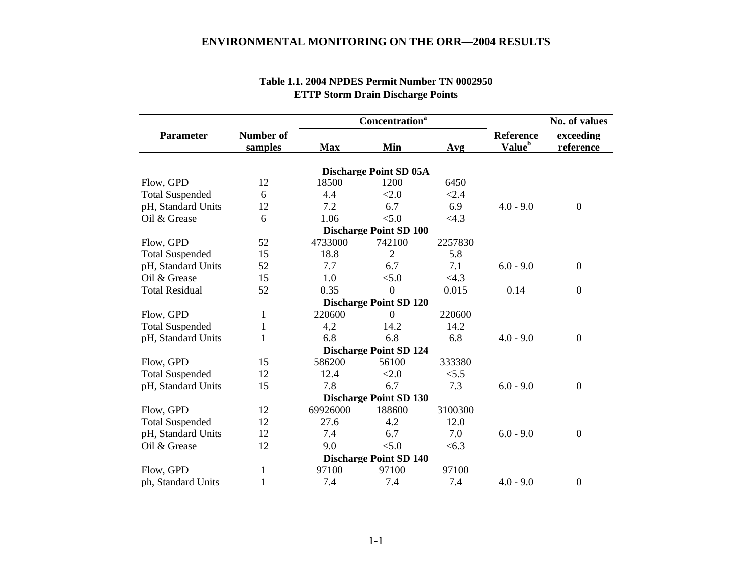## Table 1.1. 2004 NPDES Permit Number TN 0002950 ETTP Storm Drain Discharge Points

| Parameter | Number of samples | Concentration[a] Max | Min | Avg | Reference Value[b] | No. of values exceeding reference |
|---|---|---|---|---|---|---|
| | | | **Discharge Point SD 05A** | | | |
| Flow, GPD | 12 | 18500 | 1200 | 6450 | | |
| Total Suspended | 6 | 4.4 | <2.0 | <2.4 | | |
| pH, Standard Units | 12 | 7.2 | 6.7 | 6.9 | 4.0 - 9.0 | 0 |
| Oil & Grease | 6 | 1.06 | <5.0 | <4.3 | | |
| | | | **Discharge Point SD 100** | | | |
| Flow, GPD | 52 | 4733000 | 742100 | 2257830 | | |
| Total Suspended | 15 | 18.8 | 2 | 5.8 | | |
| pH, Standard Units | 52 | 7.7 | 6.7 | 7.1 | 6.0 - 9.0 | 0 |
| Oil & Grease | 15 | 1.0 | <5.0 | <4.3 | | |
| Total Residual | 52 | 0.35 | 0 | 0.015 | 0.14 | 0 |
| | | | **Discharge Point SD 120** | | | |
| Flow, GPD | 1 | 220600 | 0 | 220600 | | |
| Total Suspended | 1 | 4,2 | 14.2 | 14.2 | | |
| pH, Standard Units | 1 | 6.8 | 6.8 | 6.8 | 4.0 - 9.0 | 0 |
| | | | **Discharge Point SD 124** | | | |
| Flow, GPD | 15 | 586200 | 56100 | 333380 | | |
| Total Suspended | 12 | 12.4 | <2.0 | <5.5 | | |
| pH, Standard Units | 15 | 7.8 | 6.7 | 7.3 | 6.0 - 9.0 | 0 |
| | | | **Discharge Point SD 130** | | | |
| Flow, GPD | 12 | 69926000 | 188600 | 3100300 | | |
| Total Suspended | 12 | 27.6 | 4.2 | 12.0 | | |
| pH, Standard Units | 12 | 7.4 | 6.7 | 7.0 | 6.0 - 9.0 | 0 |
| Oil & Grease | 12 | 9.0 | <5.0 | <6.3 | | |
| | | | **Discharge Point SD 140** | | | |
| Flow, GPD | 1 | 97100 | 97100 | 97100 | | |
| ph, Standard Units | 1 | 7.4 | 7.4 | 7.4 | 4.0 - 9.0 | 0 |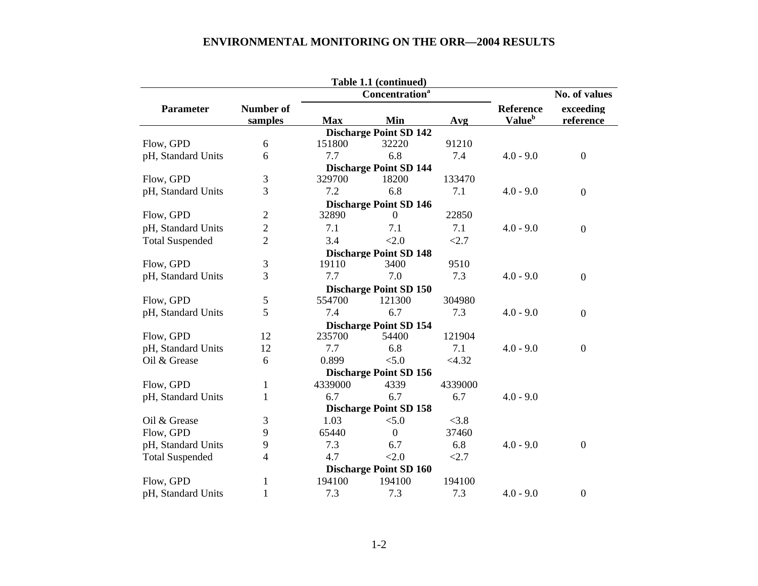Table 1.1 (continued)

| Parameter | Number of samples | Concentration[a] Max | Min | Avg | Reference Value[b] | No. of values exceeding reference |
|---|---|---|---|---|---|---|
| **Discharge Point SD 142** | | | | | | |
| Flow, GPD | 6 | 151800 | 32220 | 91210 | | |
| pH, Standard Units | 6 | 7.7 | 6.8 | 7.4 | 4.0 - 9.0 | 0 |
| **Discharge Point SD 144** | | | | | | |
| Flow, GPD | 3 | 329700 | 18200 | 133470 | | |
| pH, Standard Units | 3 | 7.2 | 6.8 | 7.1 | 4.0 - 9.0 | 0 |
| **Discharge Point SD 146** | | | | | | |
| Flow, GPD | 2 | 32890 | 0 | 22850 | | |
| pH, Standard Units | 2 | 7.1 | 7.1 | 7.1 | 4.0 - 9.0 | 0 |
| Total Suspended | 2 | 3.4 | <2.0 | <2.7 | | |
| **Discharge Point SD 148** | | | | | | |
| Flow, GPD | 3 | 19110 | 3400 | 9510 | | |
| pH, Standard Units | 3 | 7.7 | 7.0 | 7.3 | 4.0 - 9.0 | 0 |
| **Discharge Point SD 150** | | | | | | |
| Flow, GPD | 5 | 554700 | 121300 | 304980 | | |
| pH, Standard Units | 5 | 7.4 | 6.7 | 7.3 | 4.0 - 9.0 | 0 |
| **Discharge Point SD 154** | | | | | | |
| Flow, GPD | 12 | 235700 | 54400 | 121904 | | |
| pH, Standard Units | 12 | 7.7 | 6.8 | 7.1 | 4.0 - 9.0 | 0 |
| Oil & Grease | 6 | 0.899 | <5.0 | <4.32 | | |
| **Discharge Point SD 156** | | | | | | |
| Flow, GPD | 1 | 4339000 | 4339 | 4339000 | | |
| pH, Standard Units | 1 | 6.7 | 6.7 | 6.7 | 4.0 - 9.0 | |
| **Discharge Point SD 158** | | | | | | |
| Oil & Grease | 3 | 1.03 | <5.0 | <3.8 | | |
| Flow, GPD | 9 | 65440 | 0 | 37460 | | |
| pH, Standard Units | 9 | 7.3 | 6.7 | 6.8 | 4.0 - 9.0 | 0 |
| Total Suspended | 4 | 4.7 | <2.0 | <2.7 | | |
| **Discharge Point SD 160** | | | | | | |
| Flow, GPD | 1 | 194100 | 194100 | 194100 | | |
| pH, Standard Units | 1 | 7.3 | 7.3 | 7.3 | 4.0 - 9.0 | 0 |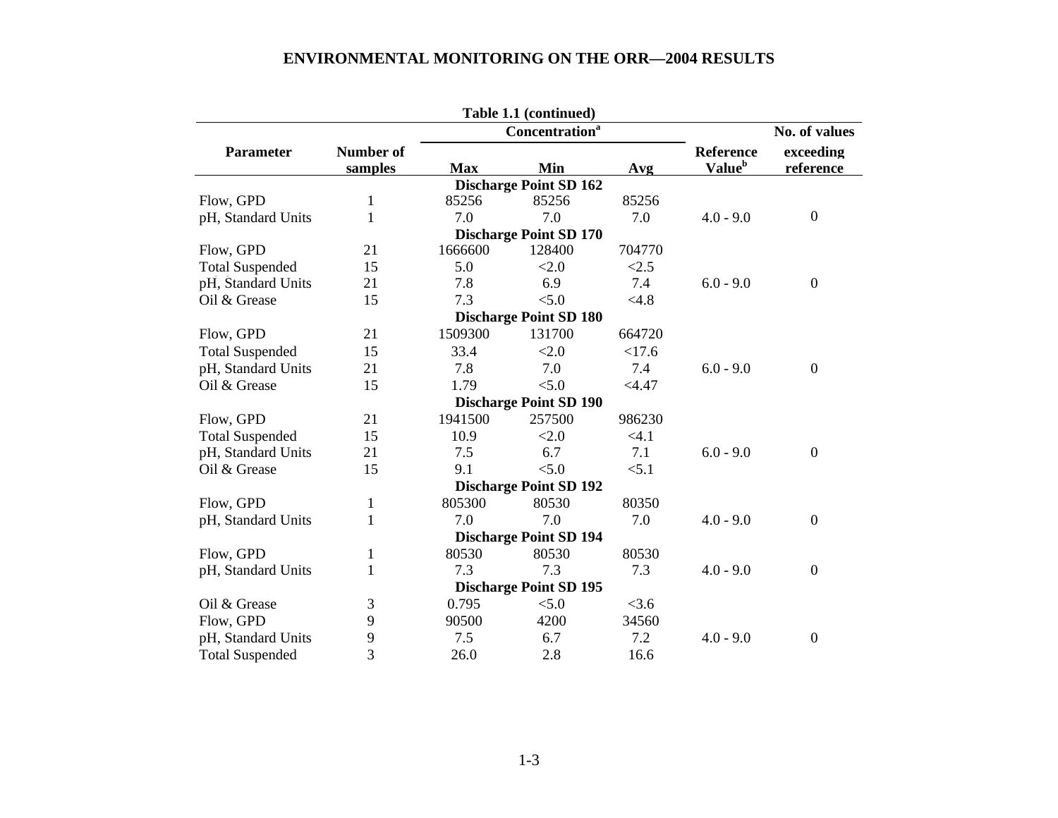Table 1.1 (continued)

| Parameter | Number of samples | Concentration[a] Max | Min | Avg | Reference Value[b] | No. of values exceeding reference |
|---|---|---|---|---|---|---|
| **Discharge Point SD 162** | | | | | | |
| Flow, GPD | 1 | 85256 | 85256 | 85256 | | |
| pH, Standard Units | 1 | 7.0 | 7.0 | 7.0 | 4.0 - 9.0 | 0 |
| **Discharge Point SD 170** | | | | | | |
| Flow, GPD | 21 | 1666600 | 128400 | 704770 | | |
| Total Suspended | 15 | 5.0 | <2.0 | <2.5 | | |
| pH, Standard Units | 21 | 7.8 | 6.9 | 7.4 | 6.0 - 9.0 | 0 |
| Oil & Grease | 15 | 7.3 | <5.0 | <4.8 | | |
| **Discharge Point SD 180** | | | | | | |
| Flow, GPD | 21 | 1509300 | 131700 | 664720 | | |
| Total Suspended | 15 | 33.4 | <2.0 | <17.6 | | |
| pH, Standard Units | 21 | 7.8 | 7.0 | 7.4 | 6.0 - 9.0 | 0 |
| Oil & Grease | 15 | 1.79 | <5.0 | <4.47 | | |
| **Discharge Point SD 190** | | | | | | |
| Flow, GPD | 21 | 1941500 | 257500 | 986230 | | |
| Total Suspended | 15 | 10.9 | <2.0 | <4.1 | | |
| pH, Standard Units | 21 | 7.5 | 6.7 | 7.1 | 6.0 - 9.0 | 0 |
| Oil & Grease | 15 | 9.1 | <5.0 | <5.1 | | |
| **Discharge Point SD 192** | | | | | | |
| Flow, GPD | 1 | 805300 | 80530 | 80350 | | |
| pH, Standard Units | 1 | 7.0 | 7.0 | 7.0 | 4.0 - 9.0 | 0 |
| **Discharge Point SD 194** | | | | | | |
| Flow, GPD | 1 | 80530 | 80530 | 80530 | | |
| pH, Standard Units | 1 | 7.3 | 7.3 | 7.3 | 4.0 - 9.0 | 0 |
| **Discharge Point SD 195** | | | | | | |
| Oil & Grease | 3 | 0.795 | <5.0 | <3.6 | | |
| Flow, GPD | 9 | 90500 | 4200 | 34560 | | |
| pH, Standard Units | 9 | 7.5 | 6.7 | 7.2 | 4.0 - 9.0 | 0 |
| Total Suspended | 3 | 26.0 | 2.8 | 16.6 | | |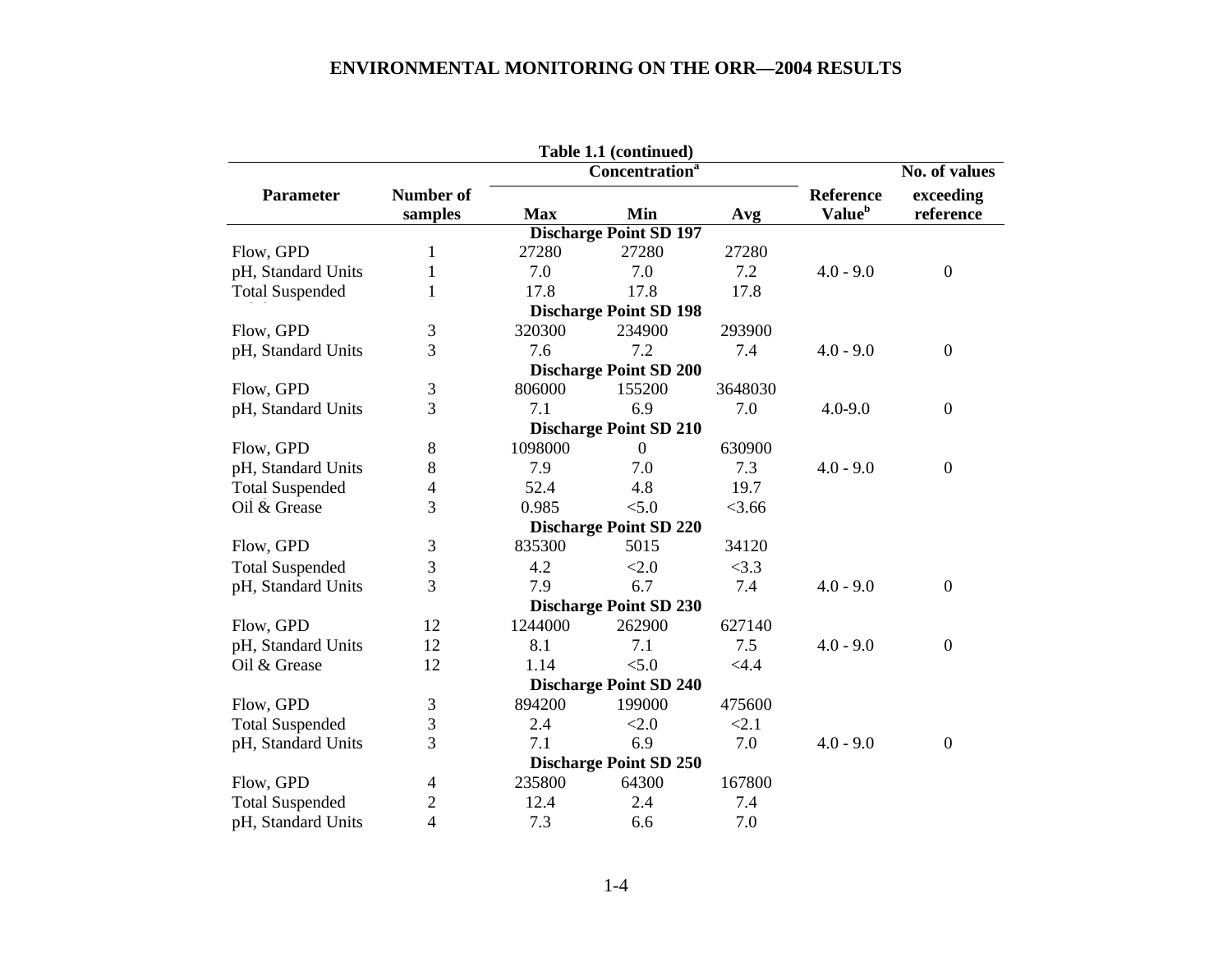**Table 1.1 (continued)**

| Parameter | Number of samples | Concentration[a] | | | Reference Value[b] | No. of values exceeding reference |
|---|---|---|---|---|---|---|
| | | Max | Min | Avg | | |
| **Discharge Point SD 197** | | | | | | |
| Flow, GPD | 1 | 27280 | 27280 | 27280 | | |
| pH, Standard Units | 1 | 7.0 | 7.0 | 7.2 | 4.0 - 9.0 | 0 |
| Total Suspended | 1 | 17.8 | 17.8 | 17.8 | | |
| **Discharge Point SD 198** | | | | | | |
| Flow, GPD | 3 | 320300 | 234900 | 293900 | | |
| pH, Standard Units | 3 | 7.6 | 7.2 | 7.4 | 4.0 - 9.0 | 0 |
| **Discharge Point SD 200** | | | | | | |
| Flow, GPD | 3 | 806000 | 155200 | 3648030 | | |
| pH, Standard Units | 3 | 7.1 | 6.9 | 7.0 | 4.0-9.0 | 0 |
| **Discharge Point SD 210** | | | | | | |
| Flow, GPD | 8 | 1098000 | 0 | 630900 | | |
| pH, Standard Units | 8 | 7.9 | 7.0 | 7.3 | 4.0 - 9.0 | 0 |
| Total Suspended | 4 | 52.4 | 4.8 | 19.7 | | |
| Oil & Grease | 3 | 0.985 | <5.0 | <3.66 | | |
| **Discharge Point SD 220** | | | | | | |
| Flow, GPD | 3 | 835300 | 5015 | 34120 | | |
| Total Suspended | 3 | 4.2 | <2.0 | <3.3 | | |
| pH, Standard Units | 3 | 7.9 | 6.7 | 7.4 | 4.0 - 9.0 | 0 |
| **Discharge Point SD 230** | | | | | | |
| Flow, GPD | 12 | 1244000 | 262900 | 627140 | | |
| pH, Standard Units | 12 | 8.1 | 7.1 | 7.5 | 4.0 - 9.0 | 0 |
| Oil & Grease | 12 | 1.14 | <5.0 | <4.4 | | |
| **Discharge Point SD 240** | | | | | | |
| Flow, GPD | 3 | 894200 | 199000 | 475600 | | |
| Total Suspended | 3 | 2.4 | <2.0 | <2.1 | | |
| pH, Standard Units | 3 | 7.1 | 6.9 | 7.0 | 4.0 - 9.0 | 0 |
| **Discharge Point SD 250** | | | | | | |
| Flow, GPD | 4 | 235800 | 64300 | 167800 | | |
| Total Suspended | 2 | 12.4 | 2.4 | 7.4 | | |
| pH, Standard Units | 4 | 7.3 | 6.6 | 7.0 | | |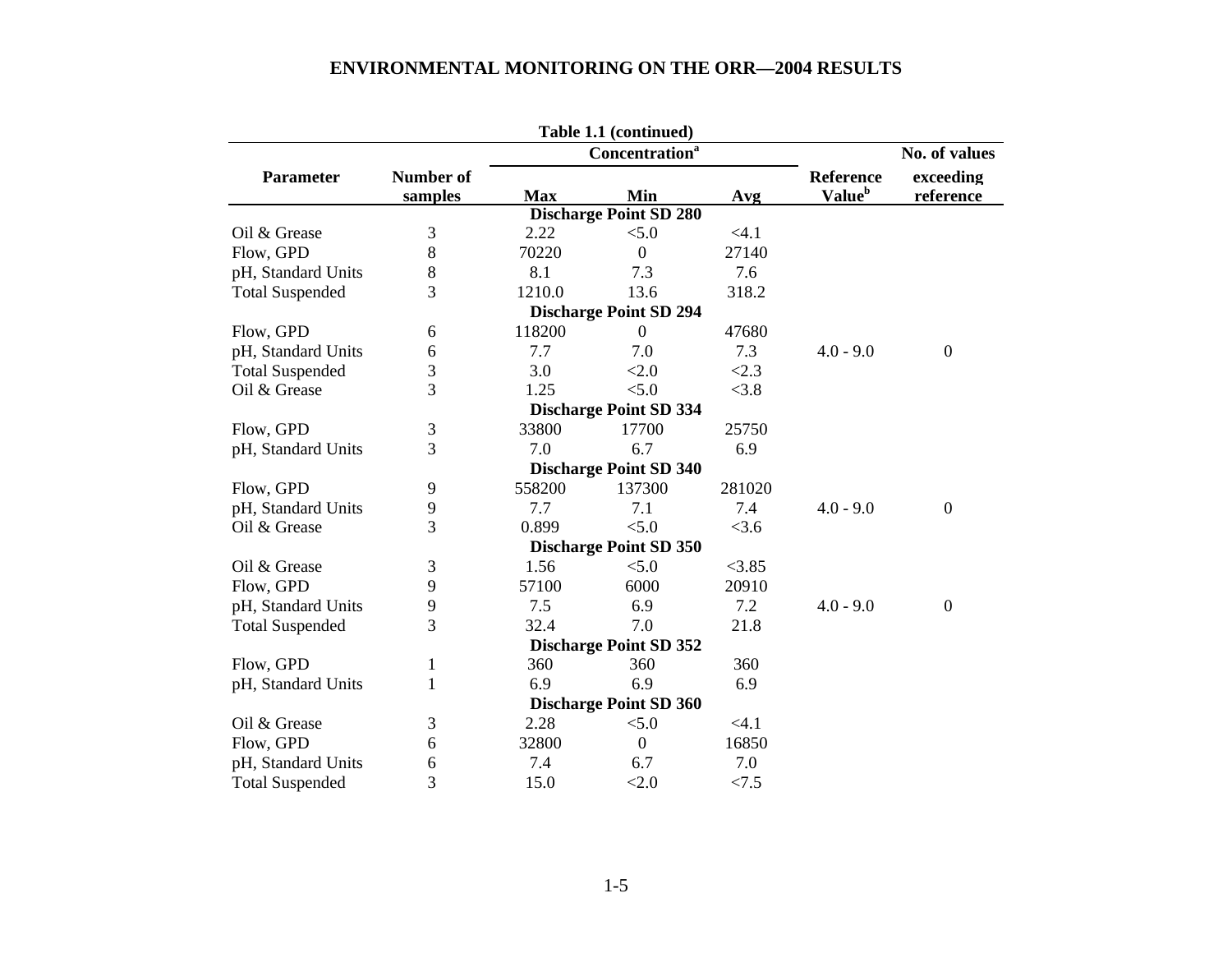**Table 1.1 (continued)**

| Parameter | Number of samples | Concentration[a] | | | Reference Value[b] | No. of values exceeding reference |
|---|---|---|---|---|---|---|
| | | Max | Min | Avg | | |
| **Discharge Point SD 280** | | | | | | |
| Oil & Grease | 3 | 2.22 | <5.0 | <4.1 | | |
| Flow, GPD | 8 | 70220 | 0 | 27140 | | |
| pH, Standard Units | 8 | 8.1 | 7.3 | 7.6 | | |
| Total Suspended | 3 | 1210.0 | 13.6 | 318.2 | | |
| **Discharge Point SD 294** | | | | | | |
| Flow, GPD | 6 | 118200 | 0 | 47680 | | |
| pH, Standard Units | 6 | 7.7 | 7.0 | 7.3 | 4.0 - 9.0 | 0 |
| Total Suspended | 3 | 3.0 | <2.0 | <2.3 | | |
| Oil & Grease | 3 | 1.25 | <5.0 | <3.8 | | |
| **Discharge Point SD 334** | | | | | | |
| Flow, GPD | 3 | 33800 | 17700 | 25750 | | |
| pH, Standard Units | 3 | 7.0 | 6.7 | 6.9 | | |
| **Discharge Point SD 340** | | | | | | |
| Flow, GPD | 9 | 558200 | 137300 | 281020 | | |
| pH, Standard Units | 9 | 7.7 | 7.1 | 7.4 | 4.0 - 9.0 | 0 |
| Oil & Grease | 3 | 0.899 | <5.0 | <3.6 | | |
| **Discharge Point SD 350** | | | | | | |
| Oil & Grease | 3 | 1.56 | <5.0 | <3.85 | | |
| Flow, GPD | 9 | 57100 | 6000 | 20910 | | |
| pH, Standard Units | 9 | 7.5 | 6.9 | 7.2 | 4.0 - 9.0 | 0 |
| Total Suspended | 3 | 32.4 | 7.0 | 21.8 | | |
| **Discharge Point SD 352** | | | | | | |
| Flow, GPD | 1 | 360 | 360 | 360 | | |
| pH, Standard Units | 1 | 6.9 | 6.9 | 6.9 | | |
| **Discharge Point SD 360** | | | | | | |
| Oil & Grease | 3 | 2.28 | <5.0 | <4.1 | | |
| Flow, GPD | 6 | 32800 | 0 | 16850 | | |
| pH, Standard Units | 6 | 7.4 | 6.7 | 7.0 | | |
| Total Suspended | 3 | 15.0 | <2.0 | <7.5 | | |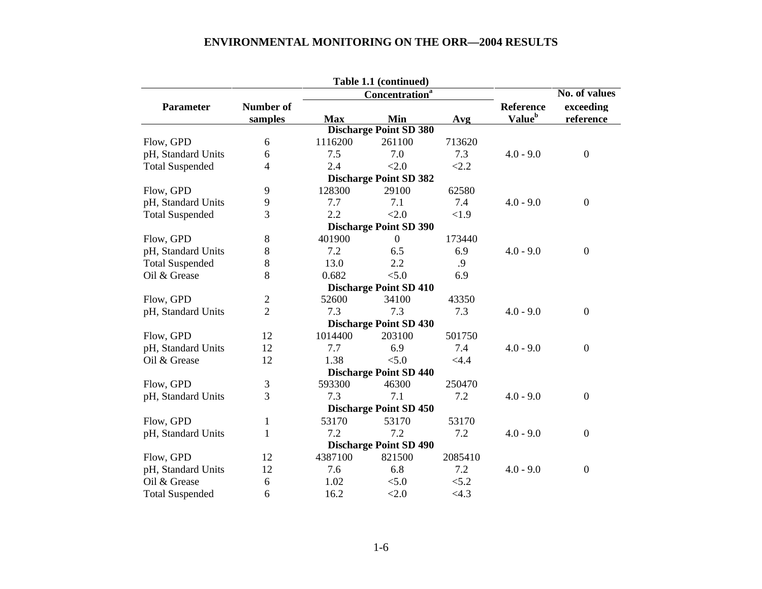**Table 1.1 (continued)**

| Parameter | Number of samples | Concentration[a] | | | Reference Value[b] | No. of values exceeding reference |
|---|---|---|---|---|---|---|
| | | Max | Min | Avg | | |
| **Discharge Point SD 380** | | | | | | |
| Flow, GPD | 6 | 1116200 | 261100 | 713620 | | |
| pH, Standard Units | 6 | 7.5 | 7.0 | 7.3 | 4.0 - 9.0 | 0 |
| Total Suspended | 4 | 2.4 | <2.0 | <2.2 | | |
| **Discharge Point SD 382** | | | | | | |
| Flow, GPD | 9 | 128300 | 29100 | 62580 | | |
| pH, Standard Units | 9 | 7.7 | 7.1 | 7.4 | 4.0 - 9.0 | 0 |
| Total Suspended | 3 | 2.2 | <2.0 | <1.9 | | |
| **Discharge Point SD 390** | | | | | | |
| Flow, GPD | 8 | 401900 | 0 | 173440 | | |
| pH, Standard Units | 8 | 7.2 | 6.5 | 6.9 | 4.0 - 9.0 | 0 |
| Total Suspended | 8 | 13.0 | 2.2 | .9 | | |
| Oil & Grease | 8 | 0.682 | <5.0 | 6.9 | | |
| **Discharge Point SD 410** | | | | | | |
| Flow, GPD | 2 | 52600 | 34100 | 43350 | | |
| pH, Standard Units | 2 | 7.3 | 7.3 | 7.3 | 4.0 - 9.0 | 0 |
| **Discharge Point SD 430** | | | | | | |
| Flow, GPD | 12 | 1014400 | 203100 | 501750 | | |
| pH, Standard Units | 12 | 7.7 | 6.9 | 7.4 | 4.0 - 9.0 | 0 |
| Oil & Grease | 12 | 1.38 | <5.0 | <4.4 | | |
| **Discharge Point SD 440** | | | | | | |
| Flow, GPD | 3 | 593300 | 46300 | 250470 | | |
| pH, Standard Units | 3 | 7.3 | 7.1 | 7.2 | 4.0 - 9.0 | 0 |
| **Discharge Point SD 450** | | | | | | |
| Flow, GPD | 1 | 53170 | 53170 | 53170 | | |
| pH, Standard Units | 1 | 7.2 | 7.2 | 7.2 | 4.0 - 9.0 | 0 |
| **Discharge Point SD 490** | | | | | | |
| Flow, GPD | 12 | 4387100 | 821500 | 2085410 | | |
| pH, Standard Units | 12 | 7.6 | 6.8 | 7.2 | 4.0 - 9.0 | 0 |
| Oil & Grease | 6 | 1.02 | <5.0 | <5.2 | | |
| Total Suspended | 6 | 16.2 | <2.0 | <4.3 | | |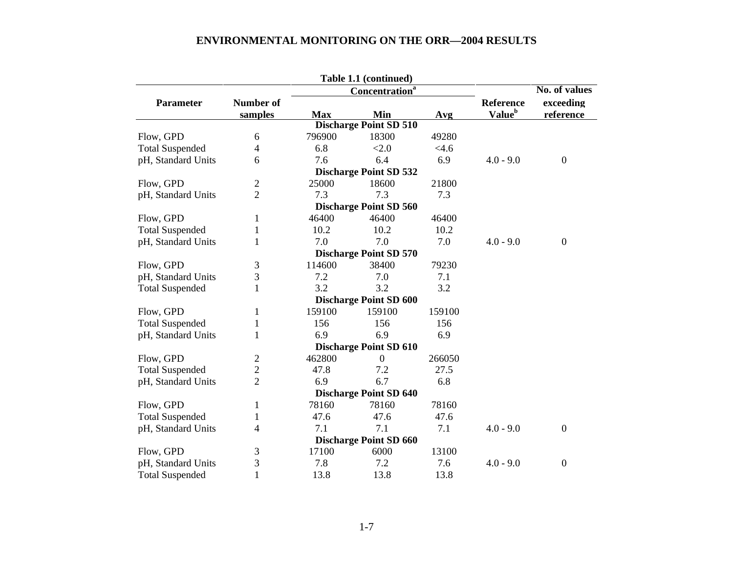**Table 1.1 (continued)**

| Parameter | Number of samples | Concentration[a] Max | Min | Avg | Reference Value[b] | No. of values exceeding reference |
|---|---|---|---|---|---|---|
| **Discharge Point SD 510** | | | | | | |
| Flow, GPD | 6 | 796900 | 18300 | 49280 | | |
| Total Suspended | 4 | 6.8 | <2.0 | <4.6 | | |
| pH, Standard Units | 6 | 7.6 | 6.4 | 6.9 | 4.0 - 9.0 | 0 |
| **Discharge Point SD 532** | | | | | | |
| Flow, GPD | 2 | 25000 | 18600 | 21800 | | |
| pH, Standard Units | 2 | 7.3 | 7.3 | 7.3 | | |
| **Discharge Point SD 560** | | | | | | |
| Flow, GPD | 1 | 46400 | 46400 | 46400 | | |
| Total Suspended | 1 | 10.2 | 10.2 | 10.2 | | |
| pH, Standard Units | 1 | 7.0 | 7.0 | 7.0 | 4.0 - 9.0 | 0 |
| **Discharge Point SD 570** | | | | | | |
| Flow, GPD | 3 | 114600 | 38400 | 79230 | | |
| pH, Standard Units | 3 | 7.2 | 7.0 | 7.1 | | |
| Total Suspended | 1 | 3.2 | 3.2 | 3.2 | | |
| **Discharge Point SD 600** | | | | | | |
| Flow, GPD | 1 | 159100 | 159100 | 159100 | | |
| Total Suspended | 1 | 156 | 156 | 156 | | |
| pH, Standard Units | 1 | 6.9 | 6.9 | 6.9 | | |
| **Discharge Point SD 610** | | | | | | |
| Flow, GPD | 2 | 462800 | 0 | 266050 | | |
| Total Suspended | 2 | 47.8 | 7.2 | 27.5 | | |
| pH, Standard Units | 2 | 6.9 | 6.7 | 6.8 | | |
| **Discharge Point SD 640** | | | | | | |
| Flow, GPD | 1 | 78160 | 78160 | 78160 | | |
| Total Suspended | 1 | 47.6 | 47.6 | 47.6 | | |
| pH, Standard Units | 4 | 7.1 | 7.1 | 7.1 | 4.0 - 9.0 | 0 |
| **Discharge Point SD 660** | | | | | | |
| Flow, GPD | 3 | 17100 | 6000 | 13100 | | |
| pH, Standard Units | 3 | 7.8 | 7.2 | 7.6 | 4.0 - 9.0 | 0 |
| Total Suspended | 1 | 13.8 | 13.8 | 13.8 | | |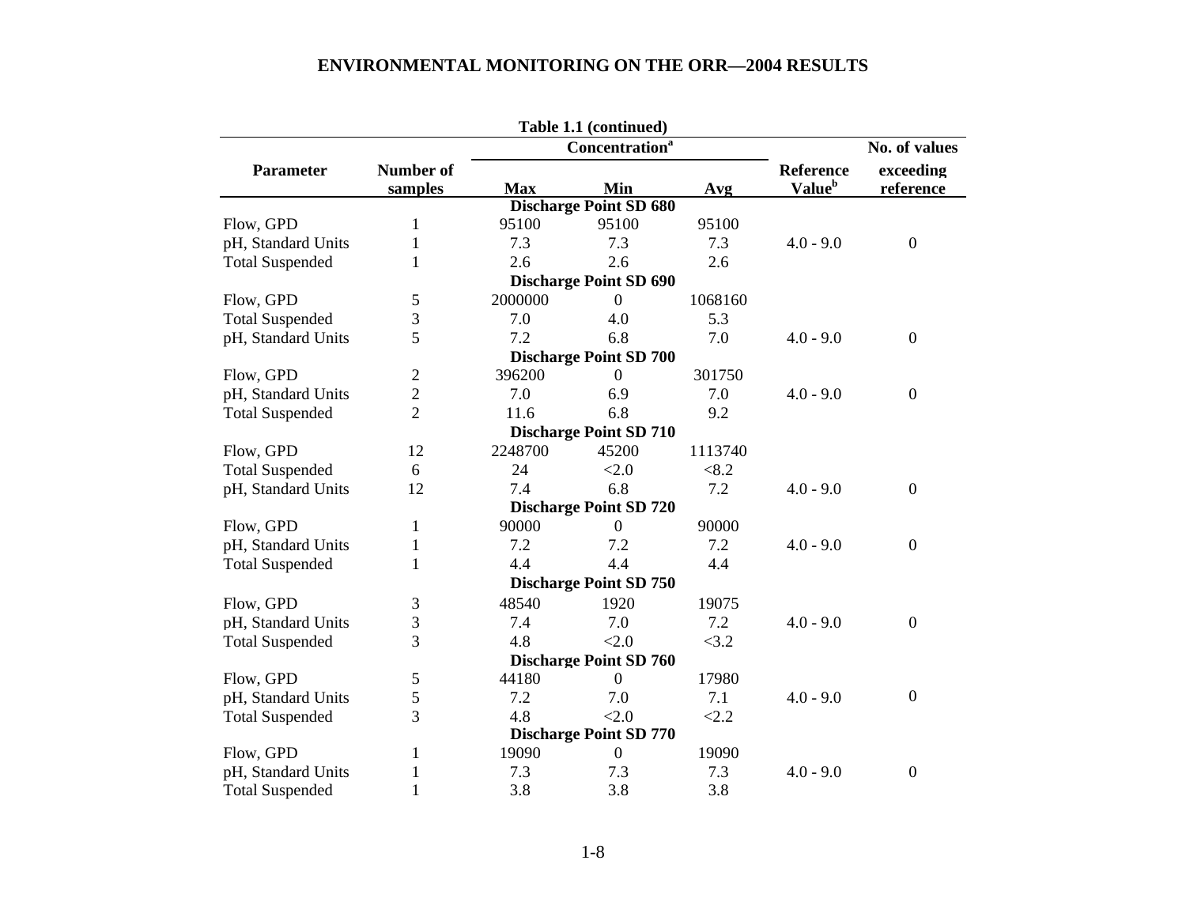**Table 1.1 (continued)**

| Parameter | Number of samples | Concentration[a] Max | Min | Avg | Reference Value[b] | No. of values exceeding reference |
|---|---|---|---|---|---|---|
| | | **Discharge Point SD 680** | | | | |
| Flow, GPD | 1 | 95100 | 95100 | 95100 | | |
| pH, Standard Units | 1 | 7.3 | 7.3 | 7.3 | 4.0 - 9.0 | 0 |
| Total Suspended | 1 | 2.6 | 2.6 | 2.6 | | |
| | | **Discharge Point SD 690** | | | | |
| Flow, GPD | 5 | 2000000 | 0 | 1068160 | | |
| Total Suspended | 3 | 7.0 | 4.0 | 5.3 | | |
| pH, Standard Units | 5 | 7.2 | 6.8 | 7.0 | 4.0 - 9.0 | 0 |
| | | **Discharge Point SD 700** | | | | |
| Flow, GPD | 2 | 396200 | 0 | 301750 | | |
| pH, Standard Units | 2 | 7.0 | 6.9 | 7.0 | 4.0 - 9.0 | 0 |
| Total Suspended | 2 | 11.6 | 6.8 | 9.2 | | |
| | | **Discharge Point SD 710** | | | | |
| Flow, GPD | 12 | 2248700 | 45200 | 1113740 | | |
| Total Suspended | 6 | 24 | <2.0 | <8.2 | | |
| pH, Standard Units | 12 | 7.4 | 6.8 | 7.2 | 4.0 - 9.0 | 0 |
| | | **Discharge Point SD 720** | | | | |
| Flow, GPD | 1 | 90000 | 0 | 90000 | | |
| pH, Standard Units | 1 | 7.2 | 7.2 | 7.2 | 4.0 - 9.0 | 0 |
| Total Suspended | 1 | 4.4 | 4.4 | 4.4 | | |
| | | **Discharge Point SD 750** | | | | |
| Flow, GPD | 3 | 48540 | 1920 | 19075 | | |
| pH, Standard Units | 3 | 7.4 | 7.0 | 7.2 | 4.0 - 9.0 | 0 |
| Total Suspended | 3 | 4.8 | <2.0 | <3.2 | | |
| | | **Discharge Point SD 760** | | | | |
| Flow, GPD | 5 | 44180 | 0 | 17980 | | |
| pH, Standard Units | 5 | 7.2 | 7.0 | 7.1 | 4.0 - 9.0 | 0 |
| Total Suspended | 3 | 4.8 | <2.0 | <2.2 | | |
| | | **Discharge Point SD 770** | | | | |
| Flow, GPD | 1 | 19090 | 0 | 19090 | | |
| pH, Standard Units | 1 | 7.3 | 7.3 | 7.3 | 4.0 - 9.0 | 0 |
| Total Suspended | 1 | 3.8 | 3.8 | 3.8 | | |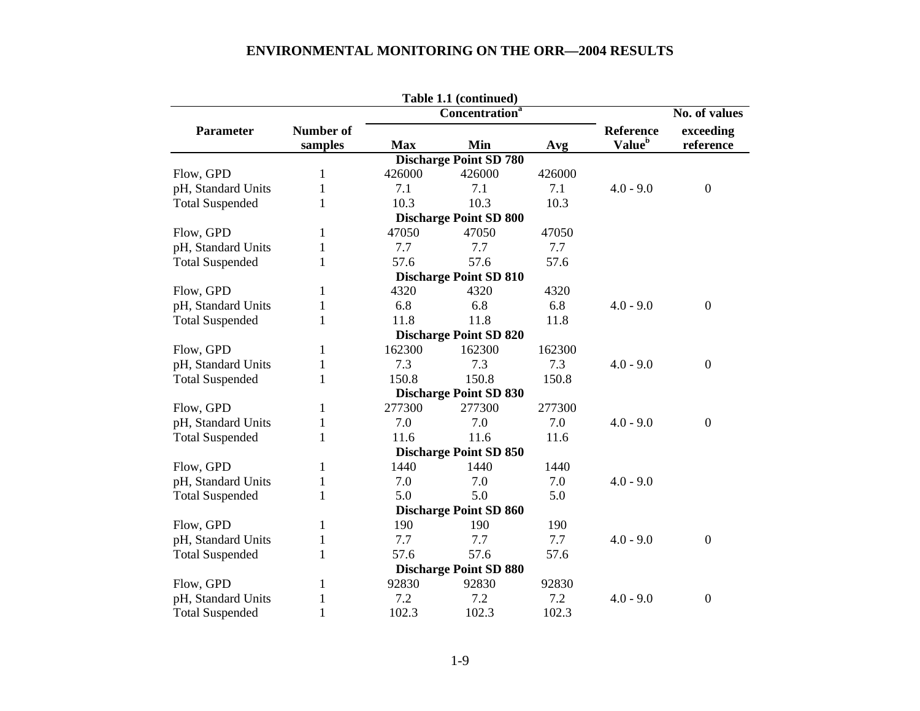**Table 1.1 (continued)**

| Parameter | Number of samples | Concentration[a] | | | Reference Value[b] | No. of values exceeding reference |
|---|---|---|---|---|---|---|
| | | Max | Min | Avg | | |
| **Discharge Point SD 780** | | | | | | |
| Flow, GPD | 1 | 426000 | 426000 | 426000 | | |
| pH, Standard Units | 1 | 7.1 | 7.1 | 7.1 | 4.0 - 9.0 | 0 |
| Total Suspended | 1 | 10.3 | 10.3 | 10.3 | | |
| **Discharge Point SD 800** | | | | | | |
| Flow, GPD | 1 | 47050 | 47050 | 47050 | | |
| pH, Standard Units | 1 | 7.7 | 7.7 | 7.7 | | |
| Total Suspended | 1 | 57.6 | 57.6 | 57.6 | | |
| **Discharge Point SD 810** | | | | | | |
| Flow, GPD | 1 | 4320 | 4320 | 4320 | | |
| pH, Standard Units | 1 | 6.8 | 6.8 | 6.8 | 4.0 - 9.0 | 0 |
| Total Suspended | 1 | 11.8 | 11.8 | 11.8 | | |
| **Discharge Point SD 820** | | | | | | |
| Flow, GPD | 1 | 162300 | 162300 | 162300 | | |
| pH, Standard Units | 1 | 7.3 | 7.3 | 7.3 | 4.0 - 9.0 | 0 |
| Total Suspended | 1 | 150.8 | 150.8 | 150.8 | | |
| **Discharge Point SD 830** | | | | | | |
| Flow, GPD | 1 | 277300 | 277300 | 277300 | | |
| pH, Standard Units | 1 | 7.0 | 7.0 | 7.0 | 4.0 - 9.0 | 0 |
| Total Suspended | 1 | 11.6 | 11.6 | 11.6 | | |
| **Discharge Point SD 850** | | | | | | |
| Flow, GPD | 1 | 1440 | 1440 | 1440 | | |
| pH, Standard Units | 1 | 7.0 | 7.0 | 7.0 | 4.0 - 9.0 | |
| Total Suspended | 1 | 5.0 | 5.0 | 5.0 | | |
| **Discharge Point SD 860** | | | | | | |
| Flow, GPD | 1 | 190 | 190 | 190 | | |
| pH, Standard Units | 1 | 7.7 | 7.7 | 7.7 | 4.0 - 9.0 | 0 |
| Total Suspended | 1 | 57.6 | 57.6 | 57.6 | | |
| **Discharge Point SD 880** | | | | | | |
| Flow, GPD | 1 | 92830 | 92830 | 92830 | | |
| pH, Standard Units | 1 | 7.2 | 7.2 | 7.2 | 4.0 - 9.0 | 0 |
| Total Suspended | 1 | 102.3 | 102.3 | 102.3 | | |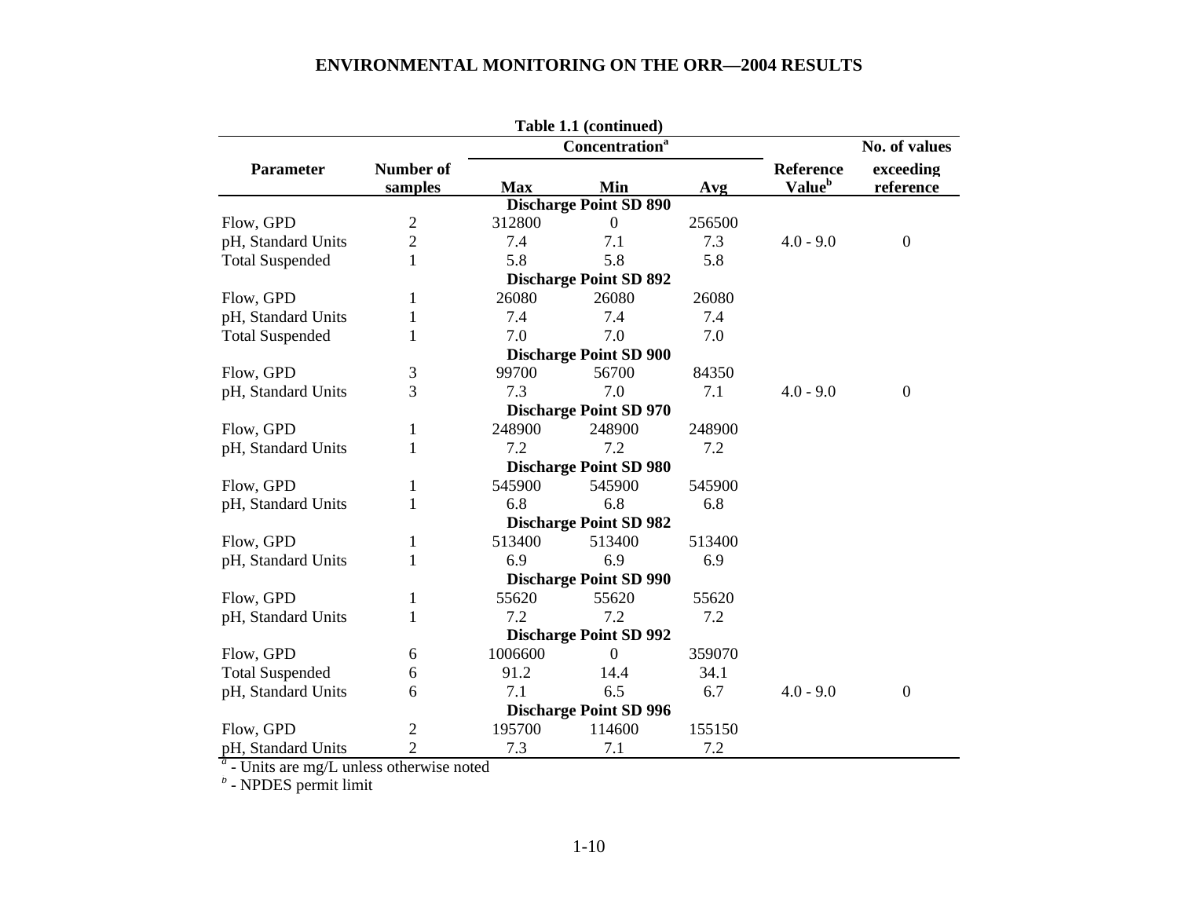**Table 1.1 (continued)**

| Parameter | Number of samples | Concentration[a] Max | Min | Avg | Reference Value[b] | No. of values exceeding reference |
|---|---|---|---|---|---|---|
| **Discharge Point SD 890** | | | | | | |
| Flow, GPD | 2 | 312800 | 0 | 256500 | | |
| pH, Standard Units | 2 | 7.4 | 7.1 | 7.3 | 4.0 - 9.0 | 0 |
| Total Suspended | 1 | 5.8 | 5.8 | 5.8 | | |
| **Discharge Point SD 892** | | | | | | |
| Flow, GPD | 1 | 26080 | 26080 | 26080 | | |
| pH, Standard Units | 1 | 7.4 | 7.4 | 7.4 | | |
| Total Suspended | 1 | 7.0 | 7.0 | 7.0 | | |
| **Discharge Point SD 900** | | | | | | |
| Flow, GPD | 3 | 99700 | 56700 | 84350 | | |
| pH, Standard Units | 3 | 7.3 | 7.0 | 7.1 | 4.0 - 9.0 | 0 |
| **Discharge Point SD 970** | | | | | | |
| Flow, GPD | 1 | 248900 | 248900 | 248900 | | |
| pH, Standard Units | 1 | 7.2 | 7.2 | 7.2 | | |
| **Discharge Point SD 980** | | | | | | |
| Flow, GPD | 1 | 545900 | 545900 | 545900 | | |
| pH, Standard Units | 1 | 6.8 | 6.8 | 6.8 | | |
| **Discharge Point SD 982** | | | | | | |
| Flow, GPD | 1 | 513400 | 513400 | 513400 | | |
| pH, Standard Units | 1 | 6.9 | 6.9 | 6.9 | | |
| **Discharge Point SD 990** | | | | | | |
| Flow, GPD | 1 | 55620 | 55620 | 55620 | | |
| pH, Standard Units | 1 | 7.2 | 7.2 | 7.2 | | |
| **Discharge Point SD 992** | | | | | | |
| Flow, GPD | 6 | 1006600 | 0 | 359070 | | |
| Total Suspended | 6 | 91.2 | 14.4 | 34.1 | | |
| pH, Standard Units | 6 | 7.1 | 6.5 | 6.7 | 4.0 - 9.0 | 0 |
| **Discharge Point SD 996** | | | | | | |
| Flow, GPD | 2 | 195700 | 114600 | 155150 | | |
| pH, Standard Units | 2 | 7.3 | 7.1 | 7.2 | | |

[a] - Units are mg/L unless otherwise noted

[b] - NPDES permit limit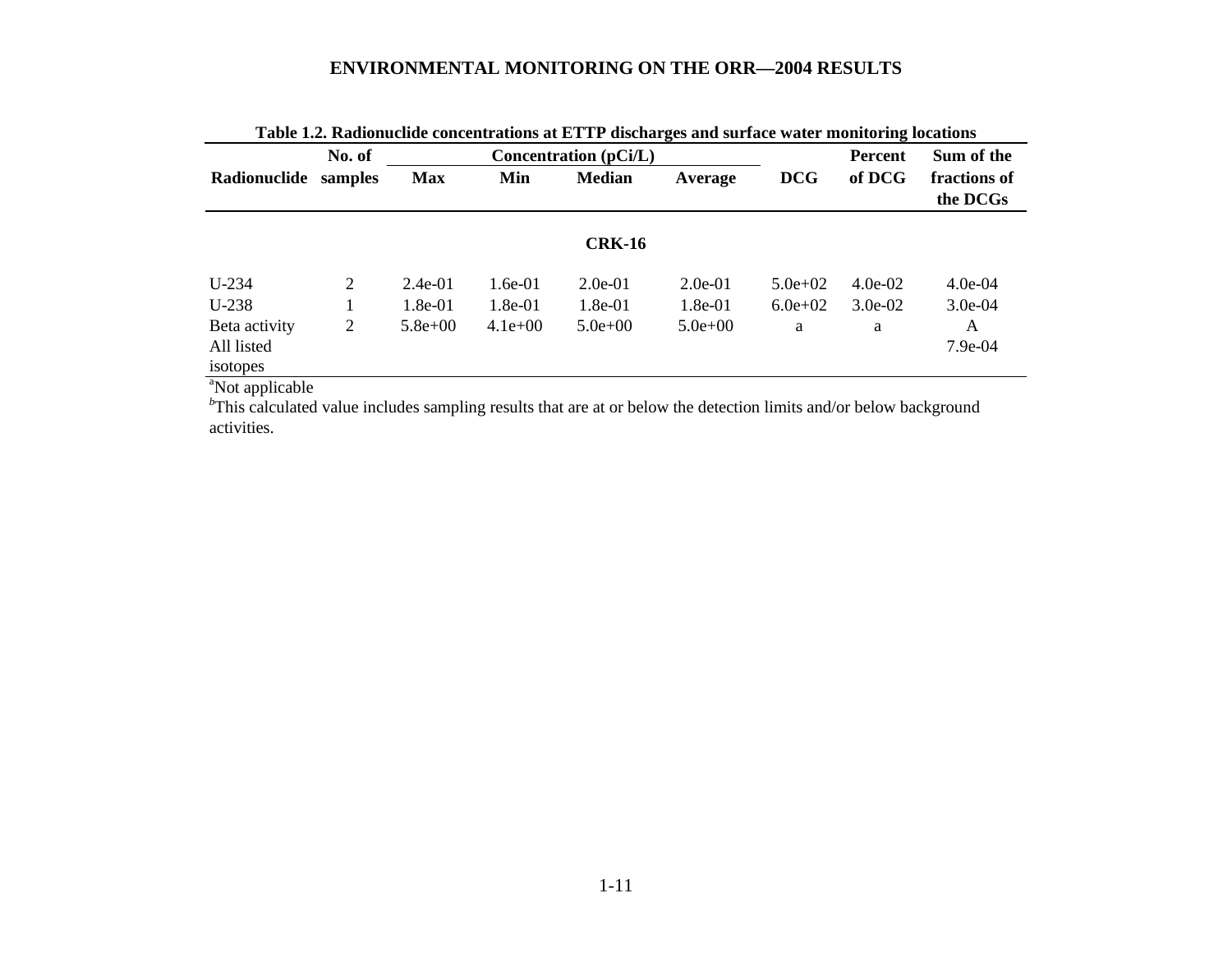Table 1.2. Radionuclide concentrations at ETTP discharges and surface water monitoring locations

| Radionuclide | No. of samples | Concentration (pCi/L) Max | Min | Median | Average | DCG | Percent of DCG | Sum of the fractions of the DCGs |
|---|---|---|---|---|---|---|---|---|
| | | | | **CRK-16** | | | | |
| U-234 | 2 | 2.4e-01 | 1.6e-01 | 2.0e-01 | 2.0e-01 | 5.0e+02 | 4.0e-02 | 4.0e-04 |
| U-238 | 1 | 1.8e-01 | 1.8e-01 | 1.8e-01 | 1.8e-01 | 6.0e+02 | 3.0e-02 | 3.0e-04 |
| Beta activity | 2 | 5.8e+00 | 4.1e+00 | 5.0e+00 | 5.0e+00 | a | a | A |
| All listed isotopes | | | | | | | | 7.9e-04 |

[a]Not applicable

[b]This calculated value includes sampling results that are at or below the detection limits and/or below background activities.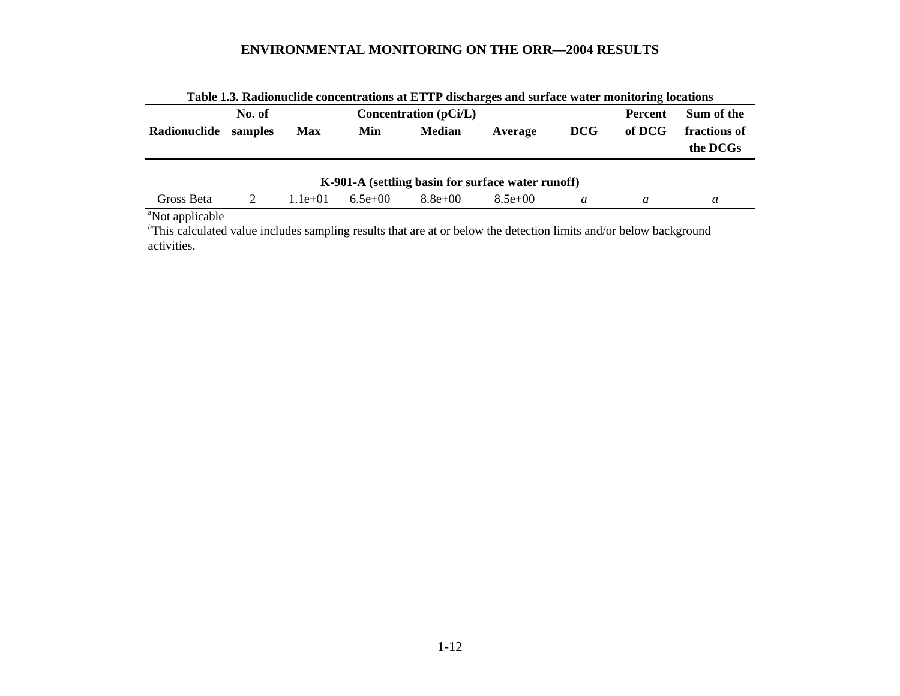**Table 1.3. Radionuclide concentrations at ETTP discharges and surface water monitoring locations**

| Radionuclide | No. of samples | Concentration (pCi/L) | | | | DCG | Percent of DCG | Sum of the fractions of the DCGs |
|---|---|---|---|---|---|---|---|---|
| | | Max | Min | Median | Average | | | |
| **K-901-A (settling basin for surface water runoff)** | | | | | | | | |
| Gross Beta | 2 | 1.1e+01 | 6.5e+00 | 8.8e+00 | 8.5e+00 | *a* | *a* | *a* |

[a]Not applicable

[b]This calculated value includes sampling results that are at or below the detection limits and/or below background activities.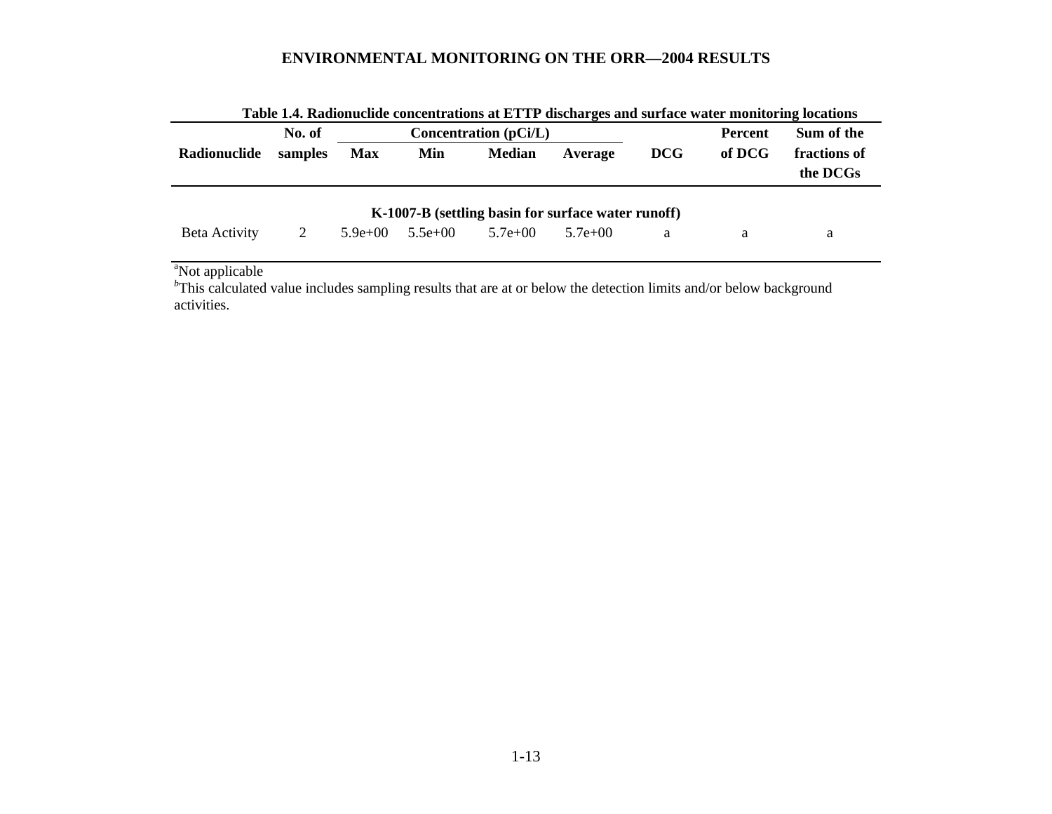**Table 1.4. Radionuclide concentrations at ETTP discharges and surface water monitoring locations**

| Radionuclide | No. of samples | Concentration (pCi/L) | | | | DCG | Percent of DCG | Sum of the fractions of the DCGs |
|---|---|---|---|---|---|---|---|---|
| | | Max | Min | Median | Average | | | |
| **K-1007-B (settling basin for surface water runoff)** | | | | | | | | |
| Beta Activity | 2 | 5.9e+00 | 5.5e+00 | 5.7e+00 | 5.7e+00 | a | a | a |

[a]Not applicable

[b]This calculated value includes sampling results that are at or below the detection limits and/or below background activities.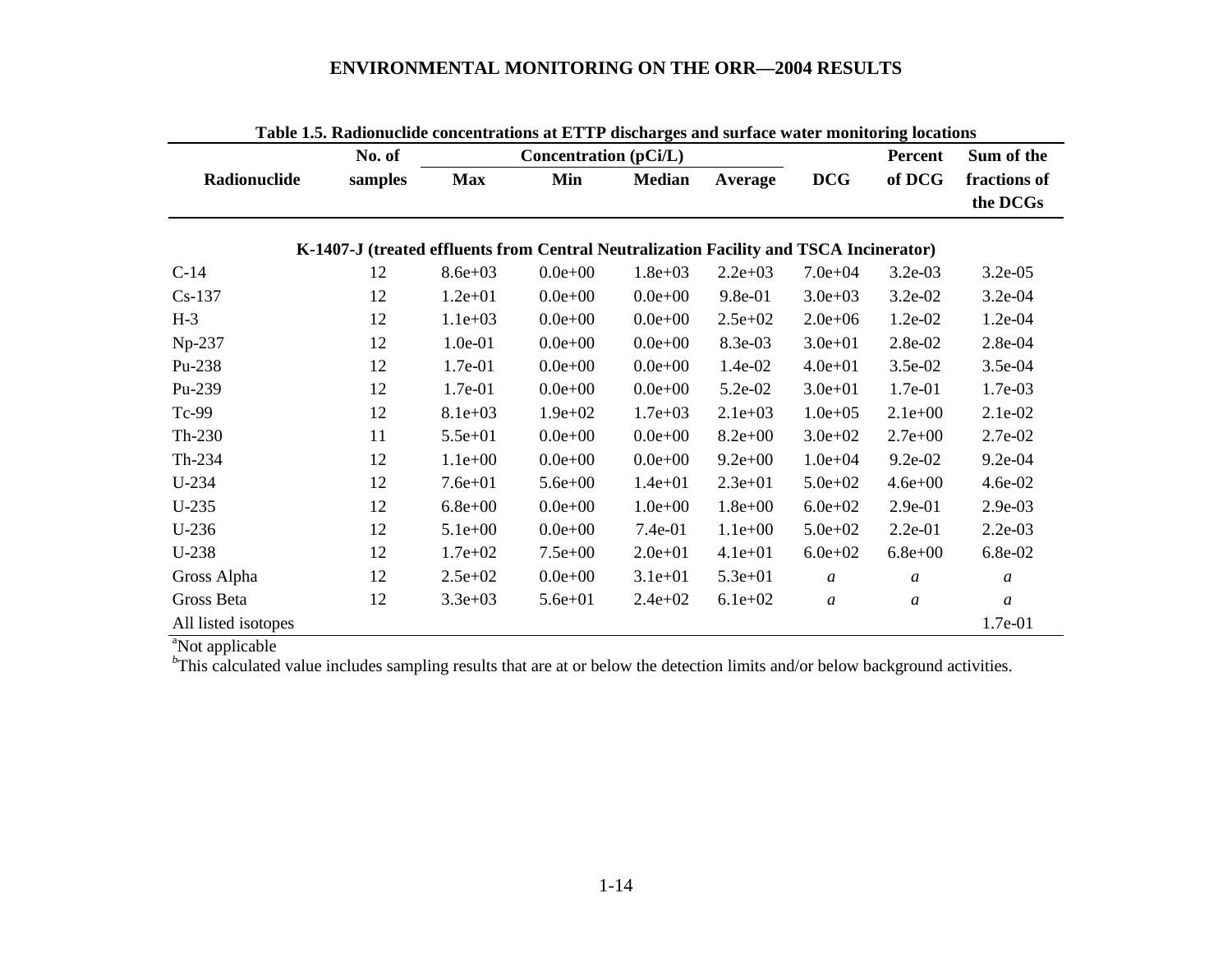**Table 1.5. Radionuclide concentrations at ETTP discharges and surface water monitoring locations**

| Radionuclide | No. of samples | Concentration (pCi/L) | | | | DCG | Percent of DCG | Sum of the fractions of the DCGs |
|---|---|---|---|---|---|---|---|---|
| | | Max | Min | Median | Average | | | |
| **K-1407-J (treated effluents from Central Neutralization Facility and TSCA Incinerator)** | | | | | | | | |
| C-14 | 12 | 8.6e+03 | 0.0e+00 | 1.8e+03 | 2.2e+03 | 7.0e+04 | 3.2e-03 | 3.2e-05 |
| Cs-137 | 12 | 1.2e+01 | 0.0e+00 | 0.0e+00 | 9.8e-01 | 3.0e+03 | 3.2e-02 | 3.2e-04 |
| H-3 | 12 | 1.1e+03 | 0.0e+00 | 0.0e+00 | 2.5e+02 | 2.0e+06 | 1.2e-02 | 1.2e-04 |
| Np-237 | 12 | 1.0e-01 | 0.0e+00 | 0.0e+00 | 8.3e-03 | 3.0e+01 | 2.8e-02 | 2.8e-04 |
| Pu-238 | 12 | 1.7e-01 | 0.0e+00 | 0.0e+00 | 1.4e-02 | 4.0e+01 | 3.5e-02 | 3.5e-04 |
| Pu-239 | 12 | 1.7e-01 | 0.0e+00 | 0.0e+00 | 5.2e-02 | 3.0e+01 | 1.7e-01 | 1.7e-03 |
| Tc-99 | 12 | 8.1e+03 | 1.9e+02 | 1.7e+03 | 2.1e+03 | 1.0e+05 | 2.1e+00 | 2.1e-02 |
| Th-230 | 11 | 5.5e+01 | 0.0e+00 | 0.0e+00 | 8.2e+00 | 3.0e+02 | 2.7e+00 | 2.7e-02 |
| Th-234 | 12 | 1.1e+00 | 0.0e+00 | 0.0e+00 | 9.2e+00 | 1.0e+04 | 9.2e-02 | 9.2e-04 |
| U-234 | 12 | 7.6e+01 | 5.6e+00 | 1.4e+01 | 2.3e+01 | 5.0e+02 | 4.6e+00 | 4.6e-02 |
| U-235 | 12 | 6.8e+00 | 0.0e+00 | 1.0e+00 | 1.8e+00 | 6.0e+02 | 2.9e-01 | 2.9e-03 |
| U-236 | 12 | 5.1e+00 | 0.0e+00 | 7.4e-01 | 1.1e+00 | 5.0e+02 | 2.2e-01 | 2.2e-03 |
| U-238 | 12 | 1.7e+02 | 7.5e+00 | 2.0e+01 | 4.1e+01 | 6.0e+02 | 6.8e+00 | 6.8e-02 |
| Gross Alpha | 12 | 2.5e+02 | 0.0e+00 | 3.1e+01 | 5.3e+01 | *a* | *a* | *a* |
| Gross Beta | 12 | 3.3e+03 | 5.6e+01 | 2.4e+02 | 6.1e+02 | *a* | *a* | *a* |
| All listed isotopes | | | | | | | | 1.7e-01 |

[a]Not applicable

[b]This calculated value includes sampling results that are at or below the detection limits and/or below background activities.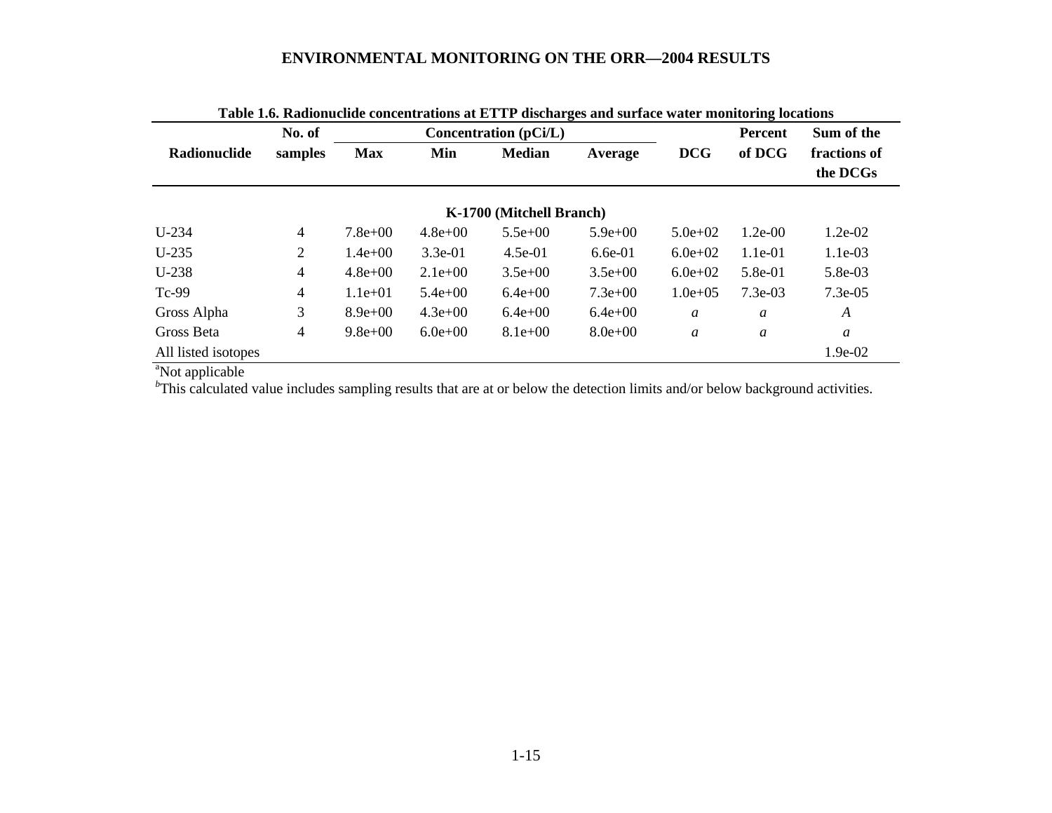**Table 1.6. Radionuclide concentrations at ETTP discharges and surface water monitoring locations**

| Radionuclide | No. of samples | Concentration (pCi/L) | | | | DCG | Percent of DCG | Sum of the fractions of the DCGs |
|---|---|---|---|---|---|---|---|---|
| | | Max | Min | Median | Average | | | |
| **K-1700 (Mitchell Branch)** | | | | | | | | |
| U-234 | 4 | 7.8e+00 | 4.8e+00 | 5.5e+00 | 5.9e+00 | 5.0e+02 | 1.2e-00 | 1.2e-02 |
| U-235 | 2 | 1.4e+00 | 3.3e-01 | 4.5e-01 | 6.6e-01 | 6.0e+02 | 1.1e-01 | 1.1e-03 |
| U-238 | 4 | 4.8e+00 | 2.1e+00 | 3.5e+00 | 3.5e+00 | 6.0e+02 | 5.8e-01 | 5.8e-03 |
| Tc-99 | 4 | 1.1e+01 | 5.4e+00 | 6.4e+00 | 7.3e+00 | 1.0e+05 | 7.3e-03 | 7.3e-05 |
| Gross Alpha | 3 | 8.9e+00 | 4.3e+00 | 6.4e+00 | 6.4e+00 | *a* | *a* | *A* |
| Gross Beta | 4 | 9.8e+00 | 6.0e+00 | 8.1e+00 | 8.0e+00 | *a* | *a* | *a* |
| All listed isotopes | | | | | | | | 1.9e-02 |

[a]Not applicable

[b]This calculated value includes sampling results that are at or below the detection limits and/or below background activities.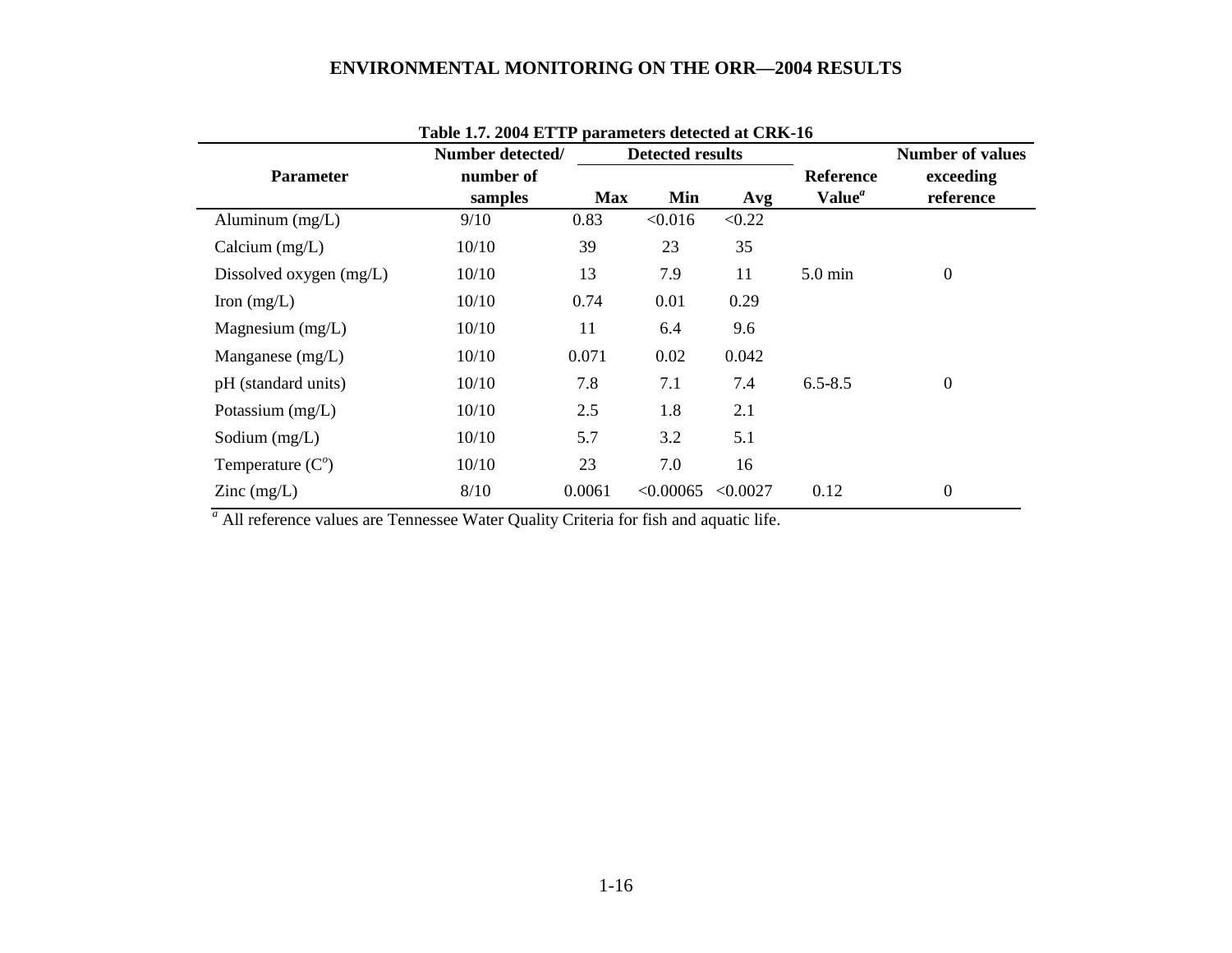**Table 1.7. 2004 ETTP parameters detected at CRK-16**

| Parameter | Number detected/ number of samples | Detected results | | | Reference Value[a] | Number of values exceeding reference |
|---|---|---|---|---|---|---|
| | | Max | Min | Avg | | |
| Aluminum (mg/L) | 9/10 | 0.83 | <0.016 | <0.22 | | |
| Calcium (mg/L) | 10/10 | 39 | 23 | 35 | | |
| Dissolved oxygen (mg/L) | 10/10 | 13 | 7.9 | 11 | 5.0 min | 0 |
| Iron (mg/L) | 10/10 | 0.74 | 0.01 | 0.29 | | |
| Magnesium (mg/L) | 10/10 | 11 | 6.4 | 9.6 | | |
| Manganese (mg/L) | 10/10 | 0.071 | 0.02 | 0.042 | | |
| pH (standard units) | 10/10 | 7.8 | 7.1 | 7.4 | 6.5-8.5 | 0 |
| Potassium (mg/L) | 10/10 | 2.5 | 1.8 | 2.1 | | |
| Sodium (mg/L) | 10/10 | 5.7 | 3.2 | 5.1 | | |
| Temperature ($C^o$) | 10/10 | 23 | 7.0 | 16 | | |
| Zinc (mg/L) | 8/10 | 0.0061 | <0.00065 | <0.0027 | 0.12 | 0 |

[a] All reference values are Tennessee Water Quality Criteria for fish and aquatic life.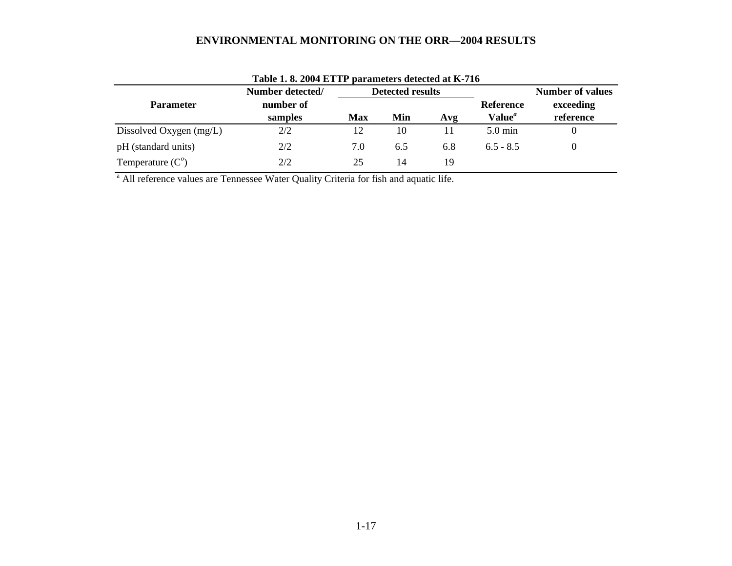**Table 1. 8. 2004 ETTP parameters detected at K-716**

| Parameter | Number detected/ number of samples | Detected results | | | Reference Value[a] | Number of values exceeding reference |
|---|---|---|---|---|---|---|
| | | Max | Min | Avg | | |
| Dissolved Oxygen (mg/L) | 2/2 | 12 | 10 | 11 | 5.0 min | 0 |
| pH (standard units) | 2/2 | 7.0 | 6.5 | 6.8 | 6.5 - 8.5 | 0 |
| Temperature ($C^o$) | 2/2 | 25 | 14 | 19 | | |

[a] All reference values are Tennessee Water Quality Criteria for fish and aquatic life.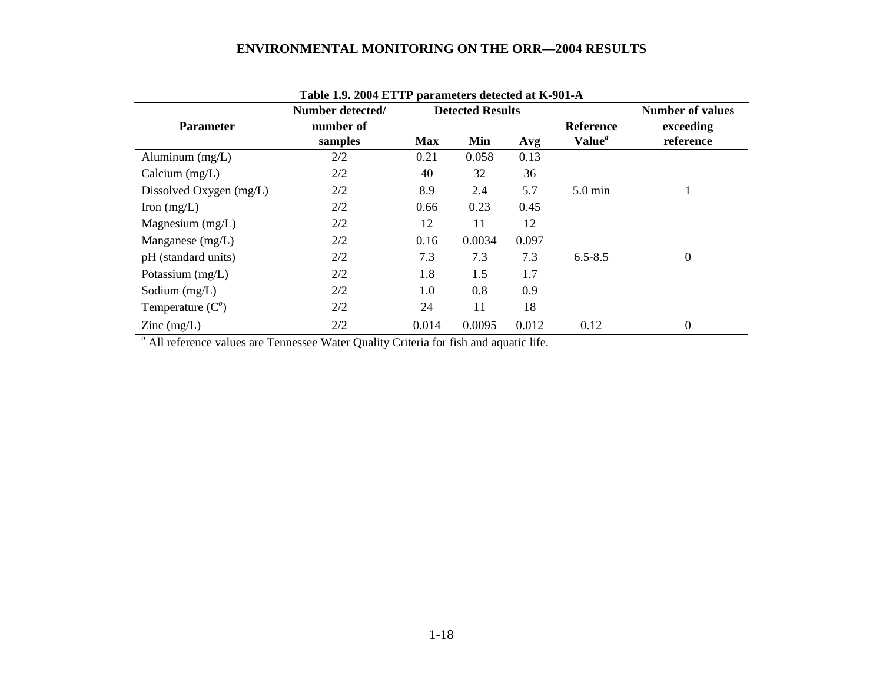**Table 1.9. 2004 ETTP parameters detected at K-901-A**

| Parameter | Number detected/ number of samples | Detected Results | | | Reference Value[a] | Number of values exceeding reference |
|---|---|---|---|---|---|---|
| | | Max | Min | Avg | | |
| Aluminum (mg/L) | 2/2 | 0.21 | 0.058 | 0.13 | | |
| Calcium (mg/L) | 2/2 | 40 | 32 | 36 | | |
| Dissolved Oxygen (mg/L) | 2/2 | 8.9 | 2.4 | 5.7 | 5.0 min | 1 |
| Iron (mg/L) | 2/2 | 0.66 | 0.23 | 0.45 | | |
| Magnesium (mg/L) | 2/2 | 12 | 11 | 12 | | |
| Manganese (mg/L) | 2/2 | 0.16 | 0.0034 | 0.097 | | |
| pH (standard units) | 2/2 | 7.3 | 7.3 | 7.3 | 6.5-8.5 | 0 |
| Potassium (mg/L) | 2/2 | 1.8 | 1.5 | 1.7 | | |
| Sodium (mg/L) | 2/2 | 1.0 | 0.8 | 0.9 | | |
| Temperature ($C^o$) | 2/2 | 24 | 11 | 18 | | |
| Zinc (mg/L) | 2/2 | 0.014 | 0.0095 | 0.012 | 0.12 | 0 |

[a] All reference values are Tennessee Water Quality Criteria for fish and aquatic life.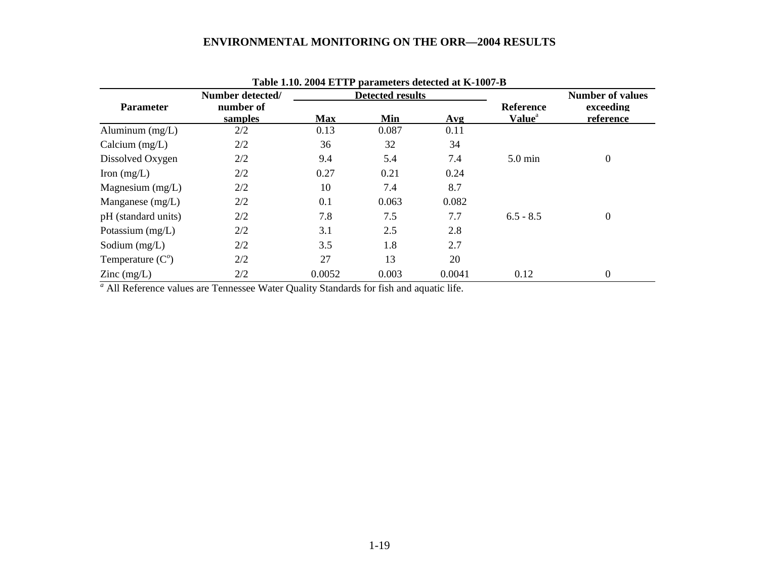**Table 1.10. 2004 ETTP parameters detected at K-1007-B**

| Parameter | Number detected/ number of samples | Detected results | | | Reference Value[a] | Number of values exceeding reference |
|---|---|---|---|---|---|---|
| | | Max | Min | Avg | | |
| Aluminum (mg/L) | 2/2 | 0.13 | 0.087 | 0.11 | | |
| Calcium (mg/L) | 2/2 | 36 | 32 | 34 | | |
| Dissolved Oxygen | 2/2 | 9.4 | 5.4 | 7.4 | 5.0 min | 0 |
| Iron (mg/L) | 2/2 | 0.27 | 0.21 | 0.24 | | |
| Magnesium (mg/L) | 2/2 | 10 | 7.4 | 8.7 | | |
| Manganese (mg/L) | 2/2 | 0.1 | 0.063 | 0.082 | | |
| pH (standard units) | 2/2 | 7.8 | 7.5 | 7.7 | 6.5 - 8.5 | 0 |
| Potassium (mg/L) | 2/2 | 3.1 | 2.5 | 2.8 | | |
| Sodium (mg/L) | 2/2 | 3.5 | 1.8 | 2.7 | | |
| Temperature ($C^o$) | 2/2 | 27 | 13 | 20 | | |
| Zinc (mg/L) | 2/2 | 0.0052 | 0.003 | 0.0041 | 0.12 | 0 |

[a] All Reference values are Tennessee Water Quality Standards for fish and aquatic life.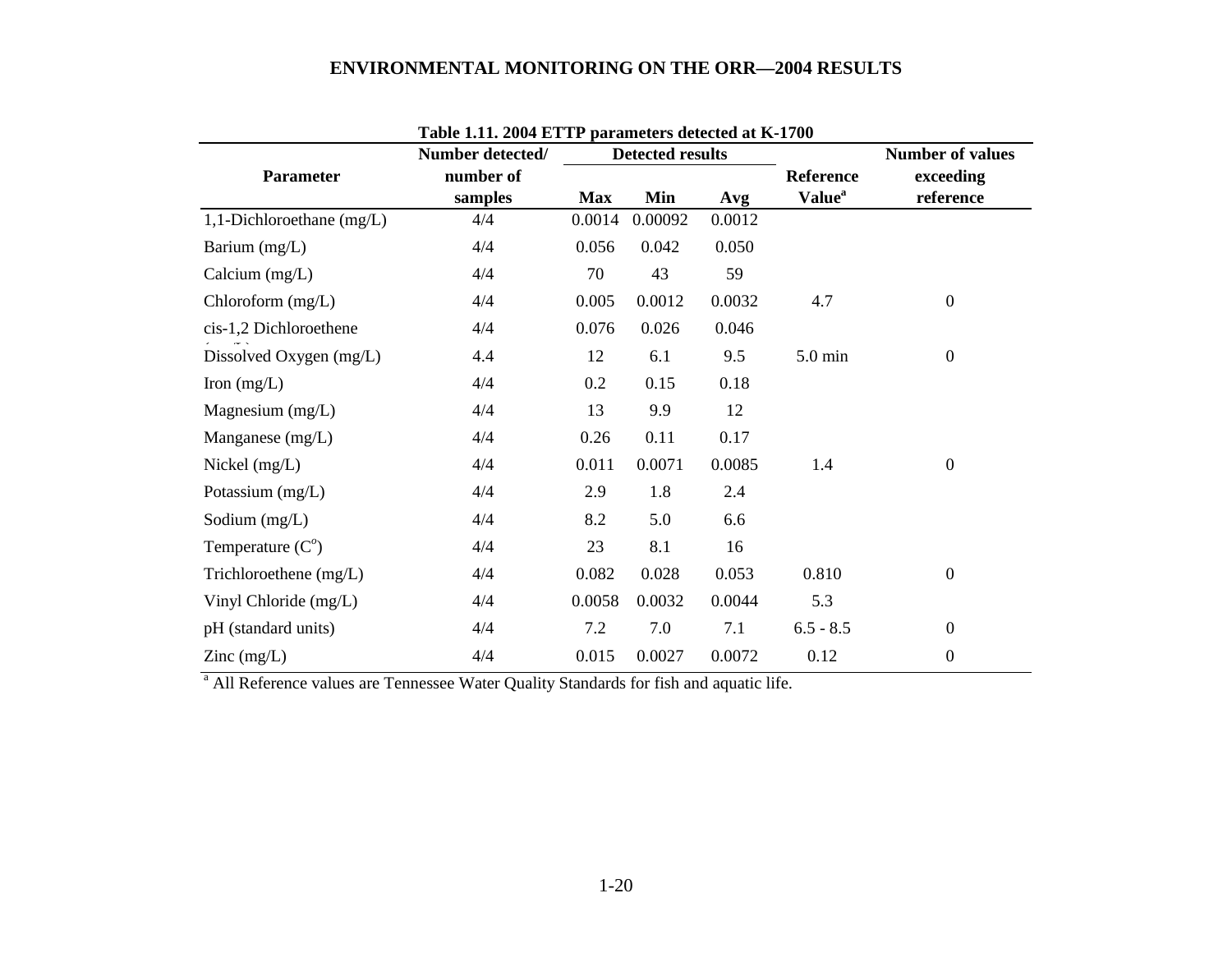**Table 1.11. 2004 ETTP parameters detected at K-1700**

| Parameter | Number detected/ number of samples | Detected results | | | Reference Value[a] | Number of values exceeding reference |
|---|---|---|---|---|---|---|
| | | Max | Min | Avg | | |
| 1,1-Dichloroethane (mg/L) | 4/4 | 0.0014 | 0.00092 | 0.0012 | | |
| Barium (mg/L) | 4/4 | 0.056 | 0.042 | 0.050 | | |
| Calcium (mg/L) | 4/4 | 70 | 43 | 59 | | |
| Chloroform (mg/L) | 4/4 | 0.005 | 0.0012 | 0.0032 | 4.7 | 0 |
| cis-1,2 Dichloroethene (mg/L) | 4/4 | 0.076 | 0.026 | 0.046 | | |
| Dissolved Oxygen (mg/L) | 4.4 | 12 | 6.1 | 9.5 | 5.0 min | 0 |
| Iron (mg/L) | 4/4 | 0.2 | 0.15 | 0.18 | | |
| Magnesium (mg/L) | 4/4 | 13 | 9.9 | 12 | | |
| Manganese (mg/L) | 4/4 | 0.26 | 0.11 | 0.17 | | |
| Nickel (mg/L) | 4/4 | 0.011 | 0.0071 | 0.0085 | 1.4 | 0 |
| Potassium (mg/L) | 4/4 | 2.9 | 1.8 | 2.4 | | |
| Sodium (mg/L) | 4/4 | 8.2 | 5.0 | 6.6 | | |
| Temperature ($C^o$) | 4/4 | 23 | 8.1 | 16 | | |
| Trichloroethene (mg/L) | 4/4 | 0.082 | 0.028 | 0.053 | 0.810 | 0 |
| Vinyl Chloride (mg/L) | 4/4 | 0.0058 | 0.0032 | 0.0044 | 5.3 | |
| pH (standard units) | 4/4 | 7.2 | 7.0 | 7.1 | 6.5 - 8.5 | 0 |
| Zinc (mg/L) | 4/4 | 0.015 | 0.0027 | 0.0072 | 0.12 | 0 |

[a] All Reference values are Tennessee Water Quality Standards for fish and aquatic life.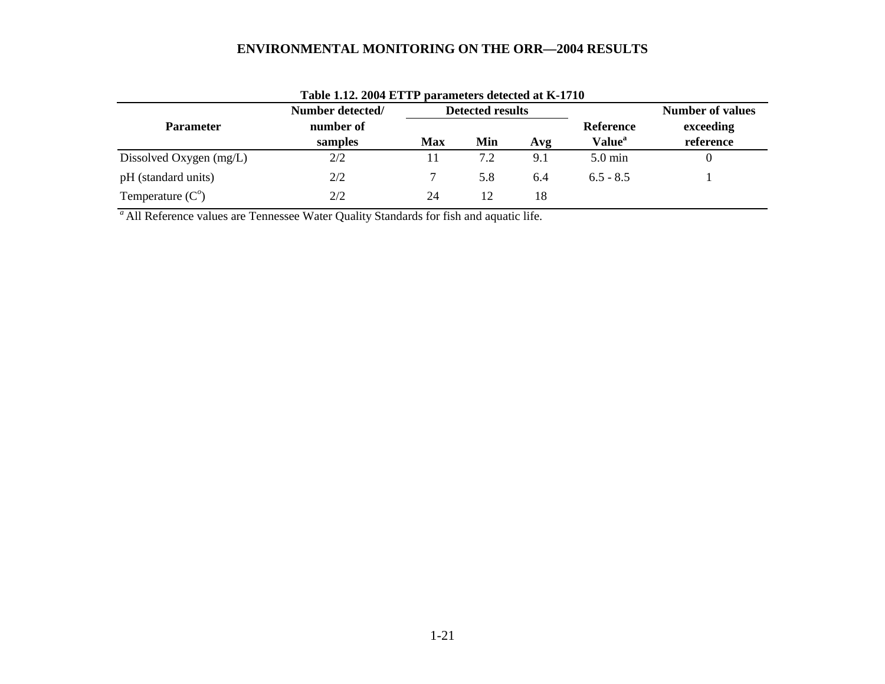**Table 1.12. 2004 ETTP parameters detected at K-1710**

| Parameter | Number detected/ number of samples | Detected results | | | Reference Value[a] | Number of values exceeding reference |
|---|---|---|---|---|---|---|
| | | Max | Min | Avg | | |
| Dissolved Oxygen (mg/L) | 2/2 | 11 | 7.2 | 9.1 | 5.0 min | 0 |
| pH (standard units) | 2/2 | 7 | 5.8 | 6.4 | 6.5 - 8.5 | 1 |
| Temperature ($C^o$) | 2/2 | 24 | 12 | 18 | | |

[a] All Reference values are Tennessee Water Quality Standards for fish and aquatic life.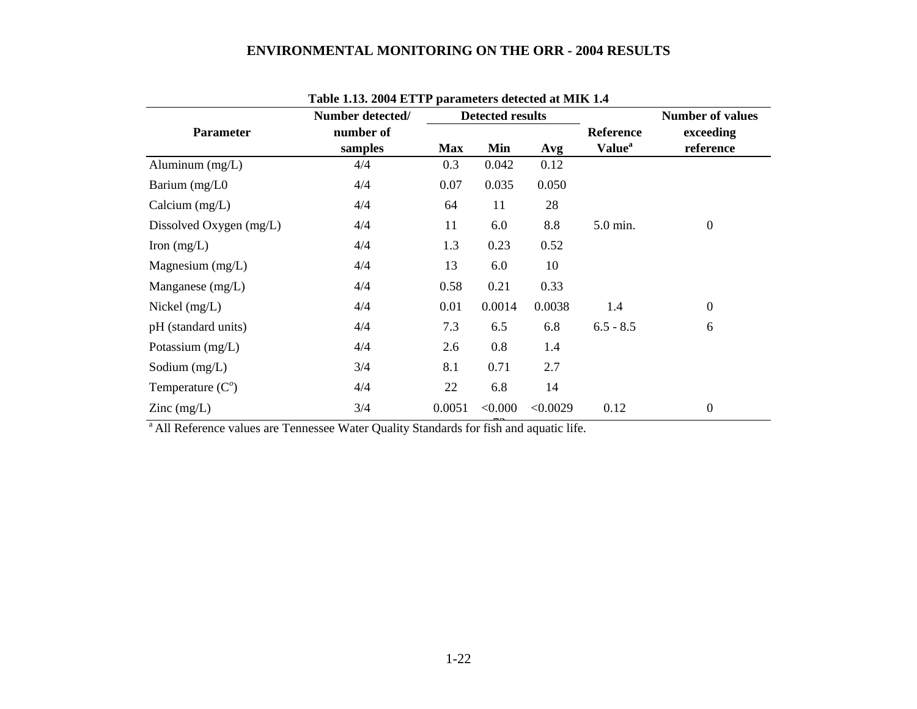**Table 1.13. 2004 ETTP parameters detected at MIK 1.4**

| Parameter | Number detected/ number of samples | Detected results | | | Reference Value[a] | Number of values exceeding reference |
|---|---|---|---|---|---|---|
| | | Max | Min | Avg | | |
| Aluminum (mg/L) | 4/4 | 0.3 | 0.042 | 0.12 | | |
| Barium (mg/L0 | 4/4 | 0.07 | 0.035 | 0.050 | | |
| Calcium (mg/L) | 4/4 | 64 | 11 | 28 | | |
| Dissolved Oxygen (mg/L) | 4/4 | 11 | 6.0 | 8.8 | 5.0 min. | 0 |
| Iron (mg/L) | 4/4 | 1.3 | 0.23 | 0.52 | | |
| Magnesium (mg/L) | 4/4 | 13 | 6.0 | 10 | | |
| Manganese (mg/L) | 4/4 | 0.58 | 0.21 | 0.33 | | |
| Nickel (mg/L) | 4/4 | 0.01 | 0.0014 | 0.0038 | 1.4 | 0 |
| pH (standard units) | 4/4 | 7.3 | 6.5 | 6.8 | 6.5 - 8.5 | 6 |
| Potassium (mg/L) | 4/4 | 2.6 | 0.8 | 1.4 | | |
| Sodium (mg/L) | 3/4 | 8.1 | 0.71 | 2.7 | | |
| Temperature ($C^o$) | 4/4 | 22 | 6.8 | 14 | | |
| Zinc (mg/L) | 3/4 | 0.0051 | <0.00073 | <0.0029 | 0.12 | 0 |

[a] All Reference values are Tennessee Water Quality Standards for fish and aquatic life.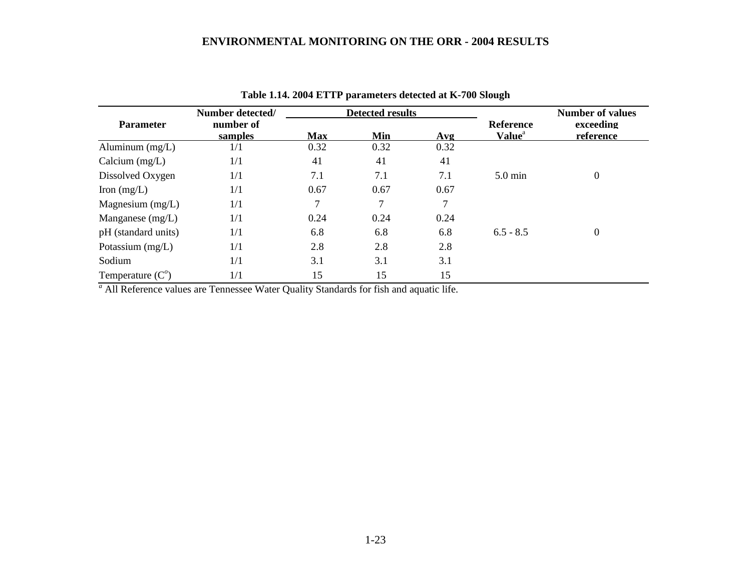**Table 1.14. 2004 ETTP parameters detected at K-700 Slough**

| Parameter | Number detected/ number of samples | Detected results | | | Reference Value[a] | Number of values exceeding reference |
|---|---|---|---|---|---|---|
| | | Max | Min | Avg | | |
| Aluminum (mg/L) | 1/1 | 0.32 | 0.32 | 0.32 | | |
| Calcium (mg/L) | 1/1 | 41 | 41 | 41 | | |
| Dissolved Oxygen | 1/1 | 7.1 | 7.1 | 7.1 | 5.0 min | 0 |
| Iron (mg/L) | 1/1 | 0.67 | 0.67 | 0.67 | | |
| Magnesium (mg/L) | 1/1 | 7 | 7 | 7 | | |
| Manganese (mg/L) | 1/1 | 0.24 | 0.24 | 0.24 | | |
| pH (standard units) | 1/1 | 6.8 | 6.8 | 6.8 | 6.5 - 8.5 | 0 |
| Potassium (mg/L) | 1/1 | 2.8 | 2.8 | 2.8 | | |
| Sodium | 1/1 | 3.1 | 3.1 | 3.1 | | |
| Temperature ($C^o$) | 1/1 | 15 | 15 | 15 | | |

[a] All Reference values are Tennessee Water Quality Standards for fish and aquatic life.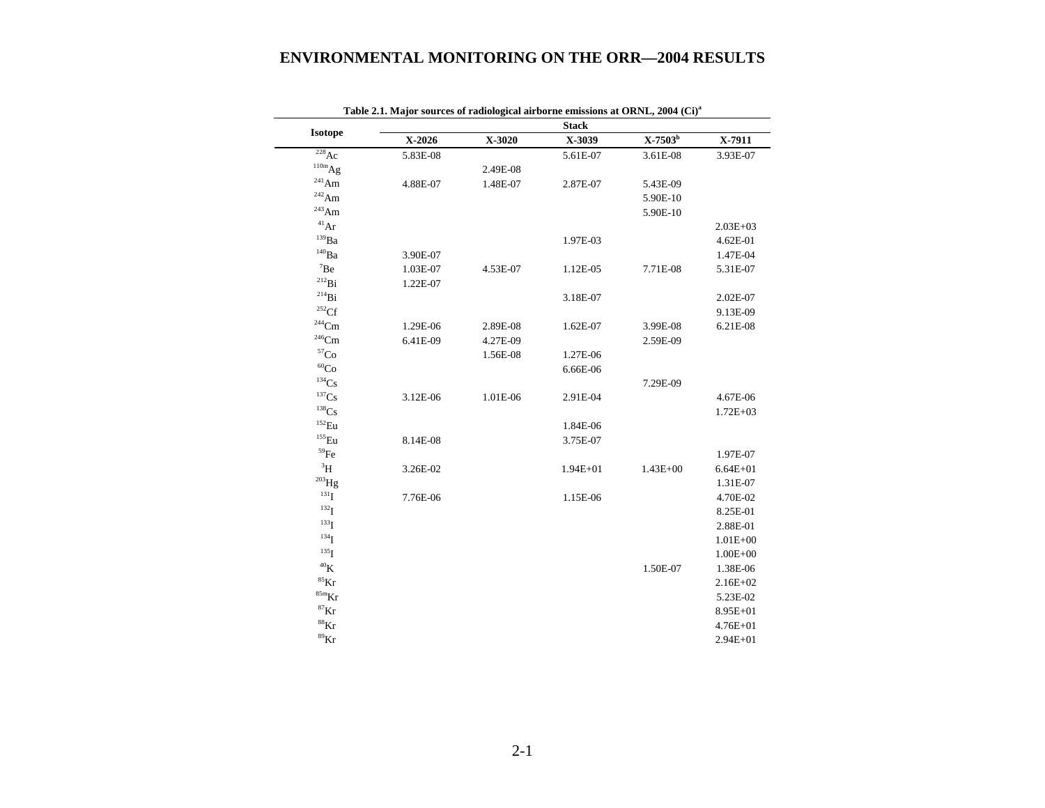**Table 2.1. Major sources of radiological airborne emissions at ORNL, 2004 (Ci)[a]**

| Isotope | Stack | | | | |
|---|---|---|---|---|---|
| | X-2026 | X-3020 | X-3039 | X-7503[b] | X-7911 |
| $^{228}$Ac | 5.83E-08 | | 5.61E-07 | 3.61E-08 | 3.93E-07 |
| $^{110m}$Ag | | 2.49E-08 | | | |
| $^{241}$Am | 4.88E-07 | 1.48E-07 | 2.87E-07 | 5.43E-09 | |
| $^{242}$Am | | | | 5.90E-10 | |
| $^{243}$Am | | | | 5.90E-10 | |
| $^{41}$Ar | | | | | 2.03E+03 |
| $^{139}$Ba | | | 1.97E-03 | | 4.62E-01 |
| $^{140}$Ba | 3.90E-07 | | | | 1.47E-04 |
| $^{7}$Be | 1.03E-07 | 4.53E-07 | 1.12E-05 | 7.71E-08 | 5.31E-07 |
| $^{212}$Bi | 1.22E-07 | | | | |
| $^{214}$Bi | | | 3.18E-07 | | 2.02E-07 |
| $^{252}$Cf | | | | | 9.13E-09 |
| $^{244}$Cm | 1.29E-06 | 2.89E-08 | 1.62E-07 | 3.99E-08 | 6.21E-08 |
| $^{246}$Cm | 6.41E-09 | 4.27E-09 | | 2.59E-09 | |
| $^{57}$Co | | 1.56E-08 | 1.27E-06 | | |
| $^{60}$Co | | | 6.66E-06 | | |
| $^{134}$Cs | | | | 7.29E-09 | |
| $^{137}$Cs | 3.12E-06 | 1.01E-06 | 2.91E-04 | | 4.67E-06 |
| $^{138}$Cs | | | | | 1.72E+03 |
| $^{152}$Eu | | | 1.84E-06 | | |
| $^{155}$Eu | 8.14E-08 | | 3.75E-07 | | |
| $^{59}$Fe | | | | | 1.97E-07 |
| $^{3}$H | 3.26E-02 | | 1.94E+01 | 1.43E+00 | 6.64E+01 |
| $^{203}$Hg | | | | | 1.31E-07 |
| $^{131}$I | 7.76E-06 | | 1.15E-06 | | 4.70E-02 |
| $^{132}$I | | | | | 8.25E-01 |
| $^{133}$I | | | | | 2.88E-01 |
| $^{134}$I | | | | | 1.01E+00 |
| $^{135}$I | | | | | 1.00E+00 |
| $^{40}$K | | | | 1.50E-07 | 1.38E-06 |
| $^{85}$Kr | | | | | 2.16E+02 |
| $^{85m}$Kr | | | | | 5.23E-02 |
| $^{87}$Kr | | | | | 8.95E+01 |
| $^{88}$Kr | | | | | 4.76E+01 |
| $^{89}$Kr | | | | | 2.94E+01 |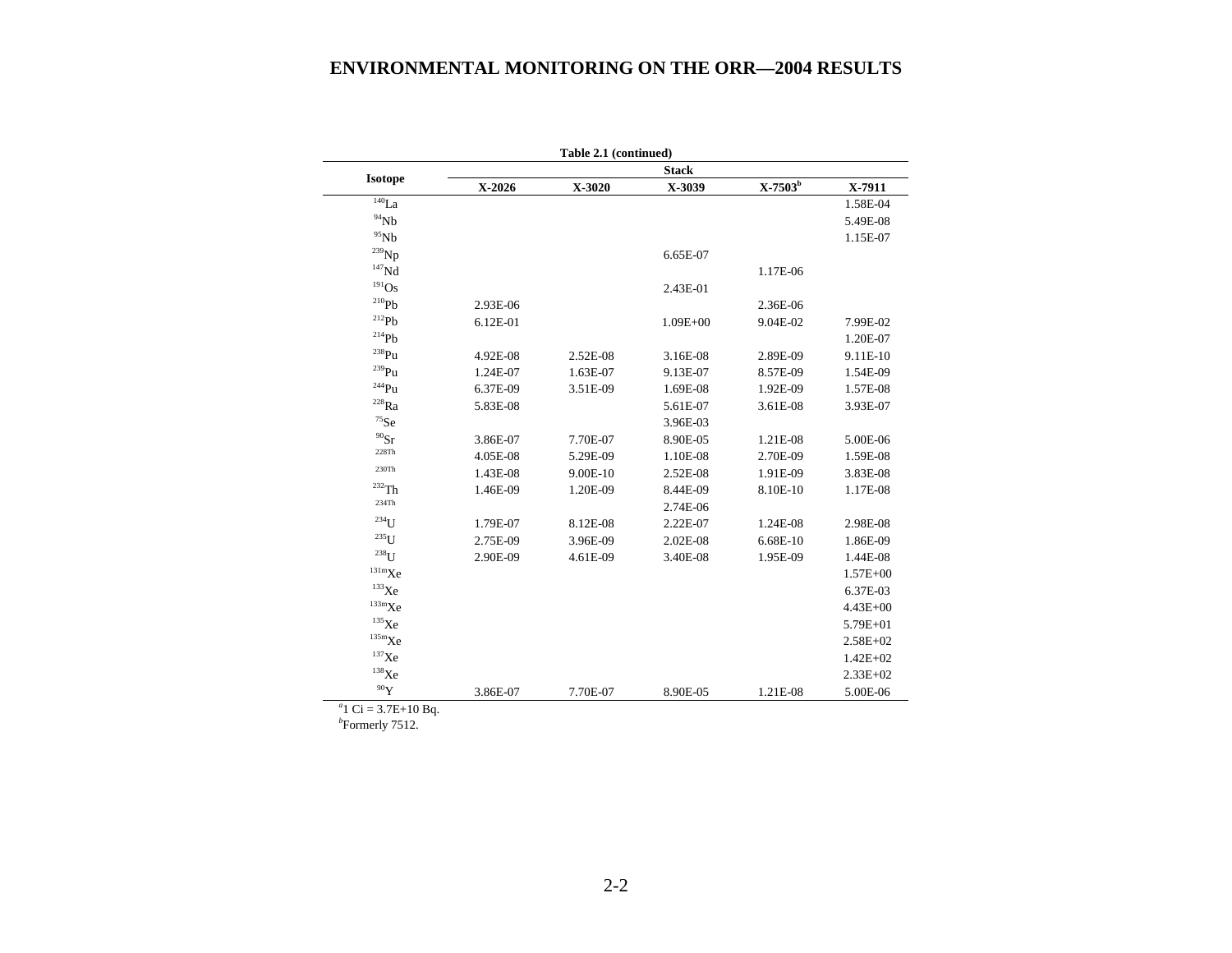**Table 2.1 (continued)**

| Isotope | Stack | | | | |
|---|---|---|---|---|---|
| | X-2026 | X-3020 | X-3039 | X-7503[b] | X-7911 |
| $^{140}$La | | | | | 1.58E-04 |
| $^{94}$Nb | | | | | 5.49E-08 |
| $^{95}$Nb | | | | | 1.15E-07 |
| $^{239}$Np | | | 6.65E-07 | | |
| $^{147}$Nd | | | | 1.17E-06 | |
| $^{191}$Os | | | 2.43E-01 | | |
| $^{210}$Pb | 2.93E-06 | | | 2.36E-06 | |
| $^{212}$Pb | 6.12E-01 | | 1.09E+00 | 9.04E-02 | 7.99E-02 |
| $^{214}$Pb | | | | | 1.20E-07 |
| $^{238}$Pu | 4.92E-08 | 2.52E-08 | 3.16E-08 | 2.89E-09 | 9.11E-10 |
| $^{239}$Pu | 1.24E-07 | 1.63E-07 | 9.13E-07 | 8.57E-09 | 1.54E-09 |
| $^{244}$Pu | 6.37E-09 | 3.51E-09 | 1.69E-08 | 1.92E-09 | 1.57E-08 |
| $^{228}$Ra | 5.83E-08 | | 5.61E-07 | 3.61E-08 | 3.93E-07 |
| $^{75}$Se | | | 3.96E-03 | | |
| $^{90}$Sr | 3.86E-07 | 7.70E-07 | 8.90E-05 | 1.21E-08 | 5.00E-06 |
| $^{228}$Th | 4.05E-08 | 5.29E-09 | 1.10E-08 | 2.70E-09 | 1.59E-08 |
| $^{230}$Th | 1.43E-08 | 9.00E-10 | 2.52E-08 | 1.91E-09 | 3.83E-08 |
| $^{232}$Th | 1.46E-09 | 1.20E-09 | 8.44E-09 | 8.10E-10 | 1.17E-08 |
| $^{234}$Th | | | 2.74E-06 | | |
| $^{234}$U | 1.79E-07 | 8.12E-08 | 2.22E-07 | 1.24E-08 | 2.98E-08 |
| $^{235}$U | 2.75E-09 | 3.96E-09 | 2.02E-08 | 6.68E-10 | 1.86E-09 |
| $^{238}$U | 2.90E-09 | 4.61E-09 | 3.40E-08 | 1.95E-09 | 1.44E-08 |
| $^{131m}$Xe | | | | | 1.57E+00 |
| $^{133}$Xe | | | | | 6.37E-03 |
| $^{133m}$Xe | | | | | 4.43E+00 |
| $^{135}$Xe | | | | | 5.79E+01 |
| $^{135m}$Xe | | | | | 2.58E+02 |
| $^{137}$Xe | | | | | 1.42E+02 |
| $^{138}$Xe | | | | | 2.33E+02 |
| $^{90}$Y | 3.86E-07 | 7.70E-07 | 8.90E-05 | 1.21E-08 | 5.00E-06 |

[a]1 Ci = 3.7E+10 Bq.
[b]Formerly 7512.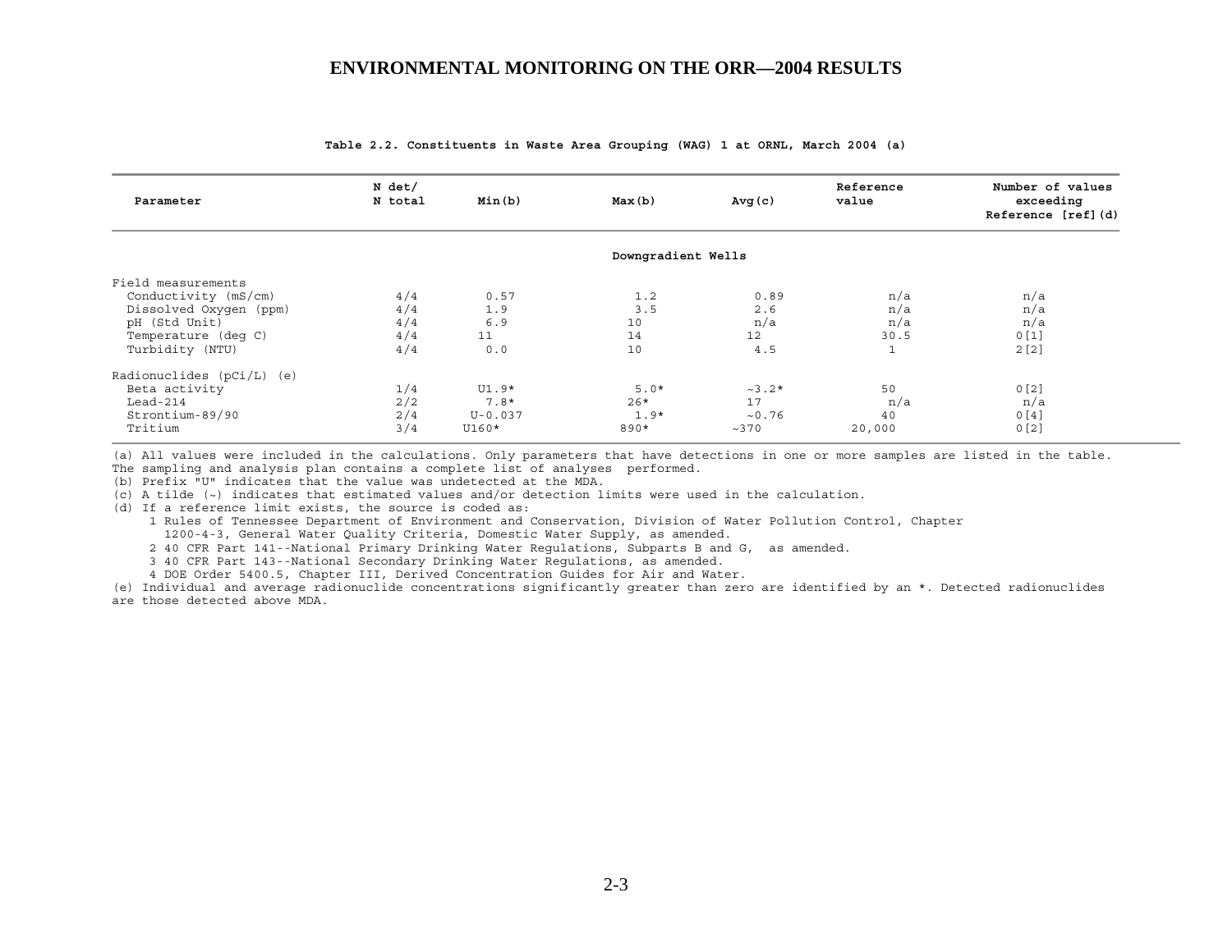**Table 2.2. Constituents in Waste Area Grouping (WAG) 1 at ORNL, March 2004 (a)**

| Parameter | N det/ N total | Min(b) | Max(b) | Avg(c) | Reference value | Number of values exceeding Reference [ref](d) |
|---|---|---|---|---|---|---|
| | | | Downgradient Wells | | | |
| Field measurements | | | | | | |
| Conductivity (mS/cm) | 4/4 | 0.57 | 1.2 | 0.89 | n/a | n/a |
| Dissolved Oxygen (ppm) | 4/4 | 1.9 | 3.5 | 2.6 | n/a | n/a |
| pH (Std Unit) | 4/4 | 6.9 | 10 | n/a | n/a | n/a |
| Temperature (deg C) | 4/4 | 11 | 14 | 12 | 30.5 | 0[1] |
| Turbidity (NTU) | 4/4 | 0.0 | 10 | 4.5 | 1 | 2[2] |
| Radionuclides (pCi/L) (e) | | | | | | |
| Beta activity | 1/4 | U1.9* | 5.0* | ~3.2* | 50 | 0[2] |
| Lead-214 | 2/2 | 7.8* | 26* | 17 | n/a | n/a |
| Strontium-89/90 | 2/4 | U-0.037 | 1.9* | ~0.76 | 40 | 0[4] |
| Tritium | 3/4 | U160* | 890* | ~370 | 20,000 | 0[2] |

(a) All values were included in the calculations. Only parameters that have detections in one or more samples are listed in the table. The sampling and analysis plan contains a complete list of analyses performed.
(b) Prefix "U" indicates that the value was undetected at the MDA.
(c) A tilde (~) indicates that estimated values and/or detection limits were used in the calculation.
(d) If a reference limit exists, the source is coded as:
 1 Rules of Tennessee Department of Environment and Conservation, Division of Water Pollution Control, Chapter 1200-4-3, General Water Quality Criteria, Domestic Water Supply, as amended.
 2 40 CFR Part 141--National Primary Drinking Water Regulations, Subparts B and G, as amended.
 3 40 CFR Part 143--National Secondary Drinking Water Regulations, as amended.
 4 DOE Order 5400.5, Chapter III, Derived Concentration Guides for Air and Water.
(e) Individual and average radionuclide concentrations significantly greater than zero are identified by an *. Detected radionuclides are those detected above MDA.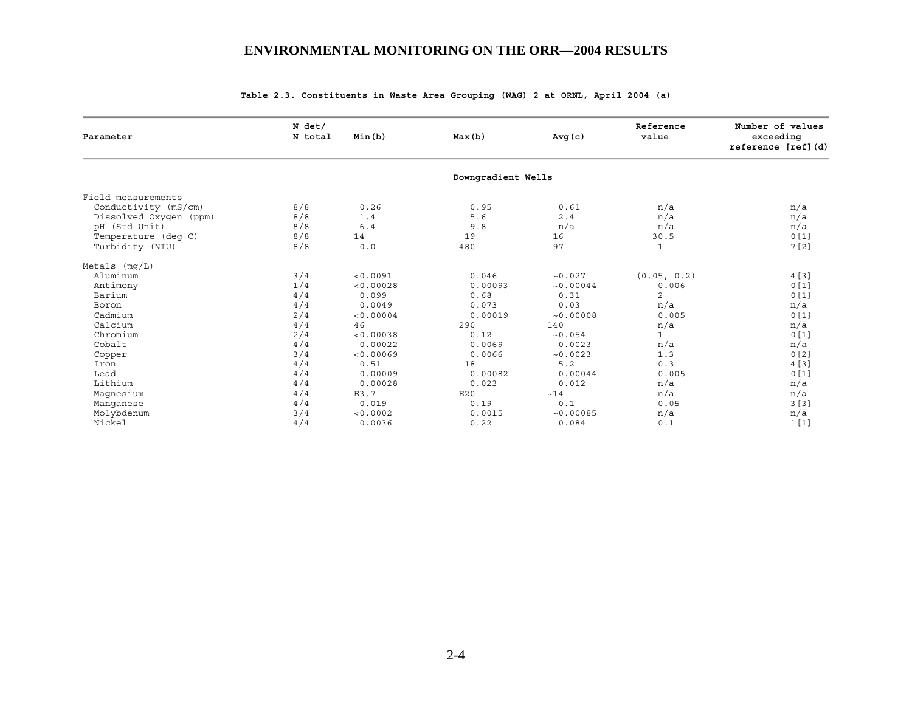**Table 2.3. Constituents in Waste Area Grouping (WAG) 2 at ORNL, April 2004 (a)**

| Parameter | N det/ N total | Min(b) | Max(b) | Avg(c) | Reference value | Number of values exceeding reference [ref](d) |
|---|---|---|---|---|---|---|
| | | | Downgradient Wells | | | |
| Field measurements | | | | | | |
| Conductivity (mS/cm) | 8/8 | 0.26 | 0.95 | 0.61 | n/a | n/a |
| Dissolved Oxygen (ppm) | 8/8 | 1.4 | 5.6 | 2.4 | n/a | n/a |
| pH (Std Unit) | 8/8 | 6.4 | 9.8 | n/a | n/a | n/a |
| Temperature (deg C) | 8/8 | 14 | 19 | 16 | 30.5 | 0[1] |
| Turbidity (NTU) | 8/8 | 0.0 | 480 | 97 | 1 | 7[2] |
| Metals (mg/L) | | | | | | |
| Aluminum | 3/4 | <0.0091 | 0.046 | ~0.027 | (0.05, 0.2) | 4[3] |
| Antimony | 1/4 | <0.00028 | 0.00093 | ~0.00044 | 0.006 | 0[1] |
| Barium | 4/4 | 0.099 | 0.68 | 0.31 | 2 | 0[1] |
| Boron | 4/4 | 0.0049 | 0.073 | 0.03 | n/a | n/a |
| Cadmium | 2/4 | <0.00004 | 0.00019 | ~0.00008 | 0.005 | 0[1] |
| Calcium | 4/4 | 46 | 290 | 140 | n/a | n/a |
| Chromium | 2/4 | <0.00038 | 0.12 | ~0.054 | 1 | 0[1] |
| Cobalt | 4/4 | 0.00022 | 0.0069 | 0.0023 | n/a | n/a |
| Copper | 3/4 | <0.00069 | 0.0066 | ~0.0023 | 1.3 | 0[2] |
| Iron | 4/4 | 0.51 | 18 | 5.2 | 0.3 | 4[3] |
| Lead | 4/4 | 0.00009 | 0.00082 | 0.00044 | 0.005 | 0[1] |
| Lithium | 4/4 | 0.00028 | 0.023 | 0.012 | n/a | n/a |
| Magnesium | 4/4 | E3.7 | E20 | ~14 | n/a | n/a |
| Manganese | 4/4 | 0.019 | 0.19 | 0.1 | 0.05 | 3[3] |
| Molybdenum | 3/4 | <0.0002 | 0.0015 | ~0.00085 | n/a | n/a |
| Nickel | 4/4 | 0.0036 | 0.22 | 0.084 | 0.1 | 1[1] |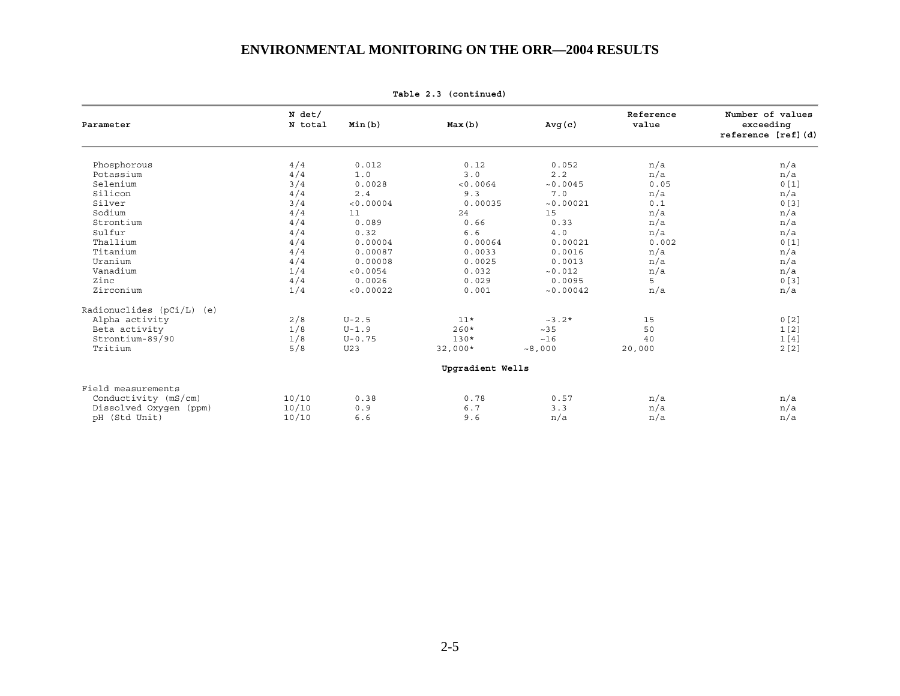# ENVIRONMENTAL MONITORING ON THE ORR—2004 RESULTS

**Table 2.3 (continued)**

| Parameter | N det/ N total | Min(b) | Max(b) | Avg(c) | Reference value | Number of values exceeding reference [ref](d) |
|---|---|---|---|---|---|---|
| Phosphorous | 4/4 | 0.012 | 0.12 | 0.052 | n/a | n/a |
| Potassium | 4/4 | 1.0 | 3.0 | 2.2 | n/a | n/a |
| Selenium | 3/4 | 0.0028 | <0.0064 | ~0.0045 | 0.05 | 0[1] |
| Silicon | 4/4 | 2.4 | 9.3 | 7.0 | n/a | n/a |
| Silver | 3/4 | <0.00004 | 0.00035 | ~0.00021 | 0.1 | 0[3] |
| Sodium | 4/4 | 11 | 24 | 15 | n/a | n/a |
| Strontium | 4/4 | 0.089 | 0.66 | 0.33 | n/a | n/a |
| Sulfur | 4/4 | 0.32 | 6.6 | 4.0 | n/a | n/a |
| Thallium | 4/4 | 0.00004 | 0.00064 | 0.00021 | 0.002 | 0[1] |
| Titanium | 4/4 | 0.00087 | 0.0033 | 0.0016 | n/a | n/a |
| Uranium | 4/4 | 0.00008 | 0.0025 | 0.0013 | n/a | n/a |
| Vanadium | 1/4 | <0.0054 | 0.032 | ~0.012 | n/a | n/a |
| Zinc | 4/4 | 0.0026 | 0.029 | 0.0095 | 5 | 0[3] |
| Zirconium | 1/4 | <0.00022 | 0.001 | ~0.00042 | n/a | n/a |
| Radionuclides (pCi/L) (e) | | | | | | |
| Alpha activity | 2/8 | U-2.5 | 11* | ~3.2* | 15 | 0[2] |
| Beta activity | 1/8 | U-1.9 | 260* | ~35 | 50 | 1[2] |
| Strontium-89/90 | 1/8 | U-0.75 | 130* | ~16 | 40 | 1[4] |
| Tritium | 5/8 | U23 | 32,000* | ~8,000 | 20,000 | 2[2] |
| **Upgradient Wells** | | | | | | |
| Field measurements | | | | | | |
| Conductivity (mS/cm) | 10/10 | 0.38 | 0.78 | 0.57 | n/a | n/a |
| Dissolved Oxygen (ppm) | 10/10 | 0.9 | 6.7 | 3.3 | n/a | n/a |
| pH (Std Unit) | 10/10 | 6.6 | 9.6 | n/a | n/a | n/a |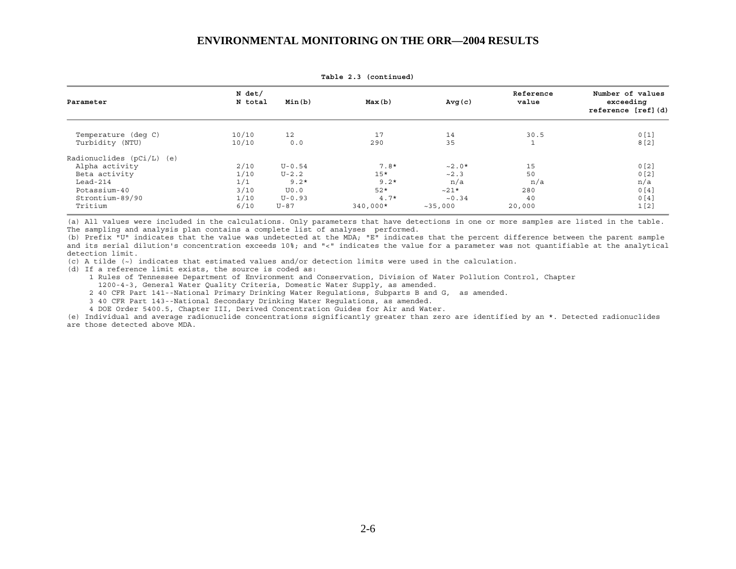**Table 2.3 (continued)**

| Parameter | N det/ N total | Min(b) | Max(b) | Avg(c) | Reference value | Number of values exceeding reference [ref](d) |
|---|---|---|---|---|---|---|
| Temperature (deg C) | 10/10 | 12 | 17 | 14 | 30.5 | 0[1] |
| Turbidity (NTU) | 10/10 | 0.0 | 290 | 35 | 1 | 8[2] |
| Radionuclides (pCi/L) (e) | | | | | | |
| Alpha activity | 2/10 | U-0.54 | 7.8* | ~2.0* | 15 | 0[2] |
| Beta activity | 1/10 | U-2.2 | 15* | ~2.3 | 50 | 0[2] |
| Lead-214 | 1/1 | 9.2* | 9.2* | n/a | n/a | n/a |
| Potassium-40 | 3/10 | U0.0 | 52* | ~21* | 280 | 0[4] |
| Strontium-89/90 | 1/10 | U-0.93 | 4.7* | ~0.34 | 40 | 0[4] |
| Tritium | 6/10 | U-87 | 340,000* | ~35,000 | 20,000 | 1[2] |

(a) All values were included in the calculations. Only parameters that have detections in one or more samples are listed in the table. The sampling and analysis plan contains a complete list of analyses performed.

(b) Prefix "U" indicates that the value was undetected at the MDA; "E" indicates that the percent difference between the parent sample and its serial dilution's concentration exceeds 10%; and "<" indicates the value for a parameter was not quantifiable at the analytical detection limit.

(c) A tilde (~) indicates that estimated values and/or detection limits were used in the calculation.

(d) If a reference limit exists, the source is coded as:

1 Rules of Tennessee Department of Environment and Conservation, Division of Water Pollution Control, Chapter 1200-4-3, General Water Quality Criteria, Domestic Water Supply, as amended.

2 40 CFR Part 141--National Primary Drinking Water Regulations, Subparts B and G, as amended.

3 40 CFR Part 143--National Secondary Drinking Water Regulations, as amended.

4 DOE Order 5400.5, Chapter III, Derived Concentration Guides for Air and Water.

(e) Individual and average radionuclide concentrations significantly greater than zero are identified by an *. Detected radionuclides are those detected above MDA.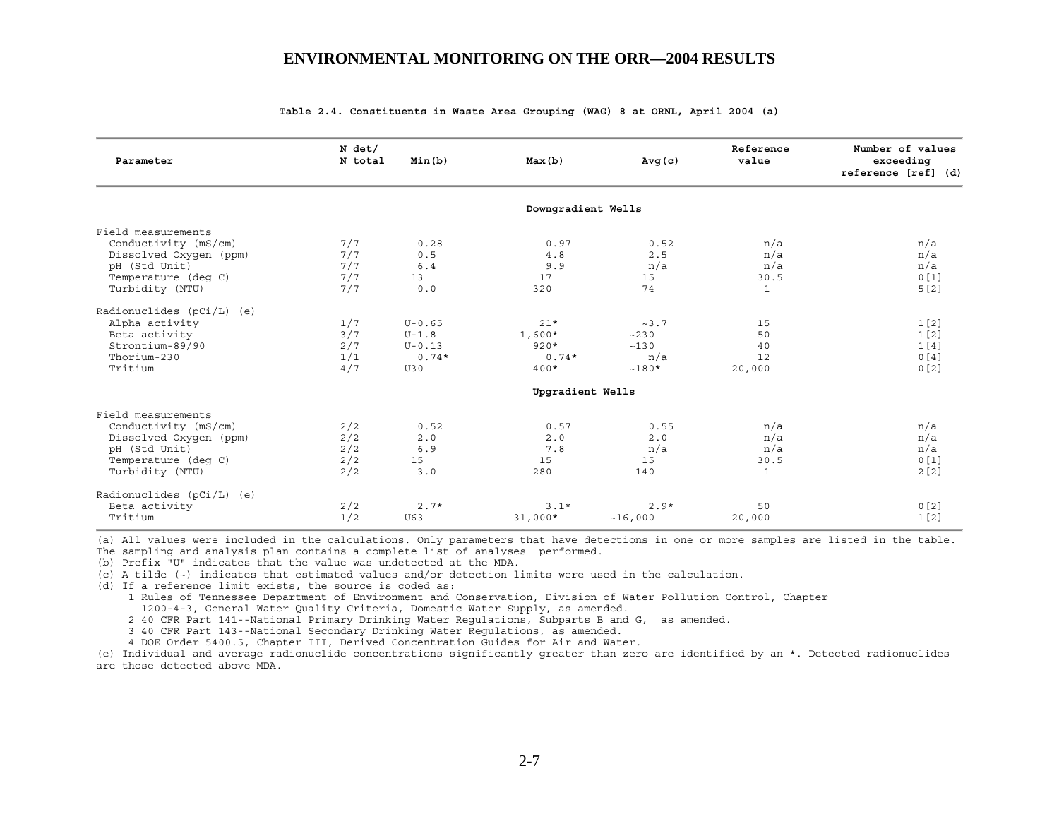## ENVIRONMENTAL MONITORING ON THE ORR—2004 RESULTS

**Table 2.4. Constituents in Waste Area Grouping (WAG) 8 at ORNL, April 2004 (a)**

| Parameter | N det/ N total | Min(b) | Max(b) | Avg(c) | Reference value | Number of values exceeding reference [ref] (d) |
|---|---|---|---|---|---|---|
| | | | **Downgradient Wells** | | | |
| Field measurements | | | | | | |
| Conductivity (mS/cm) | 7/7 | 0.28 | 0.97 | 0.52 | n/a | n/a |
| Dissolved Oxygen (ppm) | 7/7 | 0.5 | 4.8 | 2.5 | n/a | n/a |
| pH (Std Unit) | 7/7 | 6.4 | 9.9 | n/a | n/a | n/a |
| Temperature (deg C) | 7/7 | 13 | 17 | 15 | 30.5 | 0[1] |
| Turbidity (NTU) | 7/7 | 0.0 | 320 | 74 | 1 | 5[2] |
| Radionuclides (pCi/L) (e) | | | | | | |
| Alpha activity | 1/7 | U-0.65 | 21* | ~3.7 | 15 | 1[2] |
| Beta activity | 3/7 | U-1.8 | 1,600* | ~230 | 50 | 1[2] |
| Strontium-89/90 | 2/7 | U-0.13 | 920* | ~130 | 40 | 1[4] |
| Thorium-230 | 1/1 | 0.74* | 0.74* | n/a | 12 | 0[4] |
| Tritium | 4/7 | U30 | 400* | ~180* | 20,000 | 0[2] |
| | | | **Upgradient Wells** | | | |
| Field measurements | | | | | | |
| Conductivity (mS/cm) | 2/2 | 0.52 | 0.57 | 0.55 | n/a | n/a |
| Dissolved Oxygen (ppm) | 2/2 | 2.0 | 2.0 | 2.0 | n/a | n/a |
| pH (Std Unit) | 2/2 | 6.9 | 7.8 | n/a | n/a | n/a |
| Temperature (deg C) | 2/2 | 15 | 15 | 15 | 30.5 | 0[1] |
| Turbidity (NTU) | 2/2 | 3.0 | 280 | 140 | 1 | 2[2] |
| Radionuclides (pCi/L) (e) | | | | | | |
| Beta activity | 2/2 | 2.7* | 3.1* | 2.9* | 50 | 0[2] |
| Tritium | 1/2 | U63 | 31,000* | ~16,000 | 20,000 | 1[2] |

(a) All values were included in the calculations. Only parameters that have detections in one or more samples are listed in the table. The sampling and analysis plan contains a complete list of analyses performed.
(b) Prefix "U" indicates that the value was undetected at the MDA.
(c) A tilde (~) indicates that estimated values and/or detection limits were used in the calculation.
(d) If a reference limit exists, the source is coded as:
  1 Rules of Tennessee Department of Environment and Conservation, Division of Water Pollution Control, Chapter 1200-4-3, General Water Quality Criteria, Domestic Water Supply, as amended.
  2 40 CFR Part 141--National Primary Drinking Water Regulations, Subparts B and G, as amended.
  3 40 CFR Part 143--National Secondary Drinking Water Regulations, as amended.
  4 DOE Order 5400.5, Chapter III, Derived Concentration Guides for Air and Water.
(e) Individual and average radionuclide concentrations significantly greater than zero are identified by an *. Detected radionuclides are those detected above MDA.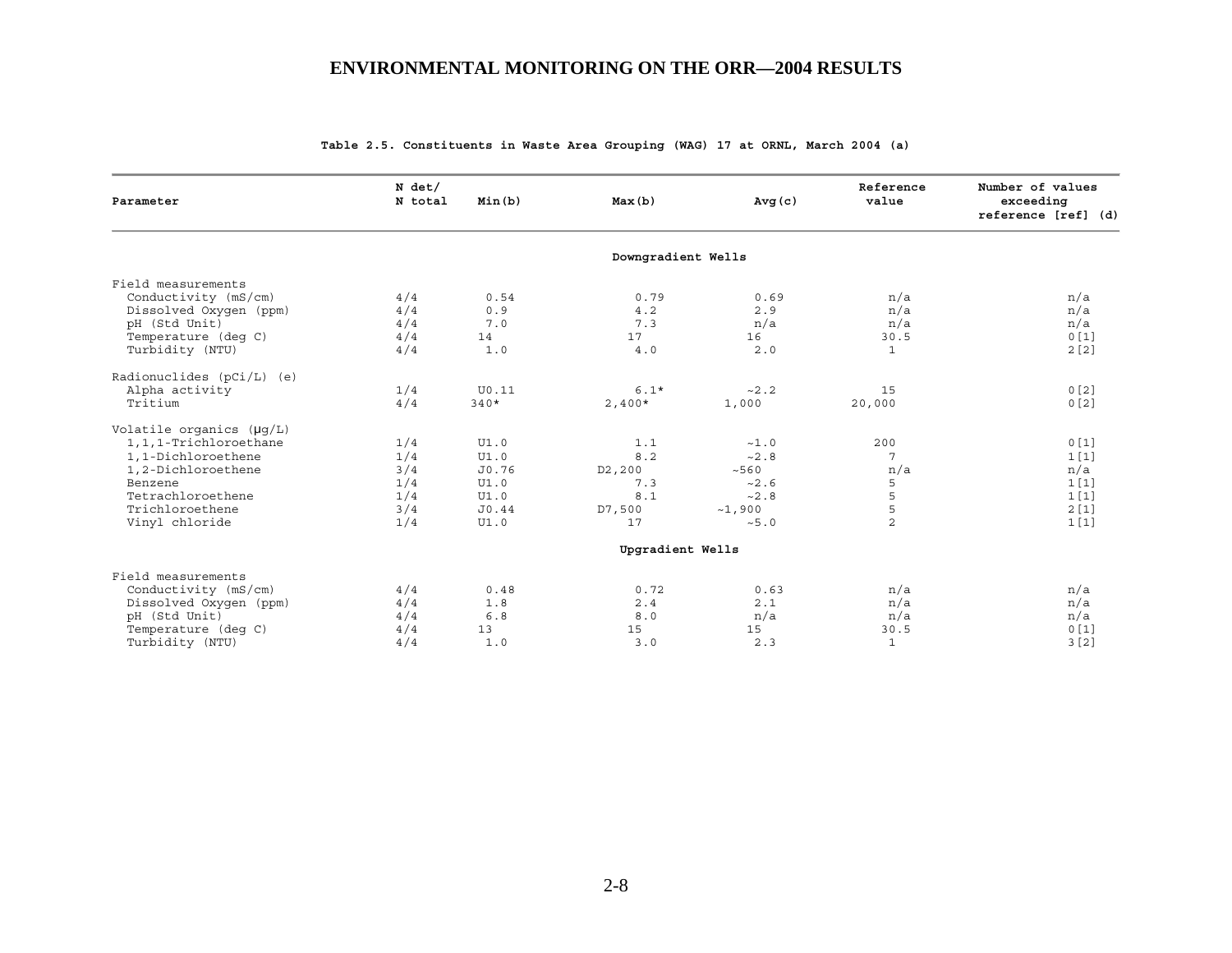# ENVIRONMENTAL MONITORING ON THE ORR—2004 RESULTS

**Table 2.5. Constituents in Waste Area Grouping (WAG) 17 at ORNL, March 2004 (a)**

| Parameter | N det/ N total | Min(b) | Max(b) | Avg(c) | Reference value | Number of values exceeding reference [ref] (d) |
|---|---|---|---|---|---|---|
| | | | **Downgradient Wells** | | | |
| Field measurements | | | | | | |
| Conductivity (mS/cm) | 4/4 | 0.54 | 0.79 | 0.69 | n/a | n/a |
| Dissolved Oxygen (ppm) | 4/4 | 0.9 | 4.2 | 2.9 | n/a | n/a |
| pH (Std Unit) | 4/4 | 7.0 | 7.3 | n/a | n/a | n/a |
| Temperature (deg C) | 4/4 | 14 | 17 | 16 | 30.5 | 0[1] |
| Turbidity (NTU) | 4/4 | 1.0 | 4.0 | 2.0 | 1 | 2[2] |
| Radionuclides (pCi/L) (e) | | | | | | |
| Alpha activity | 1/4 | U0.11 | 6.1* | ~2.2 | 15 | 0[2] |
| Tritium | 4/4 | 340* | 2,400* | 1,000 | 20,000 | 0[2] |
| Volatile organics (μg/L) | | | | | | |
| 1,1,1-Trichloroethane | 1/4 | U1.0 | 1.1 | ~1.0 | 200 | 0[1] |
| 1,1-Dichloroethene | 1/4 | U1.0 | 8.2 | ~2.8 | 7 | 1[1] |
| 1,2-Dichloroethene | 3/4 | J0.76 | D2,200 | ~560 | n/a | n/a |
| Benzene | 1/4 | U1.0 | 7.3 | ~2.6 | 5 | 1[1] |
| Tetrachloroethene | 1/4 | U1.0 | 8.1 | ~2.8 | 5 | 1[1] |
| Trichloroethene | 3/4 | J0.44 | D7,500 | ~1,900 | 5 | 2[1] |
| Vinyl chloride | 1/4 | U1.0 | 17 | ~5.0 | 2 | 1[1] |
| | | | **Upgradient Wells** | | | |
| Field measurements | | | | | | |
| Conductivity (mS/cm) | 4/4 | 0.48 | 0.72 | 0.63 | n/a | n/a |
| Dissolved Oxygen (ppm) | 4/4 | 1.8 | 2.4 | 2.1 | n/a | n/a |
| pH (Std Unit) | 4/4 | 6.8 | 8.0 | n/a | n/a | n/a |
| Temperature (deg C) | 4/4 | 13 | 15 | 15 | 30.5 | 0[1] |
| Turbidity (NTU) | 4/4 | 1.0 | 3.0 | 2.3 | 1 | 3[2] |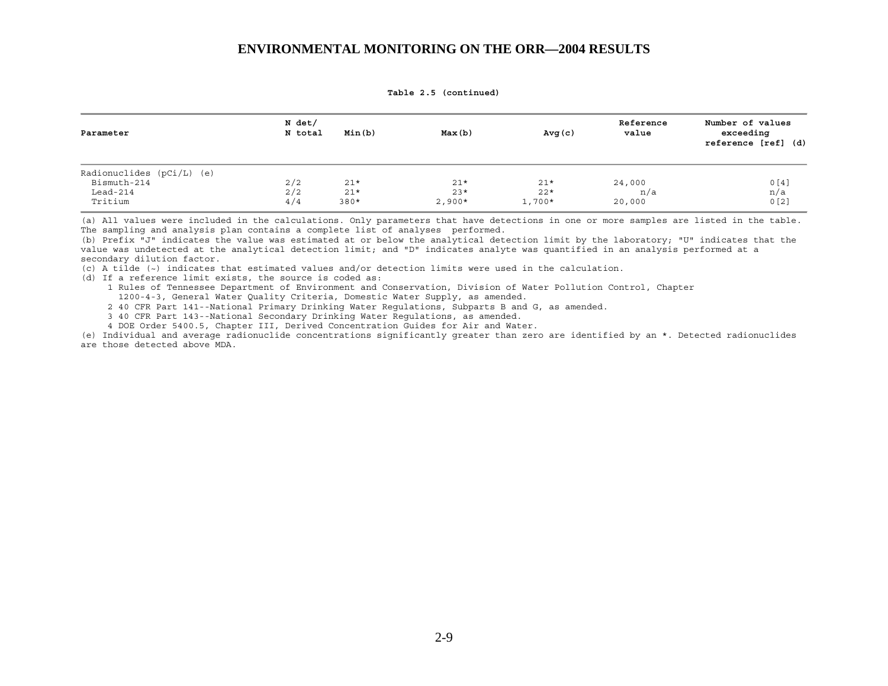Table 2.5 (continued)

| Parameter | N det/ N total | Min(b) | Max(b) | Avg(c) | Reference value | Number of values exceeding reference [ref] (d) |
|---|---|---|---|---|---|---|
| Radionuclides (pCi/L) (e) | | | | | | |
| Bismuth-214 | 2/2 | 21* | 21* | 21* | 24,000 | 0[4] |
| Lead-214 | 2/2 | 21* | 23* | 22* | n/a | n/a |
| Tritium | 4/4 | 380* | 2,900* | 1,700* | 20,000 | 0[2] |

(a) All values were included in the calculations. Only parameters that have detections in one or more samples are listed in the table. The sampling and analysis plan contains a complete list of analyses performed.
(b) Prefix "J" indicates the value was estimated at or below the analytical detection limit by the laboratory; "U" indicates that the value was undetected at the analytical detection limit; and "D" indicates analyte was quantified in an analysis performed at a secondary dilution factor.
(c) A tilde (~) indicates that estimated values and/or detection limits were used in the calculation.
(d) If a reference limit exists, the source is coded as:

1 Rules of Tennessee Department of Environment and Conservation, Division of Water Pollution Control, Chapter 1200-4-3, General Water Quality Criteria, Domestic Water Supply, as amended.
2 40 CFR Part 141--National Primary Drinking Water Regulations, Subparts B and G, as amended.
3 40 CFR Part 143--National Secondary Drinking Water Regulations, as amended.
4 DOE Order 5400.5, Chapter III, Derived Concentration Guides for Air and Water.

(e) Individual and average radionuclide concentrations significantly greater than zero are identified by an *. Detected radionuclides are those detected above MDA.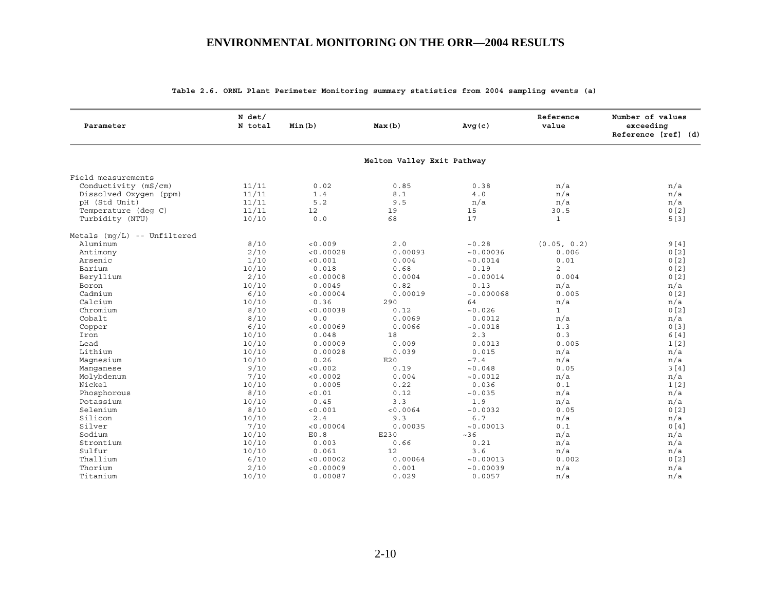**Table 2.6. ORNL Plant Perimeter Monitoring summary statistics from 2004 sampling events (a)**

| Parameter | N det/ N total | Min(b) | Max(b) | Avg(c) | Reference value | Number of values exceeding Reference [ref] (d) |
|---|---|---|---|---|---|---|
| | | | **Melton Valley Exit Pathway** | | | |
| Field measurements | | | | | | |
| Conductivity (mS/cm) | 11/11 | 0.02 | 0.85 | 0.38 | n/a | n/a |
| Dissolved Oxygen (ppm) | 11/11 | 1.4 | 8.1 | 4.0 | n/a | n/a |
| pH (Std Unit) | 11/11 | 5.2 | 9.5 | n/a | n/a | n/a |
| Temperature (deg C) | 11/11 | 12 | 19 | 15 | 30.5 | 0[2] |
| Turbidity (NTU) | 10/10 | 0.0 | 68 | 17 | 1 | 5[3] |
| Metals (mg/L) -- Unfiltered | | | | | | |
| Aluminum | 8/10 | <0.009 | 2.0 | ~0.28 | (0.05, 0.2) | 9[4] |
| Antimony | 2/10 | <0.00028 | 0.00093 | ~0.00036 | 0.006 | 0[2] |
| Arsenic | 1/10 | <0.001 | 0.004 | ~0.0014 | 0.01 | 0[2] |
| Barium | 10/10 | 0.018 | 0.68 | 0.19 | 2 | 0[2] |
| Beryllium | 2/10 | <0.00008 | 0.0004 | ~0.00014 | 0.004 | 0[2] |
| Boron | 10/10 | 0.0049 | 0.82 | 0.13 | n/a | n/a |
| Cadmium | 6/10 | <0.00004 | 0.00019 | ~0.000068 | 0.005 | 0[2] |
| Calcium | 10/10 | 0.36 | 290 | 64 | n/a | n/a |
| Chromium | 8/10 | <0.00038 | 0.12 | ~0.026 | 1 | 0[2] |
| Cobalt | 8/10 | 0.0 | 0.0069 | 0.0012 | n/a | n/a |
| Copper | 6/10 | <0.00069 | 0.0066 | ~0.0018 | 1.3 | 0[3] |
| Iron | 10/10 | 0.048 | 18 | 2.3 | 0.3 | 6[4] |
| Lead | 10/10 | 0.00009 | 0.009 | 0.0013 | 0.005 | 1[2] |
| Lithium | 10/10 | 0.00028 | 0.039 | 0.015 | n/a | n/a |
| Magnesium | 10/10 | 0.26 | E20 | ~7.4 | n/a | n/a |
| Manganese | 9/10 | <0.002 | 0.19 | ~0.048 | 0.05 | 3[4] |
| Molybdenum | 7/10 | <0.0002 | 0.004 | ~0.0012 | n/a | n/a |
| Nickel | 10/10 | 0.0005 | 0.22 | 0.036 | 0.1 | 1[2] |
| Phosphorous | 8/10 | <0.01 | 0.12 | ~0.035 | n/a | n/a |
| Potassium | 10/10 | 0.45 | 3.3 | 1.9 | n/a | n/a |
| Selenium | 8/10 | <0.001 | <0.0064 | ~0.0032 | 0.05 | 0[2] |
| Silicon | 10/10 | 2.4 | 9.3 | 6.7 | n/a | n/a |
| Silver | 7/10 | <0.00004 | 0.00035 | ~0.00013 | 0.1 | 0[4] |
| Sodium | 10/10 | E0.8 | E230 | ~36 | n/a | n/a |
| Strontium | 10/10 | 0.003 | 0.66 | 0.21 | n/a | n/a |
| Sulfur | 10/10 | 0.061 | 12 | 3.6 | n/a | n/a |
| Thallium | 6/10 | <0.00002 | 0.00064 | ~0.00013 | 0.002 | 0[2] |
| Thorium | 2/10 | <0.00009 | 0.001 | ~0.00039 | n/a | n/a |
| Titanium | 10/10 | 0.00087 | 0.029 | 0.0057 | n/a | n/a |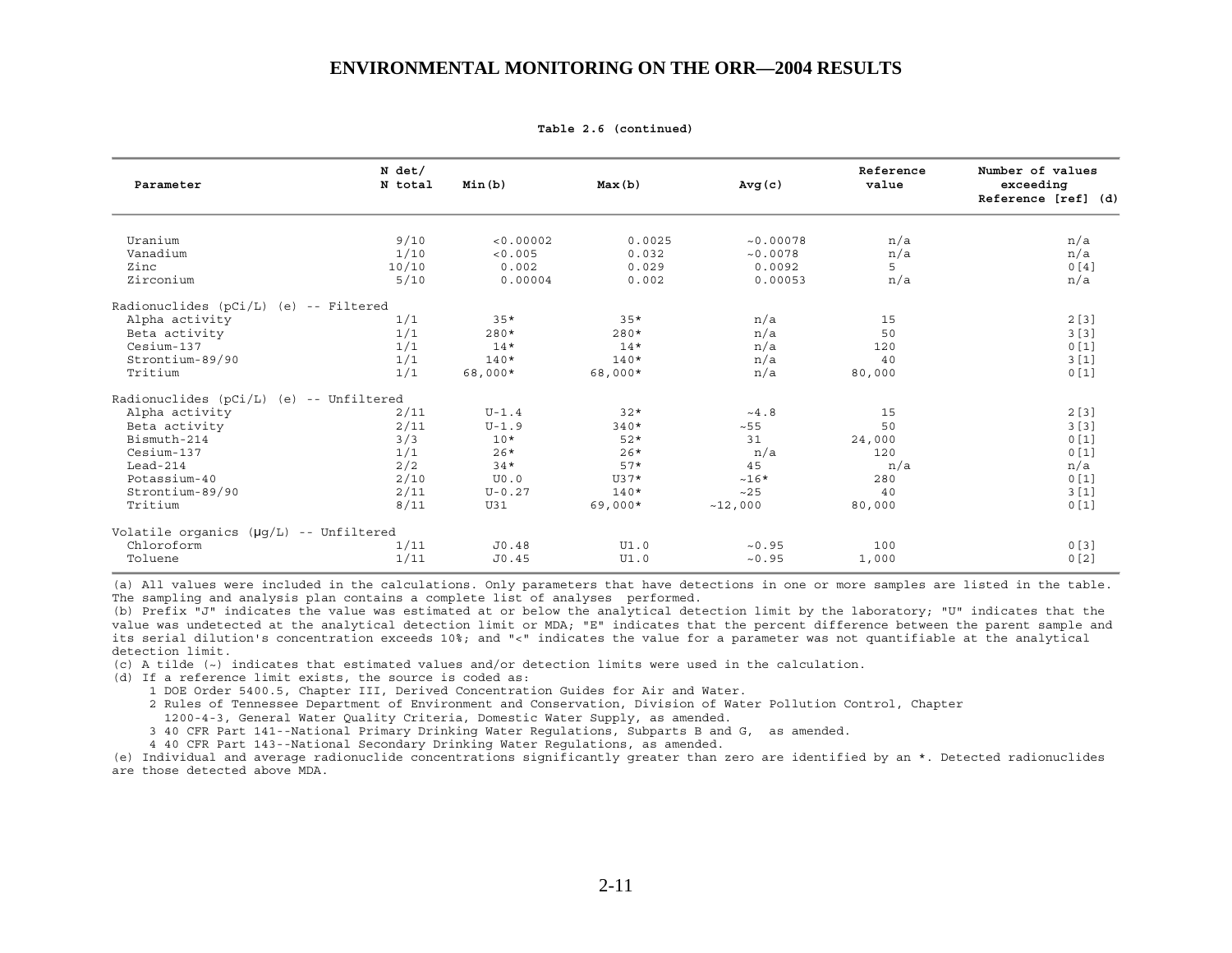**Table 2.6 (continued)**

| Parameter | N det/ N total | Min(b) | Max(b) | Avg(c) | Reference value | Number of values exceeding Reference [ref] (d) |
|---|---|---|---|---|---|---|
| Uranium | 9/10 | <0.00002 | 0.0025 | ~0.00078 | n/a | n/a |
| Vanadium | 1/10 | <0.005 | 0.032 | ~0.0078 | n/a | n/a |
| Zinc | 10/10 | 0.002 | 0.029 | 0.0092 | 5 | 0[4] |
| Zirconium | 5/10 | 0.00004 | 0.002 | 0.00053 | n/a | n/a |
| Radionuclides (pCi/L) (e) -- Filtered | | | | | | |
| Alpha activity | 1/1 | 35* | 35* | n/a | 15 | 2[3] |
| Beta activity | 1/1 | 280* | 280* | n/a | 50 | 3[3] |
| Cesium-137 | 1/1 | 14* | 14* | n/a | 120 | 0[1] |
| Strontium-89/90 | 1/1 | 140* | 140* | n/a | 40 | 3[1] |
| Tritium | 1/1 | 68,000* | 68,000* | n/a | 80,000 | 0[1] |
| Radionuclides (pCi/L) (e) -- Unfiltered | | | | | | |
| Alpha activity | 2/11 | U-1.4 | 32* | ~4.8 | 15 | 2[3] |
| Beta activity | 2/11 | U-1.9 | 340* | ~55 | 50 | 3[3] |
| Bismuth-214 | 3/3 | 10* | 52* | 31 | 24,000 | 0[1] |
| Cesium-137 | 1/1 | 26* | 26* | n/a | 120 | 0[1] |
| Lead-214 | 2/2 | 34* | 57* | 45 | n/a | n/a |
| Potassium-40 | 2/10 | U0.0 | U37* | ~16* | 280 | 0[1] |
| Strontium-89/90 | 2/11 | U-0.27 | 140* | ~25 | 40 | 3[1] |
| Tritium | 8/11 | U31 | 69,000* | ~12,000 | 80,000 | 0[1] |
| Volatile organics (µg/L) -- Unfiltered | | | | | | |
| Chloroform | 1/11 | J0.48 | U1.0 | ~0.95 | 100 | 0[3] |
| Toluene | 1/11 | J0.45 | U1.0 | ~0.95 | 1,000 | 0[2] |

(a) All values were included in the calculations. Only parameters that have detections in one or more samples are listed in the table. The sampling and analysis plan contains a complete list of analyses performed.
(b) Prefix "J" indicates the value was estimated at or below the analytical detection limit by the laboratory; "U" indicates that the value was undetected at the analytical detection limit or MDA; "E" indicates that the percent difference between the parent sample and its serial dilution's concentration exceeds 10%; and "<" indicates the value for a parameter was not quantifiable at the analytical detection limit.
(c) A tilde (~) indicates that estimated values and/or detection limits were used in the calculation.
(d) If a reference limit exists, the source is coded as:

1 DOE Order 5400.5, Chapter III, Derived Concentration Guides for Air and Water.
2 Rules of Tennessee Department of Environment and Conservation, Division of Water Pollution Control, Chapter 1200-4-3, General Water Quality Criteria, Domestic Water Supply, as amended.
3 40 CFR Part 141--National Primary Drinking Water Regulations, Subparts B and G, as amended.
4 40 CFR Part 143--National Secondary Drinking Water Regulations, as amended.

(e) Individual and average radionuclide concentrations significantly greater than zero are identified by an *. Detected radionuclides are those detected above MDA.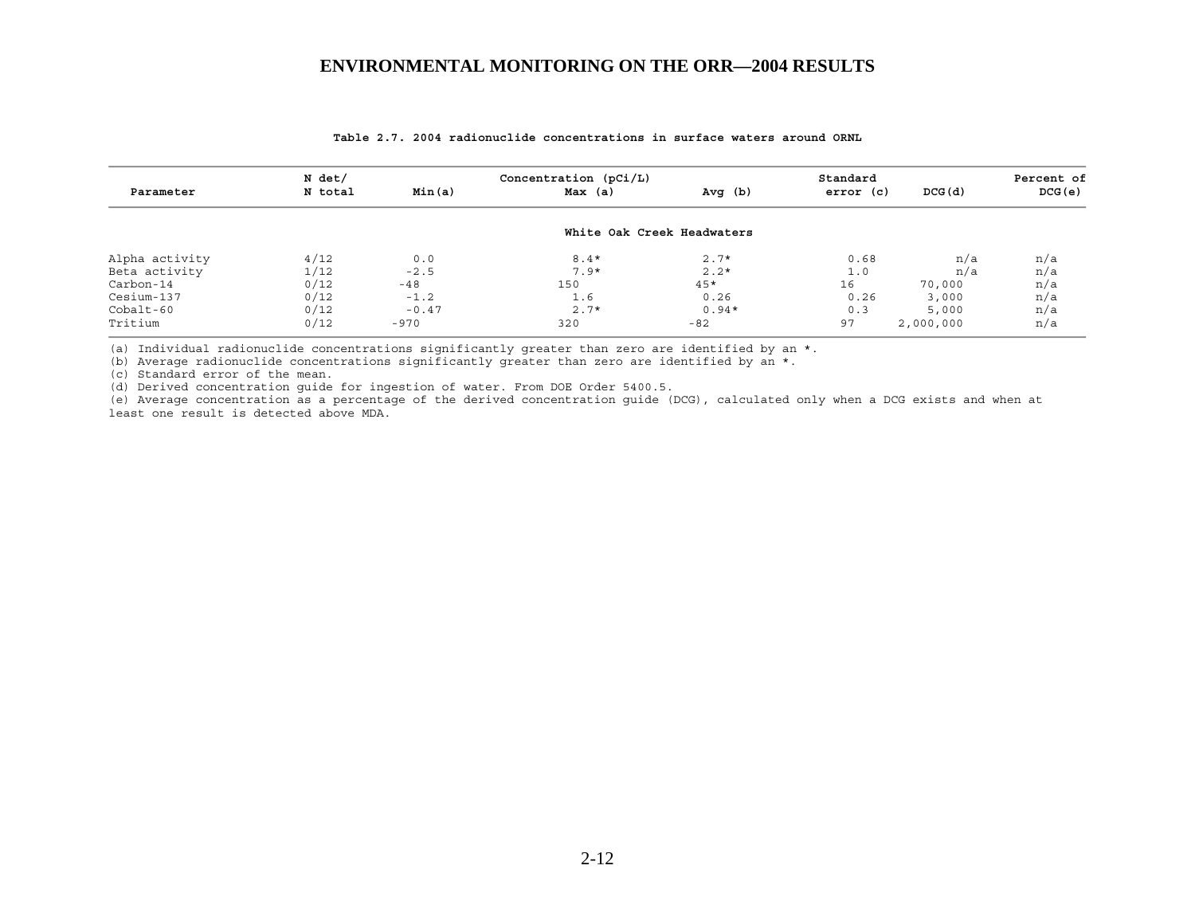# ENVIRONMENTAL MONITORING ON THE ORR—2004 RESULTS

**Table 2.7. 2004 radionuclide concentrations in surface waters around ORNL**

| Parameter | N det/ N total | Concentration (pCi/L) Min (a) | Max (a) | Avg (b) | Standard error (c) | DCG (d) | Percent of DCG (e) |
|---|---|---|---|---|---|---|---|
| | | | White Oak Creek Headwaters | | | | |
| Alpha activity | 4/12 | 0.0 | 8.4* | 2.7* | 0.68 | n/a | n/a |
| Beta activity | 1/12 | -2.5 | 7.9* | 2.2* | 1.0 | n/a | n/a |
| Carbon-14 | 0/12 | -48 | 150 | 45* | 16 | 70,000 | n/a |
| Cesium-137 | 0/12 | -1.2 | 1.6 | 0.26 | 0.26 | 3,000 | n/a |
| Cobalt-60 | 0/12 | -0.47 | 2.7* | 0.94* | 0.3 | 5,000 | n/a |
| Tritium | 0/12 | -970 | 320 | -82 | 97 | 2,000,000 | n/a |

(a) Individual radionuclide concentrations significantly greater than zero are identified by an *.
(b) Average radionuclide concentrations significantly greater than zero are identified by an *.
(c) Standard error of the mean.
(d) Derived concentration guide for ingestion of water. From DOE Order 5400.5.
(e) Average concentration as a percentage of the derived concentration guide (DCG), calculated only when a DCG exists and when at least one result is detected above MDA.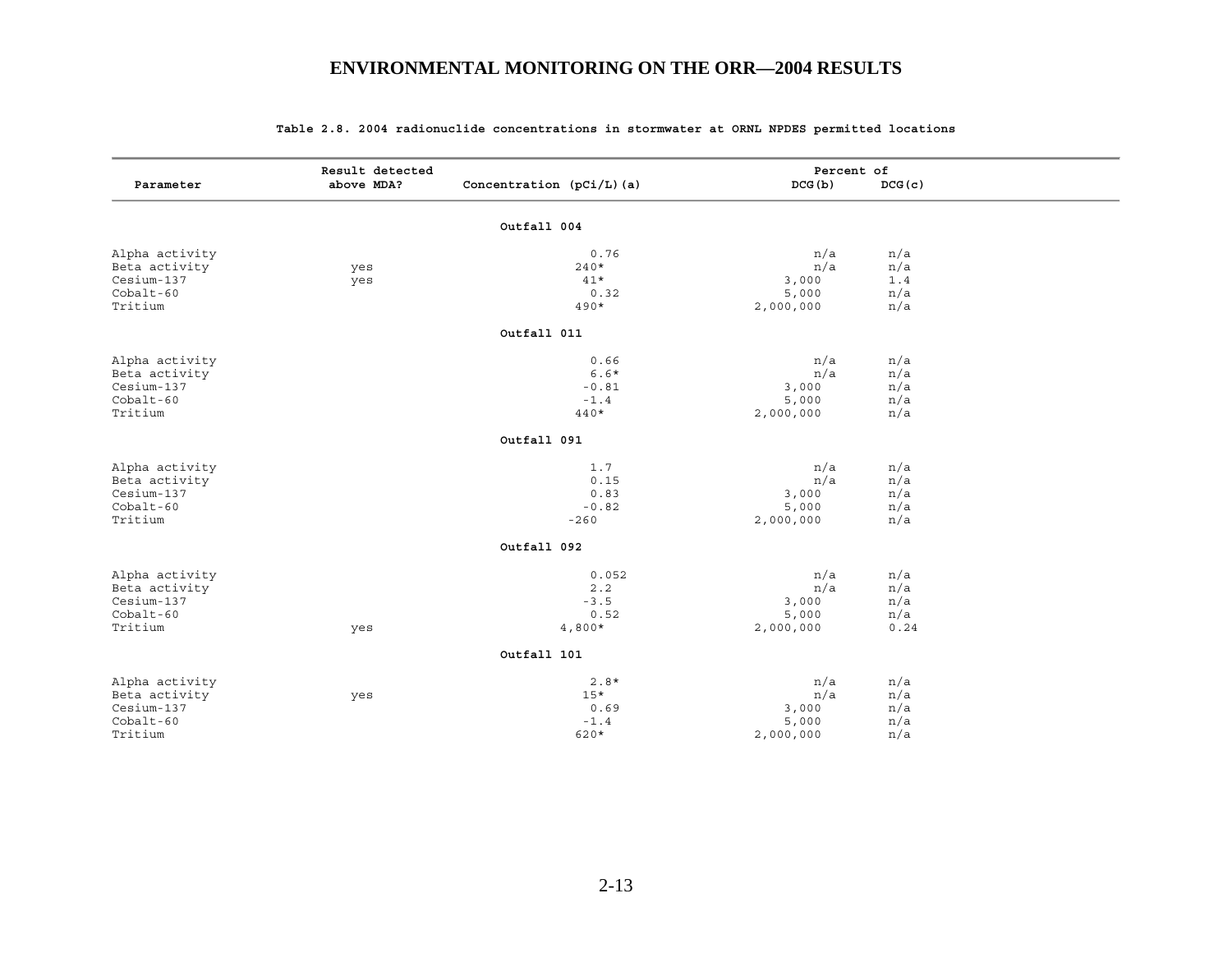**Table 2.8. 2004 radionuclide concentrations in stormwater at ORNL NPDES permitted locations**

| Parameter | Result detected above MDA? | Concentration (pCi/L)(a) | Percent of DCG(b) | Percent of DCG(c) |
|---|---|---|---|---|
| | | **Outfall 004** | | |
| Alpha activity | | 0.76 | n/a | n/a |
| Beta activity | yes | 240* | n/a | n/a |
| Cesium-137 | yes | 41* | 3,000 | 1.4 |
| Cobalt-60 | | 0.32 | 5,000 | n/a |
| Tritium | | 490* | 2,000,000 | n/a |
| | | **Outfall 011** | | |
| Alpha activity | | 0.66 | n/a | n/a |
| Beta activity | | 6.6* | n/a | n/a |
| Cesium-137 | | -0.81 | 3,000 | n/a |
| Cobalt-60 | | -1.4 | 5,000 | n/a |
| Tritium | | 440* | 2,000,000 | n/a |
| | | **Outfall 091** | | |
| Alpha activity | | 1.7 | n/a | n/a |
| Beta activity | | 0.15 | n/a | n/a |
| Cesium-137 | | 0.83 | 3,000 | n/a |
| Cobalt-60 | | -0.82 | 5,000 | n/a |
| Tritium | | -260 | 2,000,000 | n/a |
| | | **Outfall 092** | | |
| Alpha activity | | 0.052 | n/a | n/a |
| Beta activity | | 2.2 | n/a | n/a |
| Cesium-137 | | -3.5 | 3,000 | n/a |
| Cobalt-60 | | 0.52 | 5,000 | n/a |
| Tritium | yes | 4,800* | 2,000,000 | 0.24 |
| | | **Outfall 101** | | |
| Alpha activity | | 2.8* | n/a | n/a |
| Beta activity | yes | 15* | n/a | n/a |
| Cesium-137 | | 0.69 | 3,000 | n/a |
| Cobalt-60 | | -1.4 | 5,000 | n/a |
| Tritium | | 620* | 2,000,000 | n/a |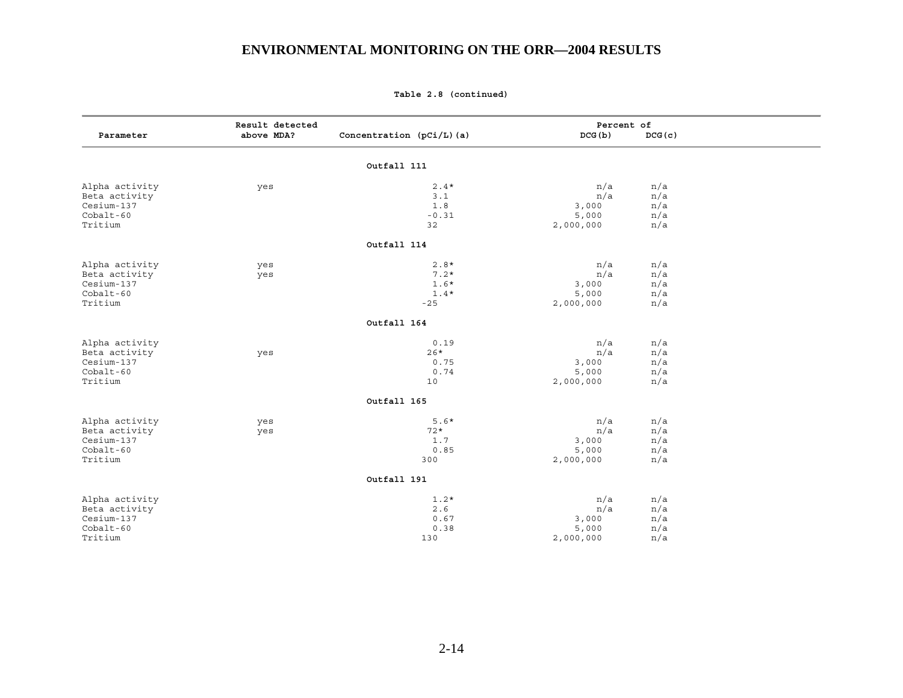# ENVIRONMENTAL MONITORING ON THE ORR—2004 RESULTS

**Table 2.8 (continued)**

| Parameter | Result detected above MDA? | Concentration (pCi/L)(a) | Percent of DCG(b) | Percent of DCG(c) |
|---|---|---|---|---|
| **Outfall 111** | | | | |
| Alpha activity | yes | 2.4* | n/a | n/a |
| Beta activity | | 3.1 | n/a | n/a |
| Cesium-137 | | 1.8 | 3,000 | n/a |
| Cobalt-60 | | -0.31 | 5,000 | n/a |
| Tritium | | 32 | 2,000,000 | n/a |
| **Outfall 114** | | | | |
| Alpha activity | yes | 2.8* | n/a | n/a |
| Beta activity | yes | 7.2* | n/a | n/a |
| Cesium-137 | | 1.6* | 3,000 | n/a |
| Cobalt-60 | | 1.4* | 5,000 | n/a |
| Tritium | | -25 | 2,000,000 | n/a |
| **Outfall 164** | | | | |
| Alpha activity | | 0.19 | n/a | n/a |
| Beta activity | yes | 26* | n/a | n/a |
| Cesium-137 | | 0.75 | 3,000 | n/a |
| Cobalt-60 | | 0.74 | 5,000 | n/a |
| Tritium | | 10 | 2,000,000 | n/a |
| **Outfall 165** | | | | |
| Alpha activity | yes | 5.6* | n/a | n/a |
| Beta activity | yes | 72* | n/a | n/a |
| Cesium-137 | | 1.7 | 3,000 | n/a |
| Cobalt-60 | | 0.85 | 5,000 | n/a |
| Tritium | | 300 | 2,000,000 | n/a |
| **Outfall 191** | | | | |
| Alpha activity | | 1.2* | n/a | n/a |
| Beta activity | | 2.6 | n/a | n/a |
| Cesium-137 | | 0.67 | 3,000 | n/a |
| Cobalt-60 | | 0.38 | 5,000 | n/a |
| Tritium | | 130 | 2,000,000 | n/a |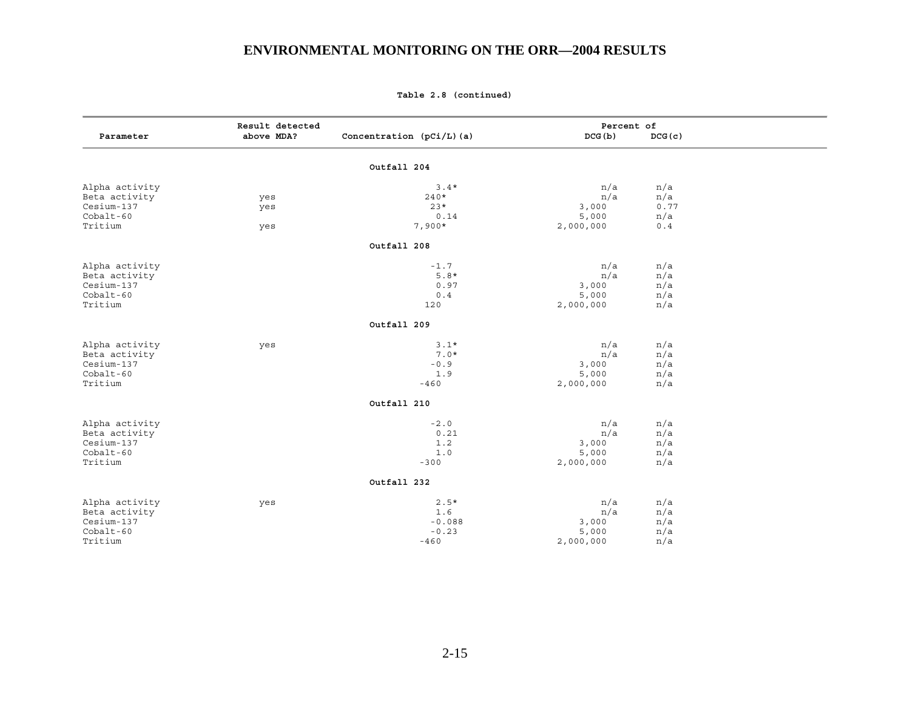**Table 2.8 (continued)**

| Parameter | Result detected above MDA? | Concentration (pCi/L)(a) | Percent of DCG(b) | Percent of DCG(c) |
|---|---|---|---|---|
| | | **Outfall 204** | | |
| Alpha activity | | 3.4* | n/a | n/a |
| Beta activity | yes | 240* | n/a | n/a |
| Cesium-137 | yes | 23* | 3,000 | 0.77 |
| Cobalt-60 | | 0.14 | 5,000 | n/a |
| Tritium | yes | 7,900* | 2,000,000 | 0.4 |
| | | **Outfall 208** | | |
| Alpha activity | | -1.7 | n/a | n/a |
| Beta activity | | 5.8* | n/a | n/a |
| Cesium-137 | | 0.97 | 3,000 | n/a |
| Cobalt-60 | | 0.4 | 5,000 | n/a |
| Tritium | | 120 | 2,000,000 | n/a |
| | | **Outfall 209** | | |
| Alpha activity | yes | 3.1* | n/a | n/a |
| Beta activity | | 7.0* | n/a | n/a |
| Cesium-137 | | -0.9 | 3,000 | n/a |
| Cobalt-60 | | 1.9 | 5,000 | n/a |
| Tritium | | -460 | 2,000,000 | n/a |
| | | **Outfall 210** | | |
| Alpha activity | | -2.0 | n/a | n/a |
| Beta activity | | 0.21 | n/a | n/a |
| Cesium-137 | | 1.2 | 3,000 | n/a |
| Cobalt-60 | | 1.0 | 5,000 | n/a |
| Tritium | | -300 | 2,000,000 | n/a |
| | | **Outfall 232** | | |
| Alpha activity | yes | 2.5* | n/a | n/a |
| Beta activity | | 1.6 | n/a | n/a |
| Cesium-137 | | -0.088 | 3,000 | n/a |
| Cobalt-60 | | -0.23 | 5,000 | n/a |
| Tritium | | -460 | 2,000,000 | n/a |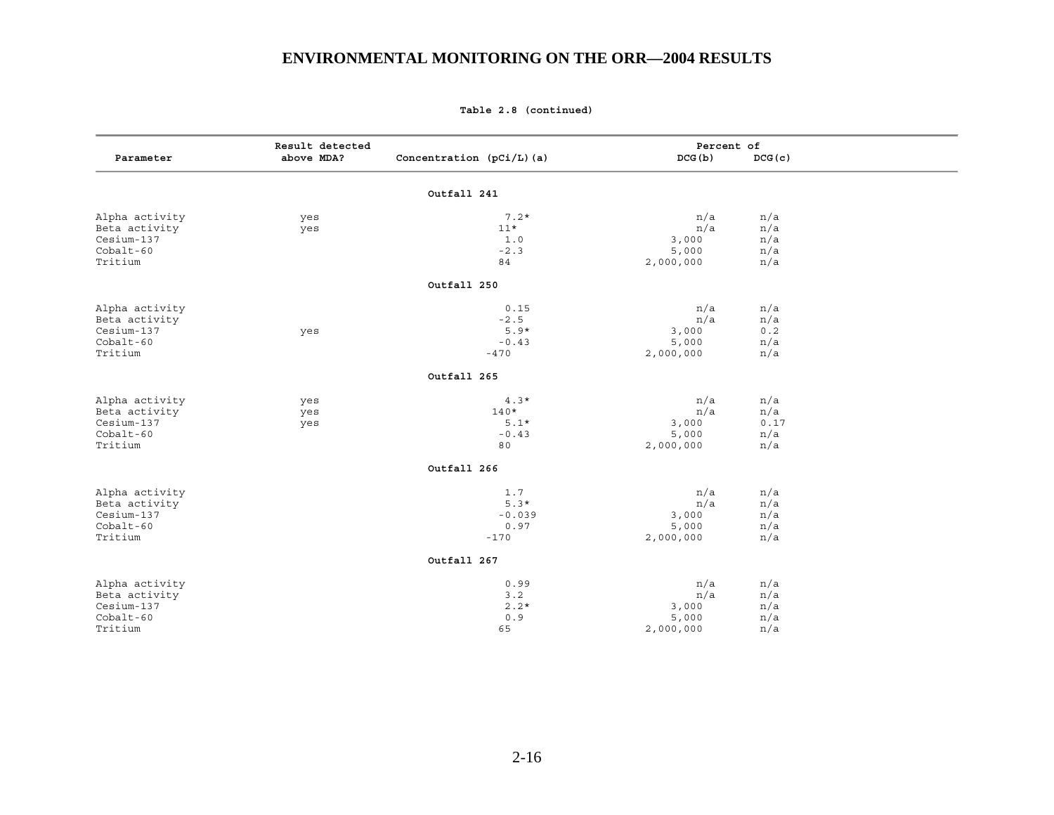Table 2.8 (continued)

| Parameter | Result detected above MDA? | Concentration (pCi/L)(a) | Percent of DCG(b) | DCG(c) |
|---|---|---|---|---|
| | | **Outfall 241** | | |
| Alpha activity | yes | 7.2* | n/a | n/a |
| Beta activity | yes | 11* | n/a | n/a |
| Cesium-137 | | 1.0 | 3,000 | n/a |
| Cobalt-60 | | -2.3 | 5,000 | n/a |
| Tritium | | 84 | 2,000,000 | n/a |
| | | **Outfall 250** | | |
| Alpha activity | | 0.15 | n/a | n/a |
| Beta activity | | -2.5 | n/a | n/a |
| Cesium-137 | yes | 5.9* | 3,000 | 0.2 |
| Cobalt-60 | | -0.43 | 5,000 | n/a |
| Tritium | | -470 | 2,000,000 | n/a |
| | | **Outfall 265** | | |
| Alpha activity | yes | 4.3* | n/a | n/a |
| Beta activity | yes | 140* | n/a | n/a |
| Cesium-137 | yes | 5.1* | 3,000 | 0.17 |
| Cobalt-60 | | -0.43 | 5,000 | n/a |
| Tritium | | 80 | 2,000,000 | n/a |
| | | **Outfall 266** | | |
| Alpha activity | | 1.7 | n/a | n/a |
| Beta activity | | 5.3* | n/a | n/a |
| Cesium-137 | | -0.039 | 3,000 | n/a |
| Cobalt-60 | | 0.97 | 5,000 | n/a |
| Tritium | | -170 | 2,000,000 | n/a |
| | | **Outfall 267** | | |
| Alpha activity | | 0.99 | n/a | n/a |
| Beta activity | | 3.2 | n/a | n/a |
| Cesium-137 | | 2.2* | 3,000 | n/a |
| Cobalt-60 | | 0.9 | 5,000 | n/a |
| Tritium | | 65 | 2,000,000 | n/a |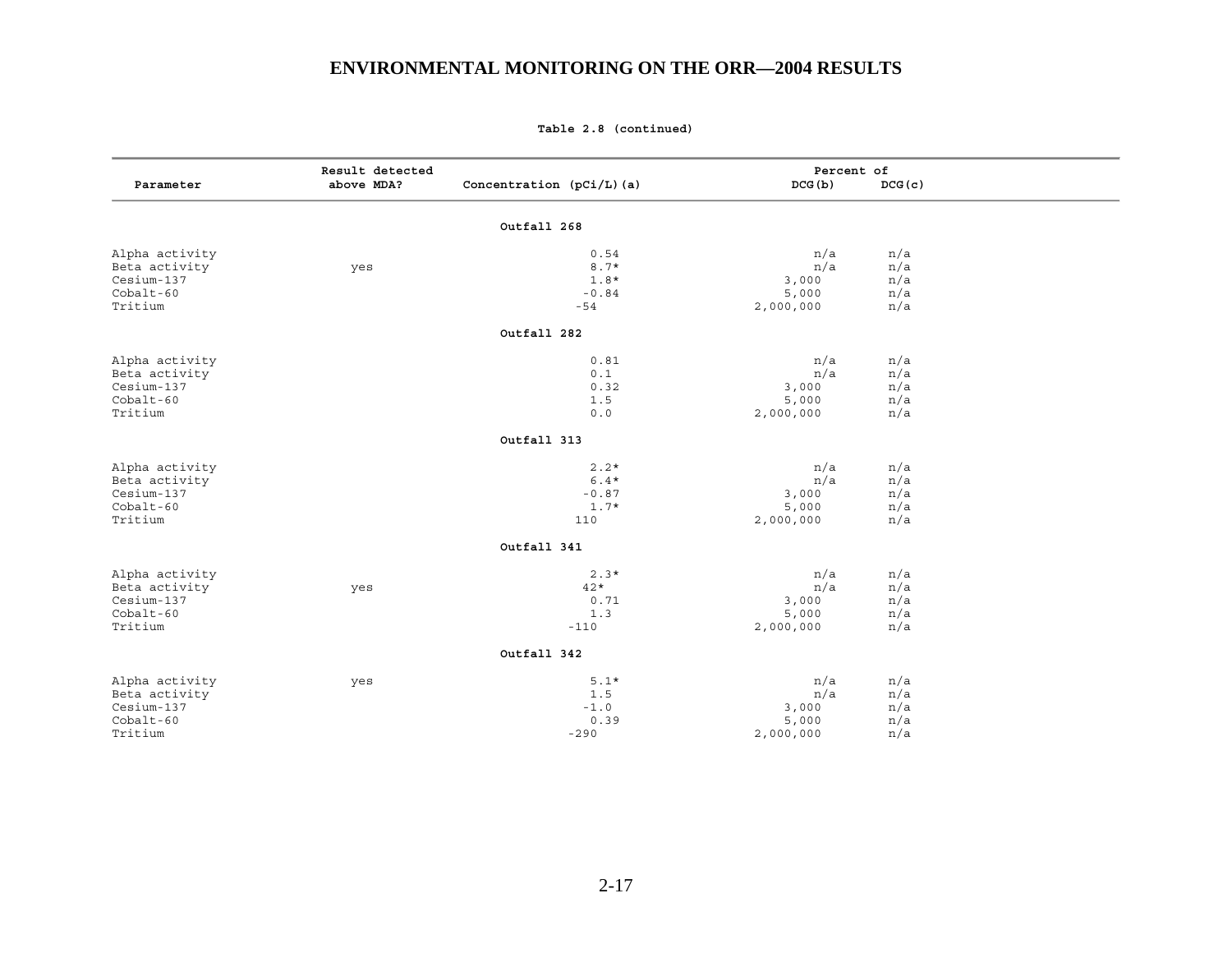**Table 2.8 (continued)**

| Parameter | Result detected above MDA? | Concentration (pCi/L)(a) | Percent of DCG(b) | Percent of DCG(c) |
|---|---|---|---|---|
| | | **Outfall 268** | | |
| Alpha activity | | 0.54 | n/a | n/a |
| Beta activity | yes | 8.7* | n/a | n/a |
| Cesium-137 | | 1.8* | 3,000 | n/a |
| Cobalt-60 | | -0.84 | 5,000 | n/a |
| Tritium | | -54 | 2,000,000 | n/a |
| | | **Outfall 282** | | |
| Alpha activity | | 0.81 | n/a | n/a |
| Beta activity | | 0.1 | n/a | n/a |
| Cesium-137 | | 0.32 | 3,000 | n/a |
| Cobalt-60 | | 1.5 | 5,000 | n/a |
| Tritium | | 0.0 | 2,000,000 | n/a |
| | | **Outfall 313** | | |
| Alpha activity | | 2.2* | n/a | n/a |
| Beta activity | | 6.4* | n/a | n/a |
| Cesium-137 | | -0.87 | 3,000 | n/a |
| Cobalt-60 | | 1.7* | 5,000 | n/a |
| Tritium | | 110 | 2,000,000 | n/a |
| | | **Outfall 341** | | |
| Alpha activity | | 2.3* | n/a | n/a |
| Beta activity | yes | 42* | n/a | n/a |
| Cesium-137 | | 0.71 | 3,000 | n/a |
| Cobalt-60 | | 1.3 | 5,000 | n/a |
| Tritium | | -110 | 2,000,000 | n/a |
| | | **Outfall 342** | | |
| Alpha activity | yes | 5.1* | n/a | n/a |
| Beta activity | | 1.5 | n/a | n/a |
| Cesium-137 | | -1.0 | 3,000 | n/a |
| Cobalt-60 | | 0.39 | 5,000 | n/a |
| Tritium | | -290 | 2,000,000 | n/a |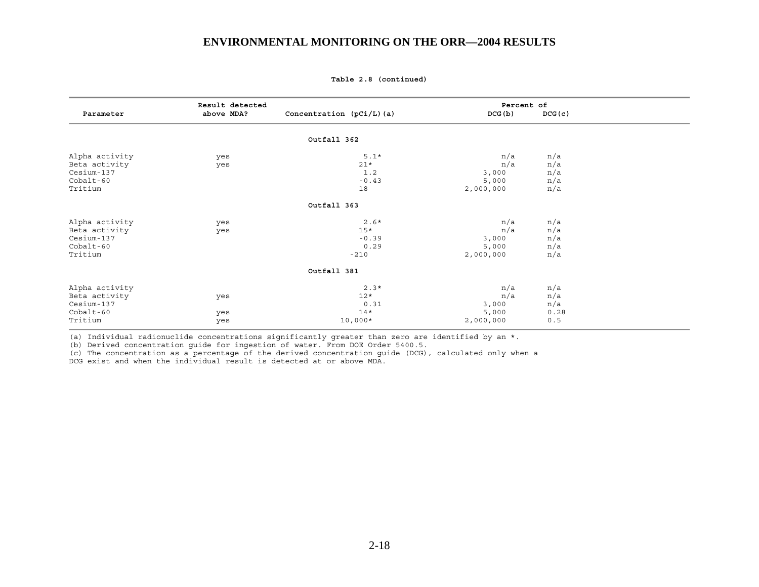**Table 2.8 (continued)**

| Parameter | Result detected above MDA? | Concentration (pCi/L)(a) | Percent of DCG(b) | DCG(c) |
|---|---|---|---|---|
| | | **Outfall 362** | | |
| Alpha activity | yes | 5.1* | n/a | n/a |
| Beta activity | yes | 21* | n/a | n/a |
| Cesium-137 | | 1.2 | 3,000 | n/a |
| Cobalt-60 | | -0.43 | 5,000 | n/a |
| Tritium | | 18 | 2,000,000 | n/a |
| | | **Outfall 363** | | |
| Alpha activity | yes | 2.6* | n/a | n/a |
| Beta activity | yes | 15* | n/a | n/a |
| Cesium-137 | | -0.39 | 3,000 | n/a |
| Cobalt-60 | | 0.29 | 5,000 | n/a |
| Tritium | | -210 | 2,000,000 | n/a |
| | | **Outfall 381** | | |
| Alpha activity | | 2.3* | n/a | n/a |
| Beta activity | yes | 12* | n/a | n/a |
| Cesium-137 | | 0.31 | 3,000 | n/a |
| Cobalt-60 | yes | 14* | 5,000 | 0.28 |
| Tritium | yes | 10,000* | 2,000,000 | 0.5 |

(a) Individual radionuclide concentrations significantly greater than zero are identified by an *.
(b) Derived concentration guide for ingestion of water. From DOE Order 5400.5.
(c) The concentration as a percentage of the derived concentration guide (DCG), calculated only when a DCG exist and when the individual result is detected at or above MDA.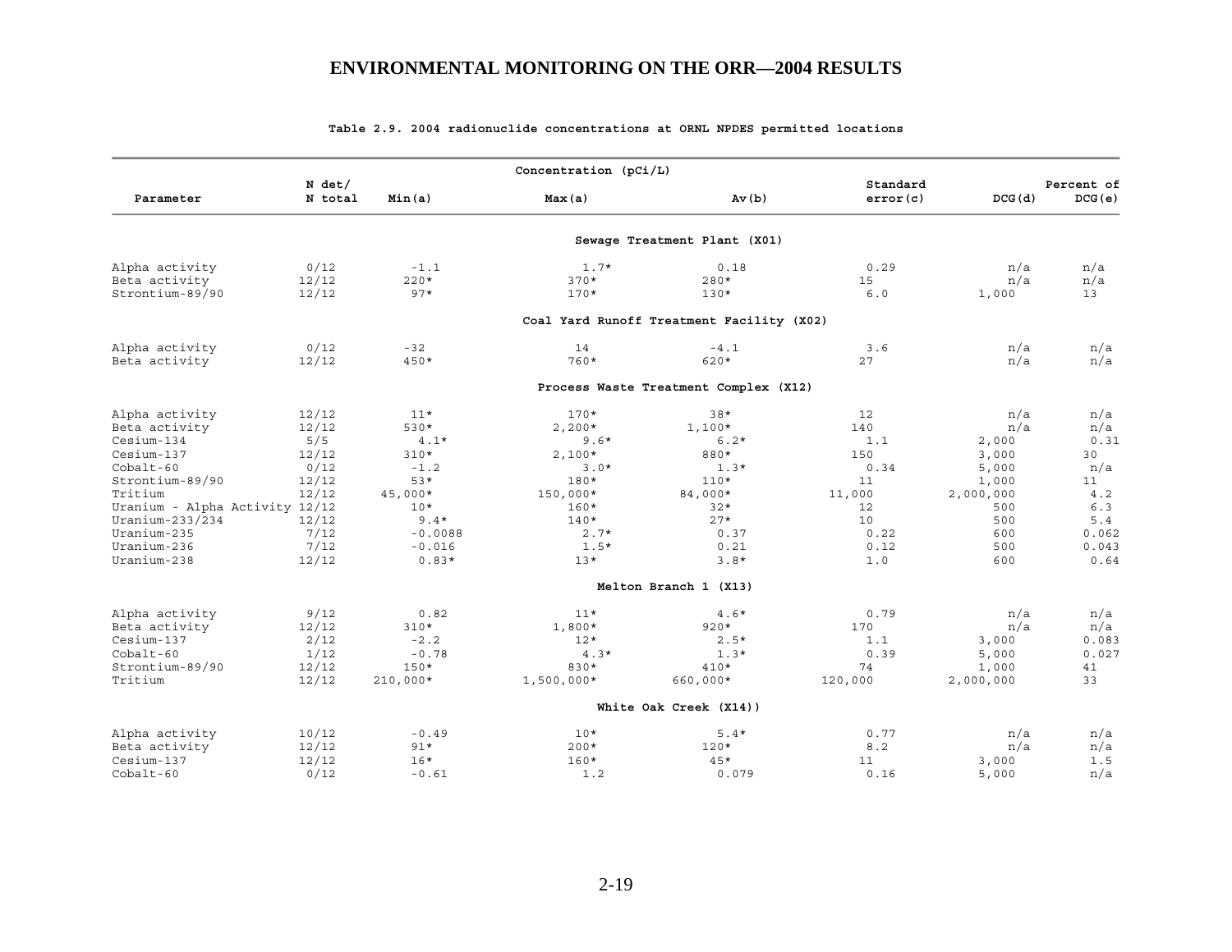**Table 2.9. 2004 radionuclide concentrations at ORNL NPDES permitted locations**

| Parameter | N det/ N total | Concentration (pCi/L) Min(a) | Max(a) | Av(b) | Standard error(c) | DCG(d) | Percent of DCG(e) |
|---|---|---|---|---|---|---|---|
| **Sewage Treatment Plant (X01)** | | | | | | | |
| Alpha activity | 0/12 | -1.1 | 1.7* | 0.18 | 0.29 | n/a | n/a |
| Beta activity | 12/12 | 220* | 370* | 280* | 15 | n/a | n/a |
| Strontium-89/90 | 12/12 | 97* | 170* | 130* | 6.0 | 1,000 | 13 |
| **Coal Yard Runoff Treatment Facility (X02)** | | | | | | | |
| Alpha activity | 0/12 | -32 | 14 | -4.1 | 3.6 | n/a | n/a |
| Beta activity | 12/12 | 450* | 760* | 620* | 27 | n/a | n/a |
| **Process Waste Treatment Complex (X12)** | | | | | | | |
| Alpha activity | 12/12 | 11* | 170* | 38* | 12 | n/a | n/a |
| Beta activity | 12/12 | 530* | 2,200* | 1,100* | 140 | n/a | n/a |
| Cesium-134 | 5/5 | 4.1* | 9.6* | 6.2* | 1.1 | 2,000 | 0.31 |
| Cesium-137 | 12/12 | 310* | 2,100* | 880* | 150 | 3,000 | 30 |
| Cobalt-60 | 0/12 | -1.2 | 3.0* | 1.3* | 0.34 | 5,000 | n/a |
| Strontium-89/90 | 12/12 | 53* | 180* | 110* | 11 | 1,000 | 11 |
| Tritium | 12/12 | 45,000* | 150,000* | 84,000* | 11,000 | 2,000,000 | 4.2 |
| Uranium - Alpha Activity | 12/12 | 10* | 160* | 32* | 12 | 500 | 6.3 |
| Uranium-233/234 | 12/12 | 9.4* | 140* | 27* | 10 | 500 | 5.4 |
| Uranium-235 | 7/12 | -0.0088 | 2.7* | 0.37 | 0.22 | 600 | 0.062 |
| Uranium-236 | 7/12 | -0.016 | 1.5* | 0.21 | 0.12 | 500 | 0.043 |
| Uranium-238 | 12/12 | 0.83* | 13* | 3.8* | 1.0 | 600 | 0.64 |
| **Melton Branch 1 (X13)** | | | | | | | |
| Alpha activity | 9/12 | 0.82 | 11* | 4.6* | 0.79 | n/a | n/a |
| Beta activity | 12/12 | 310* | 1,800* | 920* | 170 | n/a | n/a |
| Cesium-137 | 2/12 | -2.2 | 12* | 2.5* | 1.1 | 3,000 | 0.083 |
| Cobalt-60 | 1/12 | -0.78 | 4.3* | 1.3* | 0.39 | 5,000 | 0.027 |
| Strontium-89/90 | 12/12 | 150* | 830* | 410* | 74 | 1,000 | 41 |
| Tritium | 12/12 | 210,000* | 1,500,000* | 660,000* | 120,000 | 2,000,000 | 33 |
| **White Oak Creek (X14))** | | | | | | | |
| Alpha activity | 10/12 | -0.49 | 10* | 5.4* | 0.77 | n/a | n/a |
| Beta activity | 12/12 | 91* | 200* | 120* | 8.2 | n/a | n/a |
| Cesium-137 | 12/12 | 16* | 160* | 45* | 11 | 3,000 | 1.5 |
| Cobalt-60 | 0/12 | -0.61 | 1.2 | 0.079 | 0.16 | 5,000 | n/a |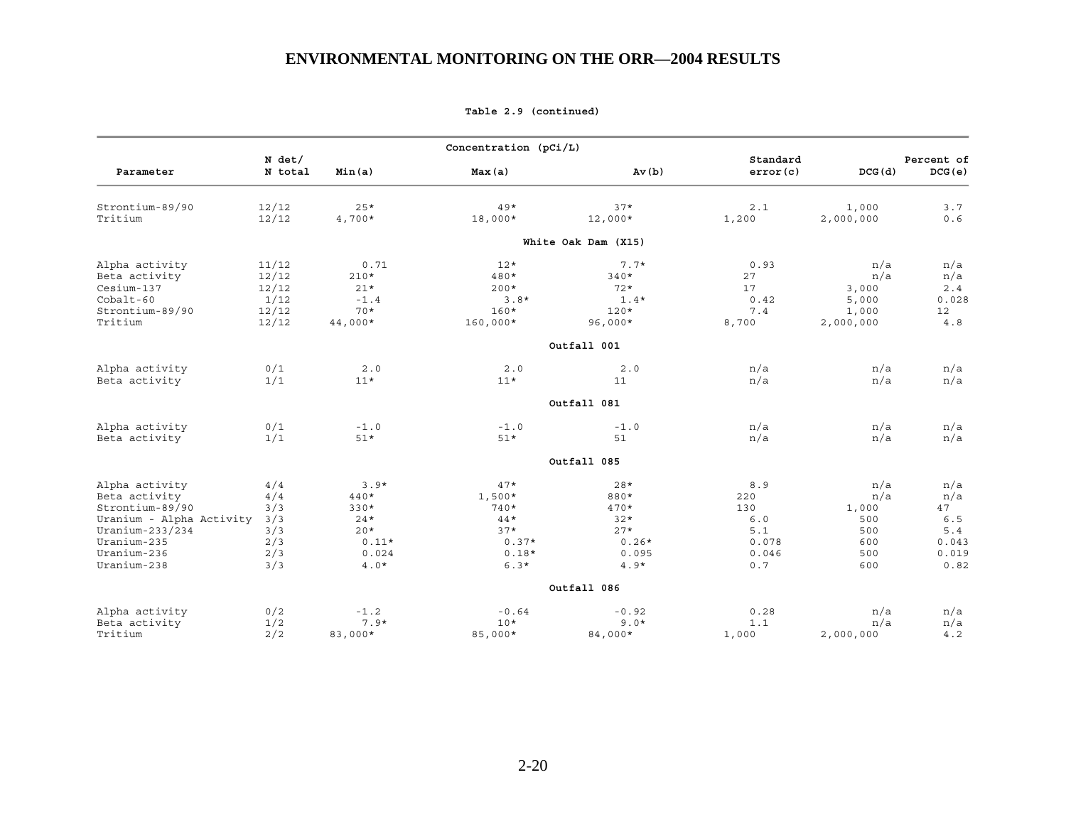# ENVIRONMENTAL MONITORING ON THE ORR—2004 RESULTS

**Table 2.9 (continued)**

| Parameter | N det/ N total | Concentration (pCi/L) Min(a) | Max(a) | Av(b) | Standard error(c) | DCG(d) | Percent of DCG(e) |
|---|---|---|---|---|---|---|---|
| Strontium-89/90 | 12/12 | 25* | 49* | 37* | 2.1 | 1,000 | 3.7 |
| Tritium | 12/12 | 4,700* | 18,000* | 12,000* | 1,200 | 2,000,000 | 0.6 |
| **White Oak Dam (X15)** | | | | | | | |
| Alpha activity | 11/12 | 0.71 | 12* | 7.7* | 0.93 | n/a | n/a |
| Beta activity | 12/12 | 210* | 480* | 340* | 27 | n/a | n/a |
| Cesium-137 | 12/12 | 21* | 200* | 72* | 17 | 3,000 | 2.4 |
| Cobalt-60 | 1/12 | -1.4 | 3.8* | 1.4* | 0.42 | 5,000 | 0.028 |
| Strontium-89/90 | 12/12 | 70* | 160* | 120* | 7.4 | 1,000 | 12 |
| Tritium | 12/12 | 44,000* | 160,000* | 96,000* | 8,700 | 2,000,000 | 4.8 |
| **Outfall 001** | | | | | | | |
| Alpha activity | 0/1 | 2.0 | 2.0 | 2.0 | n/a | n/a | n/a |
| Beta activity | 1/1 | 11* | 11* | 11 | n/a | n/a | n/a |
| **Outfall 081** | | | | | | | |
| Alpha activity | 0/1 | -1.0 | -1.0 | -1.0 | n/a | n/a | n/a |
| Beta activity | 1/1 | 51* | 51* | 51 | n/a | n/a | n/a |
| **Outfall 085** | | | | | | | |
| Alpha activity | 4/4 | 3.9* | 47* | 28* | 8.9 | n/a | n/a |
| Beta activity | 4/4 | 440* | 1,500* | 880* | 220 | n/a | n/a |
| Strontium-89/90 | 3/3 | 330* | 740* | 470* | 130 | 1,000 | 47 |
| Uranium - Alpha Activity | 3/3 | 24* | 44* | 32* | 6.0 | 500 | 6.5 |
| Uranium-233/234 | 3/3 | 20* | 37* | 27* | 5.1 | 500 | 5.4 |
| Uranium-235 | 2/3 | 0.11* | 0.37* | 0.26* | 0.078 | 600 | 0.043 |
| Uranium-236 | 2/3 | 0.024 | 0.18* | 0.095 | 0.046 | 500 | 0.019 |
| Uranium-238 | 3/3 | 4.0* | 6.3* | 4.9* | 0.7 | 600 | 0.82 |
| **Outfall 086** | | | | | | | |
| Alpha activity | 0/2 | -1.2 | -0.64 | -0.92 | 0.28 | n/a | n/a |
| Beta activity | 1/2 | 7.9* | 10* | 9.0* | 1.1 | n/a | n/a |
| Tritium | 2/2 | 83,000* | 85,000* | 84,000* | 1,000 | 2,000,000 | 4.2 |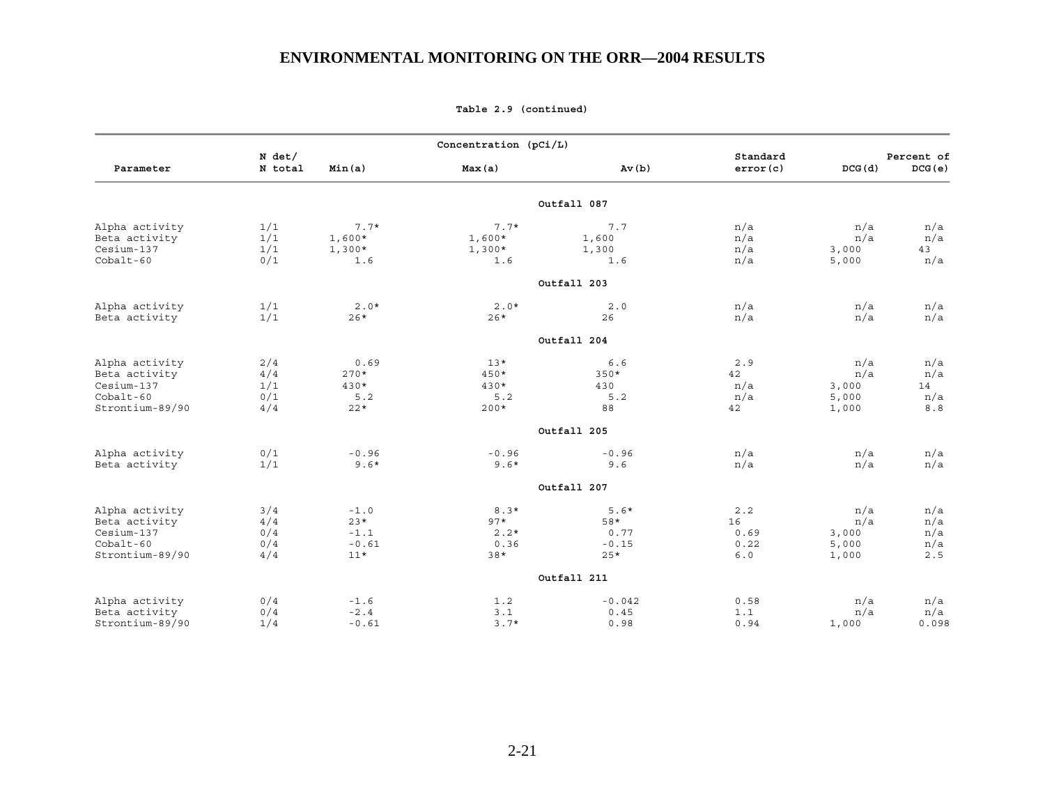**Table 2.9 (continued)**

| Parameter | N det/ N total | Concentration (pCi/L) Min(a) | Max(a) | Av(b) | Standard error(c) | DCG(d) | Percent of DCG(e) |
|---|---|---|---|---|---|---|---|
| **Outfall 087** | | | | | | | |
| Alpha activity | 1/1 | 7.7* | 7.7* | 7.7 | n/a | n/a | n/a |
| Beta activity | 1/1 | 1,600* | 1,600* | 1,600 | n/a | n/a | n/a |
| Cesium-137 | 1/1 | 1,300* | 1,300* | 1,300 | n/a | 3,000 | 43 |
| Cobalt-60 | 0/1 | 1.6 | 1.6 | 1.6 | n/a | 5,000 | n/a |
| **Outfall 203** | | | | | | | |
| Alpha activity | 1/1 | 2.0* | 2.0* | 2.0 | n/a | n/a | n/a |
| Beta activity | 1/1 | 26* | 26* | 26 | n/a | n/a | n/a |
| **Outfall 204** | | | | | | | |
| Alpha activity | 2/4 | 0.69 | 13* | 6.6 | 2.9 | n/a | n/a |
| Beta activity | 4/4 | 270* | 450* | 350* | 42 | n/a | n/a |
| Cesium-137 | 1/1 | 430* | 430* | 430 | n/a | 3,000 | 14 |
| Cobalt-60 | 0/1 | 5.2 | 5.2 | 5.2 | n/a | 5,000 | n/a |
| Strontium-89/90 | 4/4 | 22* | 200* | 88 | 42 | 1,000 | 8.8 |
| **Outfall 205** | | | | | | | |
| Alpha activity | 0/1 | -0.96 | -0.96 | -0.96 | n/a | n/a | n/a |
| Beta activity | 1/1 | 9.6* | 9.6* | 9.6 | n/a | n/a | n/a |
| **Outfall 207** | | | | | | | |
| Alpha activity | 3/4 | -1.0 | 8.3* | 5.6* | 2.2 | n/a | n/a |
| Beta activity | 4/4 | 23* | 97* | 58* | 16 | n/a | n/a |
| Cesium-137 | 0/4 | -1.1 | 2.2* | 0.77 | 0.69 | 3,000 | n/a |
| Cobalt-60 | 0/4 | -0.61 | 0.36 | -0.15 | 0.22 | 5,000 | n/a |
| Strontium-89/90 | 4/4 | 11* | 38* | 25* | 6.0 | 1,000 | 2.5 |
| **Outfall 211** | | | | | | | |
| Alpha activity | 0/4 | -1.6 | 1.2 | -0.042 | 0.58 | n/a | n/a |
| Beta activity | 0/4 | -2.4 | 3.1 | 0.45 | 1.1 | n/a | n/a |
| Strontium-89/90 | 1/4 | -0.61 | 3.7* | 0.98 | 0.94 | 1,000 | 0.098 |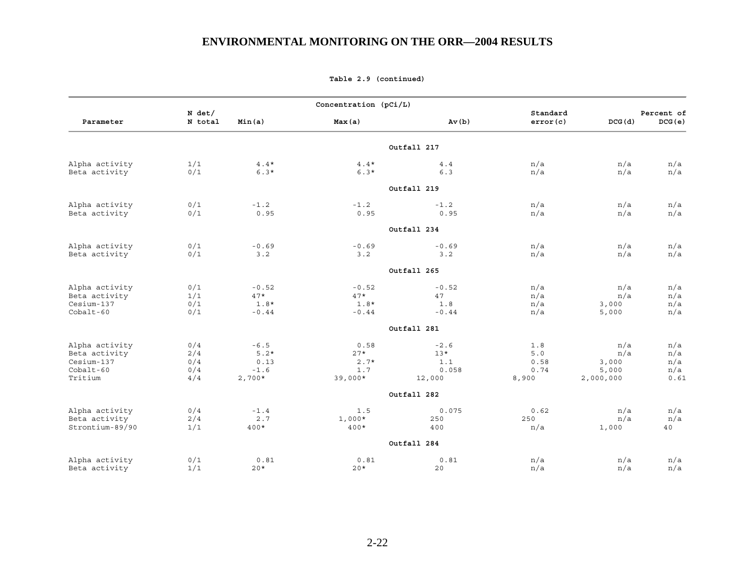## ENVIRONMENTAL MONITORING ON THE ORR—2004 RESULTS

**Table 2.9 (continued)**

| Parameter | N det/ N total | Min(a) | Max(a) | Av(b) | Standard error(c) | DCG(d) | Percent of DCG(e) |
|---|---|---|---|---|---|---|---|
| | | Concentration (pCi/L) | | | | | |
| **Outfall 217** | | | | | | | |
| Alpha activity | 1/1 | 4.4* | 4.4* | 4.4 | n/a | n/a | n/a |
| Beta activity | 0/1 | 6.3* | 6.3* | 6.3 | n/a | n/a | n/a |
| **Outfall 219** | | | | | | | |
| Alpha activity | 0/1 | -1.2 | -1.2 | -1.2 | n/a | n/a | n/a |
| Beta activity | 0/1 | 0.95 | 0.95 | 0.95 | n/a | n/a | n/a |
| **Outfall 234** | | | | | | | |
| Alpha activity | 0/1 | -0.69 | -0.69 | -0.69 | n/a | n/a | n/a |
| Beta activity | 0/1 | 3.2 | 3.2 | 3.2 | n/a | n/a | n/a |
| **Outfall 265** | | | | | | | |
| Alpha activity | 0/1 | -0.52 | -0.52 | -0.52 | n/a | n/a | n/a |
| Beta activity | 1/1 | 47* | 47* | 47 | n/a | n/a | n/a |
| Cesium-137 | 0/1 | 1.8* | 1.8* | 1.8 | n/a | 3,000 | n/a |
| Cobalt-60 | 0/1 | -0.44 | -0.44 | -0.44 | n/a | 5,000 | n/a |
| **Outfall 281** | | | | | | | |
| Alpha activity | 0/4 | -6.5 | 0.58 | -2.6 | 1.8 | n/a | n/a |
| Beta activity | 2/4 | 5.2* | 27* | 13* | 5.0 | n/a | n/a |
| Cesium-137 | 0/4 | 0.13 | 2.7* | 1.1 | 0.58 | 3,000 | n/a |
| Cobalt-60 | 0/4 | -1.6 | 1.7 | 0.058 | 0.74 | 5,000 | n/a |
| Tritium | 4/4 | 2,700* | 39,000* | 12,000 | 8,900 | 2,000,000 | 0.61 |
| **Outfall 282** | | | | | | | |
| Alpha activity | 0/4 | -1.4 | 1.5 | 0.075 | 0.62 | n/a | n/a |
| Beta activity | 2/4 | 2.7 | 1,000* | 250 | 250 | n/a | n/a |
| Strontium-89/90 | 1/1 | 400* | 400* | 400 | n/a | 1,000 | 40 |
| **Outfall 284** | | | | | | | |
| Alpha activity | 0/1 | 0.81 | 0.81 | 0.81 | n/a | n/a | n/a |
| Beta activity | 1/1 | 20* | 20* | 20 | n/a | n/a | n/a |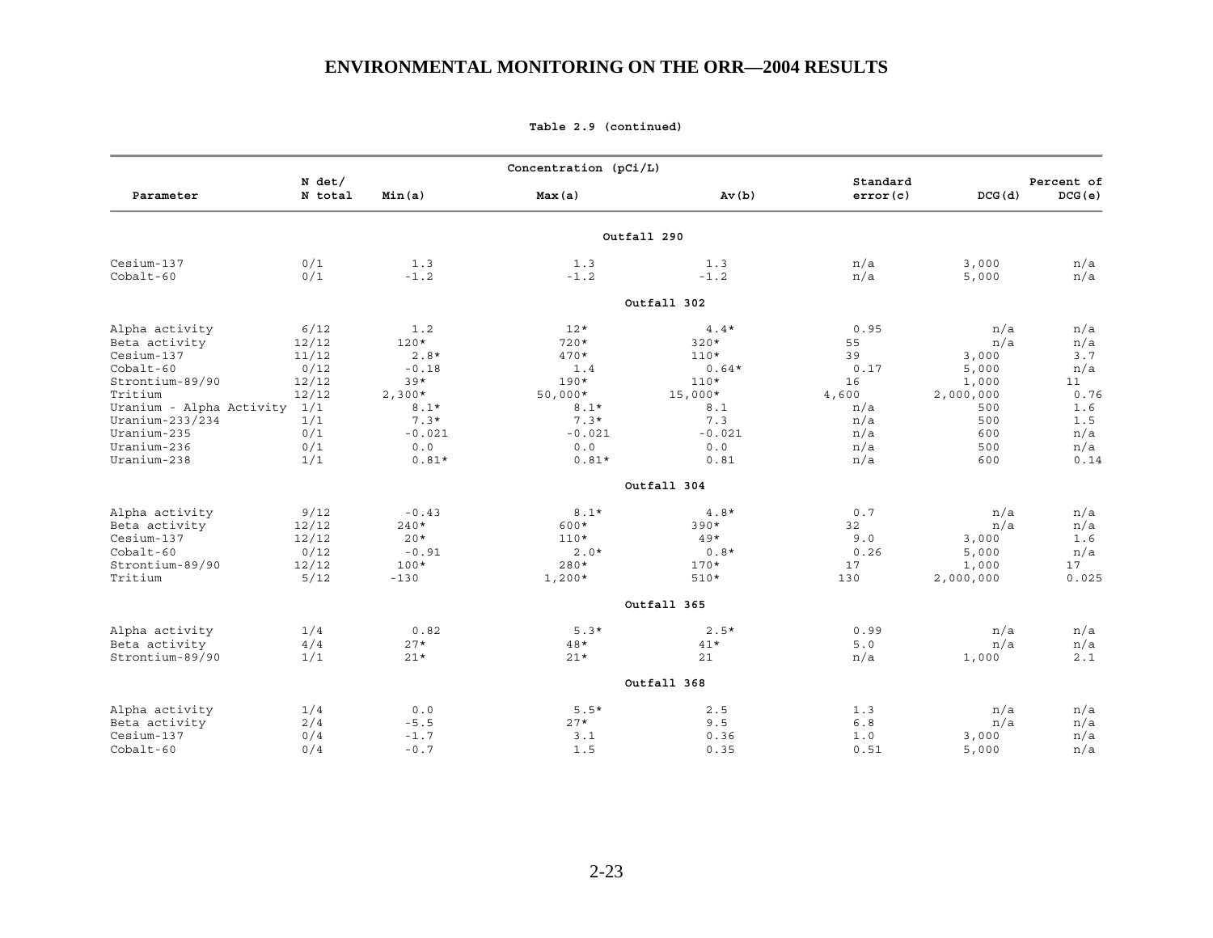**Table 2.9 (continued)**

| Parameter | N det/ N total | Concentration (pCi/L) Min(a) | Max(a) | Av(b) | Standard error(c) | DCG(d) | Percent of DCG(e) |
|---|---|---|---|---|---|---|---|
| **Outfall 290** | | | | | | | |
| Cesium-137 | 0/1 | 1.3 | 1.3 | 1.3 | n/a | 3,000 | n/a |
| Cobalt-60 | 0/1 | -1.2 | -1.2 | -1.2 | n/a | 5,000 | n/a |
| **Outfall 302** | | | | | | | |
| Alpha activity | 6/12 | 1.2 | 12* | 4.4* | 0.95 | n/a | n/a |
| Beta activity | 12/12 | 120* | 720* | 320* | 55 | n/a | n/a |
| Cesium-137 | 11/12 | 2.8* | 470* | 110* | 39 | 3,000 | 3.7 |
| Cobalt-60 | 0/12 | -0.18 | 1.4 | 0.64* | 0.17 | 5,000 | n/a |
| Strontium-89/90 | 12/12 | 39* | 190* | 110* | 16 | 1,000 | 11 |
| Tritium | 12/12 | 2,300* | 50,000* | 15,000* | 4,600 | 2,000,000 | 0.76 |
| Uranium - Alpha Activity | 1/1 | 8.1* | 8.1* | 8.1 | n/a | 500 | 1.6 |
| Uranium-233/234 | 1/1 | 7.3* | 7.3* | 7.3 | n/a | 500 | 1.5 |
| Uranium-235 | 0/1 | -0.021 | -0.021 | -0.021 | n/a | 600 | n/a |
| Uranium-236 | 0/1 | 0.0 | 0.0 | 0.0 | n/a | 500 | n/a |
| Uranium-238 | 1/1 | 0.81* | 0.81* | 0.81 | n/a | 600 | 0.14 |
| **Outfall 304** | | | | | | | |
| Alpha activity | 9/12 | -0.43 | 8.1* | 4.8* | 0.7 | n/a | n/a |
| Beta activity | 12/12 | 240* | 600* | 390* | 32 | n/a | n/a |
| Cesium-137 | 12/12 | 20* | 110* | 49* | 9.0 | 3,000 | 1.6 |
| Cobalt-60 | 0/12 | -0.91 | 2.0* | 0.8* | 0.26 | 5,000 | n/a |
| Strontium-89/90 | 12/12 | 100* | 280* | 170* | 17 | 1,000 | 17 |
| Tritium | 5/12 | -130 | 1,200* | 510* | 130 | 2,000,000 | 0.025 |
| **Outfall 365** | | | | | | | |
| Alpha activity | 1/4 | 0.82 | 5.3* | 2.5* | 0.99 | n/a | n/a |
| Beta activity | 4/4 | 27* | 48* | 41* | 5.0 | n/a | n/a |
| Strontium-89/90 | 1/1 | 21* | 21* | 21 | n/a | 1,000 | 2.1 |
| **Outfall 368** | | | | | | | |
| Alpha activity | 1/4 | 0.0 | 5.5* | 2.5 | 1.3 | n/a | n/a |
| Beta activity | 2/4 | -5.5 | 27* | 9.5 | 6.8 | n/a | n/a |
| Cesium-137 | 0/4 | -1.7 | 3.1 | 0.36 | 1.0 | 3,000 | n/a |
| Cobalt-60 | 0/4 | -0.7 | 1.5 | 0.35 | 0.51 | 5,000 | n/a |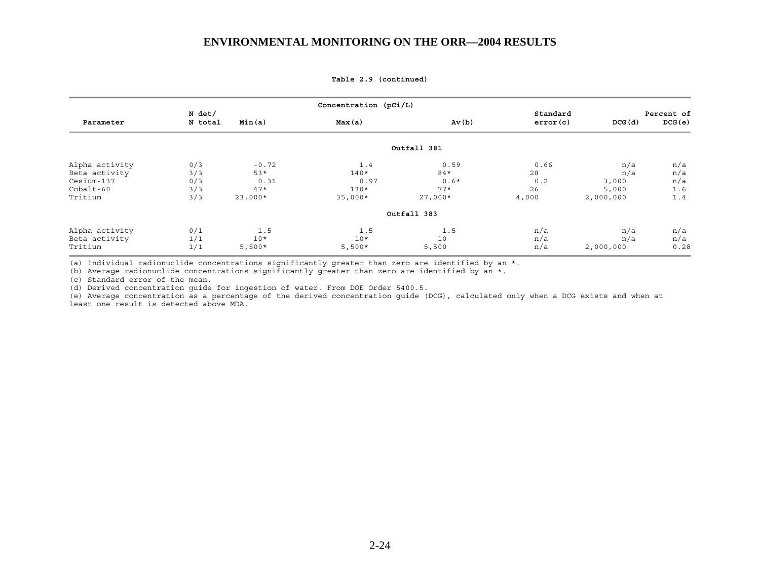**Table 2.9 (continued)**

| Parameter | N det/ N total | Concentration (pCi/L) Min(a) | Max(a) | Av(b) | Standard error(c) | DCG(d) | Percent of DCG(e) |
|---|---|---|---|---|---|---|---|
| **Outfall 381** | | | | | | | |
| Alpha activity | 0/3 | -0.72 | 1.4 | 0.59 | 0.66 | n/a | n/a |
| Beta activity | 3/3 | 53* | 140* | 84* | 28 | n/a | n/a |
| Cesium-137 | 0/3 | 0.31 | 0.97 | 0.6* | 0.2 | 3,000 | n/a |
| Cobalt-60 | 3/3 | 47* | 130* | 77* | 26 | 5,000 | 1.6 |
| Tritium | 3/3 | 23,000* | 35,000* | 27,000* | 4,000 | 2,000,000 | 1.4 |
| **Outfall 383** | | | | | | | |
| Alpha activity | 0/1 | 1.5 | 1.5 | 1.5 | n/a | n/a | n/a |
| Beta activity | 1/1 | 10* | 10* | 10 | n/a | n/a | n/a |
| Tritium | 1/1 | 5,500* | 5,500* | 5,500 | n/a | 2,000,000 | 0.28 |

(a) Individual radionuclide concentrations significantly greater than zero are identified by an *.
(b) Average radionuclide concentrations significantly greater than zero are identified by an *.
(c) Standard error of the mean.
(d) Derived concentration guide for ingestion of water. From DOE Order 5400.5.
(e) Average concentration as a percentage of the derived concentration guide (DCG), calculated only when a DCG exists and when at least one result is detected above MDA.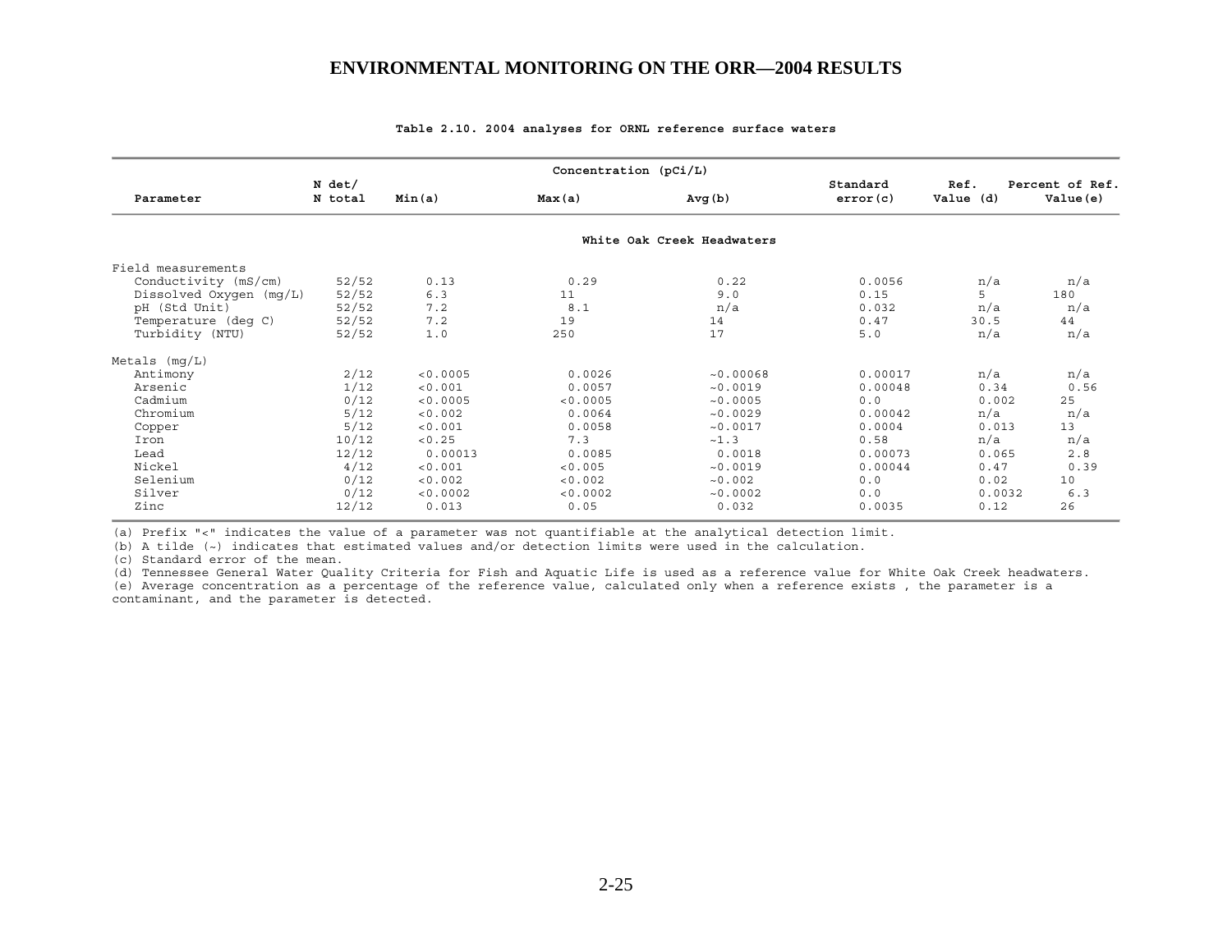Table 2.10. 2004 analyses for ORNL reference surface waters

| Parameter | N det/ N total | Concentration (pCi/L) Min(a) | Max(a) | Avg(b) | Standard error(c) | Ref. Value (d) | Percent of Ref. Value(e) |
|---|---|---|---|---|---|---|---|
| **White Oak Creek Headwaters** | | | | | | | |
| Field measurements | | | | | | | |
| Conductivity (mS/cm) | 52/52 | 0.13 | 0.29 | 0.22 | 0.0056 | n/a | n/a |
| Dissolved Oxygen (mg/L) | 52/52 | 6.3 | 11 | 9.0 | 0.15 | 5 | 180 |
| pH (Std Unit) | 52/52 | 7.2 | 8.1 | n/a | 0.032 | n/a | n/a |
| Temperature (deg C) | 52/52 | 7.2 | 19 | 14 | 0.47 | 30.5 | 44 |
| Turbidity (NTU) | 52/52 | 1.0 | 250 | 17 | 5.0 | n/a | n/a |
| Metals (mg/L) | | | | | | | |
| Antimony | 2/12 | <0.0005 | 0.0026 | ~0.00068 | 0.00017 | n/a | n/a |
| Arsenic | 1/12 | <0.001 | 0.0057 | ~0.0019 | 0.00048 | 0.34 | 0.56 |
| Cadmium | 0/12 | <0.0005 | <0.0005 | ~0.0005 | 0.0 | 0.002 | 25 |
| Chromium | 5/12 | <0.002 | 0.0064 | ~0.0029 | 0.00042 | n/a | n/a |
| Copper | 5/12 | <0.001 | 0.0058 | ~0.0017 | 0.0004 | 0.013 | 13 |
| Iron | 10/12 | <0.25 | 7.3 | ~1.3 | 0.58 | n/a | n/a |
| Lead | 12/12 | 0.00013 | 0.0085 | 0.0018 | 0.00073 | 0.065 | 2.8 |
| Nickel | 4/12 | <0.001 | <0.005 | ~0.0019 | 0.00044 | 0.47 | 0.39 |
| Selenium | 0/12 | <0.002 | <0.002 | ~0.002 | 0.0 | 0.02 | 10 |
| Silver | 0/12 | <0.0002 | <0.0002 | ~0.0002 | 0.0 | 0.0032 | 6.3 |
| Zinc | 12/12 | 0.013 | 0.05 | 0.032 | 0.0035 | 0.12 | 26 |

(a) Prefix "<" indicates the value of a parameter was not quantifiable at the analytical detection limit.
(b) A tilde (~) indicates that estimated values and/or detection limits were used in the calculation.
(c) Standard error of the mean.
(d) Tennessee General Water Quality Criteria for Fish and Aquatic Life is used as a reference value for White Oak Creek headwaters.
(e) Average concentration as a percentage of the reference value, calculated only when a reference exists , the parameter is a contaminant, and the parameter is detected.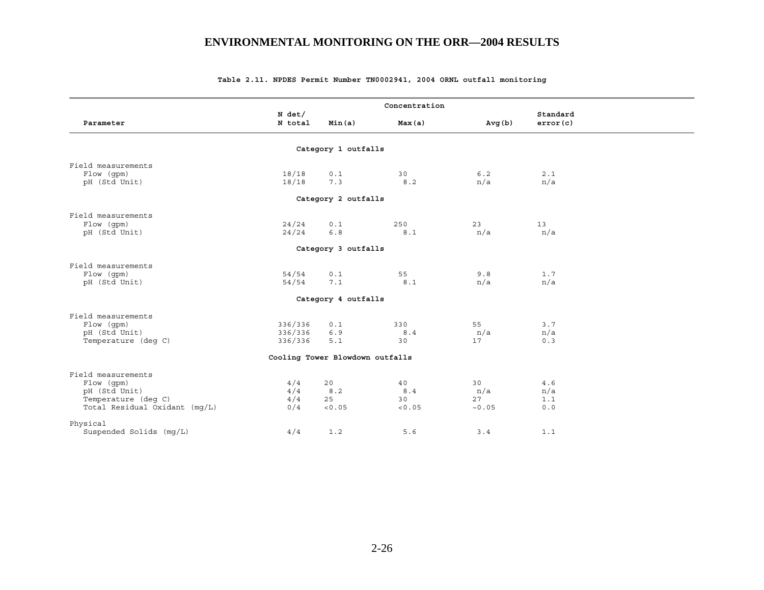**Table 2.11. NPDES Permit Number TN0002941, 2004 ORNL outfall monitoring**

| Parameter | N det/ N total | Concentration Min(a) | Max(a) | Avg(b) | Standard error(c) |
|---|---|---|---|---|---|
| **Category 1 outfalls** | | | | | |
| Field measurements | | | | | |
| Flow (gpm) | 18/18 | 0.1 | 30 | 6.2 | 2.1 |
| pH (Std Unit) | 18/18 | 7.3 | 8.2 | n/a | n/a |
| **Category 2 outfalls** | | | | | |
| Field measurements | | | | | |
| Flow (gpm) | 24/24 | 0.1 | 250 | 23 | 13 |
| pH (Std Unit) | 24/24 | 6.8 | 8.1 | n/a | n/a |
| **Category 3 outfalls** | | | | | |
| Field measurements | | | | | |
| Flow (gpm) | 54/54 | 0.1 | 55 | 9.8 | 1.7 |
| pH (Std Unit) | 54/54 | 7.1 | 8.1 | n/a | n/a |
| **Category 4 outfalls** | | | | | |
| Field measurements | | | | | |
| Flow (gpm) | 336/336 | 0.1 | 330 | 55 | 3.7 |
| pH (Std Unit) | 336/336 | 6.9 | 8.4 | n/a | n/a |
| Temperature (deg C) | 336/336 | 5.1 | 30 | 17 | 0.3 |
| **Cooling Tower Blowdown outfalls** | | | | | |
| Field measurements | | | | | |
| Flow (gpm) | 4/4 | 20 | 40 | 30 | 4.6 |
| pH (Std Unit) | 4/4 | 8.2 | 8.4 | n/a | n/a |
| Temperature (deg C) | 4/4 | 25 | 30 | 27 | 1.1 |
| Total Residual Oxidant (mg/L) | 0/4 | <0.05 | <0.05 | ~0.05 | 0.0 |
| Physical | | | | | |
| Suspended Solids (mg/L) | 4/4 | 1.2 | 5.6 | 3.4 | 1.1 |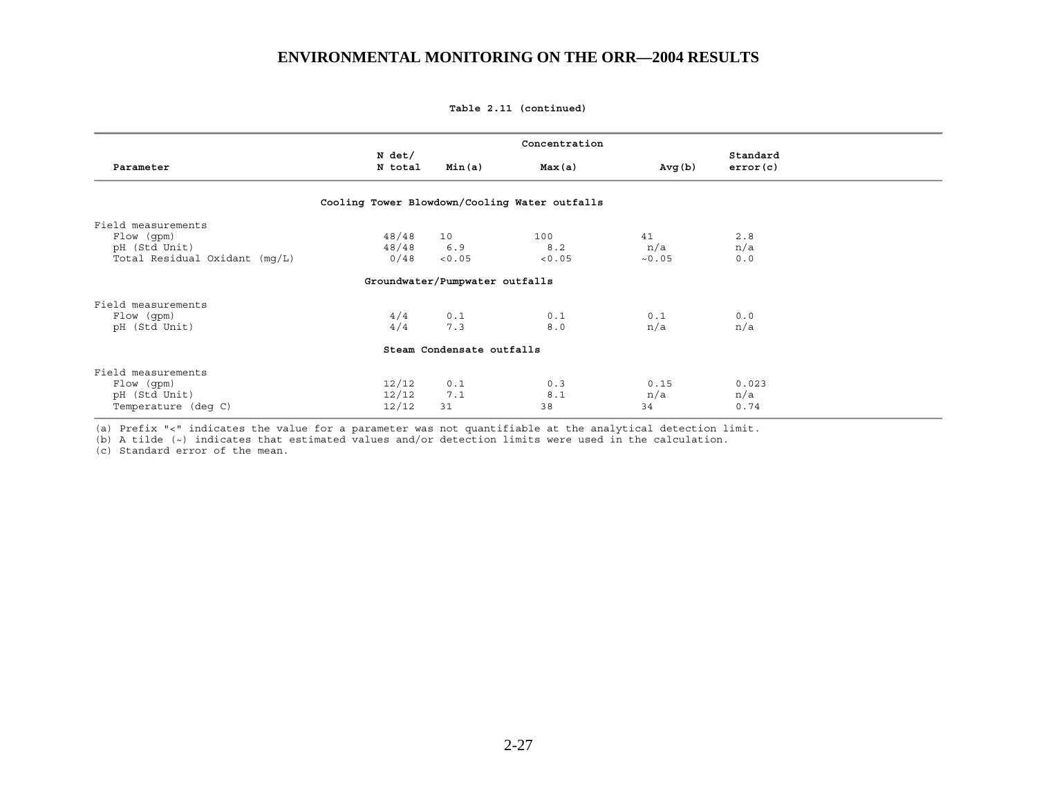**Table 2.11 (continued)**

| Parameter | N det/ N total | Concentration Min(a) | Max(a) | Avg(b) | Standard error(c) |
|---|---|---|---|---|---|
| **Cooling Tower Blowdown/Cooling Water outfalls** | | | | | |
| Field measurements | | | | | |
| Flow (gpm) | 48/48 | 10 | 100 | 41 | 2.8 |
| pH (Std Unit) | 48/48 | 6.9 | 8.2 | n/a | n/a |
| Total Residual Oxidant (mg/L) | 0/48 | <0.05 | <0.05 | ~0.05 | 0.0 |
| **Groundwater/Pumpwater outfalls** | | | | | |
| Field measurements | | | | | |
| Flow (gpm) | 4/4 | 0.1 | 0.1 | 0.1 | 0.0 |
| pH (Std Unit) | 4/4 | 7.3 | 8.0 | n/a | n/a |
| **Steam Condensate outfalls** | | | | | |
| Field measurements | | | | | |
| Flow (gpm) | 12/12 | 0.1 | 0.3 | 0.15 | 0.023 |
| pH (Std Unit) | 12/12 | 7.1 | 8.1 | n/a | n/a |
| Temperature (deg C) | 12/12 | 31 | 38 | 34 | 0.74 |

(a) Prefix "<" indicates the value for a parameter was not quantifiable at the analytical detection limit.
(b) A tilde (~) indicates that estimated values and/or detection limits were used in the calculation.
(c) Standard error of the mean.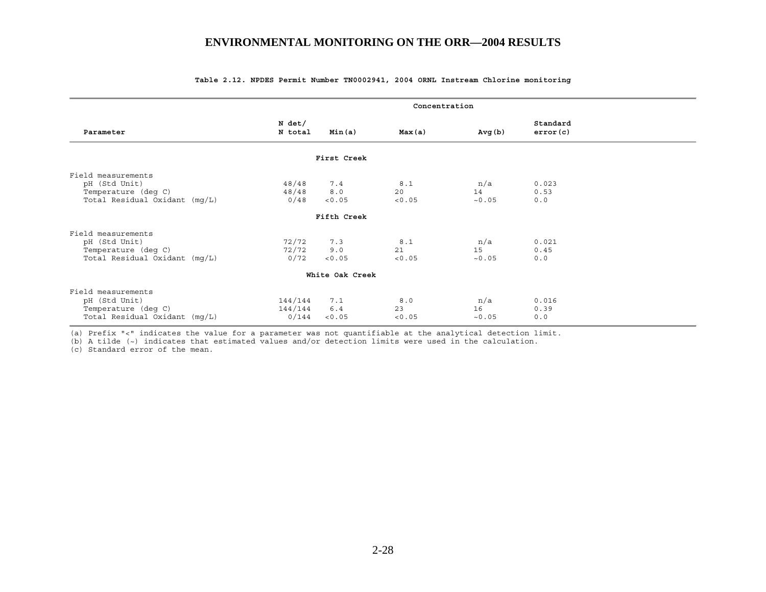**Table 2.12. NPDES Permit Number TN0002941, 2004 ORNL Instream Chlorine monitoring**

| Parameter | N det/ N total | Concentration Min(a) | Max(a) | Avg(b) | Standard error(c) |
|---|---|---|---|---|---|
| **First Creek** | | | | | |
| Field measurements | | | | | |
| pH (Std Unit) | 48/48 | 7.4 | 8.1 | n/a | 0.023 |
| Temperature (deg C) | 48/48 | 8.0 | 20 | 14 | 0.53 |
| Total Residual Oxidant (mg/L) | 0/48 | <0.05 | <0.05 | ~0.05 | 0.0 |
| **Fifth Creek** | | | | | |
| Field measurements | | | | | |
| pH (Std Unit) | 72/72 | 7.3 | 8.1 | n/a | 0.021 |
| Temperature (deg C) | 72/72 | 9.0 | 21 | 15 | 0.45 |
| Total Residual Oxidant (mg/L) | 0/72 | <0.05 | <0.05 | ~0.05 | 0.0 |
| **White Oak Creek** | | | | | |
| Field measurements | | | | | |
| pH (Std Unit) | 144/144 | 7.1 | 8.0 | n/a | 0.016 |
| Temperature (deg C) | 144/144 | 6.4 | 23 | 16 | 0.39 |
| Total Residual Oxidant (mg/L) | 0/144 | <0.05 | <0.05 | ~0.05 | 0.0 |

(a) Prefix "<" indicates the value for a parameter was not quantifiable at the analytical detection limit.
(b) A tilde (~) indicates that estimated values and/or detection limits were used in the calculation.
(c) Standard error of the mean.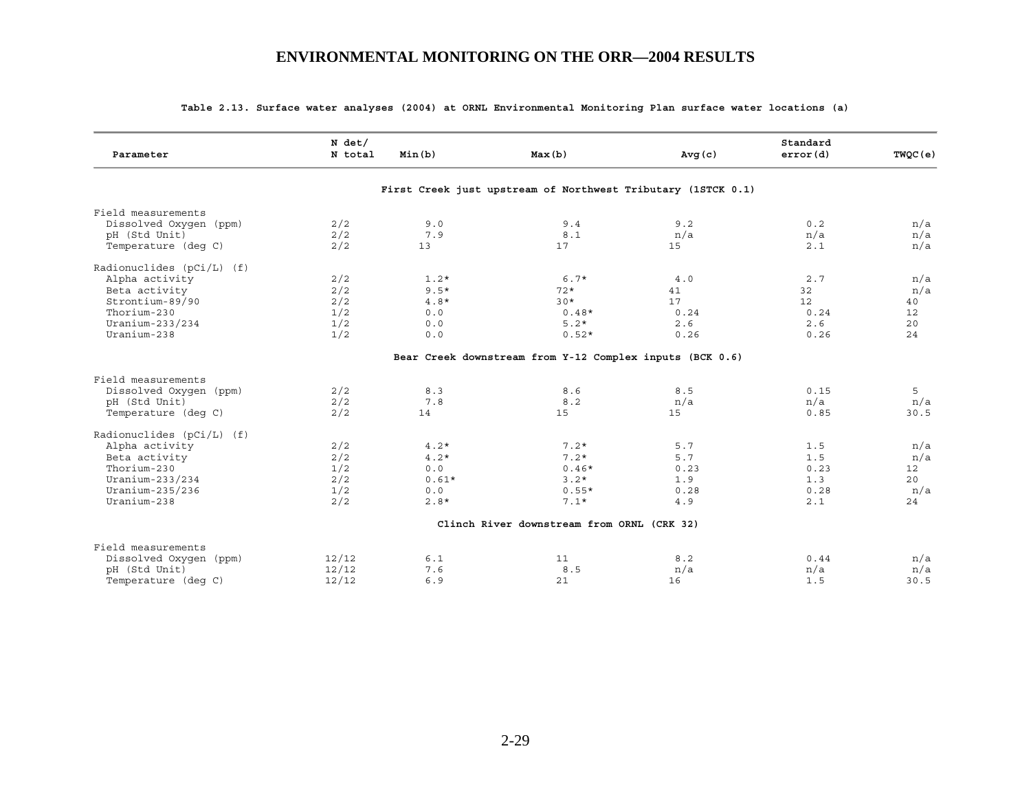**Table 2.13. Surface water analyses (2004) at ORNL Environmental Monitoring Plan surface water locations (a)**

| Parameter | N det/ N total | Min(b) | Max(b) | Avg(c) | Standard error(d) | TWQC(e) |
|---|---|---|---|---|---|---|
| **First Creek just upstream of Northwest Tributary (1STCK 0.1)** | | | | | | |
| Field measurements | | | | | | |
| Dissolved Oxygen (ppm) | 2/2 | 9.0 | 9.4 | 9.2 | 0.2 | n/a |
| pH (Std Unit) | 2/2 | 7.9 | 8.1 | n/a | n/a | n/a |
| Temperature (deg C) | 2/2 | 13 | 17 | 15 | 2.1 | n/a |
| Radionuclides (pCi/L) (f) | | | | | | |
| Alpha activity | 2/2 | 1.2* | 6.7* | 4.0 | 2.7 | n/a |
| Beta activity | 2/2 | 9.5* | 72* | 41 | 32 | n/a |
| Strontium-89/90 | 2/2 | 4.8* | 30* | 17 | 12 | 40 |
| Thorium-230 | 1/2 | 0.0 | 0.48* | 0.24 | 0.24 | 12 |
| Uranium-233/234 | 1/2 | 0.0 | 5.2* | 2.6 | 2.6 | 20 |
| Uranium-238 | 1/2 | 0.0 | 0.52* | 0.26 | 0.26 | 24 |
| **Bear Creek downstream from Y-12 Complex inputs (BCK 0.6)** | | | | | | |
| Field measurements | | | | | | |
| Dissolved Oxygen (ppm) | 2/2 | 8.3 | 8.6 | 8.5 | 0.15 | 5 |
| pH (Std Unit) | 2/2 | 7.8 | 8.2 | n/a | n/a | n/a |
| Temperature (deg C) | 2/2 | 14 | 15 | 15 | 0.85 | 30.5 |
| Radionuclides (pCi/L) (f) | | | | | | |
| Alpha activity | 2/2 | 4.2* | 7.2* | 5.7 | 1.5 | n/a |
| Beta activity | 2/2 | 4.2* | 7.2* | 5.7 | 1.5 | n/a |
| Thorium-230 | 1/2 | 0.0 | 0.46* | 0.23 | 0.23 | 12 |
| Uranium-233/234 | 2/2 | 0.61* | 3.2* | 1.9 | 1.3 | 20 |
| Uranium-235/236 | 1/2 | 0.0 | 0.55* | 0.28 | 0.28 | n/a |
| Uranium-238 | 2/2 | 2.8* | 7.1* | 4.9 | 2.1 | 24 |
| **Clinch River downstream from ORNL (CRK 32)** | | | | | | |
| Field measurements | | | | | | |
| Dissolved Oxygen (ppm) | 12/12 | 6.1 | 11 | 8.2 | 0.44 | n/a |
| pH (Std Unit) | 12/12 | 7.6 | 8.5 | n/a | n/a | n/a |
| Temperature (deg C) | 12/12 | 6.9 | 21 | 16 | 1.5 | 30.5 |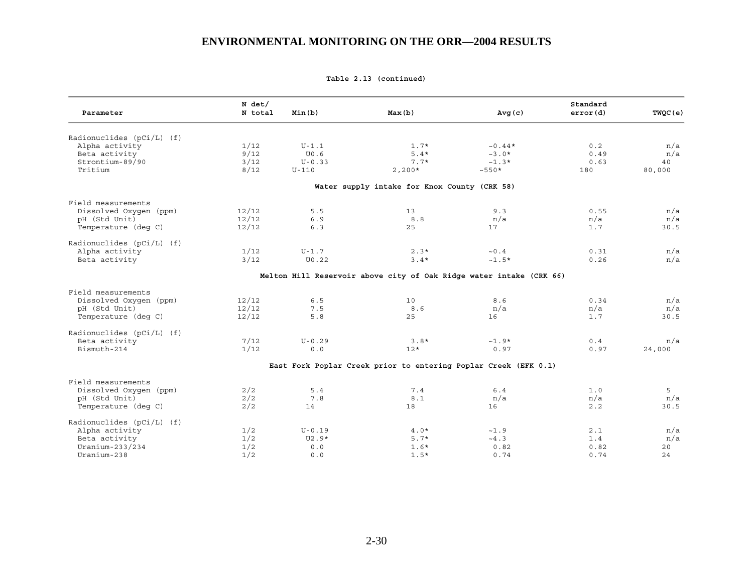**Table 2.13 (continued)**

| Parameter | N det/ N total | Min(b) | Max(b) | Avg(c) | Standard error(d) | TWQC(e) |
|---|---|---|---|---|---|---|
| Radionuclides (pCi/L) (f) | | | | | | |
| Alpha activity | 1/12 | U-1.1 | 1.7* | ~0.44* | 0.2 | n/a |
| Beta activity | 9/12 | U0.6 | 5.4* | ~3.0* | 0.49 | n/a |
| Strontium-89/90 | 3/12 | U-0.33 | 7.7* | ~1.3* | 0.63 | 40 |
| Tritium | 8/12 | U-110 | 2,200* | ~550* | 180 | 80,000 |
| **Water supply intake for Knox County (CRK 58)** | | | | | | |
| Field measurements | | | | | | |
| Dissolved Oxygen (ppm) | 12/12 | 5.5 | 13 | 9.3 | 0.55 | n/a |
| pH (Std Unit) | 12/12 | 6.9 | 8.8 | n/a | n/a | n/a |
| Temperature (deg C) | 12/12 | 6.3 | 25 | 17 | 1.7 | 30.5 |
| Radionuclides (pCi/L) (f) | | | | | | |
| Alpha activity | 1/12 | U-1.7 | 2.3* | ~0.4 | 0.31 | n/a |
| Beta activity | 3/12 | U0.22 | 3.4* | ~1.5* | 0.26 | n/a |
| **Melton Hill Reservoir above city of Oak Ridge water intake (CRK 66)** | | | | | | |
| Field measurements | | | | | | |
| Dissolved Oxygen (ppm) | 12/12 | 6.5 | 10 | 8.6 | 0.34 | n/a |
| pH (Std Unit) | 12/12 | 7.5 | 8.6 | n/a | n/a | n/a |
| Temperature (deg C) | 12/12 | 5.8 | 25 | 16 | 1.7 | 30.5 |
| Radionuclides (pCi/L) (f) | | | | | | |
| Beta activity | 7/12 | U-0.29 | 3.8* | ~1.9* | 0.4 | n/a |
| Bismuth-214 | 1/12 | 0.0 | 12* | 0.97 | 0.97 | 24,000 |
| **East Fork Poplar Creek prior to entering Poplar Creek (EFK 0.1)** | | | | | | |
| Field measurements | | | | | | |
| Dissolved Oxygen (ppm) | 2/2 | 5.4 | 7.4 | 6.4 | 1.0 | 5 |
| pH (Std Unit) | 2/2 | 7.8 | 8.1 | n/a | n/a | n/a |
| Temperature (deg C) | 2/2 | 14 | 18 | 16 | 2.2 | 30.5 |
| Radionuclides (pCi/L) (f) | | | | | | |
| Alpha activity | 1/2 | U-0.19 | 4.0* | ~1.9 | 2.1 | n/a |
| Beta activity | 1/2 | U2.9* | 5.7* | ~4.3 | 1.4 | n/a |
| Uranium-233/234 | 1/2 | 0.0 | 1.6* | 0.82 | 0.82 | 20 |
| Uranium-238 | 1/2 | 0.0 | 1.5* | 0.74 | 0.74 | 24 |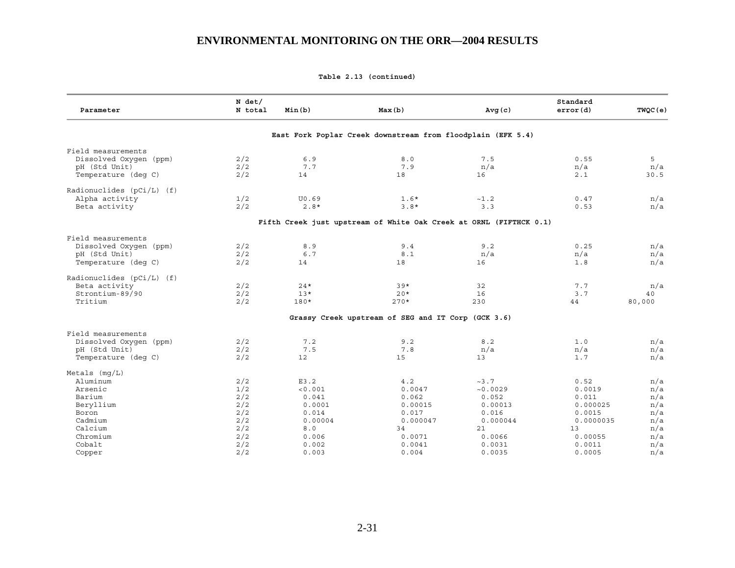## ENVIRONMENTAL MONITORING ON THE ORR—2004 RESULTS

**Table 2.13 (continued)**

| Parameter | N det/ N total | Min(b) | Max(b) | Avg(c) | Standard error(d) | TWQC(e) |
|---|---|---|---|---|---|---|
| | | | **East Fork Poplar Creek downstream from floodplain (EFK 5.4)** | | | |
| Field measurements | | | | | | |
| Dissolved Oxygen (ppm) | 2/2 | 6.9 | 8.0 | 7.5 | 0.55 | 5 |
| pH (Std Unit) | 2/2 | 7.7 | 7.9 | n/a | n/a | n/a |
| Temperature (deg C) | 2/2 | 14 | 18 | 16 | 2.1 | 30.5 |
| Radionuclides (pCi/L) (f) | | | | | | |
| Alpha activity | 1/2 | U0.69 | 1.6* | ~1.2 | 0.47 | n/a |
| Beta activity | 2/2 | 2.8* | 3.8* | 3.3 | 0.53 | n/a |
| | | | **Fifth Creek just upstream of White Oak Creek at ORNL (FIFTHCK 0.1)** | | | |
| Field measurements | | | | | | |
| Dissolved Oxygen (ppm) | 2/2 | 8.9 | 9.4 | 9.2 | 0.25 | n/a |
| pH (Std Unit) | 2/2 | 6.7 | 8.1 | n/a | n/a | n/a |
| Temperature (deg C) | 2/2 | 14 | 18 | 16 | 1.8 | n/a |
| Radionuclides (pCi/L) (f) | | | | | | |
| Beta activity | 2/2 | 24* | 39* | 32 | 7.7 | n/a |
| Strontium-89/90 | 2/2 | 13* | 20* | 16 | 3.7 | 40 |
| Tritium | 2/2 | 180* | 270* | 230 | 44 | 80,000 |
| | | | **Grassy Creek upstream of SEG and IT Corp (GCK 3.6)** | | | |
| Field measurements | | | | | | |
| Dissolved Oxygen (ppm) | 2/2 | 7.2 | 9.2 | 8.2 | 1.0 | n/a |
| pH (Std Unit) | 2/2 | 7.5 | 7.8 | n/a | n/a | n/a |
| Temperature (deg C) | 2/2 | 12 | 15 | 13 | 1.7 | n/a |
| Metals (mg/L) | | | | | | |
| Aluminum | 2/2 | E3.2 | 4.2 | ~3.7 | 0.52 | n/a |
| Arsenic | 1/2 | <0.001 | 0.0047 | ~0.0029 | 0.0019 | n/a |
| Barium | 2/2 | 0.041 | 0.062 | 0.052 | 0.011 | n/a |
| Beryllium | 2/2 | 0.0001 | 0.00015 | 0.00013 | 0.000025 | n/a |
| Boron | 2/2 | 0.014 | 0.017 | 0.016 | 0.0015 | n/a |
| Cadmium | 2/2 | 0.00004 | 0.000047 | 0.000044 | 0.0000035 | n/a |
| Calcium | 2/2 | 8.0 | 34 | 21 | 13 | n/a |
| Chromium | 2/2 | 0.006 | 0.0071 | 0.0066 | 0.00055 | n/a |
| Cobalt | 2/2 | 0.002 | 0.0041 | 0.0031 | 0.0011 | n/a |
| Copper | 2/2 | 0.003 | 0.004 | 0.0035 | 0.0005 | n/a |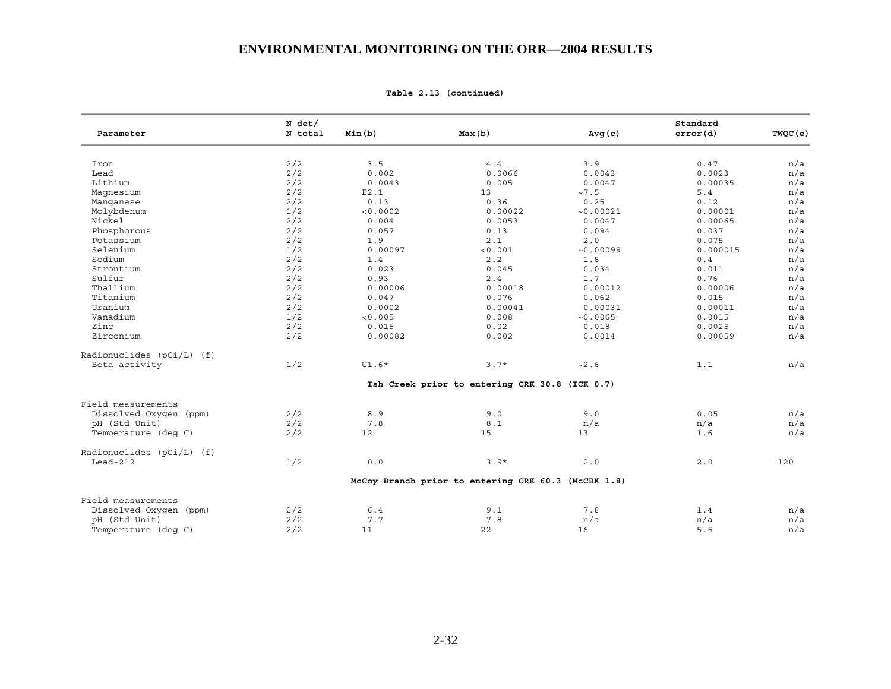Table 2.13 (continued)

| Parameter | N det/ N total | Min(b) | Max(b) | Avg(c) | Standard error(d) | TWQC(e) |
|---|---|---|---|---|---|---|
| Iron | 2/2 | 3.5 | 4.4 | 3.9 | 0.47 | n/a |
| Lead | 2/2 | 0.002 | 0.0066 | 0.0043 | 0.0023 | n/a |
| Lithium | 2/2 | 0.0043 | 0.005 | 0.0047 | 0.00035 | n/a |
| Magnesium | 2/2 | E2.1 | 13 | ~7.5 | 5.4 | n/a |
| Manganese | 2/2 | 0.13 | 0.36 | 0.25 | 0.12 | n/a |
| Molybdenum | 1/2 | <0.0002 | 0.00022 | ~0.00021 | 0.00001 | n/a |
| Nickel | 2/2 | 0.004 | 0.0053 | 0.0047 | 0.00065 | n/a |
| Phosphorous | 2/2 | 0.057 | 0.13 | 0.094 | 0.037 | n/a |
| Potassium | 2/2 | 1.9 | 2.1 | 2.0 | 0.075 | n/a |
| Selenium | 1/2 | 0.00097 | <0.001 | ~0.00099 | 0.000015 | n/a |
| Sodium | 2/2 | 1.4 | 2.2 | 1.8 | 0.4 | n/a |
| Strontium | 2/2 | 0.023 | 0.045 | 0.034 | 0.011 | n/a |
| Sulfur | 2/2 | 0.93 | 2.4 | 1.7 | 0.76 | n/a |
| Thallium | 2/2 | 0.00006 | 0.00018 | 0.00012 | 0.00006 | n/a |
| Titanium | 2/2 | 0.047 | 0.076 | 0.062 | 0.015 | n/a |
| Uranium | 2/2 | 0.0002 | 0.00041 | 0.00031 | 0.00011 | n/a |
| Vanadium | 1/2 | <0.005 | 0.008 | ~0.0065 | 0.0015 | n/a |
| Zinc | 2/2 | 0.015 | 0.02 | 0.018 | 0.0025 | n/a |
| Zirconium | 2/2 | 0.00082 | 0.002 | 0.0014 | 0.00059 | n/a |
| Radionuclides (pCi/L) (f) | | | | | | |
| Beta activity | 1/2 | U1.6* | 3.7* | ~2.6 | 1.1 | n/a |
| **Ish Creek prior to entering CRK 30.8 (ICK 0.7)** | | | | | | |
| Field measurements | | | | | | |
| Dissolved Oxygen (ppm) | 2/2 | 8.9 | 9.0 | 9.0 | 0.05 | n/a |
| pH (Std Unit) | 2/2 | 7.8 | 8.1 | n/a | n/a | n/a |
| Temperature (deg C) | 2/2 | 12 | 15 | 13 | 1.6 | n/a |
| Radionuclides (pCi/L) (f) | | | | | | |
| Lead-212 | 1/2 | 0.0 | 3.9* | 2.0 | 2.0 | 120 |
| **McCoy Branch prior to entering CRK 60.3 (McCBK 1.8)** | | | | | | |
| Field measurements | | | | | | |
| Dissolved Oxygen (ppm) | 2/2 | 6.4 | 9.1 | 7.8 | 1.4 | n/a |
| pH (Std Unit) | 2/2 | 7.7 | 7.8 | n/a | n/a | n/a |
| Temperature (deg C) | 2/2 | 11 | 22 | 16 | 5.5 | n/a |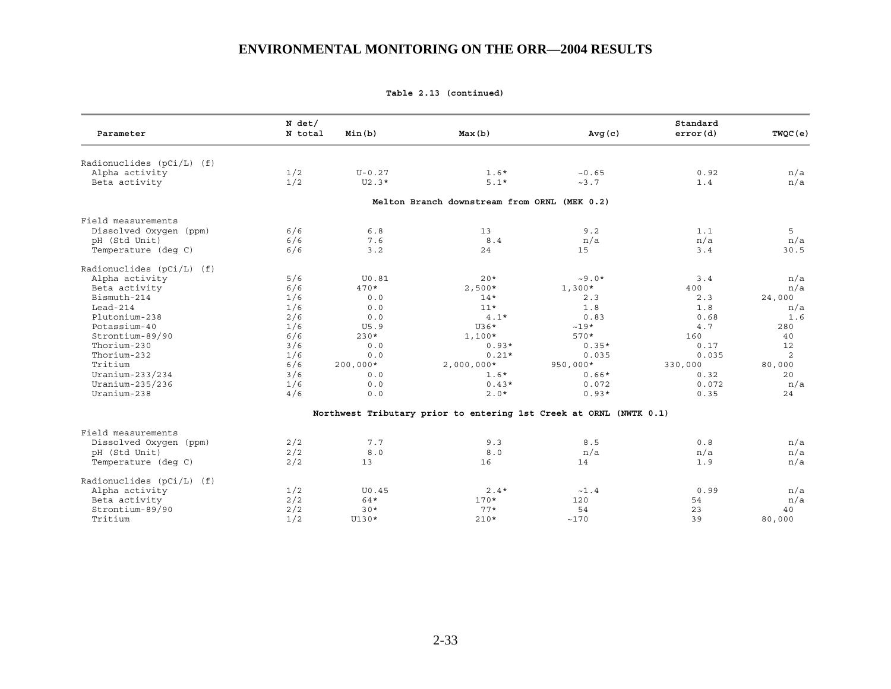**Table 2.13 (continued)**

| Parameter | N det/ N total | Min(b) | Max(b) | Avg(c) | Standard error(d) | TWQC(e) |
|---|---|---|---|---|---|---|
| Radionuclides (pCi/L) (f) | | | | | | |
| Alpha activity | 1/2 | U-0.27 | 1.6* | ~0.65 | 0.92 | n/a |
| Beta activity | 1/2 | U2.3* | 5.1* | ~3.7 | 1.4 | n/a |
| **Melton Branch downstream from ORNL (MEK 0.2)** | | | | | | |
| Field measurements | | | | | | |
| Dissolved Oxygen (ppm) | 6/6 | 6.8 | 13 | 9.2 | 1.1 | 5 |
| pH (Std Unit) | 6/6 | 7.6 | 8.4 | n/a | n/a | n/a |
| Temperature (deg C) | 6/6 | 3.2 | 24 | 15 | 3.4 | 30.5 |
| Radionuclides (pCi/L) (f) | | | | | | |
| Alpha activity | 5/6 | U0.81 | 20* | ~9.0* | 3.4 | n/a |
| Beta activity | 6/6 | 470* | 2,500* | 1,300* | 400 | n/a |
| Bismuth-214 | 1/6 | 0.0 | 14* | 2.3 | 2.3 | 24,000 |
| Lead-214 | 1/6 | 0.0 | 11* | 1.8 | 1.8 | n/a |
| Plutonium-238 | 2/6 | 0.0 | 4.1* | 0.83 | 0.68 | 1.6 |
| Potassium-40 | 1/6 | U5.9 | U36* | ~19* | 4.7 | 280 |
| Strontium-89/90 | 6/6 | 230* | 1,100* | 570* | 160 | 40 |
| Thorium-230 | 3/6 | 0.0 | 0.93* | 0.35* | 0.17 | 12 |
| Thorium-232 | 1/6 | 0.0 | 0.21* | 0.035 | 0.035 | 2 |
| Tritium | 6/6 | 200,000* | 2,000,000* | 950,000* | 330,000 | 80,000 |
| Uranium-233/234 | 3/6 | 0.0 | 1.6* | 0.66* | 0.32 | 20 |
| Uranium-235/236 | 1/6 | 0.0 | 0.43* | 0.072 | 0.072 | n/a |
| Uranium-238 | 4/6 | 0.0 | 2.0* | 0.93* | 0.35 | 24 |
| **Northwest Tributary prior to entering 1st Creek at ORNL (NWTK 0.1)** | | | | | | |
| Field measurements | | | | | | |
| Dissolved Oxygen (ppm) | 2/2 | 7.7 | 9.3 | 8.5 | 0.8 | n/a |
| pH (Std Unit) | 2/2 | 8.0 | 8.0 | n/a | n/a | n/a |
| Temperature (deg C) | 2/2 | 13 | 16 | 14 | 1.9 | n/a |
| Radionuclides (pCi/L) (f) | | | | | | |
| Alpha activity | 1/2 | U0.45 | 2.4* | ~1.4 | 0.99 | n/a |
| Beta activity | 2/2 | 64* | 170* | 120 | 54 | n/a |
| Strontium-89/90 | 2/2 | 30* | 77* | 54 | 23 | 40 |
| Tritium | 1/2 | U130* | 210* | ~170 | 39 | 80,000 |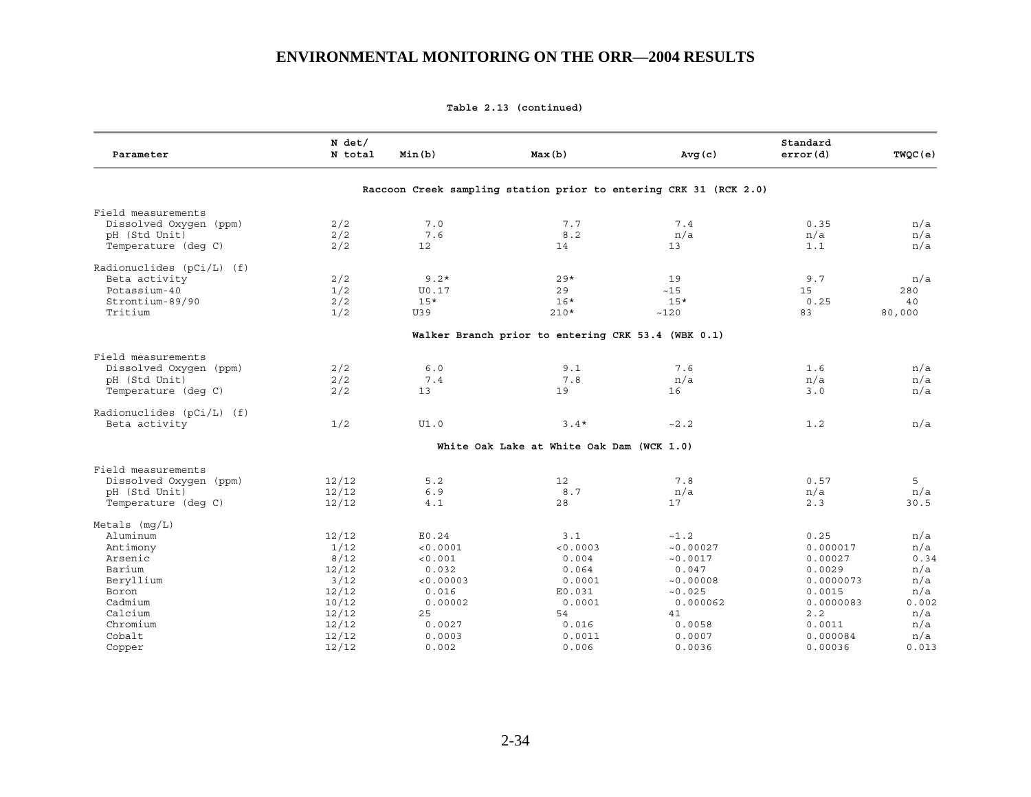**Table 2.13 (continued)**

| Parameter | N det/ N total | Min(b) | Max(b) | Avg(c) | Standard error(d) | TWQC(e) |
|---|---|---|---|---|---|---|
| **Raccoon Creek sampling station prior to entering CRK 31 (RCK 2.0)** | | | | | | |
| Field measurements | | | | | | |
| Dissolved Oxygen (ppm) | 2/2 | 7.0 | 7.7 | 7.4 | 0.35 | n/a |
| pH (Std Unit) | 2/2 | 7.6 | 8.2 | n/a | n/a | n/a |
| Temperature (deg C) | 2/2 | 12 | 14 | 13 | 1.1 | n/a |
| Radionuclides (pCi/L) (f) | | | | | | |
| Beta activity | 2/2 | 9.2* | 29* | 19 | 9.7 | n/a |
| Potassium-40 | 1/2 | U0.17 | 29 | ~15 | 15 | 280 |
| Strontium-89/90 | 2/2 | 15* | 16* | 15* | 0.25 | 40 |
| Tritium | 1/2 | U39 | 210* | ~120 | 83 | 80,000 |
| **Walker Branch prior to entering CRK 53.4 (WBK 0.1)** | | | | | | |
| Field measurements | | | | | | |
| Dissolved Oxygen (ppm) | 2/2 | 6.0 | 9.1 | 7.6 | 1.6 | n/a |
| pH (Std Unit) | 2/2 | 7.4 | 7.8 | n/a | n/a | n/a |
| Temperature (deg C) | 2/2 | 13 | 19 | 16 | 3.0 | n/a |
| Radionuclides (pCi/L) (f) | | | | | | |
| Beta activity | 1/2 | U1.0 | 3.4* | ~2.2 | 1.2 | n/a |
| **White Oak Lake at White Oak Dam (WCK 1.0)** | | | | | | |
| Field measurements | | | | | | |
| Dissolved Oxygen (ppm) | 12/12 | 5.2 | 12 | 7.8 | 0.57 | 5 |
| pH (Std Unit) | 12/12 | 6.9 | 8.7 | n/a | n/a | n/a |
| Temperature (deg C) | 12/12 | 4.1 | 28 | 17 | 2.3 | 30.5 |
| Metals (mg/L) | | | | | | |
| Aluminum | 12/12 | E0.24 | 3.1 | ~1.2 | 0.25 | n/a |
| Antimony | 1/12 | <0.0001 | <0.0003 | ~0.00027 | 0.000017 | n/a |
| Arsenic | 8/12 | <0.001 | 0.004 | ~0.0017 | 0.00027 | 0.34 |
| Barium | 12/12 | 0.032 | 0.064 | 0.047 | 0.0029 | n/a |
| Beryllium | 3/12 | <0.00003 | 0.0001 | ~0.00008 | 0.0000073 | n/a |
| Boron | 12/12 | 0.016 | E0.031 | ~0.025 | 0.0015 | n/a |
| Cadmium | 10/12 | 0.00002 | 0.0001 | 0.000062 | 0.0000083 | 0.002 |
| Calcium | 12/12 | 25 | 54 | 41 | 2.2 | n/a |
| Chromium | 12/12 | 0.0027 | 0.016 | 0.0058 | 0.0011 | n/a |
| Cobalt | 12/12 | 0.0003 | 0.0011 | 0.0007 | 0.000084 | n/a |
| Copper | 12/12 | 0.002 | 0.006 | 0.0036 | 0.00036 | 0.013 |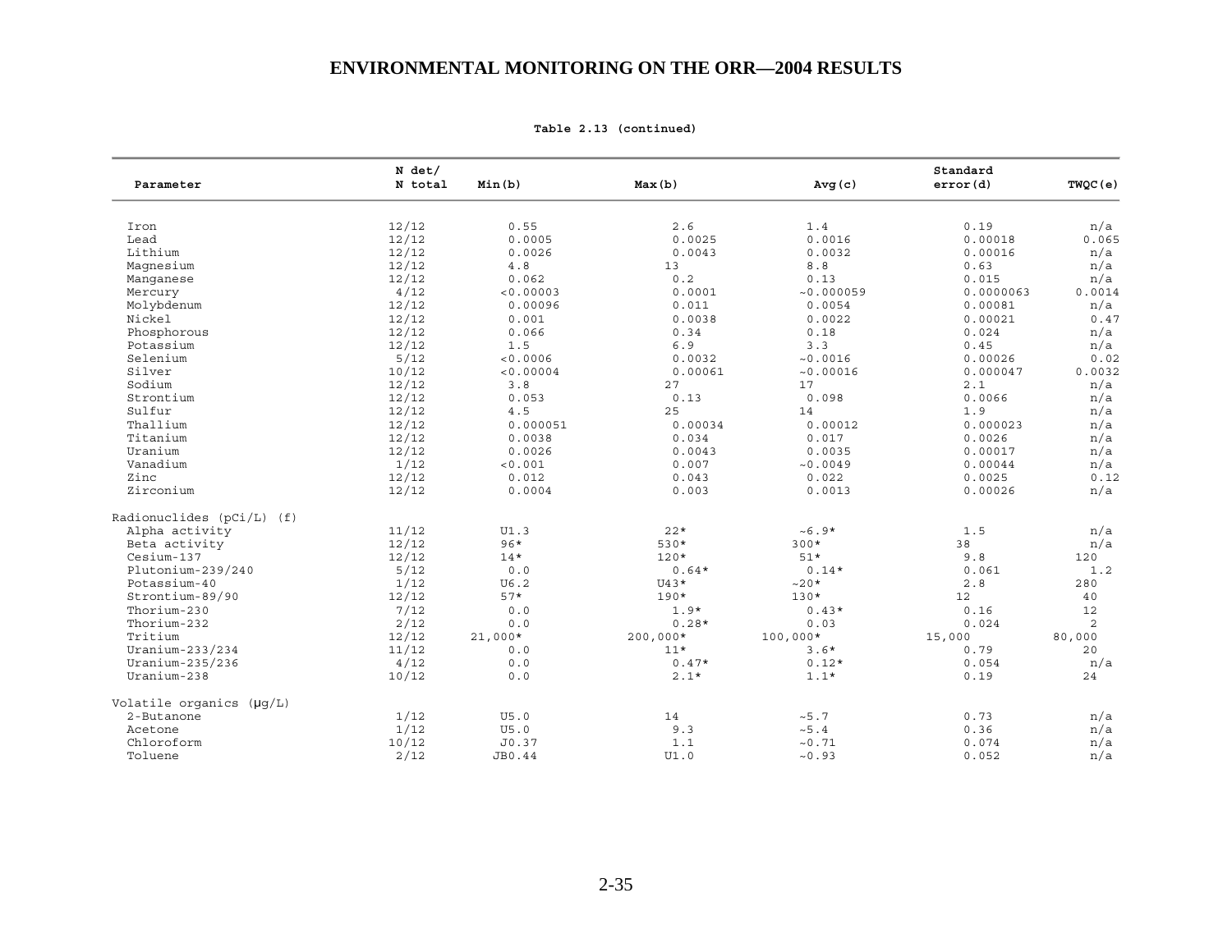**Table 2.13 (continued)**

| Parameter | N det/ N total | Min(b) | Max(b) | Avg(c) | Standard error(d) | TWQC(e) |
|---|---|---|---|---|---|---|
| Iron | 12/12 | 0.55 | 2.6 | 1.4 | 0.19 | n/a |
| Lead | 12/12 | 0.0005 | 0.0025 | 0.0016 | 0.00018 | 0.065 |
| Lithium | 12/12 | 0.0026 | 0.0043 | 0.0032 | 0.00016 | n/a |
| Magnesium | 12/12 | 4.8 | 13 | 8.8 | 0.63 | n/a |
| Manganese | 12/12 | 0.062 | 0.2 | 0.13 | 0.015 | n/a |
| Mercury | 4/12 | <0.00003 | 0.0001 | ~0.000059 | 0.0000063 | 0.0014 |
| Molybdenum | 12/12 | 0.00096 | 0.011 | 0.0054 | 0.00081 | n/a |
| Nickel | 12/12 | 0.001 | 0.0038 | 0.0022 | 0.00021 | 0.47 |
| Phosphorous | 12/12 | 0.066 | 0.34 | 0.18 | 0.024 | n/a |
| Potassium | 12/12 | 1.5 | 6.9 | 3.3 | 0.45 | n/a |
| Selenium | 5/12 | <0.0006 | 0.0032 | ~0.0016 | 0.00026 | 0.02 |
| Silver | 10/12 | <0.00004 | 0.00061 | ~0.00016 | 0.000047 | 0.0032 |
| Sodium | 12/12 | 3.8 | 27 | 17 | 2.1 | n/a |
| Strontium | 12/12 | 0.053 | 0.13 | 0.098 | 0.0066 | n/a |
| Sulfur | 12/12 | 4.5 | 25 | 14 | 1.9 | n/a |
| Thallium | 12/12 | 0.000051 | 0.00034 | 0.00012 | 0.000023 | n/a |
| Titanium | 12/12 | 0.0038 | 0.034 | 0.017 | 0.0026 | n/a |
| Uranium | 12/12 | 0.0026 | 0.0043 | 0.0035 | 0.00017 | n/a |
| Vanadium | 1/12 | <0.001 | 0.007 | ~0.0049 | 0.00044 | n/a |
| Zinc | 12/12 | 0.012 | 0.043 | 0.022 | 0.0025 | 0.12 |
| Zirconium | 12/12 | 0.0004 | 0.003 | 0.0013 | 0.00026 | n/a |
| Radionuclides (pCi/L) (f) | | | | | | |
| Alpha activity | 11/12 | U1.3 | 22* | ~6.9* | 1.5 | n/a |
| Beta activity | 12/12 | 96* | 530* | 300* | 38 | n/a |
| Cesium-137 | 12/12 | 14* | 120* | 51* | 9.8 | 120 |
| Plutonium-239/240 | 5/12 | 0.0 | 0.64* | 0.14* | 0.061 | 1.2 |
| Potassium-40 | 1/12 | U6.2 | U43* | ~20* | 2.8 | 280 |
| Strontium-89/90 | 12/12 | 57* | 190* | 130* | 12 | 40 |
| Thorium-230 | 7/12 | 0.0 | 1.9* | 0.43* | 0.16 | 12 |
| Thorium-232 | 2/12 | 0.0 | 0.28* | 0.03 | 0.024 | 2 |
| Tritium | 12/12 | 21,000* | 200,000* | 100,000* | 15,000 | 80,000 |
| Uranium-233/234 | 11/12 | 0.0 | 11* | 3.6* | 0.79 | 20 |
| Uranium-235/236 | 4/12 | 0.0 | 0.47* | 0.12* | 0.054 | n/a |
| Uranium-238 | 10/12 | 0.0 | 2.1* | 1.1* | 0.19 | 24 |
| Volatile organics (μg/L) | | | | | | |
| 2-Butanone | 1/12 | U5.0 | 14 | ~5.7 | 0.73 | n/a |
| Acetone | 1/12 | U5.0 | 9.3 | ~5.4 | 0.36 | n/a |
| Chloroform | 10/12 | J0.37 | 1.1 | ~0.71 | 0.074 | n/a |
| Toluene | 2/12 | JB0.44 | U1.0 | ~0.93 | 0.052 | n/a |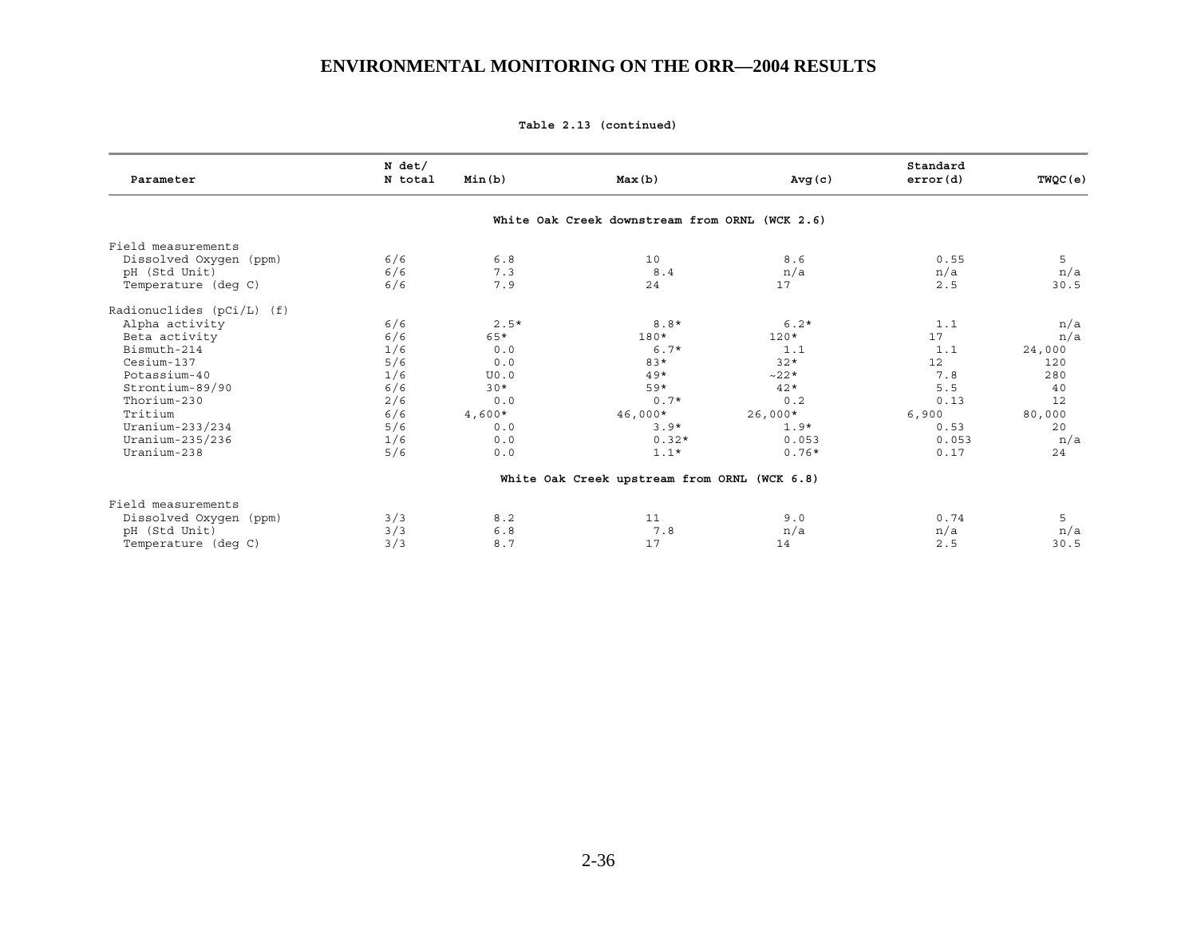**Table 2.13 (continued)**

| Parameter | N det/ N total | Min(b) | Max(b) | Avg(c) | Standard error(d) | TWQC(e) |
|---|---|---|---|---|---|---|
| **White Oak Creek downstream from ORNL (WCK 2.6)** | | | | | | |
| Field measurements | | | | | | |
| Dissolved Oxygen (ppm) | 6/6 | 6.8 | 10 | 8.6 | 0.55 | 5 |
| pH (Std Unit) | 6/6 | 7.3 | 8.4 | n/a | n/a | n/a |
| Temperature (deg C) | 6/6 | 7.9 | 24 | 17 | 2.5 | 30.5 |
| Radionuclides (pCi/L) (f) | | | | | | |
| Alpha activity | 6/6 | 2.5* | 8.8* | 6.2* | 1.1 | n/a |
| Beta activity | 6/6 | 65* | 180* | 120* | 17 | n/a |
| Bismuth-214 | 1/6 | 0.0 | 6.7* | 1.1 | 1.1 | 24,000 |
| Cesium-137 | 5/6 | 0.0 | 83* | 32* | 12 | 120 |
| Potassium-40 | 1/6 | U0.0 | 49* | ~22* | 7.8 | 280 |
| Strontium-89/90 | 6/6 | 30* | 59* | 42* | 5.5 | 40 |
| Thorium-230 | 2/6 | 0.0 | 0.7* | 0.2 | 0.13 | 12 |
| Tritium | 6/6 | 4,600* | 46,000* | 26,000* | 6,900 | 80,000 |
| Uranium-233/234 | 5/6 | 0.0 | 3.9* | 1.9* | 0.53 | 20 |
| Uranium-235/236 | 1/6 | 0.0 | 0.32* | 0.053 | 0.053 | n/a |
| Uranium-238 | 5/6 | 0.0 | 1.1* | 0.76* | 0.17 | 24 |
| **White Oak Creek upstream from ORNL (WCK 6.8)** | | | | | | |
| Field measurements | | | | | | |
| Dissolved Oxygen (ppm) | 3/3 | 8.2 | 11 | 9.0 | 0.74 | 5 |
| pH (Std Unit) | 3/3 | 6.8 | 7.8 | n/a | n/a | n/a |
| Temperature (deg C) | 3/3 | 8.7 | 17 | 14 | 2.5 | 30.5 |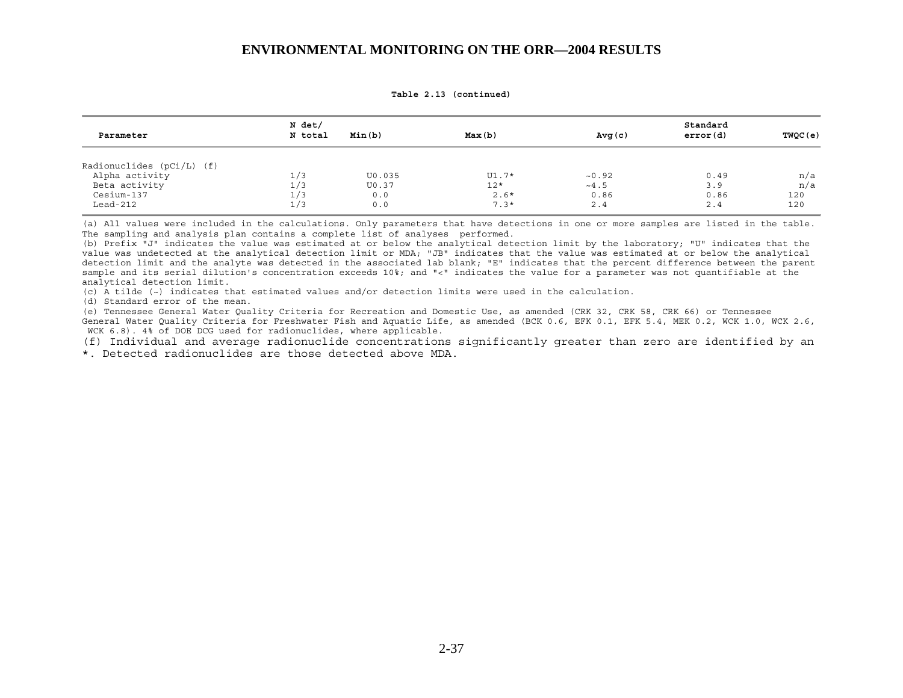**Table 2.13 (continued)**

| Parameter | N det/ N total | Min(b) | Max(b) | Avg(c) | Standard error(d) | TWQC(e) |
|---|---|---|---|---|---|---|
| Radionuclides (pCi/L) (f) | | | | | | |
| Alpha activity | 1/3 | U0.035 | U1.7* | ~0.92 | 0.49 | n/a |
| Beta activity | 1/3 | U0.37 | 12* | ~4.5 | 3.9 | n/a |
| Cesium-137 | 1/3 | 0.0 | 2.6* | 0.86 | 0.86 | 120 |
| Lead-212 | 1/3 | 0.0 | 7.3* | 2.4 | 2.4 | 120 |

(a) All values were included in the calculations. Only parameters that have detections in one or more samples are listed in the table. The sampling and analysis plan contains a complete list of analyses performed.

(b) Prefix "J" indicates the value was estimated at or below the analytical detection limit by the laboratory; "U" indicates that the value was undetected at the analytical detection limit or MDA; "JB" indicates that the value was estimated at or below the analytical detection limit and the analyte was detected in the associated lab blank; "E" indicates that the percent difference between the parent sample and its serial dilution's concentration exceeds 10%; and "<" indicates the value for a parameter was not quantifiable at the analytical detection limit.

(c) A tilde (~) indicates that estimated values and/or detection limits were used in the calculation.

(d) Standard error of the mean.

(e) Tennessee General Water Quality Criteria for Recreation and Domestic Use, as amended (CRK 32, CRK 58, CRK 66) or Tennessee General Water Quality Criteria for Freshwater Fish and Aquatic Life, as amended (BCK 0.6, EFK 0.1, EFK 5.4, MEK 0.2, WCK 1.0, WCK 2.6, WCK 6.8). 4% of DOE DCG used for radionuclides, where applicable.

(f) Individual and average radionuclide concentrations significantly greater than zero are identified by an *. Detected radionuclides are those detected above MDA.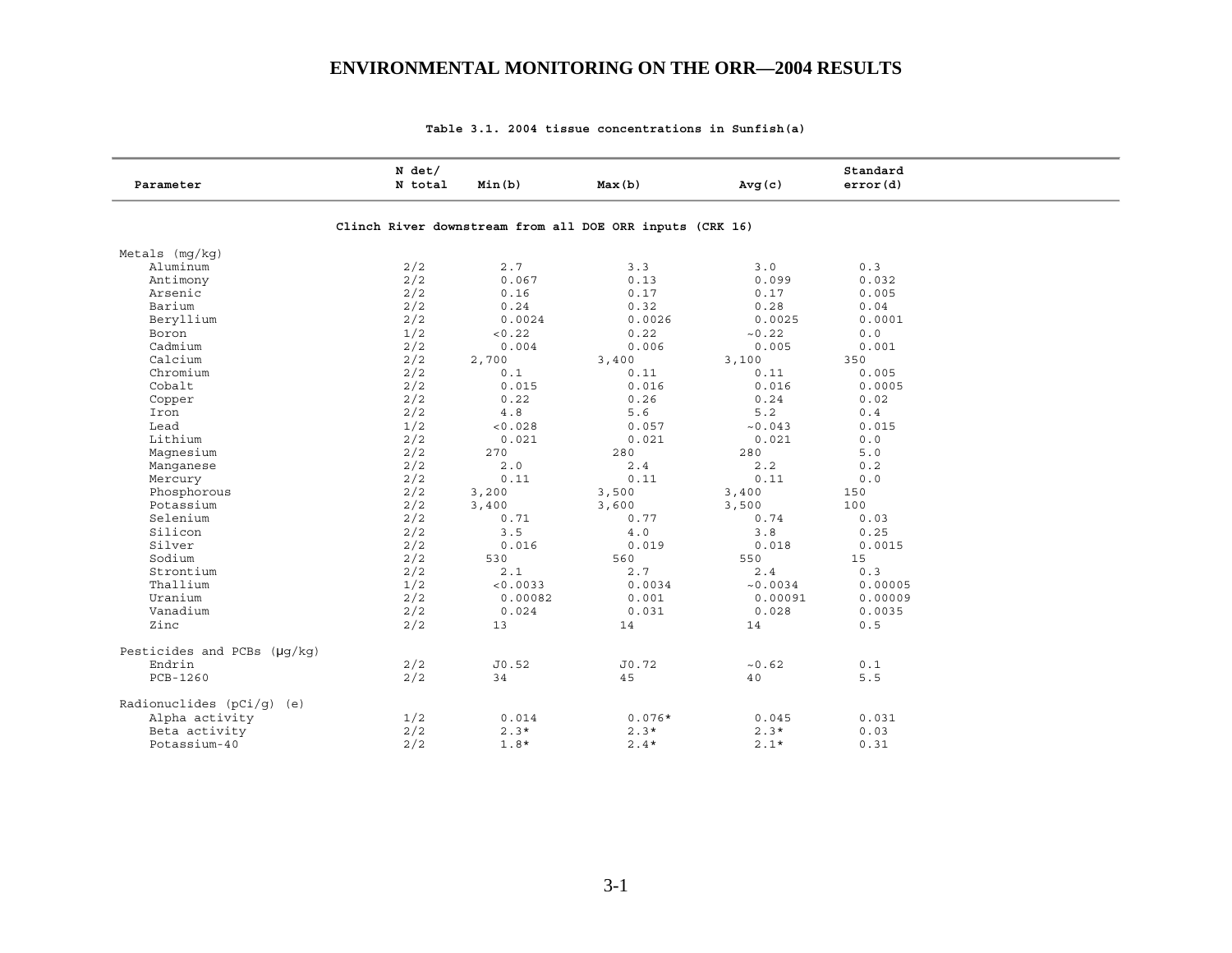**Table 3.1. 2004 tissue concentrations in Sunfish(a)**

| Parameter | N det/ N total | Min(b) | Max(b) | Avg(c) | Standard error(d) |
|---|---|---|---|---|---|
| | | **Clinch River downstream from all DOE ORR inputs (CRK 16)** | | | |
| Metals (mg/kg) | | | | | |
| Aluminum | 2/2 | 2.7 | 3.3 | 3.0 | 0.3 |
| Antimony | 2/2 | 0.067 | 0.13 | 0.099 | 0.032 |
| Arsenic | 2/2 | 0.16 | 0.17 | 0.17 | 0.005 |
| Barium | 2/2 | 0.24 | 0.32 | 0.28 | 0.04 |
| Beryllium | 2/2 | 0.0024 | 0.0026 | 0.0025 | 0.0001 |
| Boron | 1/2 | <0.22 | 0.22 | ~0.22 | 0.0 |
| Cadmium | 2/2 | 0.004 | 0.006 | 0.005 | 0.001 |
| Calcium | 2/2 | 2,700 | 3,400 | 3,100 | 350 |
| Chromium | 2/2 | 0.1 | 0.11 | 0.11 | 0.005 |
| Cobalt | 2/2 | 0.015 | 0.016 | 0.016 | 0.0005 |
| Copper | 2/2 | 0.22 | 0.26 | 0.24 | 0.02 |
| Iron | 2/2 | 4.8 | 5.6 | 5.2 | 0.4 |
| Lead | 1/2 | <0.028 | 0.057 | ~0.043 | 0.015 |
| Lithium | 2/2 | 0.021 | 0.021 | 0.021 | 0.0 |
| Magnesium | 2/2 | 270 | 280 | 280 | 5.0 |
| Manganese | 2/2 | 2.0 | 2.4 | 2.2 | 0.2 |
| Mercury | 2/2 | 0.11 | 0.11 | 0.11 | 0.0 |
| Phosphorous | 2/2 | 3,200 | 3,500 | 3,400 | 150 |
| Potassium | 2/2 | 3,400 | 3,600 | 3,500 | 100 |
| Selenium | 2/2 | 0.71 | 0.77 | 0.74 | 0.03 |
| Silicon | 2/2 | 3.5 | 4.0 | 3.8 | 0.25 |
| Silver | 2/2 | 0.016 | 0.019 | 0.018 | 0.0015 |
| Sodium | 2/2 | 530 | 560 | 550 | 15 |
| Strontium | 2/2 | 2.1 | 2.7 | 2.4 | 0.3 |
| Thallium | 1/2 | <0.0033 | 0.0034 | ~0.0034 | 0.00005 |
| Uranium | 2/2 | 0.00082 | 0.001 | 0.00091 | 0.00009 |
| Vanadium | 2/2 | 0.024 | 0.031 | 0.028 | 0.0035 |
| Zinc | 2/2 | 13 | 14 | 14 | 0.5 |
| Pesticides and PCBs (μg/kg) | | | | | |
| Endrin | 2/2 | J0.52 | J0.72 | ~0.62 | 0.1 |
| PCB-1260 | 2/2 | 34 | 45 | 40 | 5.5 |
| Radionuclides (pCi/g) (e) | | | | | |
| Alpha activity | 1/2 | 0.014 | 0.076* | 0.045 | 0.031 |
| Beta activity | 2/2 | 2.3* | 2.3* | 2.3* | 0.03 |
| Potassium-40 | 2/2 | 1.8* | 2.4* | 2.1* | 0.31 |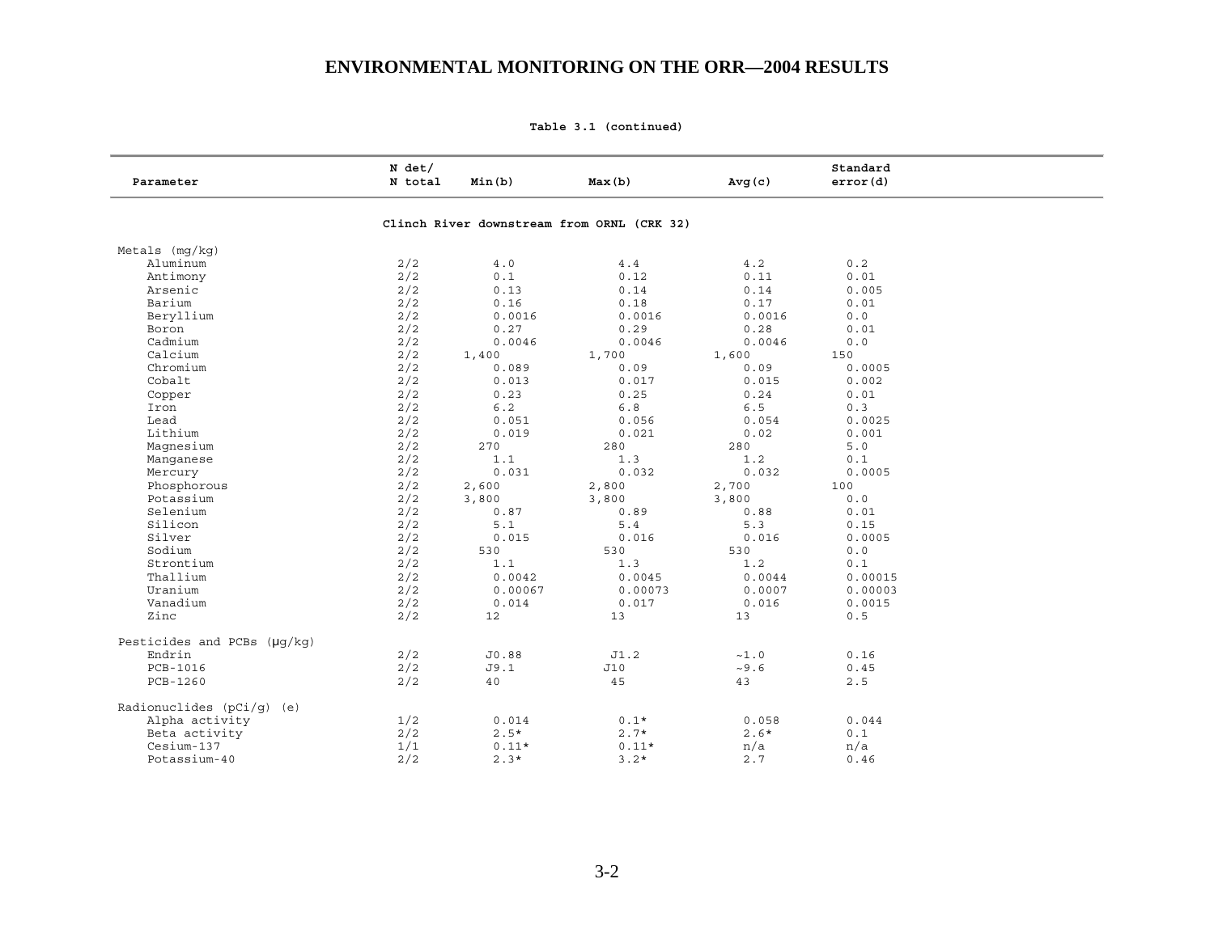# ENVIRONMENTAL MONITORING ON THE ORR—2004 RESULTS

**Table 3.1 (continued)**

| Parameter | N det/ N total | Min(b) | Max(b) | Avg(c) | Standard error(d) |
|---|---|---|---|---|---|
| **Clinch River downstream from ORNL (CRK 32)** | | | | | |
| Metals (mg/kg) | | | | | |
| Aluminum | 2/2 | 4.0 | 4.4 | 4.2 | 0.2 |
| Antimony | 2/2 | 0.1 | 0.12 | 0.11 | 0.01 |
| Arsenic | 2/2 | 0.13 | 0.14 | 0.14 | 0.005 |
| Barium | 2/2 | 0.16 | 0.18 | 0.17 | 0.01 |
| Beryllium | 2/2 | 0.0016 | 0.0016 | 0.0016 | 0.0 |
| Boron | 2/2 | 0.27 | 0.29 | 0.28 | 0.01 |
| Cadmium | 2/2 | 0.0046 | 0.0046 | 0.0046 | 0.0 |
| Calcium | 2/2 | 1,400 | 1,700 | 1,600 | 150 |
| Chromium | 2/2 | 0.089 | 0.09 | 0.09 | 0.0005 |
| Cobalt | 2/2 | 0.013 | 0.017 | 0.015 | 0.002 |
| Copper | 2/2 | 0.23 | 0.25 | 0.24 | 0.01 |
| Iron | 2/2 | 6.2 | 6.8 | 6.5 | 0.3 |
| Lead | 2/2 | 0.051 | 0.056 | 0.054 | 0.0025 |
| Lithium | 2/2 | 0.019 | 0.021 | 0.02 | 0.001 |
| Magnesium | 2/2 | 270 | 280 | 280 | 5.0 |
| Manganese | 2/2 | 1.1 | 1.3 | 1.2 | 0.1 |
| Mercury | 2/2 | 0.031 | 0.032 | 0.032 | 0.0005 |
| Phosphorous | 2/2 | 2,600 | 2,800 | 2,700 | 100 |
| Potassium | 2/2 | 3,800 | 3,800 | 3,800 | 0.0 |
| Selenium | 2/2 | 0.87 | 0.89 | 0.88 | 0.01 |
| Silicon | 2/2 | 5.1 | 5.4 | 5.3 | 0.15 |
| Silver | 2/2 | 0.015 | 0.016 | 0.016 | 0.0005 |
| Sodium | 2/2 | 530 | 530 | 530 | 0.0 |
| Strontium | 2/2 | 1.1 | 1.3 | 1.2 | 0.1 |
| Thallium | 2/2 | 0.0042 | 0.0045 | 0.0044 | 0.00015 |
| Uranium | 2/2 | 0.00067 | 0.00073 | 0.0007 | 0.00003 |
| Vanadium | 2/2 | 0.014 | 0.017 | 0.016 | 0.0015 |
| Zinc | 2/2 | 12 | 13 | 13 | 0.5 |
| Pesticides and PCBs (μg/kg) | | | | | |
| Endrin | 2/2 | J0.88 | J1.2 | ~1.0 | 0.16 |
| PCB-1016 | 2/2 | J9.1 | J10 | ~9.6 | 0.45 |
| PCB-1260 | 2/2 | 40 | 45 | 43 | 2.5 |
| Radionuclides (pCi/g) (e) | | | | | |
| Alpha activity | 1/2 | 0.014 | 0.1* | 0.058 | 0.044 |
| Beta activity | 2/2 | 2.5* | 2.7* | 2.6* | 0.1 |
| Cesium-137 | 1/1 | 0.11* | 0.11* | n/a | n/a |
| Potassium-40 | 2/2 | 2.3* | 3.2* | 2.7 | 0.46 |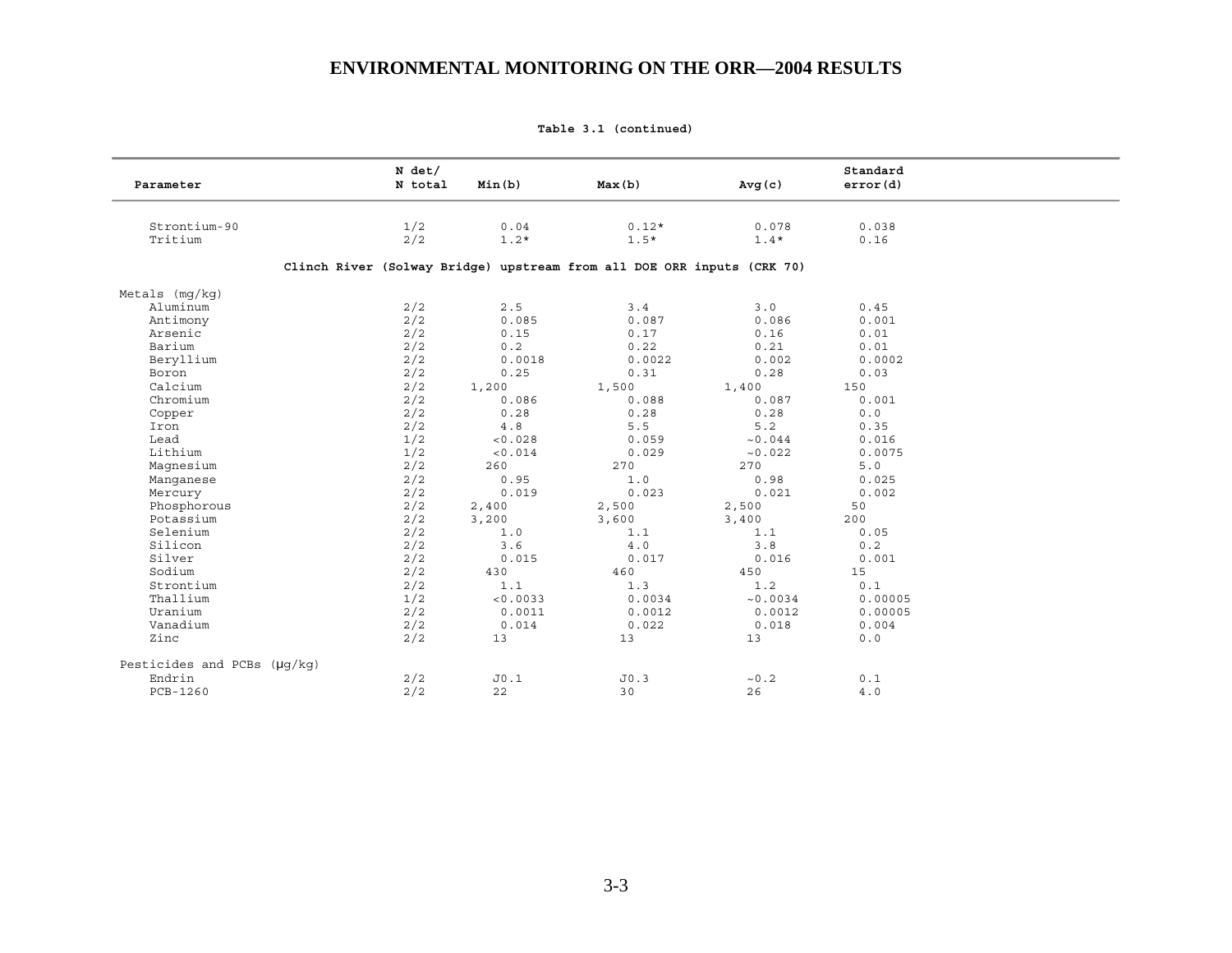**Table 3.1 (continued)**

| Parameter | N det/ N total | Min(b) | Max(b) | Avg(c) | Standard error(d) |
|---|---|---|---|---|---|
| Strontium-90 | 1/2 | 0.04 | 0.12* | 0.078 | 0.038 |
| Tritium | 2/2 | 1.2* | 1.5* | 1.4* | 0.16 |
| **Clinch River (Solway Bridge) upstream from all DOE ORR inputs (CRK 70)** | | | | | |
| Metals (mg/kg) | | | | | |
| Aluminum | 2/2 | 2.5 | 3.4 | 3.0 | 0.45 |
| Antimony | 2/2 | 0.085 | 0.087 | 0.086 | 0.001 |
| Arsenic | 2/2 | 0.15 | 0.17 | 0.16 | 0.01 |
| Barium | 2/2 | 0.2 | 0.22 | 0.21 | 0.01 |
| Beryllium | 2/2 | 0.0018 | 0.0022 | 0.002 | 0.0002 |
| Boron | 2/2 | 0.25 | 0.31 | 0.28 | 0.03 |
| Calcium | 2/2 | 1,200 | 1,500 | 1,400 | 150 |
| Chromium | 2/2 | 0.086 | 0.088 | 0.087 | 0.001 |
| Copper | 2/2 | 0.28 | 0.28 | 0.28 | 0.0 |
| Iron | 2/2 | 4.8 | 5.5 | 5.2 | 0.35 |
| Lead | 1/2 | <0.028 | 0.059 | ~0.044 | 0.016 |
| Lithium | 1/2 | <0.014 | 0.029 | ~0.022 | 0.0075 |
| Magnesium | 2/2 | 260 | 270 | 270 | 5.0 |
| Manganese | 2/2 | 0.95 | 1.0 | 0.98 | 0.025 |
| Mercury | 2/2 | 0.019 | 0.023 | 0.021 | 0.002 |
| Phosphorous | 2/2 | 2,400 | 2,500 | 2,500 | 50 |
| Potassium | 2/2 | 3,200 | 3,600 | 3,400 | 200 |
| Selenium | 2/2 | 1.0 | 1.1 | 1.1 | 0.05 |
| Silicon | 2/2 | 3.6 | 4.0 | 3.8 | 0.2 |
| Silver | 2/2 | 0.015 | 0.017 | 0.016 | 0.001 |
| Sodium | 2/2 | 430 | 460 | 450 | 15 |
| Strontium | 2/2 | 1.1 | 1.3 | 1.2 | 0.1 |
| Thallium | 1/2 | <0.0033 | 0.0034 | ~0.0034 | 0.00005 |
| Uranium | 2/2 | 0.0011 | 0.0012 | 0.0012 | 0.00005 |
| Vanadium | 2/2 | 0.014 | 0.022 | 0.018 | 0.004 |
| Zinc | 2/2 | 13 | 13 | 13 | 0.0 |
| Pesticides and PCBs (µg/kg) | | | | | |
| Endrin | 2/2 | J0.1 | J0.3 | ~0.2 | 0.1 |
| PCB-1260 | 2/2 | 22 | 30 | 26 | 4.0 |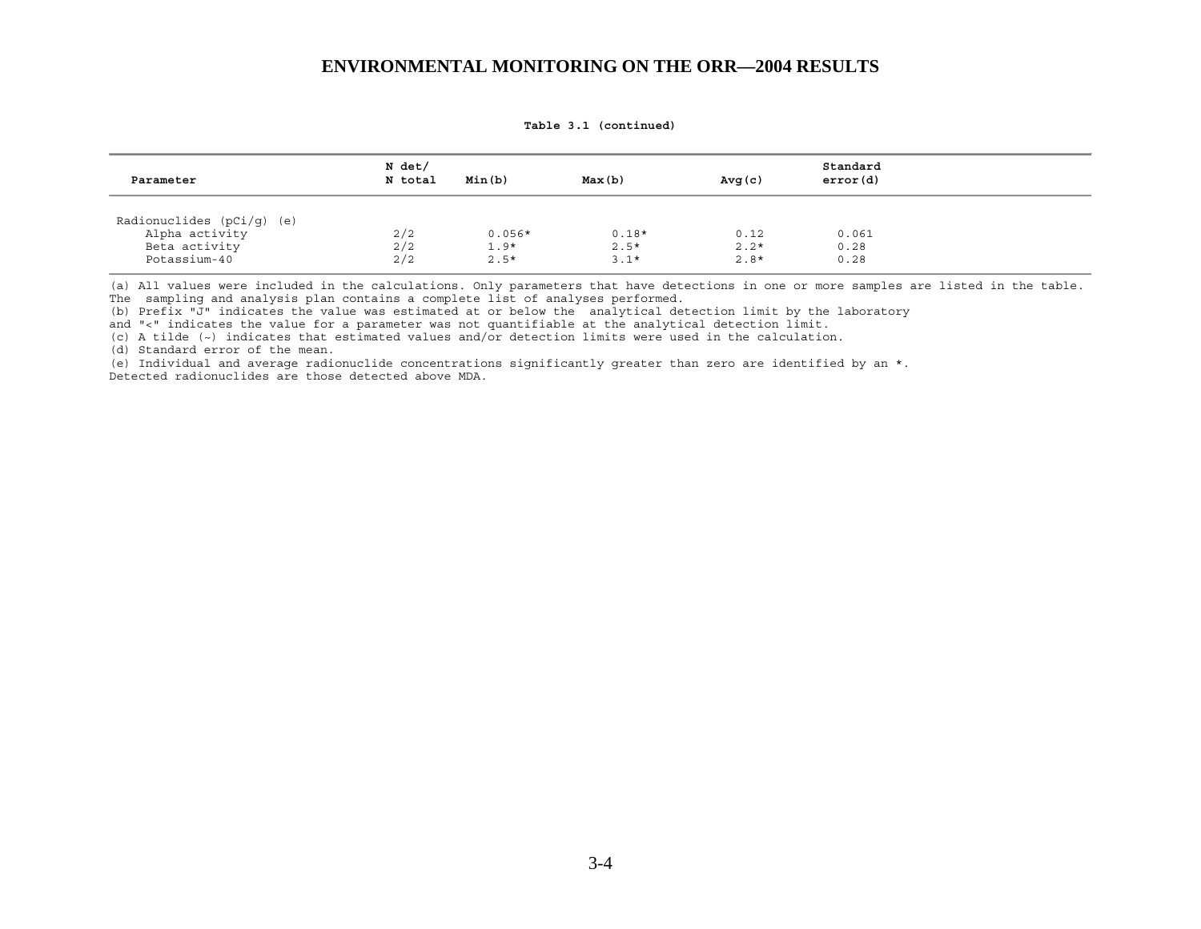**Table 3.1 (continued)**

| Parameter | N det/ N total | Min(b) | Max(b) | Avg(c) | Standard error(d) |
|---|---|---|---|---|---|
| Radionuclides (pCi/g) (e) | | | | | |
| Alpha activity | 2/2 | 0.056* | 0.18* | 0.12 | 0.061 |
| Beta activity | 2/2 | 1.9* | 2.5* | 2.2* | 0.28 |
| Potassium-40 | 2/2 | 2.5* | 3.1* | 2.8* | 0.28 |

(a) All values were included in the calculations. Only parameters that have detections in one or more samples are listed in the table. The sampling and analysis plan contains a complete list of analyses performed.
(b) Prefix "J" indicates the value was estimated at or below the analytical detection limit by the laboratory and "<" indicates the value for a parameter was not quantifiable at the analytical detection limit.
(c) A tilde (~) indicates that estimated values and/or detection limits were used in the calculation.
(d) Standard error of the mean.
(e) Individual and average radionuclide concentrations significantly greater than zero are identified by an *. Detected radionuclides are those detected above MDA.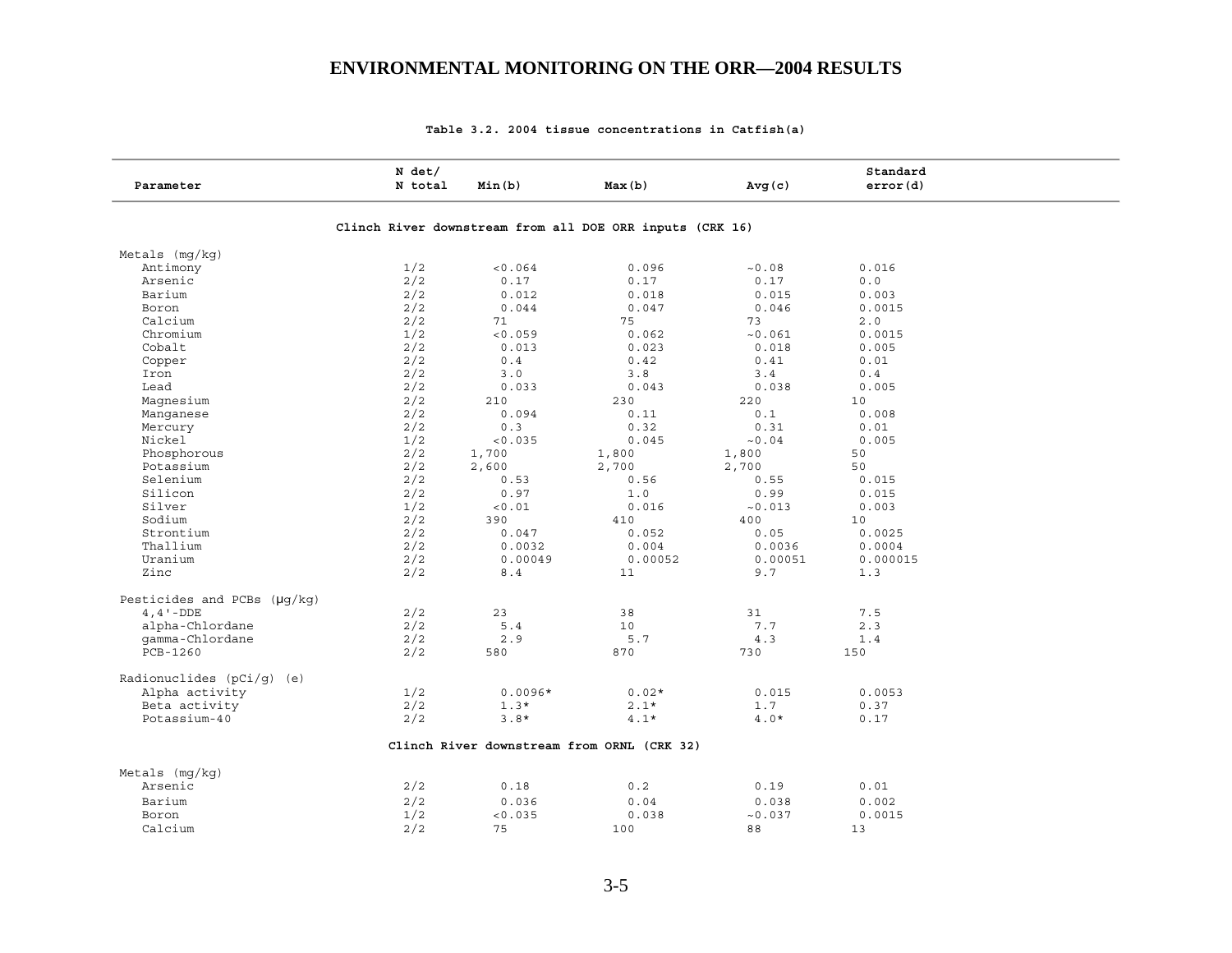**Table 3.2. 2004 tissue concentrations in Catfish(a)**

| Parameter | N det/ N total | Min(b) | Max(b) | Avg(c) | Standard error(d) |
|---|---|---|---|---|---|
| **Clinch River downstream from all DOE ORR inputs (CRK 16)** | | | | | |
| Metals (mg/kg) | | | | | |
| Antimony | 1/2 | <0.064 | 0.096 | ~0.08 | 0.016 |
| Arsenic | 2/2 | 0.17 | 0.17 | 0.17 | 0.0 |
| Barium | 2/2 | 0.012 | 0.018 | 0.015 | 0.003 |
| Boron | 2/2 | 0.044 | 0.047 | 0.046 | 0.0015 |
| Calcium | 2/2 | 71 | 75 | 73 | 2.0 |
| Chromium | 1/2 | <0.059 | 0.062 | ~0.061 | 0.0015 |
| Cobalt | 2/2 | 0.013 | 0.023 | 0.018 | 0.005 |
| Copper | 2/2 | 0.4 | 0.42 | 0.41 | 0.01 |
| Iron | 2/2 | 3.0 | 3.8 | 3.4 | 0.4 |
| Lead | 2/2 | 0.033 | 0.043 | 0.038 | 0.005 |
| Magnesium | 2/2 | 210 | 230 | 220 | 10 |
| Manganese | 2/2 | 0.094 | 0.11 | 0.1 | 0.008 |
| Mercury | 2/2 | 0.3 | 0.32 | 0.31 | 0.01 |
| Nickel | 1/2 | <0.035 | 0.045 | ~0.04 | 0.005 |
| Phosphorous | 2/2 | 1,700 | 1,800 | 1,800 | 50 |
| Potassium | 2/2 | 2,600 | 2,700 | 2,700 | 50 |
| Selenium | 2/2 | 0.53 | 0.56 | 0.55 | 0.015 |
| Silicon | 2/2 | 0.97 | 1.0 | 0.99 | 0.015 |
| Silver | 1/2 | <0.01 | 0.016 | ~0.013 | 0.003 |
| Sodium | 2/2 | 390 | 410 | 400 | 10 |
| Strontium | 2/2 | 0.047 | 0.052 | 0.05 | 0.0025 |
| Thallium | 2/2 | 0.0032 | 0.004 | 0.0036 | 0.0004 |
| Uranium | 2/2 | 0.00049 | 0.00052 | 0.00051 | 0.000015 |
| Zinc | 2/2 | 8.4 | 11 | 9.7 | 1.3 |
| Pesticides and PCBs (μg/kg) | | | | | |
| 4,4'-DDE | 2/2 | 23 | 38 | 31 | 7.5 |
| alpha-Chlordane | 2/2 | 5.4 | 10 | 7.7 | 2.3 |
| gamma-Chlordane | 2/2 | 2.9 | 5.7 | 4.3 | 1.4 |
| PCB-1260 | 2/2 | 580 | 870 | 730 | 150 |
| Radionuclides (pCi/g) (e) | | | | | |
| Alpha activity | 1/2 | 0.0096* | 0.02* | 0.015 | 0.0053 |
| Beta activity | 2/2 | 1.3* | 2.1* | 1.7 | 0.37 |
| Potassium-40 | 2/2 | 3.8* | 4.1* | 4.0* | 0.17 |
| **Clinch River downstream from ORNL (CRK 32)** | | | | | |
| Metals (mg/kg) | | | | | |
| Arsenic | 2/2 | 0.18 | 0.2 | 0.19 | 0.01 |
| Barium | 2/2 | 0.036 | 0.04 | 0.038 | 0.002 |
| Boron | 1/2 | <0.035 | 0.038 | ~0.037 | 0.0015 |
| Calcium | 2/2 | 75 | 100 | 88 | 13 |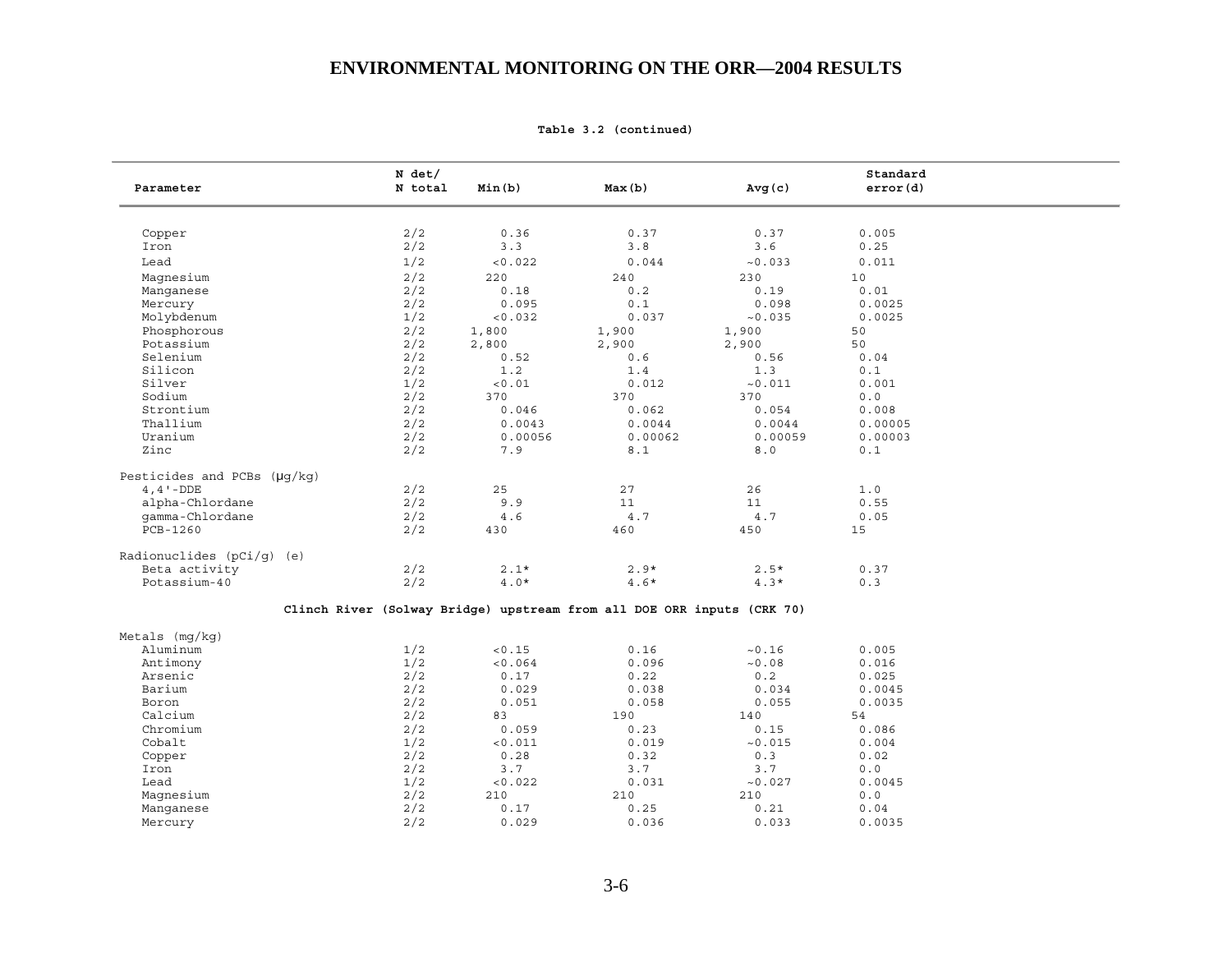**Table 3.2 (continued)**

| Parameter | N det/ N total | Min(b) | Max(b) | Avg(c) | Standard error(d) |
|---|---|---|---|---|---|
| Copper | 2/2 | 0.36 | 0.37 | 0.37 | 0.005 |
| Iron | 2/2 | 3.3 | 3.8 | 3.6 | 0.25 |
| Lead | 1/2 | <0.022 | 0.044 | ~0.033 | 0.011 |
| Magnesium | 2/2 | 220 | 240 | 230 | 10 |
| Manganese | 2/2 | 0.18 | 0.2 | 0.19 | 0.01 |
| Mercury | 2/2 | 0.095 | 0.1 | 0.098 | 0.0025 |
| Molybdenum | 1/2 | <0.032 | 0.037 | ~0.035 | 0.0025 |
| Phosphorous | 2/2 | 1,800 | 1,900 | 1,900 | 50 |
| Potassium | 2/2 | 2,800 | 2,900 | 2,900 | 50 |
| Selenium | 2/2 | 0.52 | 0.6 | 0.56 | 0.04 |
| Silicon | 2/2 | 1.2 | 1.4 | 1.3 | 0.1 |
| Silver | 1/2 | <0.01 | 0.012 | ~0.011 | 0.001 |
| Sodium | 2/2 | 370 | 370 | 370 | 0.0 |
| Strontium | 2/2 | 0.046 | 0.062 | 0.054 | 0.008 |
| Thallium | 2/2 | 0.0043 | 0.0044 | 0.0044 | 0.00005 |
| Uranium | 2/2 | 0.00056 | 0.00062 | 0.00059 | 0.00003 |
| Zinc | 2/2 | 7.9 | 8.1 | 8.0 | 0.1 |
| Pesticides and PCBs (μg/kg) | | | | | |
| 4,4'-DDE | 2/2 | 25 | 27 | 26 | 1.0 |
| alpha-Chlordane | 2/2 | 9.9 | 11 | 11 | 0.55 |
| gamma-Chlordane | 2/2 | 4.6 | 4.7 | 4.7 | 0.05 |
| PCB-1260 | 2/2 | 430 | 460 | 450 | 15 |
| Radionuclides (pCi/g) (e) | | | | | |
| Beta activity | 2/2 | 2.1* | 2.9* | 2.5* | 0.37 |
| Potassium-40 | 2/2 | 4.0* | 4.6* | 4.3* | 0.3 |
| **Clinch River (Solway Bridge) upstream from all DOE ORR inputs (CRK 70)** | | | | | |
| Metals (mg/kg) | | | | | |
| Aluminum | 1/2 | <0.15 | 0.16 | ~0.16 | 0.005 |
| Antimony | 1/2 | <0.064 | 0.096 | ~0.08 | 0.016 |
| Arsenic | 2/2 | 0.17 | 0.22 | 0.2 | 0.025 |
| Barium | 2/2 | 0.029 | 0.038 | 0.034 | 0.0045 |
| Boron | 2/2 | 0.051 | 0.058 | 0.055 | 0.0035 |
| Calcium | 2/2 | 83 | 190 | 140 | 54 |
| Chromium | 2/2 | 0.059 | 0.23 | 0.15 | 0.086 |
| Cobalt | 1/2 | <0.011 | 0.019 | ~0.015 | 0.004 |
| Copper | 2/2 | 0.28 | 0.32 | 0.3 | 0.02 |
| Iron | 2/2 | 3.7 | 3.7 | 3.7 | 0.0 |
| Lead | 1/2 | <0.022 | 0.031 | ~0.027 | 0.0045 |
| Magnesium | 2/2 | 210 | 210 | 210 | 0.0 |
| Manganese | 2/2 | 0.17 | 0.25 | 0.21 | 0.04 |
| Mercury | 2/2 | 0.029 | 0.036 | 0.033 | 0.0035 |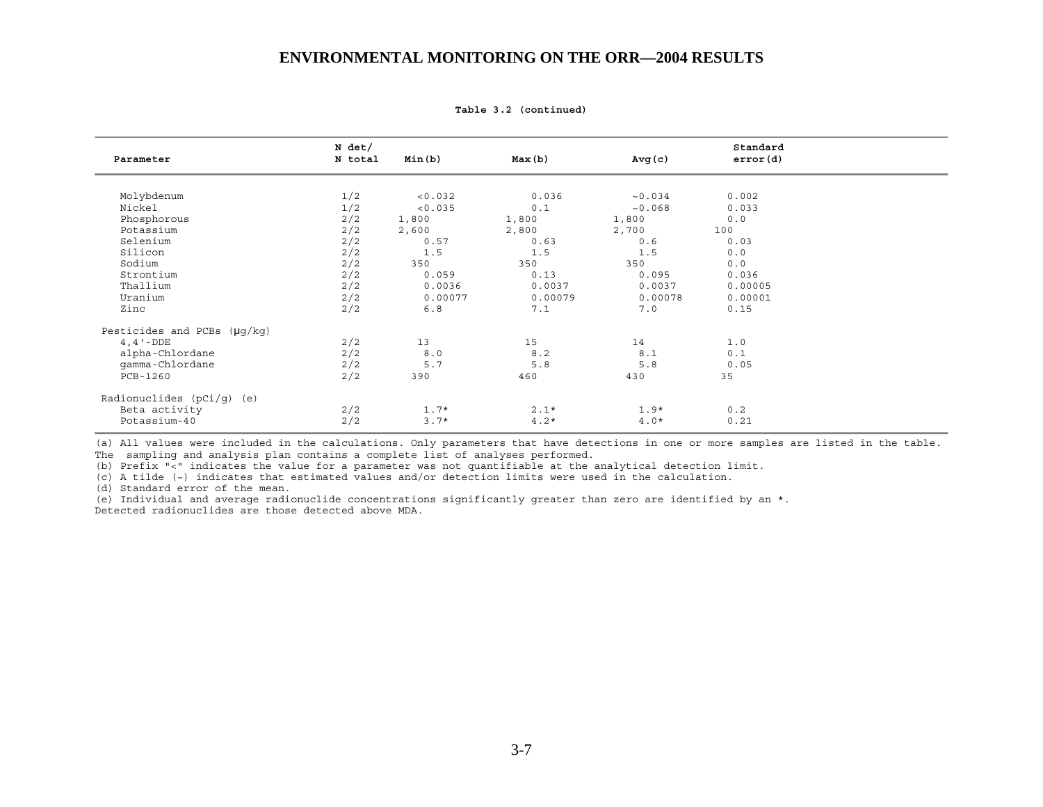**Table 3.2 (continued)**

| Parameter | N det/ N total | Min(b) | Max(b) | Avg(c) | Standard error(d) |
|---|---|---|---|---|---|
| Molybdenum | 1/2 | <0.032 | 0.036 | ~0.034 | 0.002 |
| Nickel | 1/2 | <0.035 | 0.1 | ~0.068 | 0.033 |
| Phosphorous | 2/2 | 1,800 | 1,800 | 1,800 | 0.0 |
| Potassium | 2/2 | 2,600 | 2,800 | 2,700 | 100 |
| Selenium | 2/2 | 0.57 | 0.63 | 0.6 | 0.03 |
| Silicon | 2/2 | 1.5 | 1.5 | 1.5 | 0.0 |
| Sodium | 2/2 | 350 | 350 | 350 | 0.0 |
| Strontium | 2/2 | 0.059 | 0.13 | 0.095 | 0.036 |
| Thallium | 2/2 | 0.0036 | 0.0037 | 0.0037 | 0.00005 |
| Uranium | 2/2 | 0.00077 | 0.00079 | 0.00078 | 0.00001 |
| Zinc | 2/2 | 6.8 | 7.1 | 7.0 | 0.15 |
| Pesticides and PCBs (μg/kg) | | | | | |
| 4,4'-DDE | 2/2 | 13 | 15 | 14 | 1.0 |
| alpha-Chlordane | 2/2 | 8.0 | 8.2 | 8.1 | 0.1 |
| gamma-Chlordane | 2/2 | 5.7 | 5.8 | 5.8 | 0.05 |
| PCB-1260 | 2/2 | 390 | 460 | 430 | 35 |
| Radionuclides (pCi/g) (e) | | | | | |
| Beta activity | 2/2 | 1.7* | 2.1* | 1.9* | 0.2 |
| Potassium-40 | 2/2 | 3.7* | 4.2* | 4.0* | 0.21 |

(a) All values were included in the calculations. Only parameters that have detections in one or more samples are listed in the table. The sampling and analysis plan contains a complete list of analyses performed.
(b) Prefix "<" indicates the value for a parameter was not quantifiable at the analytical detection limit.
(c) A tilde (~) indicates that estimated values and/or detection limits were used in the calculation.
(d) Standard error of the mean.
(e) Individual and average radionuclide concentrations significantly greater than zero are identified by an *.
Detected radionuclides are those detected above MDA.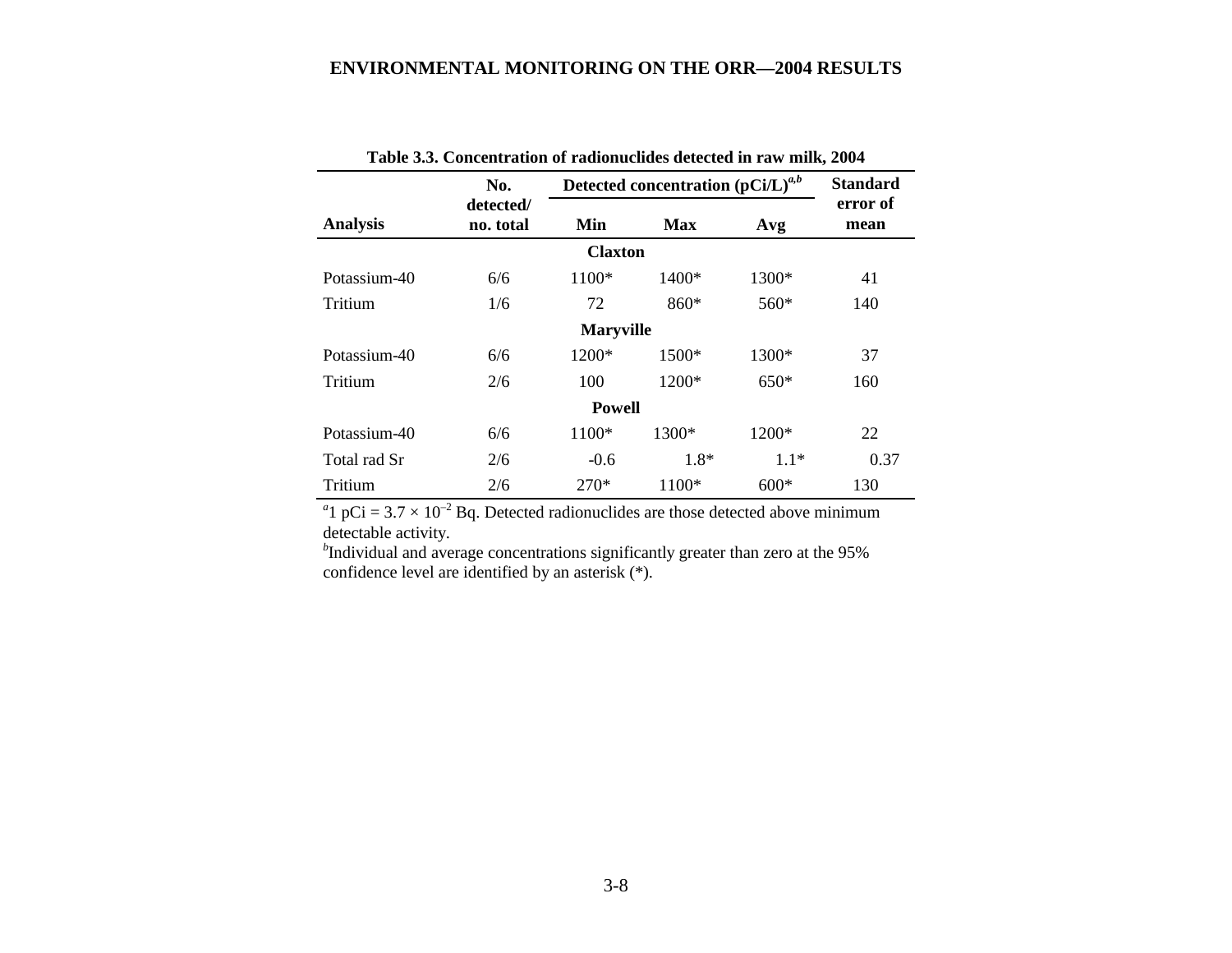**Table 3.3. Concentration of radionuclides detected in raw milk, 2004**

| Analysis | No. detected/ no. total | Detected concentration (pCi/L)[a,b] | | | Standard error of mean |
|---|---|---|---|---|---|
| | | Min | Max | Avg | |
| **Claxton** | | | | | |
| Potassium-40 | 6/6 | 1100* | 1400* | 1300* | 41 |
| Tritium | 1/6 | 72 | 860* | 560* | 140 |
| **Maryville** | | | | | |
| Potassium-40 | 6/6 | 1200* | 1500* | 1300* | 37 |
| Tritium | 2/6 | 100 | 1200* | 650* | 160 |
| **Powell** | | | | | |
| Potassium-40 | 6/6 | 1100* | 1300* | 1200* | 22 |
| Total rad Sr | 2/6 | -0.6 | 1.8* | 1.1* | 0.37 |
| Tritium | 2/6 | 270* | 1100* | 600* | 130 |

[a]1 pCi = $3.7 \times 10^{-2}$ Bq. Detected radionuclides are those detected above minimum detectable activity.
[b]Individual and average concentrations significantly greater than zero at the 95% confidence level are identified by an asterisk (*).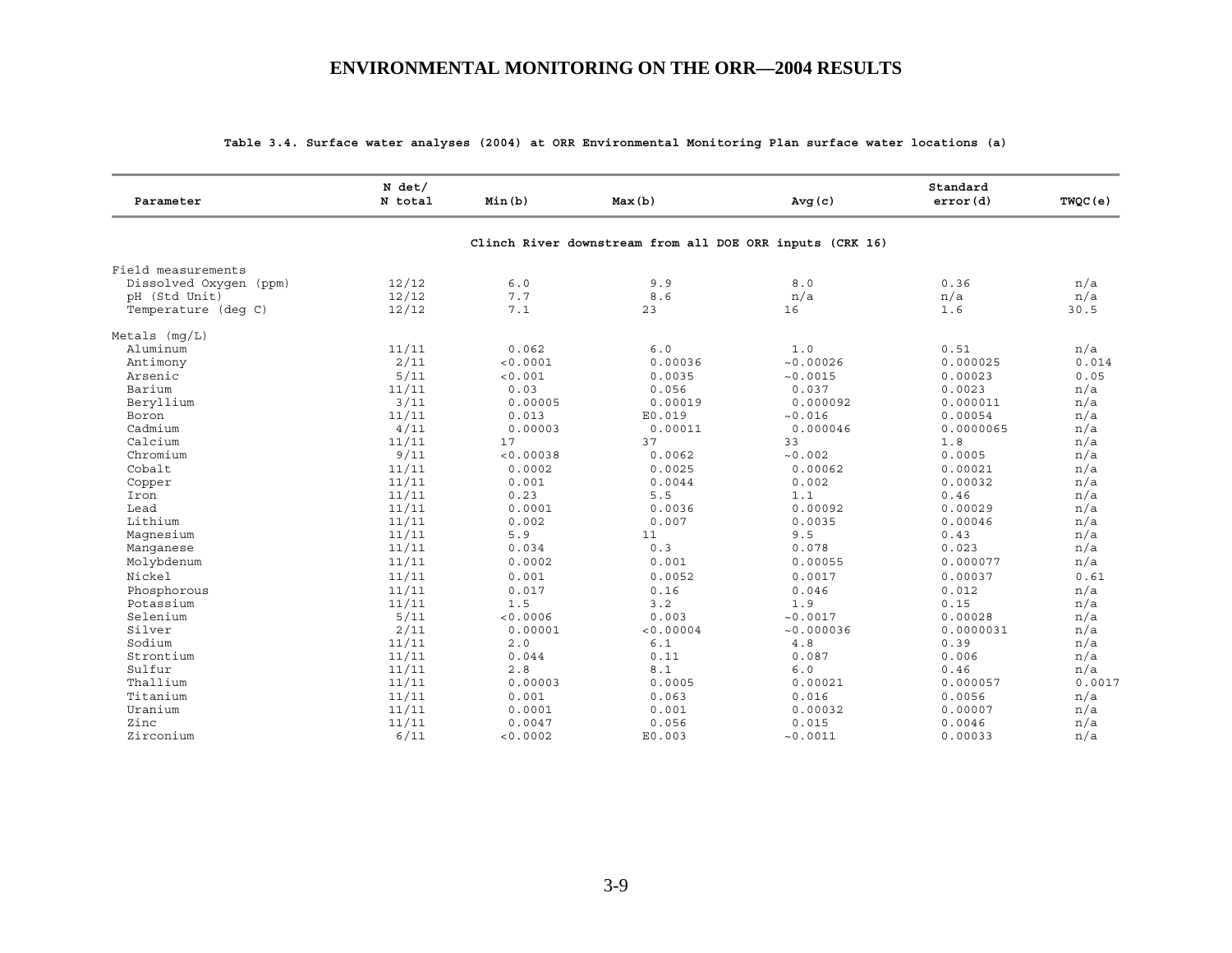**Table 3.4. Surface water analyses (2004) at ORR Environmental Monitoring Plan surface water locations (a)**

| Parameter | N det/ N total | Min(b) | Max(b) | Avg(c) | Standard error(d) | TWQC(e) |
|---|---|---|---|---|---|---|
| | | | **Clinch River downstream from all DOE ORR inputs (CRK 16)** | | | |
| Field measurements | | | | | | |
| Dissolved Oxygen (ppm) | 12/12 | 6.0 | 9.9 | 8.0 | 0.36 | n/a |
| pH (Std Unit) | 12/12 | 7.7 | 8.6 | n/a | n/a | n/a |
| Temperature (deg C) | 12/12 | 7.1 | 23 | 16 | 1.6 | 30.5 |
| Metals (mg/L) | | | | | | |
| Aluminum | 11/11 | 0.062 | 6.0 | 1.0 | 0.51 | n/a |
| Antimony | 2/11 | <0.0001 | 0.00036 | ~0.00026 | 0.000025 | 0.014 |
| Arsenic | 5/11 | <0.001 | 0.0035 | ~0.0015 | 0.00023 | 0.05 |
| Barium | 11/11 | 0.03 | 0.056 | 0.037 | 0.0023 | n/a |
| Beryllium | 3/11 | 0.00005 | 0.00019 | 0.000092 | 0.000011 | n/a |
| Boron | 11/11 | 0.013 | E0.019 | ~0.016 | 0.00054 | n/a |
| Cadmium | 4/11 | 0.00003 | 0.00011 | 0.000046 | 0.0000065 | n/a |
| Calcium | 11/11 | 17 | 37 | 33 | 1.8 | n/a |
| Chromium | 9/11 | <0.00038 | 0.0062 | ~0.002 | 0.0005 | n/a |
| Cobalt | 11/11 | 0.0002 | 0.0025 | 0.00062 | 0.00021 | n/a |
| Copper | 11/11 | 0.001 | 0.0044 | 0.002 | 0.00032 | n/a |
| Iron | 11/11 | 0.23 | 5.5 | 1.1 | 0.46 | n/a |
| Lead | 11/11 | 0.0001 | 0.0036 | 0.00092 | 0.00029 | n/a |
| Lithium | 11/11 | 0.002 | 0.007 | 0.0035 | 0.00046 | n/a |
| Magnesium | 11/11 | 5.9 | 11 | 9.5 | 0.43 | n/a |
| Manganese | 11/11 | 0.034 | 0.3 | 0.078 | 0.023 | n/a |
| Molybdenum | 11/11 | 0.0002 | 0.001 | 0.00055 | 0.000077 | n/a |
| Nickel | 11/11 | 0.001 | 0.0052 | 0.0017 | 0.00037 | 0.61 |
| Phosphorous | 11/11 | 0.017 | 0.16 | 0.046 | 0.012 | n/a |
| Potassium | 11/11 | 1.5 | 3.2 | 1.9 | 0.15 | n/a |
| Selenium | 5/11 | <0.0006 | 0.003 | ~0.0017 | 0.00028 | n/a |
| Silver | 2/11 | 0.00001 | <0.00004 | ~0.000036 | 0.0000031 | n/a |
| Sodium | 11/11 | 2.0 | 6.1 | 4.8 | 0.39 | n/a |
| Strontium | 11/11 | 0.044 | 0.11 | 0.087 | 0.006 | n/a |
| Sulfur | 11/11 | 2.8 | 8.1 | 6.0 | 0.46 | n/a |
| Thallium | 11/11 | 0.00003 | 0.0005 | 0.00021 | 0.000057 | 0.0017 |
| Titanium | 11/11 | 0.001 | 0.063 | 0.016 | 0.0056 | n/a |
| Uranium | 11/11 | 0.0001 | 0.001 | 0.00032 | 0.00007 | n/a |
| Zinc | 11/11 | 0.0047 | 0.056 | 0.015 | 0.0046 | n/a |
| Zirconium | 6/11 | <0.0002 | E0.003 | ~0.0011 | 0.00033 | n/a |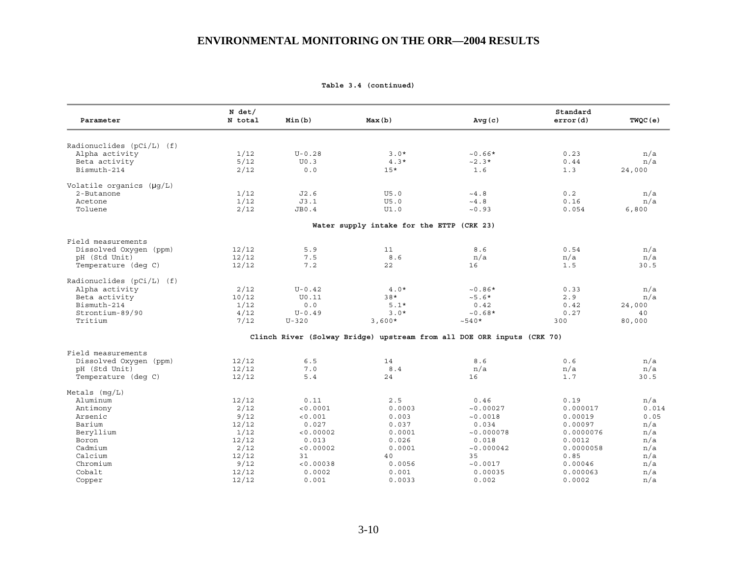**Table 3.4 (continued)**

| Parameter | N det/ N total | Min(b) | Max(b) | Avg(c) | Standard error(d) | TWQC(e) |
|---|---|---|---|---|---|---|
| Radionuclides (pCi/L) (f) | | | | | | |
| Alpha activity | 1/12 | U-0.28 | 3.0* | ~0.66* | 0.23 | n/a |
| Beta activity | 5/12 | U0.3 | 4.3* | ~2.3* | 0.44 | n/a |
| Bismuth-214 | 2/12 | 0.0 | 15* | 1.6 | 1.3 | 24,000 |
| Volatile organics (μg/L) | | | | | | |
| 2-Butanone | 1/12 | J2.6 | U5.0 | ~4.8 | 0.2 | n/a |
| Acetone | 1/12 | J3.1 | U5.0 | ~4.8 | 0.16 | n/a |
| Toluene | 2/12 | JB0.4 | U1.0 | ~0.93 | 0.054 | 6,800 |
| **Water supply intake for the ETTP (CRK 23)** | | | | | | |
| Field measurements | | | | | | |
| Dissolved Oxygen (ppm) | 12/12 | 5.9 | 11 | 8.6 | 0.54 | n/a |
| pH (Std Unit) | 12/12 | 7.5 | 8.6 | n/a | n/a | n/a |
| Temperature (deg C) | 12/12 | 7.2 | 22 | 16 | 1.5 | 30.5 |
| Radionuclides (pCi/L) (f) | | | | | | |
| Alpha activity | 2/12 | U-0.42 | 4.0* | ~0.86* | 0.33 | n/a |
| Beta activity | 10/12 | U0.11 | 38* | ~5.6* | 2.9 | n/a |
| Bismuth-214 | 1/12 | 0.0 | 5.1* | 0.42 | 0.42 | 24,000 |
| Strontium-89/90 | 4/12 | U-0.49 | 3.0* | ~0.68* | 0.27 | 40 |
| Tritium | 7/12 | U-320 | 3,600* | ~540* | 300 | 80,000 |
| **Clinch River (Solway Bridge) upstream from all DOE ORR inputs (CRK 70)** | | | | | | |
| Field measurements | | | | | | |
| Dissolved Oxygen (ppm) | 12/12 | 6.5 | 14 | 8.6 | 0.6 | n/a |
| pH (Std Unit) | 12/12 | 7.0 | 8.4 | n/a | n/a | n/a |
| Temperature (deg C) | 12/12 | 5.4 | 24 | 16 | 1.7 | 30.5 |
| Metals (mg/L) | | | | | | |
| Aluminum | 12/12 | 0.11 | 2.5 | 0.46 | 0.19 | n/a |
| Antimony | 2/12 | <0.0001 | 0.0003 | ~0.00027 | 0.000017 | 0.014 |
| Arsenic | 9/12 | <0.001 | 0.003 | ~0.0018 | 0.00019 | 0.05 |
| Barium | 12/12 | 0.027 | 0.037 | 0.034 | 0.00097 | n/a |
| Beryllium | 1/12 | <0.00002 | 0.0001 | ~0.000078 | 0.0000076 | n/a |
| Boron | 12/12 | 0.013 | 0.026 | 0.018 | 0.0012 | n/a |
| Cadmium | 2/12 | <0.00002 | 0.0001 | ~0.000042 | 0.0000058 | n/a |
| Calcium | 12/12 | 31 | 40 | 35 | 0.85 | n/a |
| Chromium | 9/12 | <0.00038 | 0.0056 | ~0.0017 | 0.00046 | n/a |
| Cobalt | 12/12 | 0.0002 | 0.001 | 0.00035 | 0.000063 | n/a |
| Copper | 12/12 | 0.001 | 0.0033 | 0.002 | 0.0002 | n/a |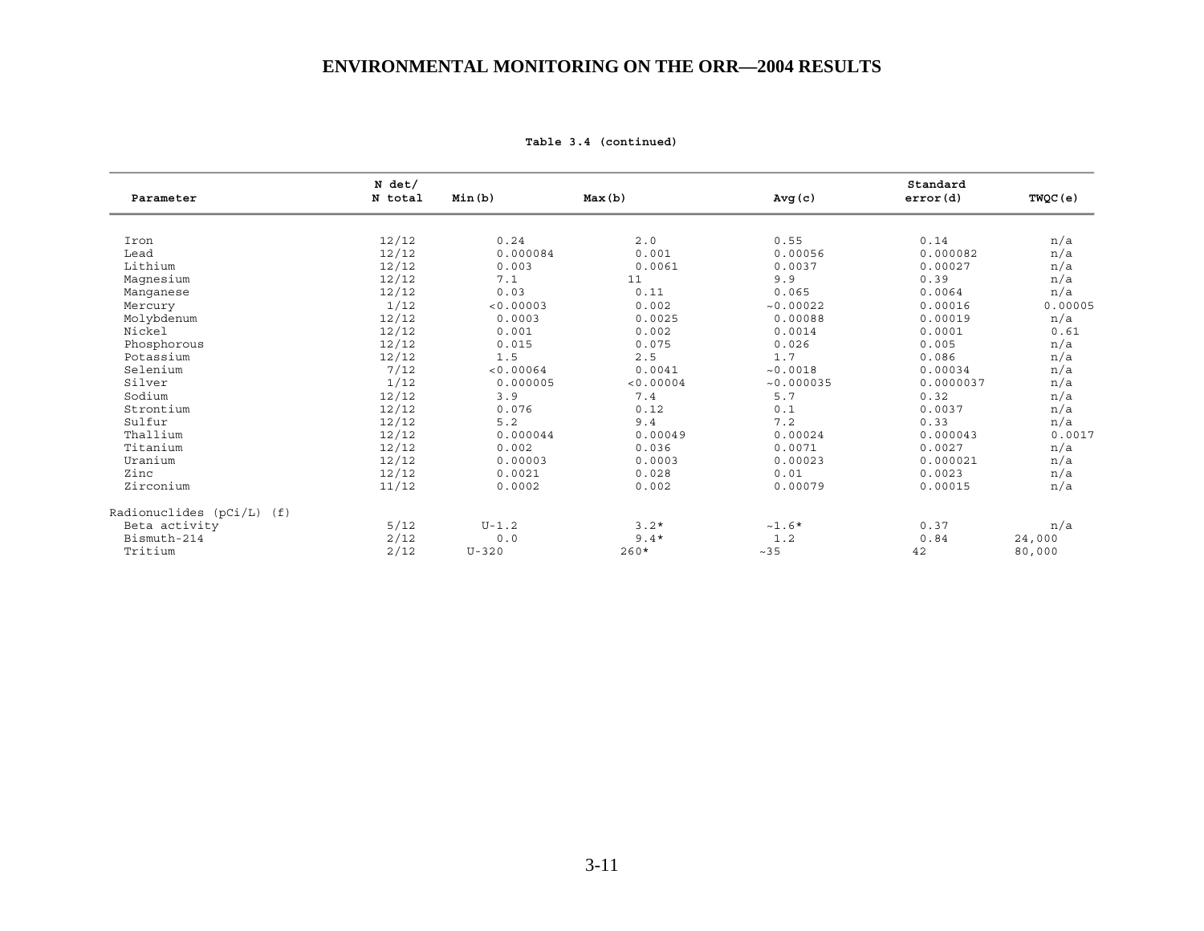**Table 3.4 (continued)**

| Parameter | N det/ N total | Min(b) | Max(b) | Avg(c) | Standard error(d) | TWQC(e) |
|---|---|---|---|---|---|---|
| Iron | 12/12 | 0.24 | 2.0 | 0.55 | 0.14 | n/a |
| Lead | 12/12 | 0.000084 | 0.001 | 0.00056 | 0.000082 | n/a |
| Lithium | 12/12 | 0.003 | 0.0061 | 0.0037 | 0.00027 | n/a |
| Magnesium | 12/12 | 7.1 | 11 | 9.9 | 0.39 | n/a |
| Manganese | 12/12 | 0.03 | 0.11 | 0.065 | 0.0064 | n/a |
| Mercury | 1/12 | <0.00003 | 0.002 | ~0.00022 | 0.00016 | 0.00005 |
| Molybdenum | 12/12 | 0.0003 | 0.0025 | 0.00088 | 0.00019 | n/a |
| Nickel | 12/12 | 0.001 | 0.002 | 0.0014 | 0.0001 | 0.61 |
| Phosphorous | 12/12 | 0.015 | 0.075 | 0.026 | 0.005 | n/a |
| Potassium | 12/12 | 1.5 | 2.5 | 1.7 | 0.086 | n/a |
| Selenium | 7/12 | <0.00064 | 0.0041 | ~0.0018 | 0.00034 | n/a |
| Silver | 1/12 | 0.000005 | <0.00004 | ~0.000035 | 0.0000037 | n/a |
| Sodium | 12/12 | 3.9 | 7.4 | 5.7 | 0.32 | n/a |
| Strontium | 12/12 | 0.076 | 0.12 | 0.1 | 0.0037 | n/a |
| Sulfur | 12/12 | 5.2 | 9.4 | 7.2 | 0.33 | n/a |
| Thallium | 12/12 | 0.000044 | 0.00049 | 0.00024 | 0.000043 | 0.0017 |
| Titanium | 12/12 | 0.002 | 0.036 | 0.0071 | 0.0027 | n/a |
| Uranium | 12/12 | 0.00003 | 0.0003 | 0.00023 | 0.000021 | n/a |
| Zinc | 12/12 | 0.0021 | 0.028 | 0.01 | 0.0023 | n/a |
| Zirconium | 11/12 | 0.0002 | 0.002 | 0.00079 | 0.00015 | n/a |
| Radionuclides (pCi/L) (f) | | | | | | |
| Beta activity | 5/12 | U-1.2 | 3.2* | ~1.6* | 0.37 | n/a |
| Bismuth-214 | 2/12 | 0.0 | 9.4* | 1.2 | 0.84 | 24,000 |
| Tritium | 2/12 | U-320 | 260* | ~35 | 42 | 80,000 |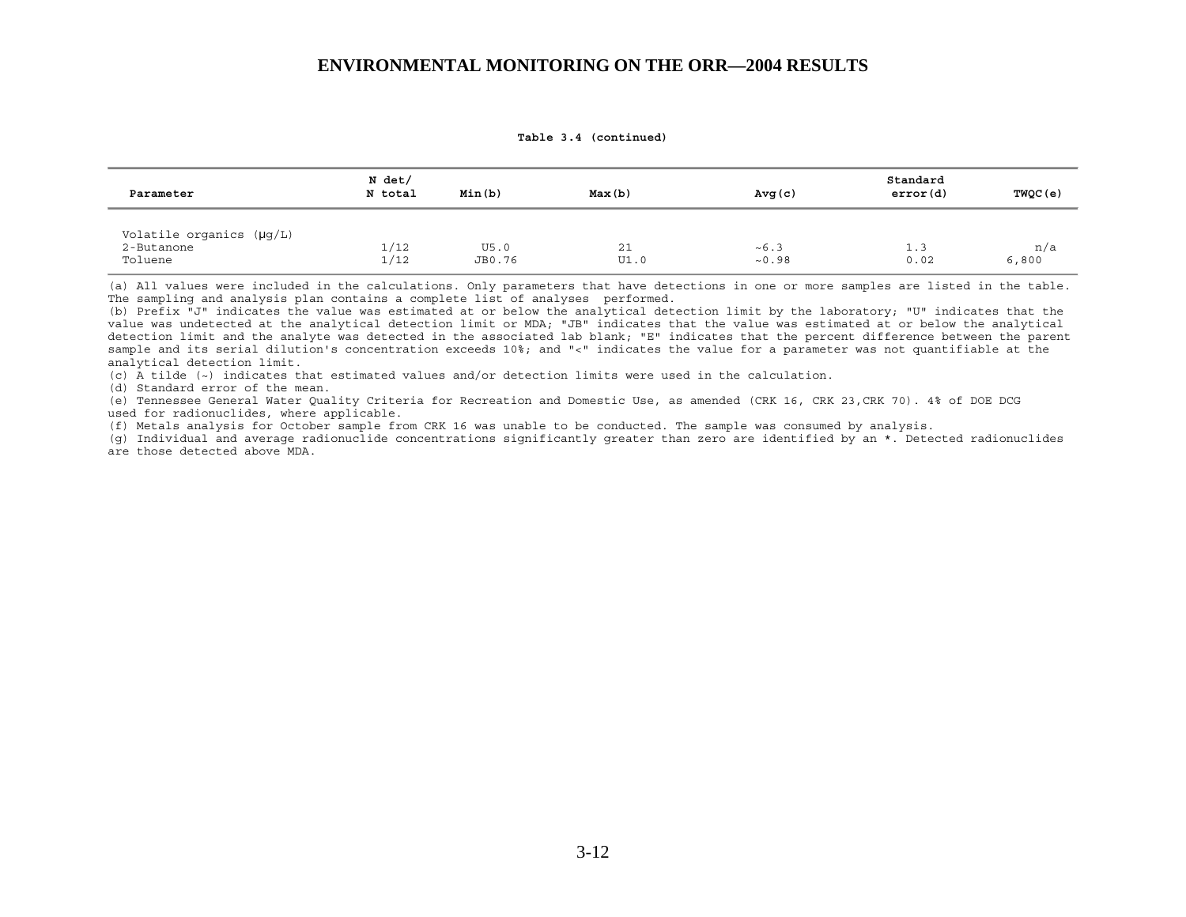**Table 3.4 (continued)**

| Parameter | N det/ N total | Min(b) | Max(b) | Avg(c) | Standard error(d) | TWQC(e) |
|---|---|---|---|---|---|---|
| Volatile organics (μg/L) | | | | | | |
| 2-Butanone | 1/12 | U5.0 | 21 | ~6.3 | 1.3 | n/a |
| Toluene | 1/12 | JB0.76 | U1.0 | ~0.98 | 0.02 | 6,800 |

(a) All values were included in the calculations. Only parameters that have detections in one or more samples are listed in the table. The sampling and analysis plan contains a complete list of analyses performed.
(b) Prefix "J" indicates the value was estimated at or below the analytical detection limit by the laboratory; "U" indicates that the value was undetected at the analytical detection limit or MDA; "JB" indicates that the value was estimated at or below the analytical detection limit and the analyte was detected in the associated lab blank; "E" indicates that the percent difference between the parent sample and its serial dilution's concentration exceeds 10%; and "<" indicates the value for a parameter was not quantifiable at the analytical detection limit.
(c) A tilde (~) indicates that estimated values and/or detection limits were used in the calculation.
(d) Standard error of the mean.
(e) Tennessee General Water Quality Criteria for Recreation and Domestic Use, as amended (CRK 16, CRK 23,CRK 70). 4% of DOE DCG used for radionuclides, where applicable.
(f) Metals analysis for October sample from CRK 16 was unable to be conducted. The sample was consumed by analysis.
(g) Individual and average radionuclide concentrations significantly greater than zero are identified by an *. Detected radionuclides are those detected above MDA.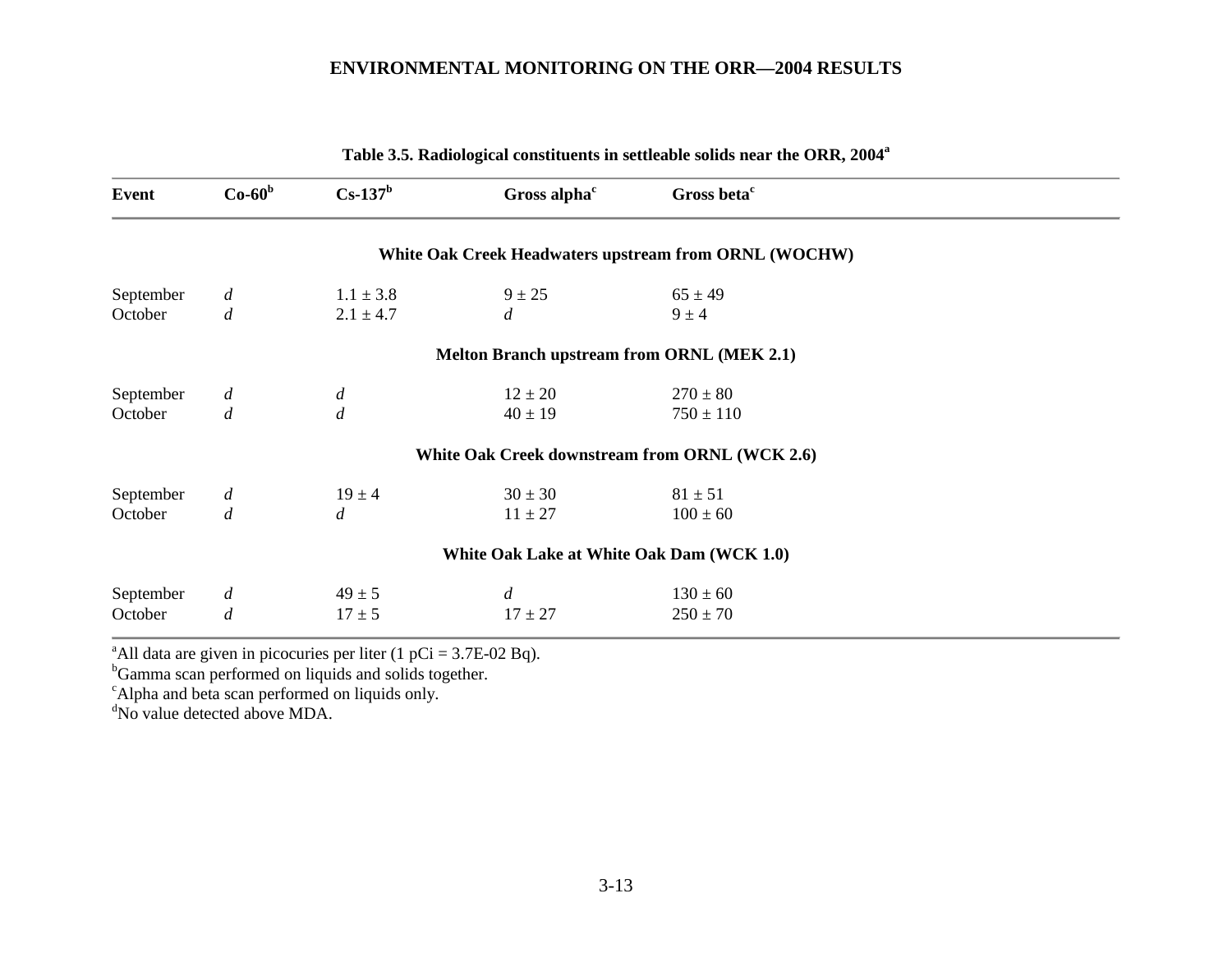**Table 3.5. Radiological constituents in settleable solids near the ORR, 2004**[a]

| Event | Co-60[b] | Cs-137[b] | Gross alpha[c] | Gross beta[c] |
|---|---|---|---|---|
| **White Oak Creek Headwaters upstream from ORNL (WOCHW)** | | | | |
| September | *d* | 1.1 ± 3.8 | 9 ± 25 | 65 ± 49 |
| October | *d* | 2.1 ± 4.7 | *d* | 9 ± 4 |
| **Melton Branch upstream from ORNL (MEK 2.1)** | | | | |
| September | *d* | *d* | 12 ± 20 | 270 ± 80 |
| October | *d* | *d* | 40 ± 19 | 750 ± 110 |
| **White Oak Creek downstream from ORNL (WCK 2.6)** | | | | |
| September | *d* | 19 ± 4 | 30 ± 30 | 81 ± 51 |
| October | *d* | *d* | 11 ± 27 | 100 ± 60 |
| **White Oak Lake at White Oak Dam (WCK 1.0)** | | | | |
| September | *d* | 49 ± 5 | *d* | 130 ± 60 |
| October | *d* | 17 ± 5 | 17 ± 27 | 250 ± 70 |

[a]All data are given in picocuries per liter (1 pCi = 3.7E-02 Bq).
[b]Gamma scan performed on liquids and solids together.
[c]Alpha and beta scan performed on liquids only.
[d]No value detected above MDA.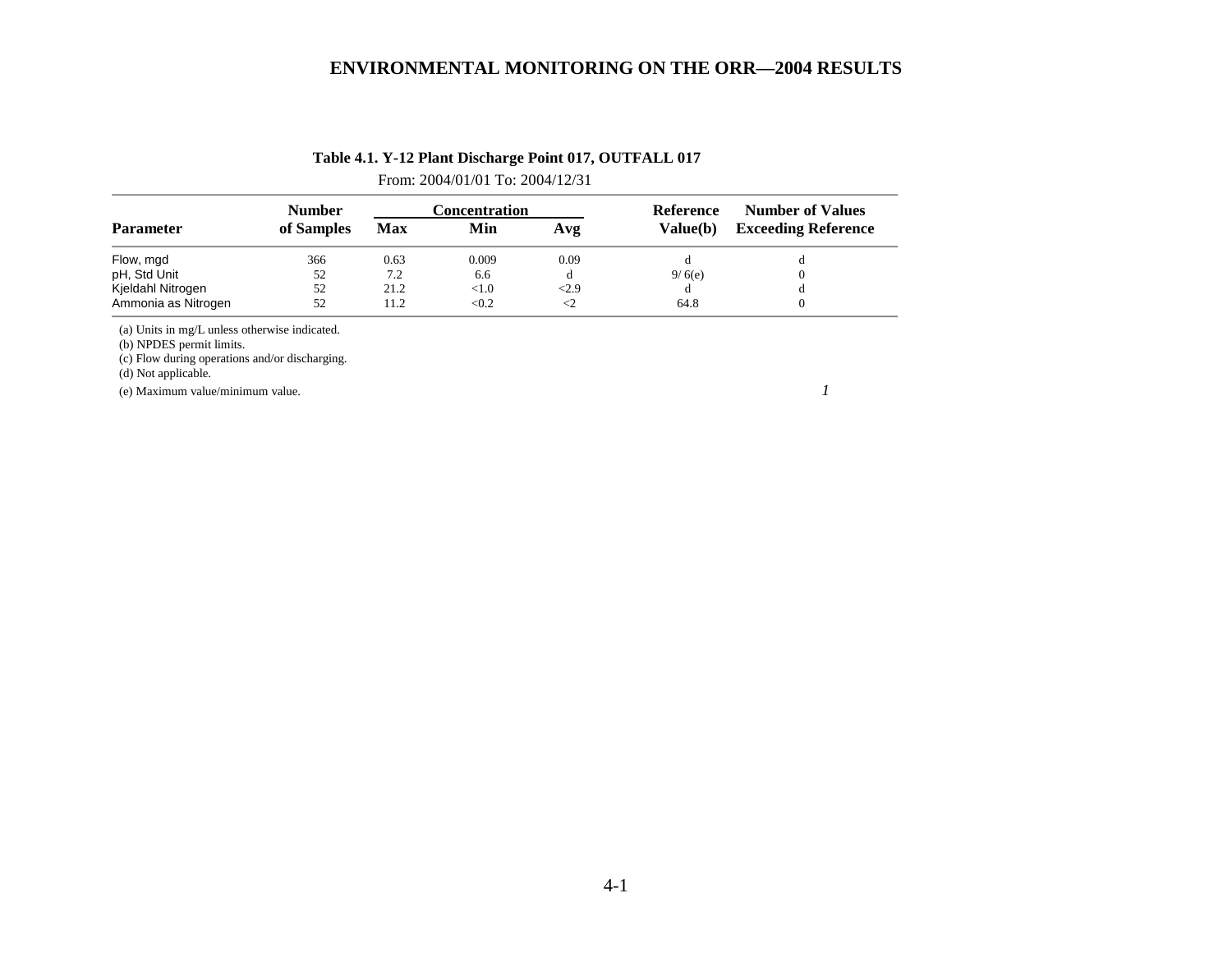## Table 4.1. Y-12 Plant Discharge Point 017, OUTFALL 017

From: 2004/01/01 To: 2004/12/31

| Parameter | Number of Samples | Concentration Max | Concentration Min | Concentration Avg | Reference Value(b) | Number of Values Exceeding Reference |
|---|---|---|---|---|---|---|
| Flow, mgd | 366 | 0.63 | 0.009 | 0.09 | d | d |
| pH, Std Unit | 52 | 7.2 | 6.6 | d | 9/ 6(e) | 0 |
| Kjeldahl Nitrogen | 52 | 21.2 | <1.0 | <2.9 | d | d |
| Ammonia as Nitrogen | 52 | 11.2 | <0.2 | <2 | 64.8 | 0 |

(a) Units in mg/L unless otherwise indicated.
(b) NPDES permit limits.
(c) Flow during operations and/or discharging.
(d) Not applicable.
(e) Maximum value/minimum value.

*1*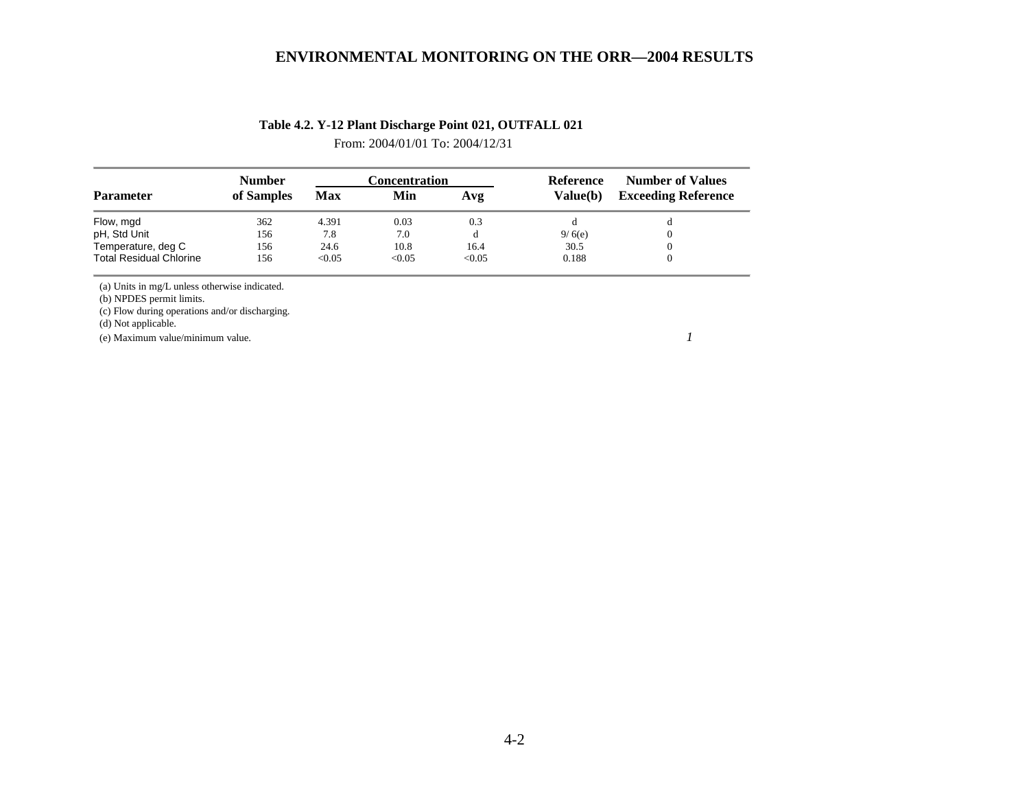**Table 4.2. Y-12 Plant Discharge Point 021, OUTFALL 021**

From: 2004/01/01 To: 2004/12/31

| Parameter | Number of Samples | Concentration Max | Concentration Min | Concentration Avg | Reference Value(b) | Number of Values Exceeding Reference |
|---|---|---|---|---|---|---|
| Flow, mgd | 362 | 4.391 | 0.03 | 0.3 | d | d |
| pH, Std Unit | 156 | 7.8 | 7.0 | d | 9/ 6(e) | 0 |
| Temperature, deg C | 156 | 24.6 | 10.8 | 16.4 | 30.5 | 0 |
| Total Residual Chlorine | 156 | <0.05 | <0.05 | <0.05 | 0.188 | 0 |

(a) Units in mg/L unless otherwise indicated.

(b) NPDES permit limits.

(c) Flow during operations and/or discharging.

(d) Not applicable.

(e) Maximum value/minimum value.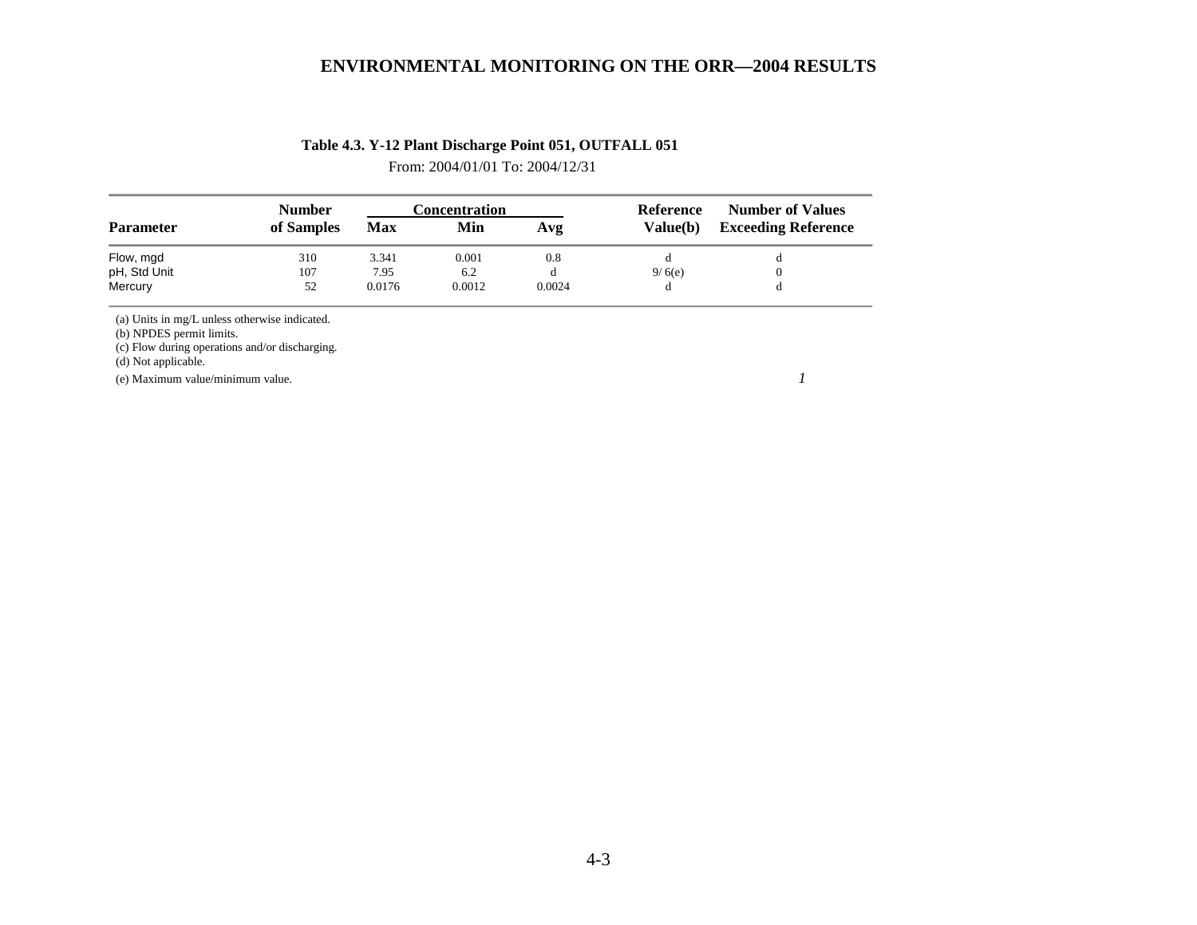**Table 4.3. Y-12 Plant Discharge Point 051, OUTFALL 051**

From: 2004/01/01 To: 2004/12/31

| Parameter | Number of Samples | Concentration Max | Concentration Min | Concentration Avg | Reference Value(b) | Number of Values Exceeding Reference |
|---|---|---|---|---|---|---|
| Flow, mgd | 310 | 3.341 | 0.001 | 0.8 | d | d |
| pH, Std Unit | 107 | 7.95 | 6.2 | d | 9/ 6(e) | 0 |
| Mercury | 52 | 0.0176 | 0.0012 | 0.0024 | d | d |

(a) Units in mg/L unless otherwise indicated.
(b) NPDES permit limits.
(c) Flow during operations and/or discharging.
(d) Not applicable.
(e) Maximum value/minimum value.

*1*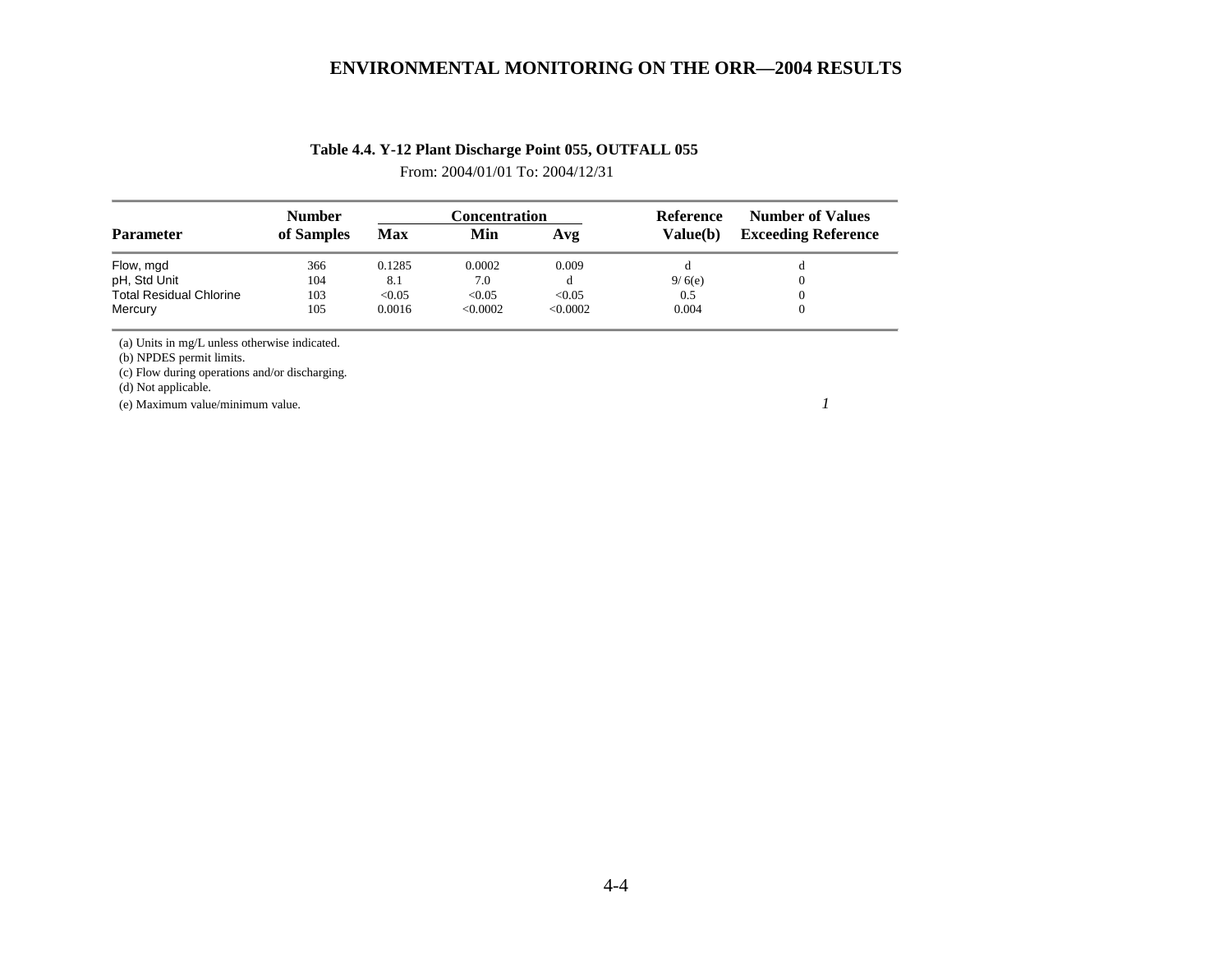**Table 4.4. Y-12 Plant Discharge Point 055, OUTFALL 055**

From: 2004/01/01 To: 2004/12/31

| Parameter | Number of Samples | Concentration Max | Concentration Min | Concentration Avg | Reference Value(b) | Number of Values Exceeding Reference |
|---|---|---|---|---|---|---|
| Flow, mgd | 366 | 0.1285 | 0.0002 | 0.009 | d | d |
| pH, Std Unit | 104 | 8.1 | 7.0 | d | 9/ 6(e) | 0 |
| Total Residual Chlorine | 103 | <0.05 | <0.05 | <0.05 | 0.5 | 0 |
| Mercury | 105 | 0.0016 | <0.0002 | <0.0002 | 0.004 | 0 |

(a) Units in mg/L unless otherwise indicated.

(b) NPDES permit limits.

(c) Flow during operations and/or discharging.

(d) Not applicable.

(e) Maximum value/minimum value.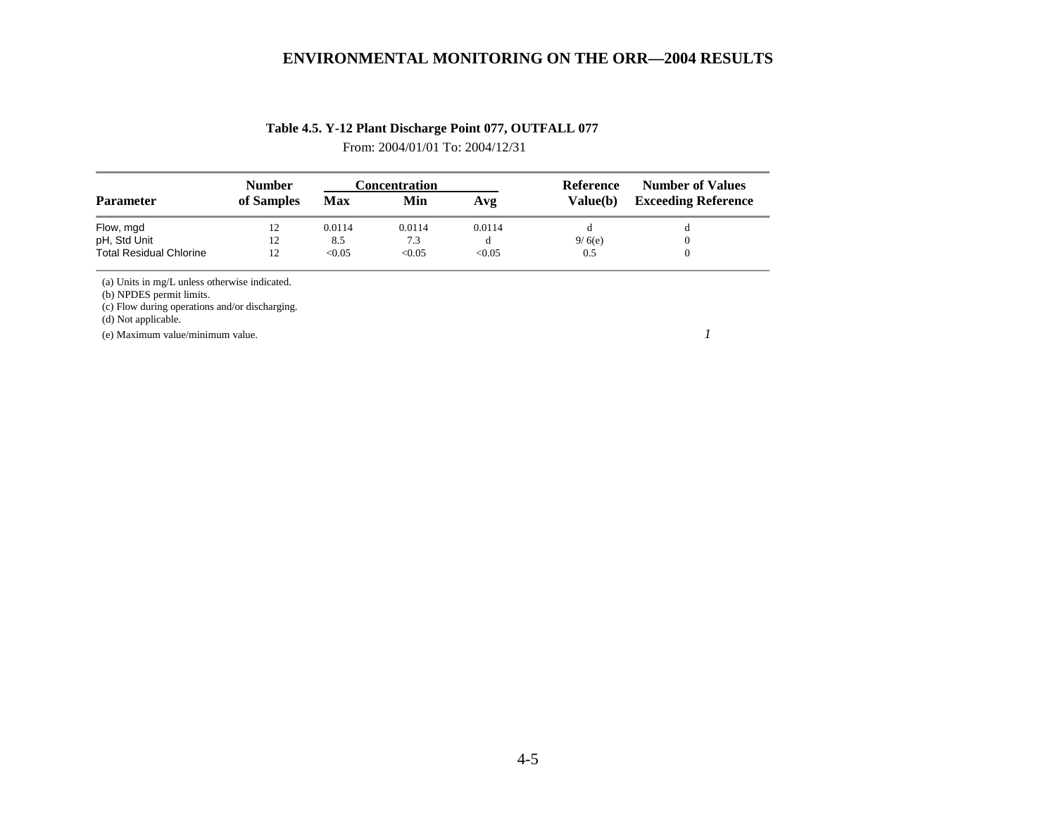**Table 4.5. Y-12 Plant Discharge Point 077, OUTFALL 077**

From: 2004/01/01 To: 2004/12/31

| Parameter | Number of Samples | Concentration Max | Concentration Min | Concentration Avg | Reference Value(b) | Number of Values Exceeding Reference |
|---|---|---|---|---|---|---|
| Flow, mgd | 12 | 0.0114 | 0.0114 | 0.0114 | d | d |
| pH, Std Unit | 12 | 8.5 | 7.3 | d | 9/ 6(e) | 0 |
| Total Residual Chlorine | 12 | <0.05 | <0.05 | <0.05 | 0.5 | 0 |

(a) Units in mg/L unless otherwise indicated.
(b) NPDES permit limits.
(c) Flow during operations and/or discharging.
(d) Not applicable.
(e) Maximum value/minimum value.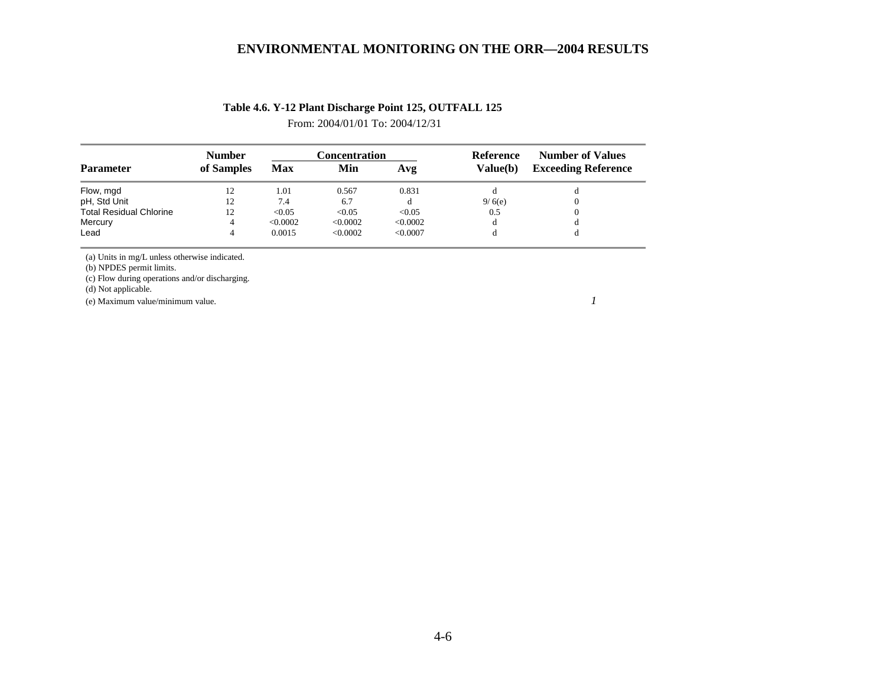**Table 4.6. Y-12 Plant Discharge Point 125, OUTFALL 125**

From: 2004/01/01 To: 2004/12/31

| Parameter | Number of Samples | Concentration Max | Concentration Min | Concentration Avg | Reference Value(b) | Number of Values Exceeding Reference |
|---|---|---|---|---|---|---|
| Flow, mgd | 12 | 1.01 | 0.567 | 0.831 | d | d |
| pH, Std Unit | 12 | 7.4 | 6.7 | d | 9/ 6(e) | 0 |
| Total Residual Chlorine | 12 | <0.05 | <0.05 | <0.05 | 0.5 | 0 |
| Mercury | 4 | <0.0002 | <0.0002 | <0.0002 | d | d |
| Lead | 4 | 0.0015 | <0.0002 | <0.0007 | d | d |

(a) Units in mg/L unless otherwise indicated.
(b) NPDES permit limits.
(c) Flow during operations and/or discharging.
(d) Not applicable.
(e) Maximum value/minimum value.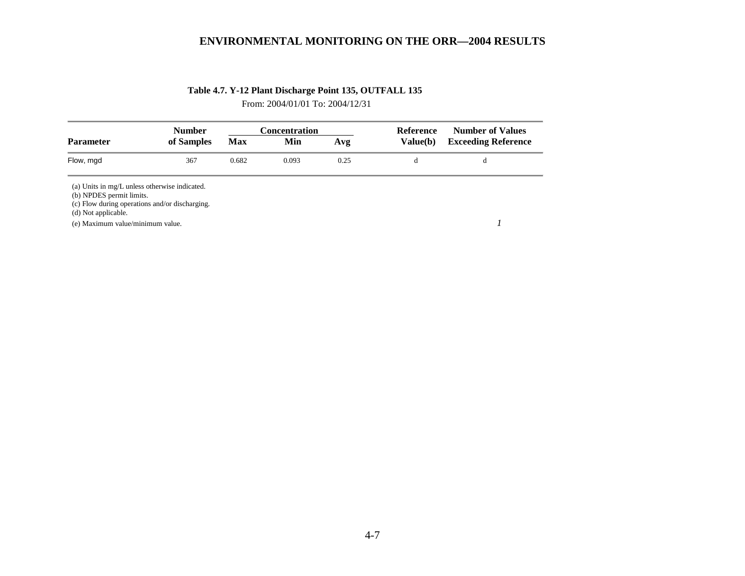**Table 4.7. Y-12 Plant Discharge Point 135, OUTFALL 135**

From: 2004/01/01 To: 2004/12/31

| Parameter | Number of Samples | Concentration Max | Concentration Min | Concentration Avg | Reference Value(b) | Number of Values Exceeding Reference |
|---|---|---|---|---|---|---|
| Flow, mgd | 367 | 0.682 | 0.093 | 0.25 | d | d |

(a) Units in mg/L unless otherwise indicated.
(b) NPDES permit limits.
(c) Flow during operations and/or discharging.
(d) Not applicable.
(e) Maximum value/minimum value.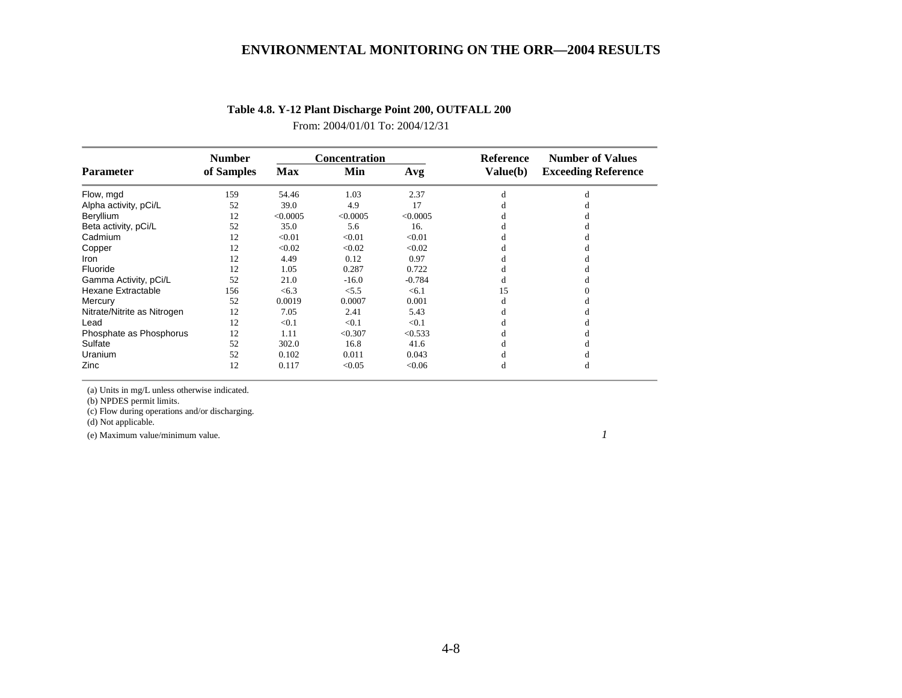**Table 4.8. Y-12 Plant Discharge Point 200, OUTFALL 200**

From: 2004/01/01 To: 2004/12/31

| Parameter | Number of Samples | Concentration Max | Concentration Min | Concentration Avg | Reference Value(b) | Number of Values Exceeding Reference |
|---|---|---|---|---|---|---|
| Flow, mgd | 159 | 54.46 | 1.03 | 2.37 | d | d |
| Alpha activity, pCi/L | 52 | 39.0 | 4.9 | 17 | d | d |
| Beryllium | 12 | <0.0005 | <0.0005 | <0.0005 | d | d |
| Beta activity, pCi/L | 52 | 35.0 | 5.6 | 16. | d | d |
| Cadmium | 12 | <0.01 | <0.01 | <0.01 | d | d |
| Copper | 12 | <0.02 | <0.02 | <0.02 | d | d |
| Iron | 12 | 4.49 | 0.12 | 0.97 | d | d |
| Fluoride | 12 | 1.05 | 0.287 | 0.722 | d | d |
| Gamma Activity, pCi/L | 52 | 21.0 | -16.0 | -0.784 | d | d |
| Hexane Extractable | 156 | <6.3 | <5.5 | <6.1 | 15 | 0 |
| Mercury | 52 | 0.0019 | 0.0007 | 0.001 | d | d |
| Nitrate/Nitrite as Nitrogen | 12 | 7.05 | 2.41 | 5.43 | d | d |
| Lead | 12 | <0.1 | <0.1 | <0.1 | d | d |
| Phosphate as Phosphorus | 12 | 1.11 | <0.307 | <0.533 | d | d |
| Sulfate | 52 | 302.0 | 16.8 | 41.6 | d | d |
| Uranium | 52 | 0.102 | 0.011 | 0.043 | d | d |
| Zinc | 12 | 0.117 | <0.05 | <0.06 | d | d |

(a) Units in mg/L unless otherwise indicated.
(b) NPDES permit limits.
(c) Flow during operations and/or discharging.
(d) Not applicable.
(e) Maximum value/minimum value.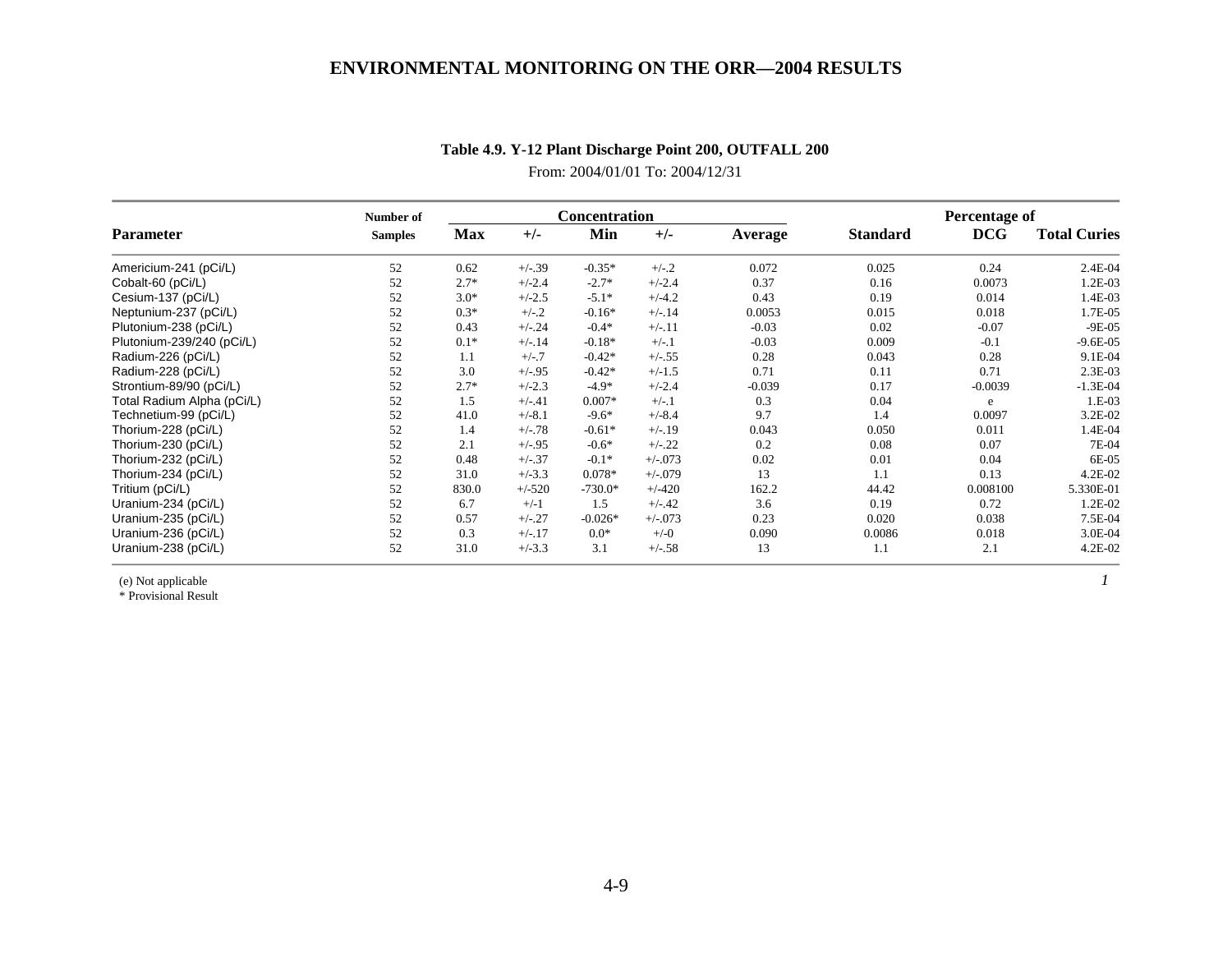**Table 4.9. Y-12 Plant Discharge Point 200, OUTFALL 200**

From: 2004/01/01 To: 2004/12/31

| Parameter | Number of Samples | Concentration | | | | | | Percentage of | |
|---|---|---|---|---|---|---|---|---|---|
| | | Max | +/- | Min | +/- | Average | Standard | DCG | Total Curies |
| Americium-241 (pCi/L) | 52 | 0.62 | +/-.39 | -0.35* | +/-.2 | 0.072 | 0.025 | 0.24 | 2.4E-04 |
| Cobalt-60 (pCi/L) | 52 | 2.7* | +/-2.4 | -2.7* | +/-2.4 | 0.37 | 0.16 | 0.0073 | 1.2E-03 |
| Cesium-137 (pCi/L) | 52 | 3.0* | +/-2.5 | -5.1* | +/-4.2 | 0.43 | 0.19 | 0.014 | 1.4E-03 |
| Neptunium-237 (pCi/L) | 52 | 0.3* | +/-.2 | -0.16* | +/-.14 | 0.0053 | 0.015 | 0.018 | 1.7E-05 |
| Plutonium-238 (pCi/L) | 52 | 0.43 | +/-.24 | -0.4* | +/-.11 | -0.03 | 0.02 | -0.07 | -9E-05 |
| Plutonium-239/240 (pCi/L) | 52 | 0.1* | +/-.14 | -0.18* | +/-.1 | -0.03 | 0.009 | -0.1 | -9.6E-05 |
| Radium-226 (pCi/L) | 52 | 1.1 | +/-.7 | -0.42* | +/-.55 | 0.28 | 0.043 | 0.28 | 9.1E-04 |
| Radium-228 (pCi/L) | 52 | 3.0 | +/-.95 | -0.42* | +/-1.5 | 0.71 | 0.11 | 0.71 | 2.3E-03 |
| Strontium-89/90 (pCi/L) | 52 | 2.7* | +/-2.3 | -4.9* | +/-2.4 | -0.039 | 0.17 | -0.0039 | -1.3E-04 |
| Total Radium Alpha (pCi/L) | 52 | 1.5 | +/-.41 | 0.007* | +/-.1 | 0.3 | 0.04 | e | 1.E-03 |
| Technetium-99 (pCi/L) | 52 | 41.0 | +/-8.1 | -9.6* | +/-8.4 | 9.7 | 1.4 | 0.0097 | 3.2E-02 |
| Thorium-228 (pCi/L) | 52 | 1.4 | +/-.78 | -0.61* | +/-.19 | 0.043 | 0.050 | 0.011 | 1.4E-04 |
| Thorium-230 (pCi/L) | 52 | 2.1 | +/-.95 | -0.6* | +/-.22 | 0.2 | 0.08 | 0.07 | 7E-04 |
| Thorium-232 (pCi/L) | 52 | 0.48 | +/-.37 | -0.1* | +/-.073 | 0.02 | 0.01 | 0.04 | 6E-05 |
| Thorium-234 (pCi/L) | 52 | 31.0 | +/-3.3 | 0.078* | +/-.079 | 13 | 1.1 | 0.13 | 4.2E-02 |
| Tritium (pCi/L) | 52 | 830.0 | +/-520 | -730.0* | +/-420 | 162.2 | 44.42 | 0.008100 | 5.330E-01 |
| Uranium-234 (pCi/L) | 52 | 6.7 | +/-1 | 1.5 | +/-.42 | 3.6 | 0.19 | 0.72 | 1.2E-02 |
| Uranium-235 (pCi/L) | 52 | 0.57 | +/-.27 | -0.026* | +/-.073 | 0.23 | 0.020 | 0.038 | 7.5E-04 |
| Uranium-236 (pCi/L) | 52 | 0.3 | +/-.17 | 0.0* | +/-0 | 0.090 | 0.0086 | 0.018 | 3.0E-04 |
| Uranium-238 (pCi/L) | 52 | 31.0 | +/-3.3 | 3.1 | +/-.58 | 13 | 1.1 | 2.1 | 4.2E-02 |

(e) Not applicable

* Provisional Result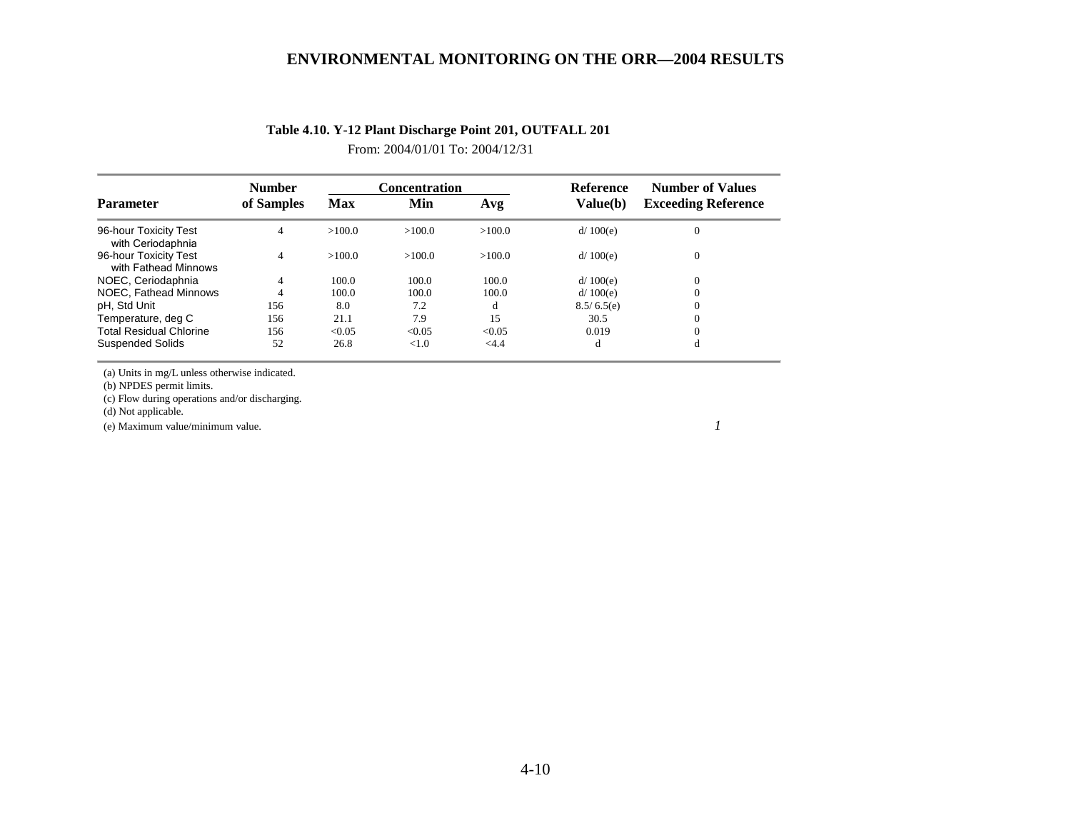**Table 4.10. Y-12 Plant Discharge Point 201, OUTFALL 201**

From: 2004/01/01 To: 2004/12/31

| Parameter | Number of Samples | Concentration Max | Concentration Min | Concentration Avg | Reference Value(b) | Number of Values Exceeding Reference |
|---|---|---|---|---|---|---|
| 96-hour Toxicity Test with Ceriodaphnia | 4 | >100.0 | >100.0 | >100.0 | d/ 100(e) | 0 |
| 96-hour Toxicity Test with Fathead Minnows | 4 | >100.0 | >100.0 | >100.0 | d/ 100(e) | 0 |
| NOEC, Ceriodaphnia | 4 | 100.0 | 100.0 | 100.0 | d/ 100(e) | 0 |
| NOEC, Fathead Minnows | 4 | 100.0 | 100.0 | 100.0 | d/ 100(e) | 0 |
| pH, Std Unit | 156 | 8.0 | 7.2 | d | 8.5/ 6.5(e) | 0 |
| Temperature, deg C | 156 | 21.1 | 7.9 | 15 | 30.5 | 0 |
| Total Residual Chlorine | 156 | <0.05 | <0.05 | <0.05 | 0.019 | 0 |
| Suspended Solids | 52 | 26.8 | <1.0 | <4.4 | d | d |

(a) Units in mg/L unless otherwise indicated.
(b) NPDES permit limits.
(c) Flow during operations and/or discharging.
(d) Not applicable.
(e) Maximum value/minimum value.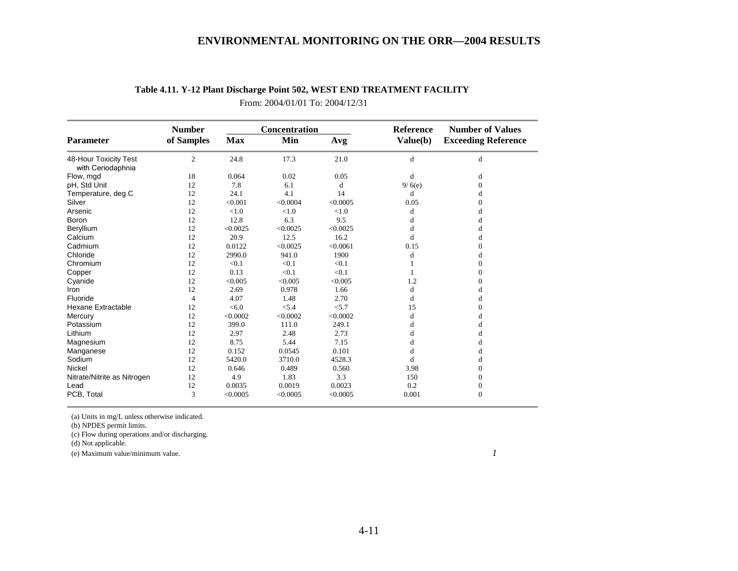**Table 4.11. Y-12 Plant Discharge Point 502, WEST END TREATMENT FACILITY**

From: 2004/01/01 To: 2004/12/31

| Parameter | Number of Samples | Concentration Max | Concentration Min | Concentration Avg | Reference Value(b) | Number of Values Exceeding Reference |
|---|---|---|---|---|---|---|
| 48-Hour Toxicity Test with Ceriodaphnia | 2 | 24.8 | 17.3 | 21.0 | d | d |
| Flow, mgd | 18 | 0.064 | 0.02 | 0.05 | d | d |
| pH, Std Unit | 12 | 7.8 | 6.1 | d | 9/ 6(e) | 0 |
| Temperature, deg C | 12 | 24.1 | 4.1 | 14 | d | d |
| Silver | 12 | <0.001 | <0.0004 | <0.0005 | 0.05 | 0 |
| Arsenic | 12 | <1.0 | <1.0 | <1.0 | d | d |
| Boron | 12 | 12.8 | 6.3 | 9.5 | d | d |
| Beryllium | 12 | <0.0025 | <0.0025 | <0.0025 | d | d |
| Calcium | 12 | 20.9 | 12.5 | 16.2 | d | d |
| Cadmium | 12 | 0.0122 | <0.0025 | <0.0061 | 0.15 | 0 |
| Chloride | 12 | 2990.0 | 941.0 | 1900 | d | d |
| Chromium | 12 | <0.1 | <0.1 | <0.1 | 1 | 0 |
| Copper | 12 | 0.13 | <0.1 | <0.1 | 1 | 0 |
| Cyanide | 12 | <0.005 | <0.005 | <0.005 | 1.2 | 0 |
| Iron | 12 | 2.69 | 0.978 | 1.66 | d | d |
| Fluoride | 4 | 4.07 | 1.48 | 2.70 | d | d |
| Hexane Extractable | 12 | <6.0 | <5.4 | <5.7 | 15 | 0 |
| Mercury | 12 | <0.0002 | <0.0002 | <0.0002 | d | d |
| Potassium | 12 | 399.0 | 111.0 | 249.1 | d | d |
| Lithium | 12 | 2.97 | 2.48 | 2.73 | d | d |
| Magnesium | 12 | 8.75 | 5.44 | 7.15 | d | d |
| Manganese | 12 | 0.152 | 0.0545 | 0.101 | d | d |
| Sodium | 12 | 5420.0 | 3710.0 | 4528.3 | d | d |
| Nickel | 12 | 0.646 | 0.489 | 0.560 | 3.98 | 0 |
| Nitrate/Nitrite as Nitrogen | 12 | 4.9 | 1.83 | 3.3 | 150 | 0 |
| Lead | 12 | 0.0035 | 0.0019 | 0.0023 | 0.2 | 0 |
| PCB, Total | 3 | <0.0005 | <0.0005 | <0.0005 | 0.001 | 0 |

(a) Units in mg/L unless otherwise indicated.
(b) NPDES permit limits.
(c) Flow during operations and/or discharging.
(d) Not applicable.
(e) Maximum value/minimum value.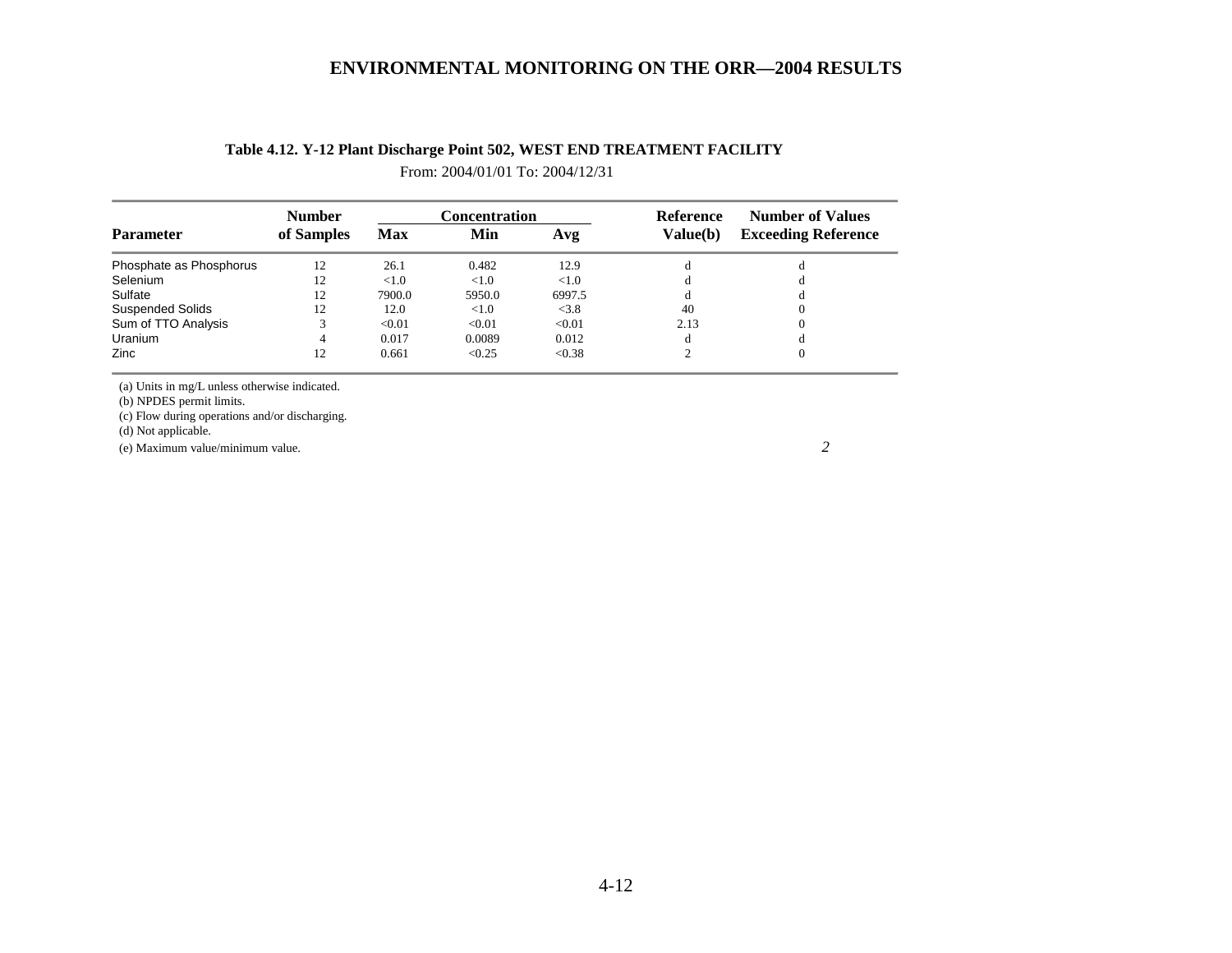**Table 4.12. Y-12 Plant Discharge Point 502, WEST END TREATMENT FACILITY**

From: 2004/01/01 To: 2004/12/31

| Parameter | Number of Samples | Concentration Max | Concentration Min | Concentration Avg | Reference Value(b) | Number of Values Exceeding Reference |
|---|---|---|---|---|---|---|
| Phosphate as Phosphorus | 12 | 26.1 | 0.482 | 12.9 | d | d |
| Selenium | 12 | <1.0 | <1.0 | <1.0 | d | d |
| Sulfate | 12 | 7900.0 | 5950.0 | 6997.5 | d | d |
| Suspended Solids | 12 | 12.0 | <1.0 | <3.8 | 40 | 0 |
| Sum of TTO Analysis | 3 | <0.01 | <0.01 | <0.01 | 2.13 | 0 |
| Uranium | 4 | 0.017 | 0.0089 | 0.012 | d | d |
| Zinc | 12 | 0.661 | <0.25 | <0.38 | 2 | 0 |

(a) Units in mg/L unless otherwise indicated.
(b) NPDES permit limits.
(c) Flow during operations and/or discharging.
(d) Not applicable.
(e) Maximum value/minimum value.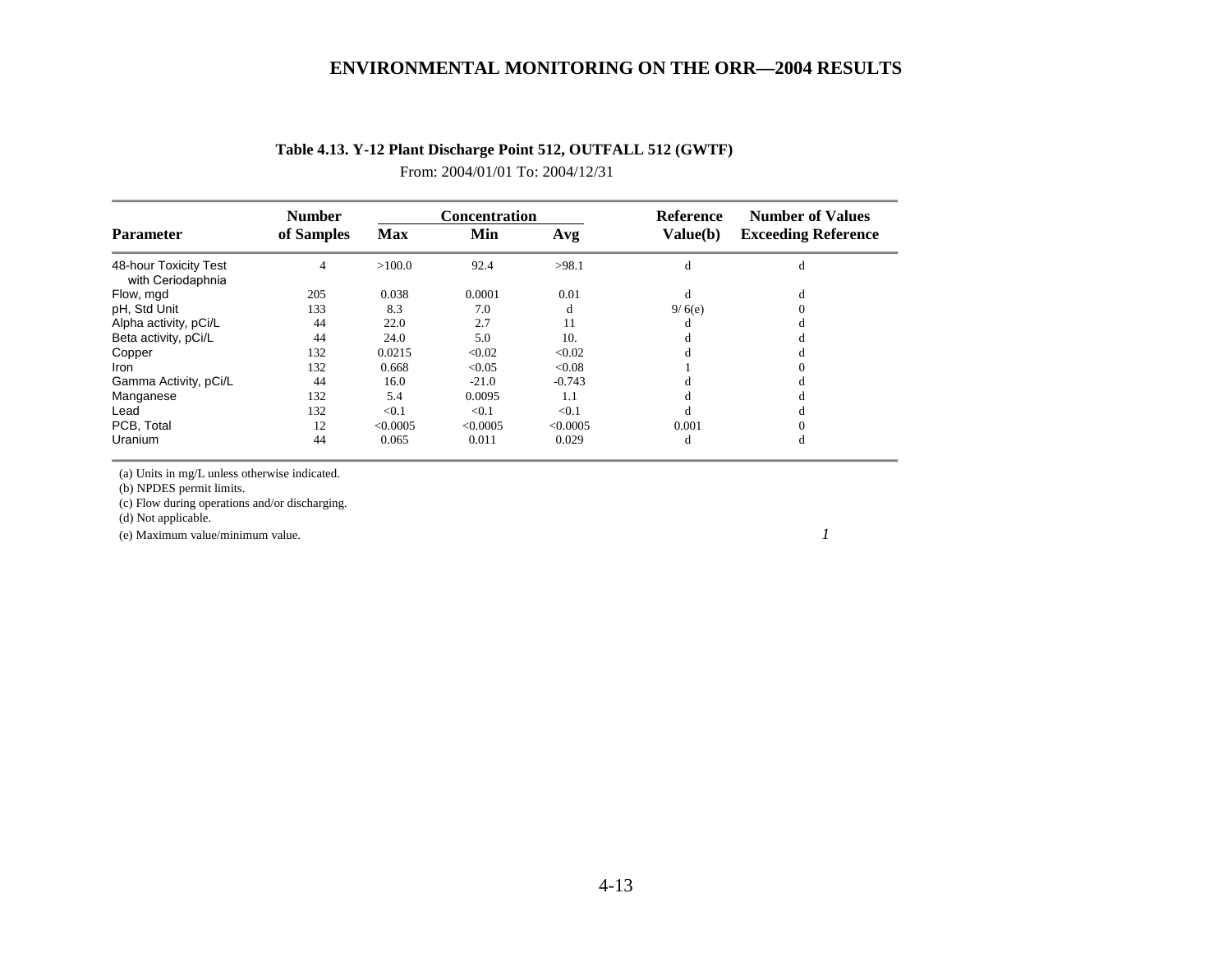**Table 4.13. Y-12 Plant Discharge Point 512, OUTFALL 512 (GWTF)**

From: 2004/01/01 To: 2004/12/31

| Parameter | Number of Samples | Concentration Max | Concentration Min | Concentration Avg | Reference Value(b) | Number of Values Exceeding Reference |
|---|---|---|---|---|---|---|
| 48-hour Toxicity Test with Ceriodaphnia | 4 | >100.0 | 92.4 | >98.1 | d | d |
| Flow, mgd | 205 | 0.038 | 0.0001 | 0.01 | d | d |
| pH, Std Unit | 133 | 8.3 | 7.0 | d | 9/ 6(e) | 0 |
| Alpha activity, pCi/L | 44 | 22.0 | 2.7 | 11 | d | d |
| Beta activity, pCi/L | 44 | 24.0 | 5.0 | 10. | d | d |
| Copper | 132 | 0.0215 | <0.02 | <0.02 | d | d |
| Iron | 132 | 0.668 | <0.05 | <0.08 | 1 | 0 |
| Gamma Activity, pCi/L | 44 | 16.0 | -21.0 | -0.743 | d | d |
| Manganese | 132 | 5.4 | 0.0095 | 1.1 | d | d |
| Lead | 132 | <0.1 | <0.1 | <0.1 | d | d |
| PCB, Total | 12 | <0.0005 | <0.0005 | <0.0005 | 0.001 | 0 |
| Uranium | 44 | 0.065 | 0.011 | 0.029 | d | d |

(a) Units in mg/L unless otherwise indicated.

(b) NPDES permit limits.

(c) Flow during operations and/or discharging.

(d) Not applicable.

(e) Maximum value/minimum value.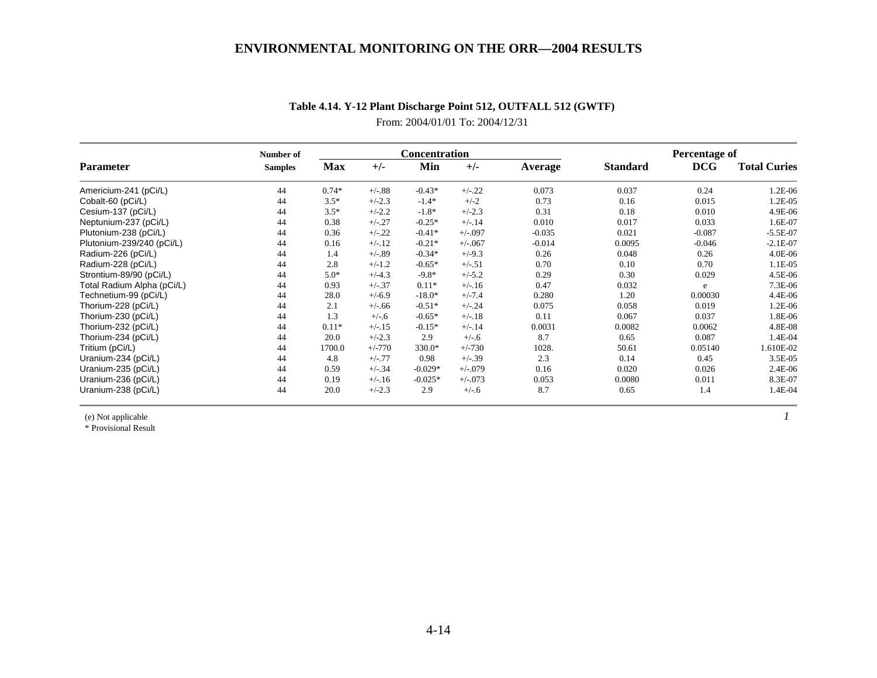**Table 4.14. Y-12 Plant Discharge Point 512, OUTFALL 512 (GWTF)**

From: 2004/01/01 To: 2004/12/31

| Parameter | Number of Samples | Concentration Max | +/- | Min | +/- | Average | Standard | Percentage of DCG | Total Curies |
|---|---|---|---|---|---|---|---|---|---|
| Americium-241 (pCi/L) | 44 | 0.74* | +/-.88 | -0.43* | +/-.22 | 0.073 | 0.037 | 0.24 | 1.2E-06 |
| Cobalt-60 (pCi/L) | 44 | 3.5* | +/-2.3 | -1.4* | +/-2 | 0.73 | 0.16 | 0.015 | 1.2E-05 |
| Cesium-137 (pCi/L) | 44 | 3.5* | +/-2.2 | -1.8* | +/-2.3 | 0.31 | 0.18 | 0.010 | 4.9E-06 |
| Neptunium-237 (pCi/L) | 44 | 0.38 | +/-.27 | -0.25* | +/-.14 | 0.010 | 0.017 | 0.033 | 1.6E-07 |
| Plutonium-238 (pCi/L) | 44 | 0.36 | +/-.22 | -0.41* | +/-.097 | -0.035 | 0.021 | -0.087 | -5.5E-07 |
| Plutonium-239/240 (pCi/L) | 44 | 0.16 | +/-.12 | -0.21* | +/-.067 | -0.014 | 0.0095 | -0.046 | -2.1E-07 |
| Radium-226 (pCi/L) | 44 | 1.4 | +/-.89 | -0.34* | +/-9.3 | 0.26 | 0.048 | 0.26 | 4.0E-06 |
| Radium-228 (pCi/L) | 44 | 2.8 | +/-1.2 | -0.65* | +/-.51 | 0.70 | 0.10 | 0.70 | 1.1E-05 |
| Strontium-89/90 (pCi/L) | 44 | 5.0* | +/-4.3 | -9.8* | +/-5.2 | 0.29 | 0.30 | 0.029 | 4.5E-06 |
| Total Radium Alpha (pCi/L) | 44 | 0.93 | +/-.37 | 0.11* | +/-.16 | 0.47 | 0.032 | e | 7.3E-06 |
| Technetium-99 (pCi/L) | 44 | 28.0 | +/-6.9 | -18.0* | +/-7.4 | 0.280 | 1.20 | 0.00030 | 4.4E-06 |
| Thorium-228 (pCi/L) | 44 | 2.1 | +/-.66 | -0.51* | +/-.24 | 0.075 | 0.058 | 0.019 | 1.2E-06 |
| Thorium-230 (pCi/L) | 44 | 1.3 | +/-.6 | -0.65* | +/-.18 | 0.11 | 0.067 | 0.037 | 1.8E-06 |
| Thorium-232 (pCi/L) | 44 | 0.11* | +/-.15 | -0.15* | +/-.14 | 0.0031 | 0.0082 | 0.0062 | 4.8E-08 |
| Thorium-234 (pCi/L) | 44 | 20.0 | +/-2.3 | 2.9 | +/-.6 | 8.7 | 0.65 | 0.087 | 1.4E-04 |
| Tritium (pCi/L) | 44 | 1700.0 | +/-770 | 330.0* | +/-730 | 1028. | 50.61 | 0.05140 | 1.610E-02 |
| Uranium-234 (pCi/L) | 44 | 4.8 | +/-.77 | 0.98 | +/-.39 | 2.3 | 0.14 | 0.45 | 3.5E-05 |
| Uranium-235 (pCi/L) | 44 | 0.59 | +/-.34 | -0.029* | +/-.079 | 0.16 | 0.020 | 0.026 | 2.4E-06 |
| Uranium-236 (pCi/L) | 44 | 0.19 | +/-.16 | -0.025* | +/-.073 | 0.053 | 0.0080 | 0.011 | 8.3E-07 |
| Uranium-238 (pCi/L) | 44 | 20.0 | +/-2.3 | 2.9 | +/-.6 | 8.7 | 0.65 | 1.4 | 1.4E-04 |

(e) Not applicable

* Provisional Result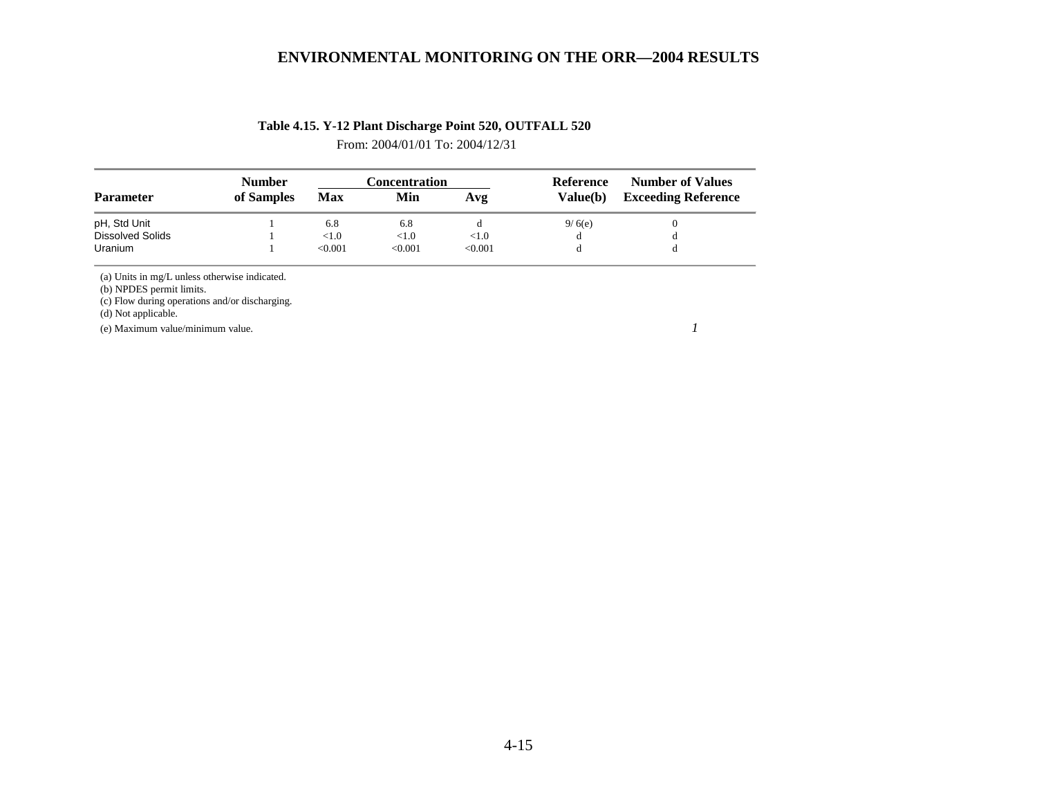**Table 4.15. Y-12 Plant Discharge Point 520, OUTFALL 520**

From: 2004/01/01 To: 2004/12/31

| Parameter | Number of Samples | Concentration Max | Concentration Min | Concentration Avg | Reference Value(b) | Number of Values Exceeding Reference |
|---|---|---|---|---|---|---|
| pH, Std Unit | 1 | 6.8 | 6.8 | d | 9/ 6(e) | 0 |
| Dissolved Solids | 1 | <1.0 | <1.0 | <1.0 | d | d |
| Uranium | 1 | <0.001 | <0.001 | <0.001 | d | d |

(a) Units in mg/L unless otherwise indicated.
(b) NPDES permit limits.
(c) Flow during operations and/or discharging.
(d) Not applicable.
(e) Maximum value/minimum value.

*1*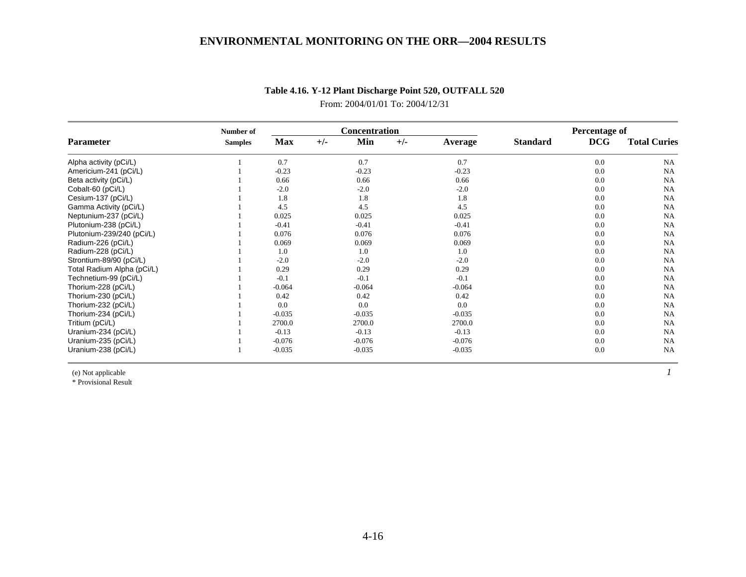**Table 4.16. Y-12 Plant Discharge Point 520, OUTFALL 520**

From: 2004/01/01 To: 2004/12/31

| Parameter | Number of Samples | Concentration Max | +/- | Min | +/- | Average | Standard | Percentage of DCG | Total Curies |
|---|---|---|---|---|---|---|---|---|---|
| Alpha activity (pCi/L) | 1 | 0.7 | | 0.7 | | 0.7 | | 0.0 | NA |
| Americium-241 (pCi/L) | 1 | -0.23 | | -0.23 | | -0.23 | | 0.0 | NA |
| Beta activity (pCi/L) | 1 | 0.66 | | 0.66 | | 0.66 | | 0.0 | NA |
| Cobalt-60 (pCi/L) | 1 | -2.0 | | -2.0 | | -2.0 | | 0.0 | NA |
| Cesium-137 (pCi/L) | 1 | 1.8 | | 1.8 | | 1.8 | | 0.0 | NA |
| Gamma Activity (pCi/L) | 1 | 4.5 | | 4.5 | | 4.5 | | 0.0 | NA |
| Neptunium-237 (pCi/L) | 1 | 0.025 | | 0.025 | | 0.025 | | 0.0 | NA |
| Plutonium-238 (pCi/L) | 1 | -0.41 | | -0.41 | | -0.41 | | 0.0 | NA |
| Plutonium-239/240 (pCi/L) | 1 | 0.076 | | 0.076 | | 0.076 | | 0.0 | NA |
| Radium-226 (pCi/L) | 1 | 0.069 | | 0.069 | | 0.069 | | 0.0 | NA |
| Radium-228 (pCi/L) | 1 | 1.0 | | 1.0 | | 1.0 | | 0.0 | NA |
| Strontium-89/90 (pCi/L) | 1 | -2.0 | | -2.0 | | -2.0 | | 0.0 | NA |
| Total Radium Alpha (pCi/L) | 1 | 0.29 | | 0.29 | | 0.29 | | 0.0 | NA |
| Technetium-99 (pCi/L) | 1 | -0.1 | | -0.1 | | -0.1 | | 0.0 | NA |
| Thorium-228 (pCi/L) | 1 | -0.064 | | -0.064 | | -0.064 | | 0.0 | NA |
| Thorium-230 (pCi/L) | 1 | 0.42 | | 0.42 | | 0.42 | | 0.0 | NA |
| Thorium-232 (pCi/L) | 1 | 0.0 | | 0.0 | | 0.0 | | 0.0 | NA |
| Thorium-234 (pCi/L) | 1 | -0.035 | | -0.035 | | -0.035 | | 0.0 | NA |
| Tritium (pCi/L) | 1 | 2700.0 | | 2700.0 | | 2700.0 | | 0.0 | NA |
| Uranium-234 (pCi/L) | 1 | -0.13 | | -0.13 | | -0.13 | | 0.0 | NA |
| Uranium-235 (pCi/L) | 1 | -0.076 | | -0.076 | | -0.076 | | 0.0 | NA |
| Uranium-238 (pCi/L) | 1 | -0.035 | | -0.035 | | -0.035 | | 0.0 | NA |

(e) Not applicable

\* Provisional Result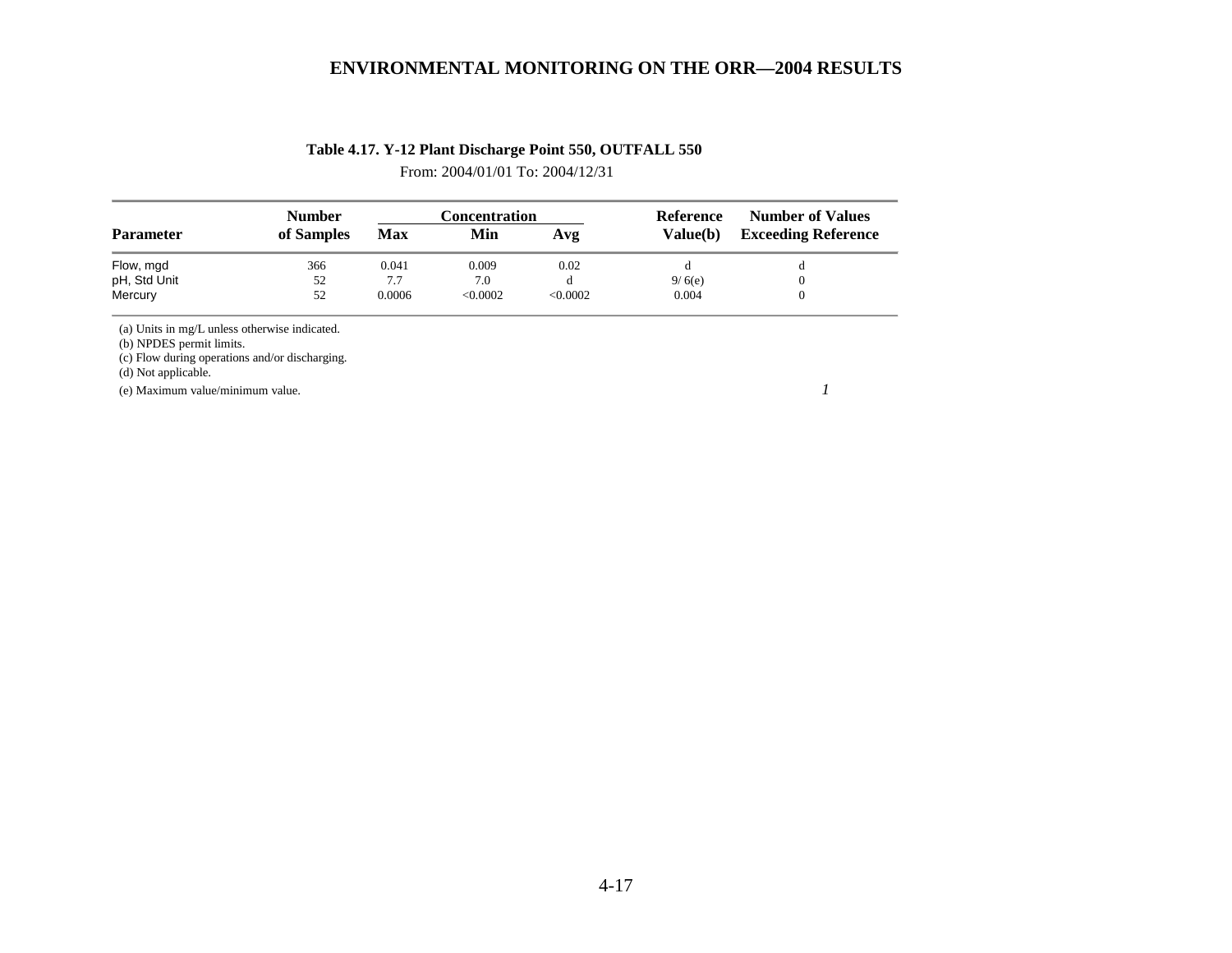**Table 4.17. Y-12 Plant Discharge Point 550, OUTFALL 550**

From: 2004/01/01 To: 2004/12/31

| Parameter | Number of Samples | Concentration Max | Concentration Min | Concentration Avg | Reference Value(b) | Number of Values Exceeding Reference |
|---|---|---|---|---|---|---|
| Flow, mgd | 366 | 0.041 | 0.009 | 0.02 | d | d |
| pH, Std Unit | 52 | 7.7 | 7.0 | d | 9/ 6(e) | 0 |
| Mercury | 52 | 0.0006 | <0.0002 | <0.0002 | 0.004 | 0 |

(a) Units in mg/L unless otherwise indicated.
(b) NPDES permit limits.
(c) Flow during operations and/or discharging.
(d) Not applicable.
(e) Maximum value/minimum value.

*1*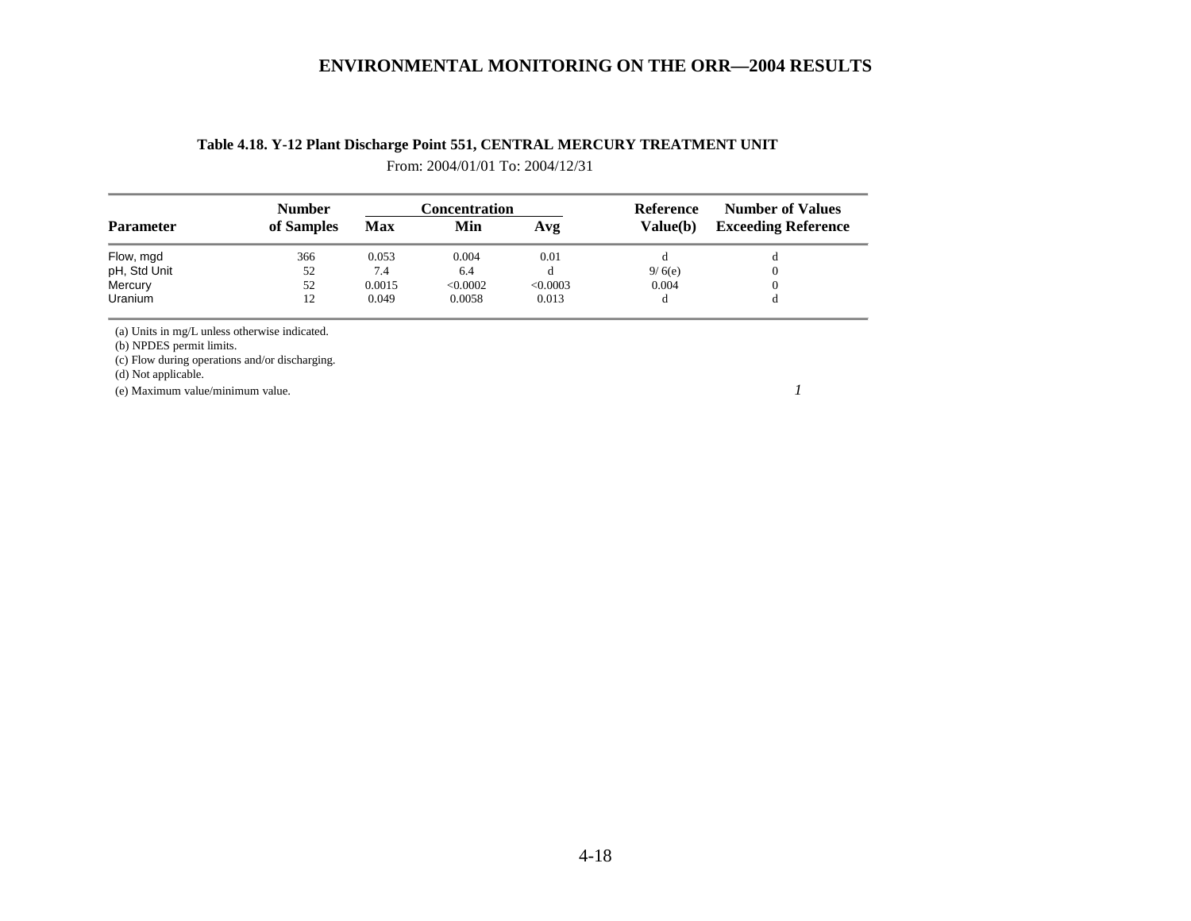**Table 4.18. Y-12 Plant Discharge Point 551, CENTRAL MERCURY TREATMENT UNIT**

From: 2004/01/01 To: 2004/12/31

| Parameter | Number of Samples | Concentration Max | Concentration Min | Concentration Avg | Reference Value(b) | Number of Values Exceeding Reference |
|---|---|---|---|---|---|---|
| Flow, mgd | 366 | 0.053 | 0.004 | 0.01 | d | d |
| pH, Std Unit | 52 | 7.4 | 6.4 | d | 9/ 6(e) | 0 |
| Mercury | 52 | 0.0015 | <0.0002 | <0.0003 | 0.004 | 0 |
| Uranium | 12 | 0.049 | 0.0058 | 0.013 | d | d |

(a) Units in mg/L unless otherwise indicated.
(b) NPDES permit limits.
(c) Flow during operations and/or discharging.
(d) Not applicable.
(e) Maximum value/minimum value.

*1*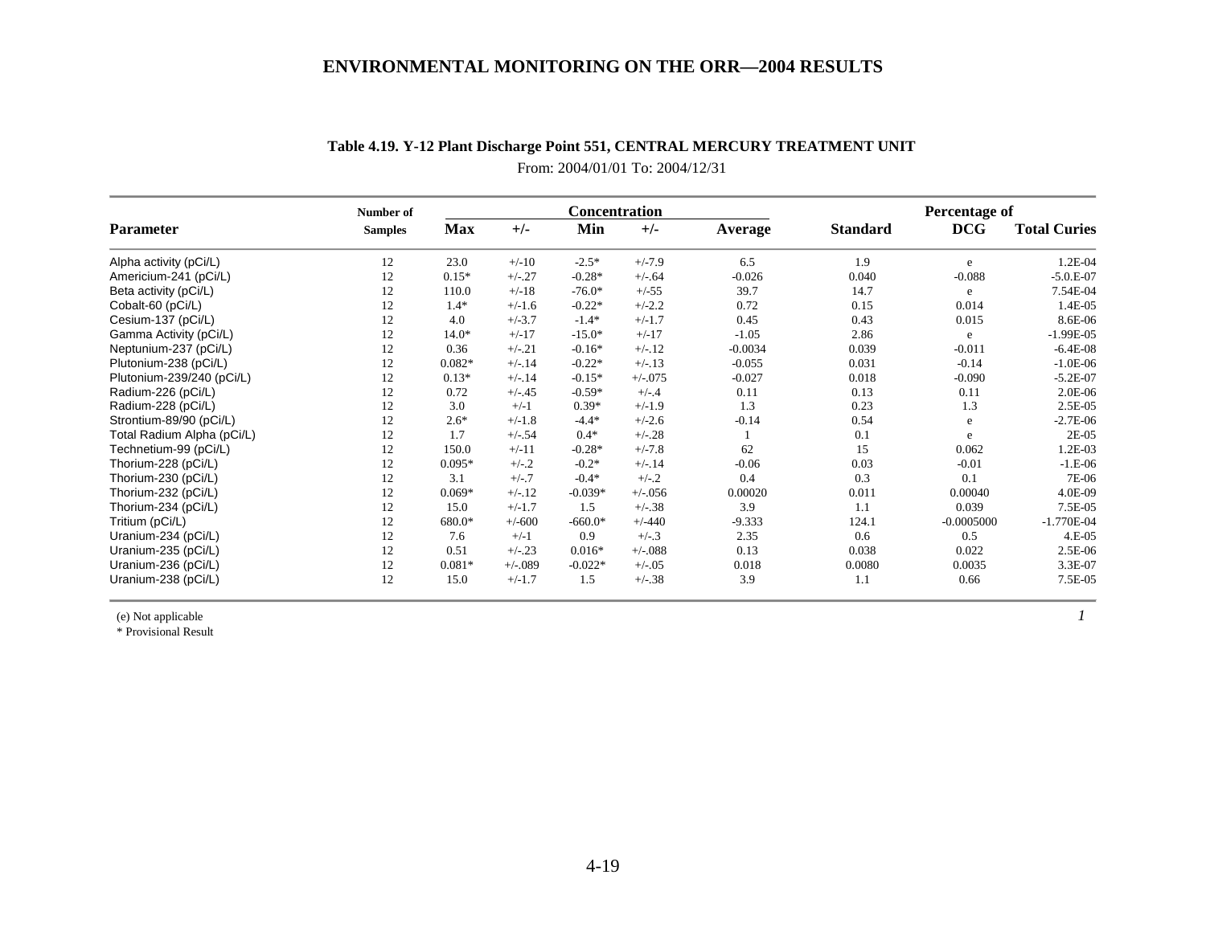**Table 4.19. Y-12 Plant Discharge Point 551, CENTRAL MERCURY TREATMENT UNIT**

From: 2004/01/01 To: 2004/12/31

| Parameter | Number of Samples | Concentration Max | +/- | Min | +/- | Average | Standard | Percentage of DCG | Total Curies |
|---|---|---|---|---|---|---|---|---|---|
| Alpha activity (pCi/L) | 12 | 23.0 | +/-10 | -2.5* | +/-7.9 | 6.5 | 1.9 | e | 1.2E-04 |
| Americium-241 (pCi/L) | 12 | 0.15* | +/-.27 | -0.28* | +/-.64 | -0.026 | 0.040 | -0.088 | -5.0.E-07 |
| Beta activity (pCi/L) | 12 | 110.0 | +/-18 | -76.0* | +/-55 | 39.7 | 14.7 | e | 7.54E-04 |
| Cobalt-60 (pCi/L) | 12 | 1.4* | +/-1.6 | -0.22* | +/-2.2 | 0.72 | 0.15 | 0.014 | 1.4E-05 |
| Cesium-137 (pCi/L) | 12 | 4.0 | +/-3.7 | -1.4* | +/-1.7 | 0.45 | 0.43 | 0.015 | 8.6E-06 |
| Gamma Activity (pCi/L) | 12 | 14.0* | +/-17 | -15.0* | +/-17 | -1.05 | 2.86 | e | -1.99E-05 |
| Neptunium-237 (pCi/L) | 12 | 0.36 | +/-.21 | -0.16* | +/-.12 | -0.0034 | 0.039 | -0.011 | -6.4E-08 |
| Plutonium-238 (pCi/L) | 12 | 0.082* | +/-.14 | -0.22* | +/-.13 | -0.055 | 0.031 | -0.14 | -1.0E-06 |
| Plutonium-239/240 (pCi/L) | 12 | 0.13* | +/-.14 | -0.15* | +/-.075 | -0.027 | 0.018 | -0.090 | -5.2E-07 |
| Radium-226 (pCi/L) | 12 | 0.72 | +/-.45 | -0.59* | +/-.4 | 0.11 | 0.13 | 0.11 | 2.0E-06 |
| Radium-228 (pCi/L) | 12 | 3.0 | +/-1 | 0.39* | +/-1.9 | 1.3 | 0.23 | 1.3 | 2.5E-05 |
| Strontium-89/90 (pCi/L) | 12 | 2.6* | +/-1.8 | -4.4* | +/-2.6 | -0.14 | 0.54 | e | -2.7E-06 |
| Total Radium Alpha (pCi/L) | 12 | 1.7 | +/-.54 | 0.4* | +/-.28 | 1 | 0.1 | e | 2E-05 |
| Technetium-99 (pCi/L) | 12 | 150.0 | +/-11 | -0.28* | +/-7.8 | 62 | 15 | 0.062 | 1.2E-03 |
| Thorium-228 (pCi/L) | 12 | 0.095* | +/-.2 | -0.2* | +/-.14 | -0.06 | 0.03 | -0.01 | -1.E-06 |
| Thorium-230 (pCi/L) | 12 | 3.1 | +/-.7 | -0.4* | +/-.2 | 0.4 | 0.3 | 0.1 | 7E-06 |
| Thorium-232 (pCi/L) | 12 | 0.069* | +/-.12 | -0.039* | +/-.056 | 0.00020 | 0.011 | 0.00040 | 4.0E-09 |
| Thorium-234 (pCi/L) | 12 | 15.0 | +/-1.7 | 1.5 | +/-.38 | 3.9 | 1.1 | 0.039 | 7.5E-05 |
| Tritium (pCi/L) | 12 | 680.0* | +/-600 | -660.0* | +/-440 | -9.333 | 124.1 | -0.0005000 | -1.770E-04 |
| Uranium-234 (pCi/L) | 12 | 7.6 | +/-1 | 0.9 | +/-.3 | 2.35 | 0.6 | 0.5 | 4.E-05 |
| Uranium-235 (pCi/L) | 12 | 0.51 | +/-.23 | 0.016* | +/-.088 | 0.13 | 0.038 | 0.022 | 2.5E-06 |
| Uranium-236 (pCi/L) | 12 | 0.081* | +/-.089 | -0.022* | +/-.05 | 0.018 | 0.0080 | 0.0035 | 3.3E-07 |
| Uranium-238 (pCi/L) | 12 | 15.0 | +/-1.7 | 1.5 | +/-.38 | 3.9 | 1.1 | 0.66 | 7.5E-05 |

(e) Not applicable

\* Provisional Result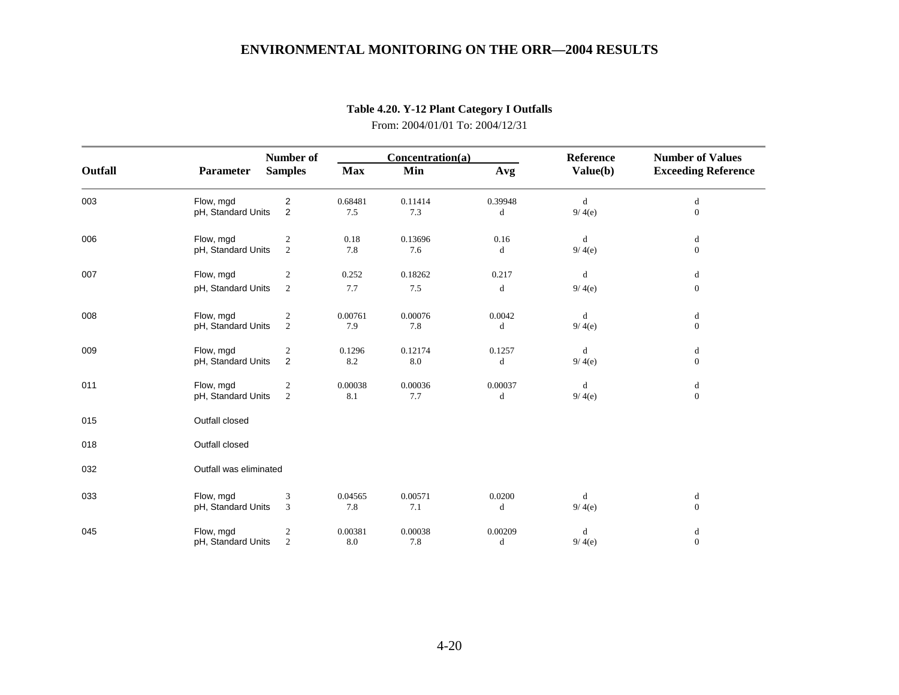### Table 4.20. Y-12 Plant Category I Outfalls

From: 2004/01/01 To: 2004/12/31

| Outfall | Parameter | Number of Samples | Concentration(a) Max | Min | Avg | Reference Value(b) | Number of Values Exceeding Reference |
|---|---|---|---|---|---|---|---|
| 003 | Flow, mgd | 2 | 0.68481 | 0.11414 | 0.39948 | d | d |
| | pH, Standard Units | 2 | 7.5 | 7.3 | d | 9/ 4(e) | 0 |
| 006 | Flow, mgd | 2 | 0.18 | 0.13696 | 0.16 | d | d |
| | pH, Standard Units | 2 | 7.8 | 7.6 | d | 9/ 4(e) | 0 |
| 007 | Flow, mgd | 2 | 0.252 | 0.18262 | 0.217 | d | d |
| | pH, Standard Units | 2 | 7.7 | 7.5 | d | 9/ 4(e) | 0 |
| 008 | Flow, mgd | 2 | 0.00761 | 0.00076 | 0.0042 | d | d |
| | pH, Standard Units | 2 | 7.9 | 7.8 | d | 9/ 4(e) | 0 |
| 009 | Flow, mgd | 2 | 0.1296 | 0.12174 | 0.1257 | d | d |
| | pH, Standard Units | 2 | 8.2 | 8.0 | d | 9/ 4(e) | 0 |
| 011 | Flow, mgd | 2 | 0.00038 | 0.00036 | 0.00037 | d | d |
| | pH, Standard Units | 2 | 8.1 | 7.7 | d | 9/ 4(e) | 0 |
| 015 | Outfall closed | | | | | | |
| 018 | Outfall closed | | | | | | |
| 032 | Outfall was eliminated | | | | | | |
| 033 | Flow, mgd | 3 | 0.04565 | 0.00571 | 0.0200 | d | d |
| | pH, Standard Units | 3 | 7.8 | 7.1 | d | 9/ 4(e) | 0 |
| 045 | Flow, mgd | 2 | 0.00381 | 0.00038 | 0.00209 | d | d |
| | pH, Standard Units | 2 | 8.0 | 7.8 | d | 9/ 4(e) | 0 |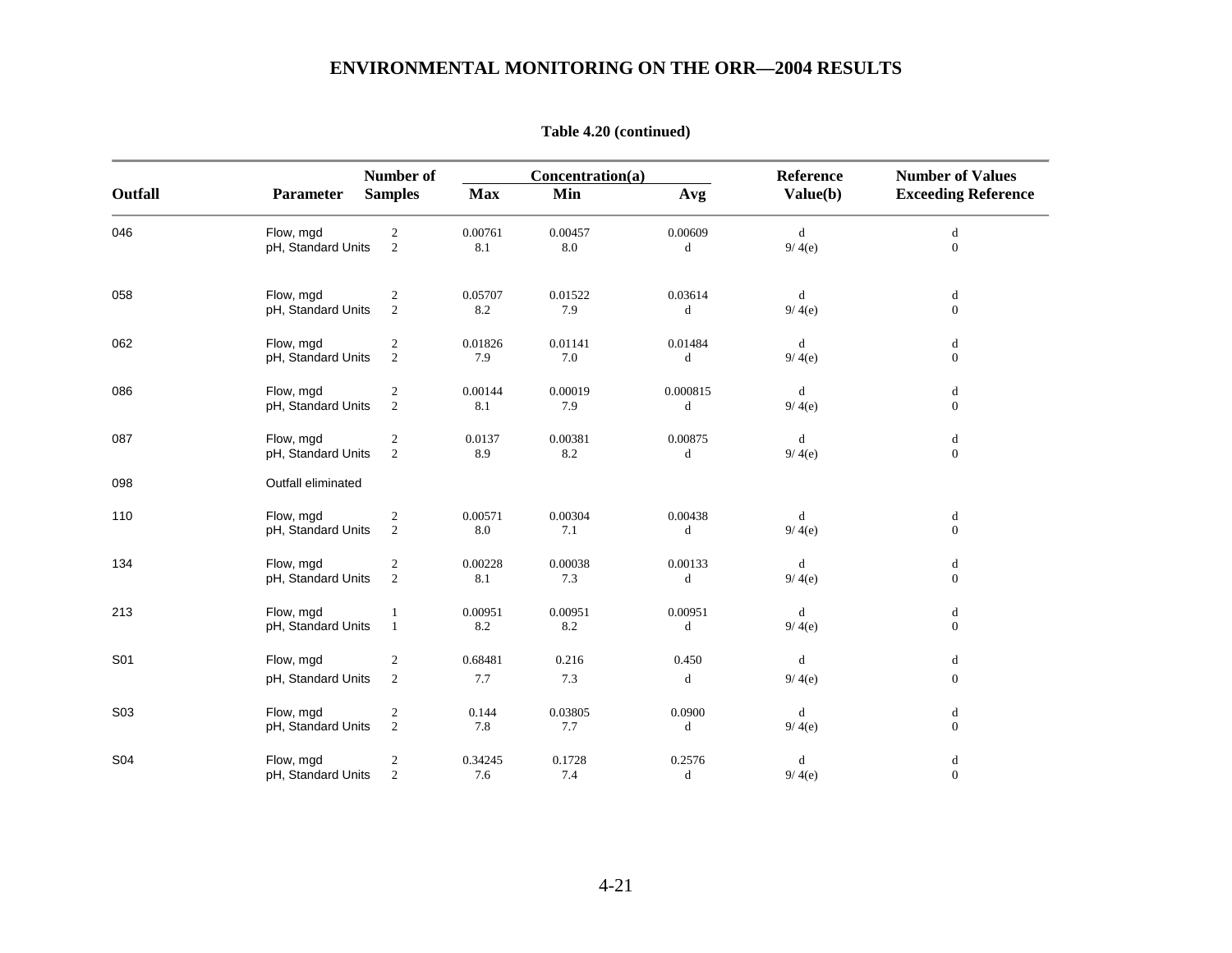**Table 4.20 (continued)**

| Outfall | Parameter | Number of Samples | Concentration(a) | | | Reference Value(b) | Number of Values Exceeding Reference |
|---|---|---|---|---|---|---|---|
| | | | Max | Min | Avg | | |
| 046 | Flow, mgd | 2 | 0.00761 | 0.00457 | 0.00609 | d | d |
| | pH, Standard Units | 2 | 8.1 | 8.0 | d | 9/ 4(e) | 0 |
| 058 | Flow, mgd | 2 | 0.05707 | 0.01522 | 0.03614 | d | d |
| | pH, Standard Units | 2 | 8.2 | 7.9 | d | 9/ 4(e) | 0 |
| 062 | Flow, mgd | 2 | 0.01826 | 0.01141 | 0.01484 | d | d |
| | pH, Standard Units | 2 | 7.9 | 7.0 | d | 9/ 4(e) | 0 |
| 086 | Flow, mgd | 2 | 0.00144 | 0.00019 | 0.000815 | d | d |
| | pH, Standard Units | 2 | 8.1 | 7.9 | d | 9/ 4(e) | 0 |
| 087 | Flow, mgd | 2 | 0.0137 | 0.00381 | 0.00875 | d | d |
| | pH, Standard Units | 2 | 8.9 | 8.2 | d | 9/ 4(e) | 0 |
| 098 | Outfall eliminated | | | | | | |
| 110 | Flow, mgd | 2 | 0.00571 | 0.00304 | 0.00438 | d | d |
| | pH, Standard Units | 2 | 8.0 | 7.1 | d | 9/ 4(e) | 0 |
| 134 | Flow, mgd | 2 | 0.00228 | 0.00038 | 0.00133 | d | d |
| | pH, Standard Units | 2 | 8.1 | 7.3 | d | 9/ 4(e) | 0 |
| 213 | Flow, mgd | 1 | 0.00951 | 0.00951 | 0.00951 | d | d |
| | pH, Standard Units | 1 | 8.2 | 8.2 | d | 9/ 4(e) | 0 |
| S01 | Flow, mgd | 2 | 0.68481 | 0.216 | 0.450 | d | d |
| | pH, Standard Units | 2 | 7.7 | 7.3 | d | 9/ 4(e) | 0 |
| S03 | Flow, mgd | 2 | 0.144 | 0.03805 | 0.0900 | d | d |
| | pH, Standard Units | 2 | 7.8 | 7.7 | d | 9/ 4(e) | 0 |
| S04 | Flow, mgd | 2 | 0.34245 | 0.1728 | 0.2576 | d | d |
| | pH, Standard Units | 2 | 7.6 | 7.4 | d | 9/ 4(e) | 0 |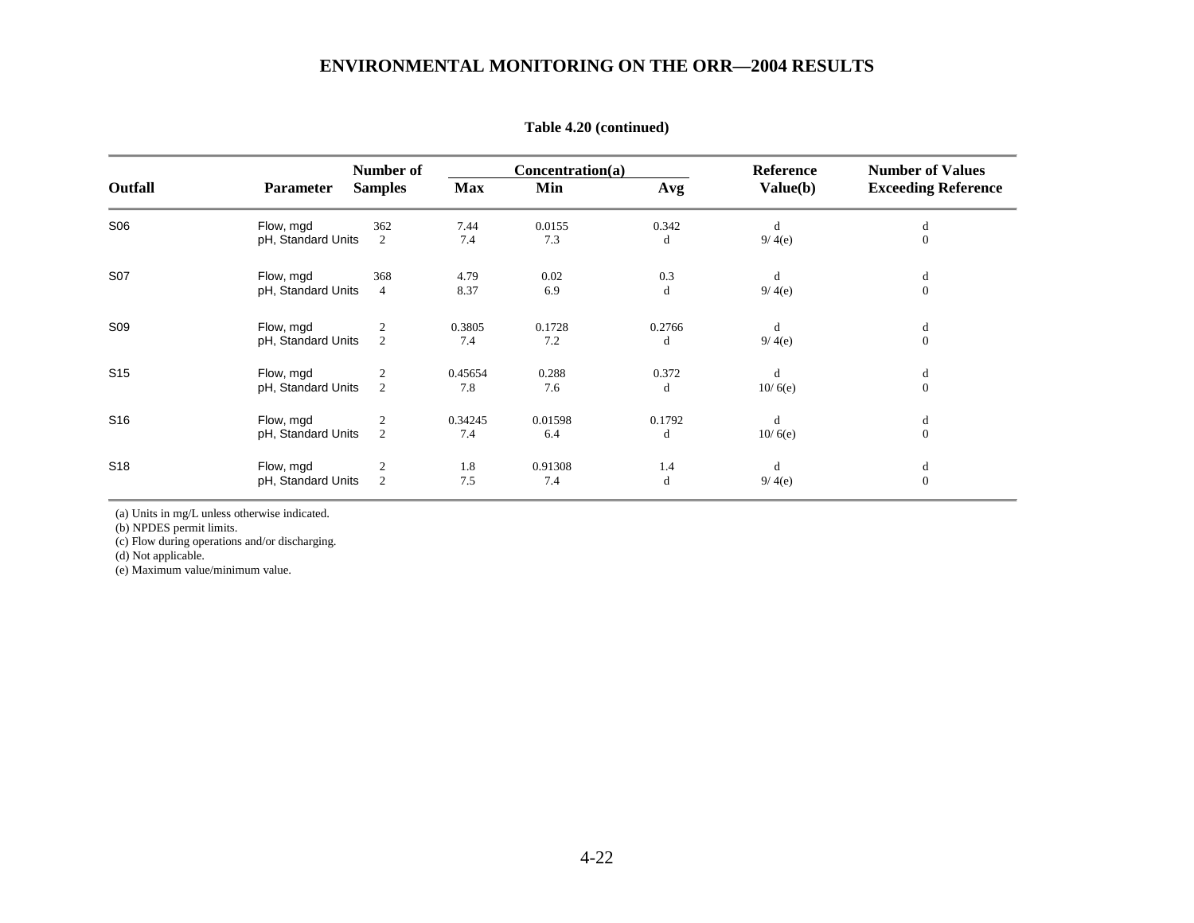**Table 4.20 (continued)**

| Outfall | Parameter | Number of Samples | Concentration(a) | | | Reference Value(b) | Number of Values Exceeding Reference |
|---|---|---|---|---|---|---|---|
| | | | Max | Min | Avg | | |
| S06 | Flow, mgd | 362 | 7.44 | 0.0155 | 0.342 | d | d |
| | pH, Standard Units | 2 | 7.4 | 7.3 | d | 9/ 4(e) | 0 |
| S07 | Flow, mgd | 368 | 4.79 | 0.02 | 0.3 | d | d |
| | pH, Standard Units | 4 | 8.37 | 6.9 | d | 9/ 4(e) | 0 |
| S09 | Flow, mgd | 2 | 0.3805 | 0.1728 | 0.2766 | d | d |
| | pH, Standard Units | 2 | 7.4 | 7.2 | d | 9/ 4(e) | 0 |
| S15 | Flow, mgd | 2 | 0.45654 | 0.288 | 0.372 | d | d |
| | pH, Standard Units | 2 | 7.8 | 7.6 | d | 10/ 6(e) | 0 |
| S16 | Flow, mgd | 2 | 0.34245 | 0.01598 | 0.1792 | d | d |
| | pH, Standard Units | 2 | 7.4 | 6.4 | d | 10/ 6(e) | 0 |
| S18 | Flow, mgd | 2 | 1.8 | 0.91308 | 1.4 | d | d |
| | pH, Standard Units | 2 | 7.5 | 7.4 | d | 9/ 4(e) | 0 |

(a) Units in mg/L unless otherwise indicated.
(b) NPDES permit limits.
(c) Flow during operations and/or discharging.
(d) Not applicable.
(e) Maximum value/minimum value.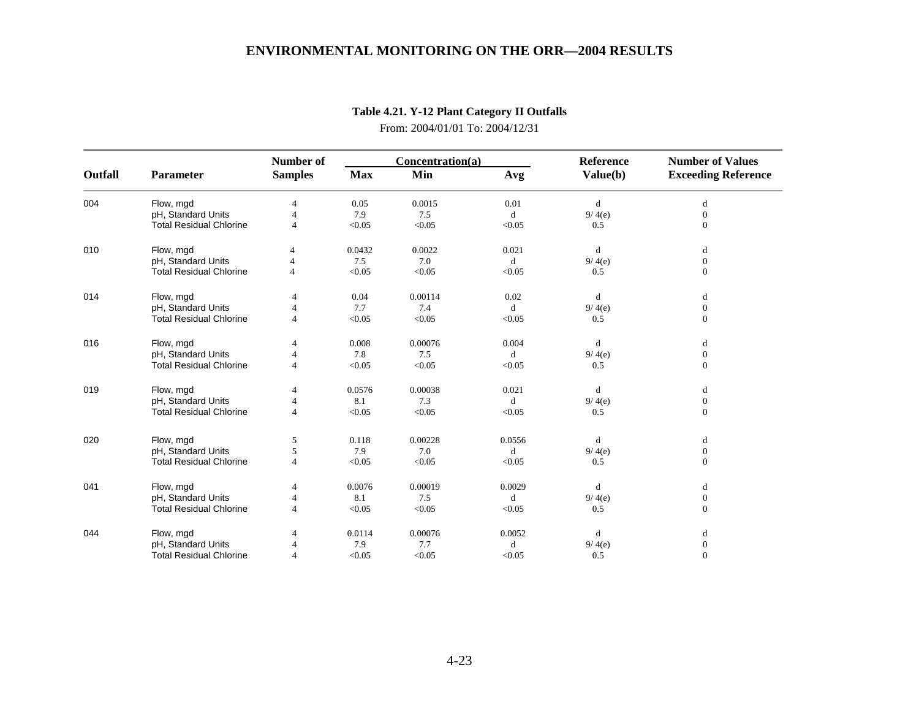**Table 4.21. Y-12 Plant Category II Outfalls**

From: 2004/01/01 To: 2004/12/31

| Outfall | Parameter | Number of Samples | Concentration(a) Max | Min | Avg | Reference Value(b) | Number of Values Exceeding Reference |
|---|---|---|---|---|---|---|---|
| 004 | Flow, mgd | 4 | 0.05 | 0.0015 | 0.01 | d | d |
| | pH, Standard Units | 4 | 7.9 | 7.5 | d | 9/ 4(e) | 0 |
| | Total Residual Chlorine | 4 | <0.05 | <0.05 | <0.05 | 0.5 | 0 |
| 010 | Flow, mgd | 4 | 0.0432 | 0.0022 | 0.021 | d | d |
| | pH, Standard Units | 4 | 7.5 | 7.0 | d | 9/ 4(e) | 0 |
| | Total Residual Chlorine | 4 | <0.05 | <0.05 | <0.05 | 0.5 | 0 |
| 014 | Flow, mgd | 4 | 0.04 | 0.00114 | 0.02 | d | d |
| | pH, Standard Units | 4 | 7.7 | 7.4 | d | 9/ 4(e) | 0 |
| | Total Residual Chlorine | 4 | <0.05 | <0.05 | <0.05 | 0.5 | 0 |
| 016 | Flow, mgd | 4 | 0.008 | 0.00076 | 0.004 | d | d |
| | pH, Standard Units | 4 | 7.8 | 7.5 | d | 9/ 4(e) | 0 |
| | Total Residual Chlorine | 4 | <0.05 | <0.05 | <0.05 | 0.5 | 0 |
| 019 | Flow, mgd | 4 | 0.0576 | 0.00038 | 0.021 | d | d |
| | pH, Standard Units | 4 | 8.1 | 7.3 | d | 9/ 4(e) | 0 |
| | Total Residual Chlorine | 4 | <0.05 | <0.05 | <0.05 | 0.5 | 0 |
| 020 | Flow, mgd | 5 | 0.118 | 0.00228 | 0.0556 | d | d |
| | pH, Standard Units | 5 | 7.9 | 7.0 | d | 9/ 4(e) | 0 |
| | Total Residual Chlorine | 4 | <0.05 | <0.05 | <0.05 | 0.5 | 0 |
| 041 | Flow, mgd | 4 | 0.0076 | 0.00019 | 0.0029 | d | d |
| | pH, Standard Units | 4 | 8.1 | 7.5 | d | 9/ 4(e) | 0 |
| | Total Residual Chlorine | 4 | <0.05 | <0.05 | <0.05 | 0.5 | 0 |
| 044 | Flow, mgd | 4 | 0.0114 | 0.00076 | 0.0052 | d | d |
| | pH, Standard Units | 4 | 7.9 | 7.7 | d | 9/ 4(e) | 0 |
| | Total Residual Chlorine | 4 | <0.05 | <0.05 | <0.05 | 0.5 | 0 |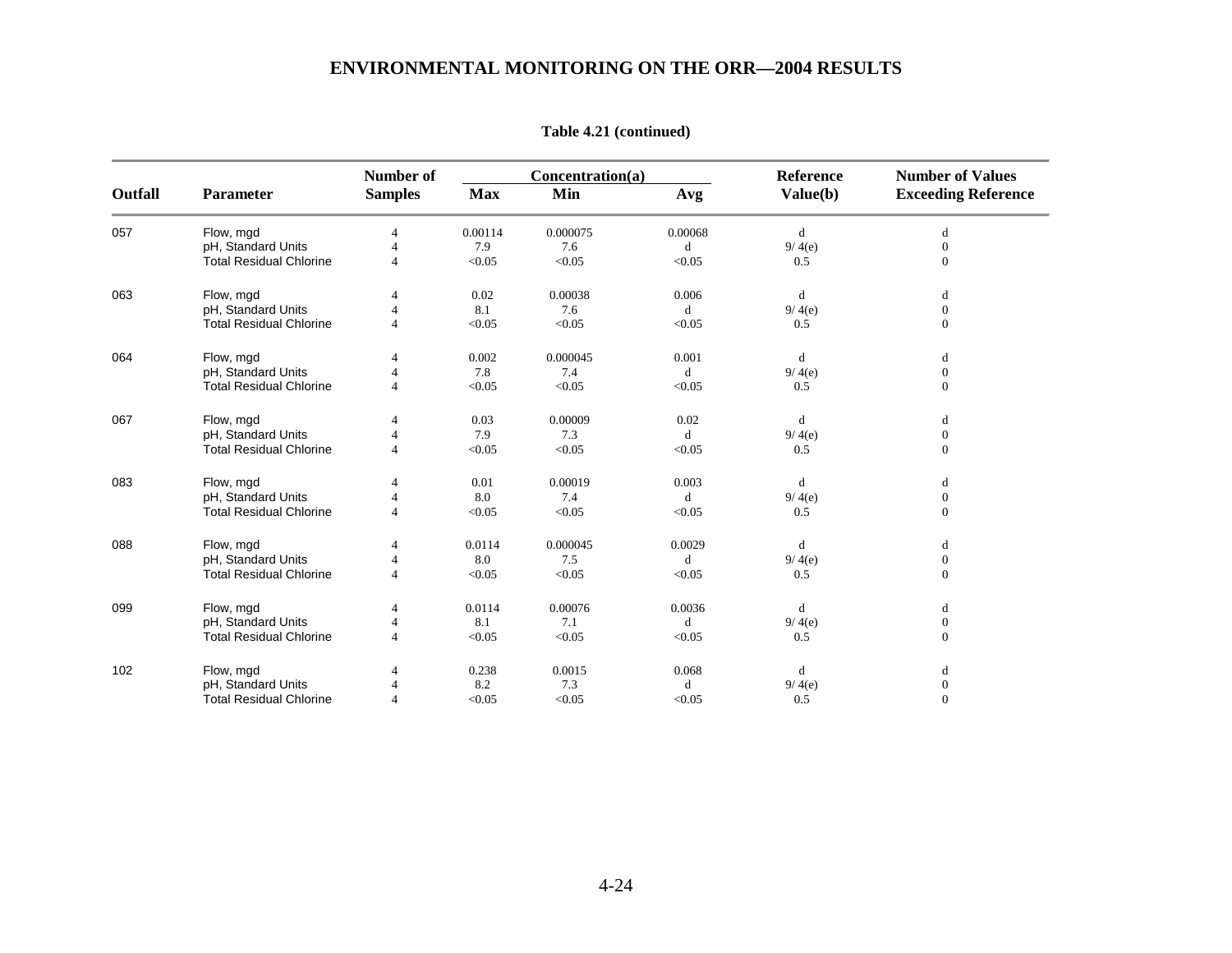**Table 4.21 (continued)**

| Outfall | Parameter | Number of Samples | Concentration(a) Max | Min | Avg | Reference Value(b) | Number of Values Exceeding Reference |
|---|---|---|---|---|---|---|---|
| 057 | Flow, mgd | 4 | 0.00114 | 0.000075 | 0.00068 | d | d |
| | pH, Standard Units | 4 | 7.9 | 7.6 | d | 9/ 4(e) | 0 |
| | Total Residual Chlorine | 4 | <0.05 | <0.05 | <0.05 | 0.5 | 0 |
| 063 | Flow, mgd | 4 | 0.02 | 0.00038 | 0.006 | d | d |
| | pH, Standard Units | 4 | 8.1 | 7.6 | d | 9/ 4(e) | 0 |
| | Total Residual Chlorine | 4 | <0.05 | <0.05 | <0.05 | 0.5 | 0 |
| 064 | Flow, mgd | 4 | 0.002 | 0.000045 | 0.001 | d | d |
| | pH, Standard Units | 4 | 7.8 | 7.4 | d | 9/ 4(e) | 0 |
| | Total Residual Chlorine | 4 | <0.05 | <0.05 | <0.05 | 0.5 | 0 |
| 067 | Flow, mgd | 4 | 0.03 | 0.00009 | 0.02 | d | d |
| | pH, Standard Units | 4 | 7.9 | 7.3 | d | 9/ 4(e) | 0 |
| | Total Residual Chlorine | 4 | <0.05 | <0.05 | <0.05 | 0.5 | 0 |
| 083 | Flow, mgd | 4 | 0.01 | 0.00019 | 0.003 | d | d |
| | pH, Standard Units | 4 | 8.0 | 7.4 | d | 9/ 4(e) | 0 |
| | Total Residual Chlorine | 4 | <0.05 | <0.05 | <0.05 | 0.5 | 0 |
| 088 | Flow, mgd | 4 | 0.0114 | 0.000045 | 0.0029 | d | d |
| | pH, Standard Units | 4 | 8.0 | 7.5 | d | 9/ 4(e) | 0 |
| | Total Residual Chlorine | 4 | <0.05 | <0.05 | <0.05 | 0.5 | 0 |
| 099 | Flow, mgd | 4 | 0.0114 | 0.00076 | 0.0036 | d | d |
| | pH, Standard Units | 4 | 8.1 | 7.1 | d | 9/ 4(e) | 0 |
| | Total Residual Chlorine | 4 | <0.05 | <0.05 | <0.05 | 0.5 | 0 |
| 102 | Flow, mgd | 4 | 0.238 | 0.0015 | 0.068 | d | d |
| | pH, Standard Units | 4 | 8.2 | 7.3 | d | 9/ 4(e) | 0 |
| | Total Residual Chlorine | 4 | <0.05 | <0.05 | <0.05 | 0.5 | 0 |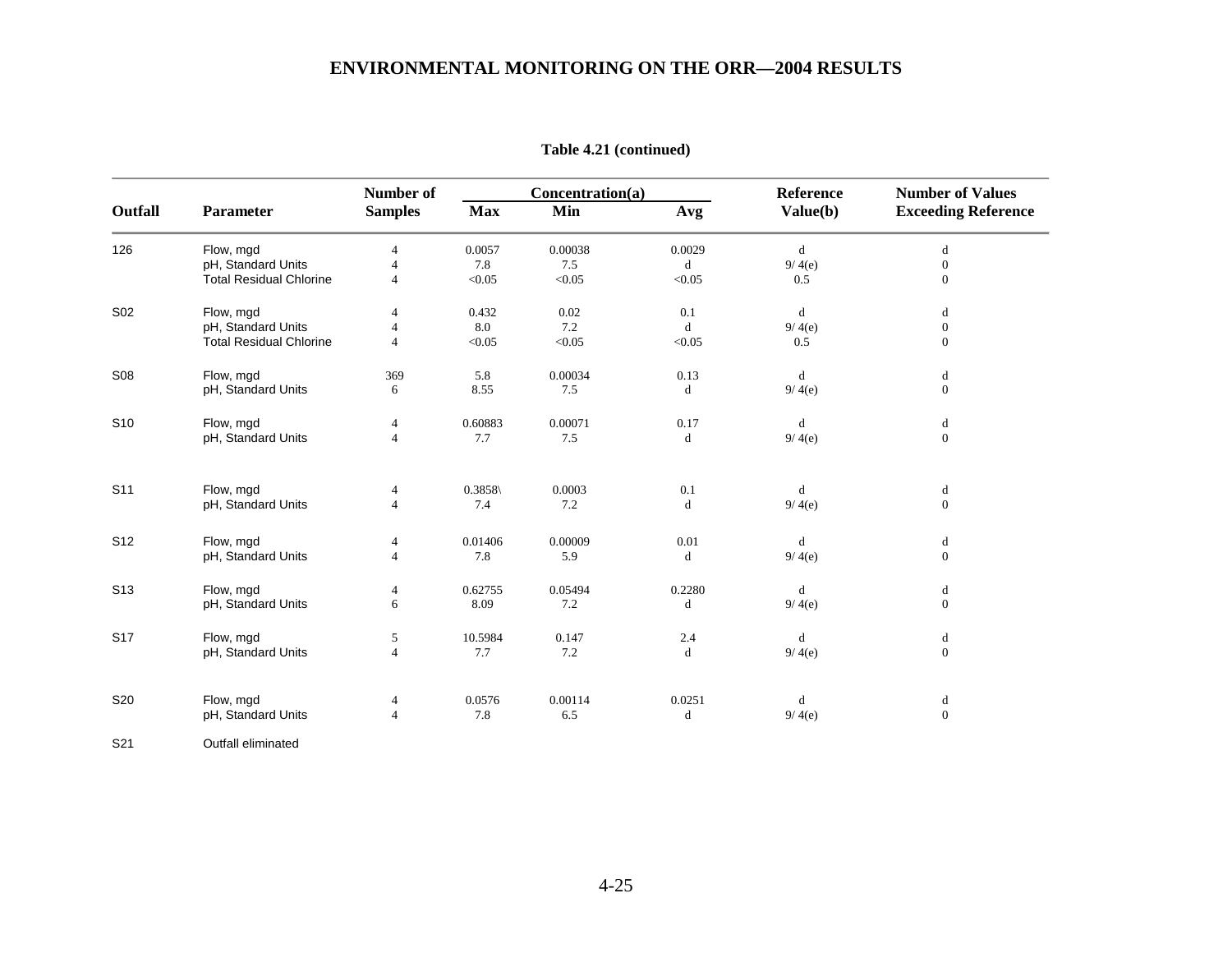**Table 4.21 (continued)**

| Outfall | Parameter | Number of Samples | Concentration(a) Max | Min | Avg | Reference Value(b) | Number of Values Exceeding Reference |
|---|---|---|---|---|---|---|---|
| 126 | Flow, mgd | 4 | 0.0057 | 0.00038 | 0.0029 | d | d |
| | pH, Standard Units | 4 | 7.8 | 7.5 | d | 9/ 4(e) | 0 |
| | Total Residual Chlorine | 4 | <0.05 | <0.05 | <0.05 | 0.5 | 0 |
| S02 | Flow, mgd | 4 | 0.432 | 0.02 | 0.1 | d | d |
| | pH, Standard Units | 4 | 8.0 | 7.2 | d | 9/ 4(e) | 0 |
| | Total Residual Chlorine | 4 | <0.05 | <0.05 | <0.05 | 0.5 | 0 |
| S08 | Flow, mgd | 369 | 5.8 | 0.00034 | 0.13 | d | d |
| | pH, Standard Units | 6 | 8.55 | 7.5 | d | 9/ 4(e) | 0 |
| S10 | Flow, mgd | 4 | 0.60883 | 0.00071 | 0.17 | d | d |
| | pH, Standard Units | 4 | 7.7 | 7.5 | d | 9/ 4(e) | 0 |
| S11 | Flow, mgd | 4 | 0.3858\ | 0.0003 | 0.1 | d | d |
| | pH, Standard Units | 4 | 7.4 | 7.2 | d | 9/ 4(e) | 0 |
| S12 | Flow, mgd | 4 | 0.01406 | 0.00009 | 0.01 | d | d |
| | pH, Standard Units | 4 | 7.8 | 5.9 | d | 9/ 4(e) | 0 |
| S13 | Flow, mgd | 4 | 0.62755 | 0.05494 | 0.2280 | d | d |
| | pH, Standard Units | 6 | 8.09 | 7.2 | d | 9/ 4(e) | 0 |
| S17 | Flow, mgd | 5 | 10.5984 | 0.147 | 2.4 | d | d |
| | pH, Standard Units | 4 | 7.7 | 7.2 | d | 9/ 4(e) | 0 |
| S20 | Flow, mgd | 4 | 0.0576 | 0.00114 | 0.0251 | d | d |
| | pH, Standard Units | 4 | 7.8 | 6.5 | d | 9/ 4(e) | 0 |
| S21 | Outfall eliminated | | | | | | |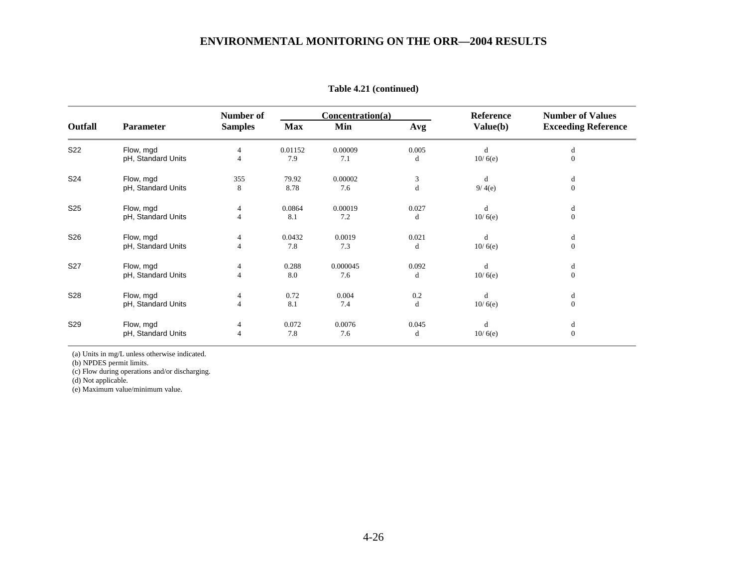**Table 4.21 (continued)**

| Outfall | Parameter | Number of Samples | Concentration(a) Max | Min | Avg | Reference Value(b) | Number of Values Exceeding Reference |
|---|---|---|---|---|---|---|---|
| S22 | Flow, mgd | 4 | 0.01152 | 0.00009 | 0.005 | d | d |
| | pH, Standard Units | 4 | 7.9 | 7.1 | d | 10/ 6(e) | 0 |
| S24 | Flow, mgd | 355 | 79.92 | 0.00002 | 3 | d | d |
| | pH, Standard Units | 8 | 8.78 | 7.6 | d | 9/ 4(e) | 0 |
| S25 | Flow, mgd | 4 | 0.0864 | 0.00019 | 0.027 | d | d |
| | pH, Standard Units | 4 | 8.1 | 7.2 | d | 10/ 6(e) | 0 |
| S26 | Flow, mgd | 4 | 0.0432 | 0.0019 | 0.021 | d | d |
| | pH, Standard Units | 4 | 7.8 | 7.3 | d | 10/ 6(e) | 0 |
| S27 | Flow, mgd | 4 | 0.288 | 0.000045 | 0.092 | d | d |
| | pH, Standard Units | 4 | 8.0 | 7.6 | d | 10/ 6(e) | 0 |
| S28 | Flow, mgd | 4 | 0.72 | 0.004 | 0.2 | d | d |
| | pH, Standard Units | 4 | 8.1 | 7.4 | d | 10/ 6(e) | 0 |
| S29 | Flow, mgd | 4 | 0.072 | 0.0076 | 0.045 | d | d |
| | pH, Standard Units | 4 | 7.8 | 7.6 | d | 10/ 6(e) | 0 |

(a) Units in mg/L unless otherwise indicated.
(b) NPDES permit limits.
(c) Flow during operations and/or discharging.
(d) Not applicable.
(e) Maximum value/minimum value.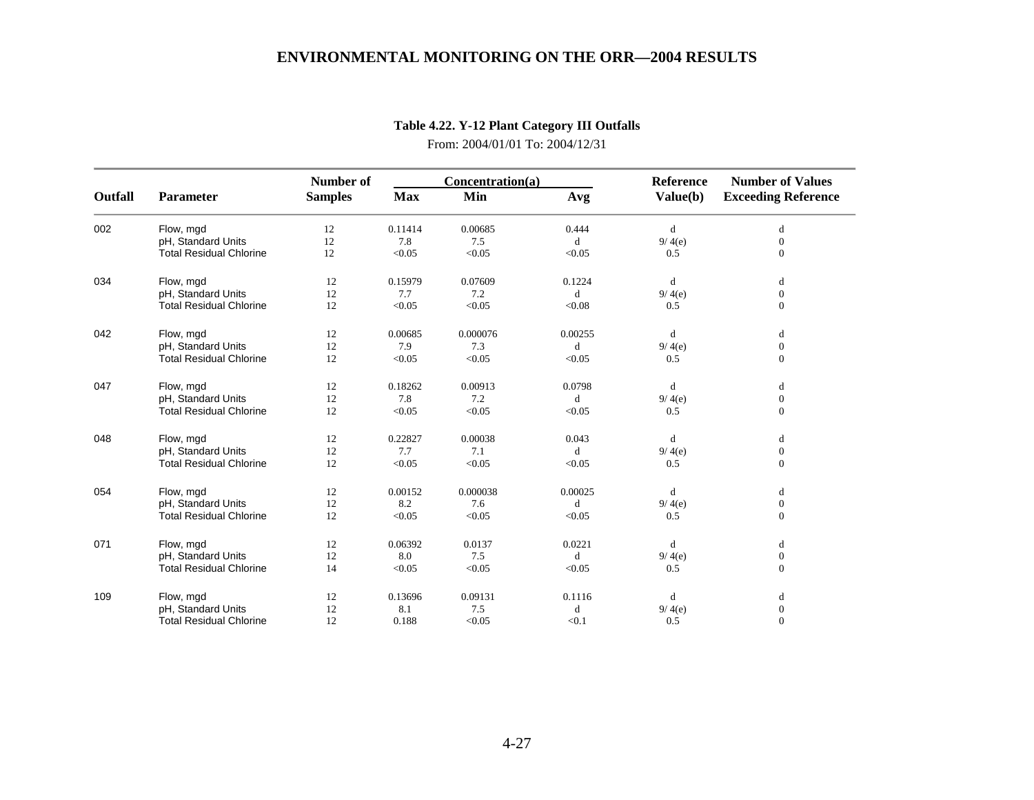**Table 4.22. Y-12 Plant Category III Outfalls**

From: 2004/01/01 To: 2004/12/31

| Outfall | Parameter | Number of Samples | Concentration(a) Max | Min | Avg | Reference Value(b) | Number of Values Exceeding Reference |
|---|---|---|---|---|---|---|---|
| 002 | Flow, mgd | 12 | 0.11414 | 0.00685 | 0.444 | d | d |
| | pH, Standard Units | 12 | 7.8 | 7.5 | d | 9/ 4(e) | 0 |
| | Total Residual Chlorine | 12 | <0.05 | <0.05 | <0.05 | 0.5 | 0 |
| 034 | Flow, mgd | 12 | 0.15979 | 0.07609 | 0.1224 | d | d |
| | pH, Standard Units | 12 | 7.7 | 7.2 | d | 9/ 4(e) | 0 |
| | Total Residual Chlorine | 12 | <0.05 | <0.05 | <0.08 | 0.5 | 0 |
| 042 | Flow, mgd | 12 | 0.00685 | 0.000076 | 0.00255 | d | d |
| | pH, Standard Units | 12 | 7.9 | 7.3 | d | 9/ 4(e) | 0 |
| | Total Residual Chlorine | 12 | <0.05 | <0.05 | <0.05 | 0.5 | 0 |
| 047 | Flow, mgd | 12 | 0.18262 | 0.00913 | 0.0798 | d | d |
| | pH, Standard Units | 12 | 7.8 | 7.2 | d | 9/ 4(e) | 0 |
| | Total Residual Chlorine | 12 | <0.05 | <0.05 | <0.05 | 0.5 | 0 |
| 048 | Flow, mgd | 12 | 0.22827 | 0.00038 | 0.043 | d | d |
| | pH, Standard Units | 12 | 7.7 | 7.1 | d | 9/ 4(e) | 0 |
| | Total Residual Chlorine | 12 | <0.05 | <0.05 | <0.05 | 0.5 | 0 |
| 054 | Flow, mgd | 12 | 0.00152 | 0.000038 | 0.00025 | d | d |
| | pH, Standard Units | 12 | 8.2 | 7.6 | d | 9/ 4(e) | 0 |
| | Total Residual Chlorine | 12 | <0.05 | <0.05 | <0.05 | 0.5 | 0 |
| 071 | Flow, mgd | 12 | 0.06392 | 0.0137 | 0.0221 | d | d |
| | pH, Standard Units | 12 | 8.0 | 7.5 | d | 9/ 4(e) | 0 |
| | Total Residual Chlorine | 14 | <0.05 | <0.05 | <0.05 | 0.5 | 0 |
| 109 | Flow, mgd | 12 | 0.13696 | 0.09131 | 0.1116 | d | d |
| | pH, Standard Units | 12 | 8.1 | 7.5 | d | 9/ 4(e) | 0 |
| | Total Residual Chlorine | 12 | 0.188 | <0.05 | <0.1 | 0.5 | 0 |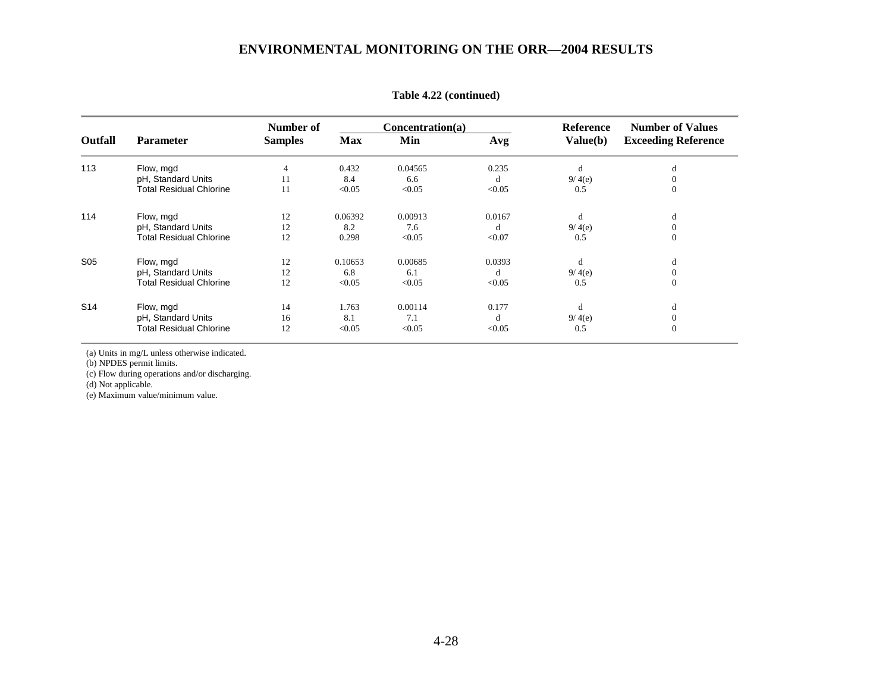**Table 4.22 (continued)**

| Outfall | Parameter | Number of Samples | Concentration(a) Max | Min | Avg | Reference Value(b) | Number of Values Exceeding Reference |
|---|---|---|---|---|---|---|---|
| 113 | Flow, mgd | 4 | 0.432 | 0.04565 | 0.235 | d | d |
| | pH, Standard Units | 11 | 8.4 | 6.6 | d | 9/ 4(e) | 0 |
| | Total Residual Chlorine | 11 | <0.05 | <0.05 | <0.05 | 0.5 | 0 |
| 114 | Flow, mgd | 12 | 0.06392 | 0.00913 | 0.0167 | d | d |
| | pH, Standard Units | 12 | 8.2 | 7.6 | d | 9/ 4(e) | 0 |
| | Total Residual Chlorine | 12 | 0.298 | <0.05 | <0.07 | 0.5 | 0 |
| S05 | Flow, mgd | 12 | 0.10653 | 0.00685 | 0.0393 | d | d |
| | pH, Standard Units | 12 | 6.8 | 6.1 | d | 9/ 4(e) | 0 |
| | Total Residual Chlorine | 12 | <0.05 | <0.05 | <0.05 | 0.5 | 0 |
| S14 | Flow, mgd | 14 | 1.763 | 0.00114 | 0.177 | d | d |
| | pH, Standard Units | 16 | 8.1 | 7.1 | d | 9/ 4(e) | 0 |
| | Total Residual Chlorine | 12 | <0.05 | <0.05 | <0.05 | 0.5 | 0 |

(a) Units in mg/L unless otherwise indicated.
(b) NPDES permit limits.
(c) Flow during operations and/or discharging.
(d) Not applicable.
(e) Maximum value/minimum value.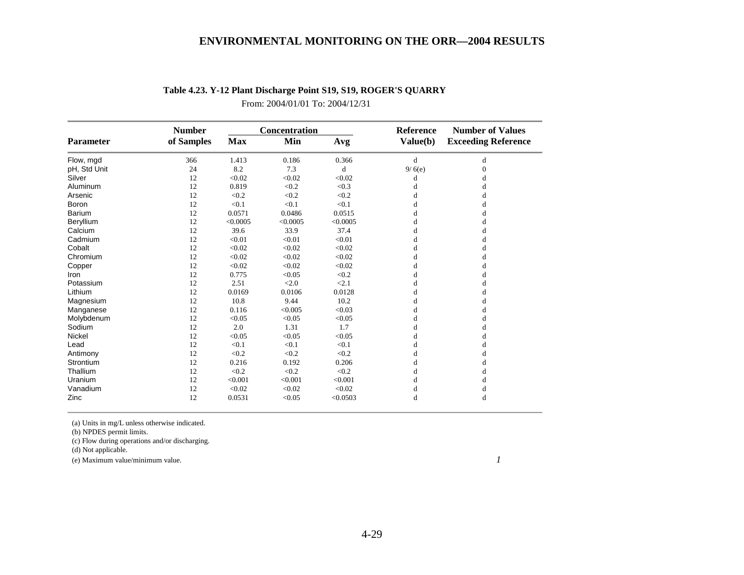**Table 4.23. Y-12 Plant Discharge Point S19, S19, ROGER'S QUARRY**

From: 2004/01/01 To: 2004/12/31

| Parameter | Number of Samples | Concentration Max | Min | Avg | Reference Value(b) | Number of Values Exceeding Reference |
|---|---|---|---|---|---|---|
| Flow, mgd | 366 | 1.413 | 0.186 | 0.366 | d | d |
| pH, Std Unit | 24 | 8.2 | 7.3 | d | 9/ 6(e) | 0 |
| Silver | 12 | <0.02 | <0.02 | <0.02 | d | d |
| Aluminum | 12 | 0.819 | <0.2 | <0.3 | d | d |
| Arsenic | 12 | <0.2 | <0.2 | <0.2 | d | d |
| Boron | 12 | <0.1 | <0.1 | <0.1 | d | d |
| Barium | 12 | 0.0571 | 0.0486 | 0.0515 | d | d |
| Beryllium | 12 | <0.0005 | <0.0005 | <0.0005 | d | d |
| Calcium | 12 | 39.6 | 33.9 | 37.4 | d | d |
| Cadmium | 12 | <0.01 | <0.01 | <0.01 | d | d |
| Cobalt | 12 | <0.02 | <0.02 | <0.02 | d | d |
| Chromium | 12 | <0.02 | <0.02 | <0.02 | d | d |
| Copper | 12 | <0.02 | <0.02 | <0.02 | d | d |
| Iron | 12 | 0.775 | <0.05 | <0.2 | d | d |
| Potassium | 12 | 2.51 | <2.0 | <2.1 | d | d |
| Lithium | 12 | 0.0169 | 0.0106 | 0.0128 | d | d |
| Magnesium | 12 | 10.8 | 9.44 | 10.2 | d | d |
| Manganese | 12 | 0.116 | <0.005 | <0.03 | d | d |
| Molybdenum | 12 | <0.05 | <0.05 | <0.05 | d | d |
| Sodium | 12 | 2.0 | 1.31 | 1.7 | d | d |
| Nickel | 12 | <0.05 | <0.05 | <0.05 | d | d |
| Lead | 12 | <0.1 | <0.1 | <0.1 | d | d |
| Antimony | 12 | <0.2 | <0.2 | <0.2 | d | d |
| Strontium | 12 | 0.216 | 0.192 | 0.206 | d | d |
| Thallium | 12 | <0.2 | <0.2 | <0.2 | d | d |
| Uranium | 12 | <0.001 | <0.001 | <0.001 | d | d |
| Vanadium | 12 | <0.02 | <0.02 | <0.02 | d | d |
| Zinc | 12 | 0.0531 | <0.05 | <0.0503 | d | d |

(a) Units in mg/L unless otherwise indicated.

(b) NPDES permit limits.

(c) Flow during operations and/or discharging.

(d) Not applicable.

(e) Maximum value/minimum value.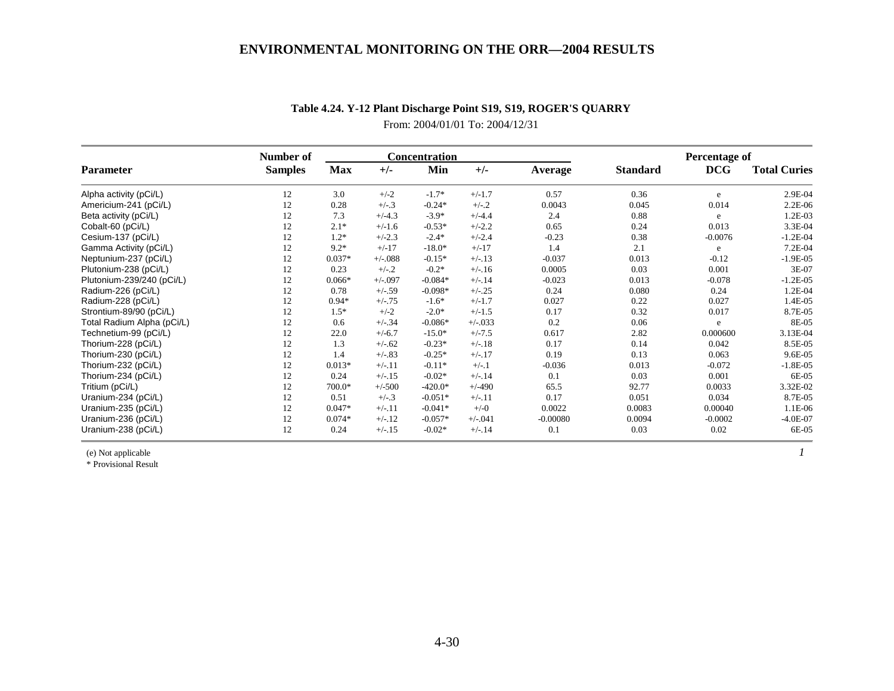### Table 4.24. Y-12 Plant Discharge Point S19, S19, ROGER'S QUARRY

From: 2004/01/01 To: 2004/12/31

| Parameter | Number of Samples | Concentration Max | +/- | Min | +/- | Average | Standard | Percentage of DCG | Total Curies |
|---|---|---|---|---|---|---|---|---|---|
| Alpha activity (pCi/L) | 12 | 3.0 | +/-2 | -1.7* | +/-1.7 | 0.57 | 0.36 | e | 2.9E-04 |
| Americium-241 (pCi/L) | 12 | 0.28 | +/-.3 | -0.24* | +/-.2 | 0.0043 | 0.045 | 0.014 | 2.2E-06 |
| Beta activity (pCi/L) | 12 | 7.3 | +/-4.3 | -3.9* | +/-4.4 | 2.4 | 0.88 | e | 1.2E-03 |
| Cobalt-60 (pCi/L) | 12 | 2.1* | +/-1.6 | -0.53* | +/-2.2 | 0.65 | 0.24 | 0.013 | 3.3E-04 |
| Cesium-137 (pCi/L) | 12 | 1.2* | +/-2.3 | -2.4* | +/-2.4 | -0.23 | 0.38 | -0.0076 | -1.2E-04 |
| Gamma Activity (pCi/L) | 12 | 9.2* | +/-17 | -18.0* | +/-17 | 1.4 | 2.1 | e | 7.2E-04 |
| Neptunium-237 (pCi/L) | 12 | 0.037* | +/-.088 | -0.15* | +/-.13 | -0.037 | 0.013 | -0.12 | -1.9E-05 |
| Plutonium-238 (pCi/L) | 12 | 0.23 | +/-.2 | -0.2* | +/-.16 | 0.0005 | 0.03 | 0.001 | 3E-07 |
| Plutonium-239/240 (pCi/L) | 12 | 0.066* | +/-.097 | -0.084* | +/-.14 | -0.023 | 0.013 | -0.078 | -1.2E-05 |
| Radium-226 (pCi/L) | 12 | 0.78 | +/-.59 | -0.098* | +/-.25 | 0.24 | 0.080 | 0.24 | 1.2E-04 |
| Radium-228 (pCi/L) | 12 | 0.94* | +/-.75 | -1.6* | +/-1.7 | 0.027 | 0.22 | 0.027 | 1.4E-05 |
| Strontium-89/90 (pCi/L) | 12 | 1.5* | +/-2 | -2.0* | +/-1.5 | 0.17 | 0.32 | 0.017 | 8.7E-05 |
| Total Radium Alpha (pCi/L) | 12 | 0.6 | +/-.34 | -0.086* | +/-.033 | 0.2 | 0.06 | e | 8E-05 |
| Technetium-99 (pCi/L) | 12 | 22.0 | +/-6.7 | -15.0* | +/-7.5 | 0.617 | 2.82 | 0.000600 | 3.13E-04 |
| Thorium-228 (pCi/L) | 12 | 1.3 | +/-.62 | -0.23* | +/-.18 | 0.17 | 0.14 | 0.042 | 8.5E-05 |
| Thorium-230 (pCi/L) | 12 | 1.4 | +/-.83 | -0.25* | +/-.17 | 0.19 | 0.13 | 0.063 | 9.6E-05 |
| Thorium-232 (pCi/L) | 12 | 0.013* | +/-.11 | -0.11* | +/-.1 | -0.036 | 0.013 | -0.072 | -1.8E-05 |
| Thorium-234 (pCi/L) | 12 | 0.24 | +/-.15 | -0.02* | +/-.14 | 0.1 | 0.03 | 0.001 | 6E-05 |
| Tritium (pCi/L) | 12 | 700.0* | +/-500 | -420.0* | +/-490 | 65.5 | 92.77 | 0.0033 | 3.32E-02 |
| Uranium-234 (pCi/L) | 12 | 0.51 | +/-.3 | -0.051* | +/-.11 | 0.17 | 0.051 | 0.034 | 8.7E-05 |
| Uranium-235 (pCi/L) | 12 | 0.047* | +/-.11 | -0.041* | +/-0 | 0.0022 | 0.0083 | 0.00040 | 1.1E-06 |
| Uranium-236 (pCi/L) | 12 | 0.074* | +/-.12 | -0.057* | +/-.041 | -0.00080 | 0.0094 | -0.0002 | -4.0E-07 |
| Uranium-238 (pCi/L) | 12 | 0.24 | +/-.15 | -0.02* | +/-.14 | 0.1 | 0.03 | 0.02 | 6E-05 |

(e) Not applicable

* Provisional Result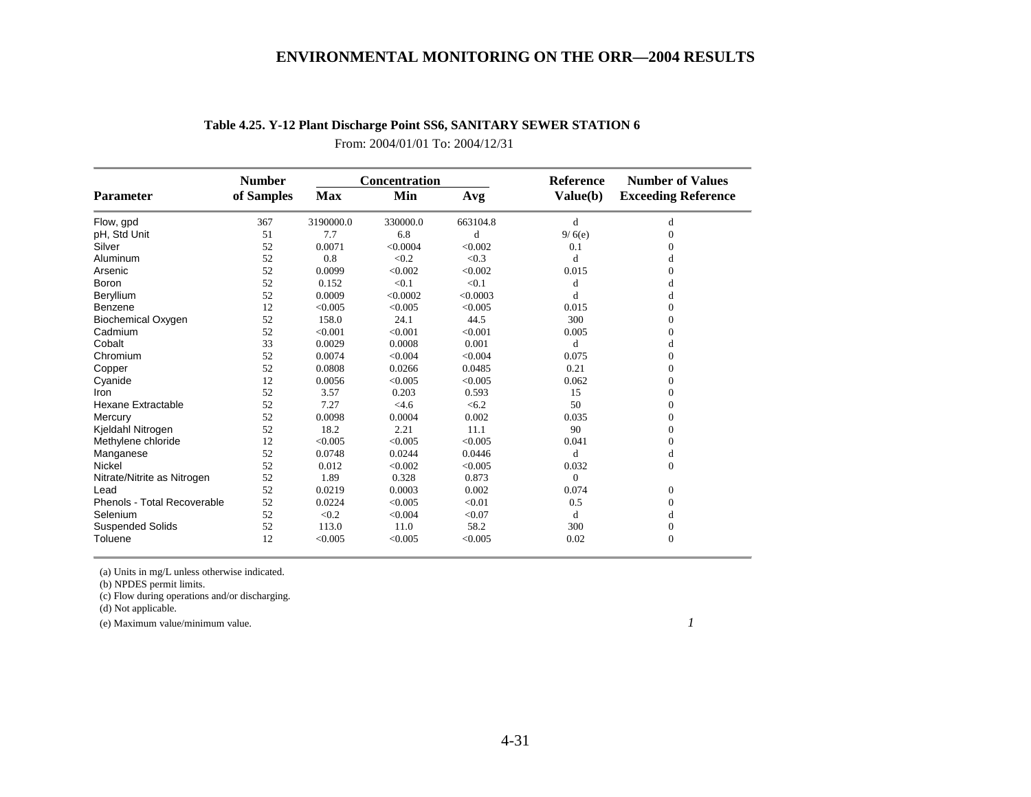**Table 4.25. Y-12 Plant Discharge Point SS6, SANITARY SEWER STATION 6**

From: 2004/01/01 To: 2004/12/31

| Parameter | Number of Samples | Concentration Max | Concentration Min | Concentration Avg | Reference Value(b) | Number of Values Exceeding Reference |
|---|---|---|---|---|---|---|
| Flow, gpd | 367 | 3190000.0 | 330000.0 | 663104.8 | d | d |
| pH, Std Unit | 51 | 7.7 | 6.8 | d | 9/ 6(e) | 0 |
| Silver | 52 | 0.0071 | <0.0004 | <0.002 | 0.1 | 0 |
| Aluminum | 52 | 0.8 | <0.2 | <0.3 | d | d |
| Arsenic | 52 | 0.0099 | <0.002 | <0.002 | 0.015 | 0 |
| Boron | 52 | 0.152 | <0.1 | <0.1 | d | d |
| Beryllium | 52 | 0.0009 | <0.0002 | <0.0003 | d | d |
| Benzene | 12 | <0.005 | <0.005 | <0.005 | 0.015 | 0 |
| Biochemical Oxygen | 52 | 158.0 | 24.1 | 44.5 | 300 | 0 |
| Cadmium | 52 | <0.001 | <0.001 | <0.001 | 0.005 | 0 |
| Cobalt | 33 | 0.0029 | 0.0008 | 0.001 | d | d |
| Chromium | 52 | 0.0074 | <0.004 | <0.004 | 0.075 | 0 |
| Copper | 52 | 0.0808 | 0.0266 | 0.0485 | 0.21 | 0 |
| Cyanide | 12 | 0.0056 | <0.005 | <0.005 | 0.062 | 0 |
| Iron | 52 | 3.57 | 0.203 | 0.593 | 15 | 0 |
| Hexane Extractable | 52 | 7.27 | <4.6 | <6.2 | 50 | 0 |
| Mercury | 52 | 0.0098 | 0.0004 | 0.002 | 0.035 | 0 |
| Kjeldahl Nitrogen | 52 | 18.2 | 2.21 | 11.1 | 90 | 0 |
| Methylene chloride | 12 | <0.005 | <0.005 | <0.005 | 0.041 | 0 |
| Manganese | 52 | 0.0748 | 0.0244 | 0.0446 | d | d |
| Nickel | 52 | 0.012 | <0.002 | <0.005 | 0.032 | 0 |
| Nitrate/Nitrite as Nitrogen | 52 | 1.89 | 0.328 | 0.873 | 0 | |
| Lead | 52 | 0.0219 | 0.0003 | 0.002 | 0.074 | 0 |
| Phenols - Total Recoverable | 52 | 0.0224 | <0.005 | <0.01 | 0.5 | 0 |
| Selenium | 52 | <0.2 | <0.004 | <0.07 | d | d |
| Suspended Solids | 52 | 113.0 | 11.0 | 58.2 | 300 | 0 |
| Toluene | 12 | <0.005 | <0.005 | <0.005 | 0.02 | 0 |

(a) Units in mg/L unless otherwise indicated.
(b) NPDES permit limits.
(c) Flow during operations and/or discharging.
(d) Not applicable.
(e) Maximum value/minimum value.

*1*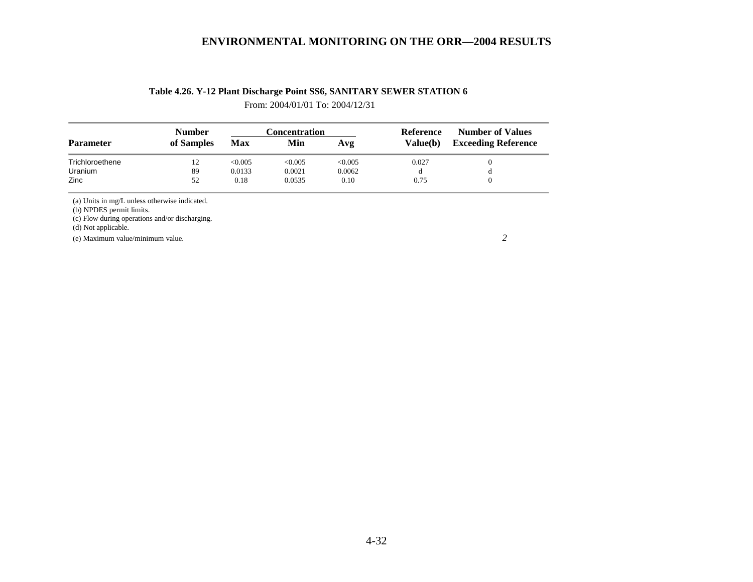### Table 4.26. Y-12 Plant Discharge Point SS6, SANITARY SEWER STATION 6

From: 2004/01/01 To: 2004/12/31

| Parameter | Number of Samples | Concentration Max | Concentration Min | Concentration Avg | Reference Value(b) | Number of Values Exceeding Reference |
|---|---|---|---|---|---|---|
| Trichloroethene | 12 | <0.005 | <0.005 | <0.005 | 0.027 | 0 |
| Uranium | 89 | 0.0133 | 0.0021 | 0.0062 | d | d |
| Zinc | 52 | 0.18 | 0.0535 | 0.10 | 0.75 | 0 |

(a) Units in mg/L unless otherwise indicated.
(b) NPDES permit limits.
(c) Flow during operations and/or discharging.
(d) Not applicable.
(e) Maximum value/minimum value.

*2*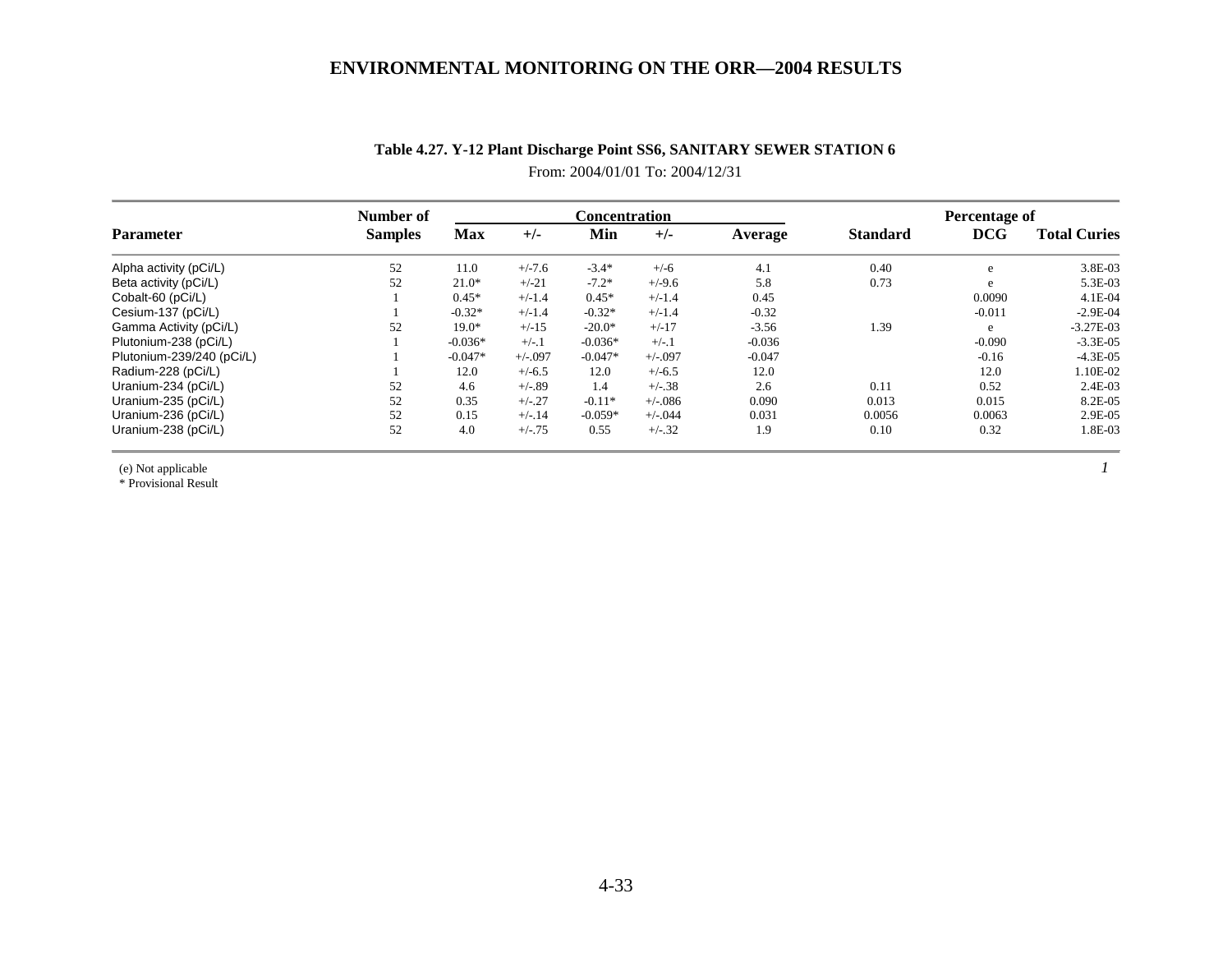**Table 4.27. Y-12 Plant Discharge Point SS6, SANITARY SEWER STATION 6**

From: 2004/01/01 To: 2004/12/31

| Parameter | Number of Samples | Concentration | | | | | Standard | Percentage of DCG | Total Curies |
|---|---|---|---|---|---|---|---|---|---|
| | | Max | +/- | Min | +/- | Average | | | |
| Alpha activity (pCi/L) | 52 | 11.0 | +/-7.6 | -3.4* | +/-6 | 4.1 | 0.40 | e | 3.8E-03 |
| Beta activity (pCi/L) | 52 | 21.0* | +/-21 | -7.2* | +/-9.6 | 5.8 | 0.73 | e | 5.3E-03 |
| Cobalt-60 (pCi/L) | 1 | 0.45* | +/-1.4 | 0.45* | +/-1.4 | 0.45 | | 0.0090 | 4.1E-04 |
| Cesium-137 (pCi/L) | 1 | -0.32* | +/-1.4 | -0.32* | +/-1.4 | -0.32 | | -0.011 | -2.9E-04 |
| Gamma Activity (pCi/L) | 52 | 19.0* | +/-15 | -20.0* | +/-17 | -3.56 | 1.39 | e | -3.27E-03 |
| Plutonium-238 (pCi/L) | 1 | -0.036* | +/-.1 | -0.036* | +/-.1 | -0.036 | | -0.090 | -3.3E-05 |
| Plutonium-239/240 (pCi/L) | 1 | -0.047* | +/-.097 | -0.047* | +/-.097 | -0.047 | | -0.16 | -4.3E-05 |
| Radium-228 (pCi/L) | 1 | 12.0 | +/-6.5 | 12.0 | +/-6.5 | 12.0 | | 12.0 | 1.10E-02 |
| Uranium-234 (pCi/L) | 52 | 4.6 | +/-.89 | 1.4 | +/-.38 | 2.6 | 0.11 | 0.52 | 2.4E-03 |
| Uranium-235 (pCi/L) | 52 | 0.35 | +/-.27 | -0.11* | +/-.086 | 0.090 | 0.013 | 0.015 | 8.2E-05 |
| Uranium-236 (pCi/L) | 52 | 0.15 | +/-.14 | -0.059* | +/-.044 | 0.031 | 0.0056 | 0.0063 | 2.9E-05 |
| Uranium-238 (pCi/L) | 52 | 4.0 | +/-.75 | 0.55 | +/-.32 | 1.9 | 0.10 | 0.32 | 1.8E-03 |

(e) Not applicable

\* Provisional Result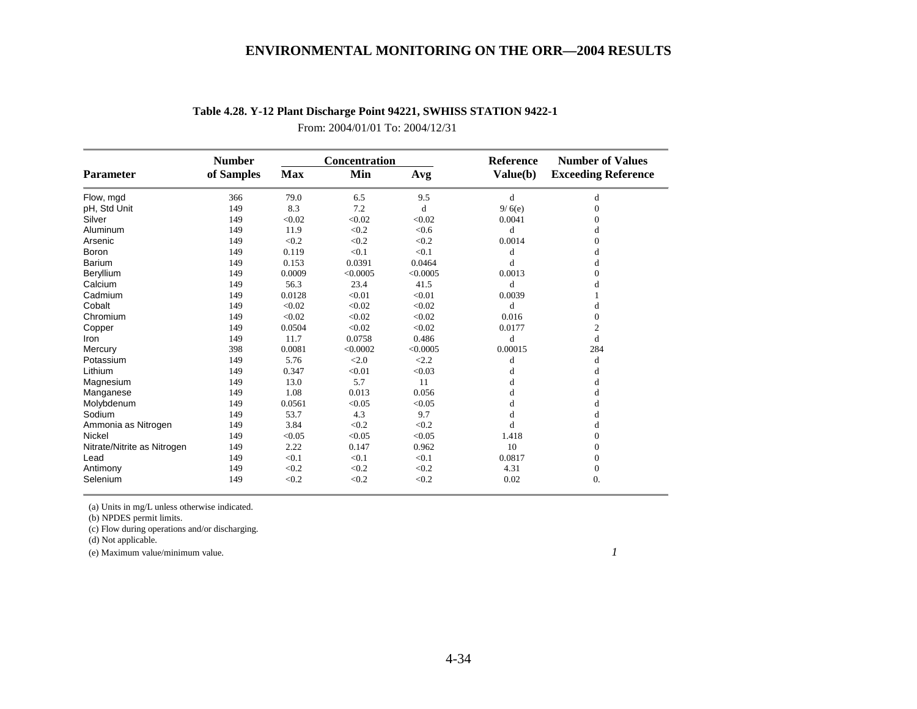**Table 4.28. Y-12 Plant Discharge Point 94221, SWHISS STATION 9422-1**

From: 2004/01/01 To: 2004/12/31

| Parameter | Number of Samples | Concentration Max | Min | Avg | Reference Value(b) | Number of Values Exceeding Reference |
|---|---|---|---|---|---|---|
| Flow, mgd | 366 | 79.0 | 6.5 | 9.5 | d | d |
| pH, Std Unit | 149 | 8.3 | 7.2 | d | 9/ 6(e) | 0 |
| Silver | 149 | <0.02 | <0.02 | <0.02 | 0.0041 | 0 |
| Aluminum | 149 | 11.9 | <0.2 | <0.6 | d | d |
| Arsenic | 149 | <0.2 | <0.2 | <0.2 | 0.0014 | 0 |
| Boron | 149 | 0.119 | <0.1 | <0.1 | d | d |
| Barium | 149 | 0.153 | 0.0391 | 0.0464 | d | d |
| Beryllium | 149 | 0.0009 | <0.0005 | <0.0005 | 0.0013 | 0 |
| Calcium | 149 | 56.3 | 23.4 | 41.5 | d | d |
| Cadmium | 149 | 0.0128 | <0.01 | <0.01 | 0.0039 | 1 |
| Cobalt | 149 | <0.02 | <0.02 | <0.02 | d | d |
| Chromium | 149 | <0.02 | <0.02 | <0.02 | 0.016 | 0 |
| Copper | 149 | 0.0504 | <0.02 | <0.02 | 0.0177 | 2 |
| Iron | 149 | 11.7 | 0.0758 | 0.486 | d | d |
| Mercury | 398 | 0.0081 | <0.0002 | <0.0005 | 0.00015 | 284 |
| Potassium | 149 | 5.76 | <2.0 | <2.2 | d | d |
| Lithium | 149 | 0.347 | <0.01 | <0.03 | d | d |
| Magnesium | 149 | 13.0 | 5.7 | 11 | d | d |
| Manganese | 149 | 1.08 | 0.013 | 0.056 | d | d |
| Molybdenum | 149 | 0.0561 | <0.05 | <0.05 | d | d |
| Sodium | 149 | 53.7 | 4.3 | 9.7 | d | d |
| Ammonia as Nitrogen | 149 | 3.84 | <0.2 | <0.2 | d | d |
| Nickel | 149 | <0.05 | <0.05 | <0.05 | 1.418 | 0 |
| Nitrate/Nitrite as Nitrogen | 149 | 2.22 | 0.147 | 0.962 | 10 | 0 |
| Lead | 149 | <0.1 | <0.1 | <0.1 | 0.0817 | 0 |
| Antimony | 149 | <0.2 | <0.2 | <0.2 | 4.31 | 0 |
| Selenium | 149 | <0.2 | <0.2 | <0.2 | 0.02 | 0. |

(a) Units in mg/L unless otherwise indicated.
(b) NPDES permit limits.
(c) Flow during operations and/or discharging.
(d) Not applicable.
(e) Maximum value/minimum value.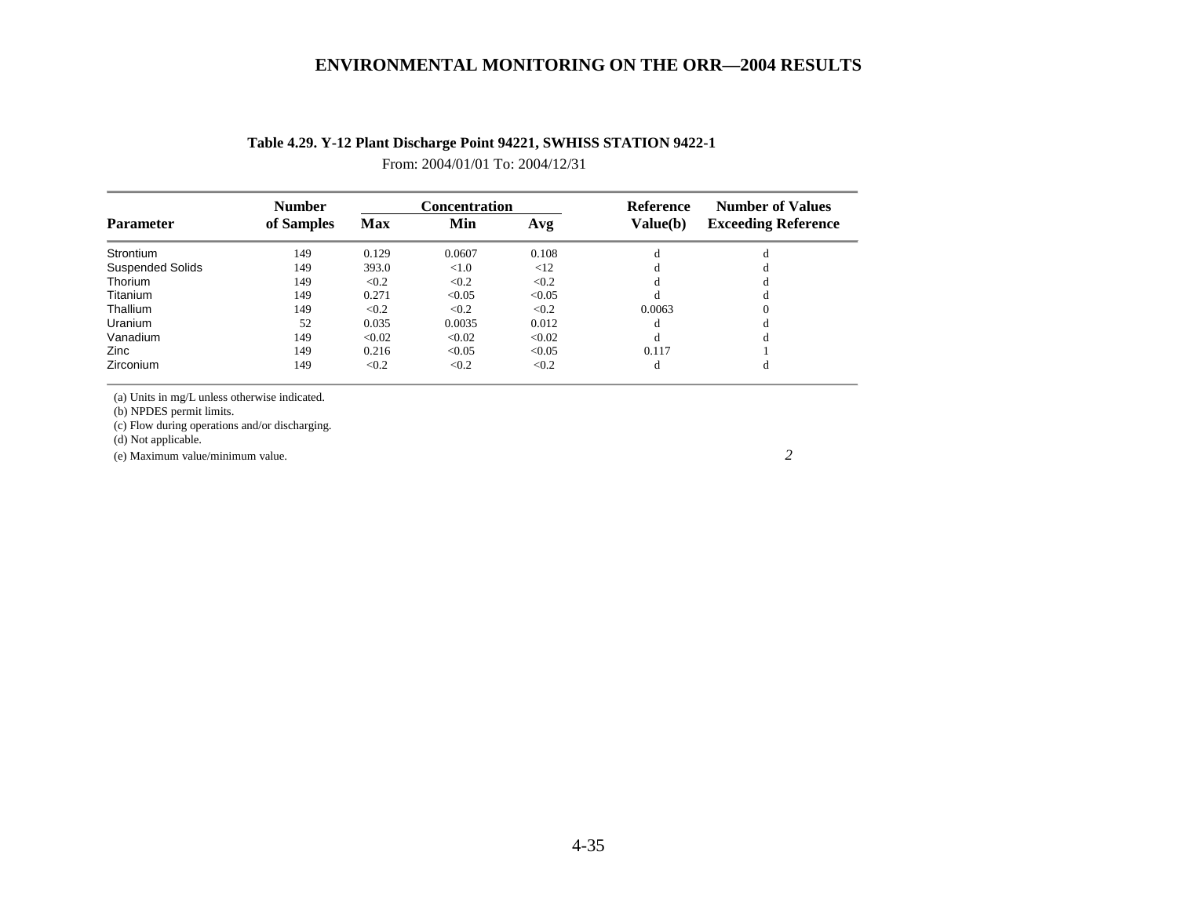**Table 4.29. Y-12 Plant Discharge Point 94221, SWHISS STATION 9422-1**

From: 2004/01/01 To: 2004/12/31

| Parameter | Number of Samples | Concentration Max | Concentration Min | Concentration Avg | Reference Value(b) | Number of Values Exceeding Reference |
|---|---|---|---|---|---|---|
| Strontium | 149 | 0.129 | 0.0607 | 0.108 | d | d |
| Suspended Solids | 149 | 393.0 | <1.0 | <12 | d | d |
| Thorium | 149 | <0.2 | <0.2 | <0.2 | d | d |
| Titanium | 149 | 0.271 | <0.05 | <0.05 | d | d |
| Thallium | 149 | <0.2 | <0.2 | <0.2 | 0.0063 | 0 |
| Uranium | 52 | 0.035 | 0.0035 | 0.012 | d | d |
| Vanadium | 149 | <0.02 | <0.02 | <0.02 | d | d |
| Zinc | 149 | 0.216 | <0.05 | <0.05 | 0.117 | 1 |
| Zirconium | 149 | <0.2 | <0.2 | <0.2 | d | d |

(a) Units in mg/L unless otherwise indicated.
(b) NPDES permit limits.
(c) Flow during operations and/or discharging.
(d) Not applicable.
(e) Maximum value/minimum value.

*2*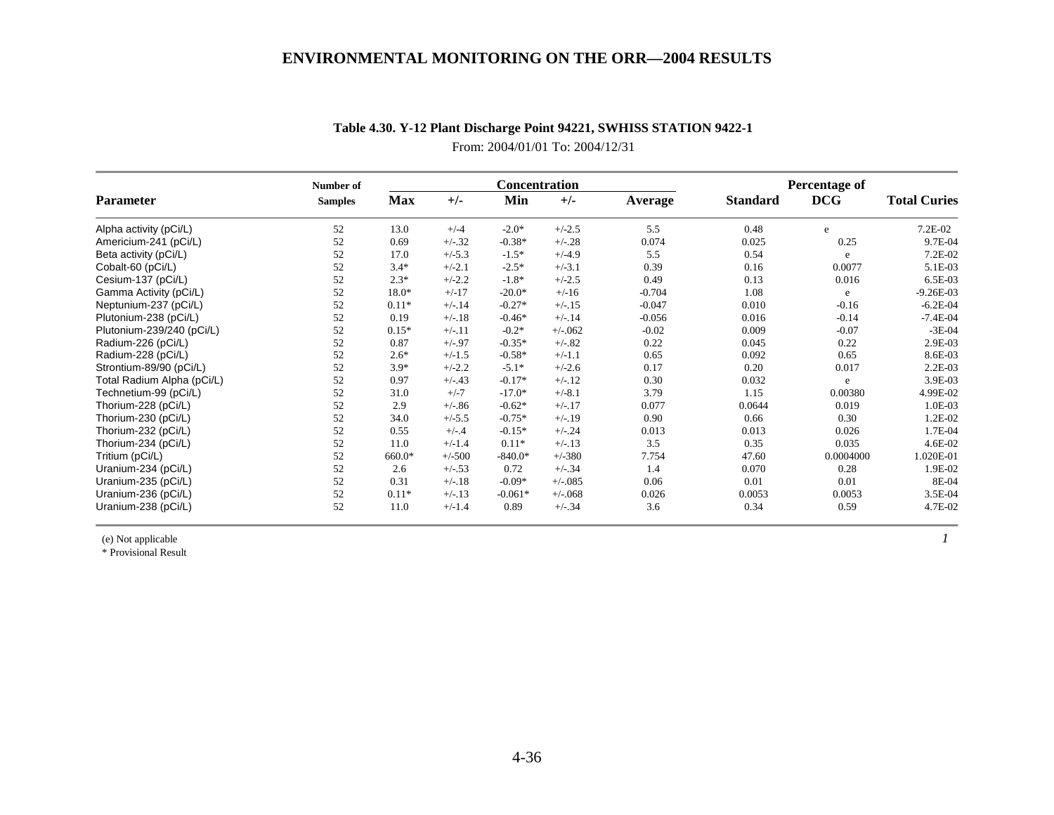## Table 4.30. Y-12 Plant Discharge Point 94221, SWHISS STATION 9422-1

From: 2004/01/01 To: 2004/12/31

| Parameter | Number of Samples | Concentration Max | +/- | Min | +/- | Average | Percentage of Standard | DCG | Total Curies |
|---|---|---|---|---|---|---|---|---|---|
| Alpha activity (pCi/L) | 52 | 13.0 | +/-4 | -2.0* | +/-2.5 | 5.5 | 0.48 | e | 7.2E-02 |
| Americium-241 (pCi/L) | 52 | 0.69 | +/-.32 | -0.38* | +/-.28 | 0.074 | 0.025 | 0.25 | 9.7E-04 |
| Beta activity (pCi/L) | 52 | 17.0 | +/-5.3 | -1.5* | +/-4.9 | 5.5 | 0.54 | e | 7.2E-02 |
| Cobalt-60 (pCi/L) | 52 | 3.4* | +/-2.1 | -2.5* | +/-3.1 | 0.39 | 0.16 | 0.0077 | 5.1E-03 |
| Cesium-137 (pCi/L) | 52 | 2.3* | +/-2.2 | -1.8* | +/-2.5 | 0.49 | 0.13 | 0.016 | 6.5E-03 |
| Gamma Activity (pCi/L) | 52 | 18.0* | +/-17 | -20.0* | +/-16 | -0.704 | 1.08 | e | -9.26E-03 |
| Neptunium-237 (pCi/L) | 52 | 0.11* | +/-.14 | -0.27* | +/-.15 | -0.047 | 0.010 | -0.16 | -6.2E-04 |
| Plutonium-238 (pCi/L) | 52 | 0.19 | +/-.18 | -0.46* | +/-.14 | -0.056 | 0.016 | -0.14 | -7.4E-04 |
| Plutonium-239/240 (pCi/L) | 52 | 0.15* | +/-.11 | -0.2* | +/-.062 | -0.02 | 0.009 | -0.07 | -3E-04 |
| Radium-226 (pCi/L) | 52 | 0.87 | +/-.97 | -0.35* | +/-.82 | 0.22 | 0.045 | 0.22 | 2.9E-03 |
| Radium-228 (pCi/L) | 52 | 2.6* | +/-1.5 | -0.58* | +/-1.1 | 0.65 | 0.092 | 0.65 | 8.6E-03 |
| Strontium-89/90 (pCi/L) | 52 | 3.9* | +/-2.2 | -5.1* | +/-2.6 | 0.17 | 0.20 | 0.017 | 2.2E-03 |
| Total Radium Alpha (pCi/L) | 52 | 0.97 | +/-.43 | -0.17* | +/-.12 | 0.30 | 0.032 | e | 3.9E-03 |
| Technetium-99 (pCi/L) | 52 | 31.0 | +/-7 | -17.0* | +/-8.1 | 3.79 | 1.15 | 0.00380 | 4.99E-02 |
| Thorium-228 (pCi/L) | 52 | 2.9 | +/-.86 | -0.62* | +/-.17 | 0.077 | 0.0644 | 0.019 | 1.0E-03 |
| Thorium-230 (pCi/L) | 52 | 34.0 | +/-5.5 | -0.75* | +/-.19 | 0.90 | 0.66 | 0.30 | 1.2E-02 |
| Thorium-232 (pCi/L) | 52 | 0.55 | +/-.4 | -0.15* | +/-.24 | 0.013 | 0.013 | 0.026 | 1.7E-04 |
| Thorium-234 (pCi/L) | 52 | 11.0 | +/-1.4 | 0.11* | +/-.13 | 3.5 | 0.35 | 0.035 | 4.6E-02 |
| Tritium (pCi/L) | 52 | 660.0* | +/-500 | -840.0* | +/-380 | 7.754 | 47.60 | 0.0004000 | 1.020E-01 |
| Uranium-234 (pCi/L) | 52 | 2.6 | +/-.53 | 0.72 | +/-.34 | 1.4 | 0.070 | 0.28 | 1.9E-02 |
| Uranium-235 (pCi/L) | 52 | 0.31 | +/-.18 | -0.09* | +/-.085 | 0.06 | 0.01 | 0.01 | 8E-04 |
| Uranium-236 (pCi/L) | 52 | 0.11* | +/-.13 | -0.061* | +/-.068 | 0.026 | 0.0053 | 0.0053 | 3.5E-04 |
| Uranium-238 (pCi/L) | 52 | 11.0 | +/-1.4 | 0.89 | +/-.34 | 3.6 | 0.34 | 0.59 | 4.7E-02 |

(e) Not applicable

\* Provisional Result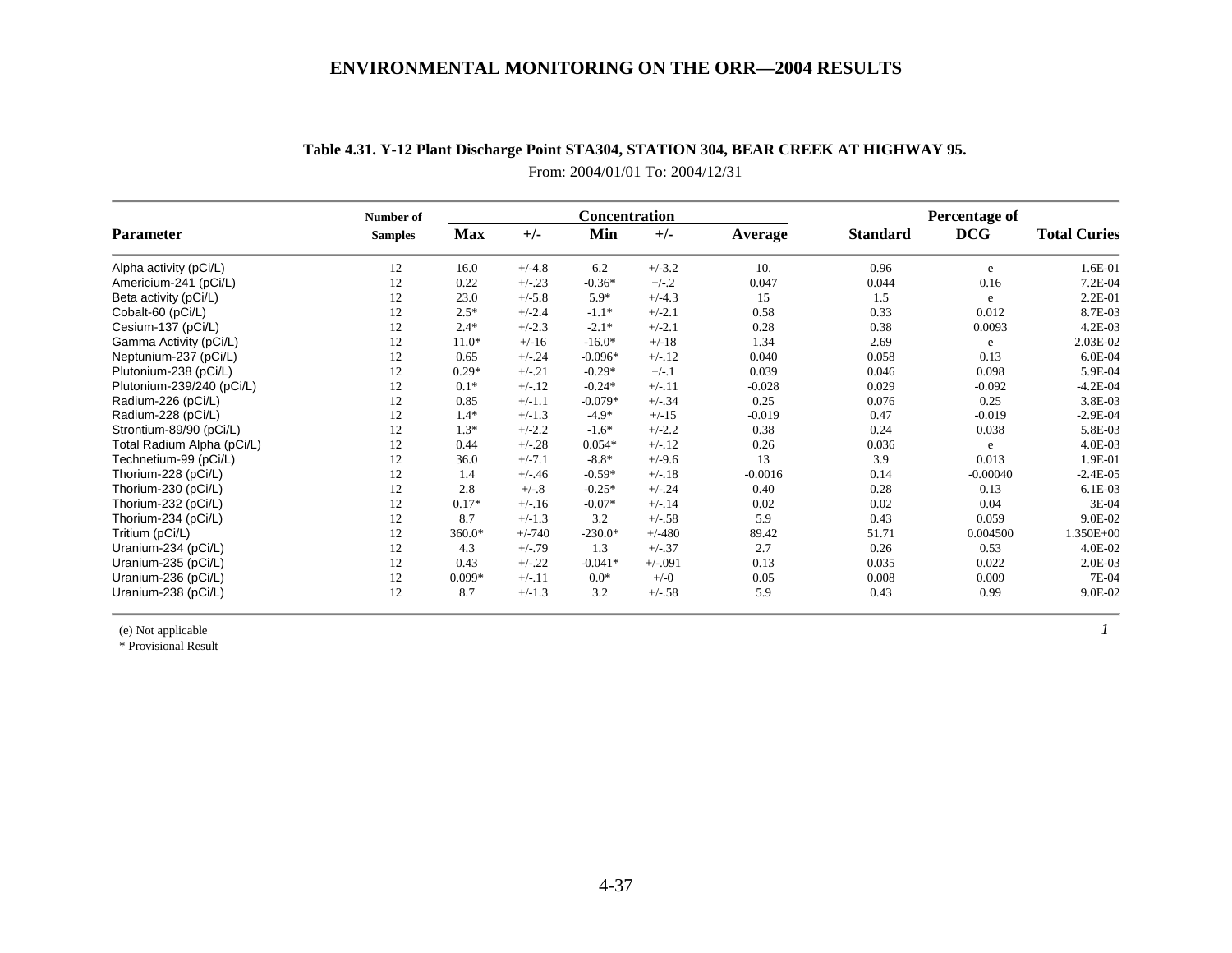### Table 4.31. Y-12 Plant Discharge Point STA304, STATION 304, BEAR CREEK AT HIGHWAY 95.

From: 2004/01/01 To: 2004/12/31

| Parameter | Number of Samples | Concentration | | | | | | Percentage of | | Total Curies |
|---|---|---|---|---|---|---|---|---|---|---|
| | | Max | +/- | Min | +/- | Average | | Standard | DCG | |
| Alpha activity (pCi/L) | 12 | 16.0 | +/-4.8 | 6.2 | +/-3.2 | 10. | | 0.96 | e | 1.6E-01 |
| Americium-241 (pCi/L) | 12 | 0.22 | +/-.23 | -0.36* | +/-.2 | 0.047 | | 0.044 | 0.16 | 7.2E-04 |
| Beta activity (pCi/L) | 12 | 23.0 | +/-5.8 | 5.9* | +/-4.3 | 15 | | 1.5 | e | 2.2E-01 |
| Cobalt-60 (pCi/L) | 12 | 2.5* | +/-2.4 | -1.1* | +/-2.1 | 0.58 | | 0.33 | 0.012 | 8.7E-03 |
| Cesium-137 (pCi/L) | 12 | 2.4* | +/-2.3 | -2.1* | +/-2.1 | 0.28 | | 0.38 | 0.0093 | 4.2E-03 |
| Gamma Activity (pCi/L) | 12 | 11.0* | +/-16 | -16.0* | +/-18 | 1.34 | | 2.69 | e | 2.03E-02 |
| Neptunium-237 (pCi/L) | 12 | 0.65 | +/-.24 | -0.096* | +/-.12 | 0.040 | | 0.058 | 0.13 | 6.0E-04 |
| Plutonium-238 (pCi/L) | 12 | 0.29* | +/-.21 | -0.29* | +/-.1 | 0.039 | | 0.046 | 0.098 | 5.9E-04 |
| Plutonium-239/240 (pCi/L) | 12 | 0.1* | +/-.12 | -0.24* | +/-.11 | -0.028 | | 0.029 | -0.092 | -4.2E-04 |
| Radium-226 (pCi/L) | 12 | 0.85 | +/-1.1 | -0.079* | +/-.34 | 0.25 | | 0.076 | 0.25 | 3.8E-03 |
| Radium-228 (pCi/L) | 12 | 1.4* | +/-1.3 | -4.9* | +/-15 | -0.019 | | 0.47 | -0.019 | -2.9E-04 |
| Strontium-89/90 (pCi/L) | 12 | 1.3* | +/-2.2 | -1.6* | +/-2.2 | 0.38 | | 0.24 | 0.038 | 5.8E-03 |
| Total Radium Alpha (pCi/L) | 12 | 0.44 | +/-.28 | 0.054* | +/-.12 | 0.26 | | 0.036 | e | 4.0E-03 |
| Technetium-99 (pCi/L) | 12 | 36.0 | +/-7.1 | -8.8* | +/-9.6 | 13 | | 3.9 | 0.013 | 1.9E-01 |
| Thorium-228 (pCi/L) | 12 | 1.4 | +/-.46 | -0.59* | +/-.18 | -0.0016 | | 0.14 | -0.00040 | -2.4E-05 |
| Thorium-230 (pCi/L) | 12 | 2.8 | +/-.8 | -0.25* | +/-.24 | 0.40 | | 0.28 | 0.13 | 6.1E-03 |
| Thorium-232 (pCi/L) | 12 | 0.17* | +/-.16 | -0.07* | +/-.14 | 0.02 | | 0.02 | 0.04 | 3E-04 |
| Thorium-234 (pCi/L) | 12 | 8.7 | +/-1.3 | 3.2 | +/-.58 | 5.9 | | 0.43 | 0.059 | 9.0E-02 |
| Tritium (pCi/L) | 12 | 360.0* | +/-740 | -230.0* | +/-480 | 89.42 | | 51.71 | 0.004500 | 1.350E+00 |
| Uranium-234 (pCi/L) | 12 | 4.3 | +/-.79 | 1.3 | +/-.37 | 2.7 | | 0.26 | 0.53 | 4.0E-02 |
| Uranium-235 (pCi/L) | 12 | 0.43 | +/-.22 | -0.041* | +/-.091 | 0.13 | | 0.035 | 0.022 | 2.0E-03 |
| Uranium-236 (pCi/L) | 12 | 0.099* | +/-.11 | 0.0* | +/-0 | 0.05 | | 0.008 | 0.009 | 7E-04 |
| Uranium-238 (pCi/L) | 12 | 8.7 | +/-1.3 | 3.2 | +/-.58 | 5.9 | | 0.43 | 0.99 | 9.0E-02 |

(e) Not applicable

\* Provisional Result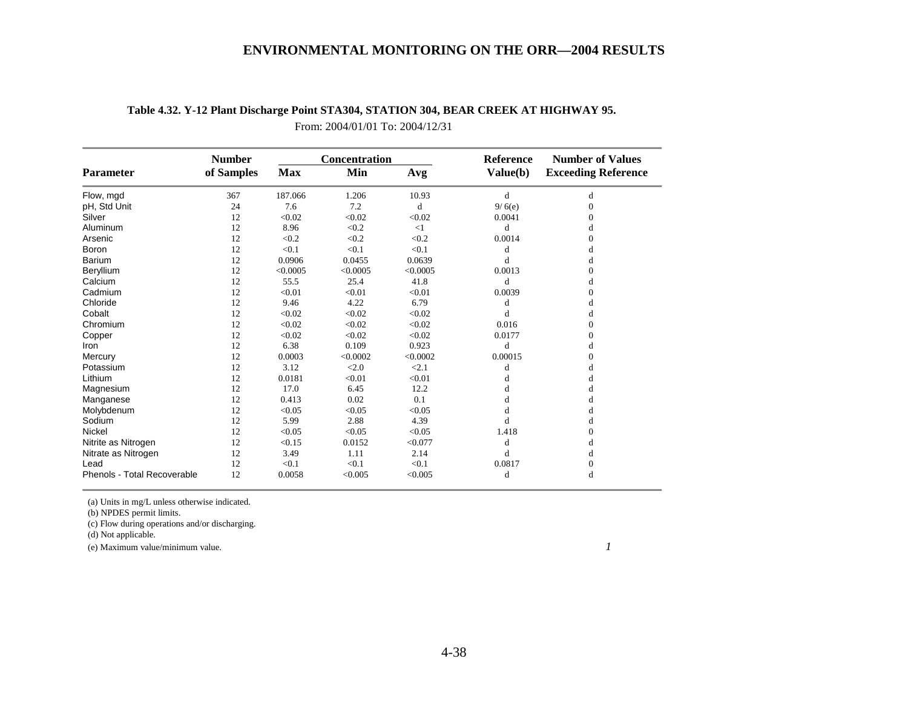**Table 4.32. Y-12 Plant Discharge Point STA304, STATION 304, BEAR CREEK AT HIGHWAY 95.**

From: 2004/01/01 To: 2004/12/31

| Parameter | Number of Samples | Concentration Max | Concentration Min | Concentration Avg | Reference Value(b) | Number of Values Exceeding Reference |
|---|---|---|---|---|---|---|
| Flow, mgd | 367 | 187.066 | 1.206 | 10.93 | d | d |
| pH, Std Unit | 24 | 7.6 | 7.2 | d | 9/ 6(e) | 0 |
| Silver | 12 | <0.02 | <0.02 | <0.02 | 0.0041 | 0 |
| Aluminum | 12 | 8.96 | <0.2 | <1 | d | d |
| Arsenic | 12 | <0.2 | <0.2 | <0.2 | 0.0014 | 0 |
| Boron | 12 | <0.1 | <0.1 | <0.1 | d | d |
| Barium | 12 | 0.0906 | 0.0455 | 0.0639 | d | d |
| Beryllium | 12 | <0.0005 | <0.0005 | <0.0005 | 0.0013 | 0 |
| Calcium | 12 | 55.5 | 25.4 | 41.8 | d | d |
| Cadmium | 12 | <0.01 | <0.01 | <0.01 | 0.0039 | 0 |
| Chloride | 12 | 9.46 | 4.22 | 6.79 | d | d |
| Cobalt | 12 | <0.02 | <0.02 | <0.02 | d | d |
| Chromium | 12 | <0.02 | <0.02 | <0.02 | 0.016 | 0 |
| Copper | 12 | <0.02 | <0.02 | <0.02 | 0.0177 | 0 |
| Iron | 12 | 6.38 | 0.109 | 0.923 | d | d |
| Mercury | 12 | 0.0003 | <0.0002 | <0.0002 | 0.00015 | 0 |
| Potassium | 12 | 3.12 | <2.0 | <2.1 | d | d |
| Lithium | 12 | 0.0181 | <0.01 | <0.01 | d | d |
| Magnesium | 12 | 17.0 | 6.45 | 12.2 | d | d |
| Manganese | 12 | 0.413 | 0.02 | 0.1 | d | d |
| Molybdenum | 12 | <0.05 | <0.05 | <0.05 | d | d |
| Sodium | 12 | 5.99 | 2.88 | 4.39 | d | d |
| Nickel | 12 | <0.05 | <0.05 | <0.05 | 1.418 | 0 |
| Nitrite as Nitrogen | 12 | <0.15 | 0.0152 | <0.077 | d | d |
| Nitrate as Nitrogen | 12 | 3.49 | 1.11 | 2.14 | d | d |
| Lead | 12 | <0.1 | <0.1 | <0.1 | 0.0817 | 0 |
| Phenols - Total Recoverable | 12 | 0.0058 | <0.005 | <0.005 | d | d |

(a) Units in mg/L unless otherwise indicated.
(b) NPDES permit limits.
(c) Flow during operations and/or discharging.
(d) Not applicable.
(e) Maximum value/minimum value.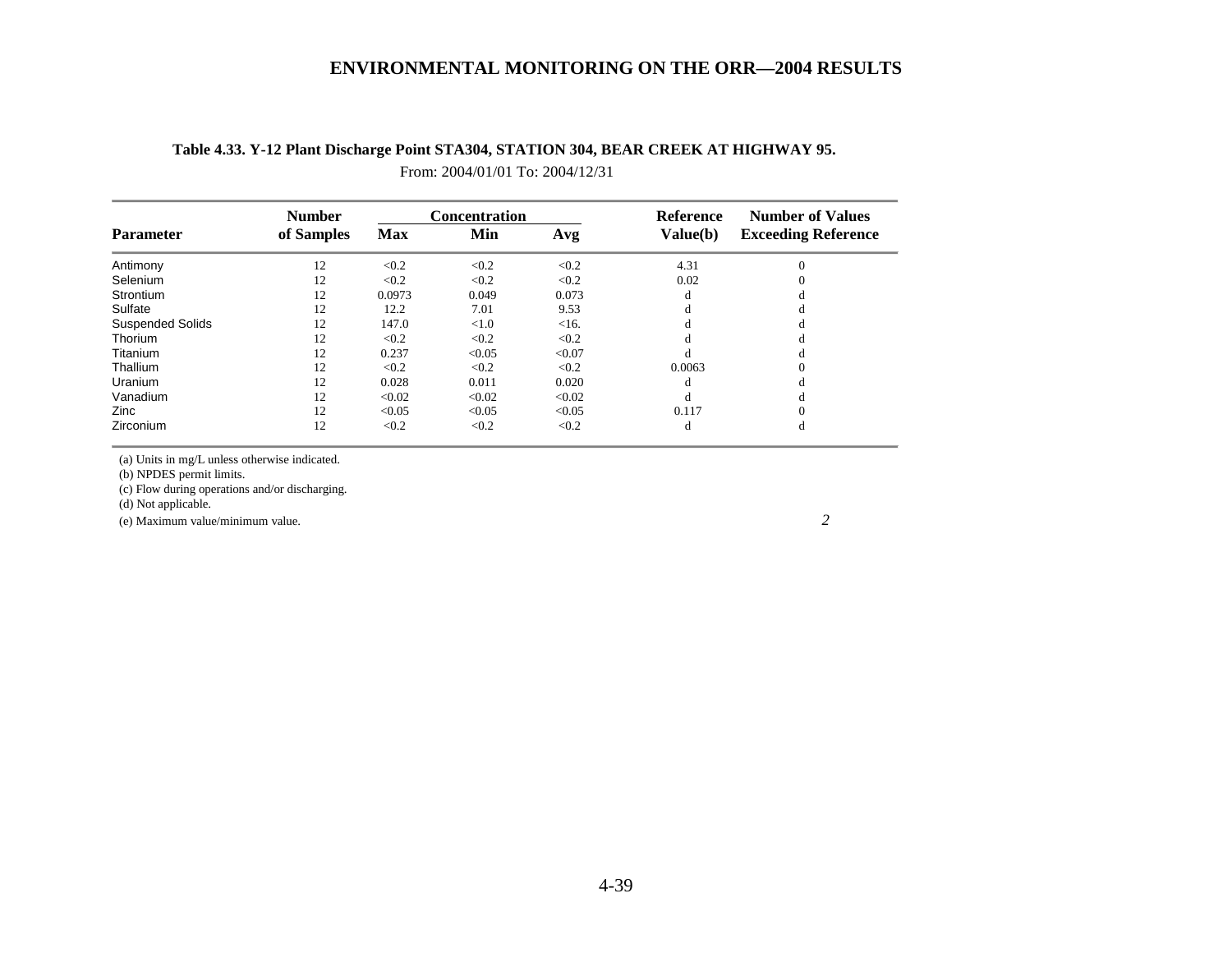**Table 4.33. Y-12 Plant Discharge Point STA304, STATION 304, BEAR CREEK AT HIGHWAY 95.**

From: 2004/01/01 To: 2004/12/31

| Parameter | Number of Samples | Concentration | | | Reference Value(b) | Number of Values Exceeding Reference |
|---|---|---|---|---|---|---|
| | | Max | Min | Avg | | |
| Antimony | 12 | <0.2 | <0.2 | <0.2 | 4.31 | 0 |
| Selenium | 12 | <0.2 | <0.2 | <0.2 | 0.02 | 0 |
| Strontium | 12 | 0.0973 | 0.049 | 0.073 | d | d |
| Sulfate | 12 | 12.2 | 7.01 | 9.53 | d | d |
| Suspended Solids | 12 | 147.0 | <1.0 | <16. | d | d |
| Thorium | 12 | <0.2 | <0.2 | <0.2 | d | d |
| Titanium | 12 | 0.237 | <0.05 | <0.07 | d | d |
| Thallium | 12 | <0.2 | <0.2 | <0.2 | 0.0063 | 0 |
| Uranium | 12 | 0.028 | 0.011 | 0.020 | d | d |
| Vanadium | 12 | <0.02 | <0.02 | <0.02 | d | d |
| Zinc | 12 | <0.05 | <0.05 | <0.05 | 0.117 | 0 |
| Zirconium | 12 | <0.2 | <0.2 | <0.2 | d | d |

(a) Units in mg/L unless otherwise indicated.

(b) NPDES permit limits.

(c) Flow during operations and/or discharging.

(d) Not applicable.

(e) Maximum value/minimum value.

*2*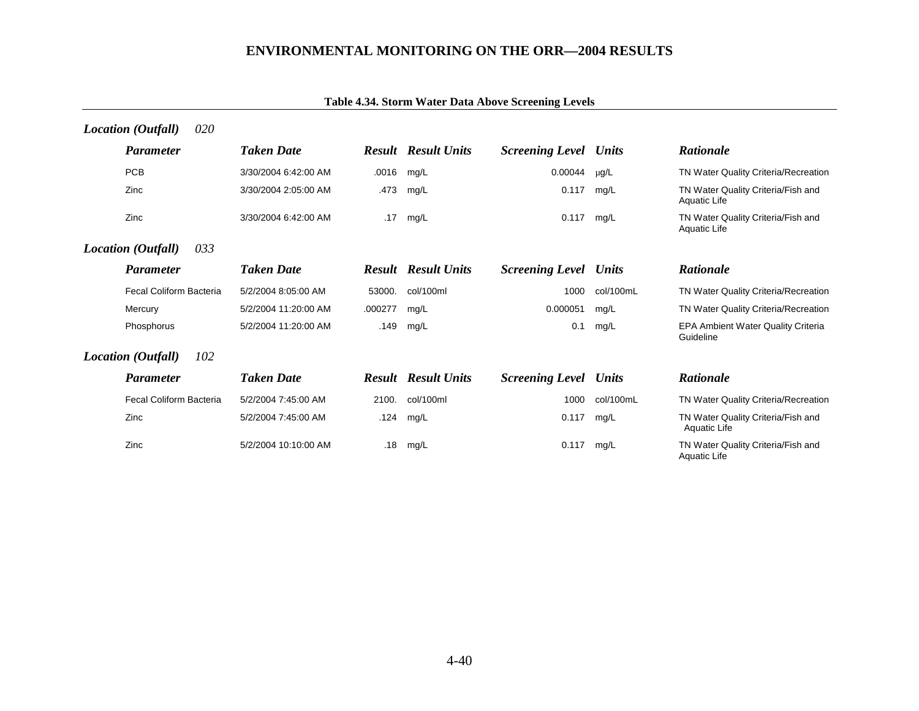**Table 4.34. Storm Water Data Above Screening Levels**

***Location (Outfall)*** *020*

| *Parameter* | *Taken Date* | *Result* | *Result Units* | *Screening Level* | *Units* | *Rationale* |
|---|---|---|---|---|---|---|
| PCB | 3/30/2004 6:42:00 AM | .0016 | mg/L | 0.00044 | μg/L | TN Water Quality Criteria/Recreation |
| Zinc | 3/30/2004 2:05:00 AM | .473 | mg/L | 0.117 | mg/L | TN Water Quality Criteria/Fish and Aquatic Life |
| Zinc | 3/30/2004 6:42:00 AM | .17 | mg/L | 0.117 | mg/L | TN Water Quality Criteria/Fish and Aquatic Life |

***Location (Outfall)*** *033*

| *Parameter* | *Taken Date* | *Result* | *Result Units* | *Screening Level* | *Units* | *Rationale* |
|---|---|---|---|---|---|---|
| Fecal Coliform Bacteria | 5/2/2004 8:05:00 AM | 53000. | col/100ml | 1000 | col/100mL | TN Water Quality Criteria/Recreation |
| Mercury | 5/2/2004 11:20:00 AM | .000277 | mg/L | 0.000051 | mg/L | TN Water Quality Criteria/Recreation |
| Phosphorus | 5/2/2004 11:20:00 AM | .149 | mg/L | 0.1 | mg/L | EPA Ambient Water Quality Criteria Guideline |

***Location (Outfall)*** *102*

| *Parameter* | *Taken Date* | *Result* | *Result Units* | *Screening Level* | *Units* | *Rationale* |
|---|---|---|---|---|---|---|
| Fecal Coliform Bacteria | 5/2/2004 7:45:00 AM | 2100. | col/100ml | 1000 | col/100mL | TN Water Quality Criteria/Recreation |
| Zinc | 5/2/2004 7:45:00 AM | .124 | mg/L | 0.117 | mg/L | TN Water Quality Criteria/Fish and Aquatic Life |
| Zinc | 5/2/2004 10:10:00 AM | .18 | mg/L | 0.117 | mg/L | TN Water Quality Criteria/Fish and Aquatic Life |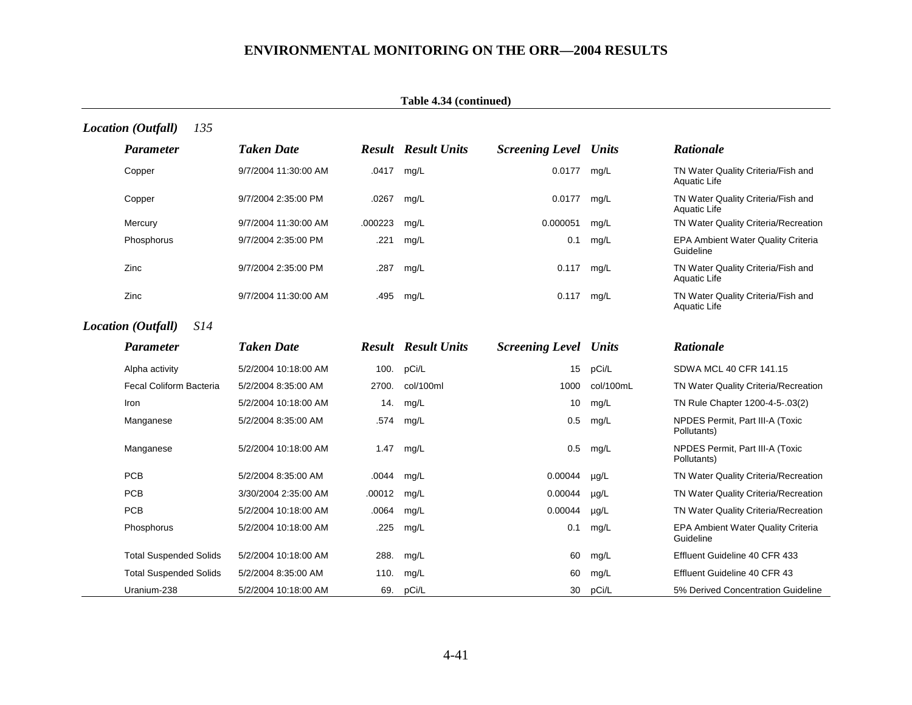**Table 4.34 (continued)**

***Location (Outfall)*** *135*

| *Parameter* | *Taken Date* | *Result* | *Result Units* | *Screening Level* | *Units* | *Rationale* |
|---|---|---|---|---|---|---|
| Copper | 9/7/2004 11:30:00 AM | .0417 | mg/L | 0.0177 | mg/L | TN Water Quality Criteria/Fish and Aquatic Life |
| Copper | 9/7/2004 2:35:00 PM | .0267 | mg/L | 0.0177 | mg/L | TN Water Quality Criteria/Fish and Aquatic Life |
| Mercury | 9/7/2004 11:30:00 AM | .000223 | mg/L | 0.000051 | mg/L | TN Water Quality Criteria/Recreation |
| Phosphorus | 9/7/2004 2:35:00 PM | .221 | mg/L | 0.1 | mg/L | EPA Ambient Water Quality Criteria Guideline |
| Zinc | 9/7/2004 2:35:00 PM | .287 | mg/L | 0.117 | mg/L | TN Water Quality Criteria/Fish and Aquatic Life |
| Zinc | 9/7/2004 11:30:00 AM | .495 | mg/L | 0.117 | mg/L | TN Water Quality Criteria/Fish and Aquatic Life |

***Location (Outfall)*** *S14*

| *Parameter* | *Taken Date* | *Result* | *Result Units* | *Screening Level* | *Units* | *Rationale* |
|---|---|---|---|---|---|---|
| Alpha activity | 5/2/2004 10:18:00 AM | 100. | pCi/L | 15 | pCi/L | SDWA MCL 40 CFR 141.15 |
| Fecal Coliform Bacteria | 5/2/2004 8:35:00 AM | 2700. | col/100ml | 1000 | col/100mL | TN Water Quality Criteria/Recreation |
| Iron | 5/2/2004 10:18:00 AM | 14. | mg/L | 10 | mg/L | TN Rule Chapter 1200-4-5-.03(2) |
| Manganese | 5/2/2004 8:35:00 AM | .574 | mg/L | 0.5 | mg/L | NPDES Permit, Part III-A (Toxic Pollutants) |
| Manganese | 5/2/2004 10:18:00 AM | 1.47 | mg/L | 0.5 | mg/L | NPDES Permit, Part III-A (Toxic Pollutants) |
| PCB | 5/2/2004 8:35:00 AM | .0044 | mg/L | 0.00044 | µg/L | TN Water Quality Criteria/Recreation |
| PCB | 3/30/2004 2:35:00 AM | .00012 | mg/L | 0.00044 | µg/L | TN Water Quality Criteria/Recreation |
| PCB | 5/2/2004 10:18:00 AM | .0064 | mg/L | 0.00044 | µg/L | TN Water Quality Criteria/Recreation |
| Phosphorus | 5/2/2004 10:18:00 AM | .225 | mg/L | 0.1 | mg/L | EPA Ambient Water Quality Criteria Guideline |
| Total Suspended Solids | 5/2/2004 10:18:00 AM | 288. | mg/L | 60 | mg/L | Effluent Guideline 40 CFR 433 |
| Total Suspended Solids | 5/2/2004 8:35:00 AM | 110. | mg/L | 60 | mg/L | Effluent Guideline 40 CFR 43 |
| Uranium-238 | 5/2/2004 10:18:00 AM | 69. | pCi/L | 30 | pCi/L | 5% Derived Concentration Guideline |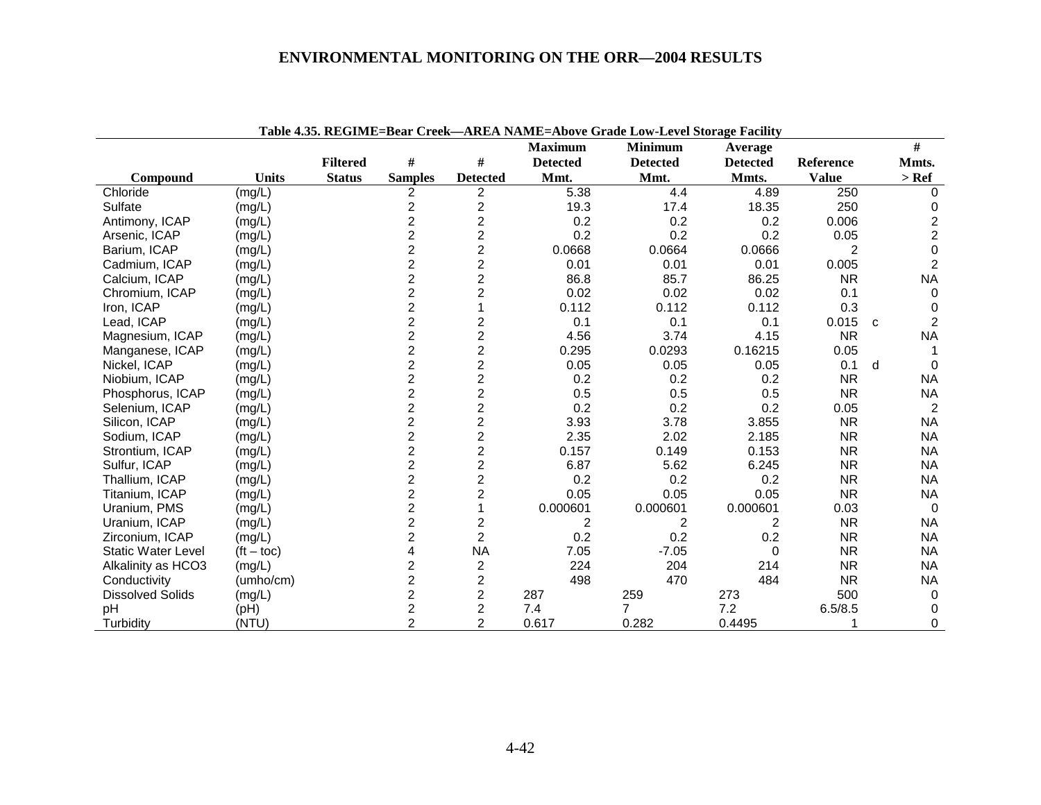**Table 4.35. REGIME=Bear Creek—AREA NAME=Above Grade Low-Level Storage Facility**

| Compound | Units | Filtered Status | # Samples | # Detected | Maximum Detected Mmt. | Minimum Detected Mmt. | Average Detected Mmts. | Reference Value | | # Mmts. > Ref |
|---|---|---|---|---|---|---|---|---|---|---|
| Chloride | (mg/L) | | 2 | 2 | 5.38 | 4.4 | 4.89 | 250 | | 0 |
| Sulfate | (mg/L) | | 2 | 2 | 19.3 | 17.4 | 18.35 | 250 | | 0 |
| Antimony, ICAP | (mg/L) | | 2 | 2 | 0.2 | 0.2 | 0.2 | 0.006 | | 2 |
| Arsenic, ICAP | (mg/L) | | 2 | 2 | 0.2 | 0.2 | 0.2 | 0.05 | | 2 |
| Barium, ICAP | (mg/L) | | 2 | 2 | 0.0668 | 0.0664 | 0.0666 | 2 | | 0 |
| Cadmium, ICAP | (mg/L) | | 2 | 2 | 0.01 | 0.01 | 0.01 | 0.005 | | 2 |
| Calcium, ICAP | (mg/L) | | 2 | 2 | 86.8 | 85.7 | 86.25 | NR | | NA |
| Chromium, ICAP | (mg/L) | | 2 | 2 | 0.02 | 0.02 | 0.02 | 0.1 | | 0 |
| Iron, ICAP | (mg/L) | | 2 | 1 | 0.112 | 0.112 | 0.112 | 0.3 | | 0 |
| Lead, ICAP | (mg/L) | | 2 | 2 | 0.1 | 0.1 | 0.1 | 0.015 | c | 2 |
| Magnesium, ICAP | (mg/L) | | 2 | 2 | 4.56 | 3.74 | 4.15 | NR | | NA |
| Manganese, ICAP | (mg/L) | | 2 | 2 | 0.295 | 0.0293 | 0.16215 | 0.05 | | 1 |
| Nickel, ICAP | (mg/L) | | 2 | 2 | 0.05 | 0.05 | 0.05 | 0.1 | d | 0 |
| Niobium, ICAP | (mg/L) | | 2 | 2 | 0.2 | 0.2 | 0.2 | NR | | NA |
| Phosphorus, ICAP | (mg/L) | | 2 | 2 | 0.5 | 0.5 | 0.5 | NR | | NA |
| Selenium, ICAP | (mg/L) | | 2 | 2 | 0.2 | 0.2 | 0.2 | 0.05 | | 2 |
| Silicon, ICAP | (mg/L) | | 2 | 2 | 3.93 | 3.78 | 3.855 | NR | | NA |
| Sodium, ICAP | (mg/L) | | 2 | 2 | 2.35 | 2.02 | 2.185 | NR | | NA |
| Strontium, ICAP | (mg/L) | | 2 | 2 | 0.157 | 0.149 | 0.153 | NR | | NA |
| Sulfur, ICAP | (mg/L) | | 2 | 2 | 6.87 | 5.62 | 6.245 | NR | | NA |
| Thallium, ICAP | (mg/L) | | 2 | 2 | 0.2 | 0.2 | 0.2 | NR | | NA |
| Titanium, ICAP | (mg/L) | | 2 | 2 | 0.05 | 0.05 | 0.05 | NR | | NA |
| Uranium, PMS | (mg/L) | | 2 | 1 | 0.000601 | 0.000601 | 0.000601 | 0.03 | | 0 |
| Uranium, ICAP | (mg/L) | | 2 | 2 | 2 | 2 | 2 | NR | | NA |
| Zirconium, ICAP | (mg/L) | | 2 | 2 | 0.2 | 0.2 | 0.2 | NR | | NA |
| Static Water Level | (ft – toc) | | 4 | NA | 7.05 | -7.05 | 0 | NR | | NA |
| Alkalinity as HCO3 | (mg/L) | | 2 | 2 | 224 | 204 | 214 | NR | | NA |
| Conductivity | (umho/cm) | | 2 | 2 | 498 | 470 | 484 | NR | | NA |
| Dissolved Solids | (mg/L) | | 2 | 2 | 287 | 259 | 273 | 500 | | 0 |
| pH | (pH) | | 2 | 2 | 7.4 | 7 | 7.2 | 6.5/8.5 | | 0 |
| Turbidity | (NTU) | | 2 | 2 | 0.617 | 0.282 | 0.4495 | 1 | | 0 |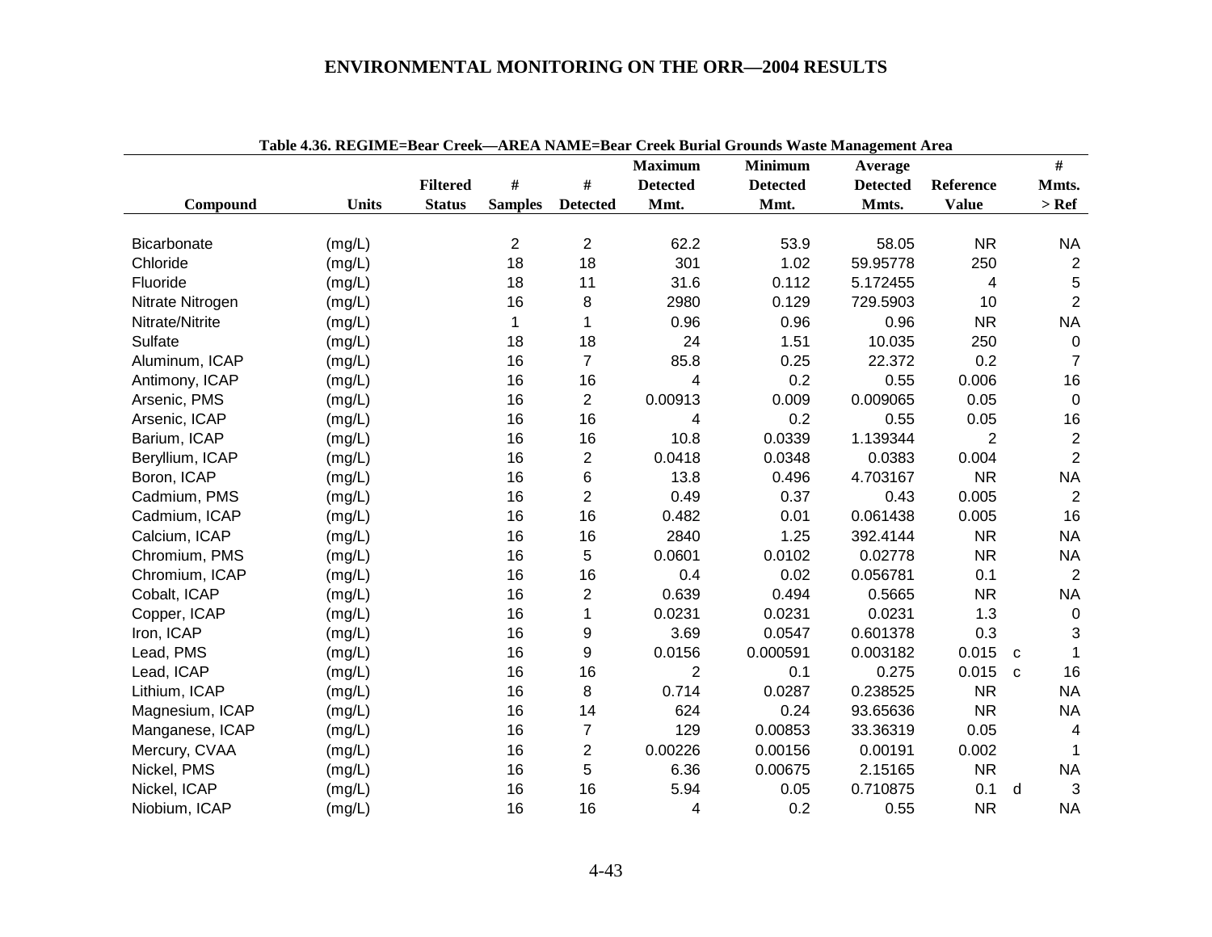Table 4.36. REGIME=Bear Creek—AREA NAME=Bear Creek Burial Grounds Waste Management Area

| Compound | Units | Filtered Status | # Samples | # Detected | Maximum Detected Mmt. | Minimum Detected Mmt. | Average Detected Mmts. | Reference Value | | # Mmts. > Ref |
|---|---|---|---|---|---|---|---|---|---|---|
| Bicarbonate | (mg/L) | | 2 | 2 | 62.2 | 53.9 | 58.05 | NR | | NA |
| Chloride | (mg/L) | | 18 | 18 | 301 | 1.02 | 59.95778 | 250 | | 2 |
| Fluoride | (mg/L) | | 18 | 11 | 31.6 | 0.112 | 5.172455 | 4 | | 5 |
| Nitrate Nitrogen | (mg/L) | | 16 | 8 | 2980 | 0.129 | 729.5903 | 10 | | 2 |
| Nitrate/Nitrite | (mg/L) | | 1 | 1 | 0.96 | 0.96 | 0.96 | NR | | NA |
| Sulfate | (mg/L) | | 18 | 18 | 24 | 1.51 | 10.035 | 250 | | 0 |
| Aluminum, ICAP | (mg/L) | | 16 | 7 | 85.8 | 0.25 | 22.372 | 0.2 | | 7 |
| Antimony, ICAP | (mg/L) | | 16 | 16 | 4 | 0.2 | 0.55 | 0.006 | | 16 |
| Arsenic, PMS | (mg/L) | | 16 | 2 | 0.00913 | 0.009 | 0.009065 | 0.05 | | 0 |
| Arsenic, ICAP | (mg/L) | | 16 | 16 | 4 | 0.2 | 0.55 | 0.05 | | 16 |
| Barium, ICAP | (mg/L) | | 16 | 16 | 10.8 | 0.0339 | 1.139344 | 2 | | 2 |
| Beryllium, ICAP | (mg/L) | | 16 | 2 | 0.0418 | 0.0348 | 0.0383 | 0.004 | | 2 |
| Boron, ICAP | (mg/L) | | 16 | 6 | 13.8 | 0.496 | 4.703167 | NR | | NA |
| Cadmium, PMS | (mg/L) | | 16 | 2 | 0.49 | 0.37 | 0.43 | 0.005 | | 2 |
| Cadmium, ICAP | (mg/L) | | 16 | 16 | 0.482 | 0.01 | 0.061438 | 0.005 | | 16 |
| Calcium, ICAP | (mg/L) | | 16 | 16 | 2840 | 1.25 | 392.4144 | NR | | NA |
| Chromium, PMS | (mg/L) | | 16 | 5 | 0.0601 | 0.0102 | 0.02778 | NR | | NA |
| Chromium, ICAP | (mg/L) | | 16 | 16 | 0.4 | 0.02 | 0.056781 | 0.1 | | 2 |
| Cobalt, ICAP | (mg/L) | | 16 | 2 | 0.639 | 0.494 | 0.5665 | NR | | NA |
| Copper, ICAP | (mg/L) | | 16 | 1 | 0.0231 | 0.0231 | 0.0231 | 1.3 | | 0 |
| Iron, ICAP | (mg/L) | | 16 | 9 | 3.69 | 0.0547 | 0.601378 | 0.3 | | 3 |
| Lead, PMS | (mg/L) | | 16 | 9 | 0.0156 | 0.000591 | 0.003182 | 0.015 | c | 1 |
| Lead, ICAP | (mg/L) | | 16 | 16 | 2 | 0.1 | 0.275 | 0.015 | c | 16 |
| Lithium, ICAP | (mg/L) | | 16 | 8 | 0.714 | 0.0287 | 0.238525 | NR | | NA |
| Magnesium, ICAP | (mg/L) | | 16 | 14 | 624 | 0.24 | 93.65636 | NR | | NA |
| Manganese, ICAP | (mg/L) | | 16 | 7 | 129 | 0.00853 | 33.36319 | 0.05 | | 4 |
| Mercury, CVAA | (mg/L) | | 16 | 2 | 0.00226 | 0.00156 | 0.00191 | 0.002 | | 1 |
| Nickel, PMS | (mg/L) | | 16 | 5 | 6.36 | 0.00675 | 2.15165 | NR | | NA |
| Nickel, ICAP | (mg/L) | | 16 | 16 | 5.94 | 0.05 | 0.710875 | 0.1 | d | 3 |
| Niobium, ICAP | (mg/L) | | 16 | 16 | 4 | 0.2 | 0.55 | NR | | NA |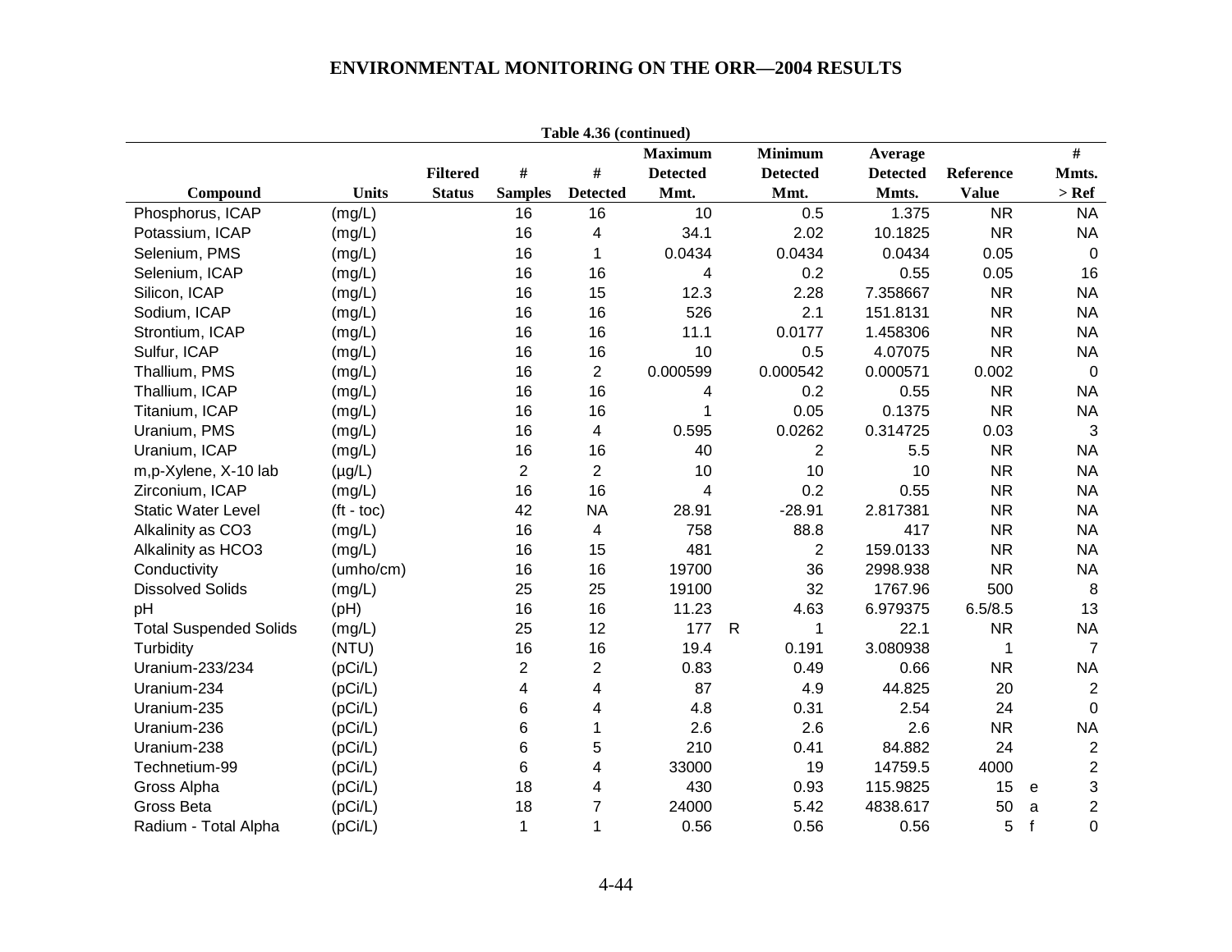**Table 4.36 (continued)**

| Compound | Units | Filtered Status | # Samples | # Detected | Maximum Detected Mmt. | | Minimum Detected Mmt. | Average Detected Mmts. | Reference Value | | # Mmts. > Ref |
|---|---|---|---|---|---|---|---|---|---|---|---|
| Phosphorus, ICAP | (mg/L) | | 16 | 16 | 10 | | 0.5 | 1.375 | NR | | NA |
| Potassium, ICAP | (mg/L) | | 16 | 4 | 34.1 | | 2.02 | 10.1825 | NR | | NA |
| Selenium, PMS | (mg/L) | | 16 | 1 | 0.0434 | | 0.0434 | 0.0434 | 0.05 | | 0 |
| Selenium, ICAP | (mg/L) | | 16 | 16 | 4 | | 0.2 | 0.55 | 0.05 | | 16 |
| Silicon, ICAP | (mg/L) | | 16 | 15 | 12.3 | | 2.28 | 7.358667 | NR | | NA |
| Sodium, ICAP | (mg/L) | | 16 | 16 | 526 | | 2.1 | 151.8131 | NR | | NA |
| Strontium, ICAP | (mg/L) | | 16 | 16 | 11.1 | | 0.0177 | 1.458306 | NR | | NA |
| Sulfur, ICAP | (mg/L) | | 16 | 16 | 10 | | 0.5 | 4.07075 | NR | | NA |
| Thallium, PMS | (mg/L) | | 16 | 2 | 0.000599 | | 0.000542 | 0.000571 | 0.002 | | 0 |
| Thallium, ICAP | (mg/L) | | 16 | 16 | 4 | | 0.2 | 0.55 | NR | | NA |
| Titanium, ICAP | (mg/L) | | 16 | 16 | 1 | | 0.05 | 0.1375 | NR | | NA |
| Uranium, PMS | (mg/L) | | 16 | 4 | 0.595 | | 0.0262 | 0.314725 | 0.03 | | 3 |
| Uranium, ICAP | (mg/L) | | 16 | 16 | 40 | | 2 | 5.5 | NR | | NA |
| m,p-Xylene, X-10 lab | (µg/L) | | 2 | 2 | 10 | | 10 | 10 | NR | | NA |
| Zirconium, ICAP | (mg/L) | | 16 | 16 | 4 | | 0.2 | 0.55 | NR | | NA |
| Static Water Level | (ft - toc) | | 42 | NA | 28.91 | | -28.91 | 2.817381 | NR | | NA |
| Alkalinity as CO3 | (mg/L) | | 16 | 4 | 758 | | 88.8 | 417 | NR | | NA |
| Alkalinity as HCO3 | (mg/L) | | 16 | 15 | 481 | | 2 | 159.0133 | NR | | NA |
| Conductivity | (umho/cm) | | 16 | 16 | 19700 | | 36 | 2998.938 | NR | | NA |
| Dissolved Solids | (mg/L) | | 25 | 25 | 19100 | | 32 | 1767.96 | 500 | | 8 |
| pH | (pH) | | 16 | 16 | 11.23 | | 4.63 | 6.979375 | 6.5/8.5 | | 13 |
| Total Suspended Solids | (mg/L) | | 25 | 12 | 177 | R | 1 | 22.1 | NR | | NA |
| Turbidity | (NTU) | | 16 | 16 | 19.4 | | 0.191 | 3.080938 | 1 | | 7 |
| Uranium-233/234 | (pCi/L) | | 2 | 2 | 0.83 | | 0.49 | 0.66 | NR | | NA |
| Uranium-234 | (pCi/L) | | 4 | 4 | 87 | | 4.9 | 44.825 | 20 | | 2 |
| Uranium-235 | (pCi/L) | | 6 | 4 | 4.8 | | 0.31 | 2.54 | 24 | | 0 |
| Uranium-236 | (pCi/L) | | 6 | 1 | 2.6 | | 2.6 | 2.6 | NR | | NA |
| Uranium-238 | (pCi/L) | | 6 | 5 | 210 | | 0.41 | 84.882 | 24 | | 2 |
| Technetium-99 | (pCi/L) | | 6 | 4 | 33000 | | 19 | 14759.5 | 4000 | | 2 |
| Gross Alpha | (pCi/L) | | 18 | 4 | 430 | | 0.93 | 115.9825 | 15 | e | 3 |
| Gross Beta | (pCi/L) | | 18 | 7 | 24000 | | 5.42 | 4838.617 | 50 | a | 2 |
| Radium - Total Alpha | (pCi/L) | | 1 | 1 | 0.56 | | 0.56 | 0.56 | 5 | f | 0 |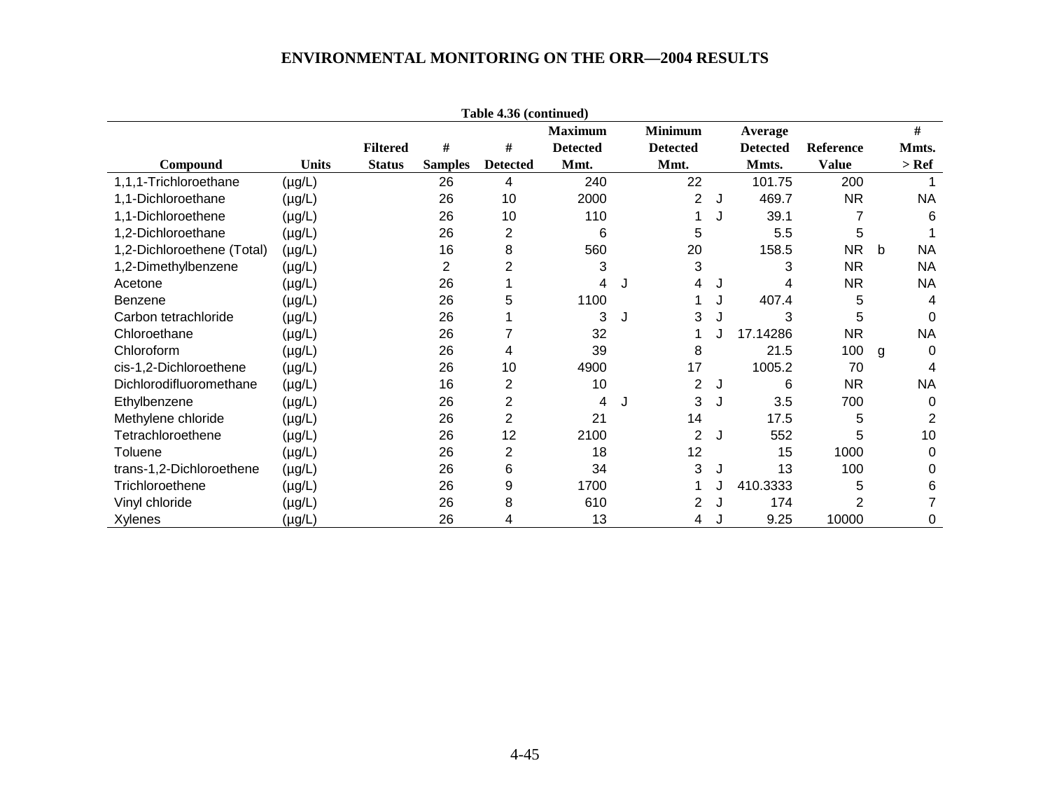**Table 4.36 (continued)**

| Compound | Units | Filtered Status | # Samples | # Detected | Maximum Detected Mmt. | | Minimum Detected Mmt. | | Average Detected Mmts. | Reference Value | | # Mmts. > Ref |
|---|---|---|---|---|---|---|---|---|---|---|---|---|
| 1,1,1-Trichloroethane | (µg/L) | | 26 | 4 | 240 | | 22 | | 101.75 | 200 | | 1 |
| 1,1-Dichloroethane | (µg/L) | | 26 | 10 | 2000 | | 2 | J | 469.7 | NR | | NA |
| 1,1-Dichloroethene | (µg/L) | | 26 | 10 | 110 | | 1 | J | 39.1 | 7 | | 6 |
| 1,2-Dichloroethane | (µg/L) | | 26 | 2 | 6 | | 5 | | 5.5 | 5 | | 1 |
| 1,2-Dichloroethene (Total) | (µg/L) | | 16 | 8 | 560 | | 20 | | 158.5 | NR | b | NA |
| 1,2-Dimethylbenzene | (µg/L) | | 2 | 2 | 3 | | 3 | | 3 | NR | | NA |
| Acetone | (µg/L) | | 26 | 1 | 4 | J | 4 | J | 4 | NR | | NA |
| Benzene | (µg/L) | | 26 | 5 | 1100 | | 1 | J | 407.4 | 5 | | 4 |
| Carbon tetrachloride | (µg/L) | | 26 | 1 | 3 | J | 3 | J | 3 | 5 | | 0 |
| Chloroethane | (µg/L) | | 26 | 7 | 32 | | 1 | J | 17.14286 | NR | | NA |
| Chloroform | (µg/L) | | 26 | 4 | 39 | | 8 | | 21.5 | 100 | g | 0 |
| cis-1,2-Dichloroethene | (µg/L) | | 26 | 10 | 4900 | | 17 | | 1005.2 | 70 | | 4 |
| Dichlorodifluoromethane | (µg/L) | | 16 | 2 | 10 | | 2 | J | 6 | NR | | NA |
| Ethylbenzene | (µg/L) | | 26 | 2 | 4 | J | 3 | J | 3.5 | 700 | | 0 |
| Methylene chloride | (µg/L) | | 26 | 2 | 21 | | 14 | | 17.5 | 5 | | 2 |
| Tetrachloroethene | (µg/L) | | 26 | 12 | 2100 | | 2 | J | 552 | 5 | | 10 |
| Toluene | (µg/L) | | 26 | 2 | 18 | | 12 | | 15 | 1000 | | 0 |
| trans-1,2-Dichloroethene | (µg/L) | | 26 | 6 | 34 | | 3 | J | 13 | 100 | | 0 |
| Trichloroethene | (µg/L) | | 26 | 9 | 1700 | | 1 | J | 410.3333 | 5 | | 6 |
| Vinyl chloride | (µg/L) | | 26 | 8 | 610 | | 2 | J | 174 | 2 | | 7 |
| Xylenes | (µg/L) | | 26 | 4 | 13 | | 4 | J | 9.25 | 10000 | | 0 |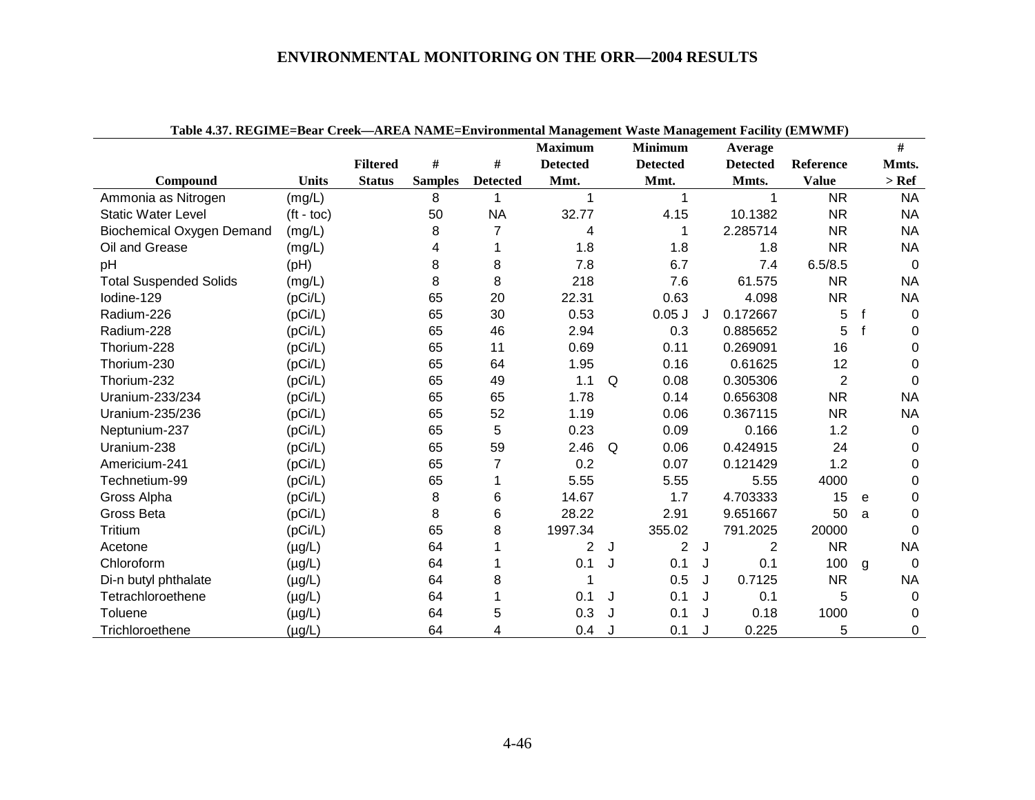**Table 4.37. REGIME=Bear Creek—AREA NAME=Environmental Management Waste Management Facility (EMWMF)**

| Compound | Units | Filtered Status | # Samples | # Detected | Maximum Detected Mmt. | | Minimum Detected Mmt. | | Average Detected Mmts. | Reference Value | | # Mmts. > Ref |
|---|---|---|---|---|---|---|---|---|---|---|---|---|
| Ammonia as Nitrogen | (mg/L) | | 8 | 1 | 1 | | 1 | | 1 | NR | | NA |
| Static Water Level | (ft - toc) | | 50 | NA | 32.77 | | 4.15 | | 10.1382 | NR | | NA |
| Biochemical Oxygen Demand | (mg/L) | | 8 | 7 | 4 | | 1 | | 2.285714 | NR | | NA |
| Oil and Grease | (mg/L) | | 4 | 1 | 1.8 | | 1.8 | | 1.8 | NR | | NA |
| pH | (pH) | | 8 | 8 | 7.8 | | 6.7 | | 7.4 | 6.5/8.5 | | 0 |
| Total Suspended Solids | (mg/L) | | 8 | 8 | 218 | | 7.6 | | 61.575 | NR | | NA |
| Iodine-129 | (pCi/L) | | 65 | 20 | 22.31 | | 0.63 | | 4.098 | NR | | NA |
| Radium-226 | (pCi/L) | | 65 | 30 | 0.53 | | 0.05 J | J | 0.172667 | 5 | f | 0 |
| Radium-228 | (pCi/L) | | 65 | 46 | 2.94 | | 0.3 | | 0.885652 | 5 | f | 0 |
| Thorium-228 | (pCi/L) | | 65 | 11 | 0.69 | | 0.11 | | 0.269091 | 16 | | 0 |
| Thorium-230 | (pCi/L) | | 65 | 64 | 1.95 | | 0.16 | | 0.61625 | 12 | | 0 |
| Thorium-232 | (pCi/L) | | 65 | 49 | 1.1 | Q | 0.08 | | 0.305306 | 2 | | 0 |
| Uranium-233/234 | (pCi/L) | | 65 | 65 | 1.78 | | 0.14 | | 0.656308 | NR | | NA |
| Uranium-235/236 | (pCi/L) | | 65 | 52 | 1.19 | | 0.06 | | 0.367115 | NR | | NA |
| Neptunium-237 | (pCi/L) | | 65 | 5 | 0.23 | | 0.09 | | 0.166 | 1.2 | | 0 |
| Uranium-238 | (pCi/L) | | 65 | 59 | 2.46 | Q | 0.06 | | 0.424915 | 24 | | 0 |
| Americium-241 | (pCi/L) | | 65 | 7 | 0.2 | | 0.07 | | 0.121429 | 1.2 | | 0 |
| Technetium-99 | (pCi/L) | | 65 | 1 | 5.55 | | 5.55 | | 5.55 | 4000 | | 0 |
| Gross Alpha | (pCi/L) | | 8 | 6 | 14.67 | | 1.7 | | 4.703333 | 15 | e | 0 |
| Gross Beta | (pCi/L) | | 8 | 6 | 28.22 | | 2.91 | | 9.651667 | 50 | a | 0 |
| Tritium | (pCi/L) | | 65 | 8 | 1997.34 | | 355.02 | | 791.2025 | 20000 | | 0 |
| Acetone | (µg/L) | | 64 | 1 | 2 | J | 2 | J | 2 | NR | | NA |
| Chloroform | (µg/L) | | 64 | 1 | 0.1 | J | 0.1 | J | 0.1 | 100 | g | 0 |
| Di-n butyl phthalate | (µg/L) | | 64 | 8 | 1 | | 0.5 | J | 0.7125 | NR | | NA |
| Tetrachloroethene | (µg/L) | | 64 | 1 | 0.1 | J | 0.1 | J | 0.1 | 5 | | 0 |
| Toluene | (µg/L) | | 64 | 5 | 0.3 | J | 0.1 | J | 0.18 | 1000 | | 0 |
| Trichloroethene | (µg/L) | | 64 | 4 | 0.4 | J | 0.1 | J | 0.225 | 5 | | 0 |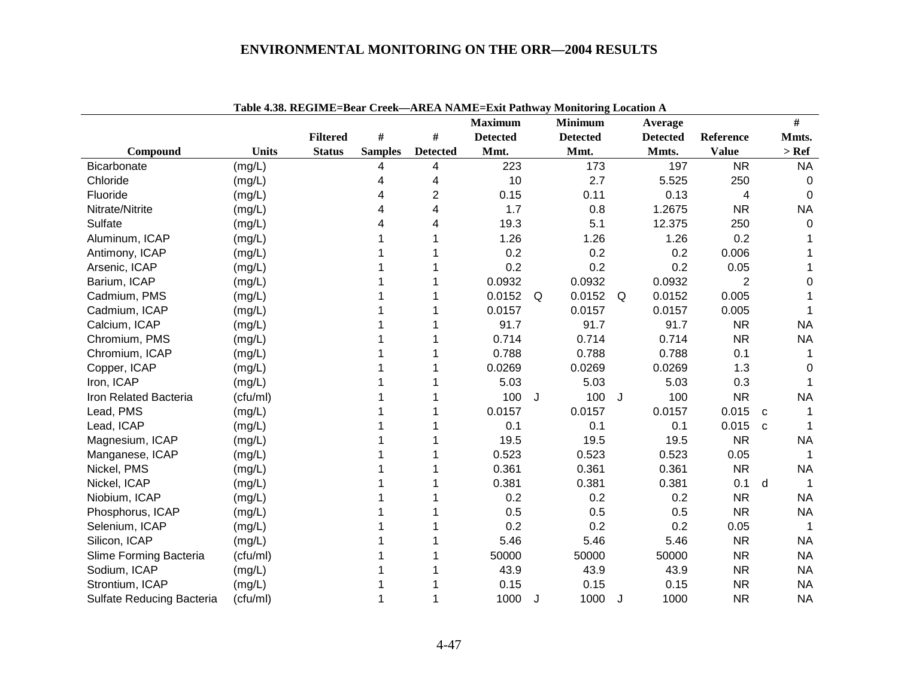**Table 4.38. REGIME=Bear Creek—AREA NAME=Exit Pathway Monitoring Location A**

| Compound | Units | Filtered Status | # Samples | # Detected | Maximum Detected Mmt. | | Minimum Detected Mmt. | | Average Detected Mmts. | Reference Value | | # Mmts. > Ref |
|---|---|---|---|---|---|---|---|---|---|---|---|---|
| Bicarbonate | (mg/L) | | 4 | 4 | 223 | | 173 | | 197 | NR | | NA |
| Chloride | (mg/L) | | 4 | 4 | 10 | | 2.7 | | 5.525 | 250 | | 0 |
| Fluoride | (mg/L) | | 4 | 2 | 0.15 | | 0.11 | | 0.13 | 4 | | 0 |
| Nitrate/Nitrite | (mg/L) | | 4 | 4 | 1.7 | | 0.8 | | 1.2675 | NR | | NA |
| Sulfate | (mg/L) | | 4 | 4 | 19.3 | | 5.1 | | 12.375 | 250 | | 0 |
| Aluminum, ICAP | (mg/L) | | 1 | 1 | 1.26 | | 1.26 | | 1.26 | 0.2 | | 1 |
| Antimony, ICAP | (mg/L) | | 1 | 1 | 0.2 | | 0.2 | | 0.2 | 0.006 | | 1 |
| Arsenic, ICAP | (mg/L) | | 1 | 1 | 0.2 | | 0.2 | | 0.2 | 0.05 | | 1 |
| Barium, ICAP | (mg/L) | | 1 | 1 | 0.0932 | | 0.0932 | | 0.0932 | 2 | | 0 |
| Cadmium, PMS | (mg/L) | | 1 | 1 | 0.0152 | Q | 0.0152 | Q | 0.0152 | 0.005 | | 1 |
| Cadmium, ICAP | (mg/L) | | 1 | 1 | 0.0157 | | 0.0157 | | 0.0157 | 0.005 | | 1 |
| Calcium, ICAP | (mg/L) | | 1 | 1 | 91.7 | | 91.7 | | 91.7 | NR | | NA |
| Chromium, PMS | (mg/L) | | 1 | 1 | 0.714 | | 0.714 | | 0.714 | NR | | NA |
| Chromium, ICAP | (mg/L) | | 1 | 1 | 0.788 | | 0.788 | | 0.788 | 0.1 | | 1 |
| Copper, ICAP | (mg/L) | | 1 | 1 | 0.0269 | | 0.0269 | | 0.0269 | 1.3 | | 0 |
| Iron, ICAP | (mg/L) | | 1 | 1 | 5.03 | | 5.03 | | 5.03 | 0.3 | | 1 |
| Iron Related Bacteria | (cfu/ml) | | 1 | 1 | 100 | J | 100 | J | 100 | NR | | NA |
| Lead, PMS | (mg/L) | | 1 | 1 | 0.0157 | | 0.0157 | | 0.0157 | 0.015 | c | 1 |
| Lead, ICAP | (mg/L) | | 1 | 1 | 0.1 | | 0.1 | | 0.1 | 0.015 | c | 1 |
| Magnesium, ICAP | (mg/L) | | 1 | 1 | 19.5 | | 19.5 | | 19.5 | NR | | NA |
| Manganese, ICAP | (mg/L) | | 1 | 1 | 0.523 | | 0.523 | | 0.523 | 0.05 | | 1 |
| Nickel, PMS | (mg/L) | | 1 | 1 | 0.361 | | 0.361 | | 0.361 | NR | | NA |
| Nickel, ICAP | (mg/L) | | 1 | 1 | 0.381 | | 0.381 | | 0.381 | 0.1 | d | 1 |
| Niobium, ICAP | (mg/L) | | 1 | 1 | 0.2 | | 0.2 | | 0.2 | NR | | NA |
| Phosphorus, ICAP | (mg/L) | | 1 | 1 | 0.5 | | 0.5 | | 0.5 | NR | | NA |
| Selenium, ICAP | (mg/L) | | 1 | 1 | 0.2 | | 0.2 | | 0.2 | 0.05 | | 1 |
| Silicon, ICAP | (mg/L) | | 1 | 1 | 5.46 | | 5.46 | | 5.46 | NR | | NA |
| Slime Forming Bacteria | (cfu/ml) | | 1 | 1 | 50000 | | 50000 | | 50000 | NR | | NA |
| Sodium, ICAP | (mg/L) | | 1 | 1 | 43.9 | | 43.9 | | 43.9 | NR | | NA |
| Strontium, ICAP | (mg/L) | | 1 | 1 | 0.15 | | 0.15 | | 0.15 | NR | | NA |
| Sulfate Reducing Bacteria | (cfu/ml) | | 1 | 1 | 1000 | J | 1000 | J | 1000 | NR | | NA |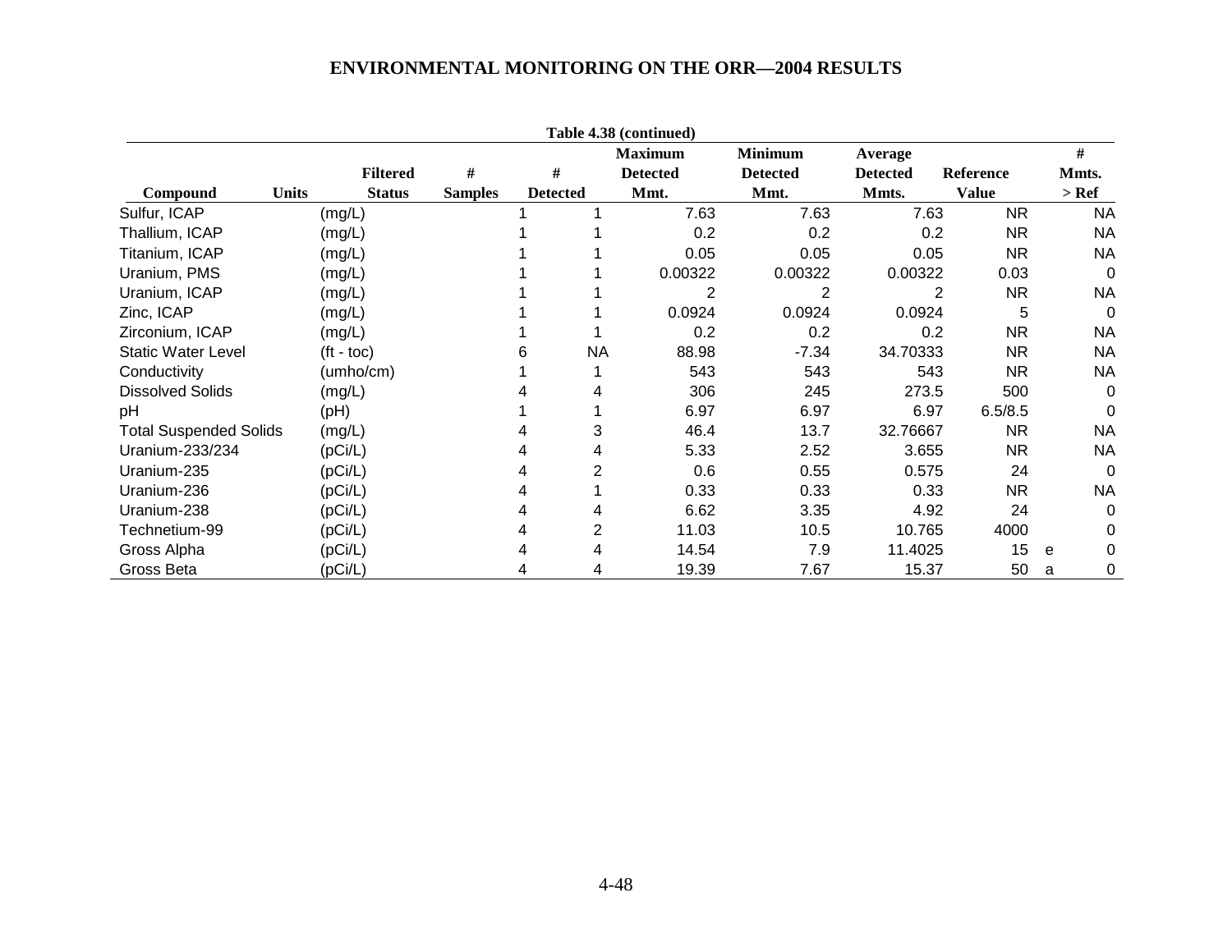**Table 4.38 (continued)**

| Compound | Units | Filtered Status | # Samples | # Detected | Maximum Detected Mmt. | Minimum Detected Mmt. | Average Detected Mmts. | Reference Value | | # Mmts. > Ref |
|---|---|---|---|---|---|---|---|---|---|---|
| Sulfur, ICAP | (mg/L) | | 1 | 1 | 7.63 | 7.63 | 7.63 | NR | | NA |
| Thallium, ICAP | (mg/L) | | 1 | 1 | 0.2 | 0.2 | 0.2 | NR | | NA |
| Titanium, ICAP | (mg/L) | | 1 | 1 | 0.05 | 0.05 | 0.05 | NR | | NA |
| Uranium, PMS | (mg/L) | | 1 | 1 | 0.00322 | 0.00322 | 0.00322 | 0.03 | | 0 |
| Uranium, ICAP | (mg/L) | | 1 | 1 | 2 | 2 | 2 | NR | | NA |
| Zinc, ICAP | (mg/L) | | 1 | 1 | 0.0924 | 0.0924 | 0.0924 | 5 | | 0 |
| Zirconium, ICAP | (mg/L) | | 1 | 1 | 0.2 | 0.2 | 0.2 | NR | | NA |
| Static Water Level | (ft - toc) | | 6 | NA | 88.98 | -7.34 | 34.70333 | NR | | NA |
| Conductivity | (umho/cm) | | 1 | 1 | 543 | 543 | 543 | NR | | NA |
| Dissolved Solids | (mg/L) | | 4 | 4 | 306 | 245 | 273.5 | 500 | | 0 |
| pH | (pH) | | 1 | 1 | 6.97 | 6.97 | 6.97 | 6.5/8.5 | | 0 |
| Total Suspended Solids | (mg/L) | | 4 | 3 | 46.4 | 13.7 | 32.76667 | NR | | NA |
| Uranium-233/234 | (pCi/L) | | 4 | 4 | 5.33 | 2.52 | 3.655 | NR | | NA |
| Uranium-235 | (pCi/L) | | 4 | 2 | 0.6 | 0.55 | 0.575 | 24 | | 0 |
| Uranium-236 | (pCi/L) | | 4 | 1 | 0.33 | 0.33 | 0.33 | NR | | NA |
| Uranium-238 | (pCi/L) | | 4 | 4 | 6.62 | 3.35 | 4.92 | 24 | | 0 |
| Technetium-99 | (pCi/L) | | 4 | 2 | 11.03 | 10.5 | 10.765 | 4000 | | 0 |
| Gross Alpha | (pCi/L) | | 4 | 4 | 14.54 | 7.9 | 11.4025 | 15 | e | 0 |
| Gross Beta | (pCi/L) | | 4 | 4 | 19.39 | 7.67 | 15.37 | 50 | a | 0 |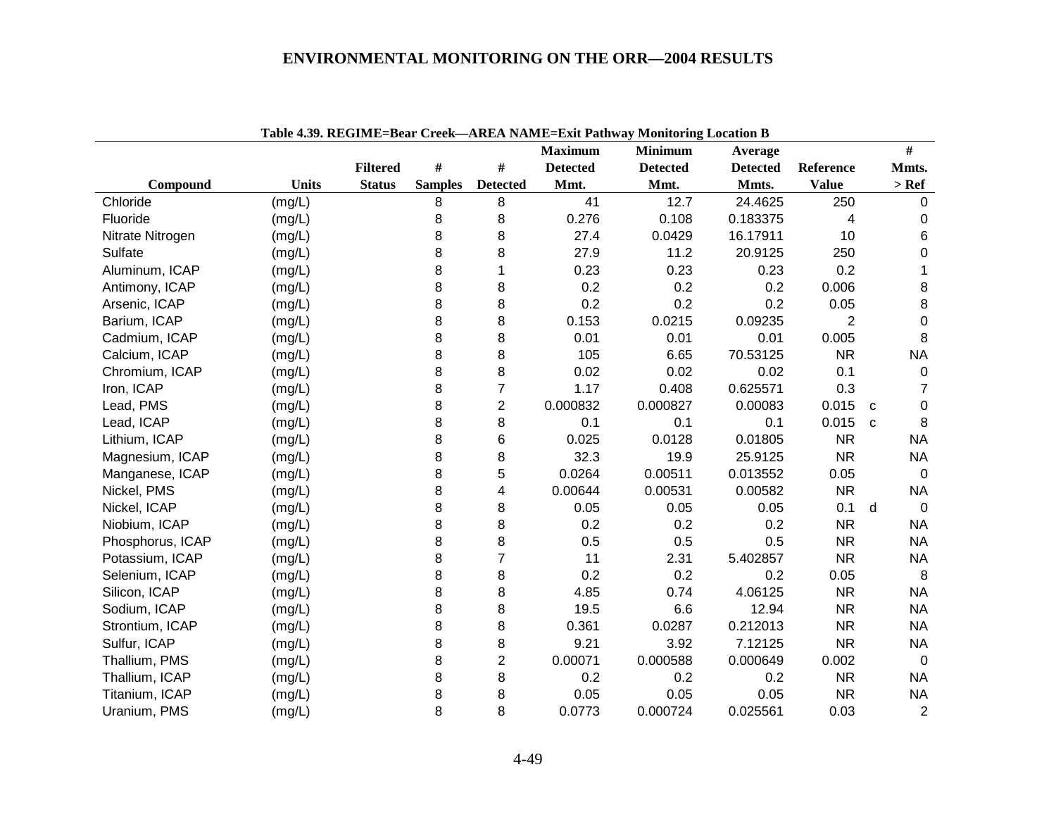Table 4.39. REGIME=Bear Creek—AREA NAME=Exit Pathway Monitoring Location B

| Compound | Units | Filtered Status | # Samples | # Detected | Maximum Detected Mmt. | Minimum Detected Mmt. | Average Detected Mmts. | Reference Value | | # Mmts. > Ref |
|---|---|---|---|---|---|---|---|---|---|---|
| Chloride | (mg/L) | | 8 | 8 | 41 | 12.7 | 24.4625 | 250 | | 0 |
| Fluoride | (mg/L) | | 8 | 8 | 0.276 | 0.108 | 0.183375 | 4 | | 0 |
| Nitrate Nitrogen | (mg/L) | | 8 | 8 | 27.4 | 0.0429 | 16.17911 | 10 | | 6 |
| Sulfate | (mg/L) | | 8 | 8 | 27.9 | 11.2 | 20.9125 | 250 | | 0 |
| Aluminum, ICAP | (mg/L) | | 8 | 1 | 0.23 | 0.23 | 0.23 | 0.2 | | 1 |
| Antimony, ICAP | (mg/L) | | 8 | 8 | 0.2 | 0.2 | 0.2 | 0.006 | | 8 |
| Arsenic, ICAP | (mg/L) | | 8 | 8 | 0.2 | 0.2 | 0.2 | 0.05 | | 8 |
| Barium, ICAP | (mg/L) | | 8 | 8 | 0.153 | 0.0215 | 0.09235 | 2 | | 0 |
| Cadmium, ICAP | (mg/L) | | 8 | 8 | 0.01 | 0.01 | 0.01 | 0.005 | | 8 |
| Calcium, ICAP | (mg/L) | | 8 | 8 | 105 | 6.65 | 70.53125 | NR | | NA |
| Chromium, ICAP | (mg/L) | | 8 | 8 | 0.02 | 0.02 | 0.02 | 0.1 | | 0 |
| Iron, ICAP | (mg/L) | | 8 | 7 | 1.17 | 0.408 | 0.625571 | 0.3 | | 7 |
| Lead, PMS | (mg/L) | | 8 | 2 | 0.000832 | 0.000827 | 0.00083 | 0.015 | c | 0 |
| Lead, ICAP | (mg/L) | | 8 | 8 | 0.1 | 0.1 | 0.1 | 0.015 | c | 8 |
| Lithium, ICAP | (mg/L) | | 8 | 6 | 0.025 | 0.0128 | 0.01805 | NR | | NA |
| Magnesium, ICAP | (mg/L) | | 8 | 8 | 32.3 | 19.9 | 25.9125 | NR | | NA |
| Manganese, ICAP | (mg/L) | | 8 | 5 | 0.0264 | 0.00511 | 0.013552 | 0.05 | | 0 |
| Nickel, PMS | (mg/L) | | 8 | 4 | 0.00644 | 0.00531 | 0.00582 | NR | | NA |
| Nickel, ICAP | (mg/L) | | 8 | 8 | 0.05 | 0.05 | 0.05 | 0.1 | d | 0 |
| Niobium, ICAP | (mg/L) | | 8 | 8 | 0.2 | 0.2 | 0.2 | NR | | NA |
| Phosphorus, ICAP | (mg/L) | | 8 | 8 | 0.5 | 0.5 | 0.5 | NR | | NA |
| Potassium, ICAP | (mg/L) | | 8 | 7 | 11 | 2.31 | 5.402857 | NR | | NA |
| Selenium, ICAP | (mg/L) | | 8 | 8 | 0.2 | 0.2 | 0.2 | 0.05 | | 8 |
| Silicon, ICAP | (mg/L) | | 8 | 8 | 4.85 | 0.74 | 4.06125 | NR | | NA |
| Sodium, ICAP | (mg/L) | | 8 | 8 | 19.5 | 6.6 | 12.94 | NR | | NA |
| Strontium, ICAP | (mg/L) | | 8 | 8 | 0.361 | 0.0287 | 0.212013 | NR | | NA |
| Sulfur, ICAP | (mg/L) | | 8 | 8 | 9.21 | 3.92 | 7.12125 | NR | | NA |
| Thallium, PMS | (mg/L) | | 8 | 2 | 0.00071 | 0.000588 | 0.000649 | 0.002 | | 0 |
| Thallium, ICAP | (mg/L) | | 8 | 8 | 0.2 | 0.2 | 0.2 | NR | | NA |
| Titanium, ICAP | (mg/L) | | 8 | 8 | 0.05 | 0.05 | 0.05 | NR | | NA |
| Uranium, PMS | (mg/L) | | 8 | 8 | 0.0773 | 0.000724 | 0.025561 | 0.03 | | 2 |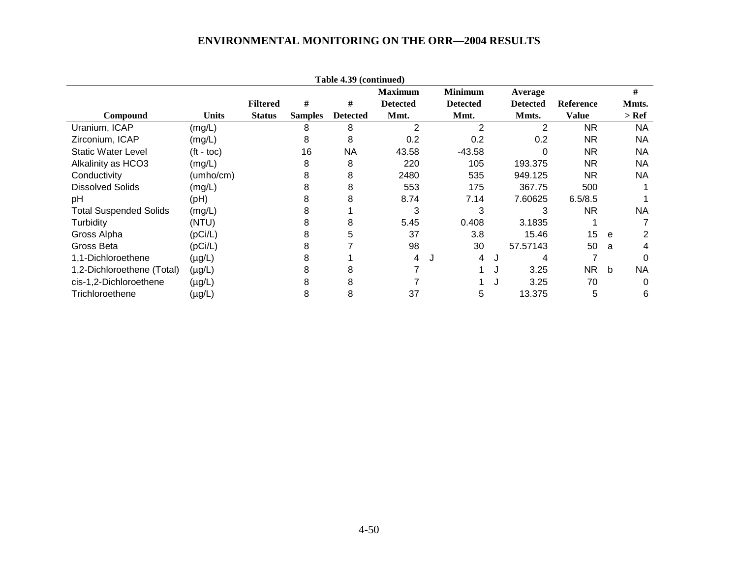**Table 4.39 (continued)**

| Compound | Units | Filtered Status | # Samples | # Detected | Maximum Detected Mmt. | | Minimum Detected Mmt. | | Average Detected Mmts. | Reference Value | | # Mmts. > Ref |
|---|---|---|---|---|---|---|---|---|---|---|---|---|
| Uranium, ICAP | (mg/L) | | 8 | 8 | 2 | | 2 | | 2 | NR | | NA |
| Zirconium, ICAP | (mg/L) | | 8 | 8 | 0.2 | | 0.2 | | 0.2 | NR | | NA |
| Static Water Level | (ft - toc) | | 16 | NA | 43.58 | | -43.58 | | 0 | NR | | NA |
| Alkalinity as HCO3 | (mg/L) | | 8 | 8 | 220 | | 105 | | 193.375 | NR | | NA |
| Conductivity | (umho/cm) | | 8 | 8 | 2480 | | 535 | | 949.125 | NR | | NA |
| Dissolved Solids | (mg/L) | | 8 | 8 | 553 | | 175 | | 367.75 | 500 | | 1 |
| pH | (pH) | | 8 | 8 | 8.74 | | 7.14 | | 7.60625 | 6.5/8.5 | | 1 |
| Total Suspended Solids | (mg/L) | | 8 | 1 | 3 | | 3 | | 3 | NR | | NA |
| Turbidity | (NTU) | | 8 | 8 | 5.45 | | 0.408 | | 3.1835 | 1 | | 7 |
| Gross Alpha | (pCi/L) | | 8 | 5 | 37 | | 3.8 | | 15.46 | 15 | e | 2 |
| Gross Beta | (pCi/L) | | 8 | 7 | 98 | | 30 | | 57.57143 | 50 | a | 4 |
| 1,1-Dichloroethene | (µg/L) | | 8 | 1 | 4 | J | 4 | J | 4 | 7 | | 0 |
| 1,2-Dichloroethene (Total) | (µg/L) | | 8 | 8 | 7 | | 1 | J | 3.25 | NR | b | NA |
| cis-1,2-Dichloroethene | (µg/L) | | 8 | 8 | 7 | | 1 | J | 3.25 | 70 | | 0 |
| Trichloroethene | (µg/L) | | 8 | 8 | 37 | | 5 | | 13.375 | 5 | | 6 |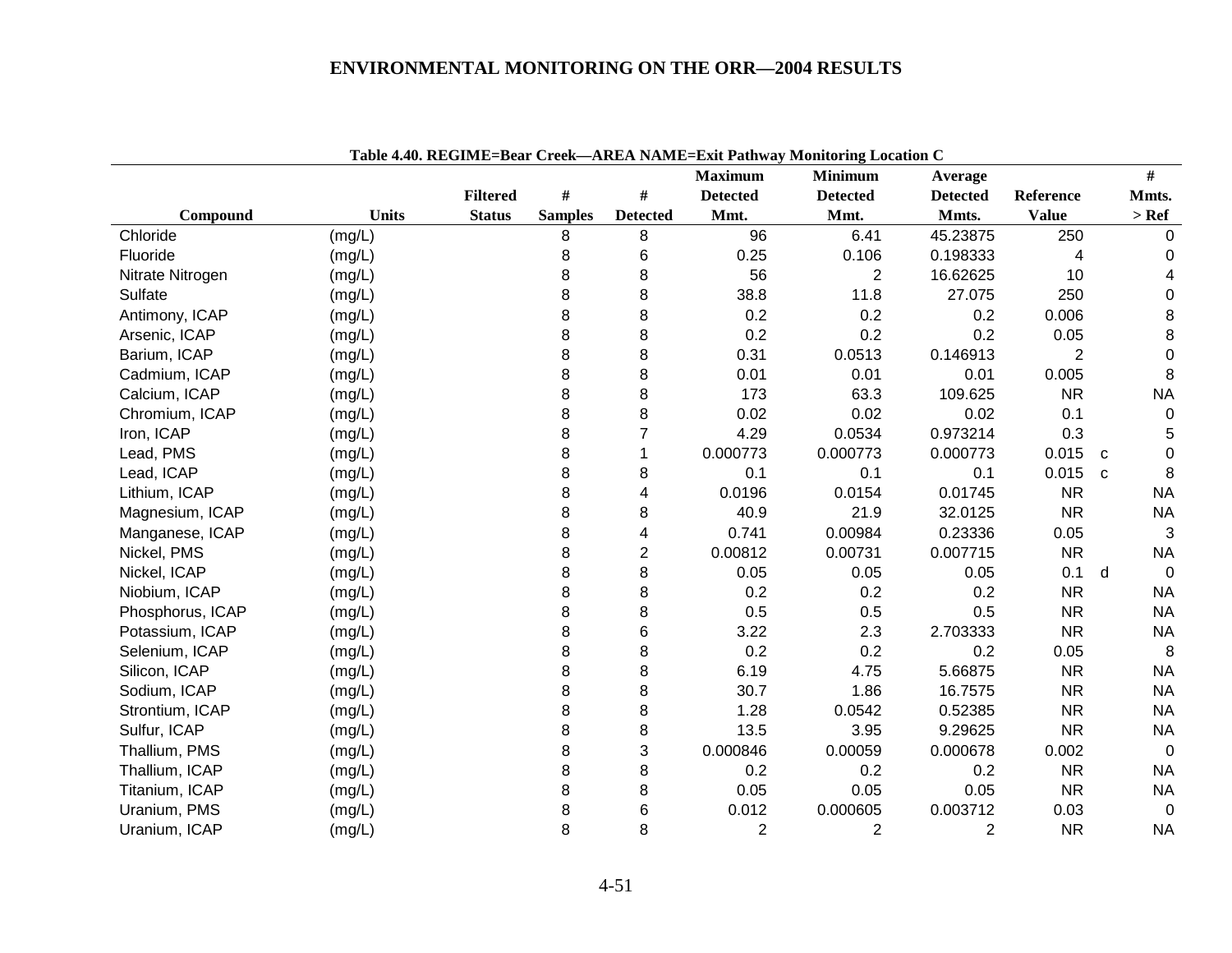**Table 4.40. REGIME=Bear Creek—AREA NAME=Exit Pathway Monitoring Location C**

| Compound | Units | Filtered Status | # Samples | # Detected | Maximum Detected Mmt. | Minimum Detected Mmt. | Average Detected Mmts. | Reference Value | | # Mmts. > Ref |
|---|---|---|---|---|---|---|---|---|---|---|
| Chloride | (mg/L) | | 8 | 8 | 96 | 6.41 | 45.23875 | 250 | | 0 |
| Fluoride | (mg/L) | | 8 | 6 | 0.25 | 0.106 | 0.198333 | 4 | | 0 |
| Nitrate Nitrogen | (mg/L) | | 8 | 8 | 56 | 2 | 16.62625 | 10 | | 4 |
| Sulfate | (mg/L) | | 8 | 8 | 38.8 | 11.8 | 27.075 | 250 | | 0 |
| Antimony, ICAP | (mg/L) | | 8 | 8 | 0.2 | 0.2 | 0.2 | 0.006 | | 8 |
| Arsenic, ICAP | (mg/L) | | 8 | 8 | 0.2 | 0.2 | 0.2 | 0.05 | | 8 |
| Barium, ICAP | (mg/L) | | 8 | 8 | 0.31 | 0.0513 | 0.146913 | 2 | | 0 |
| Cadmium, ICAP | (mg/L) | | 8 | 8 | 0.01 | 0.01 | 0.01 | 0.005 | | 8 |
| Calcium, ICAP | (mg/L) | | 8 | 8 | 173 | 63.3 | 109.625 | NR | | NA |
| Chromium, ICAP | (mg/L) | | 8 | 8 | 0.02 | 0.02 | 0.02 | 0.1 | | 0 |
| Iron, ICAP | (mg/L) | | 8 | 7 | 4.29 | 0.0534 | 0.973214 | 0.3 | | 5 |
| Lead, PMS | (mg/L) | | 8 | 1 | 0.000773 | 0.000773 | 0.000773 | 0.015 | c | 0 |
| Lead, ICAP | (mg/L) | | 8 | 8 | 0.1 | 0.1 | 0.1 | 0.015 | c | 8 |
| Lithium, ICAP | (mg/L) | | 8 | 4 | 0.0196 | 0.0154 | 0.01745 | NR | | NA |
| Magnesium, ICAP | (mg/L) | | 8 | 8 | 40.9 | 21.9 | 32.0125 | NR | | NA |
| Manganese, ICAP | (mg/L) | | 8 | 4 | 0.741 | 0.00984 | 0.23336 | 0.05 | | 3 |
| Nickel, PMS | (mg/L) | | 8 | 2 | 0.00812 | 0.00731 | 0.007715 | NR | | NA |
| Nickel, ICAP | (mg/L) | | 8 | 8 | 0.05 | 0.05 | 0.05 | 0.1 | d | 0 |
| Niobium, ICAP | (mg/L) | | 8 | 8 | 0.2 | 0.2 | 0.2 | NR | | NA |
| Phosphorus, ICAP | (mg/L) | | 8 | 8 | 0.5 | 0.5 | 0.5 | NR | | NA |
| Potassium, ICAP | (mg/L) | | 8 | 6 | 3.22 | 2.3 | 2.703333 | NR | | NA |
| Selenium, ICAP | (mg/L) | | 8 | 8 | 0.2 | 0.2 | 0.2 | 0.05 | | 8 |
| Silicon, ICAP | (mg/L) | | 8 | 8 | 6.19 | 4.75 | 5.66875 | NR | | NA |
| Sodium, ICAP | (mg/L) | | 8 | 8 | 30.7 | 1.86 | 16.7575 | NR | | NA |
| Strontium, ICAP | (mg/L) | | 8 | 8 | 1.28 | 0.0542 | 0.52385 | NR | | NA |
| Sulfur, ICAP | (mg/L) | | 8 | 8 | 13.5 | 3.95 | 9.29625 | NR | | NA |
| Thallium, PMS | (mg/L) | | 8 | 3 | 0.000846 | 0.00059 | 0.000678 | 0.002 | | 0 |
| Thallium, ICAP | (mg/L) | | 8 | 8 | 0.2 | 0.2 | 0.2 | NR | | NA |
| Titanium, ICAP | (mg/L) | | 8 | 8 | 0.05 | 0.05 | 0.05 | NR | | NA |
| Uranium, PMS | (mg/L) | | 8 | 6 | 0.012 | 0.000605 | 0.003712 | 0.03 | | 0 |
| Uranium, ICAP | (mg/L) | | 8 | 8 | 2 | 2 | 2 | NR | | NA |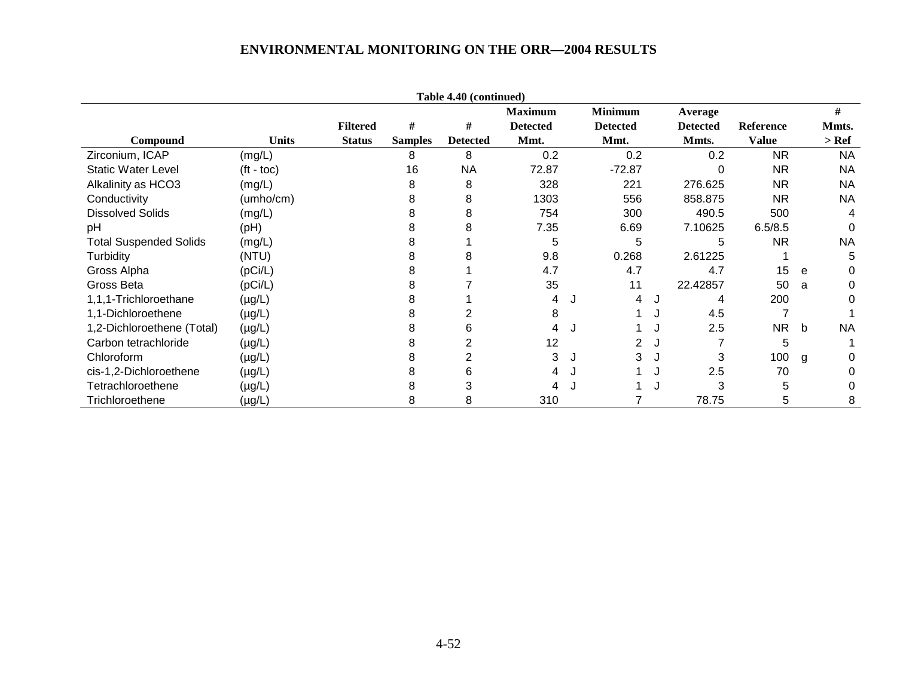**Table 4.40 (continued)**

| Compound | Units | Filtered Status | # Samples | # Detected | Maximum Detected Mmt. | | Minimum Detected Mmt. | | Average Detected Mmts. | Reference Value | | # Mmts. > Ref |
|---|---|---|---|---|---|---|---|---|---|---|---|---|
| Zirconium, ICAP | (mg/L) | | 8 | 8 | 0.2 | | 0.2 | | 0.2 | NR | | NA |
| Static Water Level | (ft - toc) | | 16 | NA | 72.87 | | -72.87 | | 0 | NR | | NA |
| Alkalinity as HCO3 | (mg/L) | | 8 | 8 | 328 | | 221 | | 276.625 | NR | | NA |
| Conductivity | (umho/cm) | | 8 | 8 | 1303 | | 556 | | 858.875 | NR | | NA |
| Dissolved Solids | (mg/L) | | 8 | 8 | 754 | | 300 | | 490.5 | 500 | | 4 |
| pH | (pH) | | 8 | 8 | 7.35 | | 6.69 | | 7.10625 | 6.5/8.5 | | 0 |
| Total Suspended Solids | (mg/L) | | 8 | 1 | 5 | | 5 | | 5 | NR | | NA |
| Turbidity | (NTU) | | 8 | 8 | 9.8 | | 0.268 | | 2.61225 | 1 | | 5 |
| Gross Alpha | (pCi/L) | | 8 | 1 | 4.7 | | 4.7 | | 4.7 | 15 | e | 0 |
| Gross Beta | (pCi/L) | | 8 | 7 | 35 | | 11 | | 22.42857 | 50 | a | 0 |
| 1,1,1-Trichloroethane | (µg/L) | | 8 | 1 | 4 | J | 4 | J | 4 | 200 | | 0 |
| 1,1-Dichloroethene | (µg/L) | | 8 | 2 | 8 | | 1 | J | 4.5 | 7 | | 1 |
| 1,2-Dichloroethene (Total) | (µg/L) | | 8 | 6 | 4 | J | 1 | J | 2.5 | NR | b | NA |
| Carbon tetrachloride | (µg/L) | | 8 | 2 | 12 | | 2 | J | 7 | 5 | | 1 |
| Chloroform | (µg/L) | | 8 | 2 | 3 | J | 3 | J | 3 | 100 | g | 0 |
| cis-1,2-Dichloroethene | (µg/L) | | 8 | 6 | 4 | J | 1 | J | 2.5 | 70 | | 0 |
| Tetrachloroethene | (µg/L) | | 8 | 3 | 4 | J | 1 | J | 3 | 5 | | 0 |
| Trichloroethene | (µg/L) | | 8 | 8 | 310 | | 7 | | 78.75 | 5 | | 8 |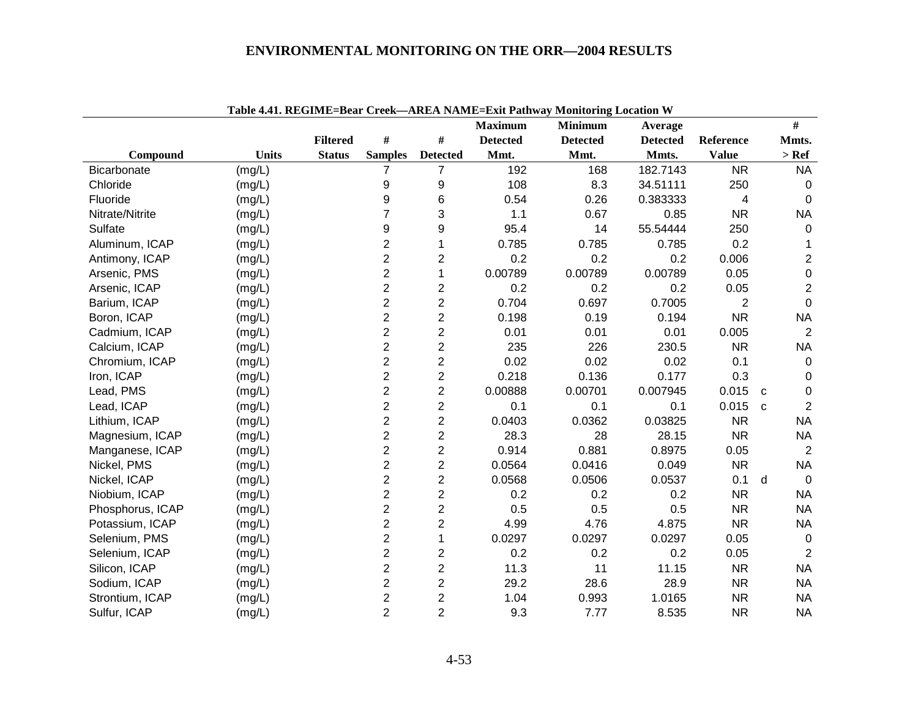Table 4.41. REGIME=Bear Creek—AREA NAME=Exit Pathway Monitoring Location W

| Compound | Units | Filtered Status | # Samples | # Detected | Maximum Detected Mmt. | Minimum Detected Mmt. | Average Detected Mmts. | Reference Value | | # Mmts. > Ref |
|---|---|---|---|---|---|---|---|---|---|---|
| Bicarbonate | (mg/L) | | 7 | 7 | 192 | 168 | 182.7143 | NR | | NA |
| Chloride | (mg/L) | | 9 | 9 | 108 | 8.3 | 34.51111 | 250 | | 0 |
| Fluoride | (mg/L) | | 9 | 6 | 0.54 | 0.26 | 0.383333 | 4 | | 0 |
| Nitrate/Nitrite | (mg/L) | | 7 | 3 | 1.1 | 0.67 | 0.85 | NR | | NA |
| Sulfate | (mg/L) | | 9 | 9 | 95.4 | 14 | 55.54444 | 250 | | 0 |
| Aluminum, ICAP | (mg/L) | | 2 | 1 | 0.785 | 0.785 | 0.785 | 0.2 | | 1 |
| Antimony, ICAP | (mg/L) | | 2 | 2 | 0.2 | 0.2 | 0.2 | 0.006 | | 2 |
| Arsenic, PMS | (mg/L) | | 2 | 1 | 0.00789 | 0.00789 | 0.00789 | 0.05 | | 0 |
| Arsenic, ICAP | (mg/L) | | 2 | 2 | 0.2 | 0.2 | 0.2 | 0.05 | | 2 |
| Barium, ICAP | (mg/L) | | 2 | 2 | 0.704 | 0.697 | 0.7005 | 2 | | 0 |
| Boron, ICAP | (mg/L) | | 2 | 2 | 0.198 | 0.19 | 0.194 | NR | | NA |
| Cadmium, ICAP | (mg/L) | | 2 | 2 | 0.01 | 0.01 | 0.01 | 0.005 | | 2 |
| Calcium, ICAP | (mg/L) | | 2 | 2 | 235 | 226 | 230.5 | NR | | NA |
| Chromium, ICAP | (mg/L) | | 2 | 2 | 0.02 | 0.02 | 0.02 | 0.1 | | 0 |
| Iron, ICAP | (mg/L) | | 2 | 2 | 0.218 | 0.136 | 0.177 | 0.3 | | 0 |
| Lead, PMS | (mg/L) | | 2 | 2 | 0.00888 | 0.00701 | 0.007945 | 0.015 | c | 0 |
| Lead, ICAP | (mg/L) | | 2 | 2 | 0.1 | 0.1 | 0.1 | 0.015 | c | 2 |
| Lithium, ICAP | (mg/L) | | 2 | 2 | 0.0403 | 0.0362 | 0.03825 | NR | | NA |
| Magnesium, ICAP | (mg/L) | | 2 | 2 | 28.3 | 28 | 28.15 | NR | | NA |
| Manganese, ICAP | (mg/L) | | 2 | 2 | 0.914 | 0.881 | 0.8975 | 0.05 | | 2 |
| Nickel, PMS | (mg/L) | | 2 | 2 | 0.0564 | 0.0416 | 0.049 | NR | | NA |
| Nickel, ICAP | (mg/L) | | 2 | 2 | 0.0568 | 0.0506 | 0.0537 | 0.1 | d | 0 |
| Niobium, ICAP | (mg/L) | | 2 | 2 | 0.2 | 0.2 | 0.2 | NR | | NA |
| Phosphorus, ICAP | (mg/L) | | 2 | 2 | 0.5 | 0.5 | 0.5 | NR | | NA |
| Potassium, ICAP | (mg/L) | | 2 | 2 | 4.99 | 4.76 | 4.875 | NR | | NA |
| Selenium, PMS | (mg/L) | | 2 | 1 | 0.0297 | 0.0297 | 0.0297 | 0.05 | | 0 |
| Selenium, ICAP | (mg/L) | | 2 | 2 | 0.2 | 0.2 | 0.2 | 0.05 | | 2 |
| Silicon, ICAP | (mg/L) | | 2 | 2 | 11.3 | 11 | 11.15 | NR | | NA |
| Sodium, ICAP | (mg/L) | | 2 | 2 | 29.2 | 28.6 | 28.9 | NR | | NA |
| Strontium, ICAP | (mg/L) | | 2 | 2 | 1.04 | 0.993 | 1.0165 | NR | | NA |
| Sulfur, ICAP | (mg/L) | | 2 | 2 | 9.3 | 7.77 | 8.535 | NR | | NA |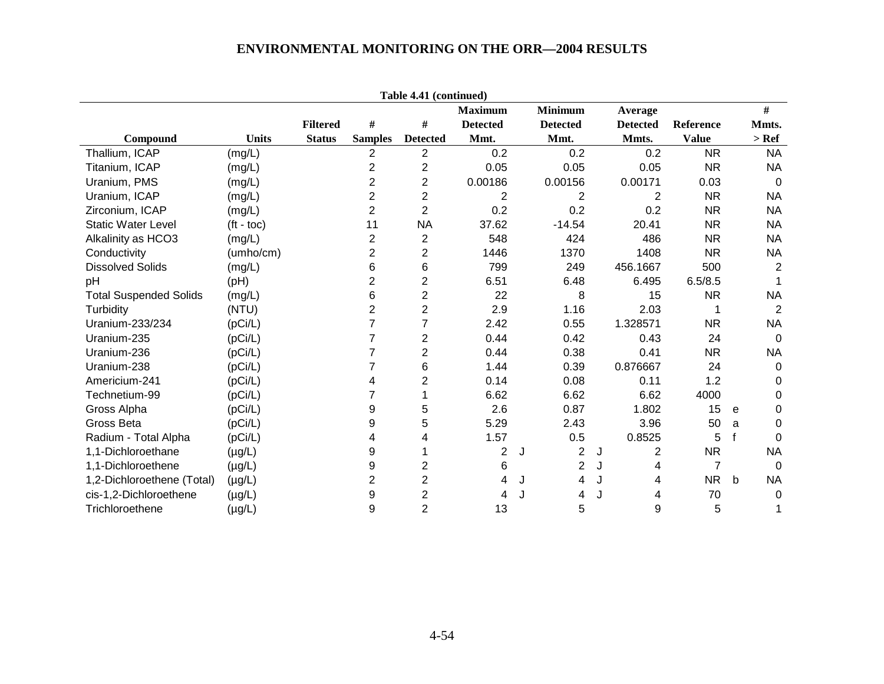**Table 4.41 (continued)**

| Compound | Units | Filtered Status | # Samples | # Detected | Maximum Detected Mmt. | | Minimum Detected Mmt. | | Average Detected Mmts. | Reference Value | | # Mmts. > Ref |
|---|---|---|---|---|---|---|---|---|---|---|---|---|
| Thallium, ICAP | (mg/L) | | 2 | 2 | 0.2 | | 0.2 | | 0.2 | NR | | NA |
| Titanium, ICAP | (mg/L) | | 2 | 2 | 0.05 | | 0.05 | | 0.05 | NR | | NA |
| Uranium, PMS | (mg/L) | | 2 | 2 | 0.00186 | | 0.00156 | | 0.00171 | 0.03 | | 0 |
| Uranium, ICAP | (mg/L) | | 2 | 2 | 2 | | 2 | | 2 | NR | | NA |
| Zirconium, ICAP | (mg/L) | | 2 | 2 | 0.2 | | 0.2 | | 0.2 | NR | | NA |
| Static Water Level | (ft - toc) | | 11 | NA | 37.62 | | -14.54 | | 20.41 | NR | | NA |
| Alkalinity as HCO3 | (mg/L) | | 2 | 2 | 548 | | 424 | | 486 | NR | | NA |
| Conductivity | (umho/cm) | | 2 | 2 | 1446 | | 1370 | | 1408 | NR | | NA |
| Dissolved Solids | (mg/L) | | 6 | 6 | 799 | | 249 | | 456.1667 | 500 | | 2 |
| pH | (pH) | | 2 | 2 | 6.51 | | 6.48 | | 6.495 | 6.5/8.5 | | 1 |
| Total Suspended Solids | (mg/L) | | 6 | 2 | 22 | | 8 | | 15 | NR | | NA |
| Turbidity | (NTU) | | 2 | 2 | 2.9 | | 1.16 | | 2.03 | 1 | | 2 |
| Uranium-233/234 | (pCi/L) | | 7 | 7 | 2.42 | | 0.55 | | 1.328571 | NR | | NA |
| Uranium-235 | (pCi/L) | | 7 | 2 | 0.44 | | 0.42 | | 0.43 | 24 | | 0 |
| Uranium-236 | (pCi/L) | | 7 | 2 | 0.44 | | 0.38 | | 0.41 | NR | | NA |
| Uranium-238 | (pCi/L) | | 7 | 6 | 1.44 | | 0.39 | | 0.876667 | 24 | | 0 |
| Americium-241 | (pCi/L) | | 4 | 2 | 0.14 | | 0.08 | | 0.11 | 1.2 | | 0 |
| Technetium-99 | (pCi/L) | | 7 | 1 | 6.62 | | 6.62 | | 6.62 | 4000 | | 0 |
| Gross Alpha | (pCi/L) | | 9 | 5 | 2.6 | | 0.87 | | 1.802 | 15 | e | 0 |
| Gross Beta | (pCi/L) | | 9 | 5 | 5.29 | | 2.43 | | 3.96 | 50 | a | 0 |
| Radium - Total Alpha | (pCi/L) | | 4 | 4 | 1.57 | | 0.5 | | 0.8525 | 5 | f | 0 |
| 1,1-Dichloroethane | (µg/L) | | 9 | 1 | 2 | J | 2 | J | 2 | NR | | NA |
| 1,1-Dichloroethene | (µg/L) | | 9 | 2 | 6 | | 2 | J | 4 | 7 | | 0 |
| 1,2-Dichloroethene (Total) | (µg/L) | | 2 | 2 | 4 | J | 4 | J | 4 | NR | b | NA |
| cis-1,2-Dichloroethene | (µg/L) | | 9 | 2 | 4 | J | 4 | J | 4 | 70 | | 0 |
| Trichloroethene | (µg/L) | | 9 | 2 | 13 | | 5 | | 9 | 5 | | 1 |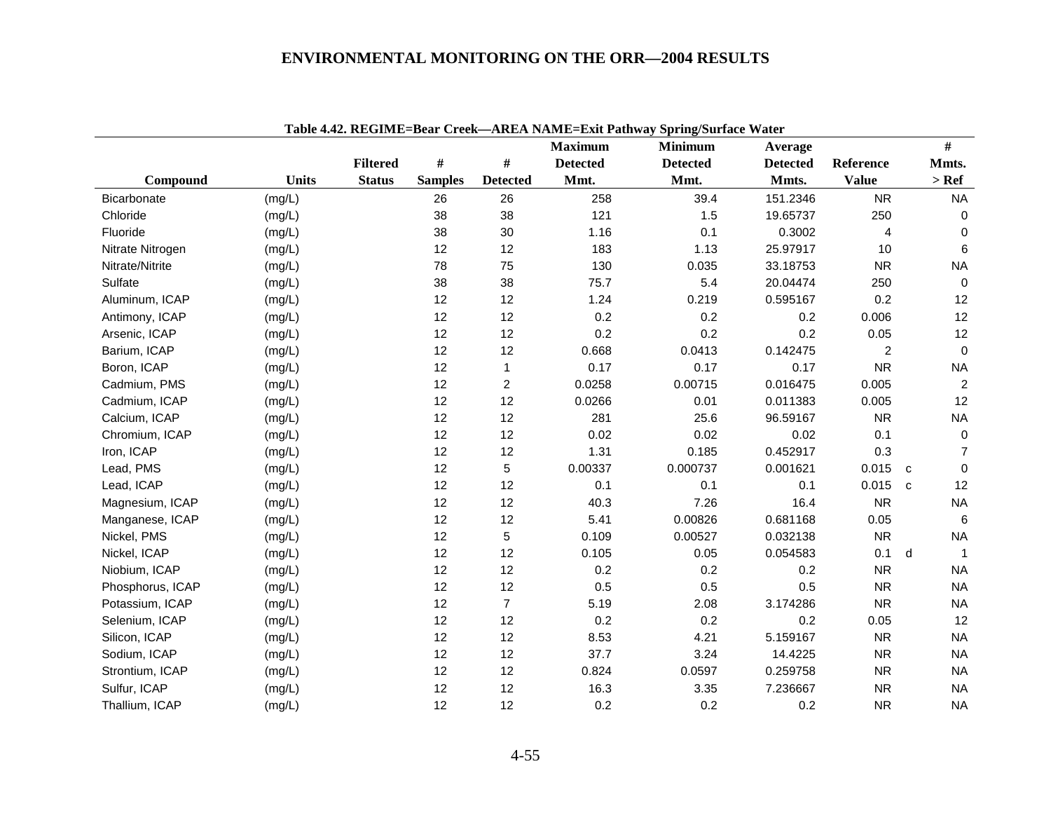**Table 4.42. REGIME=Bear Creek—AREA NAME=Exit Pathway Spring/Surface Water**

| Compound | Units | Filtered Status | # Samples | # Detected | Maximum Detected Mmt. | Minimum Detected Mmt. | Average Detected Mmts. | Reference Value | | # Mmts. > Ref |
|---|---|---|---|---|---|---|---|---|---|---|
| Bicarbonate | (mg/L) | | 26 | 26 | 258 | 39.4 | 151.2346 | NR | | NA |
| Chloride | (mg/L) | | 38 | 38 | 121 | 1.5 | 19.65737 | 250 | | 0 |
| Fluoride | (mg/L) | | 38 | 30 | 1.16 | 0.1 | 0.3002 | 4 | | 0 |
| Nitrate Nitrogen | (mg/L) | | 12 | 12 | 183 | 1.13 | 25.97917 | 10 | | 6 |
| Nitrate/Nitrite | (mg/L) | | 78 | 75 | 130 | 0.035 | 33.18753 | NR | | NA |
| Sulfate | (mg/L) | | 38 | 38 | 75.7 | 5.4 | 20.04474 | 250 | | 0 |
| Aluminum, ICAP | (mg/L) | | 12 | 12 | 1.24 | 0.219 | 0.595167 | 0.2 | | 12 |
| Antimony, ICAP | (mg/L) | | 12 | 12 | 0.2 | 0.2 | 0.2 | 0.006 | | 12 |
| Arsenic, ICAP | (mg/L) | | 12 | 12 | 0.2 | 0.2 | 0.2 | 0.05 | | 12 |
| Barium, ICAP | (mg/L) | | 12 | 12 | 0.668 | 0.0413 | 0.142475 | 2 | | 0 |
| Boron, ICAP | (mg/L) | | 12 | 1 | 0.17 | 0.17 | 0.17 | NR | | NA |
| Cadmium, PMS | (mg/L) | | 12 | 2 | 0.0258 | 0.00715 | 0.016475 | 0.005 | | 2 |
| Cadmium, ICAP | (mg/L) | | 12 | 12 | 0.0266 | 0.01 | 0.011383 | 0.005 | | 12 |
| Calcium, ICAP | (mg/L) | | 12 | 12 | 281 | 25.6 | 96.59167 | NR | | NA |
| Chromium, ICAP | (mg/L) | | 12 | 12 | 0.02 | 0.02 | 0.02 | 0.1 | | 0 |
| Iron, ICAP | (mg/L) | | 12 | 12 | 1.31 | 0.185 | 0.452917 | 0.3 | | 7 |
| Lead, PMS | (mg/L) | | 12 | 5 | 0.00337 | 0.000737 | 0.001621 | 0.015 | c | 0 |
| Lead, ICAP | (mg/L) | | 12 | 12 | 0.1 | 0.1 | 0.1 | 0.015 | c | 12 |
| Magnesium, ICAP | (mg/L) | | 12 | 12 | 40.3 | 7.26 | 16.4 | NR | | NA |
| Manganese, ICAP | (mg/L) | | 12 | 12 | 5.41 | 0.00826 | 0.681168 | 0.05 | | 6 |
| Nickel, PMS | (mg/L) | | 12 | 5 | 0.109 | 0.00527 | 0.032138 | NR | | NA |
| Nickel, ICAP | (mg/L) | | 12 | 12 | 0.105 | 0.05 | 0.054583 | 0.1 | d | 1 |
| Niobium, ICAP | (mg/L) | | 12 | 12 | 0.2 | 0.2 | 0.2 | NR | | NA |
| Phosphorus, ICAP | (mg/L) | | 12 | 12 | 0.5 | 0.5 | 0.5 | NR | | NA |
| Potassium, ICAP | (mg/L) | | 12 | 7 | 5.19 | 2.08 | 3.174286 | NR | | NA |
| Selenium, ICAP | (mg/L) | | 12 | 12 | 0.2 | 0.2 | 0.2 | 0.05 | | 12 |
| Silicon, ICAP | (mg/L) | | 12 | 12 | 8.53 | 4.21 | 5.159167 | NR | | NA |
| Sodium, ICAP | (mg/L) | | 12 | 12 | 37.7 | 3.24 | 14.4225 | NR | | NA |
| Strontium, ICAP | (mg/L) | | 12 | 12 | 0.824 | 0.0597 | 0.259758 | NR | | NA |
| Sulfur, ICAP | (mg/L) | | 12 | 12 | 16.3 | 3.35 | 7.236667 | NR | | NA |
| Thallium, ICAP | (mg/L) | | 12 | 12 | 0.2 | 0.2 | 0.2 | NR | | NA |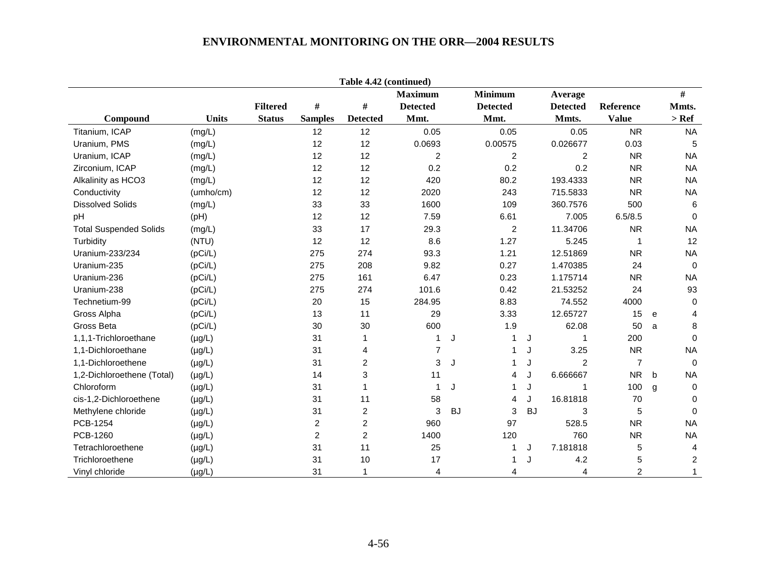## ENVIRONMENTAL MONITORING ON THE ORR—2004 RESULTS

**Table 4.42 (continued)**

| Compound | Units | Filtered Status | # Samples | # Detected | Maximum Detected Mmt. | | Minimum Detected Mmt. | | Average Detected Mmts. | Reference Value | | # Mmts. > Ref |
|---|---|---|---|---|---|---|---|---|---|---|---|---|
| Titanium, ICAP | (mg/L) | | 12 | 12 | 0.05 | | 0.05 | | 0.05 | NR | | NA |
| Uranium, PMS | (mg/L) | | 12 | 12 | 0.0693 | | 0.00575 | | 0.026677 | 0.03 | | 5 |
| Uranium, ICAP | (mg/L) | | 12 | 12 | 2 | | 2 | | 2 | NR | | NA |
| Zirconium, ICAP | (mg/L) | | 12 | 12 | 0.2 | | 0.2 | | 0.2 | NR | | NA |
| Alkalinity as HCO3 | (mg/L) | | 12 | 12 | 420 | | 80.2 | | 193.4333 | NR | | NA |
| Conductivity | (umho/cm) | | 12 | 12 | 2020 | | 243 | | 715.5833 | NR | | NA |
| Dissolved Solids | (mg/L) | | 33 | 33 | 1600 | | 109 | | 360.7576 | 500 | | 6 |
| pH | (pH) | | 12 | 12 | 7.59 | | 6.61 | | 7.005 | 6.5/8.5 | | 0 |
| Total Suspended Solids | (mg/L) | | 33 | 17 | 29.3 | | 2 | | 11.34706 | NR | | NA |
| Turbidity | (NTU) | | 12 | 12 | 8.6 | | 1.27 | | 5.245 | 1 | | 12 |
| Uranium-233/234 | (pCi/L) | | 275 | 274 | 93.3 | | 1.21 | | 12.51869 | NR | | NA |
| Uranium-235 | (pCi/L) | | 275 | 208 | 9.82 | | 0.27 | | 1.470385 | 24 | | 0 |
| Uranium-236 | (pCi/L) | | 275 | 161 | 6.47 | | 0.23 | | 1.175714 | NR | | NA |
| Uranium-238 | (pCi/L) | | 275 | 274 | 101.6 | | 0.42 | | 21.53252 | 24 | | 93 |
| Technetium-99 | (pCi/L) | | 20 | 15 | 284.95 | | 8.83 | | 74.552 | 4000 | | 0 |
| Gross Alpha | (pCi/L) | | 13 | 11 | 29 | | 3.33 | | 12.65727 | 15 | e | 4 |
| Gross Beta | (pCi/L) | | 30 | 30 | 600 | | 1.9 | | 62.08 | 50 | a | 8 |
| 1,1,1-Trichloroethane | (µg/L) | | 31 | 1 | 1 | J | 1 | J | 1 | 200 | | 0 |
| 1,1-Dichloroethane | (µg/L) | | 31 | 4 | 7 | | 1 | J | 3.25 | NR | | NA |
| 1,1-Dichloroethene | (µg/L) | | 31 | 2 | 3 | J | 1 | J | 2 | 7 | | 0 |
| 1,2-Dichloroethene (Total) | (µg/L) | | 14 | 3 | 11 | | 4 | J | 6.666667 | NR | b | NA |
| Chloroform | (µg/L) | | 31 | 1 | 1 | J | 1 | J | 1 | 100 | g | 0 |
| cis-1,2-Dichloroethene | (µg/L) | | 31 | 11 | 58 | | 4 | J | 16.81818 | 70 | | 0 |
| Methylene chloride | (µg/L) | | 31 | 2 | 3 | BJ | 3 | BJ | 3 | 5 | | 0 |
| PCB-1254 | (µg/L) | | 2 | 2 | 960 | | 97 | | 528.5 | NR | | NA |
| PCB-1260 | (µg/L) | | 2 | 2 | 1400 | | 120 | | 760 | NR | | NA |
| Tetrachloroethene | (µg/L) | | 31 | 11 | 25 | | 1 | J | 7.181818 | 5 | | 4 |
| Trichloroethene | (µg/L) | | 31 | 10 | 17 | | 1 | J | 4.2 | 5 | | 2 |
| Vinyl chloride | (µg/L) | | 31 | 1 | 4 | | 4 | | 4 | 2 | | 1 |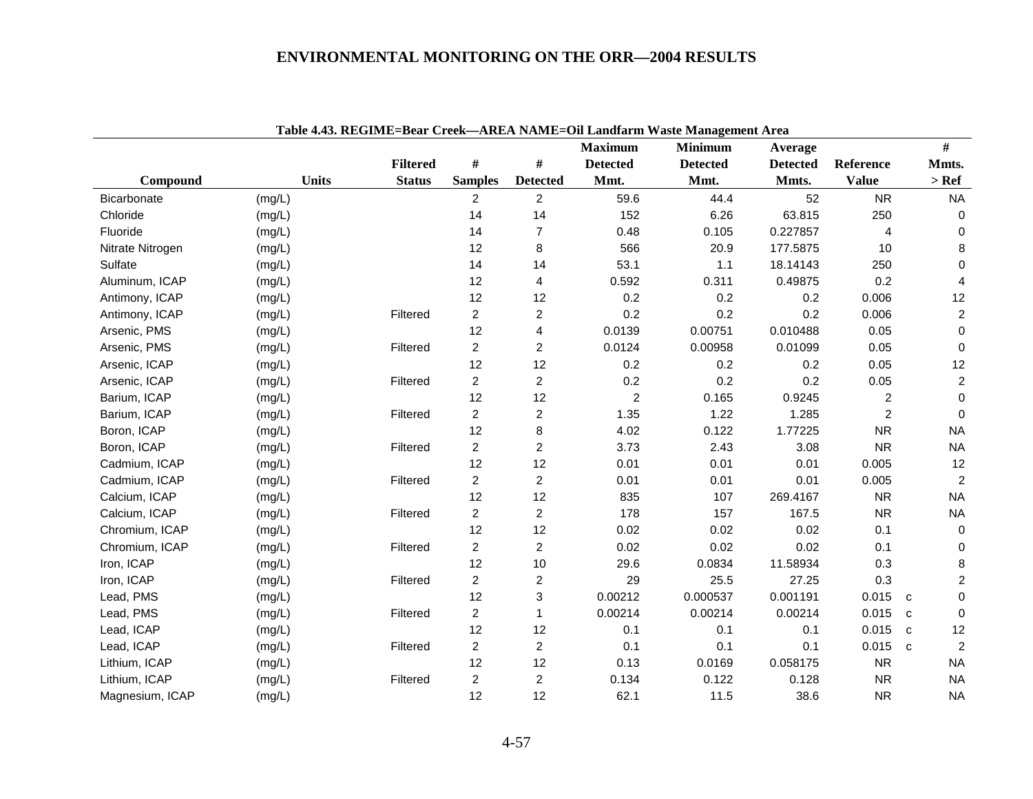## Table 4.43. REGIME=Bear Creek—AREA NAME=Oil Landfarm Waste Management Area

| Compound | Units | Filtered Status | # Samples | # Detected | Maximum Detected Mmt. | Minimum Detected Mmt. | Average Detected Mmts. | Reference Value | | # Mmts. > Ref |
|---|---|---|---|---|---|---|---|---|---|---|
| Bicarbonate | (mg/L) | | 2 | 2 | 59.6 | 44.4 | 52 | NR | | NA |
| Chloride | (mg/L) | | 14 | 14 | 152 | 6.26 | 63.815 | 250 | | 0 |
| Fluoride | (mg/L) | | 14 | 7 | 0.48 | 0.105 | 0.227857 | 4 | | 0 |
| Nitrate Nitrogen | (mg/L) | | 12 | 8 | 566 | 20.9 | 177.5875 | 10 | | 8 |
| Sulfate | (mg/L) | | 14 | 14 | 53.1 | 1.1 | 18.14143 | 250 | | 0 |
| Aluminum, ICAP | (mg/L) | | 12 | 4 | 0.592 | 0.311 | 0.49875 | 0.2 | | 4 |
| Antimony, ICAP | (mg/L) | | 12 | 12 | 0.2 | 0.2 | 0.2 | 0.006 | | 12 |
| Antimony, ICAP | (mg/L) | Filtered | 2 | 2 | 0.2 | 0.2 | 0.2 | 0.006 | | 2 |
| Arsenic, PMS | (mg/L) | | 12 | 4 | 0.0139 | 0.00751 | 0.010488 | 0.05 | | 0 |
| Arsenic, PMS | (mg/L) | Filtered | 2 | 2 | 0.0124 | 0.00958 | 0.01099 | 0.05 | | 0 |
| Arsenic, ICAP | (mg/L) | | 12 | 12 | 0.2 | 0.2 | 0.2 | 0.05 | | 12 |
| Arsenic, ICAP | (mg/L) | Filtered | 2 | 2 | 0.2 | 0.2 | 0.2 | 0.05 | | 2 |
| Barium, ICAP | (mg/L) | | 12 | 12 | 2 | 0.165 | 0.9245 | 2 | | 0 |
| Barium, ICAP | (mg/L) | Filtered | 2 | 2 | 1.35 | 1.22 | 1.285 | 2 | | 0 |
| Boron, ICAP | (mg/L) | | 12 | 8 | 4.02 | 0.122 | 1.77225 | NR | | NA |
| Boron, ICAP | (mg/L) | Filtered | 2 | 2 | 3.73 | 2.43 | 3.08 | NR | | NA |
| Cadmium, ICAP | (mg/L) | | 12 | 12 | 0.01 | 0.01 | 0.01 | 0.005 | | 12 |
| Cadmium, ICAP | (mg/L) | Filtered | 2 | 2 | 0.01 | 0.01 | 0.01 | 0.005 | | 2 |
| Calcium, ICAP | (mg/L) | | 12 | 12 | 835 | 107 | 269.4167 | NR | | NA |
| Calcium, ICAP | (mg/L) | Filtered | 2 | 2 | 178 | 157 | 167.5 | NR | | NA |
| Chromium, ICAP | (mg/L) | | 12 | 12 | 0.02 | 0.02 | 0.02 | 0.1 | | 0 |
| Chromium, ICAP | (mg/L) | Filtered | 2 | 2 | 0.02 | 0.02 | 0.02 | 0.1 | | 0 |
| Iron, ICAP | (mg/L) | | 12 | 10 | 29.6 | 0.0834 | 11.58934 | 0.3 | | 8 |
| Iron, ICAP | (mg/L) | Filtered | 2 | 2 | 29 | 25.5 | 27.25 | 0.3 | | 2 |
| Lead, PMS | (mg/L) | | 12 | 3 | 0.00212 | 0.000537 | 0.001191 | 0.015 | c | 0 |
| Lead, PMS | (mg/L) | Filtered | 2 | 1 | 0.00214 | 0.00214 | 0.00214 | 0.015 | c | 0 |
| Lead, ICAP | (mg/L) | | 12 | 12 | 0.1 | 0.1 | 0.1 | 0.015 | c | 12 |
| Lead, ICAP | (mg/L) | Filtered | 2 | 2 | 0.1 | 0.1 | 0.1 | 0.015 | c | 2 |
| Lithium, ICAP | (mg/L) | | 12 | 12 | 0.13 | 0.0169 | 0.058175 | NR | | NA |
| Lithium, ICAP | (mg/L) | Filtered | 2 | 2 | 0.134 | 0.122 | 0.128 | NR | | NA |
| Magnesium, ICAP | (mg/L) | | 12 | 12 | 62.1 | 11.5 | 38.6 | NR | | NA |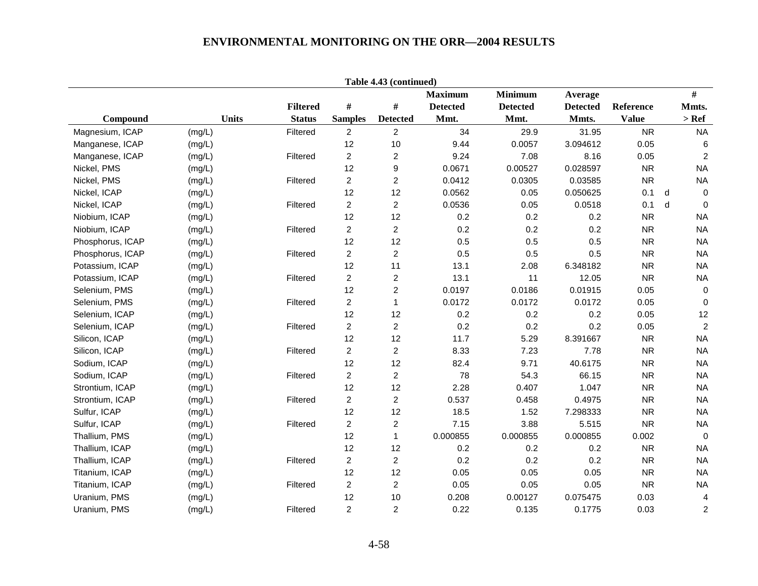Table 4.43 (continued)

| Compound | Units | Filtered Status | # Samples | # Detected | Maximum Detected Mmt. | Minimum Detected Mmt. | Average Detected Mmts. | Reference Value | | # Mmts. > Ref |
|---|---|---|---|---|---|---|---|---|---|---|
| Magnesium, ICAP | (mg/L) | Filtered | 2 | 2 | 34 | 29.9 | 31.95 | NR | | NA |
| Manganese, ICAP | (mg/L) | | 12 | 10 | 9.44 | 0.0057 | 3.094612 | 0.05 | | 6 |
| Manganese, ICAP | (mg/L) | Filtered | 2 | 2 | 9.24 | 7.08 | 8.16 | 0.05 | | 2 |
| Nickel, PMS | (mg/L) | | 12 | 9 | 0.0671 | 0.00527 | 0.028597 | NR | | NA |
| Nickel, PMS | (mg/L) | Filtered | 2 | 2 | 0.0412 | 0.0305 | 0.03585 | NR | | NA |
| Nickel, ICAP | (mg/L) | | 12 | 12 | 0.0562 | 0.05 | 0.050625 | 0.1 | d | 0 |
| Nickel, ICAP | (mg/L) | Filtered | 2 | 2 | 0.0536 | 0.05 | 0.0518 | 0.1 | d | 0 |
| Niobium, ICAP | (mg/L) | | 12 | 12 | 0.2 | 0.2 | 0.2 | NR | | NA |
| Niobium, ICAP | (mg/L) | Filtered | 2 | 2 | 0.2 | 0.2 | 0.2 | NR | | NA |
| Phosphorus, ICAP | (mg/L) | | 12 | 12 | 0.5 | 0.5 | 0.5 | NR | | NA |
| Phosphorus, ICAP | (mg/L) | Filtered | 2 | 2 | 0.5 | 0.5 | 0.5 | NR | | NA |
| Potassium, ICAP | (mg/L) | | 12 | 11 | 13.1 | 2.08 | 6.348182 | NR | | NA |
| Potassium, ICAP | (mg/L) | Filtered | 2 | 2 | 13.1 | 11 | 12.05 | NR | | NA |
| Selenium, PMS | (mg/L) | | 12 | 2 | 0.0197 | 0.0186 | 0.01915 | 0.05 | | 0 |
| Selenium, PMS | (mg/L) | Filtered | 2 | 1 | 0.0172 | 0.0172 | 0.0172 | 0.05 | | 0 |
| Selenium, ICAP | (mg/L) | | 12 | 12 | 0.2 | 0.2 | 0.2 | 0.05 | | 12 |
| Selenium, ICAP | (mg/L) | Filtered | 2 | 2 | 0.2 | 0.2 | 0.2 | 0.05 | | 2 |
| Silicon, ICAP | (mg/L) | | 12 | 12 | 11.7 | 5.29 | 8.391667 | NR | | NA |
| Silicon, ICAP | (mg/L) | Filtered | 2 | 2 | 8.33 | 7.23 | 7.78 | NR | | NA |
| Sodium, ICAP | (mg/L) | | 12 | 12 | 82.4 | 9.71 | 40.6175 | NR | | NA |
| Sodium, ICAP | (mg/L) | Filtered | 2 | 2 | 78 | 54.3 | 66.15 | NR | | NA |
| Strontium, ICAP | (mg/L) | | 12 | 12 | 2.28 | 0.407 | 1.047 | NR | | NA |
| Strontium, ICAP | (mg/L) | Filtered | 2 | 2 | 0.537 | 0.458 | 0.4975 | NR | | NA |
| Sulfur, ICAP | (mg/L) | | 12 | 12 | 18.5 | 1.52 | 7.298333 | NR | | NA |
| Sulfur, ICAP | (mg/L) | Filtered | 2 | 2 | 7.15 | 3.88 | 5.515 | NR | | NA |
| Thallium, PMS | (mg/L) | | 12 | 1 | 0.000855 | 0.000855 | 0.000855 | 0.002 | | 0 |
| Thallium, ICAP | (mg/L) | | 12 | 12 | 0.2 | 0.2 | 0.2 | NR | | NA |
| Thallium, ICAP | (mg/L) | Filtered | 2 | 2 | 0.2 | 0.2 | 0.2 | NR | | NA |
| Titanium, ICAP | (mg/L) | | 12 | 12 | 0.05 | 0.05 | 0.05 | NR | | NA |
| Titanium, ICAP | (mg/L) | Filtered | 2 | 2 | 0.05 | 0.05 | 0.05 | NR | | NA |
| Uranium, PMS | (mg/L) | | 12 | 10 | 0.208 | 0.00127 | 0.075475 | 0.03 | | 4 |
| Uranium, PMS | (mg/L) | Filtered | 2 | 2 | 0.22 | 0.135 | 0.1775 | 0.03 | | 2 |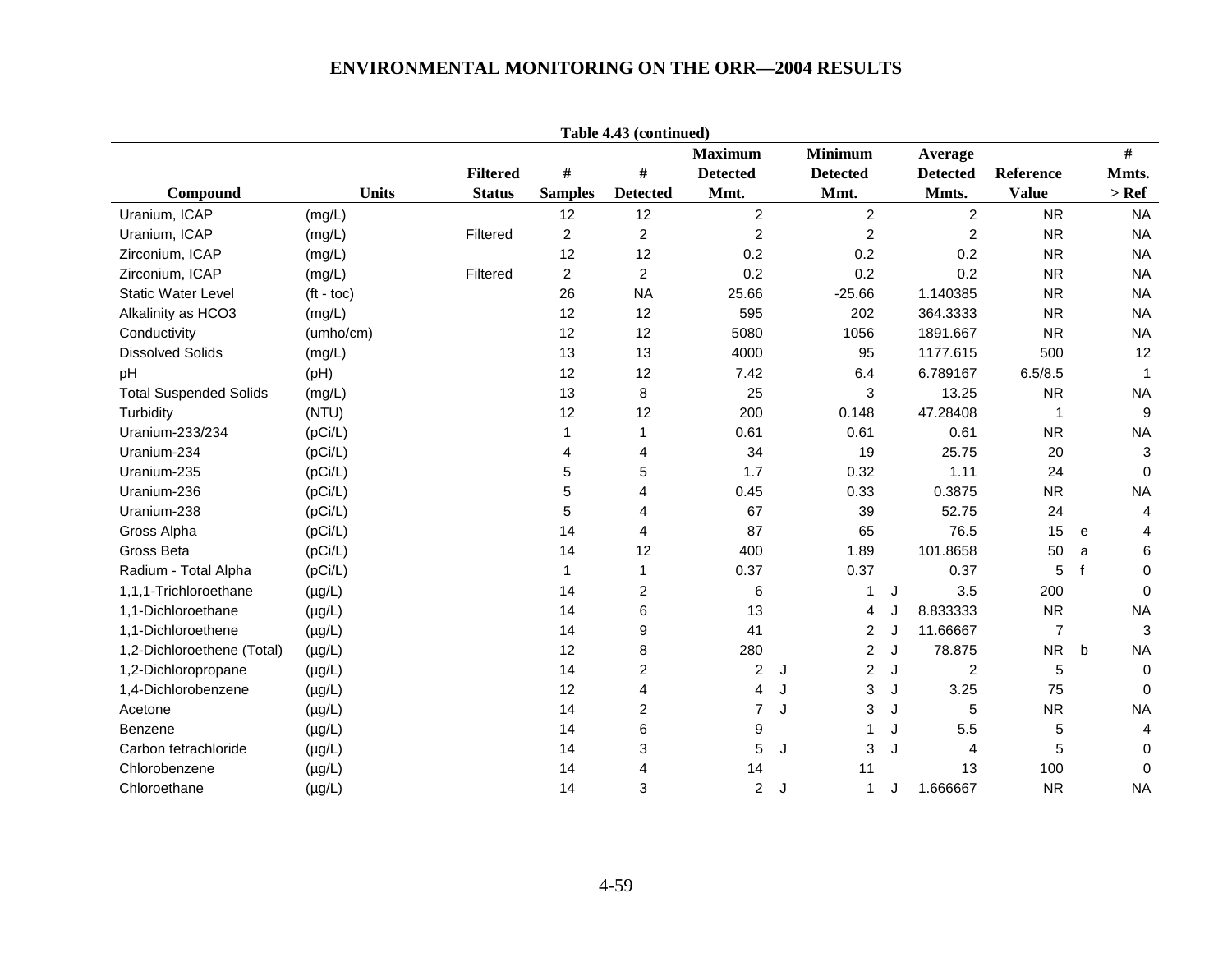**Table 4.43 (continued)**

| Compound | Units | Filtered Status | # Samples | # Detected | Maximum Detected Mmt. | | Minimum Detected Mmt. | | Average Detected Mmts. | Reference Value | | # Mmts. > Ref |
|---|---|---|---|---|---|---|---|---|---|---|---|---|
| Uranium, ICAP | (mg/L) | | 12 | 12 | 2 | | 2 | | 2 | NR | | NA |
| Uranium, ICAP | (mg/L) | Filtered | 2 | 2 | 2 | | 2 | | 2 | NR | | NA |
| Zirconium, ICAP | (mg/L) | | 12 | 12 | 0.2 | | 0.2 | | 0.2 | NR | | NA |
| Zirconium, ICAP | (mg/L) | Filtered | 2 | 2 | 0.2 | | 0.2 | | 0.2 | NR | | NA |
| Static Water Level | (ft - toc) | | 26 | NA | 25.66 | | -25.66 | | 1.140385 | NR | | NA |
| Alkalinity as HCO3 | (mg/L) | | 12 | 12 | 595 | | 202 | | 364.3333 | NR | | NA |
| Conductivity | (umho/cm) | | 12 | 12 | 5080 | | 1056 | | 1891.667 | NR | | NA |
| Dissolved Solids | (mg/L) | | 13 | 13 | 4000 | | 95 | | 1177.615 | 500 | | 12 |
| pH | (pH) | | 12 | 12 | 7.42 | | 6.4 | | 6.789167 | 6.5/8.5 | | 1 |
| Total Suspended Solids | (mg/L) | | 13 | 8 | 25 | | 3 | | 13.25 | NR | | NA |
| Turbidity | (NTU) | | 12 | 12 | 200 | | 0.148 | | 47.28408 | 1 | | 9 |
| Uranium-233/234 | (pCi/L) | | 1 | 1 | 0.61 | | 0.61 | | 0.61 | NR | | NA |
| Uranium-234 | (pCi/L) | | 4 | 4 | 34 | | 19 | | 25.75 | 20 | | 3 |
| Uranium-235 | (pCi/L) | | 5 | 5 | 1.7 | | 0.32 | | 1.11 | 24 | | 0 |
| Uranium-236 | (pCi/L) | | 5 | 4 | 0.45 | | 0.33 | | 0.3875 | NR | | NA |
| Uranium-238 | (pCi/L) | | 5 | 4 | 67 | | 39 | | 52.75 | 24 | | 4 |
| Gross Alpha | (pCi/L) | | 14 | 4 | 87 | | 65 | | 76.5 | 15 | e | 4 |
| Gross Beta | (pCi/L) | | 14 | 12 | 400 | | 1.89 | | 101.8658 | 50 | a | 6 |
| Radium - Total Alpha | (pCi/L) | | 1 | 1 | 0.37 | | 0.37 | | 0.37 | 5 | f | 0 |
| 1,1,1-Trichloroethane | (µg/L) | | 14 | 2 | 6 | | 1 | J | 3.5 | 200 | | 0 |
| 1,1-Dichloroethane | (µg/L) | | 14 | 6 | 13 | | 4 | J | 8.833333 | NR | | NA |
| 1,1-Dichloroethene | (µg/L) | | 14 | 9 | 41 | | 2 | J | 11.66667 | 7 | | 3 |
| 1,2-Dichloroethene (Total) | (µg/L) | | 12 | 8 | 280 | | 2 | J | 78.875 | NR | b | NA |
| 1,2-Dichloropropane | (µg/L) | | 14 | 2 | 2 | J | 2 | J | 2 | 5 | | 0 |
| 1,4-Dichlorobenzene | (µg/L) | | 12 | 4 | 4 | J | 3 | J | 3.25 | 75 | | 0 |
| Acetone | (µg/L) | | 14 | 2 | 7 | J | 3 | J | 5 | NR | | NA |
| Benzene | (µg/L) | | 14 | 6 | 9 | | 1 | J | 5.5 | 5 | | 4 |
| Carbon tetrachloride | (µg/L) | | 14 | 3 | 5 | J | 3 | J | 4 | 5 | | 0 |
| Chlorobenzene | (µg/L) | | 14 | 4 | 14 | | 11 | | 13 | 100 | | 0 |
| Chloroethane | (µg/L) | | 14 | 3 | 2 | J | 1 | J | 1.666667 | NR | | NA |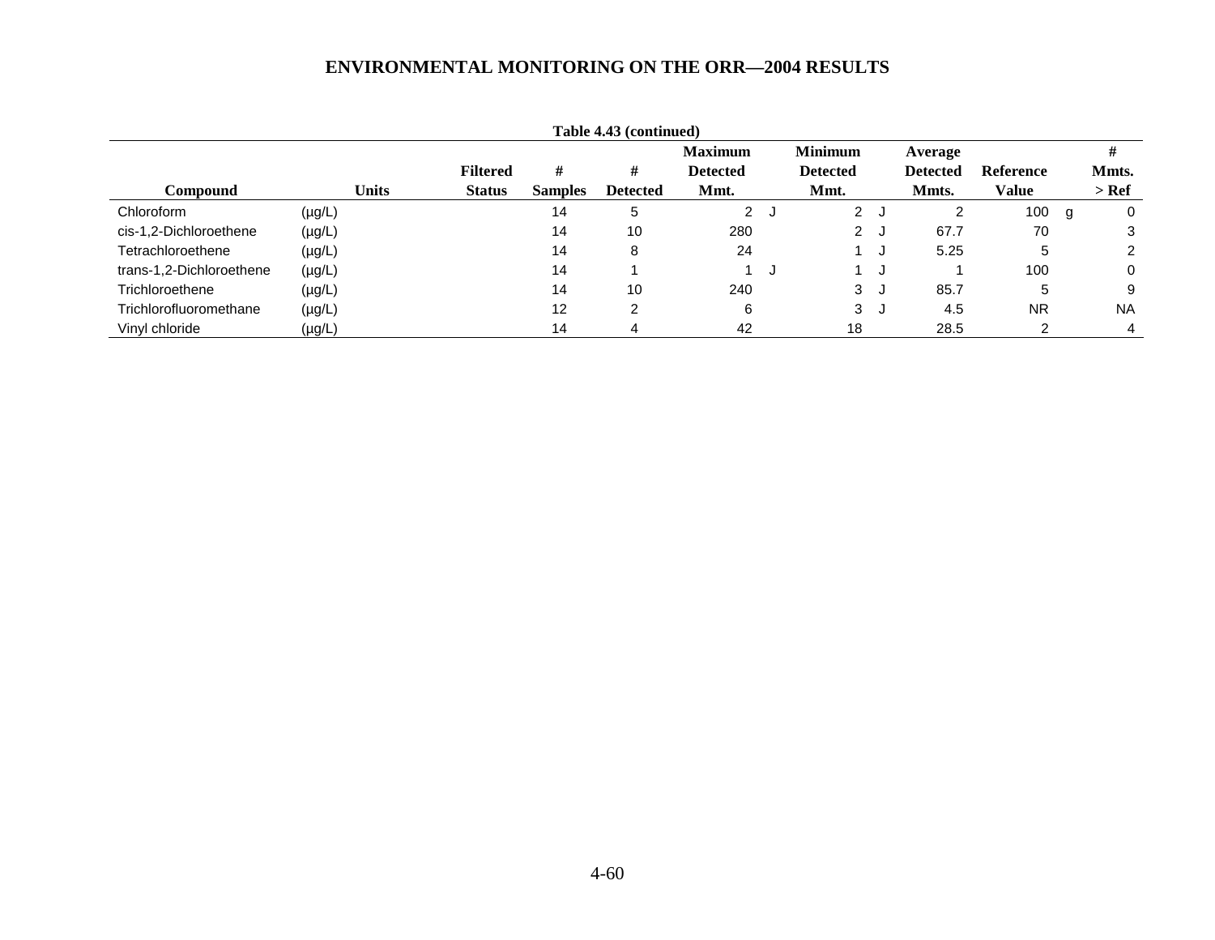Table 4.43 (continued)

| Compound | Units | Filtered Status | # Samples | # Detected | Maximum Detected Mmt. | | Minimum Detected Mmt. | | Average Detected Mmts. | Reference Value | | # Mmts. > Ref |
|---|---|---|---|---|---|---|---|---|---|---|---|---|
| Chloroform | (µg/L) | | 14 | 5 | 2 | J | 2 | J | 2 | 100 | g | 0 |
| cis-1,2-Dichloroethene | (µg/L) | | 14 | 10 | 280 | | 2 | J | 67.7 | 70 | | 3 |
| Tetrachloroethene | (µg/L) | | 14 | 8 | 24 | | 1 | J | 5.25 | 5 | | 2 |
| trans-1,2-Dichloroethene | (µg/L) | | 14 | 1 | 1 | J | 1 | J | 1 | 100 | | 0 |
| Trichloroethene | (µg/L) | | 14 | 10 | 240 | | 3 | J | 85.7 | 5 | | 9 |
| Trichlorofluoromethane | (µg/L) | | 12 | 2 | 6 | | 3 | J | 4.5 | NR | | NA |
| Vinyl chloride | (µg/L) | | 14 | 4 | 42 | | 18 | | 28.5 | 2 | | 4 |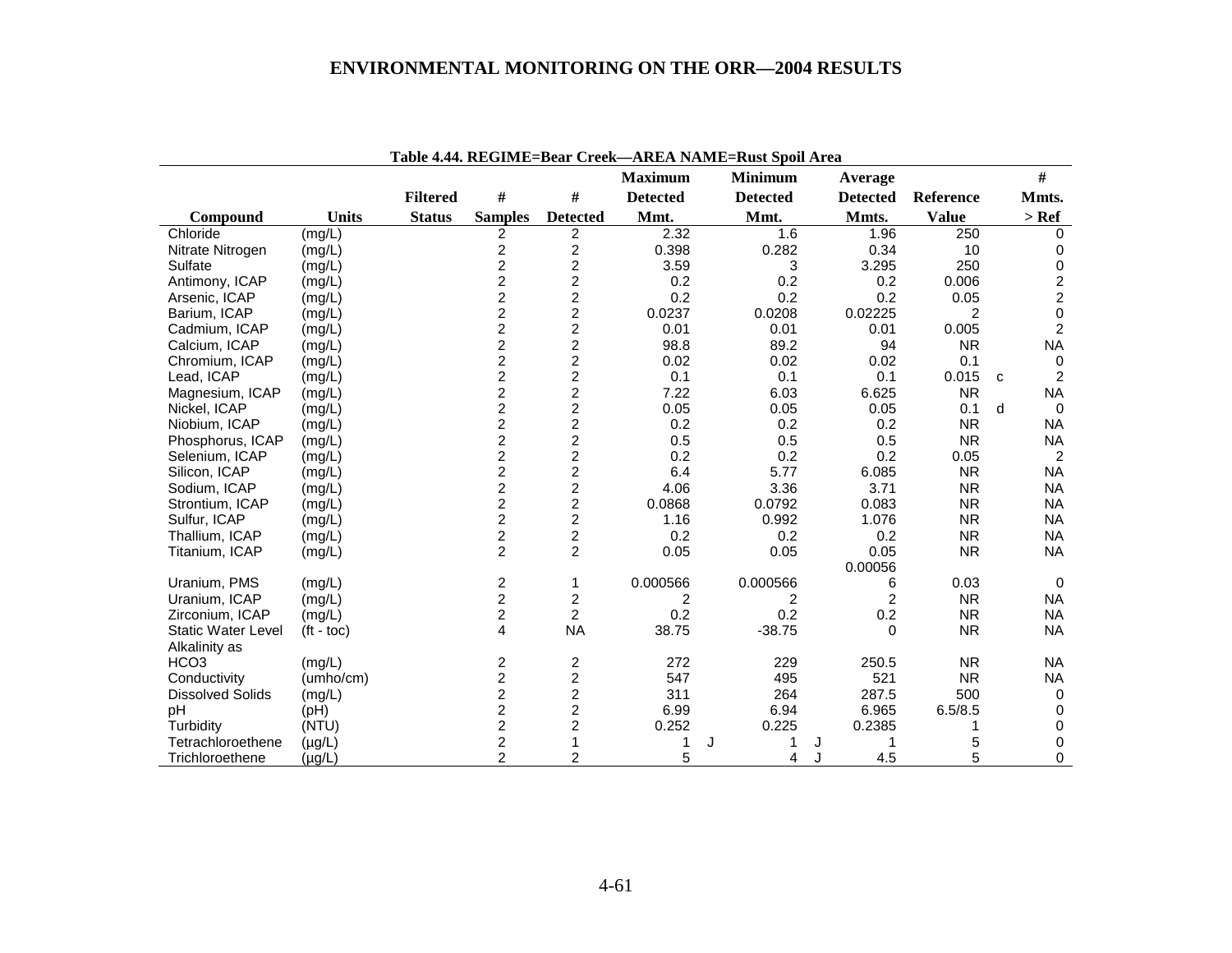**Table 4.44. REGIME=Bear Creek—AREA NAME=Rust Spoil Area**

| Compound | Units | Filtered Status | # Samples | # Detected | Maximum Detected Mmt. | | Minimum Detected Mmt. | | Average Detected Mmts. | Reference Value | | # Mmts. > Ref |
|---|---|---|---|---|---|---|---|---|---|---|---|---|
| Chloride | (mg/L) | | 2 | 2 | 2.32 | | 1.6 | | 1.96 | 250 | | 0 |
| Nitrate Nitrogen | (mg/L) | | 2 | 2 | 0.398 | | 0.282 | | 0.34 | 10 | | 0 |
| Sulfate | (mg/L) | | 2 | 2 | 3.59 | | 3 | | 3.295 | 250 | | 0 |
| Antimony, ICAP | (mg/L) | | 2 | 2 | 0.2 | | 0.2 | | 0.2 | 0.006 | | 2 |
| Arsenic, ICAP | (mg/L) | | 2 | 2 | 0.2 | | 0.2 | | 0.2 | 0.05 | | 2 |
| Barium, ICAP | (mg/L) | | 2 | 2 | 0.0237 | | 0.0208 | | 0.02225 | 2 | | 0 |
| Cadmium, ICAP | (mg/L) | | 2 | 2 | 0.01 | | 0.01 | | 0.01 | 0.005 | | 2 |
| Calcium, ICAP | (mg/L) | | 2 | 2 | 98.8 | | 89.2 | | 94 | NR | | NA |
| Chromium, ICAP | (mg/L) | | 2 | 2 | 0.02 | | 0.02 | | 0.02 | 0.1 | | 0 |
| Lead, ICAP | (mg/L) | | 2 | 2 | 0.1 | | 0.1 | | 0.1 | 0.015 | c | 2 |
| Magnesium, ICAP | (mg/L) | | 2 | 2 | 7.22 | | 6.03 | | 6.625 | NR | | NA |
| Nickel, ICAP | (mg/L) | | 2 | 2 | 0.05 | | 0.05 | | 0.05 | 0.1 | d | 0 |
| Niobium, ICAP | (mg/L) | | 2 | 2 | 0.2 | | 0.2 | | 0.2 | NR | | NA |
| Phosphorus, ICAP | (mg/L) | | 2 | 2 | 0.5 | | 0.5 | | 0.5 | NR | | NA |
| Selenium, ICAP | (mg/L) | | 2 | 2 | 0.2 | | 0.2 | | 0.2 | 0.05 | | 2 |
| Silicon, ICAP | (mg/L) | | 2 | 2 | 6.4 | | 5.77 | | 6.085 | NR | | NA |
| Sodium, ICAP | (mg/L) | | 2 | 2 | 4.06 | | 3.36 | | 3.71 | NR | | NA |
| Strontium, ICAP | (mg/L) | | 2 | 2 | 0.0868 | | 0.0792 | | 0.083 | NR | | NA |
| Sulfur, ICAP | (mg/L) | | 2 | 2 | 1.16 | | 0.992 | | 1.076 | NR | | NA |
| Thallium, ICAP | (mg/L) | | 2 | 2 | 0.2 | | 0.2 | | 0.2 | NR | | NA |
| Titanium, ICAP | (mg/L) | | 2 | 2 | 0.05 | | 0.05 | | 0.05 | NR | | NA |
| Uranium, PMS | (mg/L) | | 2 | 1 | 0.000566 | | 0.000566 | | 0.000566 | 0.03 | | 0 |
| Uranium, ICAP | (mg/L) | | 2 | 2 | 2 | | 2 | | 2 | NR | | NA |
| Zirconium, ICAP | (mg/L) | | 2 | 2 | 0.2 | | 0.2 | | 0.2 | NR | | NA |
| Static Water Level | (ft - toc) | | 4 | NA | 38.75 | | -38.75 | | 0 | NR | | NA |
| Alkalinity as HCO3 | (mg/L) | | 2 | 2 | 272 | | 229 | | 250.5 | NR | | NA |
| Conductivity | (umho/cm) | | 2 | 2 | 547 | | 495 | | 521 | NR | | NA |
| Dissolved Solids | (mg/L) | | 2 | 2 | 311 | | 264 | | 287.5 | 500 | | 0 |
| pH | (pH) | | 2 | 2 | 6.99 | | 6.94 | | 6.965 | 6.5/8.5 | | 0 |
| Turbidity | (NTU) | | 2 | 2 | 0.252 | | 0.225 | | 0.2385 | 1 | | 0 |
| Tetrachloroethene | (µg/L) | | 2 | 1 | 1 | J | 1 | J | 1 | 5 | | 0 |
| Trichloroethene | (µg/L) | | 2 | 2 | 5 | | 4 | J | 4.5 | 5 | | 0 |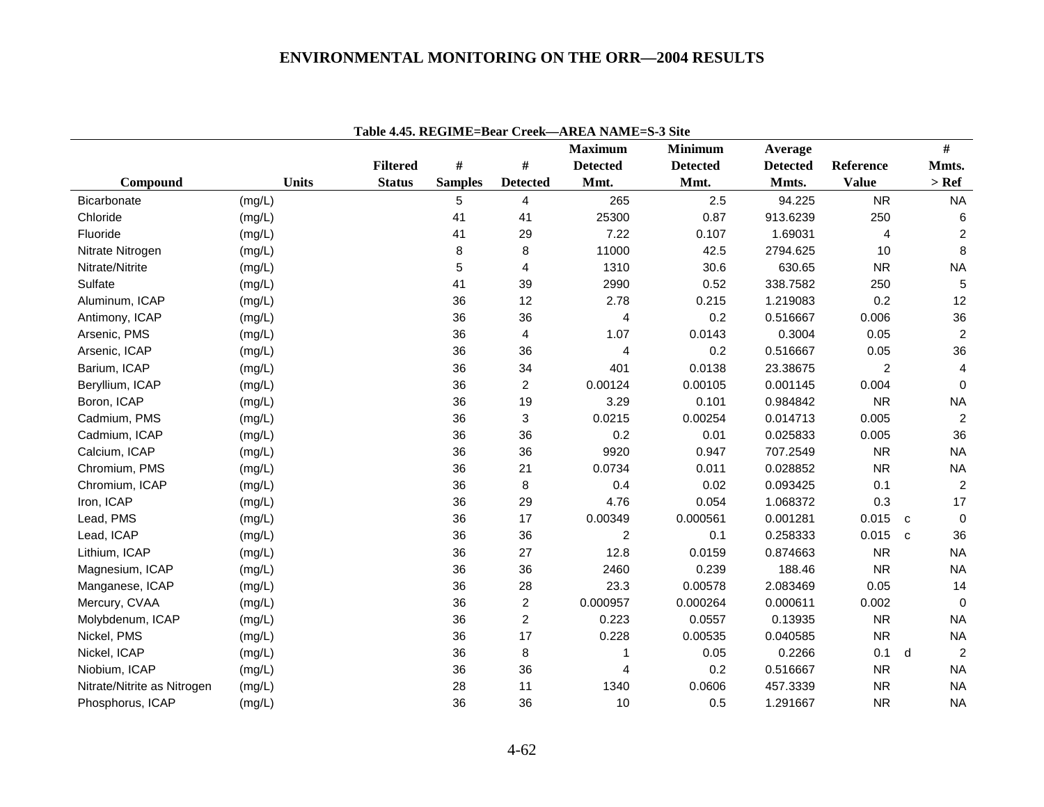**Table 4.45. REGIME=Bear Creek—AREA NAME=S-3 Site**

| Compound | Units | Filtered Status | # Samples | # Detected | Maximum Detected Mmt. | Minimum Detected Mmt. | Average Detected Mmts. | Reference Value | | # Mmts. > Ref |
|---|---|---|---|---|---|---|---|---|---|---|
| Bicarbonate | (mg/L) | | 5 | 4 | 265 | 2.5 | 94.225 | NR | | NA |
| Chloride | (mg/L) | | 41 | 41 | 25300 | 0.87 | 913.6239 | 250 | | 6 |
| Fluoride | (mg/L) | | 41 | 29 | 7.22 | 0.107 | 1.69031 | 4 | | 2 |
| Nitrate Nitrogen | (mg/L) | | 8 | 8 | 11000 | 42.5 | 2794.625 | 10 | | 8 |
| Nitrate/Nitrite | (mg/L) | | 5 | 4 | 1310 | 30.6 | 630.65 | NR | | NA |
| Sulfate | (mg/L) | | 41 | 39 | 2990 | 0.52 | 338.7582 | 250 | | 5 |
| Aluminum, ICAP | (mg/L) | | 36 | 12 | 2.78 | 0.215 | 1.219083 | 0.2 | | 12 |
| Antimony, ICAP | (mg/L) | | 36 | 36 | 4 | 0.2 | 0.516667 | 0.006 | | 36 |
| Arsenic, PMS | (mg/L) | | 36 | 4 | 1.07 | 0.0143 | 0.3004 | 0.05 | | 2 |
| Arsenic, ICAP | (mg/L) | | 36 | 36 | 4 | 0.2 | 0.516667 | 0.05 | | 36 |
| Barium, ICAP | (mg/L) | | 36 | 34 | 401 | 0.0138 | 23.38675 | 2 | | 4 |
| Beryllium, ICAP | (mg/L) | | 36 | 2 | 0.00124 | 0.00105 | 0.001145 | 0.004 | | 0 |
| Boron, ICAP | (mg/L) | | 36 | 19 | 3.29 | 0.101 | 0.984842 | NR | | NA |
| Cadmium, PMS | (mg/L) | | 36 | 3 | 0.0215 | 0.00254 | 0.014713 | 0.005 | | 2 |
| Cadmium, ICAP | (mg/L) | | 36 | 36 | 0.2 | 0.01 | 0.025833 | 0.005 | | 36 |
| Calcium, ICAP | (mg/L) | | 36 | 36 | 9920 | 0.947 | 707.2549 | NR | | NA |
| Chromium, PMS | (mg/L) | | 36 | 21 | 0.0734 | 0.011 | 0.028852 | NR | | NA |
| Chromium, ICAP | (mg/L) | | 36 | 8 | 0.4 | 0.02 | 0.093425 | 0.1 | | 2 |
| Iron, ICAP | (mg/L) | | 36 | 29 | 4.76 | 0.054 | 1.068372 | 0.3 | | 17 |
| Lead, PMS | (mg/L) | | 36 | 17 | 0.00349 | 0.000561 | 0.001281 | 0.015 | c | 0 |
| Lead, ICAP | (mg/L) | | 36 | 36 | 2 | 0.1 | 0.258333 | 0.015 | c | 36 |
| Lithium, ICAP | (mg/L) | | 36 | 27 | 12.8 | 0.0159 | 0.874663 | NR | | NA |
| Magnesium, ICAP | (mg/L) | | 36 | 36 | 2460 | 0.239 | 188.46 | NR | | NA |
| Manganese, ICAP | (mg/L) | | 36 | 28 | 23.3 | 0.00578 | 2.083469 | 0.05 | | 14 |
| Mercury, CVAA | (mg/L) | | 36 | 2 | 0.000957 | 0.000264 | 0.000611 | 0.002 | | 0 |
| Molybdenum, ICAP | (mg/L) | | 36 | 2 | 0.223 | 0.0557 | 0.13935 | NR | | NA |
| Nickel, PMS | (mg/L) | | 36 | 17 | 0.228 | 0.00535 | 0.040585 | NR | | NA |
| Nickel, ICAP | (mg/L) | | 36 | 8 | 1 | 0.05 | 0.2266 | 0.1 | d | 2 |
| Niobium, ICAP | (mg/L) | | 36 | 36 | 4 | 0.2 | 0.516667 | NR | | NA |
| Nitrate/Nitrite as Nitrogen | (mg/L) | | 28 | 11 | 1340 | 0.0606 | 457.3339 | NR | | NA |
| Phosphorus, ICAP | (mg/L) | | 36 | 36 | 10 | 0.5 | 1.291667 | NR | | NA |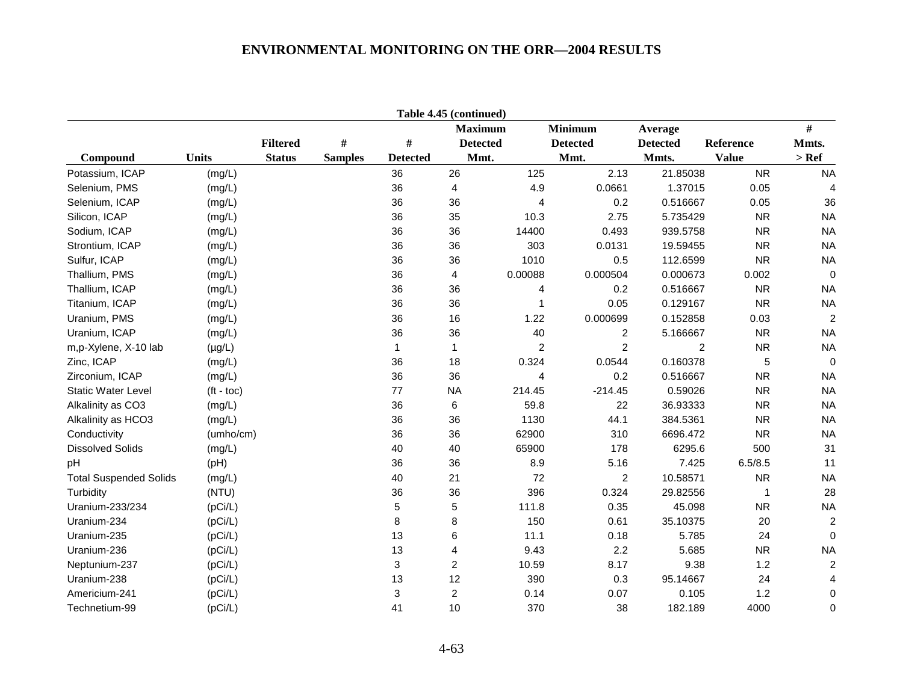Table 4.45 (continued)

| Compound | Units | Filtered Status | # Samples | # Detected | Maximum Detected Mmt. | Minimum Detected Mmt. | Average Detected Mmts. | Reference Value | # Mmts. > Ref |
|---|---|---|---|---|---|---|---|---|---|
| Potassium, ICAP | (mg/L) | | 36 | 26 | 125 | 2.13 | 21.85038 | NR | NA |
| Selenium, PMS | (mg/L) | | 36 | 4 | 4.9 | 0.0661 | 1.37015 | 0.05 | 4 |
| Selenium, ICAP | (mg/L) | | 36 | 36 | 4 | 0.2 | 0.516667 | 0.05 | 36 |
| Silicon, ICAP | (mg/L) | | 36 | 35 | 10.3 | 2.75 | 5.735429 | NR | NA |
| Sodium, ICAP | (mg/L) | | 36 | 36 | 14400 | 0.493 | 939.5758 | NR | NA |
| Strontium, ICAP | (mg/L) | | 36 | 36 | 303 | 0.0131 | 19.59455 | NR | NA |
| Sulfur, ICAP | (mg/L) | | 36 | 36 | 1010 | 0.5 | 112.6599 | NR | NA |
| Thallium, PMS | (mg/L) | | 36 | 4 | 0.00088 | 0.000504 | 0.000673 | 0.002 | 0 |
| Thallium, ICAP | (mg/L) | | 36 | 36 | 4 | 0.2 | 0.516667 | NR | NA |
| Titanium, ICAP | (mg/L) | | 36 | 36 | 1 | 0.05 | 0.129167 | NR | NA |
| Uranium, PMS | (mg/L) | | 36 | 16 | 1.22 | 0.000699 | 0.152858 | 0.03 | 2 |
| Uranium, ICAP | (mg/L) | | 36 | 36 | 40 | 2 | 5.166667 | NR | NA |
| m,p-Xylene, X-10 lab | (µg/L) | | 1 | 1 | 2 | 2 | 2 | NR | NA |
| Zinc, ICAP | (mg/L) | | 36 | 18 | 0.324 | 0.0544 | 0.160378 | 5 | 0 |
| Zirconium, ICAP | (mg/L) | | 36 | 36 | 4 | 0.2 | 0.516667 | NR | NA |
| Static Water Level | (ft - toc) | | 77 | NA | 214.45 | -214.45 | 0.59026 | NR | NA |
| Alkalinity as CO3 | (mg/L) | | 36 | 6 | 59.8 | 22 | 36.93333 | NR | NA |
| Alkalinity as HCO3 | (mg/L) | | 36 | 36 | 1130 | 44.1 | 384.5361 | NR | NA |
| Conductivity | (umho/cm) | | 36 | 36 | 62900 | 310 | 6696.472 | NR | NA |
| Dissolved Solids | (mg/L) | | 40 | 40 | 65900 | 178 | 6295.6 | 500 | 31 |
| pH | (pH) | | 36 | 36 | 8.9 | 5.16 | 7.425 | 6.5/8.5 | 11 |
| Total Suspended Solids | (mg/L) | | 40 | 21 | 72 | 2 | 10.58571 | NR | NA |
| Turbidity | (NTU) | | 36 | 36 | 396 | 0.324 | 29.82556 | 1 | 28 |
| Uranium-233/234 | (pCi/L) | | 5 | 5 | 111.8 | 0.35 | 45.098 | NR | NA |
| Uranium-234 | (pCi/L) | | 8 | 8 | 150 | 0.61 | 35.10375 | 20 | 2 |
| Uranium-235 | (pCi/L) | | 13 | 6 | 11.1 | 0.18 | 5.785 | 24 | 0 |
| Uranium-236 | (pCi/L) | | 13 | 4 | 9.43 | 2.2 | 5.685 | NR | NA |
| Neptunium-237 | (pCi/L) | | 3 | 2 | 10.59 | 8.17 | 9.38 | 1.2 | 2 |
| Uranium-238 | (pCi/L) | | 13 | 12 | 390 | 0.3 | 95.14667 | 24 | 4 |
| Americium-241 | (pCi/L) | | 3 | 2 | 0.14 | 0.07 | 0.105 | 1.2 | 0 |
| Technetium-99 | (pCi/L) | | 41 | 10 | 370 | 38 | 182.189 | 4000 | 0 |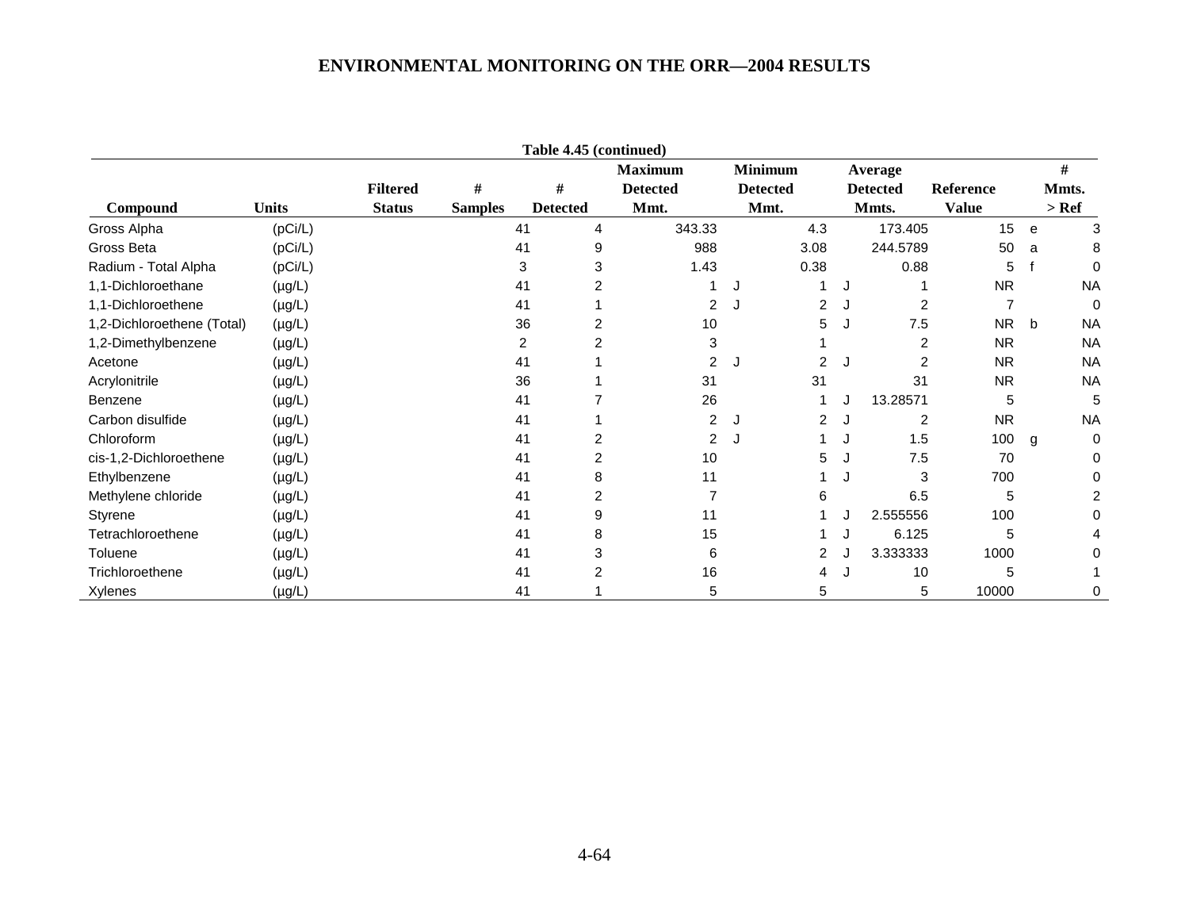**Table 4.45 (continued)**

| Compound | Units | Filtered Status | # Samples | # Detected | Maximum Detected Mmt. | | Minimum Detected Mmt. | | Average Detected Mmts. | Reference Value | | # Mmts. > Ref |
|---|---|---|---|---|---|---|---|---|---|---|---|---|
| Gross Alpha | (pCi/L) | | 41 | 4 | 343.33 | | 4.3 | | 173.405 | 15 | e | 3 |
| Gross Beta | (pCi/L) | | 41 | 9 | 988 | | 3.08 | | 244.5789 | 50 | a | 8 |
| Radium - Total Alpha | (pCi/L) | | 3 | 3 | 1.43 | | 0.38 | | 0.88 | 5 | f | 0 |
| 1,1-Dichloroethane | (µg/L) | | 41 | 2 | 1 | J | 1 | J | 1 | NR | | NA |
| 1,1-Dichloroethene | (µg/L) | | 41 | 1 | 2 | J | 2 | J | 2 | 7 | | 0 |
| 1,2-Dichloroethene (Total) | (µg/L) | | 36 | 2 | 10 | | 5 | J | 7.5 | NR | b | NA |
| 1,2-Dimethylbenzene | (µg/L) | | 2 | 2 | 3 | | 1 | | 2 | NR | | NA |
| Acetone | (µg/L) | | 41 | 1 | 2 | J | 2 | J | 2 | NR | | NA |
| Acrylonitrile | (µg/L) | | 36 | 1 | 31 | | 31 | | 31 | NR | | NA |
| Benzene | (µg/L) | | 41 | 7 | 26 | | 1 | J | 13.28571 | 5 | | 5 |
| Carbon disulfide | (µg/L) | | 41 | 1 | 2 | J | 2 | J | 2 | NR | | NA |
| Chloroform | (µg/L) | | 41 | 2 | 2 | J | 1 | J | 1.5 | 100 | g | 0 |
| cis-1,2-Dichloroethene | (µg/L) | | 41 | 2 | 10 | | 5 | J | 7.5 | 70 | | 0 |
| Ethylbenzene | (µg/L) | | 41 | 8 | 11 | | 1 | J | 3 | 700 | | 0 |
| Methylene chloride | (µg/L) | | 41 | 2 | 7 | | 6 | | 6.5 | 5 | | 2 |
| Styrene | (µg/L) | | 41 | 9 | 11 | | 1 | J | 2.555556 | 100 | | 0 |
| Tetrachloroethene | (µg/L) | | 41 | 8 | 15 | | 1 | J | 6.125 | 5 | | 4 |
| Toluene | (µg/L) | | 41 | 3 | 6 | | 2 | J | 3.333333 | 1000 | | 0 |
| Trichloroethene | (µg/L) | | 41 | 2 | 16 | | 4 | J | 10 | 5 | | 1 |
| Xylenes | (µg/L) | | 41 | 1 | 5 | | 5 | | 5 | 10000 | | 0 |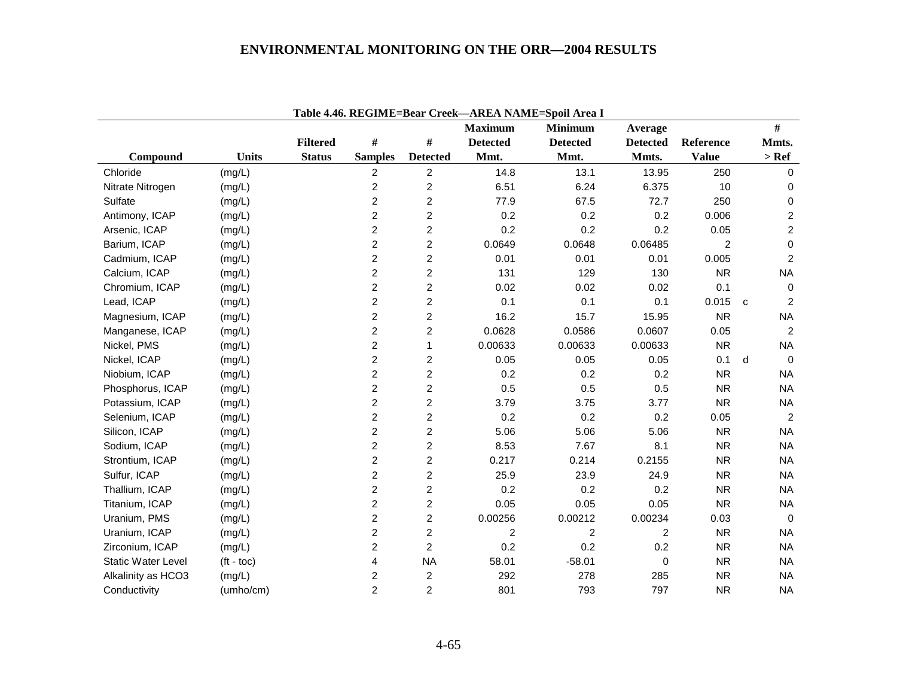Table 4.46. REGIME=Bear Creek—AREA NAME=Spoil Area I

| Compound | Units | Filtered Status | # Samples | # Detected | Maximum Detected Mmt. | Minimum Detected Mmt. | Average Detected Mmts. | Reference Value | | # Mmts. > Ref |
|---|---|---|---|---|---|---|---|---|---|---|
| Chloride | (mg/L) | | 2 | 2 | 14.8 | 13.1 | 13.95 | 250 | | 0 |
| Nitrate Nitrogen | (mg/L) | | 2 | 2 | 6.51 | 6.24 | 6.375 | 10 | | 0 |
| Sulfate | (mg/L) | | 2 | 2 | 77.9 | 67.5 | 72.7 | 250 | | 0 |
| Antimony, ICAP | (mg/L) | | 2 | 2 | 0.2 | 0.2 | 0.2 | 0.006 | | 2 |
| Arsenic, ICAP | (mg/L) | | 2 | 2 | 0.2 | 0.2 | 0.2 | 0.05 | | 2 |
| Barium, ICAP | (mg/L) | | 2 | 2 | 0.0649 | 0.0648 | 0.06485 | 2 | | 0 |
| Cadmium, ICAP | (mg/L) | | 2 | 2 | 0.01 | 0.01 | 0.01 | 0.005 | | 2 |
| Calcium, ICAP | (mg/L) | | 2 | 2 | 131 | 129 | 130 | NR | | NA |
| Chromium, ICAP | (mg/L) | | 2 | 2 | 0.02 | 0.02 | 0.02 | 0.1 | | 0 |
| Lead, ICAP | (mg/L) | | 2 | 2 | 0.1 | 0.1 | 0.1 | 0.015 | c | 2 |
| Magnesium, ICAP | (mg/L) | | 2 | 2 | 16.2 | 15.7 | 15.95 | NR | | NA |
| Manganese, ICAP | (mg/L) | | 2 | 2 | 0.0628 | 0.0586 | 0.0607 | 0.05 | | 2 |
| Nickel, PMS | (mg/L) | | 2 | 1 | 0.00633 | 0.00633 | 0.00633 | NR | | NA |
| Nickel, ICAP | (mg/L) | | 2 | 2 | 0.05 | 0.05 | 0.05 | 0.1 | d | 0 |
| Niobium, ICAP | (mg/L) | | 2 | 2 | 0.2 | 0.2 | 0.2 | NR | | NA |
| Phosphorus, ICAP | (mg/L) | | 2 | 2 | 0.5 | 0.5 | 0.5 | NR | | NA |
| Potassium, ICAP | (mg/L) | | 2 | 2 | 3.79 | 3.75 | 3.77 | NR | | NA |
| Selenium, ICAP | (mg/L) | | 2 | 2 | 0.2 | 0.2 | 0.2 | 0.05 | | 2 |
| Silicon, ICAP | (mg/L) | | 2 | 2 | 5.06 | 5.06 | 5.06 | NR | | NA |
| Sodium, ICAP | (mg/L) | | 2 | 2 | 8.53 | 7.67 | 8.1 | NR | | NA |
| Strontium, ICAP | (mg/L) | | 2 | 2 | 0.217 | 0.214 | 0.2155 | NR | | NA |
| Sulfur, ICAP | (mg/L) | | 2 | 2 | 25.9 | 23.9 | 24.9 | NR | | NA |
| Thallium, ICAP | (mg/L) | | 2 | 2 | 0.2 | 0.2 | 0.2 | NR | | NA |
| Titanium, ICAP | (mg/L) | | 2 | 2 | 0.05 | 0.05 | 0.05 | NR | | NA |
| Uranium, PMS | (mg/L) | | 2 | 2 | 0.00256 | 0.00212 | 0.00234 | 0.03 | | 0 |
| Uranium, ICAP | (mg/L) | | 2 | 2 | 2 | 2 | 2 | NR | | NA |
| Zirconium, ICAP | (mg/L) | | 2 | 2 | 0.2 | 0.2 | 0.2 | NR | | NA |
| Static Water Level | (ft - toc) | | 4 | NA | 58.01 | -58.01 | 0 | NR | | NA |
| Alkalinity as HCO3 | (mg/L) | | 2 | 2 | 292 | 278 | 285 | NR | | NA |
| Conductivity | (umho/cm) | | 2 | 2 | 801 | 793 | 797 | NR | | NA |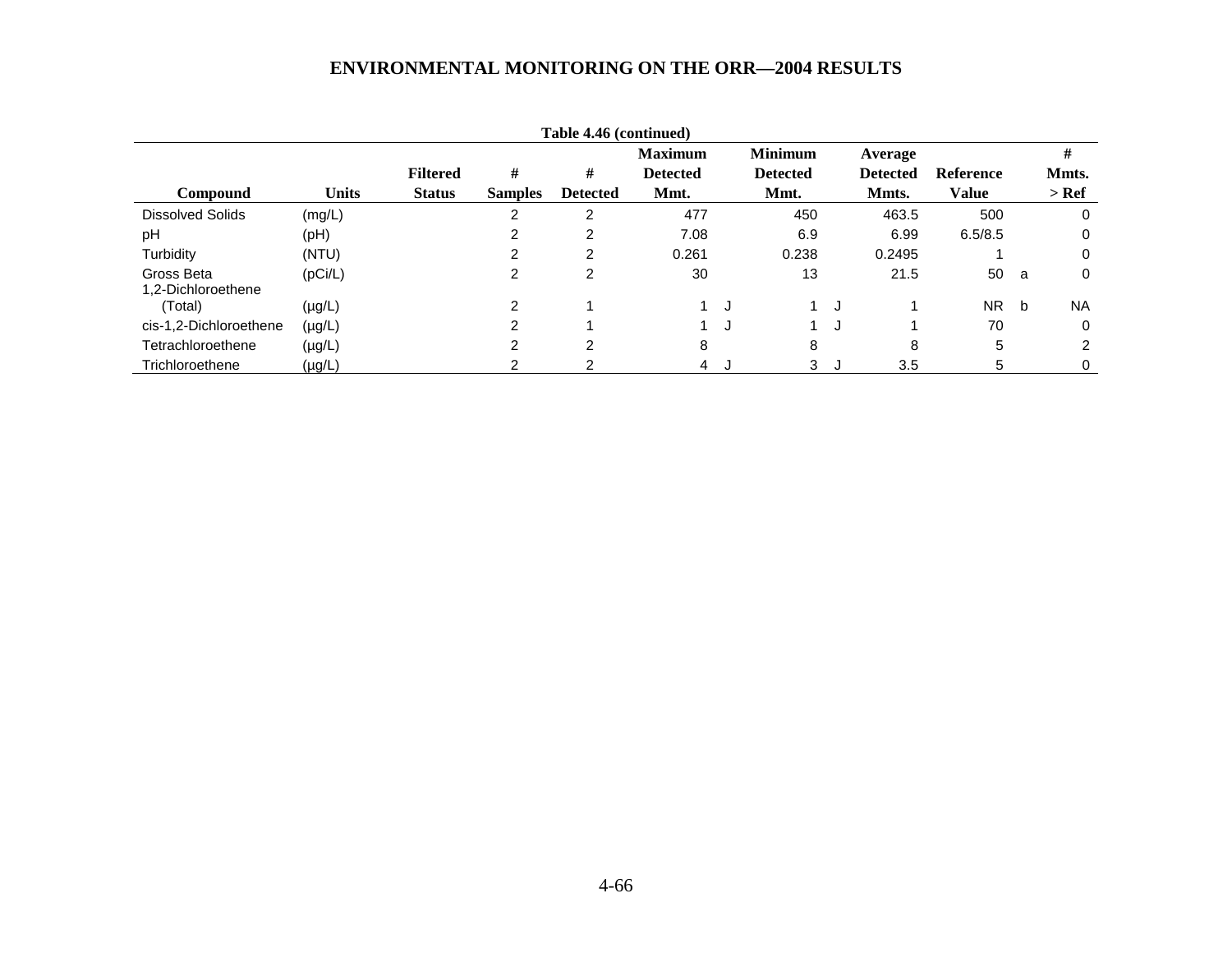**Table 4.46 (continued)**

| Compound | Units | Filtered Status | # Samples | # Detected | Maximum Detected Mmt. | | Minimum Detected Mmt. | | Average Detected Mmts. | Reference Value | | # Mmts. > Ref |
|---|---|---|---|---|---|---|---|---|---|---|---|---|
| Dissolved Solids | (mg/L) | | 2 | 2 | 477 | | 450 | | 463.5 | 500 | | 0 |
| pH | (pH) | | 2 | 2 | 7.08 | | 6.9 | | 6.99 | 6.5/8.5 | | 0 |
| Turbidity | (NTU) | | 2 | 2 | 0.261 | | 0.238 | | 0.2495 | 1 | | 0 |
| Gross Beta | (pCi/L) | | 2 | 2 | 30 | | 13 | | 21.5 | 50 | a | 0 |
| 1,2-Dichloroethene (Total) | (µg/L) | | 2 | 1 | 1 | J | 1 | J | 1 | NR | b | NA |
| cis-1,2-Dichloroethene | (µg/L) | | 2 | 1 | 1 | J | 1 | J | 1 | 70 | | 0 |
| Tetrachloroethene | (µg/L) | | 2 | 2 | 8 | | 8 | | 8 | 5 | | 2 |
| Trichloroethene | (µg/L) | | 2 | 2 | 4 | J | 3 | J | 3.5 | 5 | | 0 |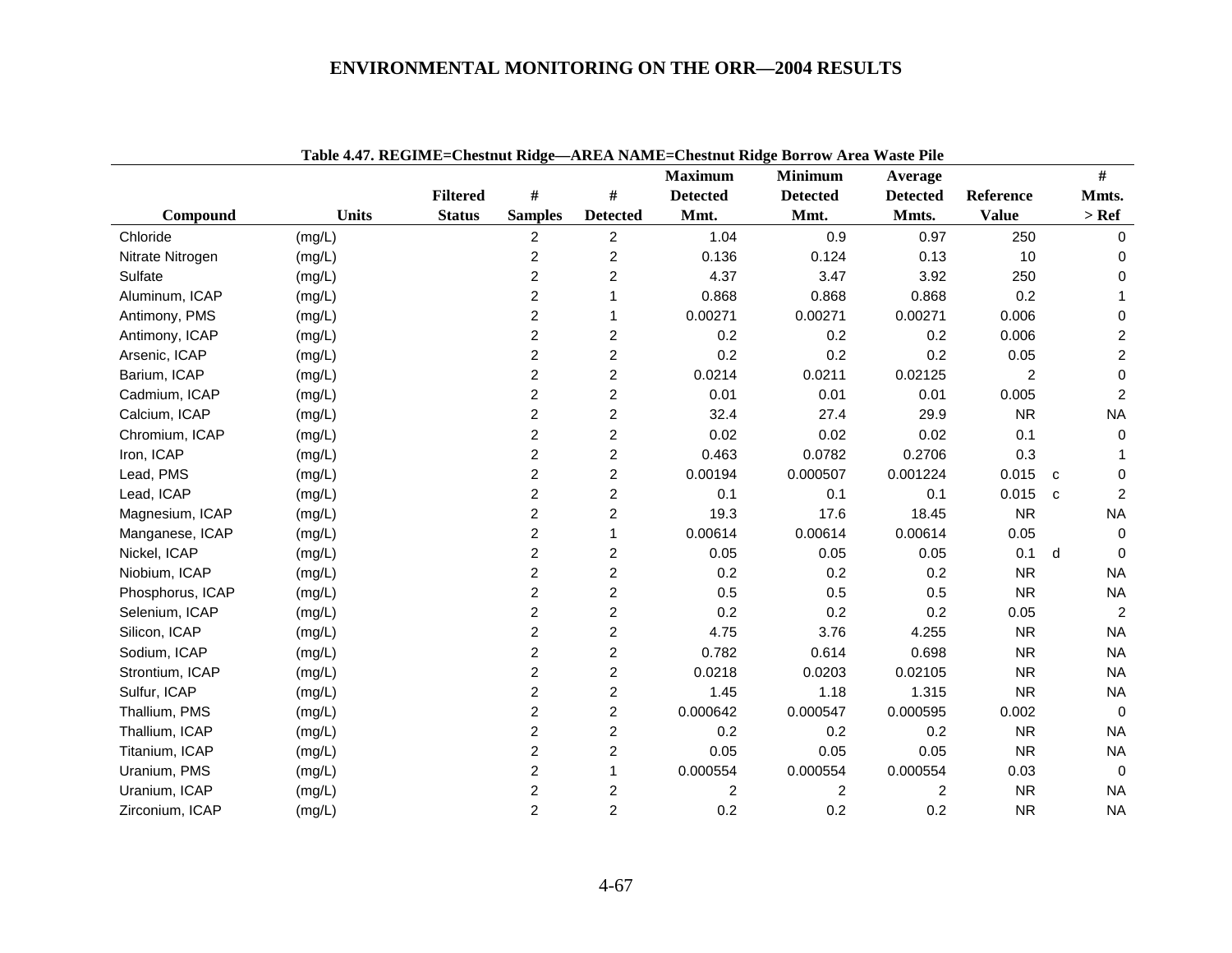**Table 4.47. REGIME=Chestnut Ridge—AREA NAME=Chestnut Ridge Borrow Area Waste Pile**

| Compound | Units | Filtered Status | # Samples | # Detected | Maximum Detected Mmt. | Minimum Detected Mmt. | Average Detected Mmts. | Reference Value | | # Mmts. > Ref |
|---|---|---|---|---|---|---|---|---|---|---|
| Chloride | (mg/L) | | 2 | 2 | 1.04 | 0.9 | 0.97 | 250 | | 0 |
| Nitrate Nitrogen | (mg/L) | | 2 | 2 | 0.136 | 0.124 | 0.13 | 10 | | 0 |
| Sulfate | (mg/L) | | 2 | 2 | 4.37 | 3.47 | 3.92 | 250 | | 0 |
| Aluminum, ICAP | (mg/L) | | 2 | 1 | 0.868 | 0.868 | 0.868 | 0.2 | | 1 |
| Antimony, PMS | (mg/L) | | 2 | 1 | 0.00271 | 0.00271 | 0.00271 | 0.006 | | 0 |
| Antimony, ICAP | (mg/L) | | 2 | 2 | 0.2 | 0.2 | 0.2 | 0.006 | | 2 |
| Arsenic, ICAP | (mg/L) | | 2 | 2 | 0.2 | 0.2 | 0.2 | 0.05 | | 2 |
| Barium, ICAP | (mg/L) | | 2 | 2 | 0.0214 | 0.0211 | 0.02125 | 2 | | 0 |
| Cadmium, ICAP | (mg/L) | | 2 | 2 | 0.01 | 0.01 | 0.01 | 0.005 | | 2 |
| Calcium, ICAP | (mg/L) | | 2 | 2 | 32.4 | 27.4 | 29.9 | NR | | NA |
| Chromium, ICAP | (mg/L) | | 2 | 2 | 0.02 | 0.02 | 0.02 | 0.1 | | 0 |
| Iron, ICAP | (mg/L) | | 2 | 2 | 0.463 | 0.0782 | 0.2706 | 0.3 | | 1 |
| Lead, PMS | (mg/L) | | 2 | 2 | 0.00194 | 0.000507 | 0.001224 | 0.015 | c | 0 |
| Lead, ICAP | (mg/L) | | 2 | 2 | 0.1 | 0.1 | 0.1 | 0.015 | c | 2 |
| Magnesium, ICAP | (mg/L) | | 2 | 2 | 19.3 | 17.6 | 18.45 | NR | | NA |
| Manganese, ICAP | (mg/L) | | 2 | 1 | 0.00614 | 0.00614 | 0.00614 | 0.05 | | 0 |
| Nickel, ICAP | (mg/L) | | 2 | 2 | 0.05 | 0.05 | 0.05 | 0.1 | d | 0 |
| Niobium, ICAP | (mg/L) | | 2 | 2 | 0.2 | 0.2 | 0.2 | NR | | NA |
| Phosphorus, ICAP | (mg/L) | | 2 | 2 | 0.5 | 0.5 | 0.5 | NR | | NA |
| Selenium, ICAP | (mg/L) | | 2 | 2 | 0.2 | 0.2 | 0.2 | 0.05 | | 2 |
| Silicon, ICAP | (mg/L) | | 2 | 2 | 4.75 | 3.76 | 4.255 | NR | | NA |
| Sodium, ICAP | (mg/L) | | 2 | 2 | 0.782 | 0.614 | 0.698 | NR | | NA |
| Strontium, ICAP | (mg/L) | | 2 | 2 | 0.0218 | 0.0203 | 0.02105 | NR | | NA |
| Sulfur, ICAP | (mg/L) | | 2 | 2 | 1.45 | 1.18 | 1.315 | NR | | NA |
| Thallium, PMS | (mg/L) | | 2 | 2 | 0.000642 | 0.000547 | 0.000595 | 0.002 | | 0 |
| Thallium, ICAP | (mg/L) | | 2 | 2 | 0.2 | 0.2 | 0.2 | NR | | NA |
| Titanium, ICAP | (mg/L) | | 2 | 2 | 0.05 | 0.05 | 0.05 | NR | | NA |
| Uranium, PMS | (mg/L) | | 2 | 1 | 0.000554 | 0.000554 | 0.000554 | 0.03 | | 0 |
| Uranium, ICAP | (mg/L) | | 2 | 2 | 2 | 2 | 2 | NR | | NA |
| Zirconium, ICAP | (mg/L) | | 2 | 2 | 0.2 | 0.2 | 0.2 | NR | | NA |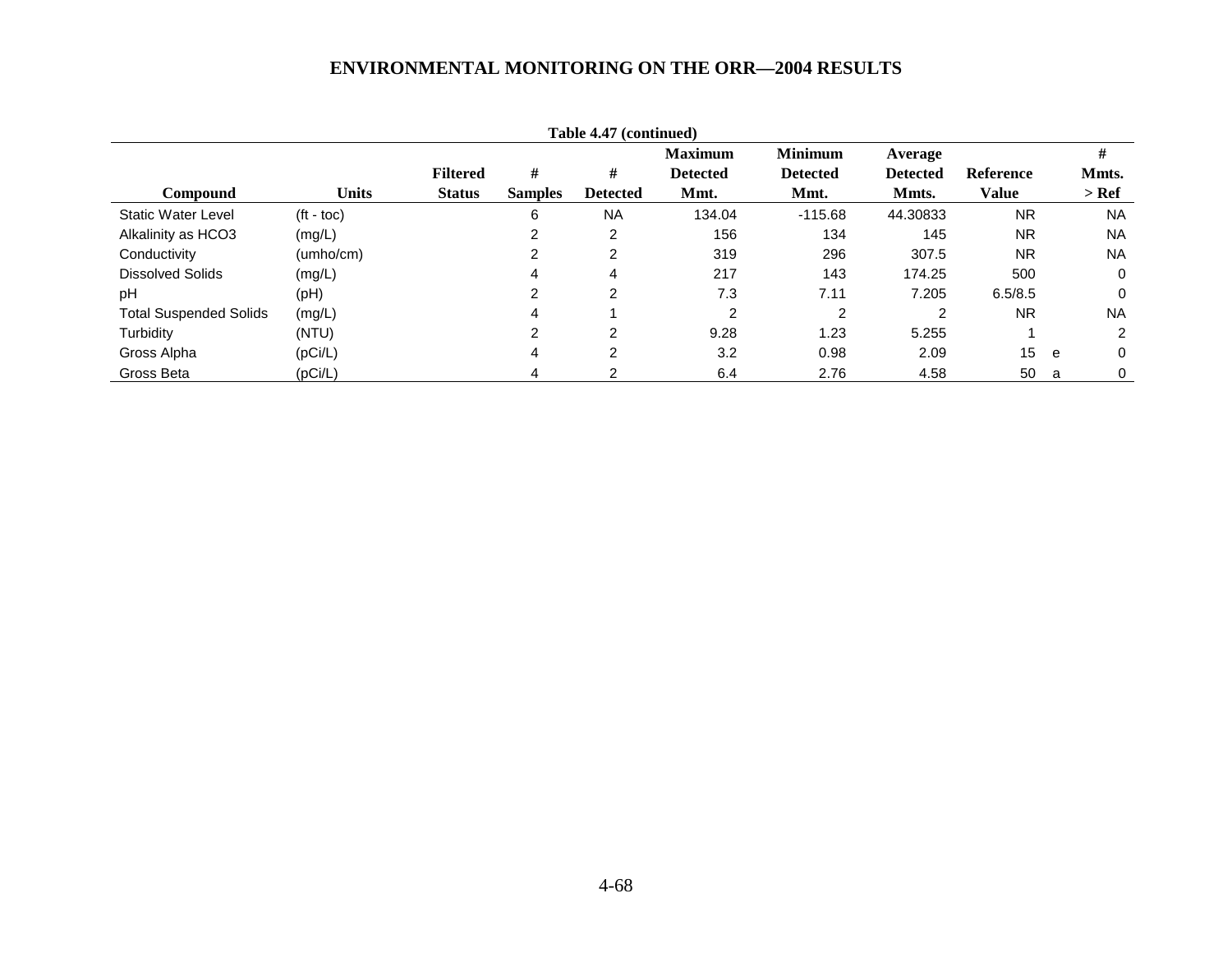Table 4.47 (continued)

| Compound | Units | Filtered Status | # Samples | # Detected | Maximum Detected Mmt. | Minimum Detected Mmt. | Average Detected Mmts. | Reference Value | | # Mmts. > Ref |
|---|---|---|---|---|---|---|---|---|---|---|
| Static Water Level | (ft - toc) | | 6 | NA | 134.04 | -115.68 | 44.30833 | NR | | NA |
| Alkalinity as HCO3 | (mg/L) | | 2 | 2 | 156 | 134 | 145 | NR | | NA |
| Conductivity | (umho/cm) | | 2 | 2 | 319 | 296 | 307.5 | NR | | NA |
| Dissolved Solids | (mg/L) | | 4 | 4 | 217 | 143 | 174.25 | 500 | | 0 |
| pH | (pH) | | 2 | 2 | 7.3 | 7.11 | 7.205 | 6.5/8.5 | | 0 |
| Total Suspended Solids | (mg/L) | | 4 | 1 | 2 | 2 | 2 | NR | | NA |
| Turbidity | (NTU) | | 2 | 2 | 9.28 | 1.23 | 5.255 | 1 | | 2 |
| Gross Alpha | (pCi/L) | | 4 | 2 | 3.2 | 0.98 | 2.09 | 15 | e | 0 |
| Gross Beta | (pCi/L) | | 4 | 2 | 6.4 | 2.76 | 4.58 | 50 | a | 0 |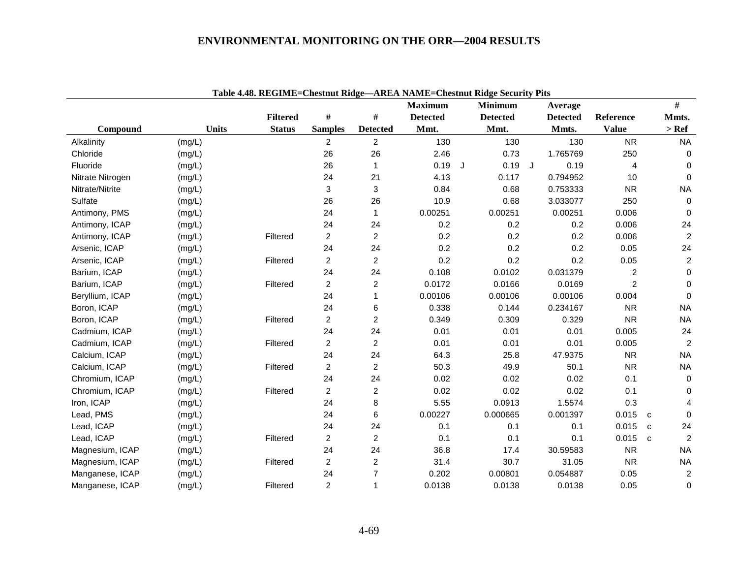**Table 4.48. REGIME=Chestnut Ridge—AREA NAME=Chestnut Ridge Security Pits**

| Compound | Units | Filtered Status | # Samples | # Detected | Maximum Detected Mmt. | | Minimum Detected Mmt. | | Average Detected Mmts. | Reference Value | | # Mmts. > Ref |
|---|---|---|---|---|---|---|---|---|---|---|---|---|
| Alkalinity | (mg/L) | | 2 | 2 | 130 | | 130 | | 130 | NR | | NA |
| Chloride | (mg/L) | | 26 | 26 | 2.46 | | 0.73 | | 1.765769 | 250 | | 0 |
| Fluoride | (mg/L) | | 26 | 1 | 0.19 | J | 0.19 | J | 0.19 | 4 | | 0 |
| Nitrate Nitrogen | (mg/L) | | 24 | 21 | 4.13 | | 0.117 | | 0.794952 | 10 | | 0 |
| Nitrate/Nitrite | (mg/L) | | 3 | 3 | 0.84 | | 0.68 | | 0.753333 | NR | | NA |
| Sulfate | (mg/L) | | 26 | 26 | 10.9 | | 0.68 | | 3.033077 | 250 | | 0 |
| Antimony, PMS | (mg/L) | | 24 | 1 | 0.00251 | | 0.00251 | | 0.00251 | 0.006 | | 0 |
| Antimony, ICAP | (mg/L) | | 24 | 24 | 0.2 | | 0.2 | | 0.2 | 0.006 | | 24 |
| Antimony, ICAP | (mg/L) | Filtered | 2 | 2 | 0.2 | | 0.2 | | 0.2 | 0.006 | | 2 |
| Arsenic, ICAP | (mg/L) | | 24 | 24 | 0.2 | | 0.2 | | 0.2 | 0.05 | | 24 |
| Arsenic, ICAP | (mg/L) | Filtered | 2 | 2 | 0.2 | | 0.2 | | 0.2 | 0.05 | | 2 |
| Barium, ICAP | (mg/L) | | 24 | 24 | 0.108 | | 0.0102 | | 0.031379 | 2 | | 0 |
| Barium, ICAP | (mg/L) | Filtered | 2 | 2 | 0.0172 | | 0.0166 | | 0.0169 | 2 | | 0 |
| Beryllium, ICAP | (mg/L) | | 24 | 1 | 0.00106 | | 0.00106 | | 0.00106 | 0.004 | | 0 |
| Boron, ICAP | (mg/L) | | 24 | 6 | 0.338 | | 0.144 | | 0.234167 | NR | | NA |
| Boron, ICAP | (mg/L) | Filtered | 2 | 2 | 0.349 | | 0.309 | | 0.329 | NR | | NA |
| Cadmium, ICAP | (mg/L) | | 24 | 24 | 0.01 | | 0.01 | | 0.01 | 0.005 | | 24 |
| Cadmium, ICAP | (mg/L) | Filtered | 2 | 2 | 0.01 | | 0.01 | | 0.01 | 0.005 | | 2 |
| Calcium, ICAP | (mg/L) | | 24 | 24 | 64.3 | | 25.8 | | 47.9375 | NR | | NA |
| Calcium, ICAP | (mg/L) | Filtered | 2 | 2 | 50.3 | | 49.9 | | 50.1 | NR | | NA |
| Chromium, ICAP | (mg/L) | | 24 | 24 | 0.02 | | 0.02 | | 0.02 | 0.1 | | 0 |
| Chromium, ICAP | (mg/L) | Filtered | 2 | 2 | 0.02 | | 0.02 | | 0.02 | 0.1 | | 0 |
| Iron, ICAP | (mg/L) | | 24 | 8 | 5.55 | | 0.0913 | | 1.5574 | 0.3 | | 4 |
| Lead, PMS | (mg/L) | | 24 | 6 | 0.00227 | | 0.000665 | | 0.001397 | 0.015 | c | 0 |
| Lead, ICAP | (mg/L) | | 24 | 24 | 0.1 | | 0.1 | | 0.1 | 0.015 | c | 24 |
| Lead, ICAP | (mg/L) | Filtered | 2 | 2 | 0.1 | | 0.1 | | 0.1 | 0.015 | c | 2 |
| Magnesium, ICAP | (mg/L) | | 24 | 24 | 36.8 | | 17.4 | | 30.59583 | NR | | NA |
| Magnesium, ICAP | (mg/L) | Filtered | 2 | 2 | 31.4 | | 30.7 | | 31.05 | NR | | NA |
| Manganese, ICAP | (mg/L) | | 24 | 7 | 0.202 | | 0.00801 | | 0.054887 | 0.05 | | 2 |
| Manganese, ICAP | (mg/L) | Filtered | 2 | 1 | 0.0138 | | 0.0138 | | 0.0138 | 0.05 | | 0 |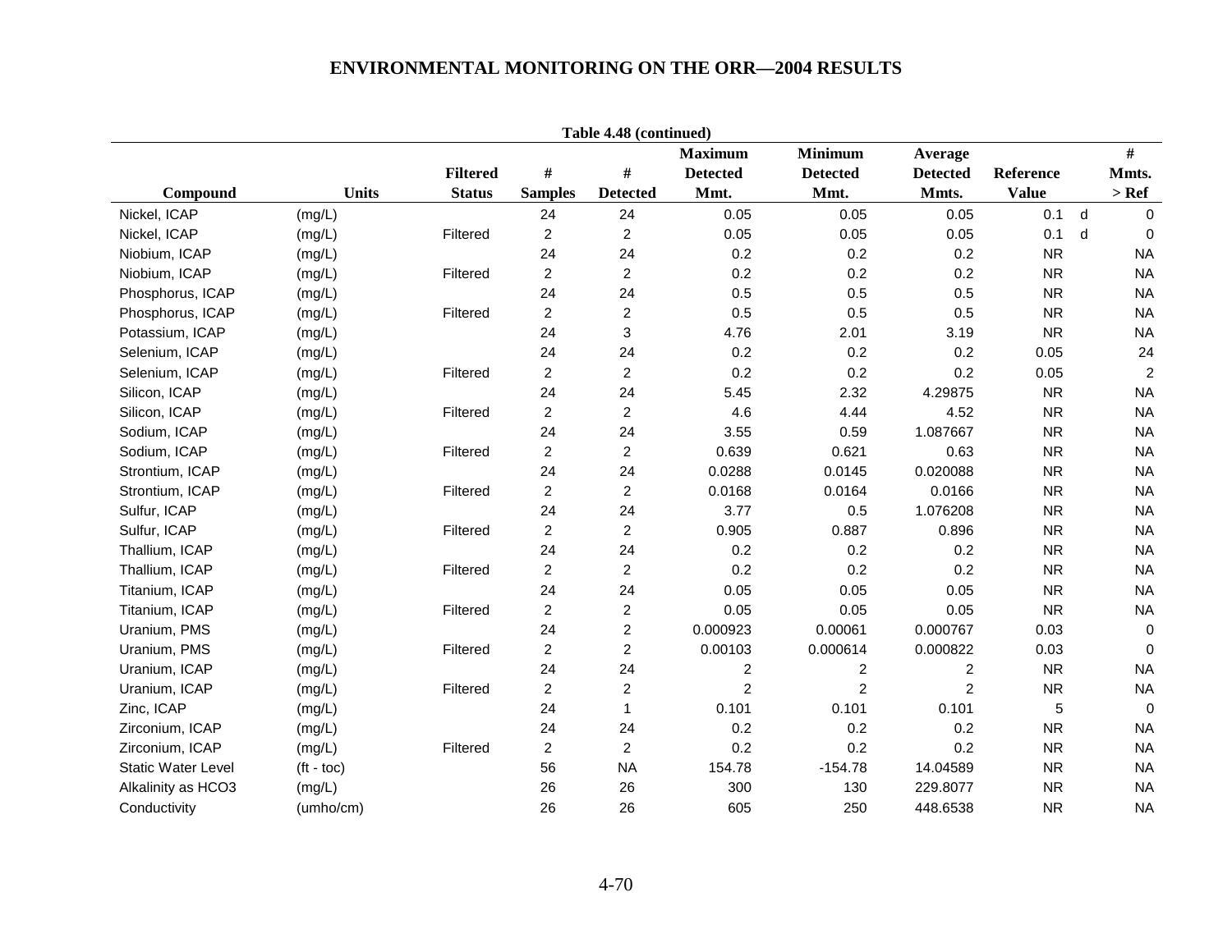**Table 4.48 (continued)**

| Compound | Units | Filtered Status | # Samples | # Detected | Maximum Detected Mmt. | Minimum Detected Mmt. | Average Detected Mmts. | Reference Value | | # Mmts. > Ref |
|---|---|---|---|---|---|---|---|---|---|---|
| Nickel, ICAP | (mg/L) | | 24 | 24 | 0.05 | 0.05 | 0.05 | 0.1 | d | 0 |
| Nickel, ICAP | (mg/L) | Filtered | 2 | 2 | 0.05 | 0.05 | 0.05 | 0.1 | d | 0 |
| Niobium, ICAP | (mg/L) | | 24 | 24 | 0.2 | 0.2 | 0.2 | NR | | NA |
| Niobium, ICAP | (mg/L) | Filtered | 2 | 2 | 0.2 | 0.2 | 0.2 | NR | | NA |
| Phosphorus, ICAP | (mg/L) | | 24 | 24 | 0.5 | 0.5 | 0.5 | NR | | NA |
| Phosphorus, ICAP | (mg/L) | Filtered | 2 | 2 | 0.5 | 0.5 | 0.5 | NR | | NA |
| Potassium, ICAP | (mg/L) | | 24 | 3 | 4.76 | 2.01 | 3.19 | NR | | NA |
| Selenium, ICAP | (mg/L) | | 24 | 24 | 0.2 | 0.2 | 0.2 | 0.05 | | 24 |
| Selenium, ICAP | (mg/L) | Filtered | 2 | 2 | 0.2 | 0.2 | 0.2 | 0.05 | | 2 |
| Silicon, ICAP | (mg/L) | | 24 | 24 | 5.45 | 2.32 | 4.29875 | NR | | NA |
| Silicon, ICAP | (mg/L) | Filtered | 2 | 2 | 4.6 | 4.44 | 4.52 | NR | | NA |
| Sodium, ICAP | (mg/L) | | 24 | 24 | 3.55 | 0.59 | 1.087667 | NR | | NA |
| Sodium, ICAP | (mg/L) | Filtered | 2 | 2 | 0.639 | 0.621 | 0.63 | NR | | NA |
| Strontium, ICAP | (mg/L) | | 24 | 24 | 0.0288 | 0.0145 | 0.020088 | NR | | NA |
| Strontium, ICAP | (mg/L) | Filtered | 2 | 2 | 0.0168 | 0.0164 | 0.0166 | NR | | NA |
| Sulfur, ICAP | (mg/L) | | 24 | 24 | 3.77 | 0.5 | 1.076208 | NR | | NA |
| Sulfur, ICAP | (mg/L) | Filtered | 2 | 2 | 0.905 | 0.887 | 0.896 | NR | | NA |
| Thallium, ICAP | (mg/L) | | 24 | 24 | 0.2 | 0.2 | 0.2 | NR | | NA |
| Thallium, ICAP | (mg/L) | Filtered | 2 | 2 | 0.2 | 0.2 | 0.2 | NR | | NA |
| Titanium, ICAP | (mg/L) | | 24 | 24 | 0.05 | 0.05 | 0.05 | NR | | NA |
| Titanium, ICAP | (mg/L) | Filtered | 2 | 2 | 0.05 | 0.05 | 0.05 | NR | | NA |
| Uranium, PMS | (mg/L) | | 24 | 2 | 0.000923 | 0.00061 | 0.000767 | 0.03 | | 0 |
| Uranium, PMS | (mg/L) | Filtered | 2 | 2 | 0.00103 | 0.000614 | 0.000822 | 0.03 | | 0 |
| Uranium, ICAP | (mg/L) | | 24 | 24 | 2 | 2 | 2 | NR | | NA |
| Uranium, ICAP | (mg/L) | Filtered | 2 | 2 | 2 | 2 | 2 | NR | | NA |
| Zinc, ICAP | (mg/L) | | 24 | 1 | 0.101 | 0.101 | 0.101 | 5 | | 0 |
| Zirconium, ICAP | (mg/L) | | 24 | 24 | 0.2 | 0.2 | 0.2 | NR | | NA |
| Zirconium, ICAP | (mg/L) | Filtered | 2 | 2 | 0.2 | 0.2 | 0.2 | NR | | NA |
| Static Water Level | (ft - toc) | | 56 | NA | 154.78 | -154.78 | 14.04589 | NR | | NA |
| Alkalinity as HCO3 | (mg/L) | | 26 | 26 | 300 | 130 | 229.8077 | NR | | NA |
| Conductivity | (umho/cm) | | 26 | 26 | 605 | 250 | 448.6538 | NR | | NA |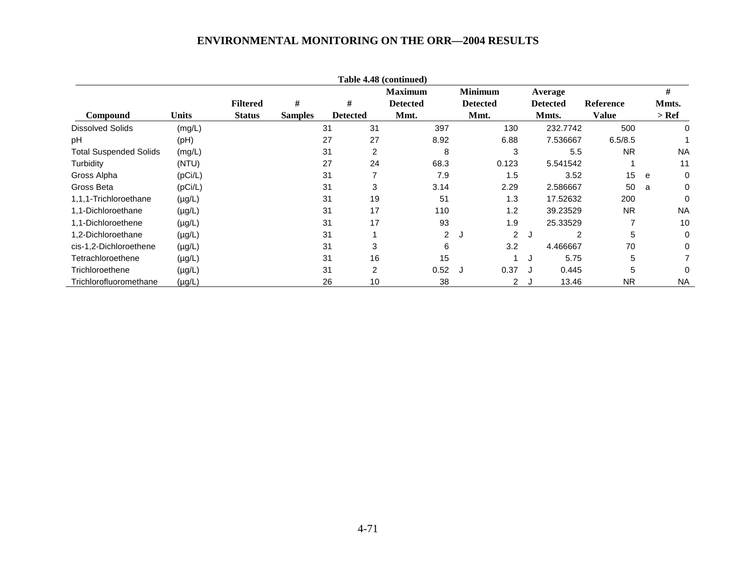**Table 4.48 (continued)**

| Compound | Units | Filtered Status | # Samples | # Detected | Maximum Detected Mmt. | | Minimum Detected Mmt. | | Average Detected Mmts. | Reference Value | | # Mmts. > Ref |
|---|---|---|---|---|---|---|---|---|---|---|---|---|
| Dissolved Solids | (mg/L) | | 31 | 31 | 397 | | 130 | | 232.7742 | 500 | | 0 |
| pH | (pH) | | 27 | 27 | 8.92 | | 6.88 | | 7.536667 | 6.5/8.5 | | 1 |
| Total Suspended Solids | (mg/L) | | 31 | 2 | 8 | | 3 | | 5.5 | NR | | NA |
| Turbidity | (NTU) | | 27 | 24 | 68.3 | | 0.123 | | 5.541542 | 1 | | 11 |
| Gross Alpha | (pCi/L) | | 31 | 7 | 7.9 | | 1.5 | | 3.52 | 15 | e | 0 |
| Gross Beta | (pCi/L) | | 31 | 3 | 3.14 | | 2.29 | | 2.586667 | 50 | a | 0 |
| 1,1,1-Trichloroethane | (µg/L) | | 31 | 19 | 51 | | 1.3 | | 17.52632 | 200 | | 0 |
| 1,1-Dichloroethane | (µg/L) | | 31 | 17 | 110 | | 1.2 | | 39.23529 | NR | | NA |
| 1,1-Dichloroethene | (µg/L) | | 31 | 17 | 93 | | 1.9 | | 25.33529 | 7 | | 10 |
| 1,2-Dichloroethane | (µg/L) | | 31 | 1 | 2 | J | 2 | J | 2 | 5 | | 0 |
| cis-1,2-Dichloroethene | (µg/L) | | 31 | 3 | 6 | | 3.2 | | 4.466667 | 70 | | 0 |
| Tetrachloroethene | (µg/L) | | 31 | 16 | 15 | | 1 | J | 5.75 | 5 | | 7 |
| Trichloroethene | (µg/L) | | 31 | 2 | 0.52 | J | 0.37 | J | 0.445 | 5 | | 0 |
| Trichlorofluoromethane | (µg/L) | | 26 | 10 | 38 | | 2 | J | 13.46 | NR | | NA |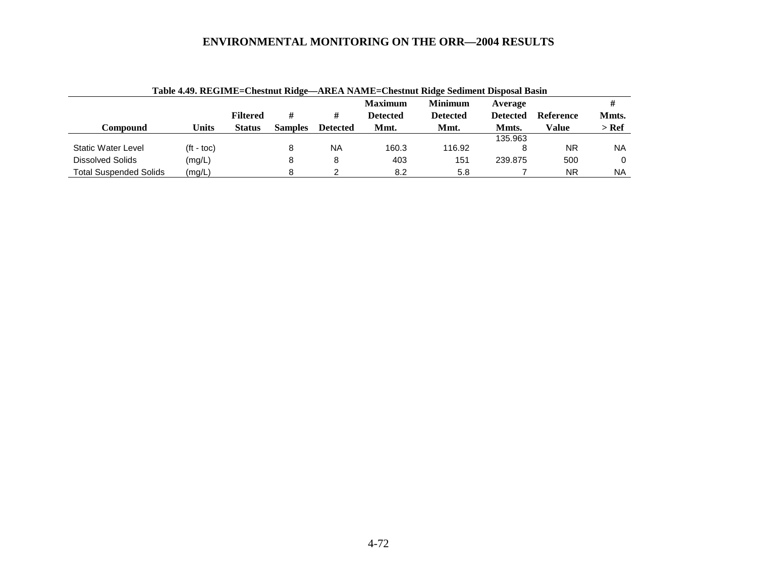**Table 4.49. REGIME=Chestnut Ridge—AREA NAME=Chestnut Ridge Sediment Disposal Basin**

| Compound | Units | Filtered Status | # Samples | # Detected | Maximum Detected Mmt. | Minimum Detected Mmt. | Average Detected Mmts. | Reference Value | # Mmts. > Ref |
|---|---|---|---|---|---|---|---|---|---|
| Static Water Level | (ft - toc) | | 8 | NA | 160.3 | 116.92 | 135.9638 | NR | NA |
| Dissolved Solids | (mg/L) | | 8 | 8 | 403 | 151 | 239.875 | 500 | 0 |
| Total Suspended Solids | (mg/L) | | 8 | 2 | 8.2 | 5.8 | 7 | NR | NA |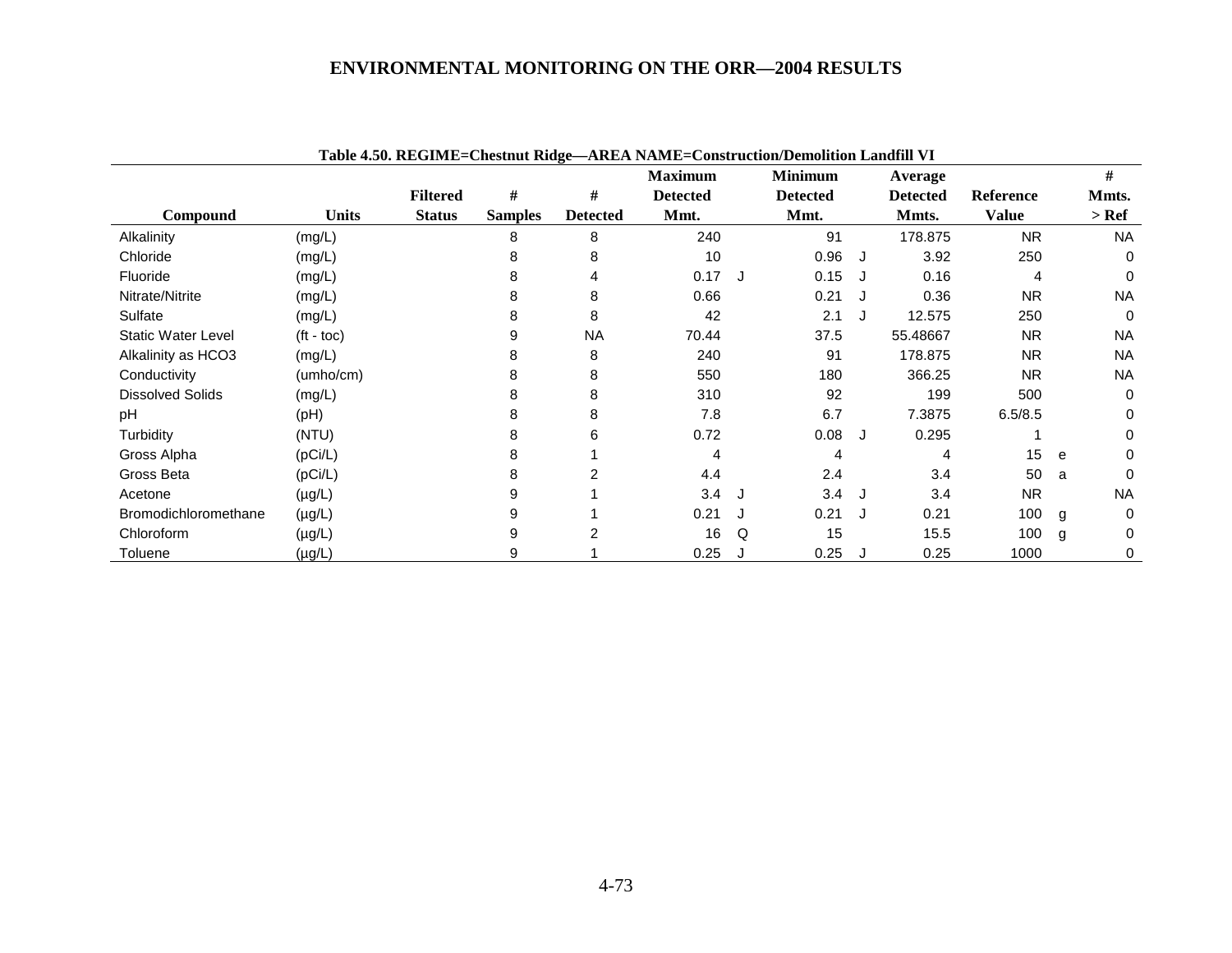Table 4.50. REGIME=Chestnut Ridge—AREA NAME=Construction/Demolition Landfill VI

| Compound | Units | Filtered Status | # Samples | # Detected | Maximum Detected Mmt. | | Minimum Detected Mmt. | | Average Detected Mmts. | Reference Value | | # Mmts. > Ref |
|---|---|---|---|---|---|---|---|---|---|---|---|---|
| Alkalinity | (mg/L) | | 8 | 8 | 240 | | 91 | | 178.875 | NR | | NA |
| Chloride | (mg/L) | | 8 | 8 | 10 | | 0.96 | J | 3.92 | 250 | | 0 |
| Fluoride | (mg/L) | | 8 | 4 | 0.17 | J | 0.15 | J | 0.16 | 4 | | 0 |
| Nitrate/Nitrite | (mg/L) | | 8 | 8 | 0.66 | | 0.21 | J | 0.36 | NR | | NA |
| Sulfate | (mg/L) | | 8 | 8 | 42 | | 2.1 | J | 12.575 | 250 | | 0 |
| Static Water Level | (ft - toc) | | 9 | NA | 70.44 | | 37.5 | | 55.48667 | NR | | NA |
| Alkalinity as HCO3 | (mg/L) | | 8 | 8 | 240 | | 91 | | 178.875 | NR | | NA |
| Conductivity | (umho/cm) | | 8 | 8 | 550 | | 180 | | 366.25 | NR | | NA |
| Dissolved Solids | (mg/L) | | 8 | 8 | 310 | | 92 | | 199 | 500 | | 0 |
| pH | (pH) | | 8 | 8 | 7.8 | | 6.7 | | 7.3875 | 6.5/8.5 | | 0 |
| Turbidity | (NTU) | | 8 | 6 | 0.72 | | 0.08 | J | 0.295 | 1 | | 0 |
| Gross Alpha | (pCi/L) | | 8 | 1 | 4 | | 4 | | 4 | 15 | e | 0 |
| Gross Beta | (pCi/L) | | 8 | 2 | 4.4 | | 2.4 | | 3.4 | 50 | a | 0 |
| Acetone | (µg/L) | | 9 | 1 | 3.4 | J | 3.4 | J | 3.4 | NR | | NA |
| Bromodichloromethane | (µg/L) | | 9 | 1 | 0.21 | J | 0.21 | J | 0.21 | 100 | g | 0 |
| Chloroform | (µg/L) | | 9 | 2 | 16 | Q | 15 | | 15.5 | 100 | g | 0 |
| Toluene | (µg/L) | | 9 | 1 | 0.25 | J | 0.25 | J | 0.25 | 1000 | | 0 |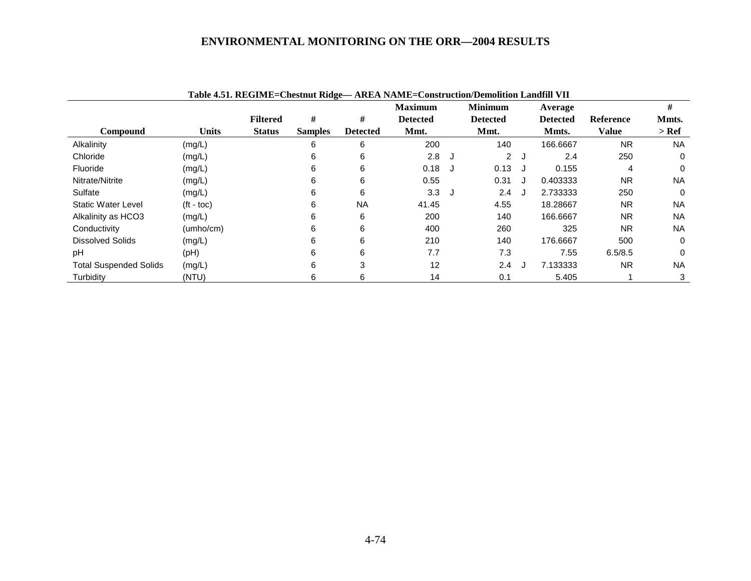Table 4.51. REGIME=Chestnut Ridge— AREA NAME=Construction/Demolition Landfill VII

| Compound | Units | Filtered Status | # Samples | # Detected | Maximum Detected Mmt. | | Minimum Detected Mmt. | | Average Detected Mmts. | Reference Value | # Mmts. > Ref |
|---|---|---|---|---|---|---|---|---|---|---|---|
| Alkalinity | (mg/L) | | 6 | 6 | 200 | | 140 | | 166.6667 | NR | NA |
| Chloride | (mg/L) | | 6 | 6 | 2.8 | J | 2 | J | 2.4 | 250 | 0 |
| Fluoride | (mg/L) | | 6 | 6 | 0.18 | J | 0.13 | J | 0.155 | 4 | 0 |
| Nitrate/Nitrite | (mg/L) | | 6 | 6 | 0.55 | | 0.31 | J | 0.403333 | NR | NA |
| Sulfate | (mg/L) | | 6 | 6 | 3.3 | J | 2.4 | J | 2.733333 | 250 | 0 |
| Static Water Level | (ft - toc) | | 6 | NA | 41.45 | | 4.55 | | 18.28667 | NR | NA |
| Alkalinity as HCO3 | (mg/L) | | 6 | 6 | 200 | | 140 | | 166.6667 | NR | NA |
| Conductivity | (umho/cm) | | 6 | 6 | 400 | | 260 | | 325 | NR | NA |
| Dissolved Solids | (mg/L) | | 6 | 6 | 210 | | 140 | | 176.6667 | 500 | 0 |
| pH | (pH) | | 6 | 6 | 7.7 | | 7.3 | | 7.55 | 6.5/8.5 | 0 |
| Total Suspended Solids | (mg/L) | | 6 | 3 | 12 | | 2.4 | J | 7.133333 | NR | NA |
| Turbidity | (NTU) | | 6 | 6 | 14 | | 0.1 | | 5.405 | 1 | 3 |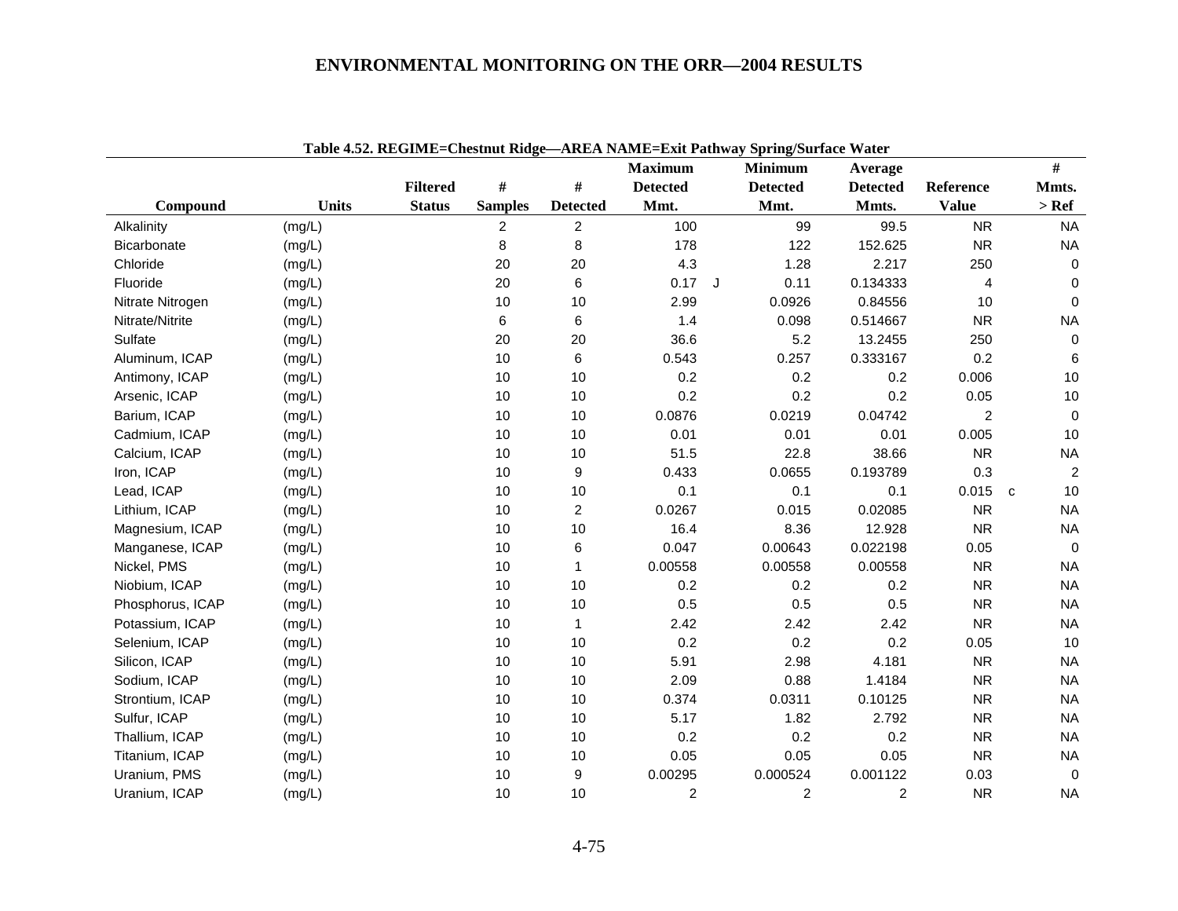## Table 4.52. REGIME=Chestnut Ridge—AREA NAME=Exit Pathway Spring/Surface Water

| Compound | Units | Filtered Status | # Samples | # Detected | Maximum Detected Mmt. | | Minimum Detected Mmt. | Average Detected Mmts. | Reference Value | | # Mmts. > Ref |
|---|---|---|---|---|---|---|---|---|---|---|---|
| Alkalinity | (mg/L) | | 2 | 2 | 100 | | 99 | 99.5 | NR | | NA |
| Bicarbonate | (mg/L) | | 8 | 8 | 178 | | 122 | 152.625 | NR | | NA |
| Chloride | (mg/L) | | 20 | 20 | 4.3 | | 1.28 | 2.217 | 250 | | 0 |
| Fluoride | (mg/L) | | 20 | 6 | 0.17 | J | 0.11 | 0.134333 | 4 | | 0 |
| Nitrate Nitrogen | (mg/L) | | 10 | 10 | 2.99 | | 0.0926 | 0.84556 | 10 | | 0 |
| Nitrate/Nitrite | (mg/L) | | 6 | 6 | 1.4 | | 0.098 | 0.514667 | NR | | NA |
| Sulfate | (mg/L) | | 20 | 20 | 36.6 | | 5.2 | 13.2455 | 250 | | 0 |
| Aluminum, ICAP | (mg/L) | | 10 | 6 | 0.543 | | 0.257 | 0.333167 | 0.2 | | 6 |
| Antimony, ICAP | (mg/L) | | 10 | 10 | 0.2 | | 0.2 | 0.2 | 0.006 | | 10 |
| Arsenic, ICAP | (mg/L) | | 10 | 10 | 0.2 | | 0.2 | 0.2 | 0.05 | | 10 |
| Barium, ICAP | (mg/L) | | 10 | 10 | 0.0876 | | 0.0219 | 0.04742 | 2 | | 0 |
| Cadmium, ICAP | (mg/L) | | 10 | 10 | 0.01 | | 0.01 | 0.01 | 0.005 | | 10 |
| Calcium, ICAP | (mg/L) | | 10 | 10 | 51.5 | | 22.8 | 38.66 | NR | | NA |
| Iron, ICAP | (mg/L) | | 10 | 9 | 0.433 | | 0.0655 | 0.193789 | 0.3 | | 2 |
| Lead, ICAP | (mg/L) | | 10 | 10 | 0.1 | | 0.1 | 0.1 | 0.015 | c | 10 |
| Lithium, ICAP | (mg/L) | | 10 | 2 | 0.0267 | | 0.015 | 0.02085 | NR | | NA |
| Magnesium, ICAP | (mg/L) | | 10 | 10 | 16.4 | | 8.36 | 12.928 | NR | | NA |
| Manganese, ICAP | (mg/L) | | 10 | 6 | 0.047 | | 0.00643 | 0.022198 | 0.05 | | 0 |
| Nickel, PMS | (mg/L) | | 10 | 1 | 0.00558 | | 0.00558 | 0.00558 | NR | | NA |
| Niobium, ICAP | (mg/L) | | 10 | 10 | 0.2 | | 0.2 | 0.2 | NR | | NA |
| Phosphorus, ICAP | (mg/L) | | 10 | 10 | 0.5 | | 0.5 | 0.5 | NR | | NA |
| Potassium, ICAP | (mg/L) | | 10 | 1 | 2.42 | | 2.42 | 2.42 | NR | | NA |
| Selenium, ICAP | (mg/L) | | 10 | 10 | 0.2 | | 0.2 | 0.2 | 0.05 | | 10 |
| Silicon, ICAP | (mg/L) | | 10 | 10 | 5.91 | | 2.98 | 4.181 | NR | | NA |
| Sodium, ICAP | (mg/L) | | 10 | 10 | 2.09 | | 0.88 | 1.4184 | NR | | NA |
| Strontium, ICAP | (mg/L) | | 10 | 10 | 0.374 | | 0.0311 | 0.10125 | NR | | NA |
| Sulfur, ICAP | (mg/L) | | 10 | 10 | 5.17 | | 1.82 | 2.792 | NR | | NA |
| Thallium, ICAP | (mg/L) | | 10 | 10 | 0.2 | | 0.2 | 0.2 | NR | | NA |
| Titanium, ICAP | (mg/L) | | 10 | 10 | 0.05 | | 0.05 | 0.05 | NR | | NA |
| Uranium, PMS | (mg/L) | | 10 | 9 | 0.00295 | | 0.000524 | 0.001122 | 0.03 | | 0 |
| Uranium, ICAP | (mg/L) | | 10 | 10 | 2 | | 2 | 2 | NR | | NA |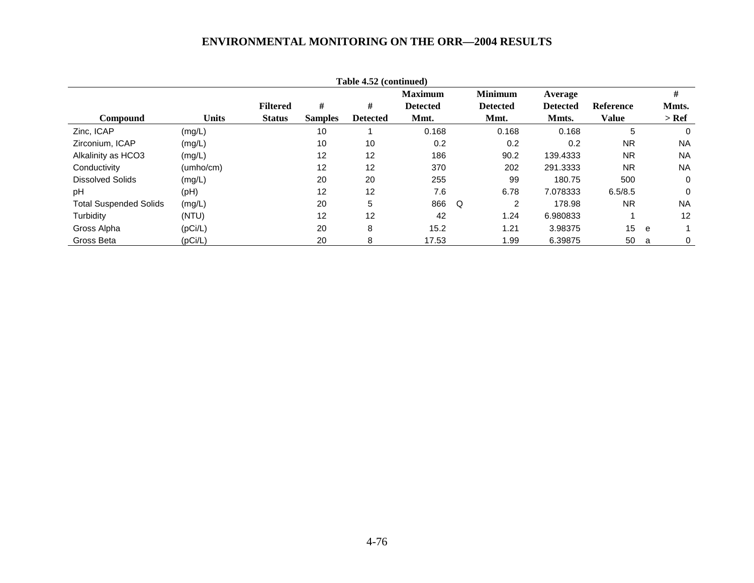Table 4.52 (continued)

| Compound | Units | Filtered Status | # Samples | # Detected | Maximum Detected Mmt. | | Minimum Detected Mmt. | Average Detected Mmts. | Reference Value | | # Mmts. > Ref |
|---|---|---|---|---|---|---|---|---|---|---|---|
| Zinc, ICAP | (mg/L) | | 10 | 1 | 0.168 | | 0.168 | 0.168 | 5 | | 0 |
| Zirconium, ICAP | (mg/L) | | 10 | 10 | 0.2 | | 0.2 | 0.2 | NR | | NA |
| Alkalinity as HCO3 | (mg/L) | | 12 | 12 | 186 | | 90.2 | 139.4333 | NR | | NA |
| Conductivity | (umho/cm) | | 12 | 12 | 370 | | 202 | 291.3333 | NR | | NA |
| Dissolved Solids | (mg/L) | | 20 | 20 | 255 | | 99 | 180.75 | 500 | | 0 |
| pH | (pH) | | 12 | 12 | 7.6 | | 6.78 | 7.078333 | 6.5/8.5 | | 0 |
| Total Suspended Solids | (mg/L) | | 20 | 5 | 866 | Q | 2 | 178.98 | NR | | NA |
| Turbidity | (NTU) | | 12 | 12 | 42 | | 1.24 | 6.980833 | 1 | | 12 |
| Gross Alpha | (pCi/L) | | 20 | 8 | 15.2 | | 1.21 | 3.98375 | 15 | e | 1 |
| Gross Beta | (pCi/L) | | 20 | 8 | 17.53 | | 1.99 | 6.39875 | 50 | a | 0 |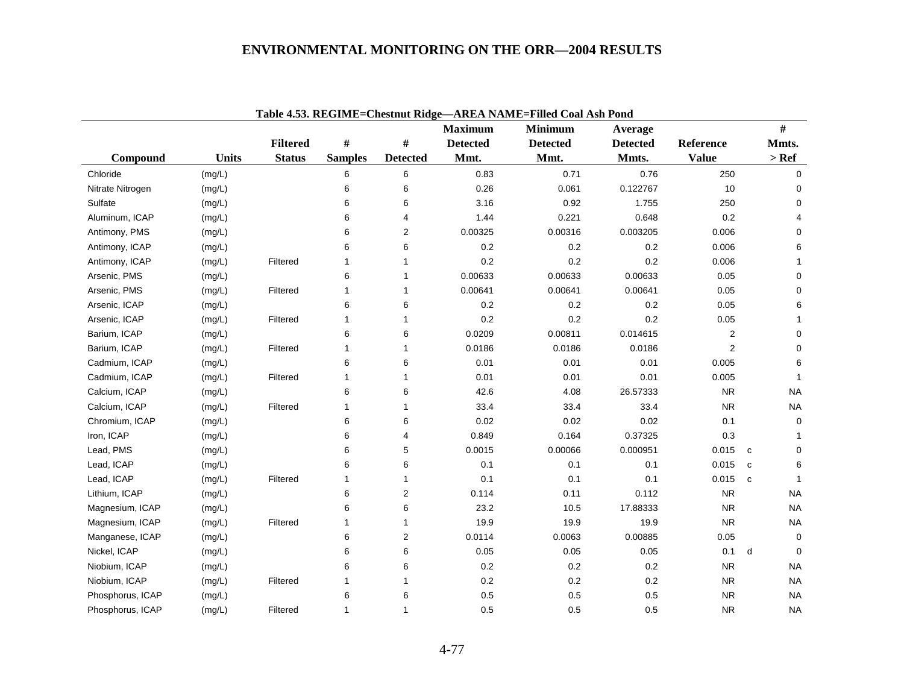**Table 4.53. REGIME=Chestnut Ridge—AREA NAME=Filled Coal Ash Pond**

| Compound | Units | Filtered Status | # Samples | # Detected | Maximum Detected Mmt. | Minimum Detected Mmt. | Average Detected Mmts. | Reference Value | | # Mmts. > Ref |
|---|---|---|---|---|---|---|---|---|---|---|
| Chloride | (mg/L) | | 6 | 6 | 0.83 | 0.71 | 0.76 | 250 | | 0 |
| Nitrate Nitrogen | (mg/L) | | 6 | 6 | 0.26 | 0.061 | 0.122767 | 10 | | 0 |
| Sulfate | (mg/L) | | 6 | 6 | 3.16 | 0.92 | 1.755 | 250 | | 0 |
| Aluminum, ICAP | (mg/L) | | 6 | 4 | 1.44 | 0.221 | 0.648 | 0.2 | | 4 |
| Antimony, PMS | (mg/L) | | 6 | 2 | 0.00325 | 0.00316 | 0.003205 | 0.006 | | 0 |
| Antimony, ICAP | (mg/L) | | 6 | 6 | 0.2 | 0.2 | 0.2 | 0.006 | | 6 |
| Antimony, ICAP | (mg/L) | Filtered | 1 | 1 | 0.2 | 0.2 | 0.2 | 0.006 | | 1 |
| Arsenic, PMS | (mg/L) | | 6 | 1 | 0.00633 | 0.00633 | 0.00633 | 0.05 | | 0 |
| Arsenic, PMS | (mg/L) | Filtered | 1 | 1 | 0.00641 | 0.00641 | 0.00641 | 0.05 | | 0 |
| Arsenic, ICAP | (mg/L) | | 6 | 6 | 0.2 | 0.2 | 0.2 | 0.05 | | 6 |
| Arsenic, ICAP | (mg/L) | Filtered | 1 | 1 | 0.2 | 0.2 | 0.2 | 0.05 | | 1 |
| Barium, ICAP | (mg/L) | | 6 | 6 | 0.0209 | 0.00811 | 0.014615 | 2 | | 0 |
| Barium, ICAP | (mg/L) | Filtered | 1 | 1 | 0.0186 | 0.0186 | 0.0186 | 2 | | 0 |
| Cadmium, ICAP | (mg/L) | | 6 | 6 | 0.01 | 0.01 | 0.01 | 0.005 | | 6 |
| Cadmium, ICAP | (mg/L) | Filtered | 1 | 1 | 0.01 | 0.01 | 0.01 | 0.005 | | 1 |
| Calcium, ICAP | (mg/L) | | 6 | 6 | 42.6 | 4.08 | 26.57333 | NR | | NA |
| Calcium, ICAP | (mg/L) | Filtered | 1 | 1 | 33.4 | 33.4 | 33.4 | NR | | NA |
| Chromium, ICAP | (mg/L) | | 6 | 6 | 0.02 | 0.02 | 0.02 | 0.1 | | 0 |
| Iron, ICAP | (mg/L) | | 6 | 4 | 0.849 | 0.164 | 0.37325 | 0.3 | | 1 |
| Lead, PMS | (mg/L) | | 6 | 5 | 0.0015 | 0.00066 | 0.000951 | 0.015 | c | 0 |
| Lead, ICAP | (mg/L) | | 6 | 6 | 0.1 | 0.1 | 0.1 | 0.015 | c | 6 |
| Lead, ICAP | (mg/L) | Filtered | 1 | 1 | 0.1 | 0.1 | 0.1 | 0.015 | c | 1 |
| Lithium, ICAP | (mg/L) | | 6 | 2 | 0.114 | 0.11 | 0.112 | NR | | NA |
| Magnesium, ICAP | (mg/L) | | 6 | 6 | 23.2 | 10.5 | 17.88333 | NR | | NA |
| Magnesium, ICAP | (mg/L) | Filtered | 1 | 1 | 19.9 | 19.9 | 19.9 | NR | | NA |
| Manganese, ICAP | (mg/L) | | 6 | 2 | 0.0114 | 0.0063 | 0.00885 | 0.05 | | 0 |
| Nickel, ICAP | (mg/L) | | 6 | 6 | 0.05 | 0.05 | 0.05 | 0.1 | d | 0 |
| Niobium, ICAP | (mg/L) | | 6 | 6 | 0.2 | 0.2 | 0.2 | NR | | NA |
| Niobium, ICAP | (mg/L) | Filtered | 1 | 1 | 0.2 | 0.2 | 0.2 | NR | | NA |
| Phosphorus, ICAP | (mg/L) | | 6 | 6 | 0.5 | 0.5 | 0.5 | NR | | NA |
| Phosphorus, ICAP | (mg/L) | Filtered | 1 | 1 | 0.5 | 0.5 | 0.5 | NR | | NA |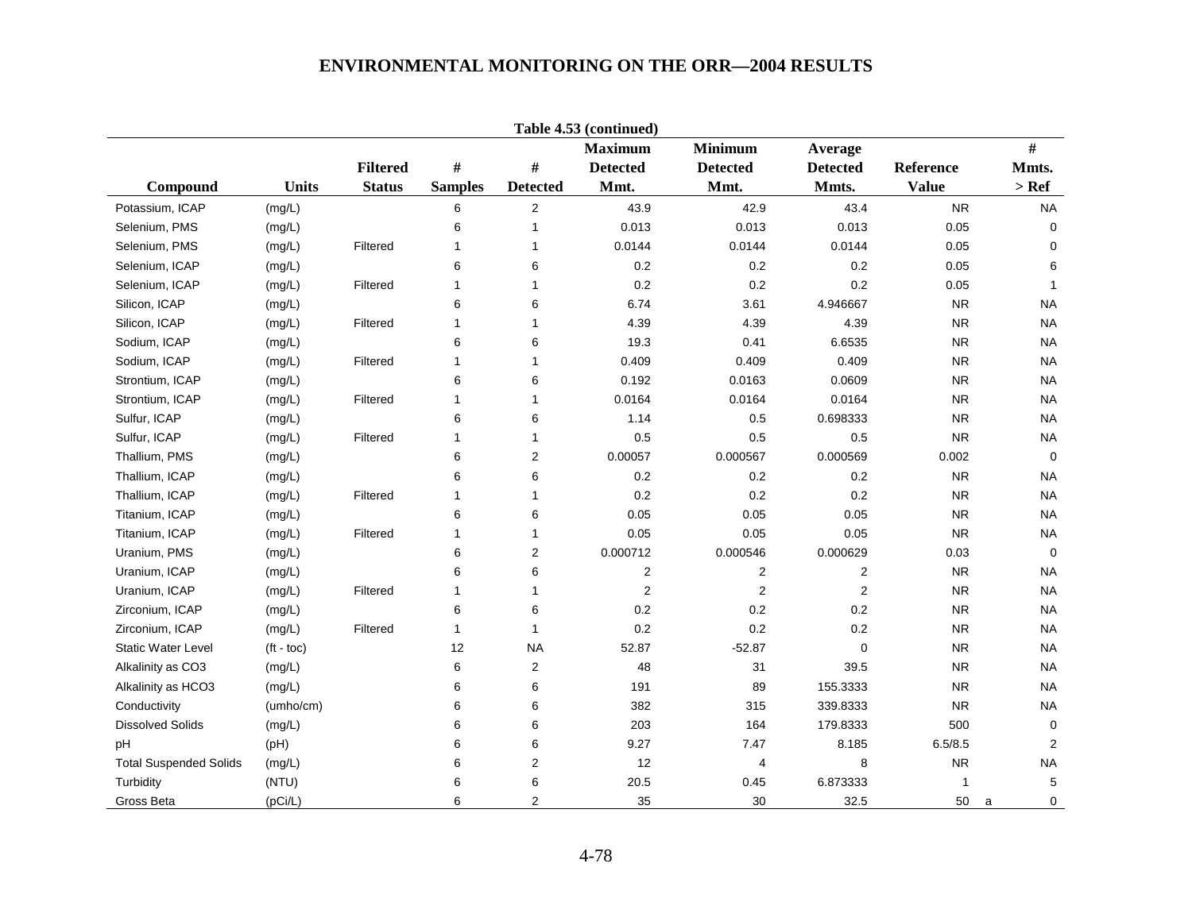Table 4.53 (continued)

| Compound | Units | Filtered Status | # Samples | # Detected | Maximum Detected Mmt. | Minimum Detected Mmt. | Average Detected Mmts. | Reference Value | # Mmts. > Ref |
|---|---|---|---|---|---|---|---|---|---|
| Potassium, ICAP | (mg/L) | | 6 | 2 | 43.9 | 42.9 | 43.4 | NR | NA |
| Selenium, PMS | (mg/L) | | 6 | 1 | 0.013 | 0.013 | 0.013 | 0.05 | 0 |
| Selenium, PMS | (mg/L) | Filtered | 1 | 1 | 0.0144 | 0.0144 | 0.0144 | 0.05 | 0 |
| Selenium, ICAP | (mg/L) | | 6 | 6 | 0.2 | 0.2 | 0.2 | 0.05 | 6 |
| Selenium, ICAP | (mg/L) | Filtered | 1 | 1 | 0.2 | 0.2 | 0.2 | 0.05 | 1 |
| Silicon, ICAP | (mg/L) | | 6 | 6 | 6.74 | 3.61 | 4.946667 | NR | NA |
| Silicon, ICAP | (mg/L) | Filtered | 1 | 1 | 4.39 | 4.39 | 4.39 | NR | NA |
| Sodium, ICAP | (mg/L) | | 6 | 6 | 19.3 | 0.41 | 6.6535 | NR | NA |
| Sodium, ICAP | (mg/L) | Filtered | 1 | 1 | 0.409 | 0.409 | 0.409 | NR | NA |
| Strontium, ICAP | (mg/L) | | 6 | 6 | 0.192 | 0.0163 | 0.0609 | NR | NA |
| Strontium, ICAP | (mg/L) | Filtered | 1 | 1 | 0.0164 | 0.0164 | 0.0164 | NR | NA |
| Sulfur, ICAP | (mg/L) | | 6 | 6 | 1.14 | 0.5 | 0.698333 | NR | NA |
| Sulfur, ICAP | (mg/L) | Filtered | 1 | 1 | 0.5 | 0.5 | 0.5 | NR | NA |
| Thallium, PMS | (mg/L) | | 6 | 2 | 0.00057 | 0.000567 | 0.000569 | 0.002 | 0 |
| Thallium, ICAP | (mg/L) | | 6 | 6 | 0.2 | 0.2 | 0.2 | NR | NA |
| Thallium, ICAP | (mg/L) | Filtered | 1 | 1 | 0.2 | 0.2 | 0.2 | NR | NA |
| Titanium, ICAP | (mg/L) | | 6 | 6 | 0.05 | 0.05 | 0.05 | NR | NA |
| Titanium, ICAP | (mg/L) | Filtered | 1 | 1 | 0.05 | 0.05 | 0.05 | NR | NA |
| Uranium, PMS | (mg/L) | | 6 | 2 | 0.000712 | 0.000546 | 0.000629 | 0.03 | 0 |
| Uranium, ICAP | (mg/L) | | 6 | 6 | 2 | 2 | 2 | NR | NA |
| Uranium, ICAP | (mg/L) | Filtered | 1 | 1 | 2 | 2 | 2 | NR | NA |
| Zirconium, ICAP | (mg/L) | | 6 | 6 | 0.2 | 0.2 | 0.2 | NR | NA |
| Zirconium, ICAP | (mg/L) | Filtered | 1 | 1 | 0.2 | 0.2 | 0.2 | NR | NA |
| Static Water Level | (ft - toc) | | 12 | NA | 52.87 | -52.87 | 0 | NR | NA |
| Alkalinity as CO3 | (mg/L) | | 6 | 2 | 48 | 31 | 39.5 | NR | NA |
| Alkalinity as HCO3 | (mg/L) | | 6 | 6 | 191 | 89 | 155.3333 | NR | NA |
| Conductivity | (umho/cm) | | 6 | 6 | 382 | 315 | 339.8333 | NR | NA |
| Dissolved Solids | (mg/L) | | 6 | 6 | 203 | 164 | 179.8333 | 500 | 0 |
| pH | (pH) | | 6 | 6 | 9.27 | 7.47 | 8.185 | 6.5/8.5 | 2 |
| Total Suspended Solids | (mg/L) | | 6 | 2 | 12 | 4 | 8 | NR | NA |
| Turbidity | (NTU) | | 6 | 6 | 20.5 | 0.45 | 6.873333 | 1 | 5 |
| Gross Beta | (pCi/L) | | 6 | 2 | 35 | 30 | 32.5 | 50 a | 0 |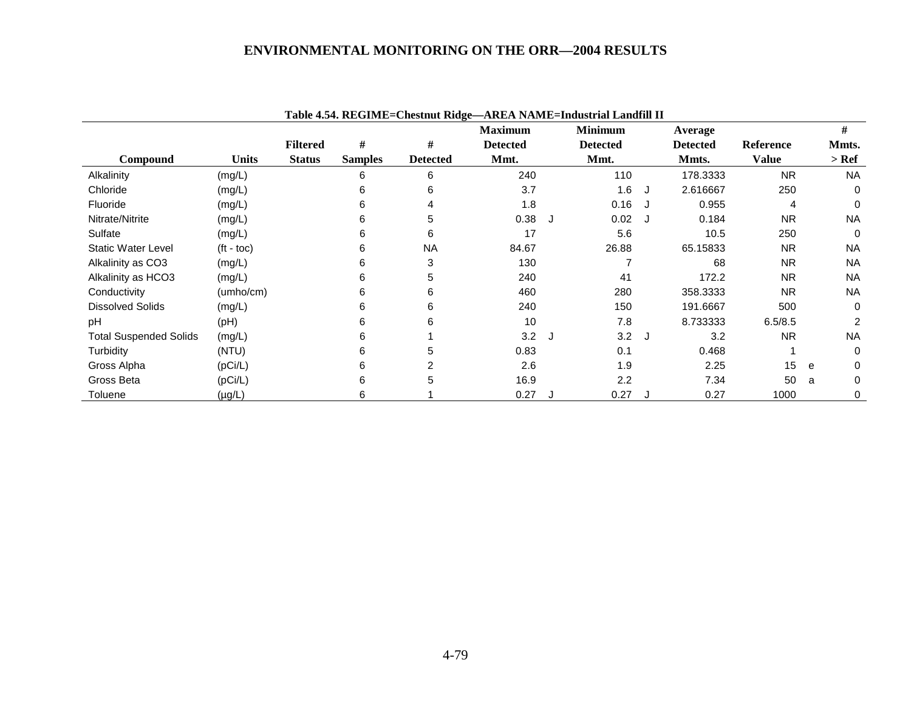Table 4.54. REGIME=Chestnut Ridge—AREA NAME=Industrial Landfill II

| Compound | Units | Filtered Status | # Samples | # Detected | Maximum Detected Mmt. | | Minimum Detected Mmt. | | Average Detected Mmts. | Reference Value | | # Mmts. > Ref |
|---|---|---|---|---|---|---|---|---|---|---|---|---|
| Alkalinity | (mg/L) | | 6 | 6 | 240 | | 110 | | 178.3333 | NR | | NA |
| Chloride | (mg/L) | | 6 | 6 | 3.7 | | 1.6 | J | 2.616667 | 250 | | 0 |
| Fluoride | (mg/L) | | 6 | 4 | 1.8 | | 0.16 | J | 0.955 | 4 | | 0 |
| Nitrate/Nitrite | (mg/L) | | 6 | 5 | 0.38 | J | 0.02 | J | 0.184 | NR | | NA |
| Sulfate | (mg/L) | | 6 | 6 | 17 | | 5.6 | | 10.5 | 250 | | 0 |
| Static Water Level | (ft - toc) | | 6 | NA | 84.67 | | 26.88 | | 65.15833 | NR | | NA |
| Alkalinity as CO3 | (mg/L) | | 6 | 3 | 130 | | 7 | | 68 | NR | | NA |
| Alkalinity as HCO3 | (mg/L) | | 6 | 5 | 240 | | 41 | | 172.2 | NR | | NA |
| Conductivity | (umho/cm) | | 6 | 6 | 460 | | 280 | | 358.3333 | NR | | NA |
| Dissolved Solids | (mg/L) | | 6 | 6 | 240 | | 150 | | 191.6667 | 500 | | 0 |
| pH | (pH) | | 6 | 6 | 10 | | 7.8 | | 8.733333 | 6.5/8.5 | | 2 |
| Total Suspended Solids | (mg/L) | | 6 | 1 | 3.2 | J | 3.2 | J | 3.2 | NR | | NA |
| Turbidity | (NTU) | | 6 | 5 | 0.83 | | 0.1 | | 0.468 | 1 | | 0 |
| Gross Alpha | (pCi/L) | | 6 | 2 | 2.6 | | 1.9 | | 2.25 | 15 | e | 0 |
| Gross Beta | (pCi/L) | | 6 | 5 | 16.9 | | 2.2 | | 7.34 | 50 | a | 0 |
| Toluene | (µg/L) | | 6 | 1 | 0.27 | J | 0.27 | J | 0.27 | 1000 | | 0 |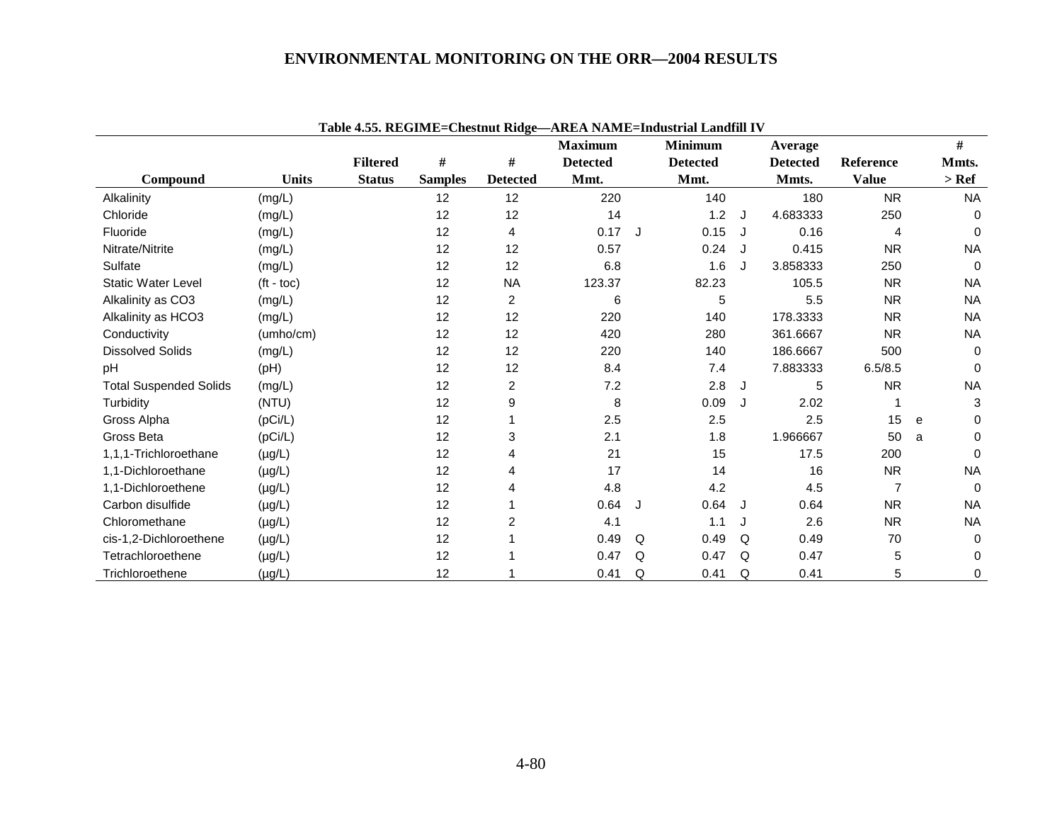**Table 4.55. REGIME=Chestnut Ridge—AREA NAME=Industrial Landfill IV**

| Compound | Units | Filtered Status | # Samples | # Detected | Maximum Detected Mmt. | | Minimum Detected Mmt. | | Average Detected Mmts. | Reference Value | | # Mmts. > Ref |
|---|---|---|---|---|---|---|---|---|---|---|---|---|
| Alkalinity | (mg/L) | | 12 | 12 | 220 | | 140 | | 180 | NR | | NA |
| Chloride | (mg/L) | | 12 | 12 | 14 | | 1.2 | J | 4.683333 | 250 | | 0 |
| Fluoride | (mg/L) | | 12 | 4 | 0.17 | J | 0.15 | J | 0.16 | 4 | | 0 |
| Nitrate/Nitrite | (mg/L) | | 12 | 12 | 0.57 | | 0.24 | J | 0.415 | NR | | NA |
| Sulfate | (mg/L) | | 12 | 12 | 6.8 | | 1.6 | J | 3.858333 | 250 | | 0 |
| Static Water Level | (ft - toc) | | 12 | NA | 123.37 | | 82.23 | | 105.5 | NR | | NA |
| Alkalinity as CO3 | (mg/L) | | 12 | 2 | 6 | | 5 | | 5.5 | NR | | NA |
| Alkalinity as HCO3 | (mg/L) | | 12 | 12 | 220 | | 140 | | 178.3333 | NR | | NA |
| Conductivity | (umho/cm) | | 12 | 12 | 420 | | 280 | | 361.6667 | NR | | NA |
| Dissolved Solids | (mg/L) | | 12 | 12 | 220 | | 140 | | 186.6667 | 500 | | 0 |
| pH | (pH) | | 12 | 12 | 8.4 | | 7.4 | | 7.883333 | 6.5/8.5 | | 0 |
| Total Suspended Solids | (mg/L) | | 12 | 2 | 7.2 | | 2.8 | J | 5 | NR | | NA |
| Turbidity | (NTU) | | 12 | 9 | 8 | | 0.09 | J | 2.02 | 1 | | 3 |
| Gross Alpha | (pCi/L) | | 12 | 1 | 2.5 | | 2.5 | | 2.5 | 15 | e | 0 |
| Gross Beta | (pCi/L) | | 12 | 3 | 2.1 | | 1.8 | | 1.966667 | 50 | a | 0 |
| 1,1,1-Trichloroethane | (µg/L) | | 12 | 4 | 21 | | 15 | | 17.5 | 200 | | 0 |
| 1,1-Dichloroethane | (µg/L) | | 12 | 4 | 17 | | 14 | | 16 | NR | | NA |
| 1,1-Dichloroethene | (µg/L) | | 12 | 4 | 4.8 | | 4.2 | | 4.5 | 7 | | 0 |
| Carbon disulfide | (µg/L) | | 12 | 1 | 0.64 | J | 0.64 | J | 0.64 | NR | | NA |
| Chloromethane | (µg/L) | | 12 | 2 | 4.1 | | 1.1 | J | 2.6 | NR | | NA |
| cis-1,2-Dichloroethene | (µg/L) | | 12 | 1 | 0.49 | Q | 0.49 | Q | 0.49 | 70 | | 0 |
| Tetrachloroethene | (µg/L) | | 12 | 1 | 0.47 | Q | 0.47 | Q | 0.47 | 5 | | 0 |
| Trichloroethene | (µg/L) | | 12 | 1 | 0.41 | Q | 0.41 | Q | 0.41 | 5 | | 0 |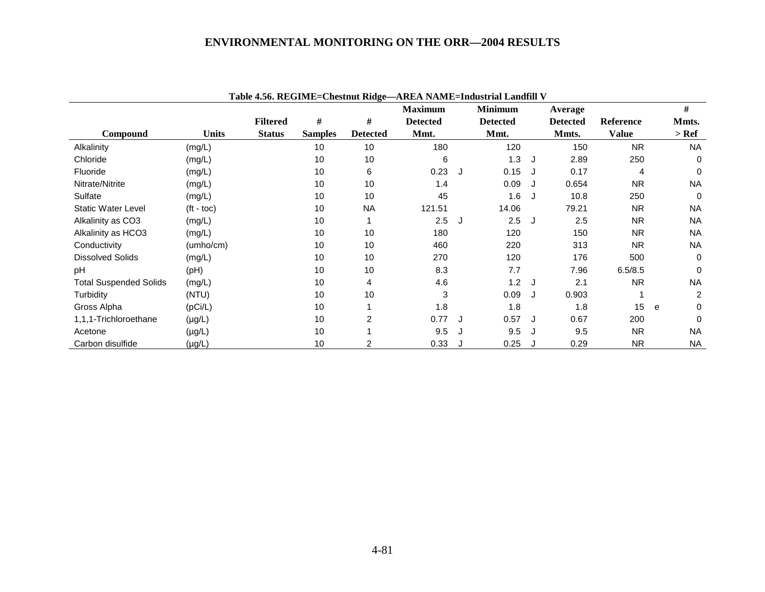Table 4.56. REGIME=Chestnut Ridge—AREA NAME=Industrial Landfill V

| Compound | Units | Filtered Status | # Samples | # Detected | Maximum Detected Mmt. | | Minimum Detected Mmt. | | Average Detected Mmts. | Reference Value | | # Mmts. > Ref |
|---|---|---|---|---|---|---|---|---|---|---|---|---|
| Alkalinity | (mg/L) | | 10 | 10 | 180 | | 120 | | 150 | NR | | NA |
| Chloride | (mg/L) | | 10 | 10 | 6 | | 1.3 | J | 2.89 | 250 | | 0 |
| Fluoride | (mg/L) | | 10 | 6 | 0.23 | J | 0.15 | J | 0.17 | 4 | | 0 |
| Nitrate/Nitrite | (mg/L) | | 10 | 10 | 1.4 | | 0.09 | J | 0.654 | NR | | NA |
| Sulfate | (mg/L) | | 10 | 10 | 45 | | 1.6 | J | 10.8 | 250 | | 0 |
| Static Water Level | (ft - toc) | | 10 | NA | 121.51 | | 14.06 | | 79.21 | NR | | NA |
| Alkalinity as CO3 | (mg/L) | | 10 | 1 | 2.5 | J | 2.5 | J | 2.5 | NR | | NA |
| Alkalinity as HCO3 | (mg/L) | | 10 | 10 | 180 | | 120 | | 150 | NR | | NA |
| Conductivity | (umho/cm) | | 10 | 10 | 460 | | 220 | | 313 | NR | | NA |
| Dissolved Solids | (mg/L) | | 10 | 10 | 270 | | 120 | | 176 | 500 | | 0 |
| pH | (pH) | | 10 | 10 | 8.3 | | 7.7 | | 7.96 | 6.5/8.5 | | 0 |
| Total Suspended Solids | (mg/L) | | 10 | 4 | 4.6 | | 1.2 | J | 2.1 | NR | | NA |
| Turbidity | (NTU) | | 10 | 10 | 3 | | 0.09 | J | 0.903 | 1 | | 2 |
| Gross Alpha | (pCi/L) | | 10 | 1 | 1.8 | | 1.8 | | 1.8 | 15 | e | 0 |
| 1,1,1-Trichloroethane | (µg/L) | | 10 | 2 | 0.77 | J | 0.57 | J | 0.67 | 200 | | 0 |
| Acetone | (µg/L) | | 10 | 1 | 9.5 | J | 9.5 | J | 9.5 | NR | | NA |
| Carbon disulfide | (µg/L) | | 10 | 2 | 0.33 | J | 0.25 | J | 0.29 | NR | | NA |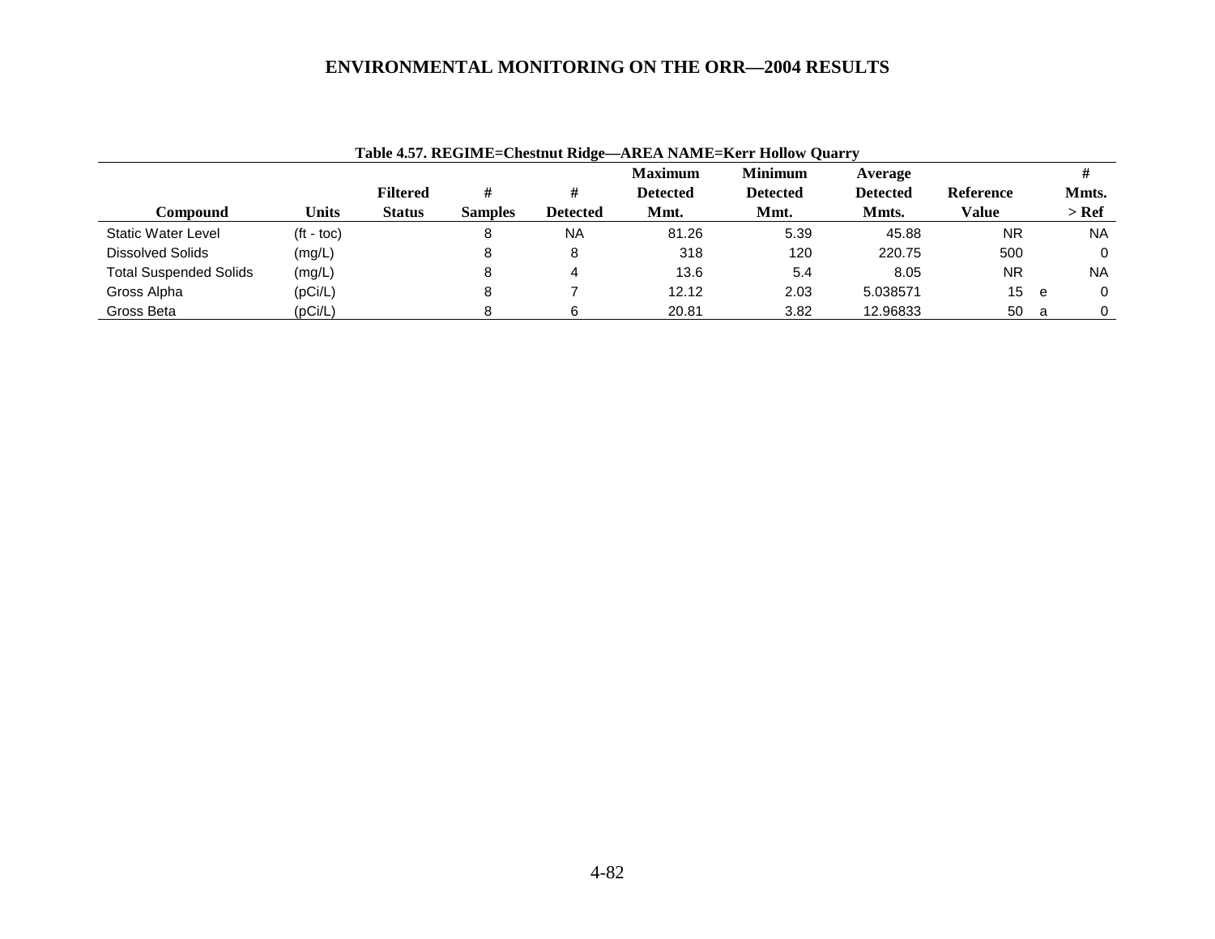**Table 4.57. REGIME=Chestnut Ridge—AREA NAME=Kerr Hollow Quarry**

| Compound | Units | Filtered Status | # Samples | # Detected | Maximum Detected Mmt. | Minimum Detected Mmt. | Average Detected Mmts. | Reference Value | | # Mmts. > Ref |
|---|---|---|---|---|---|---|---|---|---|---|
| Static Water Level | (ft - toc) | | 8 | NA | 81.26 | 5.39 | 45.88 | NR | | NA |
| Dissolved Solids | (mg/L) | | 8 | 8 | 318 | 120 | 220.75 | 500 | | 0 |
| Total Suspended Solids | (mg/L) | | 8 | 4 | 13.6 | 5.4 | 8.05 | NR | | NA |
| Gross Alpha | (pCi/L) | | 8 | 7 | 12.12 | 2.03 | 5.038571 | 15 | e | 0 |
| Gross Beta | (pCi/L) | | 8 | 6 | 20.81 | 3.82 | 12.96833 | 50 | a | 0 |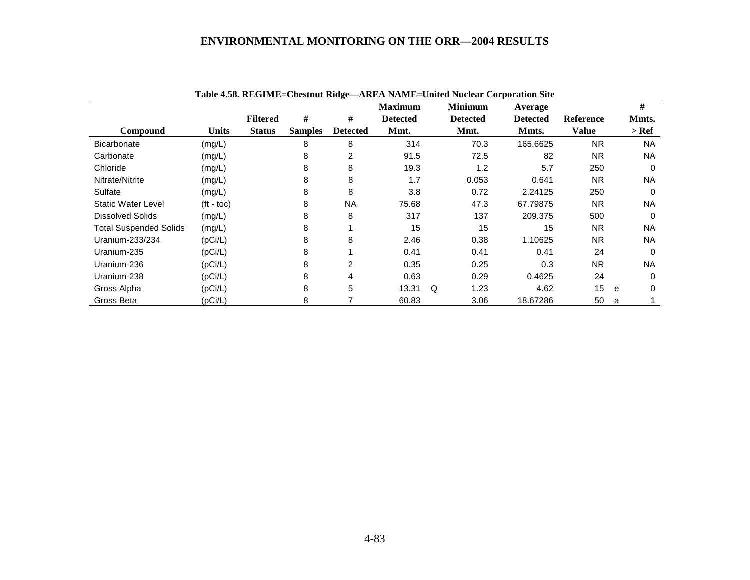Table 4.58. REGIME=Chestnut Ridge—AREA NAME=United Nuclear Corporation Site

| Compound | Units | Filtered Status | # Samples | # Detected | Maximum Detected Mmt. | | Minimum Detected Mmt. | Average Detected Mmts. | Reference Value | | # Mmts. > Ref |
|---|---|---|---|---|---|---|---|---|---|---|---|
| Bicarbonate | (mg/L) | | 8 | 8 | 314 | | 70.3 | 165.6625 | NR | | NA |
| Carbonate | (mg/L) | | 8 | 2 | 91.5 | | 72.5 | 82 | NR | | NA |
| Chloride | (mg/L) | | 8 | 8 | 19.3 | | 1.2 | 5.7 | 250 | | 0 |
| Nitrate/Nitrite | (mg/L) | | 8 | 8 | 1.7 | | 0.053 | 0.641 | NR | | NA |
| Sulfate | (mg/L) | | 8 | 8 | 3.8 | | 0.72 | 2.24125 | 250 | | 0 |
| Static Water Level | (ft - toc) | | 8 | NA | 75.68 | | 47.3 | 67.79875 | NR | | NA |
| Dissolved Solids | (mg/L) | | 8 | 8 | 317 | | 137 | 209.375 | 500 | | 0 |
| Total Suspended Solids | (mg/L) | | 8 | 1 | 15 | | 15 | 15 | NR | | NA |
| Uranium-233/234 | (pCi/L) | | 8 | 8 | 2.46 | | 0.38 | 1.10625 | NR | | NA |
| Uranium-235 | (pCi/L) | | 8 | 1 | 0.41 | | 0.41 | 0.41 | 24 | | 0 |
| Uranium-236 | (pCi/L) | | 8 | 2 | 0.35 | | 0.25 | 0.3 | NR | | NA |
| Uranium-238 | (pCi/L) | | 8 | 4 | 0.63 | | 0.29 | 0.4625 | 24 | | 0 |
| Gross Alpha | (pCi/L) | | 8 | 5 | 13.31 | Q | 1.23 | 4.62 | 15 | e | 0 |
| Gross Beta | (pCi/L) | | 8 | 7 | 60.83 | | 3.06 | 18.67286 | 50 | a | 1 |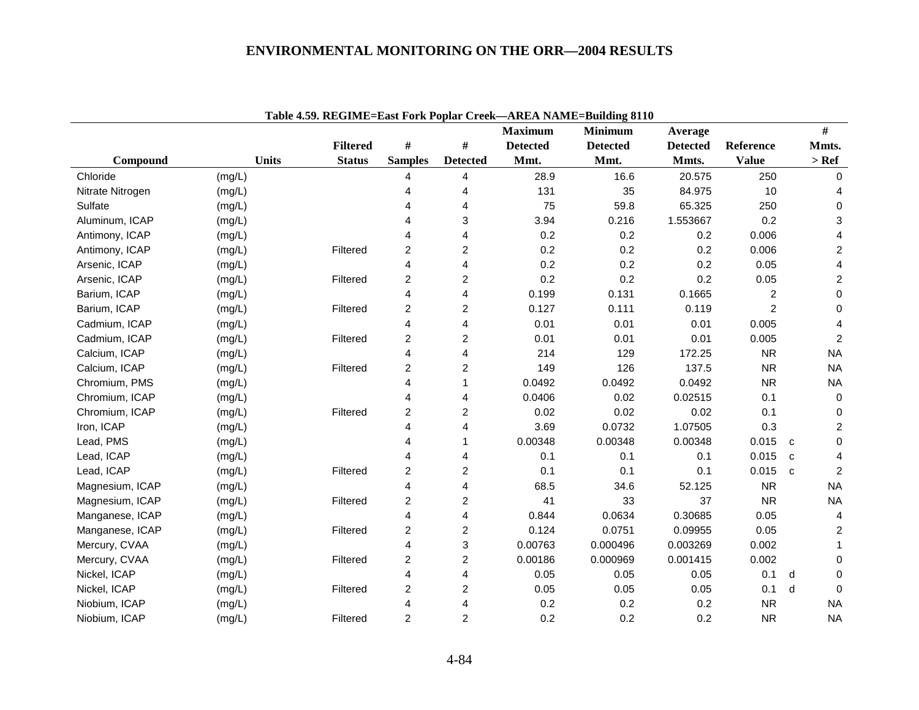Table 4.59. REGIME=East Fork Poplar Creek—AREA NAME=Building 8110

| Compound | Units | Filtered Status | # Samples | # Detected | Maximum Detected Mmt. | Minimum Detected Mmt. | Average Detected Mmts. | Reference Value | | # Mmts. > Ref |
|---|---|---|---|---|---|---|---|---|---|---|
| Chloride | (mg/L) | | 4 | 4 | 28.9 | 16.6 | 20.575 | 250 | | 0 |
| Nitrate Nitrogen | (mg/L) | | 4 | 4 | 131 | 35 | 84.975 | 10 | | 4 |
| Sulfate | (mg/L) | | 4 | 4 | 75 | 59.8 | 65.325 | 250 | | 0 |
| Aluminum, ICAP | (mg/L) | | 4 | 3 | 3.94 | 0.216 | 1.553667 | 0.2 | | 3 |
| Antimony, ICAP | (mg/L) | | 4 | 4 | 0.2 | 0.2 | 0.2 | 0.006 | | 4 |
| Antimony, ICAP | (mg/L) | Filtered | 2 | 2 | 0.2 | 0.2 | 0.2 | 0.006 | | 2 |
| Arsenic, ICAP | (mg/L) | | 4 | 4 | 0.2 | 0.2 | 0.2 | 0.05 | | 4 |
| Arsenic, ICAP | (mg/L) | Filtered | 2 | 2 | 0.2 | 0.2 | 0.2 | 0.05 | | 2 |
| Barium, ICAP | (mg/L) | | 4 | 4 | 0.199 | 0.131 | 0.1665 | 2 | | 0 |
| Barium, ICAP | (mg/L) | Filtered | 2 | 2 | 0.127 | 0.111 | 0.119 | 2 | | 0 |
| Cadmium, ICAP | (mg/L) | | 4 | 4 | 0.01 | 0.01 | 0.01 | 0.005 | | 4 |
| Cadmium, ICAP | (mg/L) | Filtered | 2 | 2 | 0.01 | 0.01 | 0.01 | 0.005 | | 2 |
| Calcium, ICAP | (mg/L) | | 4 | 4 | 214 | 129 | 172.25 | NR | | NA |
| Calcium, ICAP | (mg/L) | Filtered | 2 | 2 | 149 | 126 | 137.5 | NR | | NA |
| Chromium, PMS | (mg/L) | | 4 | 1 | 0.0492 | 0.0492 | 0.0492 | NR | | NA |
| Chromium, ICAP | (mg/L) | | 4 | 4 | 0.0406 | 0.02 | 0.02515 | 0.1 | | 0 |
| Chromium, ICAP | (mg/L) | Filtered | 2 | 2 | 0.02 | 0.02 | 0.02 | 0.1 | | 0 |
| Iron, ICAP | (mg/L) | | 4 | 4 | 3.69 | 0.0732 | 1.07505 | 0.3 | | 2 |
| Lead, PMS | (mg/L) | | 4 | 1 | 0.00348 | 0.00348 | 0.00348 | 0.015 | c | 0 |
| Lead, ICAP | (mg/L) | | 4 | 4 | 0.1 | 0.1 | 0.1 | 0.015 | c | 4 |
| Lead, ICAP | (mg/L) | Filtered | 2 | 2 | 0.1 | 0.1 | 0.1 | 0.015 | c | 2 |
| Magnesium, ICAP | (mg/L) | | 4 | 4 | 68.5 | 34.6 | 52.125 | NR | | NA |
| Magnesium, ICAP | (mg/L) | Filtered | 2 | 2 | 41 | 33 | 37 | NR | | NA |
| Manganese, ICAP | (mg/L) | | 4 | 4 | 0.844 | 0.0634 | 0.30685 | 0.05 | | 4 |
| Manganese, ICAP | (mg/L) | Filtered | 2 | 2 | 0.124 | 0.0751 | 0.09955 | 0.05 | | 2 |
| Mercury, CVAA | (mg/L) | | 4 | 3 | 0.00763 | 0.000496 | 0.003269 | 0.002 | | 1 |
| Mercury, CVAA | (mg/L) | Filtered | 2 | 2 | 0.00186 | 0.000969 | 0.001415 | 0.002 | | 0 |
| Nickel, ICAP | (mg/L) | | 4 | 4 | 0.05 | 0.05 | 0.05 | 0.1 | d | 0 |
| Nickel, ICAP | (mg/L) | Filtered | 2 | 2 | 0.05 | 0.05 | 0.05 | 0.1 | d | 0 |
| Niobium, ICAP | (mg/L) | | 4 | 4 | 0.2 | 0.2 | 0.2 | NR | | NA |
| Niobium, ICAP | (mg/L) | Filtered | 2 | 2 | 0.2 | 0.2 | 0.2 | NR | | NA |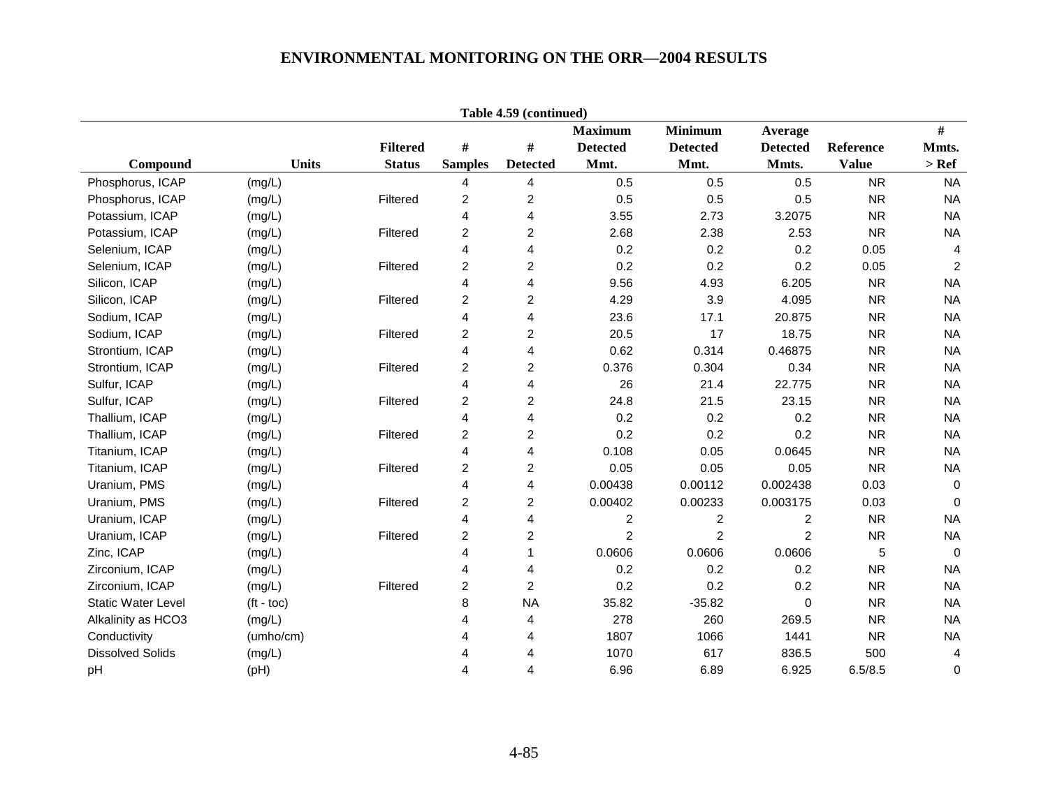**Table 4.59 (continued)**

| Compound | Units | Filtered Status | # Samples | # Detected | Maximum Detected Mmt. | Minimum Detected Mmt. | Average Detected Mmts. | Reference Value | # Mmts. > Ref |
|---|---|---|---|---|---|---|---|---|---|
| Phosphorus, ICAP | (mg/L) | | 4 | 4 | 0.5 | 0.5 | 0.5 | NR | NA |
| Phosphorus, ICAP | (mg/L) | Filtered | 2 | 2 | 0.5 | 0.5 | 0.5 | NR | NA |
| Potassium, ICAP | (mg/L) | | 4 | 4 | 3.55 | 2.73 | 3.2075 | NR | NA |
| Potassium, ICAP | (mg/L) | Filtered | 2 | 2 | 2.68 | 2.38 | 2.53 | NR | NA |
| Selenium, ICAP | (mg/L) | | 4 | 4 | 0.2 | 0.2 | 0.2 | 0.05 | 4 |
| Selenium, ICAP | (mg/L) | Filtered | 2 | 2 | 0.2 | 0.2 | 0.2 | 0.05 | 2 |
| Silicon, ICAP | (mg/L) | | 4 | 4 | 9.56 | 4.93 | 6.205 | NR | NA |
| Silicon, ICAP | (mg/L) | Filtered | 2 | 2 | 4.29 | 3.9 | 4.095 | NR | NA |
| Sodium, ICAP | (mg/L) | | 4 | 4 | 23.6 | 17.1 | 20.875 | NR | NA |
| Sodium, ICAP | (mg/L) | Filtered | 2 | 2 | 20.5 | 17 | 18.75 | NR | NA |
| Strontium, ICAP | (mg/L) | | 4 | 4 | 0.62 | 0.314 | 0.46875 | NR | NA |
| Strontium, ICAP | (mg/L) | Filtered | 2 | 2 | 0.376 | 0.304 | 0.34 | NR | NA |
| Sulfur, ICAP | (mg/L) | | 4 | 4 | 26 | 21.4 | 22.775 | NR | NA |
| Sulfur, ICAP | (mg/L) | Filtered | 2 | 2 | 24.8 | 21.5 | 23.15 | NR | NA |
| Thallium, ICAP | (mg/L) | | 4 | 4 | 0.2 | 0.2 | 0.2 | NR | NA |
| Thallium, ICAP | (mg/L) | Filtered | 2 | 2 | 0.2 | 0.2 | 0.2 | NR | NA |
| Titanium, ICAP | (mg/L) | | 4 | 4 | 0.108 | 0.05 | 0.0645 | NR | NA |
| Titanium, ICAP | (mg/L) | Filtered | 2 | 2 | 0.05 | 0.05 | 0.05 | NR | NA |
| Uranium, PMS | (mg/L) | | 4 | 4 | 0.00438 | 0.00112 | 0.002438 | 0.03 | 0 |
| Uranium, PMS | (mg/L) | Filtered | 2 | 2 | 0.00402 | 0.00233 | 0.003175 | 0.03 | 0 |
| Uranium, ICAP | (mg/L) | | 4 | 4 | 2 | 2 | 2 | NR | NA |
| Uranium, ICAP | (mg/L) | Filtered | 2 | 2 | 2 | 2 | 2 | NR | NA |
| Zinc, ICAP | (mg/L) | | 4 | 1 | 0.0606 | 0.0606 | 0.0606 | 5 | 0 |
| Zirconium, ICAP | (mg/L) | | 4 | 4 | 0.2 | 0.2 | 0.2 | NR | NA |
| Zirconium, ICAP | (mg/L) | Filtered | 2 | 2 | 0.2 | 0.2 | 0.2 | NR | NA |
| Static Water Level | (ft - toc) | | 8 | NA | 35.82 | -35.82 | 0 | NR | NA |
| Alkalinity as HCO3 | (mg/L) | | 4 | 4 | 278 | 260 | 269.5 | NR | NA |
| Conductivity | (umho/cm) | | 4 | 4 | 1807 | 1066 | 1441 | NR | NA |
| Dissolved Solids | (mg/L) | | 4 | 4 | 1070 | 617 | 836.5 | 500 | 4 |
| pH | (pH) | | 4 | 4 | 6.96 | 6.89 | 6.925 | 6.5/8.5 | 0 |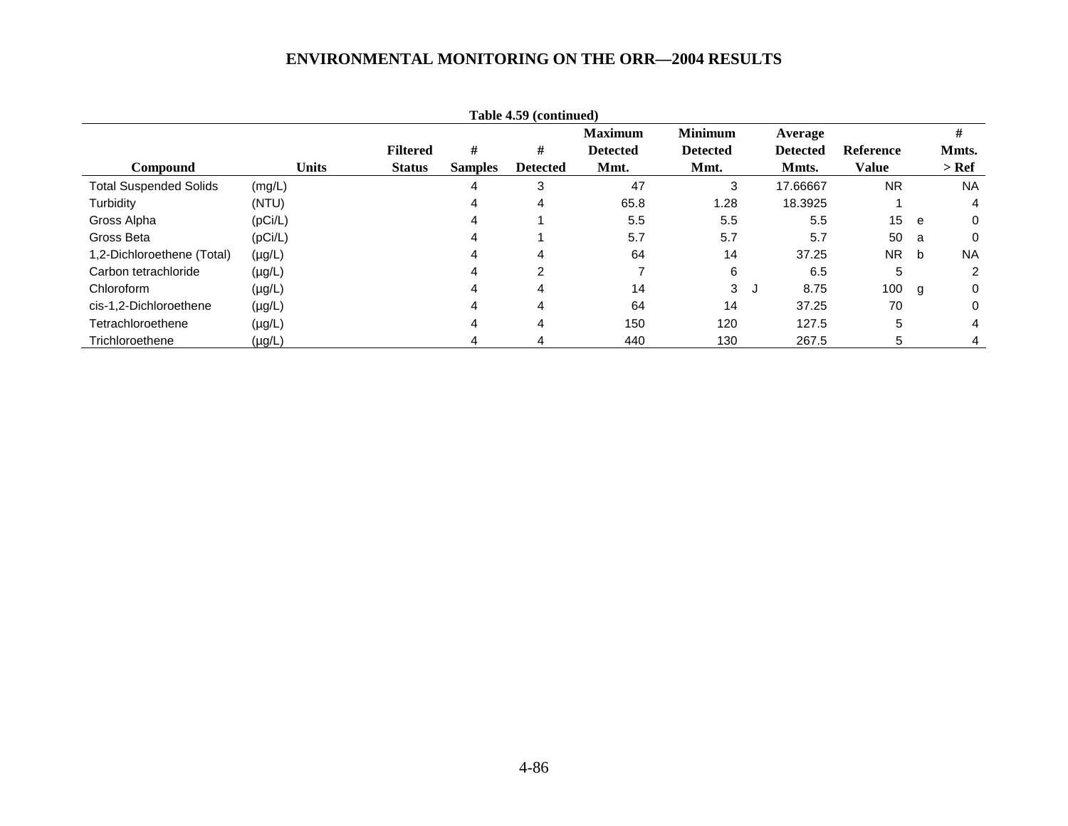**Table 4.59 (continued)**

| Compound | Units | Filtered Status | # Samples | # Detected | Maximum Detected Mmt. | Minimum Detected Mmt. | | Average Detected Mmts. | Reference Value | | # Mmts. > Ref |
|---|---|---|---|---|---|---|---|---|---|---|---|
| Total Suspended Solids | (mg/L) | | 4 | 3 | 47 | 3 | | 17.66667 | NR | | NA |
| Turbidity | (NTU) | | 4 | 4 | 65.8 | 1.28 | | 18.3925 | 1 | | 4 |
| Gross Alpha | (pCi/L) | | 4 | 1 | 5.5 | 5.5 | | 5.5 | 15 | e | 0 |
| Gross Beta | (pCi/L) | | 4 | 1 | 5.7 | 5.7 | | 5.7 | 50 | a | 0 |
| 1,2-Dichloroethene (Total) | (µg/L) | | 4 | 4 | 64 | 14 | | 37.25 | NR | b | NA |
| Carbon tetrachloride | (µg/L) | | 4 | 2 | 7 | 6 | | 6.5 | 5 | | 2 |
| Chloroform | (µg/L) | | 4 | 4 | 14 | 3 | J | 8.75 | 100 | g | 0 |
| cis-1,2-Dichloroethene | (µg/L) | | 4 | 4 | 64 | 14 | | 37.25 | 70 | | 0 |
| Tetrachloroethene | (µg/L) | | 4 | 4 | 150 | 120 | | 127.5 | 5 | | 4 |
| Trichloroethene | (µg/L) | | 4 | 4 | 440 | 130 | | 267.5 | 5 | | 4 |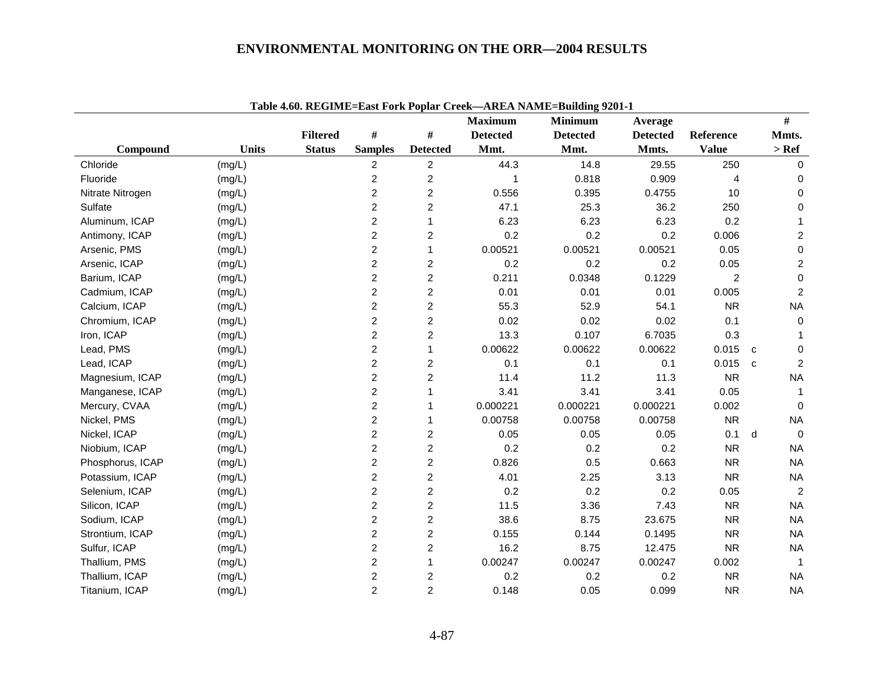**Table 4.60. REGIME=East Fork Poplar Creek—AREA NAME=Building 9201-1**

| Compound | Units | Filtered Status | # Samples | # Detected | Maximum Detected Mmt. | Minimum Detected Mmt. | Average Detected Mmts. | Reference Value | # Mmts. > Ref |
|---|---|---|---|---|---|---|---|---|---|
| Chloride | (mg/L) | | 2 | 2 | 44.3 | 14.8 | 29.55 | 250 | 0 |
| Fluoride | (mg/L) | | 2 | 2 | 1 | 0.818 | 0.909 | 4 | 0 |
| Nitrate Nitrogen | (mg/L) | | 2 | 2 | 0.556 | 0.395 | 0.4755 | 10 | 0 |
| Sulfate | (mg/L) | | 2 | 2 | 47.1 | 25.3 | 36.2 | 250 | 0 |
| Aluminum, ICAP | (mg/L) | | 2 | 1 | 6.23 | 6.23 | 6.23 | 0.2 | 1 |
| Antimony, ICAP | (mg/L) | | 2 | 2 | 0.2 | 0.2 | 0.2 | 0.006 | 2 |
| Arsenic, PMS | (mg/L) | | 2 | 1 | 0.00521 | 0.00521 | 0.00521 | 0.05 | 0 |
| Arsenic, ICAP | (mg/L) | | 2 | 2 | 0.2 | 0.2 | 0.2 | 0.05 | 2 |
| Barium, ICAP | (mg/L) | | 2 | 2 | 0.211 | 0.0348 | 0.1229 | 2 | 0 |
| Cadmium, ICAP | (mg/L) | | 2 | 2 | 0.01 | 0.01 | 0.01 | 0.005 | 2 |
| Calcium, ICAP | (mg/L) | | 2 | 2 | 55.3 | 52.9 | 54.1 | NR | NA |
| Chromium, ICAP | (mg/L) | | 2 | 2 | 0.02 | 0.02 | 0.02 | 0.1 | 0 |
| Iron, ICAP | (mg/L) | | 2 | 2 | 13.3 | 0.107 | 6.7035 | 0.3 | 1 |
| Lead, PMS | (mg/L) | | 2 | 1 | 0.00622 | 0.00622 | 0.00622 | 0.015 c | 0 |
| Lead, ICAP | (mg/L) | | 2 | 2 | 0.1 | 0.1 | 0.1 | 0.015 c | 2 |
| Magnesium, ICAP | (mg/L) | | 2 | 2 | 11.4 | 11.2 | 11.3 | NR | NA |
| Manganese, ICAP | (mg/L) | | 2 | 1 | 3.41 | 3.41 | 3.41 | 0.05 | 1 |
| Mercury, CVAA | (mg/L) | | 2 | 1 | 0.000221 | 0.000221 | 0.000221 | 0.002 | 0 |
| Nickel, PMS | (mg/L) | | 2 | 1 | 0.00758 | 0.00758 | 0.00758 | NR | NA |
| Nickel, ICAP | (mg/L) | | 2 | 2 | 0.05 | 0.05 | 0.05 | 0.1 d | 0 |
| Niobium, ICAP | (mg/L) | | 2 | 2 | 0.2 | 0.2 | 0.2 | NR | NA |
| Phosphorus, ICAP | (mg/L) | | 2 | 2 | 0.826 | 0.5 | 0.663 | NR | NA |
| Potassium, ICAP | (mg/L) | | 2 | 2 | 4.01 | 2.25 | 3.13 | NR | NA |
| Selenium, ICAP | (mg/L) | | 2 | 2 | 0.2 | 0.2 | 0.2 | 0.05 | 2 |
| Silicon, ICAP | (mg/L) | | 2 | 2 | 11.5 | 3.36 | 7.43 | NR | NA |
| Sodium, ICAP | (mg/L) | | 2 | 2 | 38.6 | 8.75 | 23.675 | NR | NA |
| Strontium, ICAP | (mg/L) | | 2 | 2 | 0.155 | 0.144 | 0.1495 | NR | NA |
| Sulfur, ICAP | (mg/L) | | 2 | 2 | 16.2 | 8.75 | 12.475 | NR | NA |
| Thallium, PMS | (mg/L) | | 2 | 1 | 0.00247 | 0.00247 | 0.00247 | 0.002 | 1 |
| Thallium, ICAP | (mg/L) | | 2 | 2 | 0.2 | 0.2 | 0.2 | NR | NA |
| Titanium, ICAP | (mg/L) | | 2 | 2 | 0.148 | 0.05 | 0.099 | NR | NA |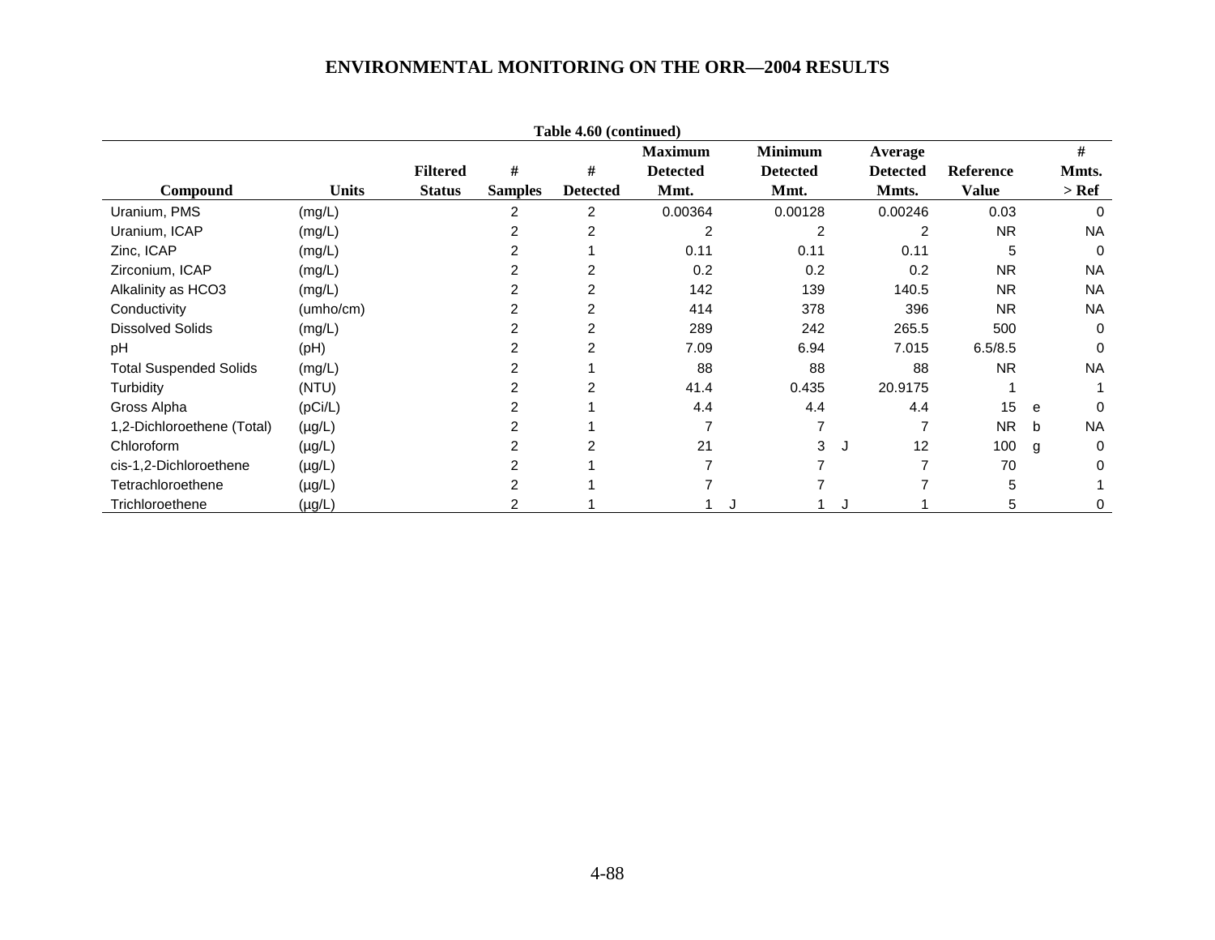**Table 4.60 (continued)**

| Compound | Units | Filtered Status | # Samples | # Detected | Maximum Detected Mmt. | | Minimum Detected Mmt. | | Average Detected Mmts. | Reference Value | | # Mmts. > Ref |
|---|---|---|---|---|---|---|---|---|---|---|---|---|
| Uranium, PMS | (mg/L) | | 2 | 2 | 0.00364 | | 0.00128 | | 0.00246 | 0.03 | | 0 |
| Uranium, ICAP | (mg/L) | | 2 | 2 | 2 | | 2 | | 2 | NR | | NA |
| Zinc, ICAP | (mg/L) | | 2 | 1 | 0.11 | | 0.11 | | 0.11 | 5 | | 0 |
| Zirconium, ICAP | (mg/L) | | 2 | 2 | 0.2 | | 0.2 | | 0.2 | NR | | NA |
| Alkalinity as HCO3 | (mg/L) | | 2 | 2 | 142 | | 139 | | 140.5 | NR | | NA |
| Conductivity | (umho/cm) | | 2 | 2 | 414 | | 378 | | 396 | NR | | NA |
| Dissolved Solids | (mg/L) | | 2 | 2 | 289 | | 242 | | 265.5 | 500 | | 0 |
| pH | (pH) | | 2 | 2 | 7.09 | | 6.94 | | 7.015 | 6.5/8.5 | | 0 |
| Total Suspended Solids | (mg/L) | | 2 | 1 | 88 | | 88 | | 88 | NR | | NA |
| Turbidity | (NTU) | | 2 | 2 | 41.4 | | 0.435 | | 20.9175 | 1 | | 1 |
| Gross Alpha | (pCi/L) | | 2 | 1 | 4.4 | | 4.4 | | 4.4 | 15 | e | 0 |
| 1,2-Dichloroethene (Total) | (µg/L) | | 2 | 1 | 7 | | 7 | | 7 | NR | b | NA |
| Chloroform | (µg/L) | | 2 | 2 | 21 | | 3 | J | 12 | 100 | g | 0 |
| cis-1,2-Dichloroethene | (µg/L) | | 2 | 1 | 7 | | 7 | | 7 | 70 | | 0 |
| Tetrachloroethene | (µg/L) | | 2 | 1 | 7 | | 7 | | 7 | 5 | | 1 |
| Trichloroethene | (µg/L) | | 2 | 1 | 1 | J | 1 | J | 1 | 5 | | 0 |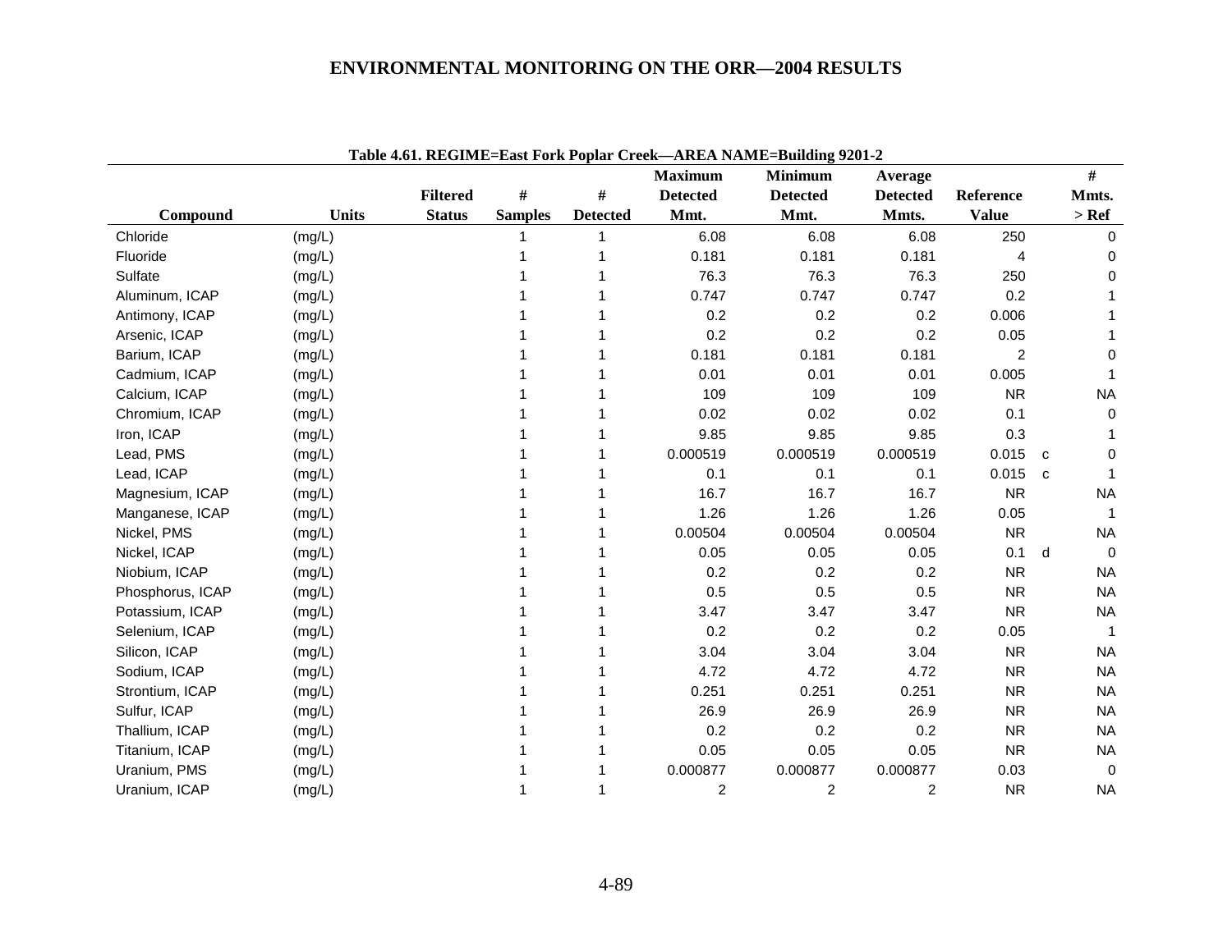**Table 4.61. REGIME=East Fork Poplar Creek—AREA NAME=Building 9201-2**

| Compound | Units | Filtered Status | # Samples | # Detected | Maximum Detected Mmt. | Minimum Detected Mmt. | Average Detected Mmts. | Reference Value | | # Mmts. > Ref |
|---|---|---|---|---|---|---|---|---|---|---|
| Chloride | (mg/L) | | 1 | 1 | 6.08 | 6.08 | 6.08 | 250 | | 0 |
| Fluoride | (mg/L) | | 1 | 1 | 0.181 | 0.181 | 0.181 | 4 | | 0 |
| Sulfate | (mg/L) | | 1 | 1 | 76.3 | 76.3 | 76.3 | 250 | | 0 |
| Aluminum, ICAP | (mg/L) | | 1 | 1 | 0.747 | 0.747 | 0.747 | 0.2 | | 1 |
| Antimony, ICAP | (mg/L) | | 1 | 1 | 0.2 | 0.2 | 0.2 | 0.006 | | 1 |
| Arsenic, ICAP | (mg/L) | | 1 | 1 | 0.2 | 0.2 | 0.2 | 0.05 | | 1 |
| Barium, ICAP | (mg/L) | | 1 | 1 | 0.181 | 0.181 | 0.181 | 2 | | 0 |
| Cadmium, ICAP | (mg/L) | | 1 | 1 | 0.01 | 0.01 | 0.01 | 0.005 | | 1 |
| Calcium, ICAP | (mg/L) | | 1 | 1 | 109 | 109 | 109 | NR | | NA |
| Chromium, ICAP | (mg/L) | | 1 | 1 | 0.02 | 0.02 | 0.02 | 0.1 | | 0 |
| Iron, ICAP | (mg/L) | | 1 | 1 | 9.85 | 9.85 | 9.85 | 0.3 | | 1 |
| Lead, PMS | (mg/L) | | 1 | 1 | 0.000519 | 0.000519 | 0.000519 | 0.015 | c | 0 |
| Lead, ICAP | (mg/L) | | 1 | 1 | 0.1 | 0.1 | 0.1 | 0.015 | c | 1 |
| Magnesium, ICAP | (mg/L) | | 1 | 1 | 16.7 | 16.7 | 16.7 | NR | | NA |
| Manganese, ICAP | (mg/L) | | 1 | 1 | 1.26 | 1.26 | 1.26 | 0.05 | | 1 |
| Nickel, PMS | (mg/L) | | 1 | 1 | 0.00504 | 0.00504 | 0.00504 | NR | | NA |
| Nickel, ICAP | (mg/L) | | 1 | 1 | 0.05 | 0.05 | 0.05 | 0.1 | d | 0 |
| Niobium, ICAP | (mg/L) | | 1 | 1 | 0.2 | 0.2 | 0.2 | NR | | NA |
| Phosphorus, ICAP | (mg/L) | | 1 | 1 | 0.5 | 0.5 | 0.5 | NR | | NA |
| Potassium, ICAP | (mg/L) | | 1 | 1 | 3.47 | 3.47 | 3.47 | NR | | NA |
| Selenium, ICAP | (mg/L) | | 1 | 1 | 0.2 | 0.2 | 0.2 | 0.05 | | 1 |
| Silicon, ICAP | (mg/L) | | 1 | 1 | 3.04 | 3.04 | 3.04 | NR | | NA |
| Sodium, ICAP | (mg/L) | | 1 | 1 | 4.72 | 4.72 | 4.72 | NR | | NA |
| Strontium, ICAP | (mg/L) | | 1 | 1 | 0.251 | 0.251 | 0.251 | NR | | NA |
| Sulfur, ICAP | (mg/L) | | 1 | 1 | 26.9 | 26.9 | 26.9 | NR | | NA |
| Thallium, ICAP | (mg/L) | | 1 | 1 | 0.2 | 0.2 | 0.2 | NR | | NA |
| Titanium, ICAP | (mg/L) | | 1 | 1 | 0.05 | 0.05 | 0.05 | NR | | NA |
| Uranium, PMS | (mg/L) | | 1 | 1 | 0.000877 | 0.000877 | 0.000877 | 0.03 | | 0 |
| Uranium, ICAP | (mg/L) | | 1 | 1 | 2 | 2 | 2 | NR | | NA |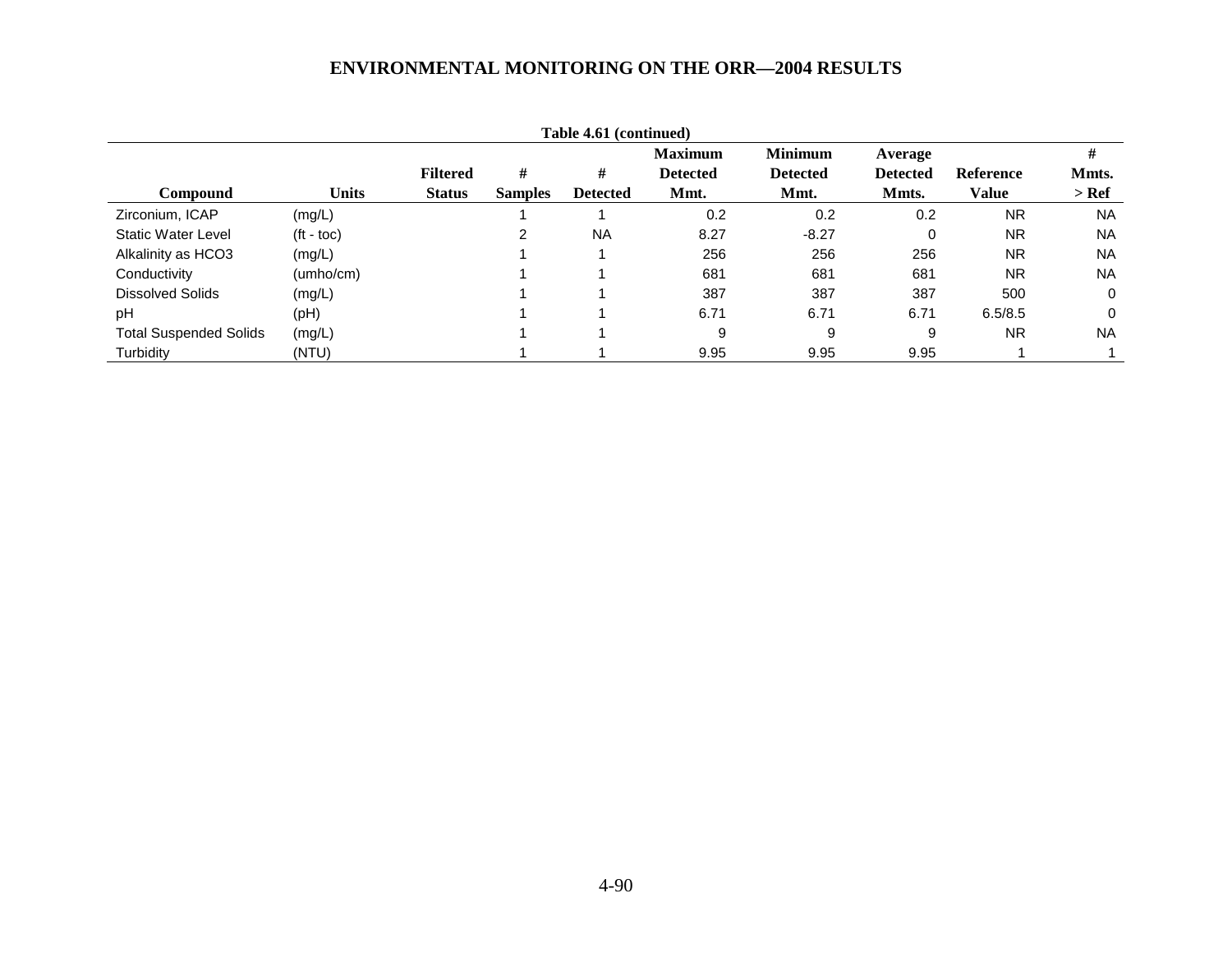**Table 4.61 (continued)**

| Compound | Units | Filtered Status | # Samples | # Detected | Maximum Detected Mmt. | Minimum Detected Mmt. | Average Detected Mmts. | Reference Value | # Mmts. > Ref |
|---|---|---|---|---|---|---|---|---|---|
| Zirconium, ICAP | (mg/L) | | 1 | 1 | 0.2 | 0.2 | 0.2 | NR | NA |
| Static Water Level | (ft - toc) | | 2 | NA | 8.27 | -8.27 | 0 | NR | NA |
| Alkalinity as HCO3 | (mg/L) | | 1 | 1 | 256 | 256 | 256 | NR | NA |
| Conductivity | (umho/cm) | | 1 | 1 | 681 | 681 | 681 | NR | NA |
| Dissolved Solids | (mg/L) | | 1 | 1 | 387 | 387 | 387 | 500 | 0 |
| pH | (pH) | | 1 | 1 | 6.71 | 6.71 | 6.71 | 6.5/8.5 | 0 |
| Total Suspended Solids | (mg/L) | | 1 | 1 | 9 | 9 | 9 | NR | NA |
| Turbidity | (NTU) | | 1 | 1 | 9.95 | 9.95 | 9.95 | 1 | 1 |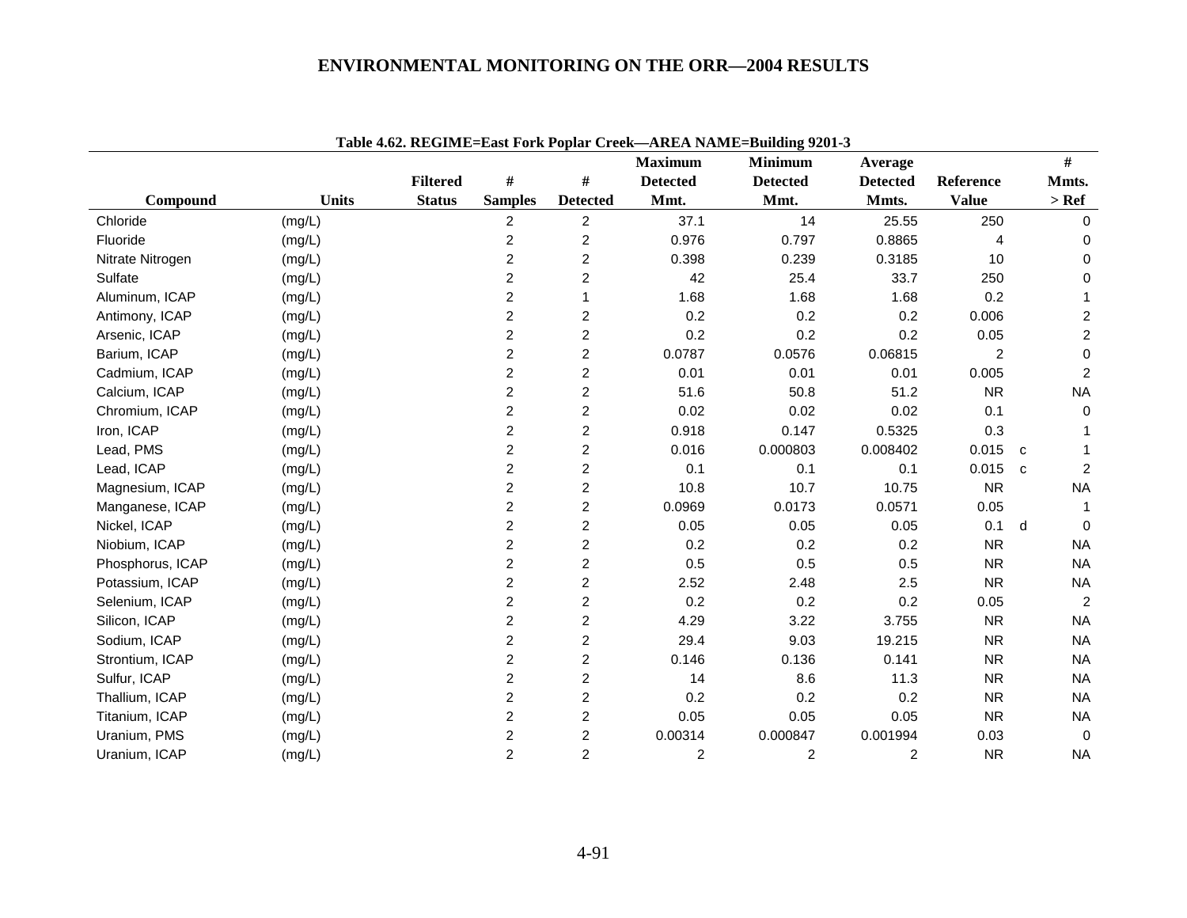Table 4.62. REGIME=East Fork Poplar Creek—AREA NAME=Building 9201-3

| Compound | Units | Filtered Status | # Samples | # Detected | Maximum Detected Mmt. | Minimum Detected Mmt. | Average Detected Mmts. | Reference Value | | # Mmts. > Ref |
|---|---|---|---|---|---|---|---|---|---|---|
| Chloride | (mg/L) | | 2 | 2 | 37.1 | 14 | 25.55 | 250 | | 0 |
| Fluoride | (mg/L) | | 2 | 2 | 0.976 | 0.797 | 0.8865 | 4 | | 0 |
| Nitrate Nitrogen | (mg/L) | | 2 | 2 | 0.398 | 0.239 | 0.3185 | 10 | | 0 |
| Sulfate | (mg/L) | | 2 | 2 | 42 | 25.4 | 33.7 | 250 | | 0 |
| Aluminum, ICAP | (mg/L) | | 2 | 1 | 1.68 | 1.68 | 1.68 | 0.2 | | 1 |
| Antimony, ICAP | (mg/L) | | 2 | 2 | 0.2 | 0.2 | 0.2 | 0.006 | | 2 |
| Arsenic, ICAP | (mg/L) | | 2 | 2 | 0.2 | 0.2 | 0.2 | 0.05 | | 2 |
| Barium, ICAP | (mg/L) | | 2 | 2 | 0.0787 | 0.0576 | 0.06815 | 2 | | 0 |
| Cadmium, ICAP | (mg/L) | | 2 | 2 | 0.01 | 0.01 | 0.01 | 0.005 | | 2 |
| Calcium, ICAP | (mg/L) | | 2 | 2 | 51.6 | 50.8 | 51.2 | NR | | NA |
| Chromium, ICAP | (mg/L) | | 2 | 2 | 0.02 | 0.02 | 0.02 | 0.1 | | 0 |
| Iron, ICAP | (mg/L) | | 2 | 2 | 0.918 | 0.147 | 0.5325 | 0.3 | | 1 |
| Lead, PMS | (mg/L) | | 2 | 2 | 0.016 | 0.000803 | 0.008402 | 0.015 | c | 1 |
| Lead, ICAP | (mg/L) | | 2 | 2 | 0.1 | 0.1 | 0.1 | 0.015 | c | 2 |
| Magnesium, ICAP | (mg/L) | | 2 | 2 | 10.8 | 10.7 | 10.75 | NR | | NA |
| Manganese, ICAP | (mg/L) | | 2 | 2 | 0.0969 | 0.0173 | 0.0571 | 0.05 | | 1 |
| Nickel, ICAP | (mg/L) | | 2 | 2 | 0.05 | 0.05 | 0.05 | 0.1 | d | 0 |
| Niobium, ICAP | (mg/L) | | 2 | 2 | 0.2 | 0.2 | 0.2 | NR | | NA |
| Phosphorus, ICAP | (mg/L) | | 2 | 2 | 0.5 | 0.5 | 0.5 | NR | | NA |
| Potassium, ICAP | (mg/L) | | 2 | 2 | 2.52 | 2.48 | 2.5 | NR | | NA |
| Selenium, ICAP | (mg/L) | | 2 | 2 | 0.2 | 0.2 | 0.2 | 0.05 | | 2 |
| Silicon, ICAP | (mg/L) | | 2 | 2 | 4.29 | 3.22 | 3.755 | NR | | NA |
| Sodium, ICAP | (mg/L) | | 2 | 2 | 29.4 | 9.03 | 19.215 | NR | | NA |
| Strontium, ICAP | (mg/L) | | 2 | 2 | 0.146 | 0.136 | 0.141 | NR | | NA |
| Sulfur, ICAP | (mg/L) | | 2 | 2 | 14 | 8.6 | 11.3 | NR | | NA |
| Thallium, ICAP | (mg/L) | | 2 | 2 | 0.2 | 0.2 | 0.2 | NR | | NA |
| Titanium, ICAP | (mg/L) | | 2 | 2 | 0.05 | 0.05 | 0.05 | NR | | NA |
| Uranium, PMS | (mg/L) | | 2 | 2 | 0.00314 | 0.000847 | 0.001994 | 0.03 | | 0 |
| Uranium, ICAP | (mg/L) | | 2 | 2 | 2 | 2 | 2 | NR | | NA |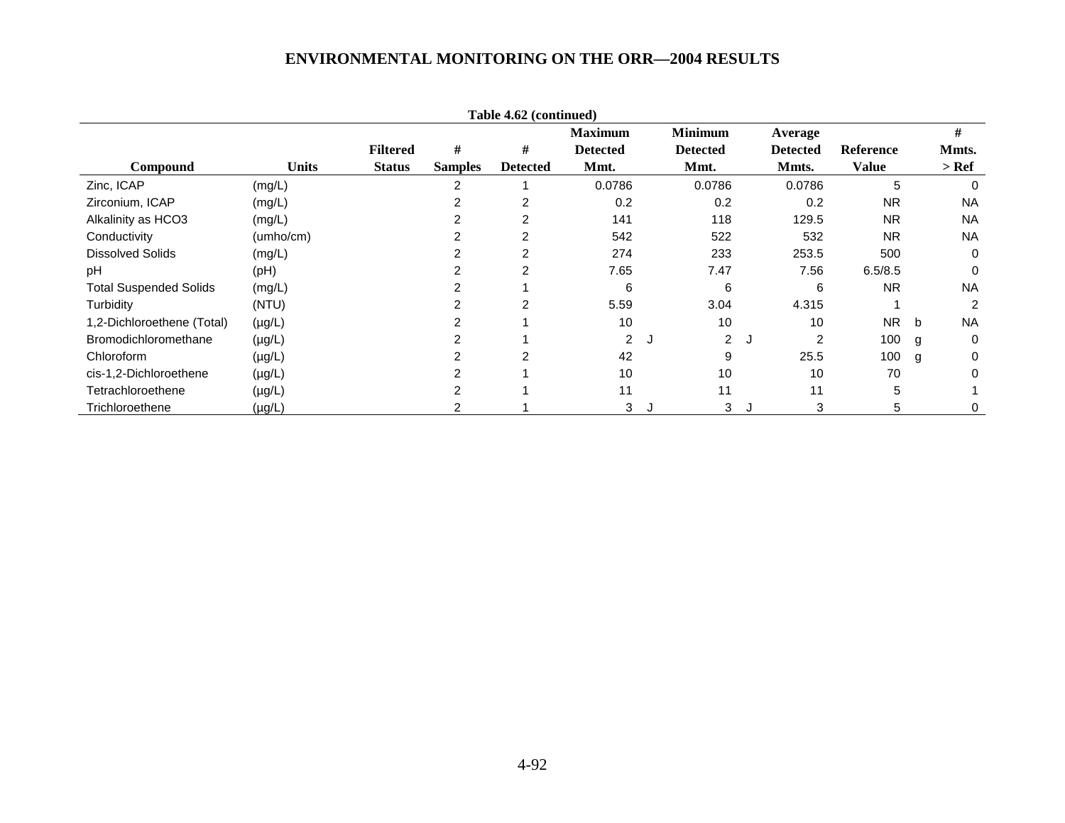Table 4.62 (continued)

| Compound | Units | Filtered Status | # Samples | # Detected | Maximum Detected Mmt. | | Minimum Detected Mmt. | | Average Detected Mmts. | Reference Value | | # Mmts. > Ref |
|---|---|---|---|---|---|---|---|---|---|---|---|---|
| Zinc, ICAP | (mg/L) | | 2 | 1 | 0.0786 | | 0.0786 | | 0.0786 | 5 | | 0 |
| Zirconium, ICAP | (mg/L) | | 2 | 2 | 0.2 | | 0.2 | | 0.2 | NR | | NA |
| Alkalinity as HCO3 | (mg/L) | | 2 | 2 | 141 | | 118 | | 129.5 | NR | | NA |
| Conductivity | (umho/cm) | | 2 | 2 | 542 | | 522 | | 532 | NR | | NA |
| Dissolved Solids | (mg/L) | | 2 | 2 | 274 | | 233 | | 253.5 | 500 | | 0 |
| pH | (pH) | | 2 | 2 | 7.65 | | 7.47 | | 7.56 | 6.5/8.5 | | 0 |
| Total Suspended Solids | (mg/L) | | 2 | 1 | 6 | | 6 | | 6 | NR | | NA |
| Turbidity | (NTU) | | 2 | 2 | 5.59 | | 3.04 | | 4.315 | 1 | | 2 |
| 1,2-Dichloroethene (Total) | (µg/L) | | 2 | 1 | 10 | | 10 | | 10 | NR | b | NA |
| Bromodichloromethane | (µg/L) | | 2 | 1 | 2 | J | 2 | J | 2 | 100 | g | 0 |
| Chloroform | (µg/L) | | 2 | 2 | 42 | | 9 | | 25.5 | 100 | g | 0 |
| cis-1,2-Dichloroethene | (µg/L) | | 2 | 1 | 10 | | 10 | | 10 | 70 | | 0 |
| Tetrachloroethene | (µg/L) | | 2 | 1 | 11 | | 11 | | 11 | 5 | | 1 |
| Trichloroethene | (µg/L) | | 2 | 1 | 3 | J | 3 | J | 3 | 5 | | 0 |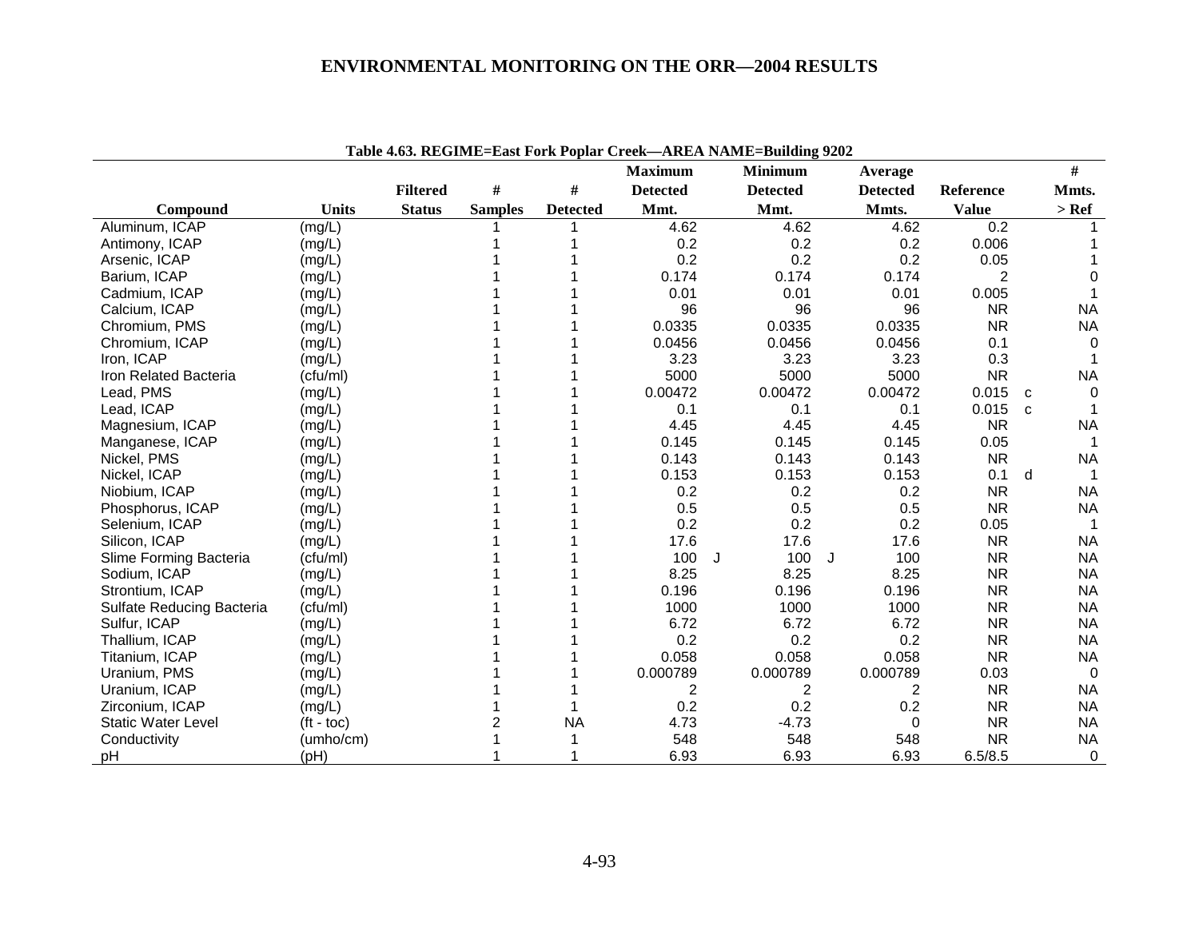**Table 4.63. REGIME=East Fork Poplar Creek—AREA NAME=Building 9202**

| Compound | Units | Filtered Status | # Samples | # Detected | Maximum Detected Mmt. | | Minimum Detected Mmt. | | Average Detected Mmts. | Reference Value | | # Mmts. > Ref |
|---|---|---|---|---|---|---|---|---|---|---|---|---|
| Aluminum, ICAP | (mg/L) | | 1 | 1 | 4.62 | | 4.62 | | 4.62 | 0.2 | | 1 |
| Antimony, ICAP | (mg/L) | | 1 | 1 | 0.2 | | 0.2 | | 0.2 | 0.006 | | 1 |
| Arsenic, ICAP | (mg/L) | | 1 | 1 | 0.2 | | 0.2 | | 0.2 | 0.05 | | 1 |
| Barium, ICAP | (mg/L) | | 1 | 1 | 0.174 | | 0.174 | | 0.174 | 2 | | 0 |
| Cadmium, ICAP | (mg/L) | | 1 | 1 | 0.01 | | 0.01 | | 0.01 | 0.005 | | 1 |
| Calcium, ICAP | (mg/L) | | 1 | 1 | 96 | | 96 | | 96 | NR | | NA |
| Chromium, PMS | (mg/L) | | 1 | 1 | 0.0335 | | 0.0335 | | 0.0335 | NR | | NA |
| Chromium, ICAP | (mg/L) | | 1 | 1 | 0.0456 | | 0.0456 | | 0.0456 | 0.1 | | 0 |
| Iron, ICAP | (mg/L) | | 1 | 1 | 3.23 | | 3.23 | | 3.23 | 0.3 | | 1 |
| Iron Related Bacteria | (cfu/ml) | | 1 | 1 | 5000 | | 5000 | | 5000 | NR | | NA |
| Lead, PMS | (mg/L) | | 1 | 1 | 0.00472 | | 0.00472 | | 0.00472 | 0.015 | c | 0 |
| Lead, ICAP | (mg/L) | | 1 | 1 | 0.1 | | 0.1 | | 0.1 | 0.015 | c | 1 |
| Magnesium, ICAP | (mg/L) | | 1 | 1 | 4.45 | | 4.45 | | 4.45 | NR | | NA |
| Manganese, ICAP | (mg/L) | | 1 | 1 | 0.145 | | 0.145 | | 0.145 | 0.05 | | 1 |
| Nickel, PMS | (mg/L) | | 1 | 1 | 0.143 | | 0.143 | | 0.143 | NR | | NA |
| Nickel, ICAP | (mg/L) | | 1 | 1 | 0.153 | | 0.153 | | 0.153 | 0.1 | d | 1 |
| Niobium, ICAP | (mg/L) | | 1 | 1 | 0.2 | | 0.2 | | 0.2 | NR | | NA |
| Phosphorus, ICAP | (mg/L) | | 1 | 1 | 0.5 | | 0.5 | | 0.5 | NR | | NA |
| Selenium, ICAP | (mg/L) | | 1 | 1 | 0.2 | | 0.2 | | 0.2 | 0.05 | | 1 |
| Silicon, ICAP | (mg/L) | | 1 | 1 | 17.6 | | 17.6 | | 17.6 | NR | | NA |
| Slime Forming Bacteria | (cfu/ml) | | 1 | 1 | 100 | J | 100 | J | 100 | NR | | NA |
| Sodium, ICAP | (mg/L) | | 1 | 1 | 8.25 | | 8.25 | | 8.25 | NR | | NA |
| Strontium, ICAP | (mg/L) | | 1 | 1 | 0.196 | | 0.196 | | 0.196 | NR | | NA |
| Sulfate Reducing Bacteria | (cfu/ml) | | 1 | 1 | 1000 | | 1000 | | 1000 | NR | | NA |
| Sulfur, ICAP | (mg/L) | | 1 | 1 | 6.72 | | 6.72 | | 6.72 | NR | | NA |
| Thallium, ICAP | (mg/L) | | 1 | 1 | 0.2 | | 0.2 | | 0.2 | NR | | NA |
| Titanium, ICAP | (mg/L) | | 1 | 1 | 0.058 | | 0.058 | | 0.058 | NR | | NA |
| Uranium, PMS | (mg/L) | | 1 | 1 | 0.000789 | | 0.000789 | | 0.000789 | 0.03 | | 0 |
| Uranium, ICAP | (mg/L) | | 1 | 1 | 2 | | 2 | | 2 | NR | | NA |
| Zirconium, ICAP | (mg/L) | | 1 | 1 | 0.2 | | 0.2 | | 0.2 | NR | | NA |
| Static Water Level | (ft - toc) | | 2 | NA | 4.73 | | -4.73 | | 0 | NR | | NA |
| Conductivity | (umho/cm) | | 1 | 1 | 548 | | 548 | | 548 | NR | | NA |
| pH | (pH) | | 1 | 1 | 6.93 | | 6.93 | | 6.93 | 6.5/8.5 | | 0 |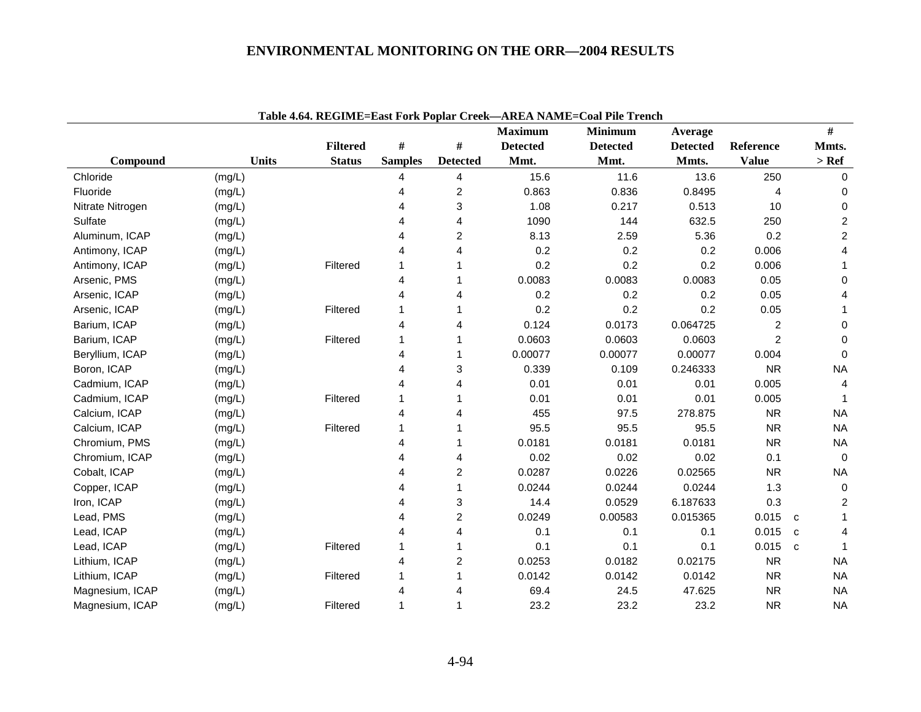Table 4.64. REGIME=East Fork Poplar Creek—AREA NAME=Coal Pile Trench

| Compound | Units | Filtered Status | # Samples | # Detected | Maximum Detected Mmt. | Minimum Detected Mmt. | Average Detected Mmts. | Reference Value | | # Mmts. > Ref |
|---|---|---|---|---|---|---|---|---|---|---|
| Chloride | (mg/L) | | 4 | 4 | 15.6 | 11.6 | 13.6 | 250 | | 0 |
| Fluoride | (mg/L) | | 4 | 2 | 0.863 | 0.836 | 0.8495 | 4 | | 0 |
| Nitrate Nitrogen | (mg/L) | | 4 | 3 | 1.08 | 0.217 | 0.513 | 10 | | 0 |
| Sulfate | (mg/L) | | 4 | 4 | 1090 | 144 | 632.5 | 250 | | 2 |
| Aluminum, ICAP | (mg/L) | | 4 | 2 | 8.13 | 2.59 | 5.36 | 0.2 | | 2 |
| Antimony, ICAP | (mg/L) | | 4 | 4 | 0.2 | 0.2 | 0.2 | 0.006 | | 4 |
| Antimony, ICAP | (mg/L) | Filtered | 1 | 1 | 0.2 | 0.2 | 0.2 | 0.006 | | 1 |
| Arsenic, PMS | (mg/L) | | 4 | 1 | 0.0083 | 0.0083 | 0.0083 | 0.05 | | 0 |
| Arsenic, ICAP | (mg/L) | | 4 | 4 | 0.2 | 0.2 | 0.2 | 0.05 | | 4 |
| Arsenic, ICAP | (mg/L) | Filtered | 1 | 1 | 0.2 | 0.2 | 0.2 | 0.05 | | 1 |
| Barium, ICAP | (mg/L) | | 4 | 4 | 0.124 | 0.0173 | 0.064725 | 2 | | 0 |
| Barium, ICAP | (mg/L) | Filtered | 1 | 1 | 0.0603 | 0.0603 | 0.0603 | 2 | | 0 |
| Beryllium, ICAP | (mg/L) | | 4 | 1 | 0.00077 | 0.00077 | 0.00077 | 0.004 | | 0 |
| Boron, ICAP | (mg/L) | | 4 | 3 | 0.339 | 0.109 | 0.246333 | NR | | NA |
| Cadmium, ICAP | (mg/L) | | 4 | 4 | 0.01 | 0.01 | 0.01 | 0.005 | | 4 |
| Cadmium, ICAP | (mg/L) | Filtered | 1 | 1 | 0.01 | 0.01 | 0.01 | 0.005 | | 1 |
| Calcium, ICAP | (mg/L) | | 4 | 4 | 455 | 97.5 | 278.875 | NR | | NA |
| Calcium, ICAP | (mg/L) | Filtered | 1 | 1 | 95.5 | 95.5 | 95.5 | NR | | NA |
| Chromium, PMS | (mg/L) | | 4 | 1 | 0.0181 | 0.0181 | 0.0181 | NR | | NA |
| Chromium, ICAP | (mg/L) | | 4 | 4 | 0.02 | 0.02 | 0.02 | 0.1 | | 0 |
| Cobalt, ICAP | (mg/L) | | 4 | 2 | 0.0287 | 0.0226 | 0.02565 | NR | | NA |
| Copper, ICAP | (mg/L) | | 4 | 1 | 0.0244 | 0.0244 | 0.0244 | 1.3 | | 0 |
| Iron, ICAP | (mg/L) | | 4 | 3 | 14.4 | 0.0529 | 6.187633 | 0.3 | | 2 |
| Lead, PMS | (mg/L) | | 4 | 2 | 0.0249 | 0.00583 | 0.015365 | 0.015 | c | 1 |
| Lead, ICAP | (mg/L) | | 4 | 4 | 0.1 | 0.1 | 0.1 | 0.015 | c | 4 |
| Lead, ICAP | (mg/L) | Filtered | 1 | 1 | 0.1 | 0.1 | 0.1 | 0.015 | c | 1 |
| Lithium, ICAP | (mg/L) | | 4 | 2 | 0.0253 | 0.0182 | 0.02175 | NR | | NA |
| Lithium, ICAP | (mg/L) | Filtered | 1 | 1 | 0.0142 | 0.0142 | 0.0142 | NR | | NA |
| Magnesium, ICAP | (mg/L) | | 4 | 4 | 69.4 | 24.5 | 47.625 | NR | | NA |
| Magnesium, ICAP | (mg/L) | Filtered | 1 | 1 | 23.2 | 23.2 | 23.2 | NR | | NA |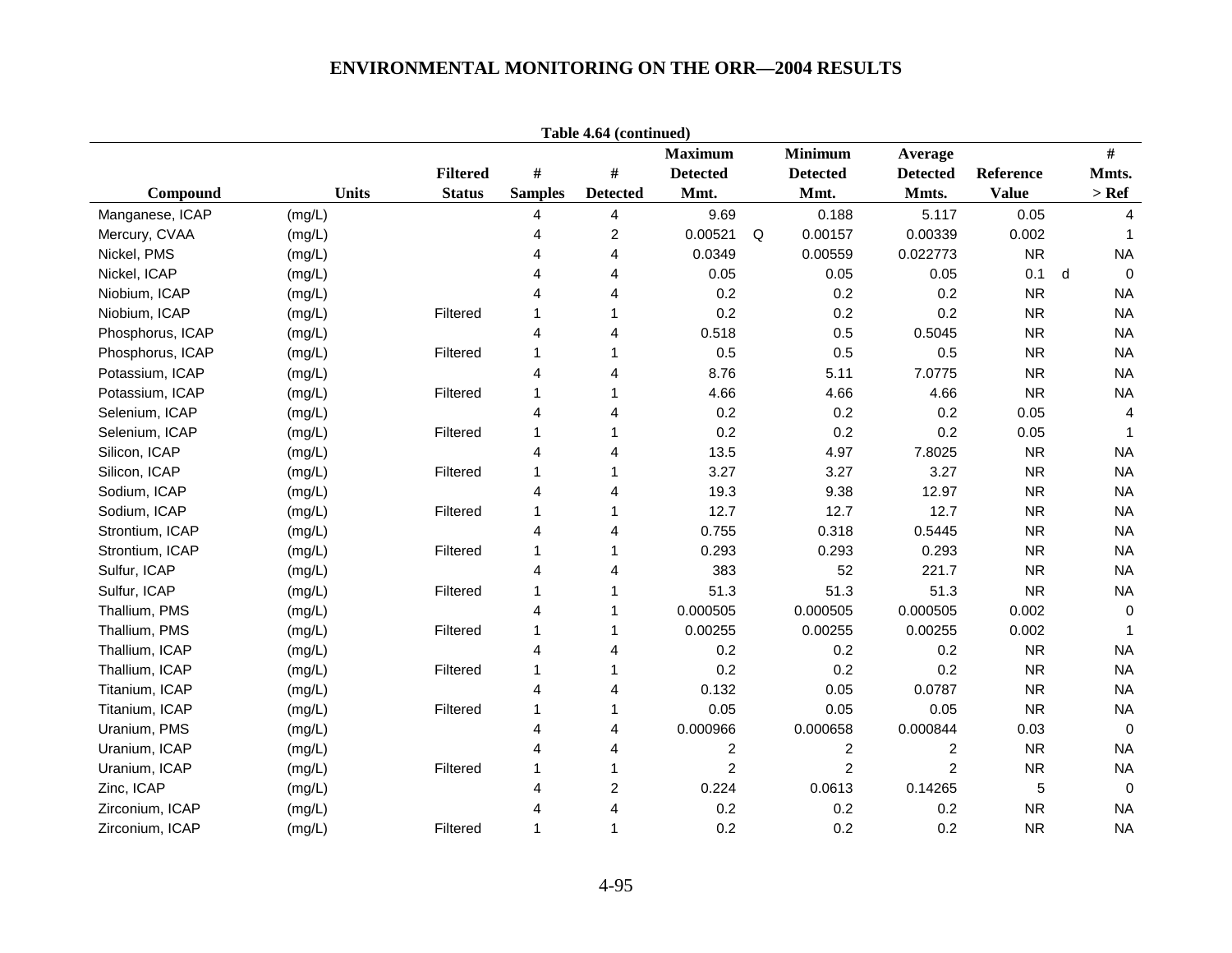**Table 4.64 (continued)**

| Compound | Units | Filtered Status | # Samples | # Detected | Maximum Detected Mmt. | | Minimum Detected Mmt. | Average Detected Mmts. | Reference Value | | # Mmts. > Ref |
|---|---|---|---|---|---|---|---|---|---|---|---|
| Manganese, ICAP | (mg/L) | | 4 | 4 | 9.69 | | 0.188 | 5.117 | 0.05 | | 4 |
| Mercury, CVAA | (mg/L) | | 4 | 2 | 0.00521 | Q | 0.00157 | 0.00339 | 0.002 | | 1 |
| Nickel, PMS | (mg/L) | | 4 | 4 | 0.0349 | | 0.00559 | 0.022773 | NR | | NA |
| Nickel, ICAP | (mg/L) | | 4 | 4 | 0.05 | | 0.05 | 0.05 | 0.1 | d | 0 |
| Niobium, ICAP | (mg/L) | | 4 | 4 | 0.2 | | 0.2 | 0.2 | NR | | NA |
| Niobium, ICAP | (mg/L) | Filtered | 1 | 1 | 0.2 | | 0.2 | 0.2 | NR | | NA |
| Phosphorus, ICAP | (mg/L) | | 4 | 4 | 0.518 | | 0.5 | 0.5045 | NR | | NA |
| Phosphorus, ICAP | (mg/L) | Filtered | 1 | 1 | 0.5 | | 0.5 | 0.5 | NR | | NA |
| Potassium, ICAP | (mg/L) | | 4 | 4 | 8.76 | | 5.11 | 7.0775 | NR | | NA |
| Potassium, ICAP | (mg/L) | Filtered | 1 | 1 | 4.66 | | 4.66 | 4.66 | NR | | NA |
| Selenium, ICAP | (mg/L) | | 4 | 4 | 0.2 | | 0.2 | 0.2 | 0.05 | | 4 |
| Selenium, ICAP | (mg/L) | Filtered | 1 | 1 | 0.2 | | 0.2 | 0.2 | 0.05 | | 1 |
| Silicon, ICAP | (mg/L) | | 4 | 4 | 13.5 | | 4.97 | 7.8025 | NR | | NA |
| Silicon, ICAP | (mg/L) | Filtered | 1 | 1 | 3.27 | | 3.27 | 3.27 | NR | | NA |
| Sodium, ICAP | (mg/L) | | 4 | 4 | 19.3 | | 9.38 | 12.97 | NR | | NA |
| Sodium, ICAP | (mg/L) | Filtered | 1 | 1 | 12.7 | | 12.7 | 12.7 | NR | | NA |
| Strontium, ICAP | (mg/L) | | 4 | 4 | 0.755 | | 0.318 | 0.5445 | NR | | NA |
| Strontium, ICAP | (mg/L) | Filtered | 1 | 1 | 0.293 | | 0.293 | 0.293 | NR | | NA |
| Sulfur, ICAP | (mg/L) | | 4 | 4 | 383 | | 52 | 221.7 | NR | | NA |
| Sulfur, ICAP | (mg/L) | Filtered | 1 | 1 | 51.3 | | 51.3 | 51.3 | NR | | NA |
| Thallium, PMS | (mg/L) | | 4 | 1 | 0.000505 | | 0.000505 | 0.000505 | 0.002 | | 0 |
| Thallium, PMS | (mg/L) | Filtered | 1 | 1 | 0.00255 | | 0.00255 | 0.00255 | 0.002 | | 1 |
| Thallium, ICAP | (mg/L) | | 4 | 4 | 0.2 | | 0.2 | 0.2 | NR | | NA |
| Thallium, ICAP | (mg/L) | Filtered | 1 | 1 | 0.2 | | 0.2 | 0.2 | NR | | NA |
| Titanium, ICAP | (mg/L) | | 4 | 4 | 0.132 | | 0.05 | 0.0787 | NR | | NA |
| Titanium, ICAP | (mg/L) | Filtered | 1 | 1 | 0.05 | | 0.05 | 0.05 | NR | | NA |
| Uranium, PMS | (mg/L) | | 4 | 4 | 0.000966 | | 0.000658 | 0.000844 | 0.03 | | 0 |
| Uranium, ICAP | (mg/L) | | 4 | 4 | 2 | | 2 | 2 | NR | | NA |
| Uranium, ICAP | (mg/L) | Filtered | 1 | 1 | 2 | | 2 | 2 | NR | | NA |
| Zinc, ICAP | (mg/L) | | 4 | 2 | 0.224 | | 0.0613 | 0.14265 | 5 | | 0 |
| Zirconium, ICAP | (mg/L) | | 4 | 4 | 0.2 | | 0.2 | 0.2 | NR | | NA |
| Zirconium, ICAP | (mg/L) | Filtered | 1 | 1 | 0.2 | | 0.2 | 0.2 | NR | | NA |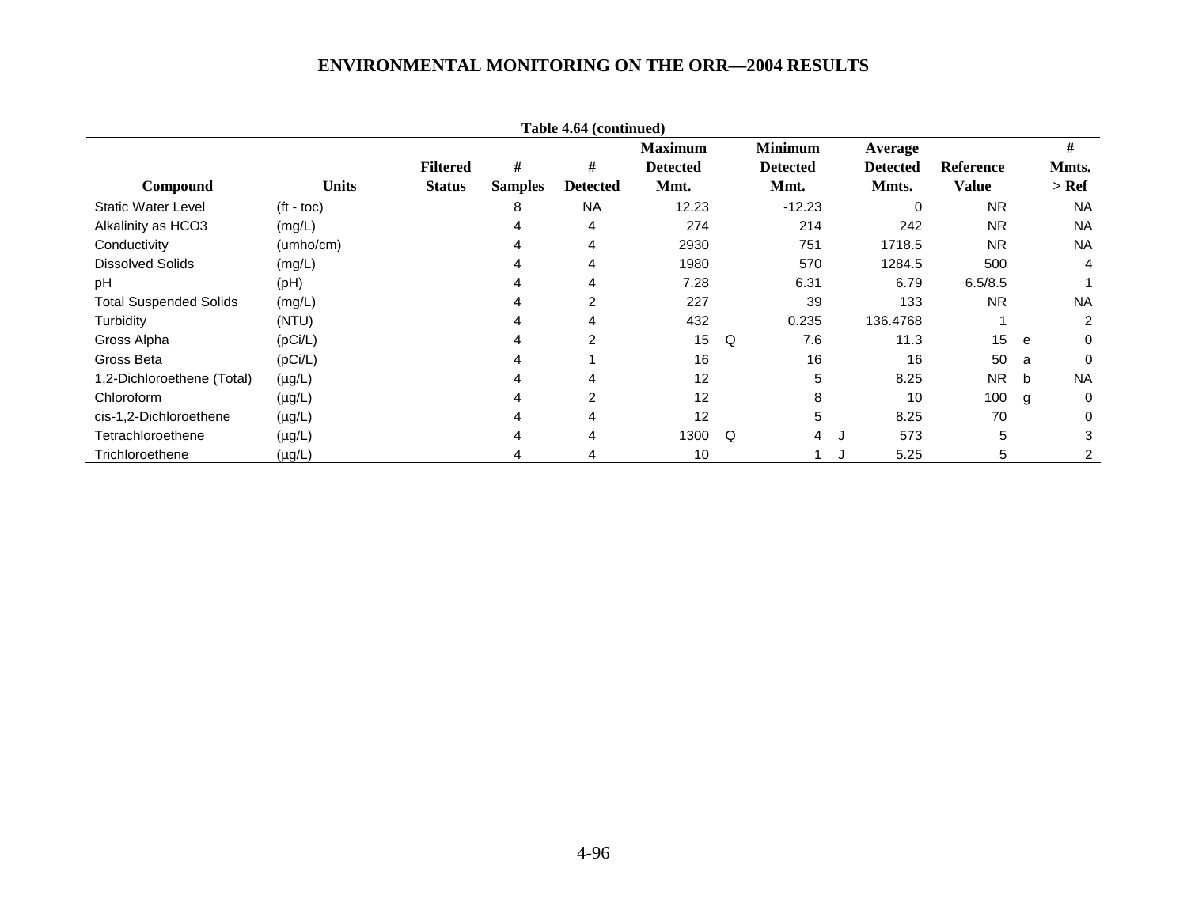**Table 4.64 (continued)**

| Compound | Units | Filtered Status | # Samples | # Detected | Maximum Detected Mmt. | | Minimum Detected Mmt. | | Average Detected Mmts. | Reference Value | | # Mmts. > Ref |
|---|---|---|---|---|---|---|---|---|---|---|---|---|
| Static Water Level | (ft - toc) | | 8 | NA | 12.23 | | -12.23 | | 0 | NR | | NA |
| Alkalinity as HCO3 | (mg/L) | | 4 | 4 | 274 | | 214 | | 242 | NR | | NA |
| Conductivity | (umho/cm) | | 4 | 4 | 2930 | | 751 | | 1718.5 | NR | | NA |
| Dissolved Solids | (mg/L) | | 4 | 4 | 1980 | | 570 | | 1284.5 | 500 | | 4 |
| pH | (pH) | | 4 | 4 | 7.28 | | 6.31 | | 6.79 | 6.5/8.5 | | 1 |
| Total Suspended Solids | (mg/L) | | 4 | 2 | 227 | | 39 | | 133 | NR | | NA |
| Turbidity | (NTU) | | 4 | 4 | 432 | | 0.235 | | 136.4768 | 1 | | 2 |
| Gross Alpha | (pCi/L) | | 4 | 2 | 15 | Q | 7.6 | | 11.3 | 15 | e | 0 |
| Gross Beta | (pCi/L) | | 4 | 1 | 16 | | 16 | | 16 | 50 | a | 0 |
| 1,2-Dichloroethene (Total) | (µg/L) | | 4 | 4 | 12 | | 5 | | 8.25 | NR | b | NA |
| Chloroform | (µg/L) | | 4 | 2 | 12 | | 8 | | 10 | 100 | g | 0 |
| cis-1,2-Dichloroethene | (µg/L) | | 4 | 4 | 12 | | 5 | | 8.25 | 70 | | 0 |
| Tetrachloroethene | (µg/L) | | 4 | 4 | 1300 | Q | 4 | J | 573 | 5 | | 3 |
| Trichloroethene | (µg/L) | | 4 | 4 | 10 | | 1 | J | 5.25 | 5 | | 2 |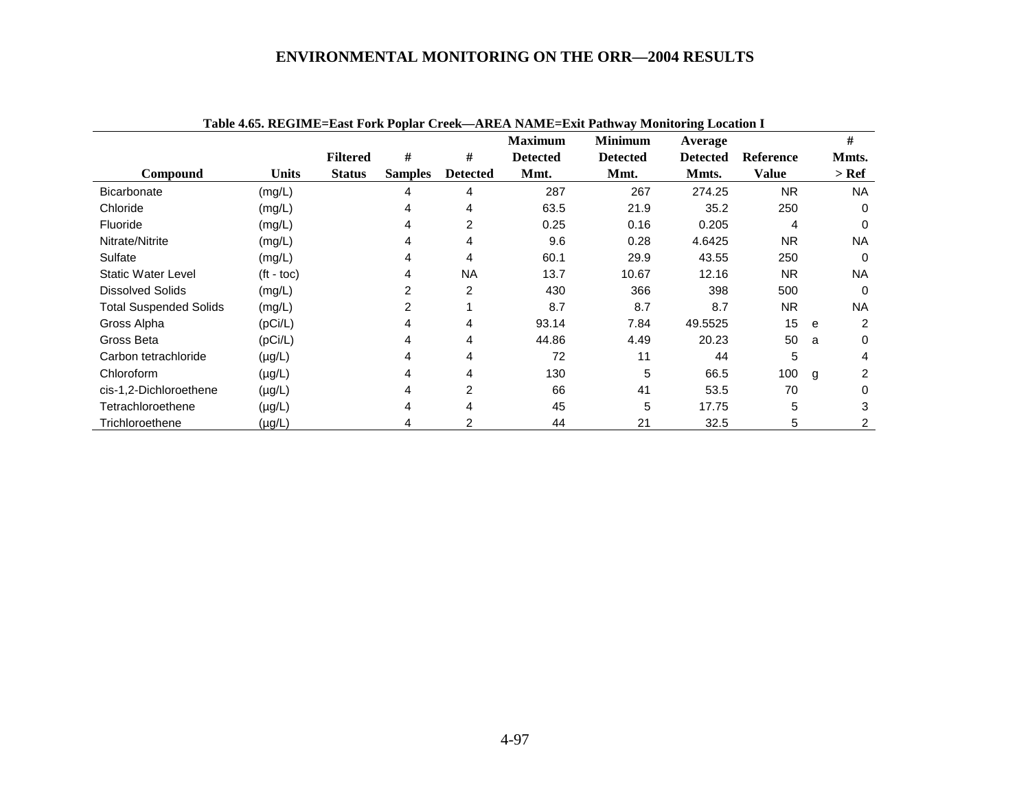## ENVIRONMENTAL MONITORING ON THE ORR—2004 RESULTS

**Table 4.65. REGIME=East Fork Poplar Creek—AREA NAME=Exit Pathway Monitoring Location I**

| Compound | Units | Filtered Status | # Samples | # Detected | Maximum Detected Mmt. | Minimum Detected Mmt. | Average Detected Mmts. | Reference Value | | # Mmts. > Ref |
|---|---|---|---|---|---|---|---|---|---|---|
| Bicarbonate | (mg/L) | | 4 | 4 | 287 | 267 | 274.25 | NR | | NA |
| Chloride | (mg/L) | | 4 | 4 | 63.5 | 21.9 | 35.2 | 250 | | 0 |
| Fluoride | (mg/L) | | 4 | 2 | 0.25 | 0.16 | 0.205 | 4 | | 0 |
| Nitrate/Nitrite | (mg/L) | | 4 | 4 | 9.6 | 0.28 | 4.6425 | NR | | NA |
| Sulfate | (mg/L) | | 4 | 4 | 60.1 | 29.9 | 43.55 | 250 | | 0 |
| Static Water Level | (ft - toc) | | 4 | NA | 13.7 | 10.67 | 12.16 | NR | | NA |
| Dissolved Solids | (mg/L) | | 2 | 2 | 430 | 366 | 398 | 500 | | 0 |
| Total Suspended Solids | (mg/L) | | 2 | 1 | 8.7 | 8.7 | 8.7 | NR | | NA |
| Gross Alpha | (pCi/L) | | 4 | 4 | 93.14 | 7.84 | 49.5525 | 15 | e | 2 |
| Gross Beta | (pCi/L) | | 4 | 4 | 44.86 | 4.49 | 20.23 | 50 | a | 0 |
| Carbon tetrachloride | (µg/L) | | 4 | 4 | 72 | 11 | 44 | 5 | | 4 |
| Chloroform | (µg/L) | | 4 | 4 | 130 | 5 | 66.5 | 100 | g | 2 |
| cis-1,2-Dichloroethene | (µg/L) | | 4 | 2 | 66 | 41 | 53.5 | 70 | | 0 |
| Tetrachloroethene | (µg/L) | | 4 | 4 | 45 | 5 | 17.75 | 5 | | 3 |
| Trichloroethene | (µg/L) | | 4 | 2 | 44 | 21 | 32.5 | 5 | | 2 |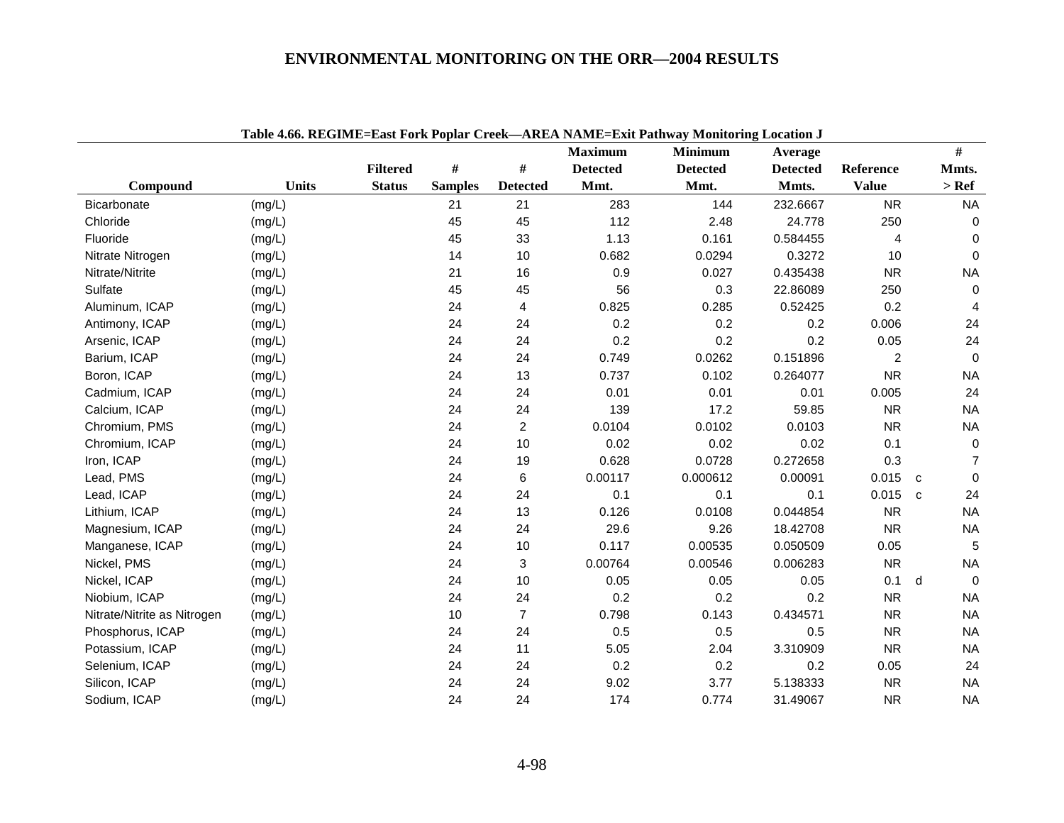**Table 4.66. REGIME=East Fork Poplar Creek—AREA NAME=Exit Pathway Monitoring Location J**

| Compound | Units | Filtered Status | # Samples | # Detected | Maximum Detected Mmt. | Minimum Detected Mmt. | Average Detected Mmts. | Reference Value | | # Mmts. > Ref |
|---|---|---|---|---|---|---|---|---|---|---|
| Bicarbonate | (mg/L) | | 21 | 21 | 283 | 144 | 232.6667 | NR | | NA |
| Chloride | (mg/L) | | 45 | 45 | 112 | 2.48 | 24.778 | 250 | | 0 |
| Fluoride | (mg/L) | | 45 | 33 | 1.13 | 0.161 | 0.584455 | 4 | | 0 |
| Nitrate Nitrogen | (mg/L) | | 14 | 10 | 0.682 | 0.0294 | 0.3272 | 10 | | 0 |
| Nitrate/Nitrite | (mg/L) | | 21 | 16 | 0.9 | 0.027 | 0.435438 | NR | | NA |
| Sulfate | (mg/L) | | 45 | 45 | 56 | 0.3 | 22.86089 | 250 | | 0 |
| Aluminum, ICAP | (mg/L) | | 24 | 4 | 0.825 | 0.285 | 0.52425 | 0.2 | | 4 |
| Antimony, ICAP | (mg/L) | | 24 | 24 | 0.2 | 0.2 | 0.2 | 0.006 | | 24 |
| Arsenic, ICAP | (mg/L) | | 24 | 24 | 0.2 | 0.2 | 0.2 | 0.05 | | 24 |
| Barium, ICAP | (mg/L) | | 24 | 24 | 0.749 | 0.0262 | 0.151896 | 2 | | 0 |
| Boron, ICAP | (mg/L) | | 24 | 13 | 0.737 | 0.102 | 0.264077 | NR | | NA |
| Cadmium, ICAP | (mg/L) | | 24 | 24 | 0.01 | 0.01 | 0.01 | 0.005 | | 24 |
| Calcium, ICAP | (mg/L) | | 24 | 24 | 139 | 17.2 | 59.85 | NR | | NA |
| Chromium, PMS | (mg/L) | | 24 | 2 | 0.0104 | 0.0102 | 0.0103 | NR | | NA |
| Chromium, ICAP | (mg/L) | | 24 | 10 | 0.02 | 0.02 | 0.02 | 0.1 | | 0 |
| Iron, ICAP | (mg/L) | | 24 | 19 | 0.628 | 0.0728 | 0.272658 | 0.3 | | 7 |
| Lead, PMS | (mg/L) | | 24 | 6 | 0.00117 | 0.000612 | 0.00091 | 0.015 | c | 0 |
| Lead, ICAP | (mg/L) | | 24 | 24 | 0.1 | 0.1 | 0.1 | 0.015 | c | 24 |
| Lithium, ICAP | (mg/L) | | 24 | 13 | 0.126 | 0.0108 | 0.044854 | NR | | NA |
| Magnesium, ICAP | (mg/L) | | 24 | 24 | 29.6 | 9.26 | 18.42708 | NR | | NA |
| Manganese, ICAP | (mg/L) | | 24 | 10 | 0.117 | 0.00535 | 0.050509 | 0.05 | | 5 |
| Nickel, PMS | (mg/L) | | 24 | 3 | 0.00764 | 0.00546 | 0.006283 | NR | | NA |
| Nickel, ICAP | (mg/L) | | 24 | 10 | 0.05 | 0.05 | 0.05 | 0.1 | d | 0 |
| Niobium, ICAP | (mg/L) | | 24 | 24 | 0.2 | 0.2 | 0.2 | NR | | NA |
| Nitrate/Nitrite as Nitrogen | (mg/L) | | 10 | 7 | 0.798 | 0.143 | 0.434571 | NR | | NA |
| Phosphorus, ICAP | (mg/L) | | 24 | 24 | 0.5 | 0.5 | 0.5 | NR | | NA |
| Potassium, ICAP | (mg/L) | | 24 | 11 | 5.05 | 2.04 | 3.310909 | NR | | NA |
| Selenium, ICAP | (mg/L) | | 24 | 24 | 0.2 | 0.2 | 0.2 | 0.05 | | 24 |
| Silicon, ICAP | (mg/L) | | 24 | 24 | 9.02 | 3.77 | 5.138333 | NR | | NA |
| Sodium, ICAP | (mg/L) | | 24 | 24 | 174 | 0.774 | 31.49067 | NR | | NA |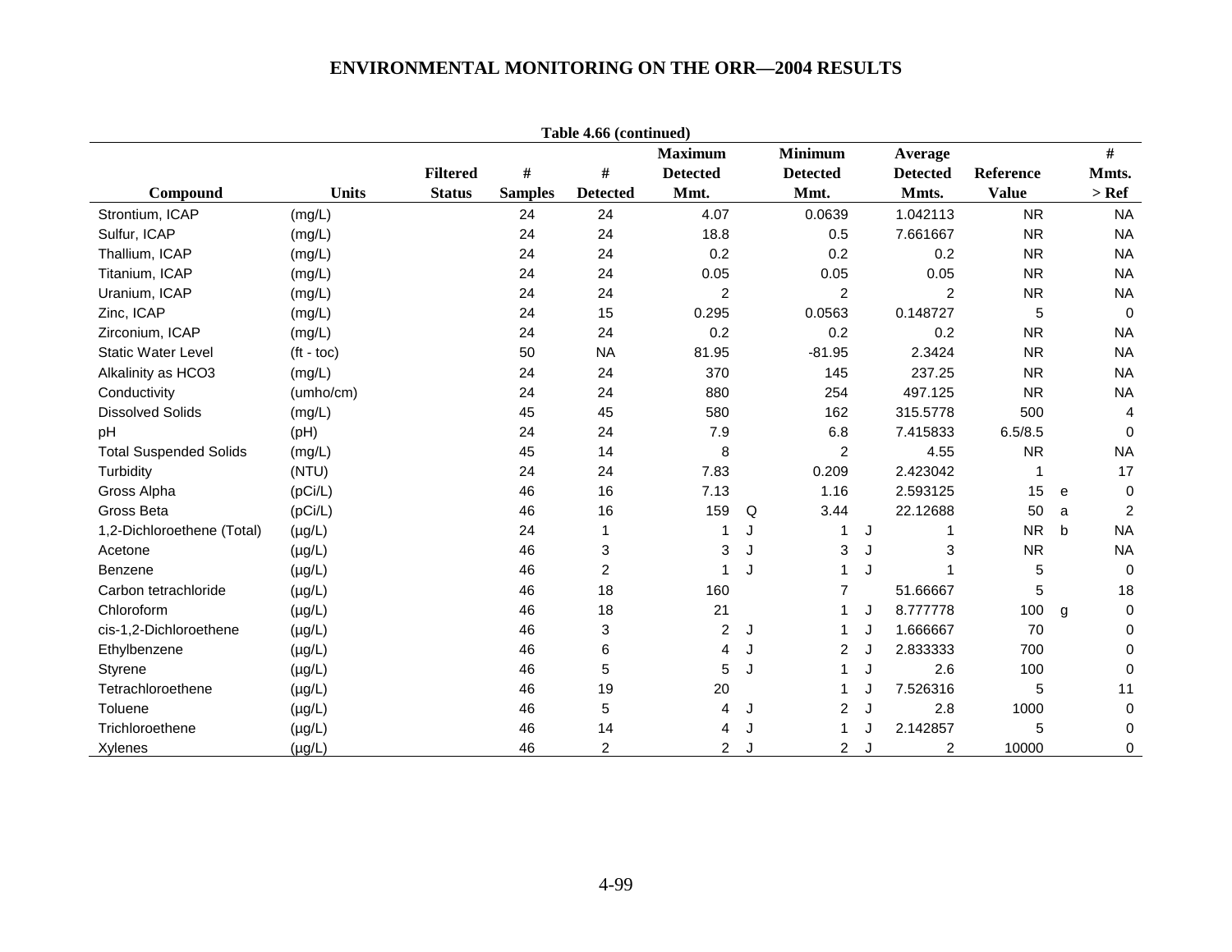**Table 4.66 (continued)**

| Compound | Units | Filtered Status | # Samples | # Detected | Maximum Detected Mmt. | | Minimum Detected Mmt. | | Average Detected Mmts. | Reference Value | | # Mmts. > Ref |
|---|---|---|---|---|---|---|---|---|---|---|---|---|
| Strontium, ICAP | (mg/L) | | 24 | 24 | 4.07 | | 0.0639 | | 1.042113 | NR | | NA |
| Sulfur, ICAP | (mg/L) | | 24 | 24 | 18.8 | | 0.5 | | 7.661667 | NR | | NA |
| Thallium, ICAP | (mg/L) | | 24 | 24 | 0.2 | | 0.2 | | 0.2 | NR | | NA |
| Titanium, ICAP | (mg/L) | | 24 | 24 | 0.05 | | 0.05 | | 0.05 | NR | | NA |
| Uranium, ICAP | (mg/L) | | 24 | 24 | 2 | | 2 | | 2 | NR | | NA |
| Zinc, ICAP | (mg/L) | | 24 | 15 | 0.295 | | 0.0563 | | 0.148727 | 5 | | 0 |
| Zirconium, ICAP | (mg/L) | | 24 | 24 | 0.2 | | 0.2 | | 0.2 | NR | | NA |
| Static Water Level | (ft - toc) | | 50 | NA | 81.95 | | -81.95 | | 2.3424 | NR | | NA |
| Alkalinity as HCO3 | (mg/L) | | 24 | 24 | 370 | | 145 | | 237.25 | NR | | NA |
| Conductivity | (umho/cm) | | 24 | 24 | 880 | | 254 | | 497.125 | NR | | NA |
| Dissolved Solids | (mg/L) | | 45 | 45 | 580 | | 162 | | 315.5778 | 500 | | 4 |
| pH | (pH) | | 24 | 24 | 7.9 | | 6.8 | | 7.415833 | 6.5/8.5 | | 0 |
| Total Suspended Solids | (mg/L) | | 45 | 14 | 8 | | 2 | | 4.55 | NR | | NA |
| Turbidity | (NTU) | | 24 | 24 | 7.83 | | 0.209 | | 2.423042 | 1 | | 17 |
| Gross Alpha | (pCi/L) | | 46 | 16 | 7.13 | | 1.16 | | 2.593125 | 15 | e | 0 |
| Gross Beta | (pCi/L) | | 46 | 16 | 159 | Q | 3.44 | | 22.12688 | 50 | a | 2 |
| 1,2-Dichloroethene (Total) | (µg/L) | | 24 | 1 | 1 | J | 1 | J | 1 | NR | b | NA |
| Acetone | (µg/L) | | 46 | 3 | 3 | J | 3 | J | 3 | NR | | NA |
| Benzene | (µg/L) | | 46 | 2 | 1 | J | 1 | J | 1 | 5 | | 0 |
| Carbon tetrachloride | (µg/L) | | 46 | 18 | 160 | | 7 | | 51.66667 | 5 | | 18 |
| Chloroform | (µg/L) | | 46 | 18 | 21 | | 1 | J | 8.777778 | 100 | g | 0 |
| cis-1,2-Dichloroethene | (µg/L) | | 46 | 3 | 2 | J | 1 | J | 1.666667 | 70 | | 0 |
| Ethylbenzene | (µg/L) | | 46 | 6 | 4 | J | 2 | J | 2.833333 | 700 | | 0 |
| Styrene | (µg/L) | | 46 | 5 | 5 | J | 1 | J | 2.6 | 100 | | 0 |
| Tetrachloroethene | (µg/L) | | 46 | 19 | 20 | | 1 | J | 7.526316 | 5 | | 11 |
| Toluene | (µg/L) | | 46 | 5 | 4 | J | 2 | J | 2.8 | 1000 | | 0 |
| Trichloroethene | (µg/L) | | 46 | 14 | 4 | J | 1 | J | 2.142857 | 5 | | 0 |
| Xylenes | (µg/L) | | 46 | 2 | 2 | J | 2 | J | 2 | 10000 | | 0 |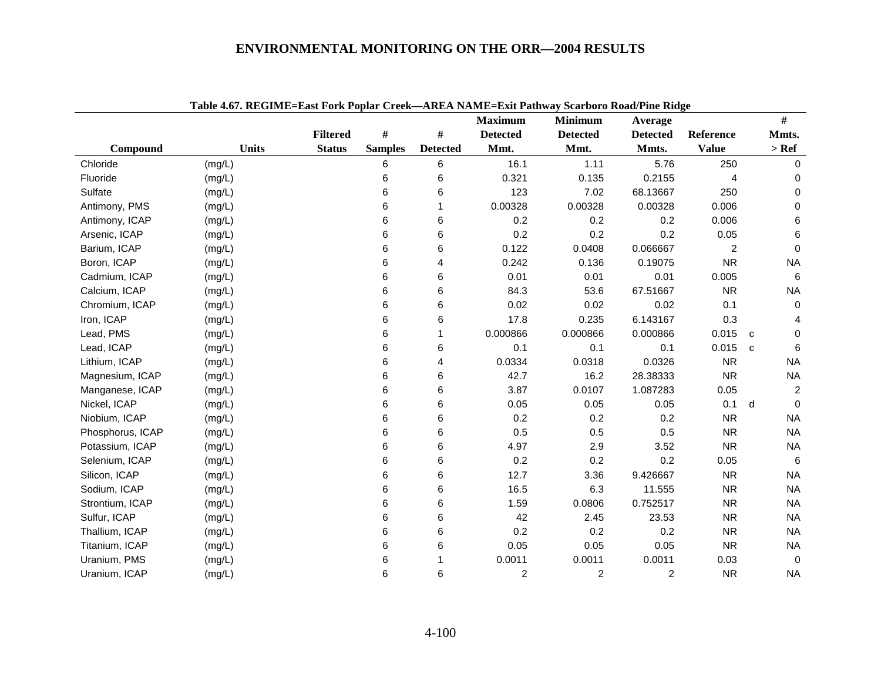**Table 4.67. REGIME=East Fork Poplar Creek—AREA NAME=Exit Pathway Scarboro Road/Pine Ridge**

| Compound | Units | Filtered Status | # Samples | # Detected | Maximum Detected Mmt. | Minimum Detected Mmt. | Average Detected Mmts. | Reference Value | | # Mmts. > Ref |
|---|---|---|---|---|---|---|---|---|---|---|
| Chloride | (mg/L) | | 6 | 6 | 16.1 | 1.11 | 5.76 | 250 | | 0 |
| Fluoride | (mg/L) | | 6 | 6 | 0.321 | 0.135 | 0.2155 | 4 | | 0 |
| Sulfate | (mg/L) | | 6 | 6 | 123 | 7.02 | 68.13667 | 250 | | 0 |
| Antimony, PMS | (mg/L) | | 6 | 1 | 0.00328 | 0.00328 | 0.00328 | 0.006 | | 0 |
| Antimony, ICAP | (mg/L) | | 6 | 6 | 0.2 | 0.2 | 0.2 | 0.006 | | 6 |
| Arsenic, ICAP | (mg/L) | | 6 | 6 | 0.2 | 0.2 | 0.2 | 0.05 | | 6 |
| Barium, ICAP | (mg/L) | | 6 | 6 | 0.122 | 0.0408 | 0.066667 | 2 | | 0 |
| Boron, ICAP | (mg/L) | | 6 | 4 | 0.242 | 0.136 | 0.19075 | NR | | NA |
| Cadmium, ICAP | (mg/L) | | 6 | 6 | 0.01 | 0.01 | 0.01 | 0.005 | | 6 |
| Calcium, ICAP | (mg/L) | | 6 | 6 | 84.3 | 53.6 | 67.51667 | NR | | NA |
| Chromium, ICAP | (mg/L) | | 6 | 6 | 0.02 | 0.02 | 0.02 | 0.1 | | 0 |
| Iron, ICAP | (mg/L) | | 6 | 6 | 17.8 | 0.235 | 6.143167 | 0.3 | | 4 |
| Lead, PMS | (mg/L) | | 6 | 1 | 0.000866 | 0.000866 | 0.000866 | 0.015 | c | 0 |
| Lead, ICAP | (mg/L) | | 6 | 6 | 0.1 | 0.1 | 0.1 | 0.015 | c | 6 |
| Lithium, ICAP | (mg/L) | | 6 | 4 | 0.0334 | 0.0318 | 0.0326 | NR | | NA |
| Magnesium, ICAP | (mg/L) | | 6 | 6 | 42.7 | 16.2 | 28.38333 | NR | | NA |
| Manganese, ICAP | (mg/L) | | 6 | 6 | 3.87 | 0.0107 | 1.087283 | 0.05 | | 2 |
| Nickel, ICAP | (mg/L) | | 6 | 6 | 0.05 | 0.05 | 0.05 | 0.1 | d | 0 |
| Niobium, ICAP | (mg/L) | | 6 | 6 | 0.2 | 0.2 | 0.2 | NR | | NA |
| Phosphorus, ICAP | (mg/L) | | 6 | 6 | 0.5 | 0.5 | 0.5 | NR | | NA |
| Potassium, ICAP | (mg/L) | | 6 | 6 | 4.97 | 2.9 | 3.52 | NR | | NA |
| Selenium, ICAP | (mg/L) | | 6 | 6 | 0.2 | 0.2 | 0.2 | 0.05 | | 6 |
| Silicon, ICAP | (mg/L) | | 6 | 6 | 12.7 | 3.36 | 9.426667 | NR | | NA |
| Sodium, ICAP | (mg/L) | | 6 | 6 | 16.5 | 6.3 | 11.555 | NR | | NA |
| Strontium, ICAP | (mg/L) | | 6 | 6 | 1.59 | 0.0806 | 0.752517 | NR | | NA |
| Sulfur, ICAP | (mg/L) | | 6 | 6 | 42 | 2.45 | 23.53 | NR | | NA |
| Thallium, ICAP | (mg/L) | | 6 | 6 | 0.2 | 0.2 | 0.2 | NR | | NA |
| Titanium, ICAP | (mg/L) | | 6 | 6 | 0.05 | 0.05 | 0.05 | NR | | NA |
| Uranium, PMS | (mg/L) | | 6 | 1 | 0.0011 | 0.0011 | 0.0011 | 0.03 | | 0 |
| Uranium, ICAP | (mg/L) | | 6 | 6 | 2 | 2 | 2 | NR | | NA |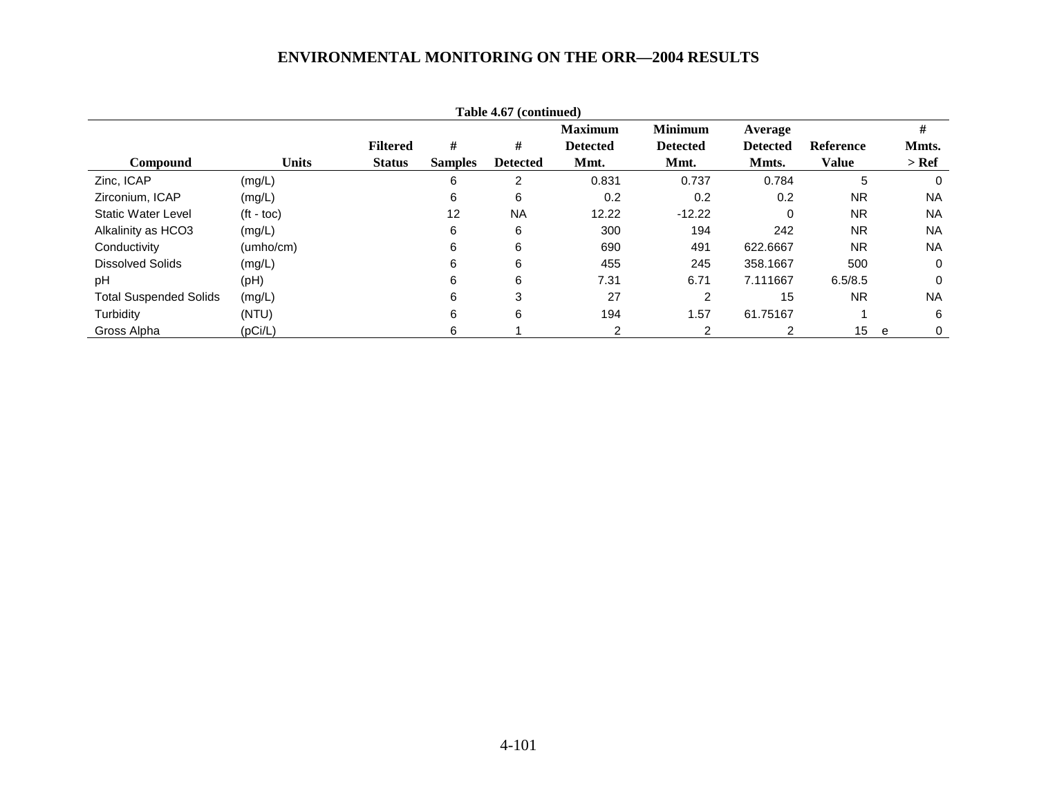Table 4.67 (continued)

| Compound | Units | Filtered Status | # Samples | # Detected | Maximum Detected Mmt. | Minimum Detected Mmt. | Average Detected Mmts. | Reference Value | | # Mmts. > Ref |
|---|---|---|---|---|---|---|---|---|---|---|
| Zinc, ICAP | (mg/L) | | 6 | 2 | 0.831 | 0.737 | 0.784 | 5 | | 0 |
| Zirconium, ICAP | (mg/L) | | 6 | 6 | 0.2 | 0.2 | 0.2 | NR | | NA |
| Static Water Level | (ft - toc) | | 12 | NA | 12.22 | -12.22 | 0 | NR | | NA |
| Alkalinity as HCO3 | (mg/L) | | 6 | 6 | 300 | 194 | 242 | NR | | NA |
| Conductivity | (umho/cm) | | 6 | 6 | 690 | 491 | 622.6667 | NR | | NA |
| Dissolved Solids | (mg/L) | | 6 | 6 | 455 | 245 | 358.1667 | 500 | | 0 |
| pH | (pH) | | 6 | 6 | 7.31 | 6.71 | 7.111667 | 6.5/8.5 | | 0 |
| Total Suspended Solids | (mg/L) | | 6 | 3 | 27 | 2 | 15 | NR | | NA |
| Turbidity | (NTU) | | 6 | 6 | 194 | 1.57 | 61.75167 | 1 | | 6 |
| Gross Alpha | (pCi/L) | | 6 | 1 | 2 | 2 | 2 | 15 | e | 0 |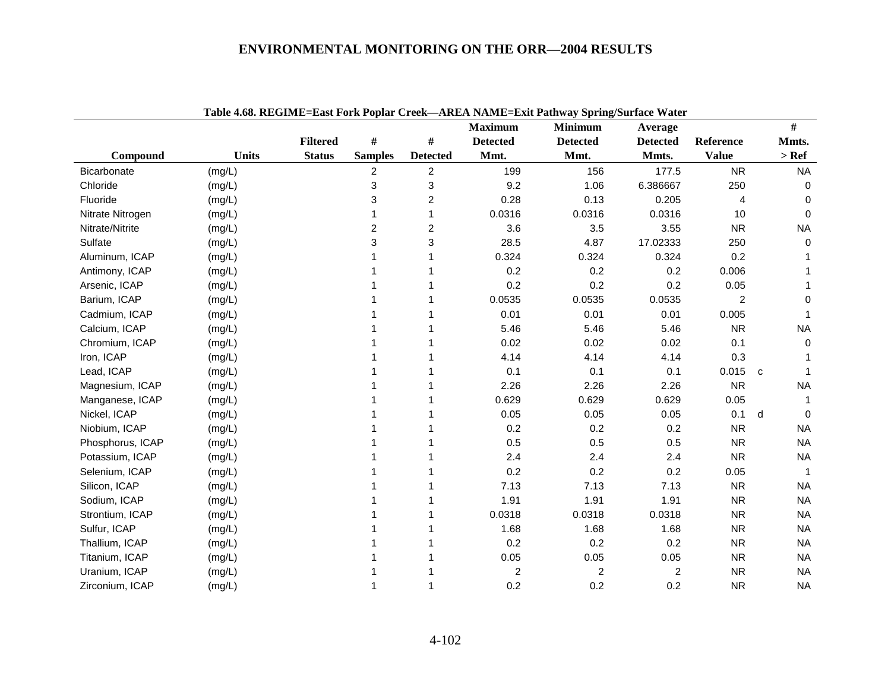ENVIRONMENTAL MONITORING ON THE ORR—2004 RESULTS

**Table 4.68. REGIME=East Fork Poplar Creek—AREA NAME=Exit Pathway Spring/Surface Water**

| Compound | Units | Filtered Status | # Samples | # Detected | Maximum Detected Mmt. | Minimum Detected Mmt. | Average Detected Mmts. | Reference Value | | # Mmts. > Ref |
|---|---|---|---|---|---|---|---|---|---|---|
| Bicarbonate | (mg/L) | | 2 | 2 | 199 | 156 | 177.5 | NR | | NA |
| Chloride | (mg/L) | | 3 | 3 | 9.2 | 1.06 | 6.386667 | 250 | | 0 |
| Fluoride | (mg/L) | | 3 | 2 | 0.28 | 0.13 | 0.205 | 4 | | 0 |
| Nitrate Nitrogen | (mg/L) | | 1 | 1 | 0.0316 | 0.0316 | 0.0316 | 10 | | 0 |
| Nitrate/Nitrite | (mg/L) | | 2 | 2 | 3.6 | 3.5 | 3.55 | NR | | NA |
| Sulfate | (mg/L) | | 3 | 3 | 28.5 | 4.87 | 17.02333 | 250 | | 0 |
| Aluminum, ICAP | (mg/L) | | 1 | 1 | 0.324 | 0.324 | 0.324 | 0.2 | | 1 |
| Antimony, ICAP | (mg/L) | | 1 | 1 | 0.2 | 0.2 | 0.2 | 0.006 | | 1 |
| Arsenic, ICAP | (mg/L) | | 1 | 1 | 0.2 | 0.2 | 0.2 | 0.05 | | 1 |
| Barium, ICAP | (mg/L) | | 1 | 1 | 0.0535 | 0.0535 | 0.0535 | 2 | | 0 |
| Cadmium, ICAP | (mg/L) | | 1 | 1 | 0.01 | 0.01 | 0.01 | 0.005 | | 1 |
| Calcium, ICAP | (mg/L) | | 1 | 1 | 5.46 | 5.46 | 5.46 | NR | | NA |
| Chromium, ICAP | (mg/L) | | 1 | 1 | 0.02 | 0.02 | 0.02 | 0.1 | | 0 |
| Iron, ICAP | (mg/L) | | 1 | 1 | 4.14 | 4.14 | 4.14 | 0.3 | | 1 |
| Lead, ICAP | (mg/L) | | 1 | 1 | 0.1 | 0.1 | 0.1 | 0.015 | c | 1 |
| Magnesium, ICAP | (mg/L) | | 1 | 1 | 2.26 | 2.26 | 2.26 | NR | | NA |
| Manganese, ICAP | (mg/L) | | 1 | 1 | 0.629 | 0.629 | 0.629 | 0.05 | | 1 |
| Nickel, ICAP | (mg/L) | | 1 | 1 | 0.05 | 0.05 | 0.05 | 0.1 | d | 0 |
| Niobium, ICAP | (mg/L) | | 1 | 1 | 0.2 | 0.2 | 0.2 | NR | | NA |
| Phosphorus, ICAP | (mg/L) | | 1 | 1 | 0.5 | 0.5 | 0.5 | NR | | NA |
| Potassium, ICAP | (mg/L) | | 1 | 1 | 2.4 | 2.4 | 2.4 | NR | | NA |
| Selenium, ICAP | (mg/L) | | 1 | 1 | 0.2 | 0.2 | 0.2 | 0.05 | | 1 |
| Silicon, ICAP | (mg/L) | | 1 | 1 | 7.13 | 7.13 | 7.13 | NR | | NA |
| Sodium, ICAP | (mg/L) | | 1 | 1 | 1.91 | 1.91 | 1.91 | NR | | NA |
| Strontium, ICAP | (mg/L) | | 1 | 1 | 0.0318 | 0.0318 | 0.0318 | NR | | NA |
| Sulfur, ICAP | (mg/L) | | 1 | 1 | 1.68 | 1.68 | 1.68 | NR | | NA |
| Thallium, ICAP | (mg/L) | | 1 | 1 | 0.2 | 0.2 | 0.2 | NR | | NA |
| Titanium, ICAP | (mg/L) | | 1 | 1 | 0.05 | 0.05 | 0.05 | NR | | NA |
| Uranium, ICAP | (mg/L) | | 1 | 1 | 2 | 2 | 2 | NR | | NA |
| Zirconium, ICAP | (mg/L) | | 1 | 1 | 0.2 | 0.2 | 0.2 | NR | | NA |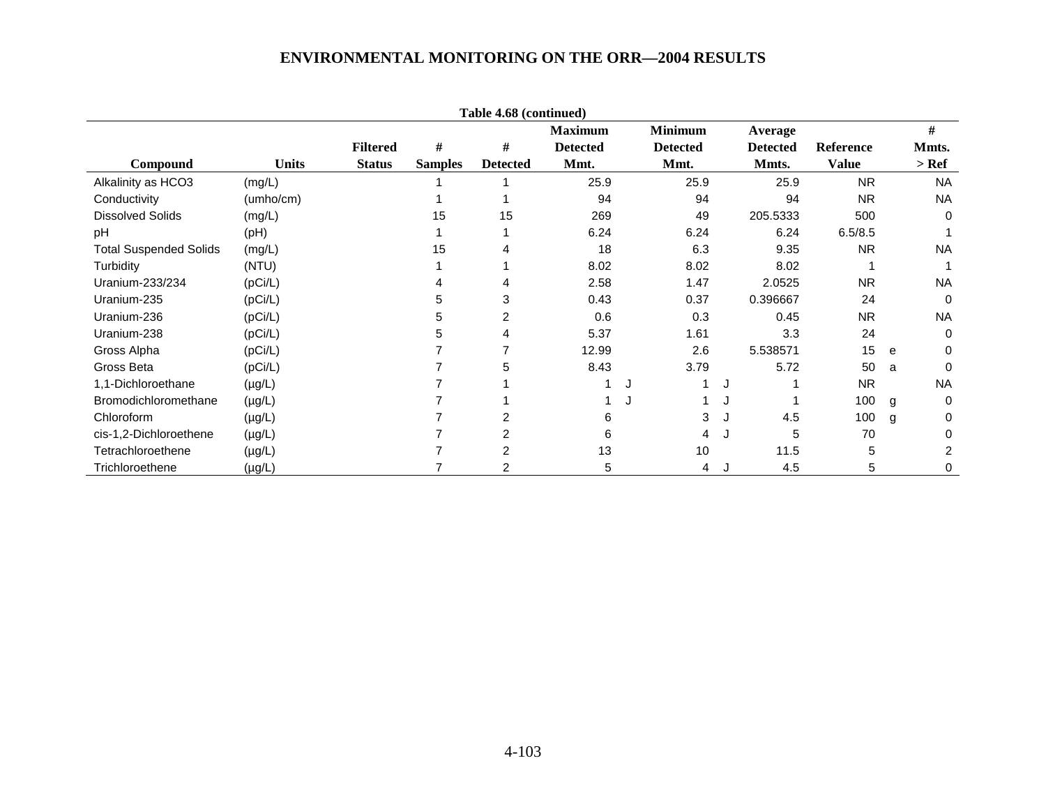# ENVIRONMENTAL MONITORING ON THE ORR—2004 RESULTS

**Table 4.68 (continued)**

| Compound | Units | Filtered Status | # Samples | # Detected | Maximum Detected Mmt. | | Minimum Detected Mmt. | | Average Detected Mmts. | Reference Value | | # Mmts. > Ref |
|---|---|---|---|---|---|---|---|---|---|---|---|---|
| Alkalinity as HCO3 | (mg/L) | | 1 | 1 | 25.9 | | 25.9 | | 25.9 | NR | | NA |
| Conductivity | (umho/cm) | | 1 | 1 | 94 | | 94 | | 94 | NR | | NA |
| Dissolved Solids | (mg/L) | | 15 | 15 | 269 | | 49 | | 205.5333 | 500 | | 0 |
| pH | (pH) | | 1 | 1 | 6.24 | | 6.24 | | 6.24 | 6.5/8.5 | | 1 |
| Total Suspended Solids | (mg/L) | | 15 | 4 | 18 | | 6.3 | | 9.35 | NR | | NA |
| Turbidity | (NTU) | | 1 | 1 | 8.02 | | 8.02 | | 8.02 | 1 | | 1 |
| Uranium-233/234 | (pCi/L) | | 4 | 4 | 2.58 | | 1.47 | | 2.0525 | NR | | NA |
| Uranium-235 | (pCi/L) | | 5 | 3 | 0.43 | | 0.37 | | 0.396667 | 24 | | 0 |
| Uranium-236 | (pCi/L) | | 5 | 2 | 0.6 | | 0.3 | | 0.45 | NR | | NA |
| Uranium-238 | (pCi/L) | | 5 | 4 | 5.37 | | 1.61 | | 3.3 | 24 | | 0 |
| Gross Alpha | (pCi/L) | | 7 | 7 | 12.99 | | 2.6 | | 5.538571 | 15 | e | 0 |
| Gross Beta | (pCi/L) | | 7 | 5 | 8.43 | | 3.79 | | 5.72 | 50 | a | 0 |
| 1,1-Dichloroethane | (µg/L) | | 7 | 1 | 1 | J | 1 | J | 1 | NR | | NA |
| Bromodichloromethane | (µg/L) | | 7 | 1 | 1 | J | 1 | J | 1 | 100 | g | 0 |
| Chloroform | (µg/L) | | 7 | 2 | 6 | | 3 | J | 4.5 | 100 | g | 0 |
| cis-1,2-Dichloroethene | (µg/L) | | 7 | 2 | 6 | | 4 | J | 5 | 70 | | 0 |
| Tetrachloroethene | (µg/L) | | 7 | 2 | 13 | | 10 | | 11.5 | 5 | | 2 |
| Trichloroethene | (µg/L) | | 7 | 2 | 5 | | 4 | J | 4.5 | 5 | | 0 |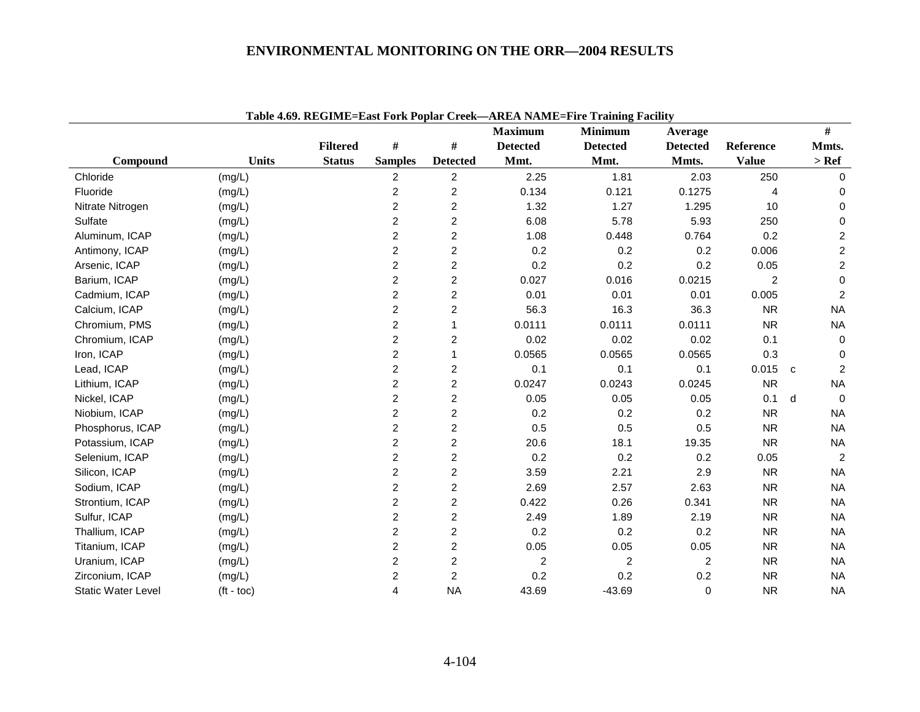**Table 4.69. REGIME=East Fork Poplar Creek—AREA NAME=Fire Training Facility**

| Compound | Units | Filtered Status | # Samples | # Detected | Maximum Detected Mmt. | Minimum Detected Mmt. | Average Detected Mmts. | Reference Value | | # Mmts. > Ref |
|---|---|---|---|---|---|---|---|---|---|---|
| Chloride | (mg/L) | | 2 | 2 | 2.25 | 1.81 | 2.03 | 250 | | 0 |
| Fluoride | (mg/L) | | 2 | 2 | 0.134 | 0.121 | 0.1275 | 4 | | 0 |
| Nitrate Nitrogen | (mg/L) | | 2 | 2 | 1.32 | 1.27 | 1.295 | 10 | | 0 |
| Sulfate | (mg/L) | | 2 | 2 | 6.08 | 5.78 | 5.93 | 250 | | 0 |
| Aluminum, ICAP | (mg/L) | | 2 | 2 | 1.08 | 0.448 | 0.764 | 0.2 | | 2 |
| Antimony, ICAP | (mg/L) | | 2 | 2 | 0.2 | 0.2 | 0.2 | 0.006 | | 2 |
| Arsenic, ICAP | (mg/L) | | 2 | 2 | 0.2 | 0.2 | 0.2 | 0.05 | | 2 |
| Barium, ICAP | (mg/L) | | 2 | 2 | 0.027 | 0.016 | 0.0215 | 2 | | 0 |
| Cadmium, ICAP | (mg/L) | | 2 | 2 | 0.01 | 0.01 | 0.01 | 0.005 | | 2 |
| Calcium, ICAP | (mg/L) | | 2 | 2 | 56.3 | 16.3 | 36.3 | NR | | NA |
| Chromium, PMS | (mg/L) | | 2 | 1 | 0.0111 | 0.0111 | 0.0111 | NR | | NA |
| Chromium, ICAP | (mg/L) | | 2 | 2 | 0.02 | 0.02 | 0.02 | 0.1 | | 0 |
| Iron, ICAP | (mg/L) | | 2 | 1 | 0.0565 | 0.0565 | 0.0565 | 0.3 | | 0 |
| Lead, ICAP | (mg/L) | | 2 | 2 | 0.1 | 0.1 | 0.1 | 0.015 | c | 2 |
| Lithium, ICAP | (mg/L) | | 2 | 2 | 0.0247 | 0.0243 | 0.0245 | NR | | NA |
| Nickel, ICAP | (mg/L) | | 2 | 2 | 0.05 | 0.05 | 0.05 | 0.1 | d | 0 |
| Niobium, ICAP | (mg/L) | | 2 | 2 | 0.2 | 0.2 | 0.2 | NR | | NA |
| Phosphorus, ICAP | (mg/L) | | 2 | 2 | 0.5 | 0.5 | 0.5 | NR | | NA |
| Potassium, ICAP | (mg/L) | | 2 | 2 | 20.6 | 18.1 | 19.35 | NR | | NA |
| Selenium, ICAP | (mg/L) | | 2 | 2 | 0.2 | 0.2 | 0.2 | 0.05 | | 2 |
| Silicon, ICAP | (mg/L) | | 2 | 2 | 3.59 | 2.21 | 2.9 | NR | | NA |
| Sodium, ICAP | (mg/L) | | 2 | 2 | 2.69 | 2.57 | 2.63 | NR | | NA |
| Strontium, ICAP | (mg/L) | | 2 | 2 | 0.422 | 0.26 | 0.341 | NR | | NA |
| Sulfur, ICAP | (mg/L) | | 2 | 2 | 2.49 | 1.89 | 2.19 | NR | | NA |
| Thallium, ICAP | (mg/L) | | 2 | 2 | 0.2 | 0.2 | 0.2 | NR | | NA |
| Titanium, ICAP | (mg/L) | | 2 | 2 | 0.05 | 0.05 | 0.05 | NR | | NA |
| Uranium, ICAP | (mg/L) | | 2 | 2 | 2 | 2 | 2 | NR | | NA |
| Zirconium, ICAP | (mg/L) | | 2 | 2 | 0.2 | 0.2 | 0.2 | NR | | NA |
| Static Water Level | (ft - toc) | | 4 | NA | 43.69 | -43.69 | 0 | NR | | NA |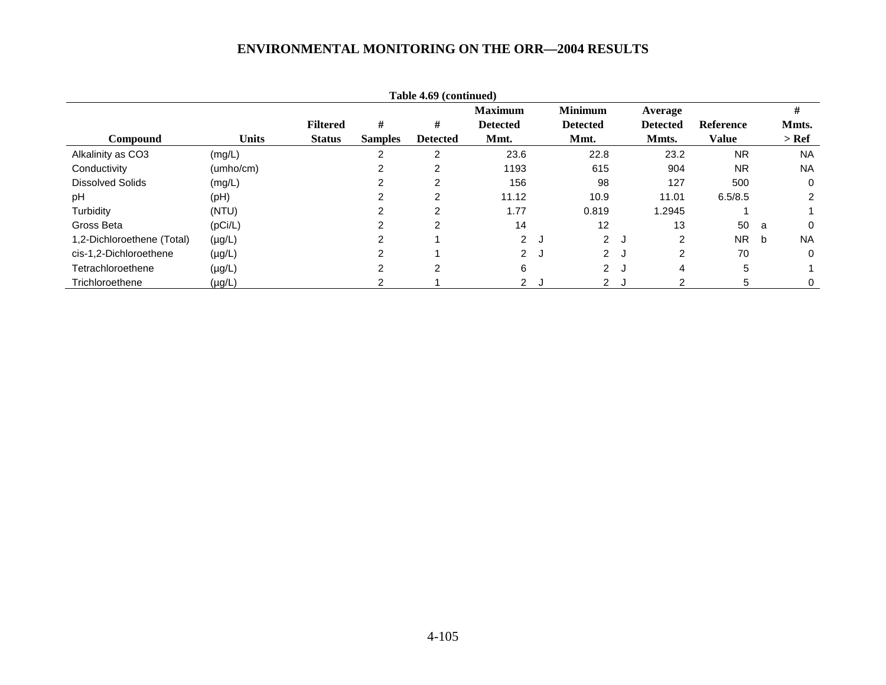**Table 4.69 (continued)**

| Compound | Units | Filtered Status | # Samples | # Detected | Maximum Detected Mmt. | | Minimum Detected Mmt. | | Average Detected Mmts. | Reference Value | | # Mmts. > Ref |
|---|---|---|---|---|---|---|---|---|---|---|---|---|
| Alkalinity as CO3 | (mg/L) | | 2 | 2 | 23.6 | | 22.8 | | 23.2 | NR | | NA |
| Conductivity | (umho/cm) | | 2 | 2 | 1193 | | 615 | | 904 | NR | | NA |
| Dissolved Solids | (mg/L) | | 2 | 2 | 156 | | 98 | | 127 | 500 | | 0 |
| pH | (pH) | | 2 | 2 | 11.12 | | 10.9 | | 11.01 | 6.5/8.5 | | 2 |
| Turbidity | (NTU) | | 2 | 2 | 1.77 | | 0.819 | | 1.2945 | 1 | | 1 |
| Gross Beta | (pCi/L) | | 2 | 2 | 14 | | 12 | | 13 | 50 | a | 0 |
| 1,2-Dichloroethene (Total) | (µg/L) | | 2 | 1 | 2 | J | 2 | J | 2 | NR | b | NA |
| cis-1,2-Dichloroethene | (µg/L) | | 2 | 1 | 2 | J | 2 | J | 2 | 70 | | 0 |
| Tetrachloroethene | (µg/L) | | 2 | 2 | 6 | | 2 | J | 4 | 5 | | 1 |
| Trichloroethene | (µg/L) | | 2 | 1 | 2 | J | 2 | J | 2 | 5 | | 0 |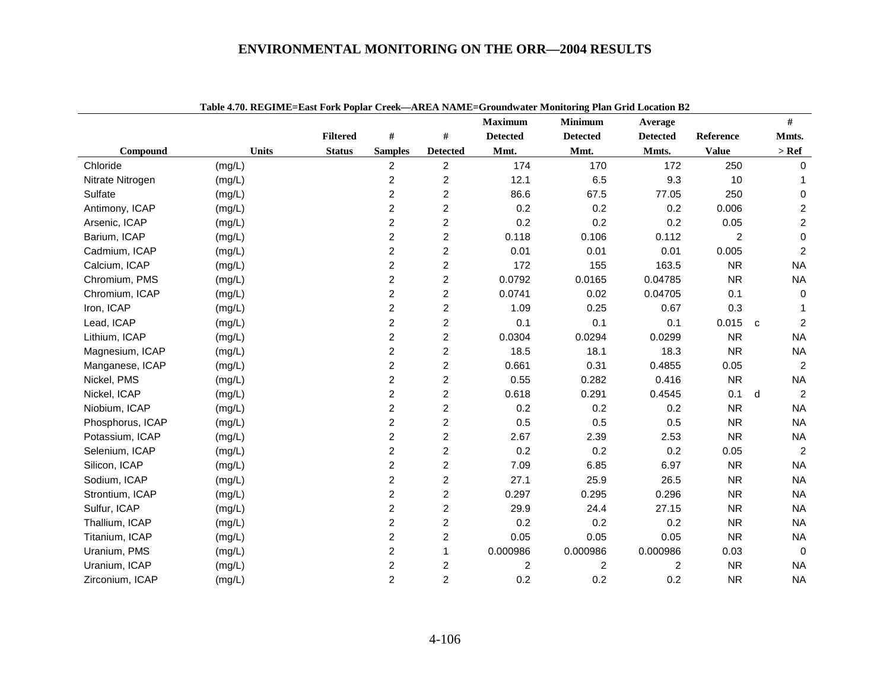# ENVIRONMENTAL MONITORING ON THE ORR—2004 RESULTS

**Table 4.70. REGIME=East Fork Poplar Creek—AREA NAME=Groundwater Monitoring Plan Grid Location B2**

| Compound | Units | Filtered Status | # Samples | # Detected | Maximum Detected Mmt. | Minimum Detected Mmt. | Average Detected Mmts. | Reference Value | | # Mmts. > Ref |
|---|---|---|---|---|---|---|---|---|---|---|
| Chloride | (mg/L) | | 2 | 2 | 174 | 170 | 172 | 250 | | 0 |
| Nitrate Nitrogen | (mg/L) | | 2 | 2 | 12.1 | 6.5 | 9.3 | 10 | | 1 |
| Sulfate | (mg/L) | | 2 | 2 | 86.6 | 67.5 | 77.05 | 250 | | 0 |
| Antimony, ICAP | (mg/L) | | 2 | 2 | 0.2 | 0.2 | 0.2 | 0.006 | | 2 |
| Arsenic, ICAP | (mg/L) | | 2 | 2 | 0.2 | 0.2 | 0.2 | 0.05 | | 2 |
| Barium, ICAP | (mg/L) | | 2 | 2 | 0.118 | 0.106 | 0.112 | 2 | | 0 |
| Cadmium, ICAP | (mg/L) | | 2 | 2 | 0.01 | 0.01 | 0.01 | 0.005 | | 2 |
| Calcium, ICAP | (mg/L) | | 2 | 2 | 172 | 155 | 163.5 | NR | | NA |
| Chromium, PMS | (mg/L) | | 2 | 2 | 0.0792 | 0.0165 | 0.04785 | NR | | NA |
| Chromium, ICAP | (mg/L) | | 2 | 2 | 0.0741 | 0.02 | 0.04705 | 0.1 | | 0 |
| Iron, ICAP | (mg/L) | | 2 | 2 | 1.09 | 0.25 | 0.67 | 0.3 | | 1 |
| Lead, ICAP | (mg/L) | | 2 | 2 | 0.1 | 0.1 | 0.1 | 0.015 | c | 2 |
| Lithium, ICAP | (mg/L) | | 2 | 2 | 0.0304 | 0.0294 | 0.0299 | NR | | NA |
| Magnesium, ICAP | (mg/L) | | 2 | 2 | 18.5 | 18.1 | 18.3 | NR | | NA |
| Manganese, ICAP | (mg/L) | | 2 | 2 | 0.661 | 0.31 | 0.4855 | 0.05 | | 2 |
| Nickel, PMS | (mg/L) | | 2 | 2 | 0.55 | 0.282 | 0.416 | NR | | NA |
| Nickel, ICAP | (mg/L) | | 2 | 2 | 0.618 | 0.291 | 0.4545 | 0.1 | d | 2 |
| Niobium, ICAP | (mg/L) | | 2 | 2 | 0.2 | 0.2 | 0.2 | NR | | NA |
| Phosphorus, ICAP | (mg/L) | | 2 | 2 | 0.5 | 0.5 | 0.5 | NR | | NA |
| Potassium, ICAP | (mg/L) | | 2 | 2 | 2.67 | 2.39 | 2.53 | NR | | NA |
| Selenium, ICAP | (mg/L) | | 2 | 2 | 0.2 | 0.2 | 0.2 | 0.05 | | 2 |
| Silicon, ICAP | (mg/L) | | 2 | 2 | 7.09 | 6.85 | 6.97 | NR | | NA |
| Sodium, ICAP | (mg/L) | | 2 | 2 | 27.1 | 25.9 | 26.5 | NR | | NA |
| Strontium, ICAP | (mg/L) | | 2 | 2 | 0.297 | 0.295 | 0.296 | NR | | NA |
| Sulfur, ICAP | (mg/L) | | 2 | 2 | 29.9 | 24.4 | 27.15 | NR | | NA |
| Thallium, ICAP | (mg/L) | | 2 | 2 | 0.2 | 0.2 | 0.2 | NR | | NA |
| Titanium, ICAP | (mg/L) | | 2 | 2 | 0.05 | 0.05 | 0.05 | NR | | NA |
| Uranium, PMS | (mg/L) | | 2 | 1 | 0.000986 | 0.000986 | 0.000986 | 0.03 | | 0 |
| Uranium, ICAP | (mg/L) | | 2 | 2 | 2 | 2 | 2 | NR | | NA |
| Zirconium, ICAP | (mg/L) | | 2 | 2 | 0.2 | 0.2 | 0.2 | NR | | NA |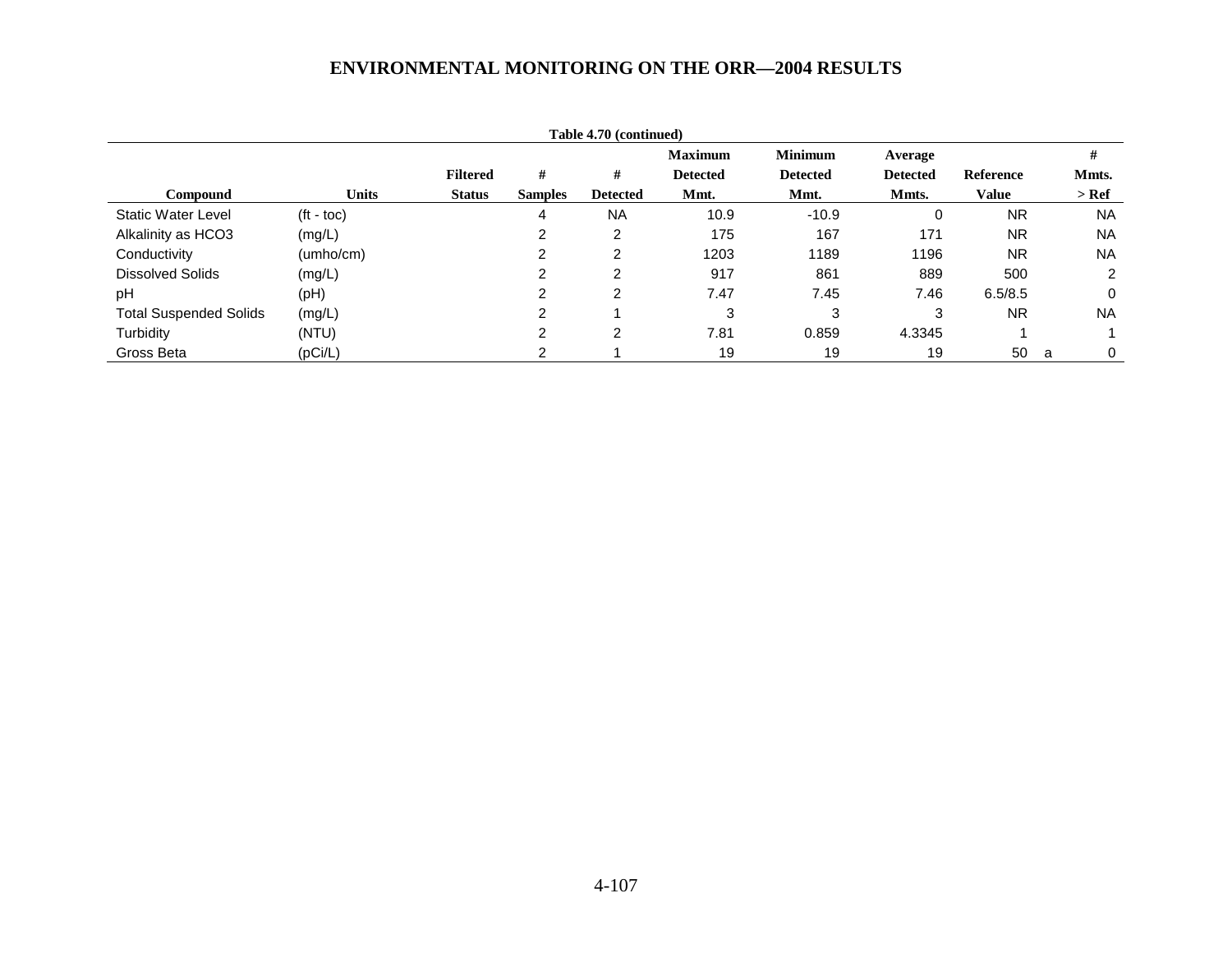Table 4.70 (continued)

| Compound | Units | Filtered Status | # Samples | # Detected | Maximum Detected Mmt. | Minimum Detected Mmt. | Average Detected Mmts. | Reference Value | | # Mmts. > Ref |
|---|---|---|---|---|---|---|---|---|---|---|
| Static Water Level | (ft - toc) | | 4 | NA | 10.9 | -10.9 | 0 | NR | | NA |
| Alkalinity as HCO3 | (mg/L) | | 2 | 2 | 175 | 167 | 171 | NR | | NA |
| Conductivity | (umho/cm) | | 2 | 2 | 1203 | 1189 | 1196 | NR | | NA |
| Dissolved Solids | (mg/L) | | 2 | 2 | 917 | 861 | 889 | 500 | | 2 |
| pH | (pH) | | 2 | 2 | 7.47 | 7.45 | 7.46 | 6.5/8.5 | | 0 |
| Total Suspended Solids | (mg/L) | | 2 | 1 | 3 | 3 | 3 | NR | | NA |
| Turbidity | (NTU) | | 2 | 2 | 7.81 | 0.859 | 4.3345 | 1 | | 1 |
| Gross Beta | (pCi/L) | | 2 | 1 | 19 | 19 | 19 | 50 | a | 0 |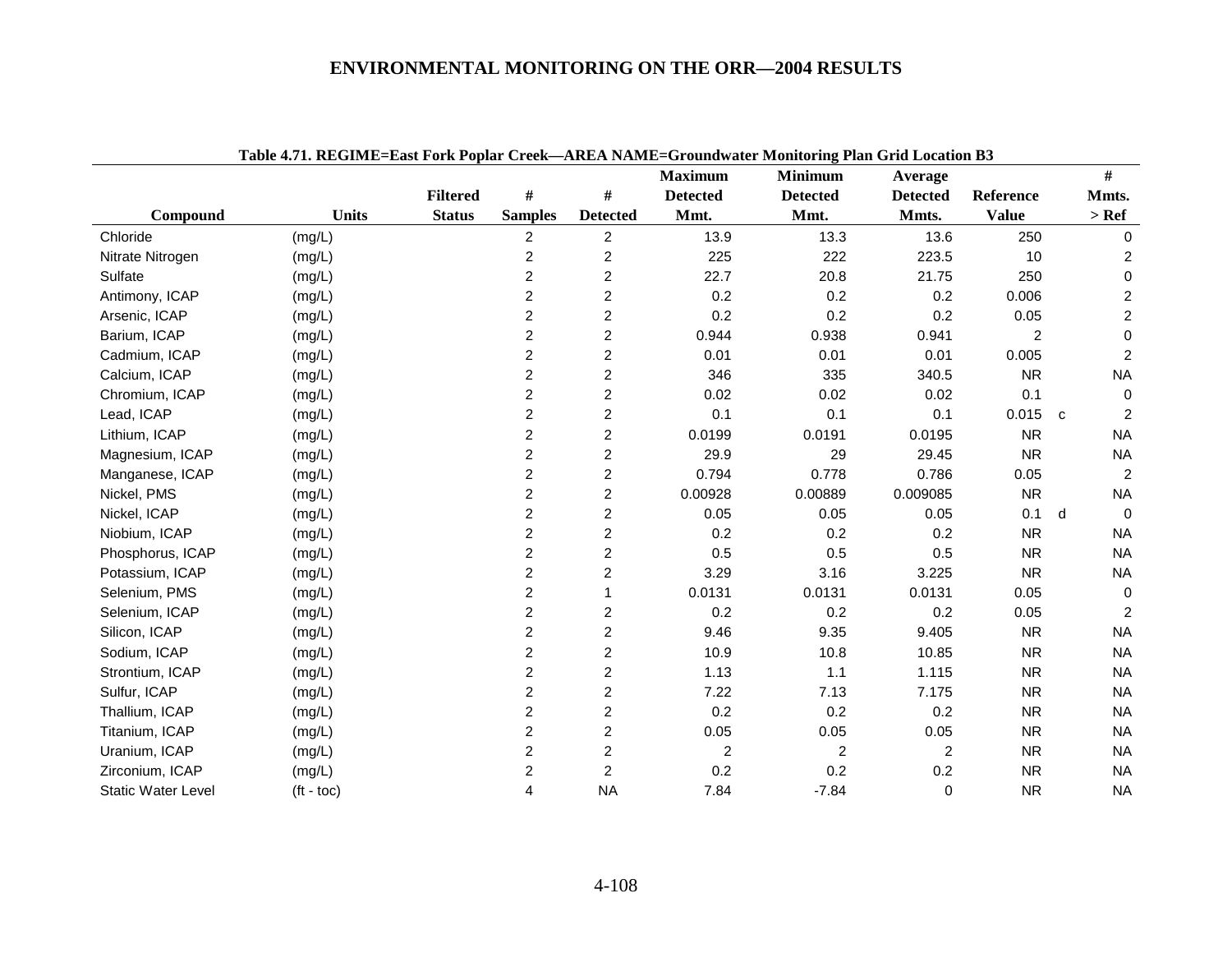Table 4.71. REGIME=East Fork Poplar Creek—AREA NAME=Groundwater Monitoring Plan Grid Location B3

| Compound | Units | Filtered Status | # Samples | # Detected | Maximum Detected Mmt. | Minimum Detected Mmt. | Average Detected Mmts. | Reference Value | | # Mmts. > Ref |
|---|---|---|---|---|---|---|---|---|---|---|
| Chloride | (mg/L) | | 2 | 2 | 13.9 | 13.3 | 13.6 | 250 | | 0 |
| Nitrate Nitrogen | (mg/L) | | 2 | 2 | 225 | 222 | 223.5 | 10 | | 2 |
| Sulfate | (mg/L) | | 2 | 2 | 22.7 | 20.8 | 21.75 | 250 | | 0 |
| Antimony, ICAP | (mg/L) | | 2 | 2 | 0.2 | 0.2 | 0.2 | 0.006 | | 2 |
| Arsenic, ICAP | (mg/L) | | 2 | 2 | 0.2 | 0.2 | 0.2 | 0.05 | | 2 |
| Barium, ICAP | (mg/L) | | 2 | 2 | 0.944 | 0.938 | 0.941 | 2 | | 0 |
| Cadmium, ICAP | (mg/L) | | 2 | 2 | 0.01 | 0.01 | 0.01 | 0.005 | | 2 |
| Calcium, ICAP | (mg/L) | | 2 | 2 | 346 | 335 | 340.5 | NR | | NA |
| Chromium, ICAP | (mg/L) | | 2 | 2 | 0.02 | 0.02 | 0.02 | 0.1 | | 0 |
| Lead, ICAP | (mg/L) | | 2 | 2 | 0.1 | 0.1 | 0.1 | 0.015 | c | 2 |
| Lithium, ICAP | (mg/L) | | 2 | 2 | 0.0199 | 0.0191 | 0.0195 | NR | | NA |
| Magnesium, ICAP | (mg/L) | | 2 | 2 | 29.9 | 29 | 29.45 | NR | | NA |
| Manganese, ICAP | (mg/L) | | 2 | 2 | 0.794 | 0.778 | 0.786 | 0.05 | | 2 |
| Nickel, PMS | (mg/L) | | 2 | 2 | 0.00928 | 0.00889 | 0.009085 | NR | | NA |
| Nickel, ICAP | (mg/L) | | 2 | 2 | 0.05 | 0.05 | 0.05 | 0.1 | d | 0 |
| Niobium, ICAP | (mg/L) | | 2 | 2 | 0.2 | 0.2 | 0.2 | NR | | NA |
| Phosphorus, ICAP | (mg/L) | | 2 | 2 | 0.5 | 0.5 | 0.5 | NR | | NA |
| Potassium, ICAP | (mg/L) | | 2 | 2 | 3.29 | 3.16 | 3.225 | NR | | NA |
| Selenium, PMS | (mg/L) | | 2 | 1 | 0.0131 | 0.0131 | 0.0131 | 0.05 | | 0 |
| Selenium, ICAP | (mg/L) | | 2 | 2 | 0.2 | 0.2 | 0.2 | 0.05 | | 2 |
| Silicon, ICAP | (mg/L) | | 2 | 2 | 9.46 | 9.35 | 9.405 | NR | | NA |
| Sodium, ICAP | (mg/L) | | 2 | 2 | 10.9 | 10.8 | 10.85 | NR | | NA |
| Strontium, ICAP | (mg/L) | | 2 | 2 | 1.13 | 1.1 | 1.115 | NR | | NA |
| Sulfur, ICAP | (mg/L) | | 2 | 2 | 7.22 | 7.13 | 7.175 | NR | | NA |
| Thallium, ICAP | (mg/L) | | 2 | 2 | 0.2 | 0.2 | 0.2 | NR | | NA |
| Titanium, ICAP | (mg/L) | | 2 | 2 | 0.05 | 0.05 | 0.05 | NR | | NA |
| Uranium, ICAP | (mg/L) | | 2 | 2 | 2 | 2 | 2 | NR | | NA |
| Zirconium, ICAP | (mg/L) | | 2 | 2 | 0.2 | 0.2 | 0.2 | NR | | NA |
| Static Water Level | (ft - toc) | | 4 | NA | 7.84 | -7.84 | 0 | NR | | NA |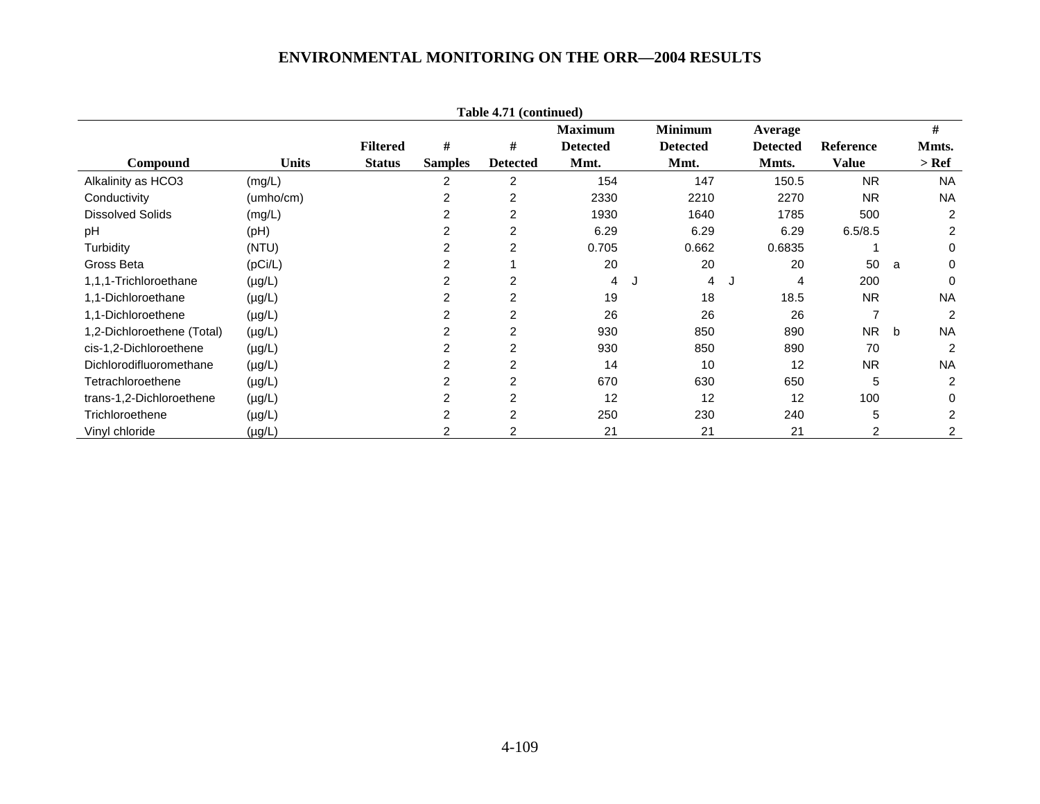**Table 4.71 (continued)**

| Compound | Units | Filtered Status | # Samples | # Detected | Maximum Detected Mmt. | | Minimum Detected Mmt. | | Average Detected Mmts. | Reference Value | | # Mmts. > Ref |
|---|---|---|---|---|---|---|---|---|---|---|---|---|
| Alkalinity as HCO3 | (mg/L) | | 2 | 2 | 154 | | 147 | | 150.5 | NR | | NA |
| Conductivity | (umho/cm) | | 2 | 2 | 2330 | | 2210 | | 2270 | NR | | NA |
| Dissolved Solids | (mg/L) | | 2 | 2 | 1930 | | 1640 | | 1785 | 500 | | 2 |
| pH | (pH) | | 2 | 2 | 6.29 | | 6.29 | | 6.29 | 6.5/8.5 | | 2 |
| Turbidity | (NTU) | | 2 | 2 | 0.705 | | 0.662 | | 0.6835 | 1 | | 0 |
| Gross Beta | (pCi/L) | | 2 | 1 | 20 | | 20 | | 20 | 50 | a | 0 |
| 1,1,1-Trichloroethane | (µg/L) | | 2 | 2 | 4 | J | 4 | J | 4 | 200 | | 0 |
| 1,1-Dichloroethane | (µg/L) | | 2 | 2 | 19 | | 18 | | 18.5 | NR | | NA |
| 1,1-Dichloroethene | (µg/L) | | 2 | 2 | 26 | | 26 | | 26 | 7 | | 2 |
| 1,2-Dichloroethene (Total) | (µg/L) | | 2 | 2 | 930 | | 850 | | 890 | NR | b | NA |
| cis-1,2-Dichloroethene | (µg/L) | | 2 | 2 | 930 | | 850 | | 890 | 70 | | 2 |
| Dichlorodifluoromethane | (µg/L) | | 2 | 2 | 14 | | 10 | | 12 | NR | | NA |
| Tetrachloroethene | (µg/L) | | 2 | 2 | 670 | | 630 | | 650 | 5 | | 2 |
| trans-1,2-Dichloroethene | (µg/L) | | 2 | 2 | 12 | | 12 | | 12 | 100 | | 0 |
| Trichloroethene | (µg/L) | | 2 | 2 | 250 | | 230 | | 240 | 5 | | 2 |
| Vinyl chloride | (µg/L) | | 2 | 2 | 21 | | 21 | | 21 | 2 | | 2 |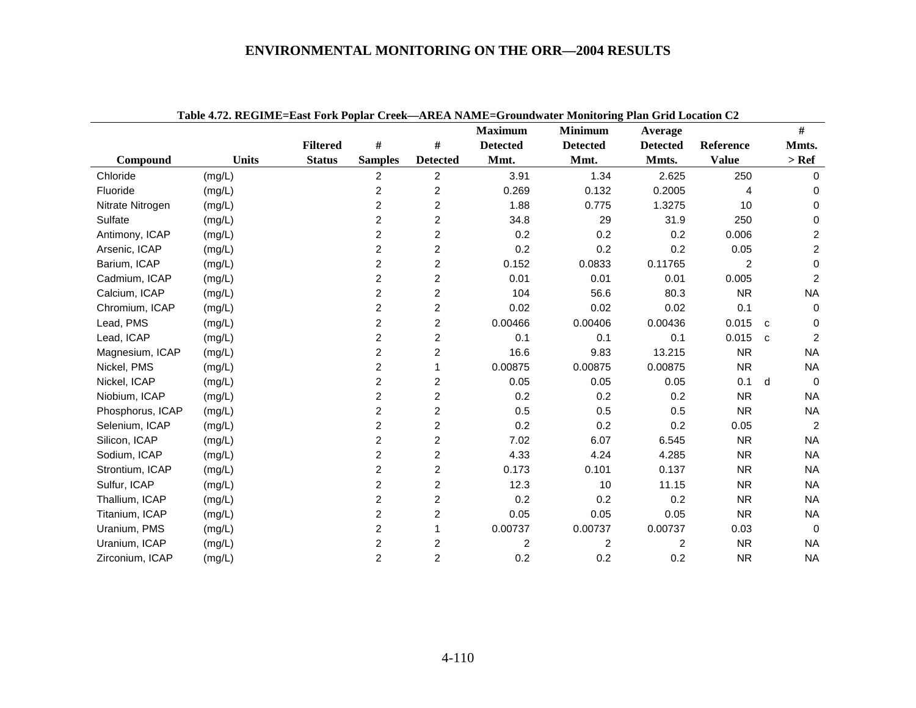**Table 4.72. REGIME=East Fork Poplar Creek—AREA NAME=Groundwater Monitoring Plan Grid Location C2**

| Compound | Units | Filtered Status | # Samples | # Detected | Maximum Detected Mmt. | Minimum Detected Mmt. | Average Detected Mmts. | Reference Value | | # Mmts. > Ref |
|---|---|---|---|---|---|---|---|---|---|---|
| Chloride | (mg/L) | | 2 | 2 | 3.91 | 1.34 | 2.625 | 250 | | 0 |
| Fluoride | (mg/L) | | 2 | 2 | 0.269 | 0.132 | 0.2005 | 4 | | 0 |
| Nitrate Nitrogen | (mg/L) | | 2 | 2 | 1.88 | 0.775 | 1.3275 | 10 | | 0 |
| Sulfate | (mg/L) | | 2 | 2 | 34.8 | 29 | 31.9 | 250 | | 0 |
| Antimony, ICAP | (mg/L) | | 2 | 2 | 0.2 | 0.2 | 0.2 | 0.006 | | 2 |
| Arsenic, ICAP | (mg/L) | | 2 | 2 | 0.2 | 0.2 | 0.2 | 0.05 | | 2 |
| Barium, ICAP | (mg/L) | | 2 | 2 | 0.152 | 0.0833 | 0.11765 | 2 | | 0 |
| Cadmium, ICAP | (mg/L) | | 2 | 2 | 0.01 | 0.01 | 0.01 | 0.005 | | 2 |
| Calcium, ICAP | (mg/L) | | 2 | 2 | 104 | 56.6 | 80.3 | NR | | NA |
| Chromium, ICAP | (mg/L) | | 2 | 2 | 0.02 | 0.02 | 0.02 | 0.1 | | 0 |
| Lead, PMS | (mg/L) | | 2 | 2 | 0.00466 | 0.00406 | 0.00436 | 0.015 | c | 0 |
| Lead, ICAP | (mg/L) | | 2 | 2 | 0.1 | 0.1 | 0.1 | 0.015 | c | 2 |
| Magnesium, ICAP | (mg/L) | | 2 | 2 | 16.6 | 9.83 | 13.215 | NR | | NA |
| Nickel, PMS | (mg/L) | | 2 | 1 | 0.00875 | 0.00875 | 0.00875 | NR | | NA |
| Nickel, ICAP | (mg/L) | | 2 | 2 | 0.05 | 0.05 | 0.05 | 0.1 | d | 0 |
| Niobium, ICAP | (mg/L) | | 2 | 2 | 0.2 | 0.2 | 0.2 | NR | | NA |
| Phosphorus, ICAP | (mg/L) | | 2 | 2 | 0.5 | 0.5 | 0.5 | NR | | NA |
| Selenium, ICAP | (mg/L) | | 2 | 2 | 0.2 | 0.2 | 0.2 | 0.05 | | 2 |
| Silicon, ICAP | (mg/L) | | 2 | 2 | 7.02 | 6.07 | 6.545 | NR | | NA |
| Sodium, ICAP | (mg/L) | | 2 | 2 | 4.33 | 4.24 | 4.285 | NR | | NA |
| Strontium, ICAP | (mg/L) | | 2 | 2 | 0.173 | 0.101 | 0.137 | NR | | NA |
| Sulfur, ICAP | (mg/L) | | 2 | 2 | 12.3 | 10 | 11.15 | NR | | NA |
| Thallium, ICAP | (mg/L) | | 2 | 2 | 0.2 | 0.2 | 0.2 | NR | | NA |
| Titanium, ICAP | (mg/L) | | 2 | 2 | 0.05 | 0.05 | 0.05 | NR | | NA |
| Uranium, PMS | (mg/L) | | 2 | 1 | 0.00737 | 0.00737 | 0.00737 | 0.03 | | 0 |
| Uranium, ICAP | (mg/L) | | 2 | 2 | 2 | 2 | 2 | NR | | NA |
| Zirconium, ICAP | (mg/L) | | 2 | 2 | 0.2 | 0.2 | 0.2 | NR | | NA |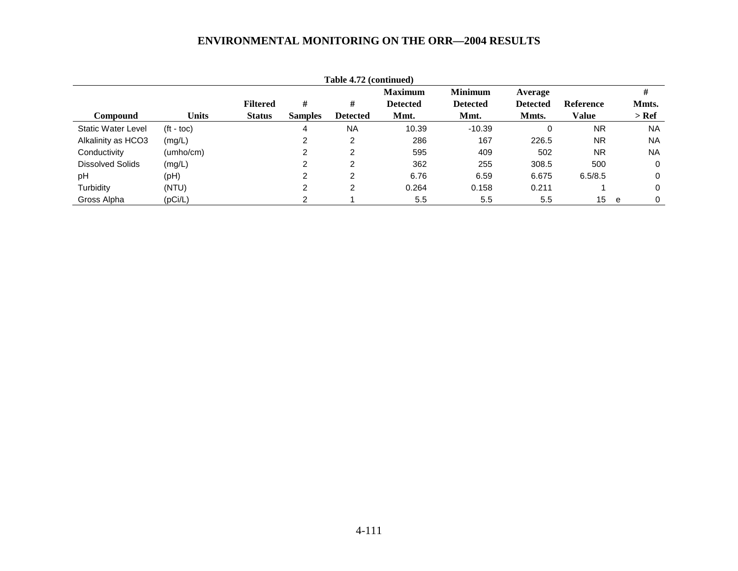**Table 4.72 (continued)**

| Compound | Units | Filtered Status | # Samples | # Detected | Maximum Detected Mmt. | Minimum Detected Mmt. | Average Detected Mmts. | Reference Value | | # Mmts. > Ref |
|---|---|---|---|---|---|---|---|---|---|---|
| Static Water Level | (ft - toc) | | 4 | NA | 10.39 | -10.39 | 0 | NR | | NA |
| Alkalinity as HCO3 | (mg/L) | | 2 | 2 | 286 | 167 | 226.5 | NR | | NA |
| Conductivity | (umho/cm) | | 2 | 2 | 595 | 409 | 502 | NR | | NA |
| Dissolved Solids | (mg/L) | | 2 | 2 | 362 | 255 | 308.5 | 500 | | 0 |
| pH | (pH) | | 2 | 2 | 6.76 | 6.59 | 6.675 | 6.5/8.5 | | 0 |
| Turbidity | (NTU) | | 2 | 2 | 0.264 | 0.158 | 0.211 | 1 | | 0 |
| Gross Alpha | (pCi/L) | | 2 | 1 | 5.5 | 5.5 | 5.5 | 15 | e | 0 |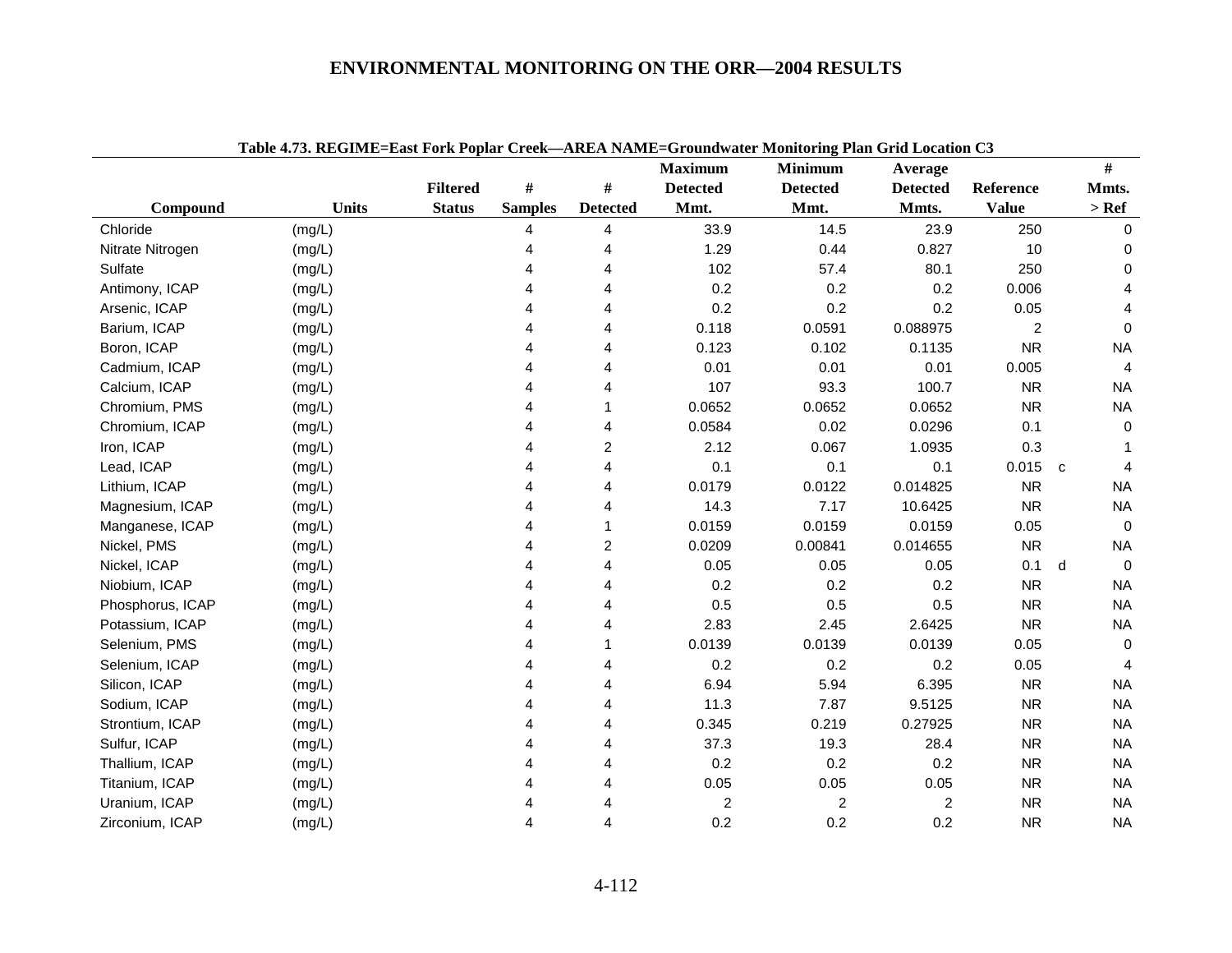# ENVIRONMENTAL MONITORING ON THE ORR—2004 RESULTS

**Table 4.73. REGIME=East Fork Poplar Creek—AREA NAME=Groundwater Monitoring Plan Grid Location C3**

| Compound | Units | Filtered Status | # Samples | # Detected | Maximum Detected Mmt. | Minimum Detected Mmt. | Average Detected Mmts. | Reference Value | | # Mmts. > Ref |
|---|---|---|---|---|---|---|---|---|---|---|
| Chloride | (mg/L) | | 4 | 4 | 33.9 | 14.5 | 23.9 | 250 | | 0 |
| Nitrate Nitrogen | (mg/L) | | 4 | 4 | 1.29 | 0.44 | 0.827 | 10 | | 0 |
| Sulfate | (mg/L) | | 4 | 4 | 102 | 57.4 | 80.1 | 250 | | 0 |
| Antimony, ICAP | (mg/L) | | 4 | 4 | 0.2 | 0.2 | 0.2 | 0.006 | | 4 |
| Arsenic, ICAP | (mg/L) | | 4 | 4 | 0.2 | 0.2 | 0.2 | 0.05 | | 4 |
| Barium, ICAP | (mg/L) | | 4 | 4 | 0.118 | 0.0591 | 0.088975 | 2 | | 0 |
| Boron, ICAP | (mg/L) | | 4 | 4 | 0.123 | 0.102 | 0.1135 | NR | | NA |
| Cadmium, ICAP | (mg/L) | | 4 | 4 | 0.01 | 0.01 | 0.01 | 0.005 | | 4 |
| Calcium, ICAP | (mg/L) | | 4 | 4 | 107 | 93.3 | 100.7 | NR | | NA |
| Chromium, PMS | (mg/L) | | 4 | 1 | 0.0652 | 0.0652 | 0.0652 | NR | | NA |
| Chromium, ICAP | (mg/L) | | 4 | 4 | 0.0584 | 0.02 | 0.0296 | 0.1 | | 0 |
| Iron, ICAP | (mg/L) | | 4 | 2 | 2.12 | 0.067 | 1.0935 | 0.3 | | 1 |
| Lead, ICAP | (mg/L) | | 4 | 4 | 0.1 | 0.1 | 0.1 | 0.015 | c | 4 |
| Lithium, ICAP | (mg/L) | | 4 | 4 | 0.0179 | 0.0122 | 0.014825 | NR | | NA |
| Magnesium, ICAP | (mg/L) | | 4 | 4 | 14.3 | 7.17 | 10.6425 | NR | | NA |
| Manganese, ICAP | (mg/L) | | 4 | 1 | 0.0159 | 0.0159 | 0.0159 | 0.05 | | 0 |
| Nickel, PMS | (mg/L) | | 4 | 2 | 0.0209 | 0.00841 | 0.014655 | NR | | NA |
| Nickel, ICAP | (mg/L) | | 4 | 4 | 0.05 | 0.05 | 0.05 | 0.1 | d | 0 |
| Niobium, ICAP | (mg/L) | | 4 | 4 | 0.2 | 0.2 | 0.2 | NR | | NA |
| Phosphorus, ICAP | (mg/L) | | 4 | 4 | 0.5 | 0.5 | 0.5 | NR | | NA |
| Potassium, ICAP | (mg/L) | | 4 | 4 | 2.83 | 2.45 | 2.6425 | NR | | NA |
| Selenium, PMS | (mg/L) | | 4 | 1 | 0.0139 | 0.0139 | 0.0139 | 0.05 | | 0 |
| Selenium, ICAP | (mg/L) | | 4 | 4 | 0.2 | 0.2 | 0.2 | 0.05 | | 4 |
| Silicon, ICAP | (mg/L) | | 4 | 4 | 6.94 | 5.94 | 6.395 | NR | | NA |
| Sodium, ICAP | (mg/L) | | 4 | 4 | 11.3 | 7.87 | 9.5125 | NR | | NA |
| Strontium, ICAP | (mg/L) | | 4 | 4 | 0.345 | 0.219 | 0.27925 | NR | | NA |
| Sulfur, ICAP | (mg/L) | | 4 | 4 | 37.3 | 19.3 | 28.4 | NR | | NA |
| Thallium, ICAP | (mg/L) | | 4 | 4 | 0.2 | 0.2 | 0.2 | NR | | NA |
| Titanium, ICAP | (mg/L) | | 4 | 4 | 0.05 | 0.05 | 0.05 | NR | | NA |
| Uranium, ICAP | (mg/L) | | 4 | 4 | 2 | 2 | 2 | NR | | NA |
| Zirconium, ICAP | (mg/L) | | 4 | 4 | 0.2 | 0.2 | 0.2 | NR | | NA |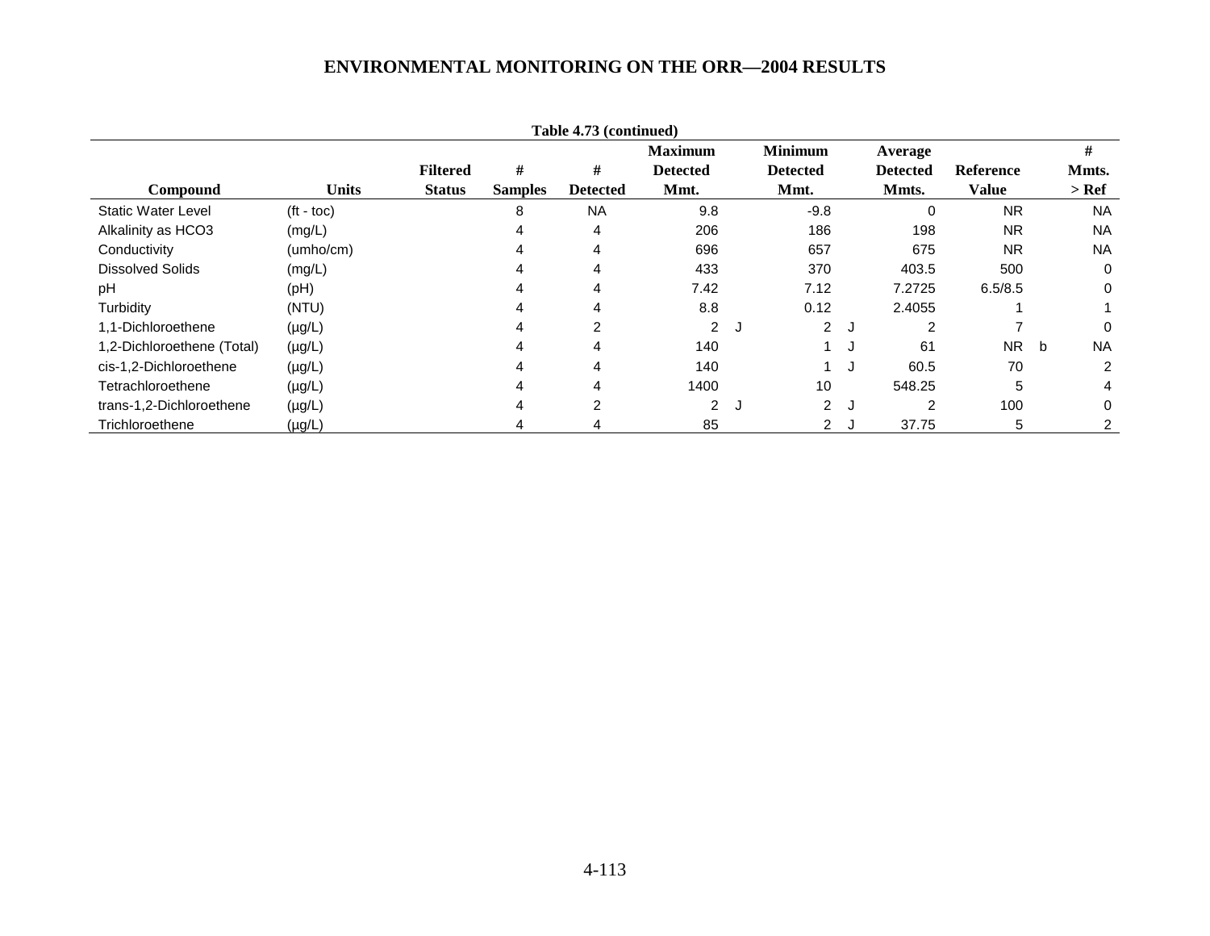**Table 4.73 (continued)**

| Compound | Units | Filtered Status | # Samples | # Detected | Maximum Detected Mmt. | | Minimum Detected Mmt. | | Average Detected Mmts. | Reference Value | | # Mmts. > Ref |
|---|---|---|---|---|---|---|---|---|---|---|---|---|
| Static Water Level | (ft - toc) | | 8 | NA | 9.8 | | -9.8 | | 0 | NR | | NA |
| Alkalinity as HCO3 | (mg/L) | | 4 | 4 | 206 | | 186 | | 198 | NR | | NA |
| Conductivity | (umho/cm) | | 4 | 4 | 696 | | 657 | | 675 | NR | | NA |
| Dissolved Solids | (mg/L) | | 4 | 4 | 433 | | 370 | | 403.5 | 500 | | 0 |
| pH | (pH) | | 4 | 4 | 7.42 | | 7.12 | | 7.2725 | 6.5/8.5 | | 0 |
| Turbidity | (NTU) | | 4 | 4 | 8.8 | | 0.12 | | 2.4055 | 1 | | 1 |
| 1,1-Dichloroethene | (µg/L) | | 4 | 2 | 2 | J | 2 | J | 2 | 7 | | 0 |
| 1,2-Dichloroethene (Total) | (µg/L) | | 4 | 4 | 140 | | 1 | J | 61 | NR | b | NA |
| cis-1,2-Dichloroethene | (µg/L) | | 4 | 4 | 140 | | 1 | J | 60.5 | 70 | | 2 |
| Tetrachloroethene | (µg/L) | | 4 | 4 | 1400 | | 10 | | 548.25 | 5 | | 4 |
| trans-1,2-Dichloroethene | (µg/L) | | 4 | 2 | 2 | J | 2 | J | 2 | 100 | | 0 |
| Trichloroethene | (µg/L) | | 4 | 4 | 85 | | 2 | J | 37.75 | 5 | | 2 |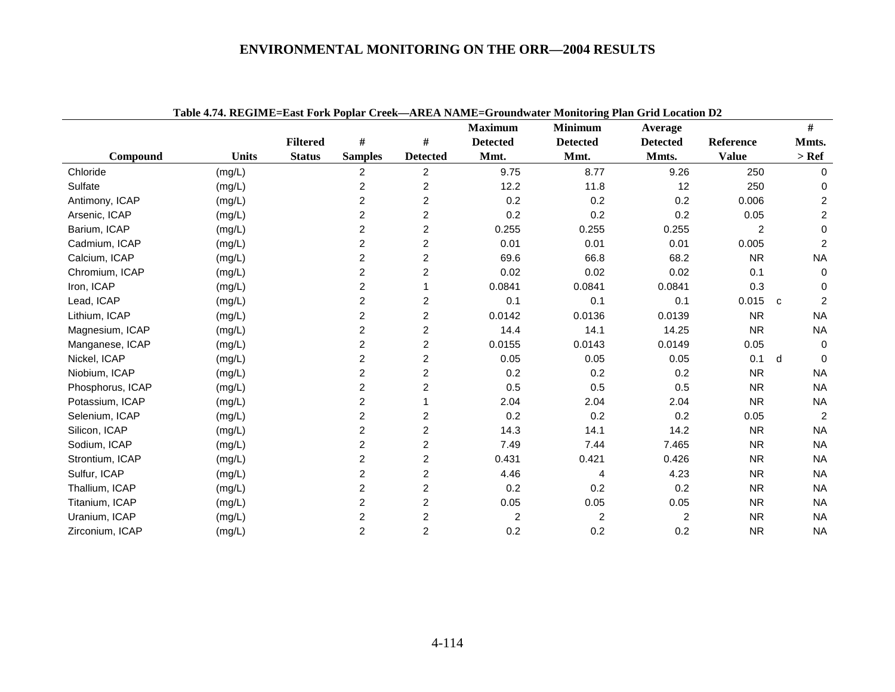Table 4.74. REGIME=East Fork Poplar Creek—AREA NAME=Groundwater Monitoring Plan Grid Location D2

| Compound | Units | Filtered Status | # Samples | # Detected | Maximum Detected Mmt. | Minimum Detected Mmt. | Average Detected Mmts. | Reference Value | | # Mmts. > Ref |
|---|---|---|---|---|---|---|---|---|---|---|
| Chloride | (mg/L) | | 2 | 2 | 9.75 | 8.77 | 9.26 | 250 | | 0 |
| Sulfate | (mg/L) | | 2 | 2 | 12.2 | 11.8 | 12 | 250 | | 0 |
| Antimony, ICAP | (mg/L) | | 2 | 2 | 0.2 | 0.2 | 0.2 | 0.006 | | 2 |
| Arsenic, ICAP | (mg/L) | | 2 | 2 | 0.2 | 0.2 | 0.2 | 0.05 | | 2 |
| Barium, ICAP | (mg/L) | | 2 | 2 | 0.255 | 0.255 | 0.255 | 2 | | 0 |
| Cadmium, ICAP | (mg/L) | | 2 | 2 | 0.01 | 0.01 | 0.01 | 0.005 | | 2 |
| Calcium, ICAP | (mg/L) | | 2 | 2 | 69.6 | 66.8 | 68.2 | NR | | NA |
| Chromium, ICAP | (mg/L) | | 2 | 2 | 0.02 | 0.02 | 0.02 | 0.1 | | 0 |
| Iron, ICAP | (mg/L) | | 2 | 1 | 0.0841 | 0.0841 | 0.0841 | 0.3 | | 0 |
| Lead, ICAP | (mg/L) | | 2 | 2 | 0.1 | 0.1 | 0.1 | 0.015 | c | 2 |
| Lithium, ICAP | (mg/L) | | 2 | 2 | 0.0142 | 0.0136 | 0.0139 | NR | | NA |
| Magnesium, ICAP | (mg/L) | | 2 | 2 | 14.4 | 14.1 | 14.25 | NR | | NA |
| Manganese, ICAP | (mg/L) | | 2 | 2 | 0.0155 | 0.0143 | 0.0149 | 0.05 | | 0 |
| Nickel, ICAP | (mg/L) | | 2 | 2 | 0.05 | 0.05 | 0.05 | 0.1 | d | 0 |
| Niobium, ICAP | (mg/L) | | 2 | 2 | 0.2 | 0.2 | 0.2 | NR | | NA |
| Phosphorus, ICAP | (mg/L) | | 2 | 2 | 0.5 | 0.5 | 0.5 | NR | | NA |
| Potassium, ICAP | (mg/L) | | 2 | 1 | 2.04 | 2.04 | 2.04 | NR | | NA |
| Selenium, ICAP | (mg/L) | | 2 | 2 | 0.2 | 0.2 | 0.2 | 0.05 | | 2 |
| Silicon, ICAP | (mg/L) | | 2 | 2 | 14.3 | 14.1 | 14.2 | NR | | NA |
| Sodium, ICAP | (mg/L) | | 2 | 2 | 7.49 | 7.44 | 7.465 | NR | | NA |
| Strontium, ICAP | (mg/L) | | 2 | 2 | 0.431 | 0.421 | 0.426 | NR | | NA |
| Sulfur, ICAP | (mg/L) | | 2 | 2 | 4.46 | 4 | 4.23 | NR | | NA |
| Thallium, ICAP | (mg/L) | | 2 | 2 | 0.2 | 0.2 | 0.2 | NR | | NA |
| Titanium, ICAP | (mg/L) | | 2 | 2 | 0.05 | 0.05 | 0.05 | NR | | NA |
| Uranium, ICAP | (mg/L) | | 2 | 2 | 2 | 2 | 2 | NR | | NA |
| Zirconium, ICAP | (mg/L) | | 2 | 2 | 0.2 | 0.2 | 0.2 | NR | | NA |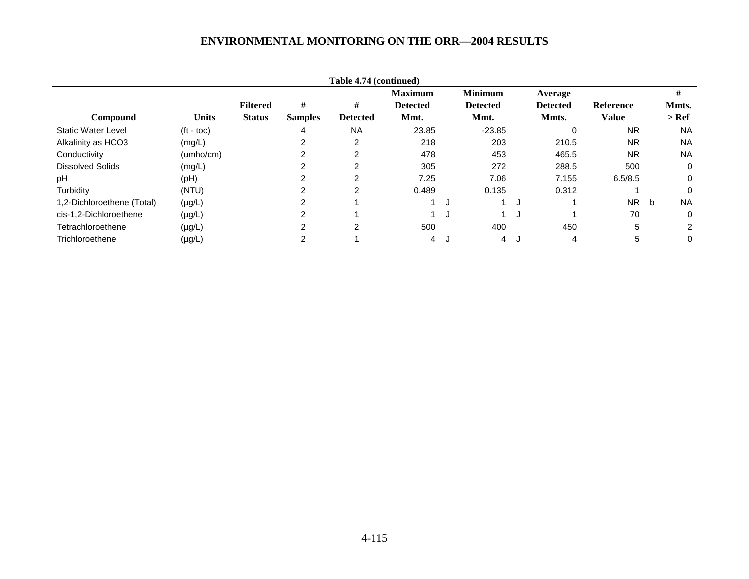Table 4.74 (continued)

| Compound | Units | Filtered Status | # Samples | # Detected | Maximum Detected Mmt. | | Minimum Detected Mmt. | | Average Detected Mmts. | Reference Value | | # Mmts. > Ref |
|---|---|---|---|---|---|---|---|---|---|---|---|---|
| Static Water Level | (ft - toc) | | 4 | NA | 23.85 | | -23.85 | | 0 | NR | | NA |
| Alkalinity as HCO3 | (mg/L) | | 2 | 2 | 218 | | 203 | | 210.5 | NR | | NA |
| Conductivity | (umho/cm) | | 2 | 2 | 478 | | 453 | | 465.5 | NR | | NA |
| Dissolved Solids | (mg/L) | | 2 | 2 | 305 | | 272 | | 288.5 | 500 | | 0 |
| pH | (pH) | | 2 | 2 | 7.25 | | 7.06 | | 7.155 | 6.5/8.5 | | 0 |
| Turbidity | (NTU) | | 2 | 2 | 0.489 | | 0.135 | | 0.312 | 1 | | 0 |
| 1,2-Dichloroethene (Total) | (µg/L) | | 2 | 1 | 1 | J | 1 | J | 1 | NR | b | NA |
| cis-1,2-Dichloroethene | (µg/L) | | 2 | 1 | 1 | J | 1 | J | 1 | 70 | | 0 |
| Tetrachloroethene | (µg/L) | | 2 | 2 | 500 | | 400 | | 450 | 5 | | 2 |
| Trichloroethene | (µg/L) | | 2 | 1 | 4 | J | 4 | J | 4 | 5 | | 0 |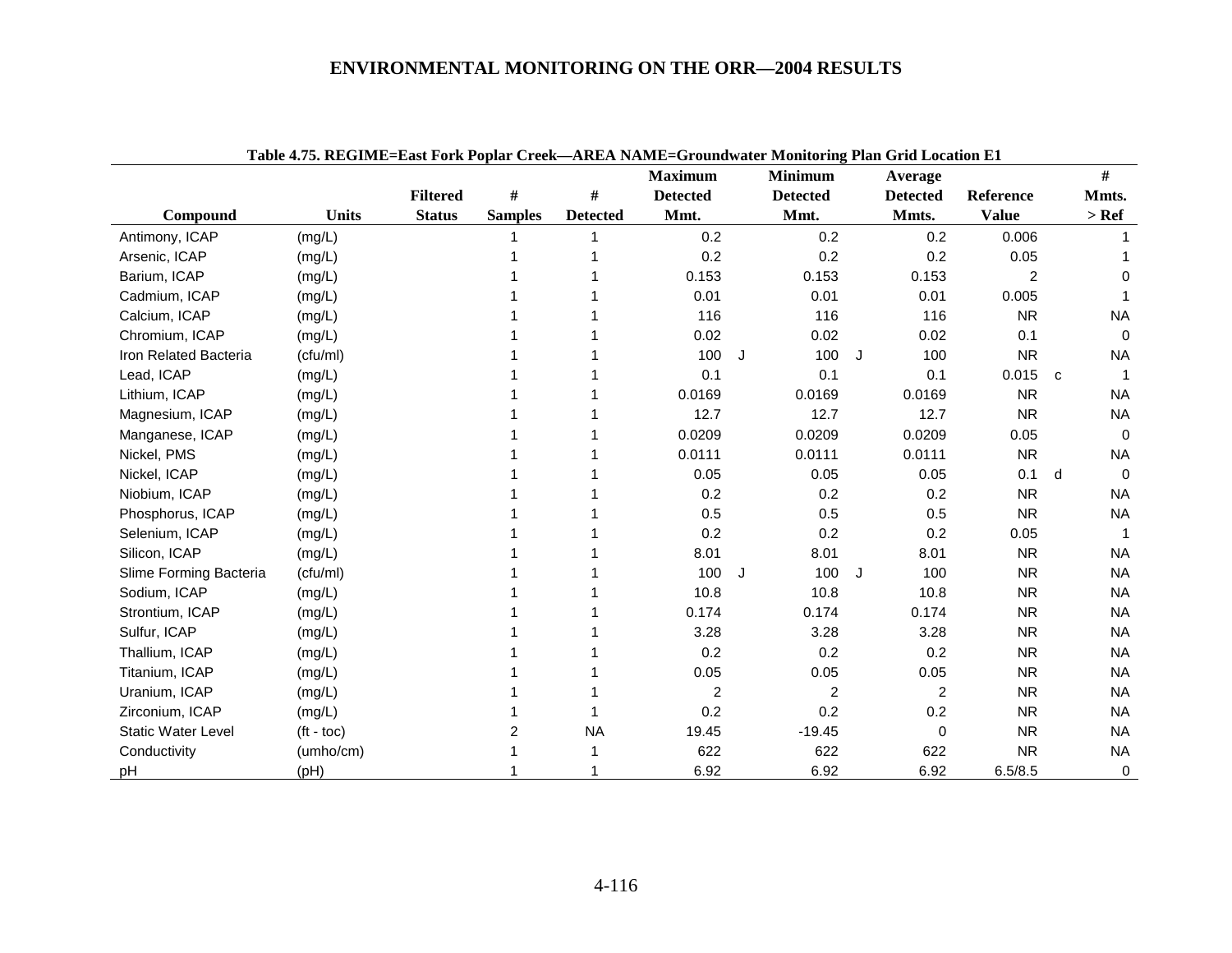Table 4.75. REGIME=East Fork Poplar Creek—AREA NAME=Groundwater Monitoring Plan Grid Location E1

| Compound | Units | Filtered Status | # Samples | # Detected | Maximum Detected Mmt. | | Minimum Detected Mmt. | | Average Detected Mmts. | Reference Value | | # Mmts. > Ref |
|---|---|---|---|---|---|---|---|---|---|---|---|---|
| Antimony, ICAP | (mg/L) | | 1 | 1 | 0.2 | | 0.2 | | 0.2 | 0.006 | | 1 |
| Arsenic, ICAP | (mg/L) | | 1 | 1 | 0.2 | | 0.2 | | 0.2 | 0.05 | | 1 |
| Barium, ICAP | (mg/L) | | 1 | 1 | 0.153 | | 0.153 | | 0.153 | 2 | | 0 |
| Cadmium, ICAP | (mg/L) | | 1 | 1 | 0.01 | | 0.01 | | 0.01 | 0.005 | | 1 |
| Calcium, ICAP | (mg/L) | | 1 | 1 | 116 | | 116 | | 116 | NR | | NA |
| Chromium, ICAP | (mg/L) | | 1 | 1 | 0.02 | | 0.02 | | 0.02 | 0.1 | | 0 |
| Iron Related Bacteria | (cfu/ml) | | 1 | 1 | 100 | J | 100 | J | 100 | NR | | NA |
| Lead, ICAP | (mg/L) | | 1 | 1 | 0.1 | | 0.1 | | 0.1 | 0.015 | c | 1 |
| Lithium, ICAP | (mg/L) | | 1 | 1 | 0.0169 | | 0.0169 | | 0.0169 | NR | | NA |
| Magnesium, ICAP | (mg/L) | | 1 | 1 | 12.7 | | 12.7 | | 12.7 | NR | | NA |
| Manganese, ICAP | (mg/L) | | 1 | 1 | 0.0209 | | 0.0209 | | 0.0209 | 0.05 | | 0 |
| Nickel, PMS | (mg/L) | | 1 | 1 | 0.0111 | | 0.0111 | | 0.0111 | NR | | NA |
| Nickel, ICAP | (mg/L) | | 1 | 1 | 0.05 | | 0.05 | | 0.05 | 0.1 | d | 0 |
| Niobium, ICAP | (mg/L) | | 1 | 1 | 0.2 | | 0.2 | | 0.2 | NR | | NA |
| Phosphorus, ICAP | (mg/L) | | 1 | 1 | 0.5 | | 0.5 | | 0.5 | NR | | NA |
| Selenium, ICAP | (mg/L) | | 1 | 1 | 0.2 | | 0.2 | | 0.2 | 0.05 | | 1 |
| Silicon, ICAP | (mg/L) | | 1 | 1 | 8.01 | | 8.01 | | 8.01 | NR | | NA |
| Slime Forming Bacteria | (cfu/ml) | | 1 | 1 | 100 | J | 100 | J | 100 | NR | | NA |
| Sodium, ICAP | (mg/L) | | 1 | 1 | 10.8 | | 10.8 | | 10.8 | NR | | NA |
| Strontium, ICAP | (mg/L) | | 1 | 1 | 0.174 | | 0.174 | | 0.174 | NR | | NA |
| Sulfur, ICAP | (mg/L) | | 1 | 1 | 3.28 | | 3.28 | | 3.28 | NR | | NA |
| Thallium, ICAP | (mg/L) | | 1 | 1 | 0.2 | | 0.2 | | 0.2 | NR | | NA |
| Titanium, ICAP | (mg/L) | | 1 | 1 | 0.05 | | 0.05 | | 0.05 | NR | | NA |
| Uranium, ICAP | (mg/L) | | 1 | 1 | 2 | | 2 | | 2 | NR | | NA |
| Zirconium, ICAP | (mg/L) | | 1 | 1 | 0.2 | | 0.2 | | 0.2 | NR | | NA |
| Static Water Level | (ft - toc) | | 2 | NA | 19.45 | | -19.45 | | 0 | NR | | NA |
| Conductivity | (umho/cm) | | 1 | 1 | 622 | | 622 | | 622 | NR | | NA |
| pH | (pH) | | 1 | 1 | 6.92 | | 6.92 | | 6.92 | 6.5/8.5 | | 0 |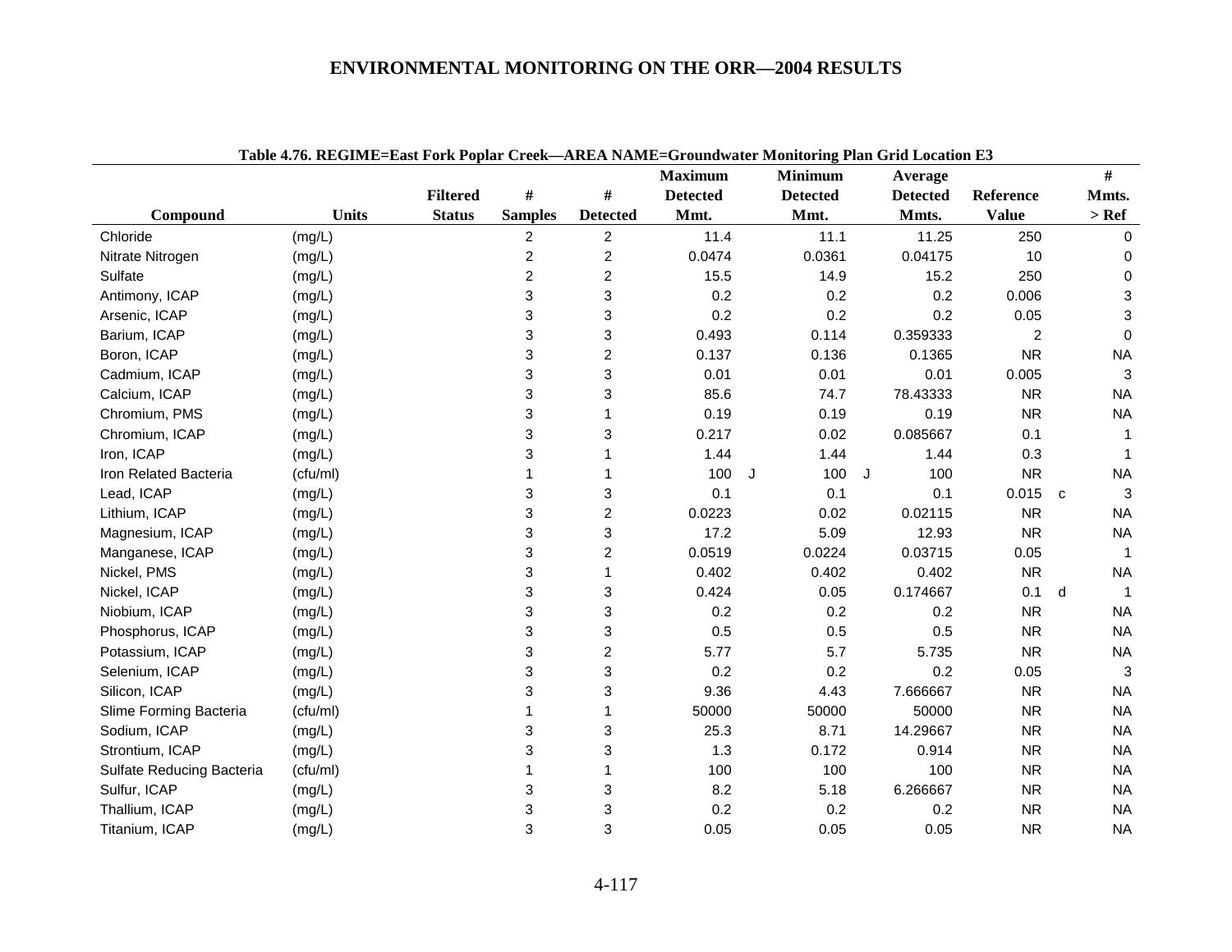Table 4.76. REGIME=East Fork Poplar Creek—AREA NAME=Groundwater Monitoring Plan Grid Location E3

| Compound | Units | Filtered Status | # Samples | # Detected | Maximum Detected Mmt. | | Minimum Detected Mmt. | | Average Detected Mmts. | Reference Value | | # Mmts. > Ref |
|---|---|---|---|---|---|---|---|---|---|---|---|---|
| Chloride | (mg/L) | | 2 | 2 | 11.4 | | 11.1 | | 11.25 | 250 | | 0 |
| Nitrate Nitrogen | (mg/L) | | 2 | 2 | 0.0474 | | 0.0361 | | 0.04175 | 10 | | 0 |
| Sulfate | (mg/L) | | 2 | 2 | 15.5 | | 14.9 | | 15.2 | 250 | | 0 |
| Antimony, ICAP | (mg/L) | | 3 | 3 | 0.2 | | 0.2 | | 0.2 | 0.006 | | 3 |
| Arsenic, ICAP | (mg/L) | | 3 | 3 | 0.2 | | 0.2 | | 0.2 | 0.05 | | 3 |
| Barium, ICAP | (mg/L) | | 3 | 3 | 0.493 | | 0.114 | | 0.359333 | 2 | | 0 |
| Boron, ICAP | (mg/L) | | 3 | 2 | 0.137 | | 0.136 | | 0.1365 | NR | | NA |
| Cadmium, ICAP | (mg/L) | | 3 | 3 | 0.01 | | 0.01 | | 0.01 | 0.005 | | 3 |
| Calcium, ICAP | (mg/L) | | 3 | 3 | 85.6 | | 74.7 | | 78.43333 | NR | | NA |
| Chromium, PMS | (mg/L) | | 3 | 1 | 0.19 | | 0.19 | | 0.19 | NR | | NA |
| Chromium, ICAP | (mg/L) | | 3 | 3 | 0.217 | | 0.02 | | 0.085667 | 0.1 | | 1 |
| Iron, ICAP | (mg/L) | | 3 | 1 | 1.44 | | 1.44 | | 1.44 | 0.3 | | 1 |
| Iron Related Bacteria | (cfu/ml) | | 1 | 1 | 100 | J | 100 | J | 100 | NR | | NA |
| Lead, ICAP | (mg/L) | | 3 | 3 | 0.1 | | 0.1 | | 0.1 | 0.015 | c | 3 |
| Lithium, ICAP | (mg/L) | | 3 | 2 | 0.0223 | | 0.02 | | 0.02115 | NR | | NA |
| Magnesium, ICAP | (mg/L) | | 3 | 3 | 17.2 | | 5.09 | | 12.93 | NR | | NA |
| Manganese, ICAP | (mg/L) | | 3 | 2 | 0.0519 | | 0.0224 | | 0.03715 | 0.05 | | 1 |
| Nickel, PMS | (mg/L) | | 3 | 1 | 0.402 | | 0.402 | | 0.402 | NR | | NA |
| Nickel, ICAP | (mg/L) | | 3 | 3 | 0.424 | | 0.05 | | 0.174667 | 0.1 | d | 1 |
| Niobium, ICAP | (mg/L) | | 3 | 3 | 0.2 | | 0.2 | | 0.2 | NR | | NA |
| Phosphorus, ICAP | (mg/L) | | 3 | 3 | 0.5 | | 0.5 | | 0.5 | NR | | NA |
| Potassium, ICAP | (mg/L) | | 3 | 2 | 5.77 | | 5.7 | | 5.735 | NR | | NA |
| Selenium, ICAP | (mg/L) | | 3 | 3 | 0.2 | | 0.2 | | 0.2 | 0.05 | | 3 |
| Silicon, ICAP | (mg/L) | | 3 | 3 | 9.36 | | 4.43 | | 7.666667 | NR | | NA |
| Slime Forming Bacteria | (cfu/ml) | | 1 | 1 | 50000 | | 50000 | | 50000 | NR | | NA |
| Sodium, ICAP | (mg/L) | | 3 | 3 | 25.3 | | 8.71 | | 14.29667 | NR | | NA |
| Strontium, ICAP | (mg/L) | | 3 | 3 | 1.3 | | 0.172 | | 0.914 | NR | | NA |
| Sulfate Reducing Bacteria | (cfu/ml) | | 1 | 1 | 100 | | 100 | | 100 | NR | | NA |
| Sulfur, ICAP | (mg/L) | | 3 | 3 | 8.2 | | 5.18 | | 6.266667 | NR | | NA |
| Thallium, ICAP | (mg/L) | | 3 | 3 | 0.2 | | 0.2 | | 0.2 | NR | | NA |
| Titanium, ICAP | (mg/L) | | 3 | 3 | 0.05 | | 0.05 | | 0.05 | NR | | NA |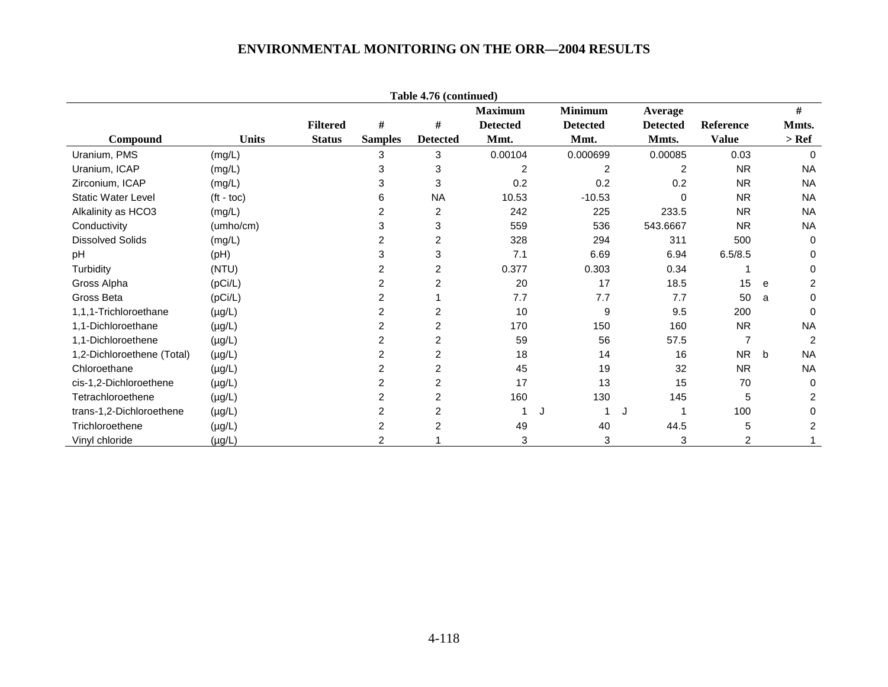# ENVIRONMENTAL MONITORING ON THE ORR—2004 RESULTS

**Table 4.76 (continued)**

| Compound | Units | Filtered Status | # Samples | # Detected | Maximum Detected Mmt. | | Minimum Detected Mmt. | | Average Detected Mmts. | Reference Value | | # Mmts. > Ref |
|---|---|---|---|---|---|---|---|---|---|---|---|---|
| Uranium, PMS | (mg/L) | | 3 | 3 | 0.00104 | | 0.000699 | | 0.00085 | 0.03 | | 0 |
| Uranium, ICAP | (mg/L) | | 3 | 3 | 2 | | 2 | | 2 | NR | | NA |
| Zirconium, ICAP | (mg/L) | | 3 | 3 | 0.2 | | 0.2 | | 0.2 | NR | | NA |
| Static Water Level | (ft - toc) | | 6 | NA | 10.53 | | -10.53 | | 0 | NR | | NA |
| Alkalinity as HCO3 | (mg/L) | | 2 | 2 | 242 | | 225 | | 233.5 | NR | | NA |
| Conductivity | (umho/cm) | | 3 | 3 | 559 | | 536 | | 543.6667 | NR | | NA |
| Dissolved Solids | (mg/L) | | 2 | 2 | 328 | | 294 | | 311 | 500 | | 0 |
| pH | (pH) | | 3 | 3 | 7.1 | | 6.69 | | 6.94 | 6.5/8.5 | | 0 |
| Turbidity | (NTU) | | 2 | 2 | 0.377 | | 0.303 | | 0.34 | 1 | | 0 |
| Gross Alpha | (pCi/L) | | 2 | 2 | 20 | | 17 | | 18.5 | 15 | e | 2 |
| Gross Beta | (pCi/L) | | 2 | 1 | 7.7 | | 7.7 | | 7.7 | 50 | a | 0 |
| 1,1,1-Trichloroethane | (µg/L) | | 2 | 2 | 10 | | 9 | | 9.5 | 200 | | 0 |
| 1,1-Dichloroethane | (µg/L) | | 2 | 2 | 170 | | 150 | | 160 | NR | | NA |
| 1,1-Dichloroethene | (µg/L) | | 2 | 2 | 59 | | 56 | | 57.5 | 7 | | 2 |
| 1,2-Dichloroethene (Total) | (µg/L) | | 2 | 2 | 18 | | 14 | | 16 | NR | b | NA |
| Chloroethane | (µg/L) | | 2 | 2 | 45 | | 19 | | 32 | NR | | NA |
| cis-1,2-Dichloroethene | (µg/L) | | 2 | 2 | 17 | | 13 | | 15 | 70 | | 0 |
| Tetrachloroethene | (µg/L) | | 2 | 2 | 160 | | 130 | | 145 | 5 | | 2 |
| trans-1,2-Dichloroethene | (µg/L) | | 2 | 2 | 1 | J | 1 | J | 1 | 100 | | 0 |
| Trichloroethene | (µg/L) | | 2 | 2 | 49 | | 40 | | 44.5 | 5 | | 2 |
| Vinyl chloride | (µg/L) | | 2 | 1 | 3 | | 3 | | 3 | 2 | | 1 |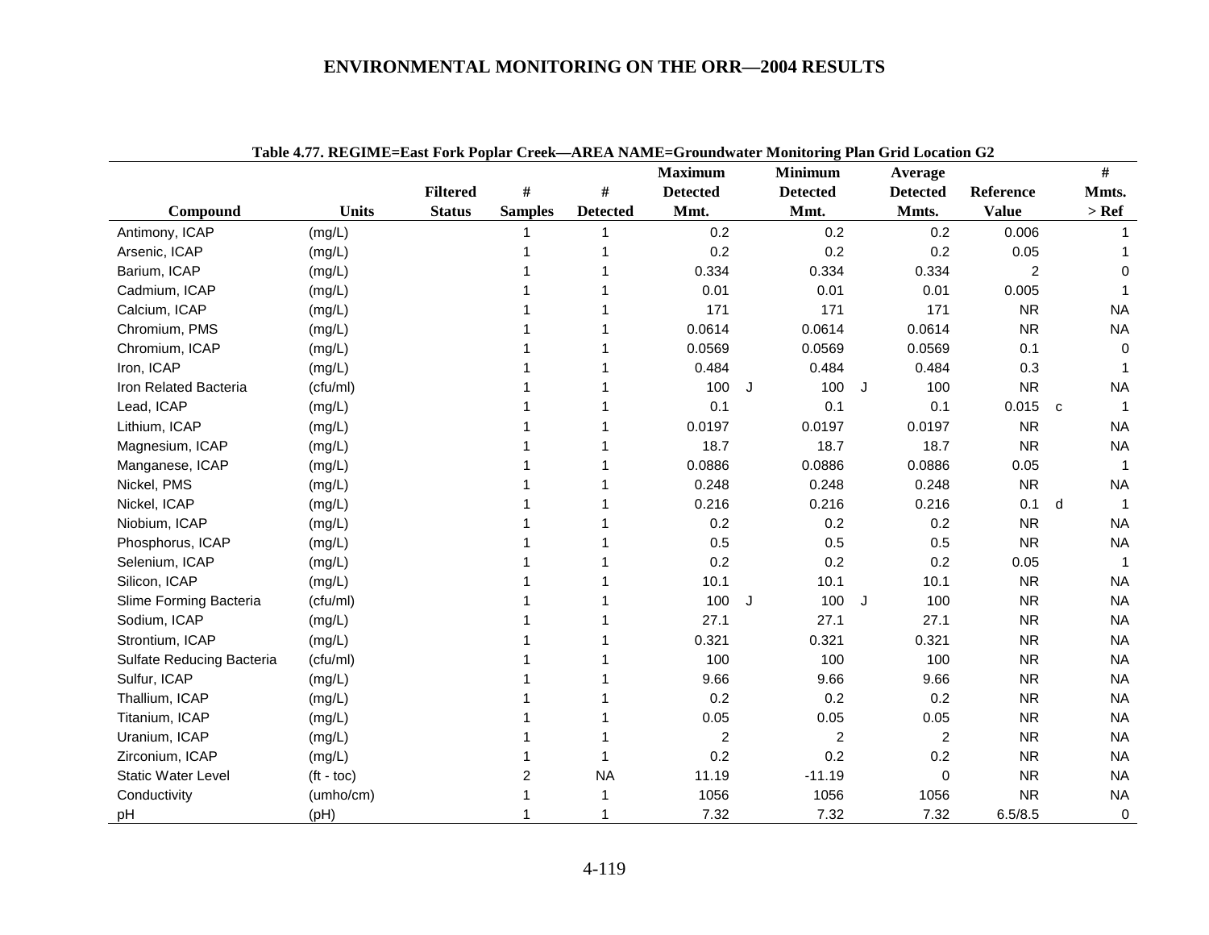Table 4.77. REGIME=East Fork Poplar Creek—AREA NAME=Groundwater Monitoring Plan Grid Location G2

| Compound | Units | Filtered Status | # Samples | # Detected | Maximum Detected Mmt. | | Minimum Detected Mmt. | | Average Detected Mmts. | Reference Value | | # Mmts. > Ref |
|---|---|---|---|---|---|---|---|---|---|---|---|---|
| Antimony, ICAP | (mg/L) | | 1 | 1 | 0.2 | | 0.2 | | 0.2 | 0.006 | | 1 |
| Arsenic, ICAP | (mg/L) | | 1 | 1 | 0.2 | | 0.2 | | 0.2 | 0.05 | | 1 |
| Barium, ICAP | (mg/L) | | 1 | 1 | 0.334 | | 0.334 | | 0.334 | 2 | | 0 |
| Cadmium, ICAP | (mg/L) | | 1 | 1 | 0.01 | | 0.01 | | 0.01 | 0.005 | | 1 |
| Calcium, ICAP | (mg/L) | | 1 | 1 | 171 | | 171 | | 171 | NR | | NA |
| Chromium, PMS | (mg/L) | | 1 | 1 | 0.0614 | | 0.0614 | | 0.0614 | NR | | NA |
| Chromium, ICAP | (mg/L) | | 1 | 1 | 0.0569 | | 0.0569 | | 0.0569 | 0.1 | | 0 |
| Iron, ICAP | (mg/L) | | 1 | 1 | 0.484 | | 0.484 | | 0.484 | 0.3 | | 1 |
| Iron Related Bacteria | (cfu/ml) | | 1 | 1 | 100 | J | 100 | J | 100 | NR | | NA |
| Lead, ICAP | (mg/L) | | 1 | 1 | 0.1 | | 0.1 | | 0.1 | 0.015 | c | 1 |
| Lithium, ICAP | (mg/L) | | 1 | 1 | 0.0197 | | 0.0197 | | 0.0197 | NR | | NA |
| Magnesium, ICAP | (mg/L) | | 1 | 1 | 18.7 | | 18.7 | | 18.7 | NR | | NA |
| Manganese, ICAP | (mg/L) | | 1 | 1 | 0.0886 | | 0.0886 | | 0.0886 | 0.05 | | 1 |
| Nickel, PMS | (mg/L) | | 1 | 1 | 0.248 | | 0.248 | | 0.248 | NR | | NA |
| Nickel, ICAP | (mg/L) | | 1 | 1 | 0.216 | | 0.216 | | 0.216 | 0.1 | d | 1 |
| Niobium, ICAP | (mg/L) | | 1 | 1 | 0.2 | | 0.2 | | 0.2 | NR | | NA |
| Phosphorus, ICAP | (mg/L) | | 1 | 1 | 0.5 | | 0.5 | | 0.5 | NR | | NA |
| Selenium, ICAP | (mg/L) | | 1 | 1 | 0.2 | | 0.2 | | 0.2 | 0.05 | | 1 |
| Silicon, ICAP | (mg/L) | | 1 | 1 | 10.1 | | 10.1 | | 10.1 | NR | | NA |
| Slime Forming Bacteria | (cfu/ml) | | 1 | 1 | 100 | J | 100 | J | 100 | NR | | NA |
| Sodium, ICAP | (mg/L) | | 1 | 1 | 27.1 | | 27.1 | | 27.1 | NR | | NA |
| Strontium, ICAP | (mg/L) | | 1 | 1 | 0.321 | | 0.321 | | 0.321 | NR | | NA |
| Sulfate Reducing Bacteria | (cfu/ml) | | 1 | 1 | 100 | | 100 | | 100 | NR | | NA |
| Sulfur, ICAP | (mg/L) | | 1 | 1 | 9.66 | | 9.66 | | 9.66 | NR | | NA |
| Thallium, ICAP | (mg/L) | | 1 | 1 | 0.2 | | 0.2 | | 0.2 | NR | | NA |
| Titanium, ICAP | (mg/L) | | 1 | 1 | 0.05 | | 0.05 | | 0.05 | NR | | NA |
| Uranium, ICAP | (mg/L) | | 1 | 1 | 2 | | 2 | | 2 | NR | | NA |
| Zirconium, ICAP | (mg/L) | | 1 | 1 | 0.2 | | 0.2 | | 0.2 | NR | | NA |
| Static Water Level | (ft - toc) | | 2 | NA | 11.19 | | -11.19 | | 0 | NR | | NA |
| Conductivity | (umho/cm) | | 1 | 1 | 1056 | | 1056 | | 1056 | NR | | NA |
| pH | (pH) | | 1 | 1 | 7.32 | | 7.32 | | 7.32 | 6.5/8.5 | | 0 |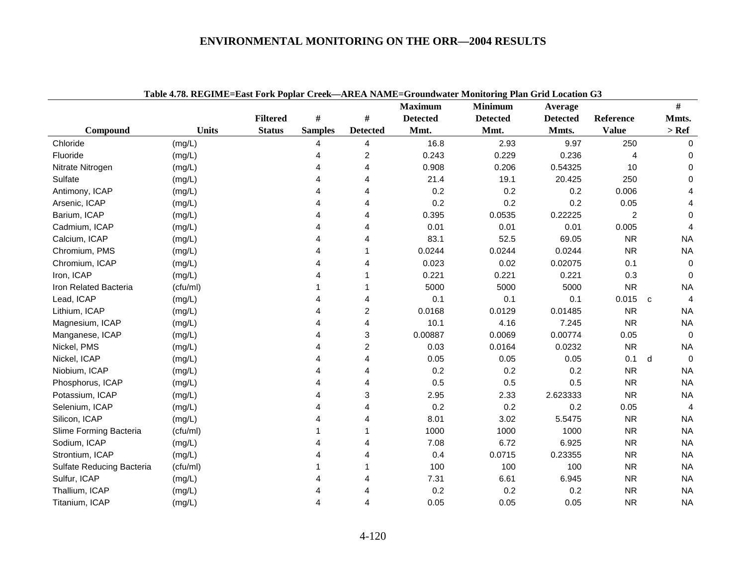Table 4.78. REGIME=East Fork Poplar Creek—AREA NAME=Groundwater Monitoring Plan Grid Location G3

| Compound | Units | Filtered Status | # Samples | # Detected | Maximum Detected Mmt. | Minimum Detected Mmt. | Average Detected Mmts. | Reference Value | | # Mmts. > Ref |
|---|---|---|---|---|---|---|---|---|---|---|
| Chloride | (mg/L) | | 4 | 4 | 16.8 | 2.93 | 9.97 | 250 | | 0 |
| Fluoride | (mg/L) | | 4 | 2 | 0.243 | 0.229 | 0.236 | 4 | | 0 |
| Nitrate Nitrogen | (mg/L) | | 4 | 4 | 0.908 | 0.206 | 0.54325 | 10 | | 0 |
| Sulfate | (mg/L) | | 4 | 4 | 21.4 | 19.1 | 20.425 | 250 | | 0 |
| Antimony, ICAP | (mg/L) | | 4 | 4 | 0.2 | 0.2 | 0.2 | 0.006 | | 4 |
| Arsenic, ICAP | (mg/L) | | 4 | 4 | 0.2 | 0.2 | 0.2 | 0.05 | | 4 |
| Barium, ICAP | (mg/L) | | 4 | 4 | 0.395 | 0.0535 | 0.22225 | 2 | | 0 |
| Cadmium, ICAP | (mg/L) | | 4 | 4 | 0.01 | 0.01 | 0.01 | 0.005 | | 4 |
| Calcium, ICAP | (mg/L) | | 4 | 4 | 83.1 | 52.5 | 69.05 | NR | | NA |
| Chromium, PMS | (mg/L) | | 4 | 1 | 0.0244 | 0.0244 | 0.0244 | NR | | NA |
| Chromium, ICAP | (mg/L) | | 4 | 4 | 0.023 | 0.02 | 0.02075 | 0.1 | | 0 |
| Iron, ICAP | (mg/L) | | 4 | 1 | 0.221 | 0.221 | 0.221 | 0.3 | | 0 |
| Iron Related Bacteria | (cfu/ml) | | 1 | 1 | 5000 | 5000 | 5000 | NR | | NA |
| Lead, ICAP | (mg/L) | | 4 | 4 | 0.1 | 0.1 | 0.1 | 0.015 | c | 4 |
| Lithium, ICAP | (mg/L) | | 4 | 2 | 0.0168 | 0.0129 | 0.01485 | NR | | NA |
| Magnesium, ICAP | (mg/L) | | 4 | 4 | 10.1 | 4.16 | 7.245 | NR | | NA |
| Manganese, ICAP | (mg/L) | | 4 | 3 | 0.00887 | 0.0069 | 0.00774 | 0.05 | | 0 |
| Nickel, PMS | (mg/L) | | 4 | 2 | 0.03 | 0.0164 | 0.0232 | NR | | NA |
| Nickel, ICAP | (mg/L) | | 4 | 4 | 0.05 | 0.05 | 0.05 | 0.1 | d | 0 |
| Niobium, ICAP | (mg/L) | | 4 | 4 | 0.2 | 0.2 | 0.2 | NR | | NA |
| Phosphorus, ICAP | (mg/L) | | 4 | 4 | 0.5 | 0.5 | 0.5 | NR | | NA |
| Potassium, ICAP | (mg/L) | | 4 | 3 | 2.95 | 2.33 | 2.623333 | NR | | NA |
| Selenium, ICAP | (mg/L) | | 4 | 4 | 0.2 | 0.2 | 0.2 | 0.05 | | 4 |
| Silicon, ICAP | (mg/L) | | 4 | 4 | 8.01 | 3.02 | 5.5475 | NR | | NA |
| Slime Forming Bacteria | (cfu/ml) | | 1 | 1 | 1000 | 1000 | 1000 | NR | | NA |
| Sodium, ICAP | (mg/L) | | 4 | 4 | 7.08 | 6.72 | 6.925 | NR | | NA |
| Strontium, ICAP | (mg/L) | | 4 | 4 | 0.4 | 0.0715 | 0.23355 | NR | | NA |
| Sulfate Reducing Bacteria | (cfu/ml) | | 1 | 1 | 100 | 100 | 100 | NR | | NA |
| Sulfur, ICAP | (mg/L) | | 4 | 4 | 7.31 | 6.61 | 6.945 | NR | | NA |
| Thallium, ICAP | (mg/L) | | 4 | 4 | 0.2 | 0.2 | 0.2 | NR | | NA |
| Titanium, ICAP | (mg/L) | | 4 | 4 | 0.05 | 0.05 | 0.05 | NR | | NA |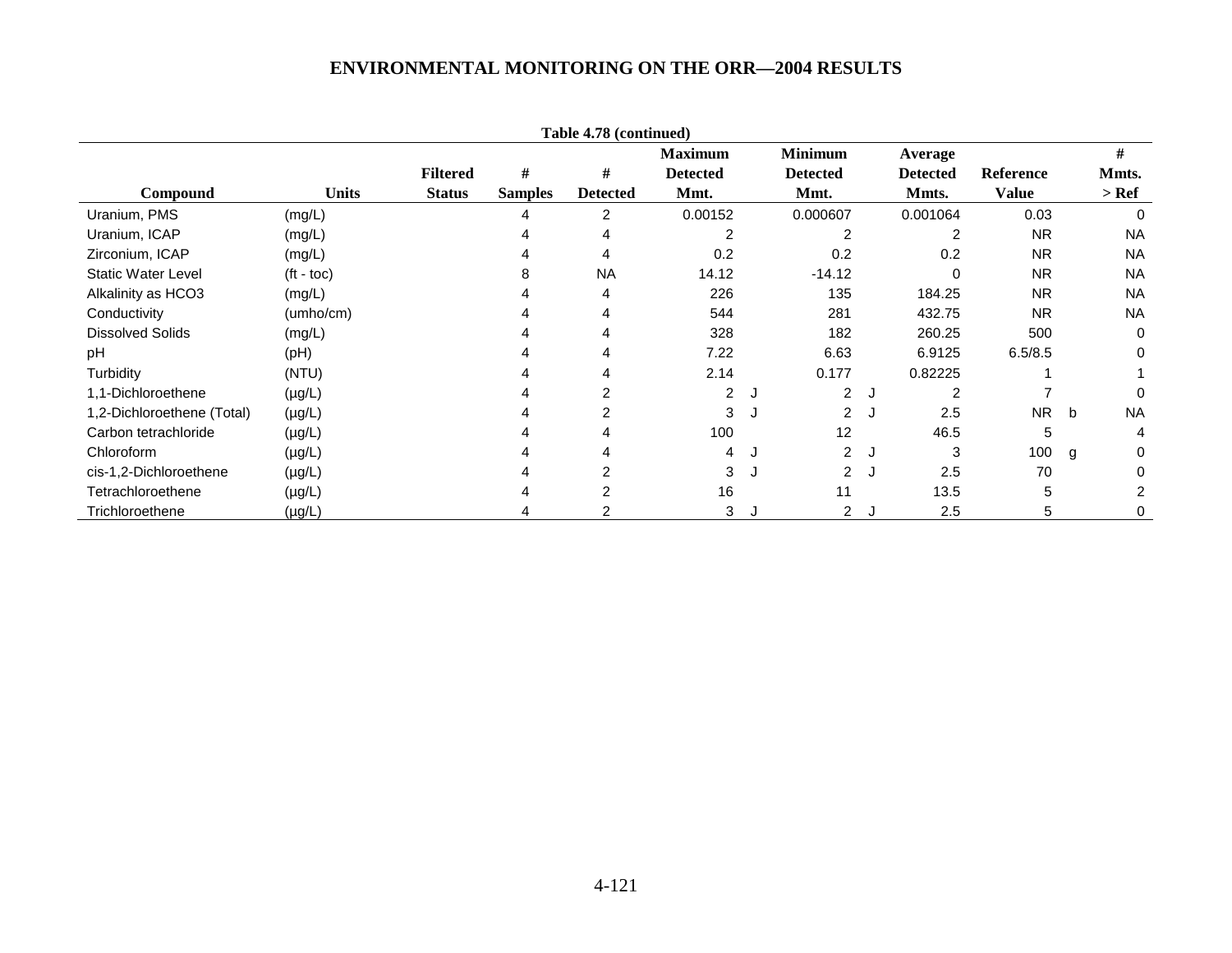**Table 4.78 (continued)**

| Compound | Units | Filtered Status | # Samples | # Detected | Maximum Detected Mmt. | | Minimum Detected Mmt. | | Average Detected Mmts. | Reference Value | | # Mmts. > Ref |
|---|---|---|---|---|---|---|---|---|---|---|---|---|
| Uranium, PMS | (mg/L) | | 4 | 2 | 0.00152 | | 0.000607 | | 0.001064 | 0.03 | | 0 |
| Uranium, ICAP | (mg/L) | | 4 | 4 | 2 | | 2 | | 2 | NR | | NA |
| Zirconium, ICAP | (mg/L) | | 4 | 4 | 0.2 | | 0.2 | | 0.2 | NR | | NA |
| Static Water Level | (ft - toc) | | 8 | NA | 14.12 | | -14.12 | | 0 | NR | | NA |
| Alkalinity as HCO3 | (mg/L) | | 4 | 4 | 226 | | 135 | | 184.25 | NR | | NA |
| Conductivity | (umho/cm) | | 4 | 4 | 544 | | 281 | | 432.75 | NR | | NA |
| Dissolved Solids | (mg/L) | | 4 | 4 | 328 | | 182 | | 260.25 | 500 | | 0 |
| pH | (pH) | | 4 | 4 | 7.22 | | 6.63 | | 6.9125 | 6.5/8.5 | | 0 |
| Turbidity | (NTU) | | 4 | 4 | 2.14 | | 0.177 | | 0.82225 | 1 | | 1 |
| 1,1-Dichloroethene | (µg/L) | | 4 | 2 | 2 | J | 2 | J | 2 | 7 | | 0 |
| 1,2-Dichloroethene (Total) | (µg/L) | | 4 | 2 | 3 | J | 2 | J | 2.5 | NR | b | NA |
| Carbon tetrachloride | (µg/L) | | 4 | 4 | 100 | | 12 | | 46.5 | 5 | | 4 |
| Chloroform | (µg/L) | | 4 | 4 | 4 | J | 2 | J | 3 | 100 | g | 0 |
| cis-1,2-Dichloroethene | (µg/L) | | 4 | 2 | 3 | J | 2 | J | 2.5 | 70 | | 0 |
| Tetrachloroethene | (µg/L) | | 4 | 2 | 16 | | 11 | | 13.5 | 5 | | 2 |
| Trichloroethene | (µg/L) | | 4 | 2 | 3 | J | 2 | J | 2.5 | 5 | | 0 |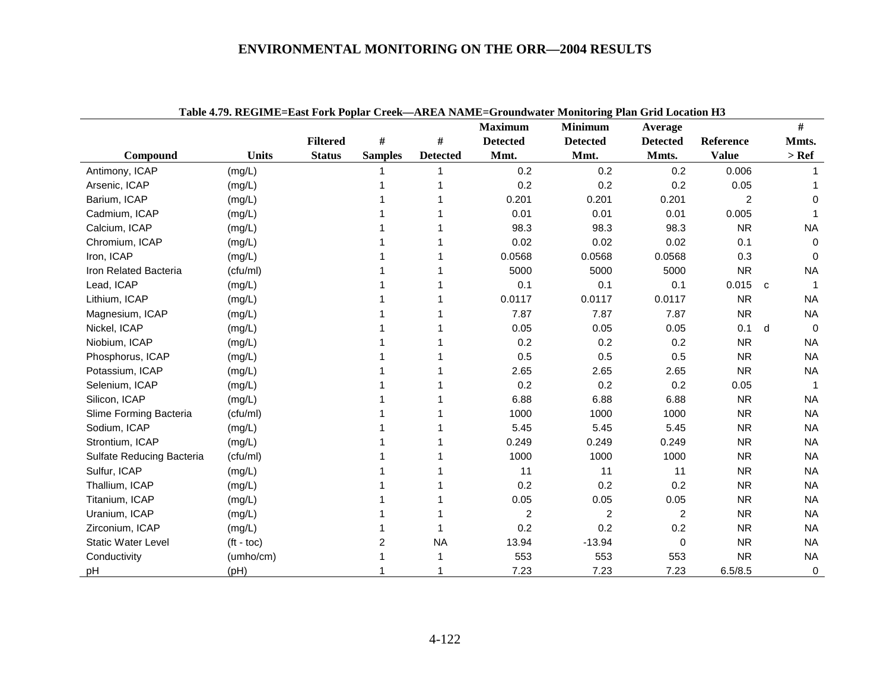Table 4.79. REGIME=East Fork Poplar Creek—AREA NAME=Groundwater Monitoring Plan Grid Location H3

| Compound | Units | Filtered Status | # Samples | # Detected | Maximum Detected Mmt. | Minimum Detected Mmt. | Average Detected Mmts. | Reference Value | | # Mmts. > Ref |
|---|---|---|---|---|---|---|---|---|---|---|
| Antimony, ICAP | (mg/L) | | 1 | 1 | 0.2 | 0.2 | 0.2 | 0.006 | | 1 |
| Arsenic, ICAP | (mg/L) | | 1 | 1 | 0.2 | 0.2 | 0.2 | 0.05 | | 1 |
| Barium, ICAP | (mg/L) | | 1 | 1 | 0.201 | 0.201 | 0.201 | 2 | | 0 |
| Cadmium, ICAP | (mg/L) | | 1 | 1 | 0.01 | 0.01 | 0.01 | 0.005 | | 1 |
| Calcium, ICAP | (mg/L) | | 1 | 1 | 98.3 | 98.3 | 98.3 | NR | | NA |
| Chromium, ICAP | (mg/L) | | 1 | 1 | 0.02 | 0.02 | 0.02 | 0.1 | | 0 |
| Iron, ICAP | (mg/L) | | 1 | 1 | 0.0568 | 0.0568 | 0.0568 | 0.3 | | 0 |
| Iron Related Bacteria | (cfu/ml) | | 1 | 1 | 5000 | 5000 | 5000 | NR | | NA |
| Lead, ICAP | (mg/L) | | 1 | 1 | 0.1 | 0.1 | 0.1 | 0.015 | c | 1 |
| Lithium, ICAP | (mg/L) | | 1 | 1 | 0.0117 | 0.0117 | 0.0117 | NR | | NA |
| Magnesium, ICAP | (mg/L) | | 1 | 1 | 7.87 | 7.87 | 7.87 | NR | | NA |
| Nickel, ICAP | (mg/L) | | 1 | 1 | 0.05 | 0.05 | 0.05 | 0.1 | d | 0 |
| Niobium, ICAP | (mg/L) | | 1 | 1 | 0.2 | 0.2 | 0.2 | NR | | NA |
| Phosphorus, ICAP | (mg/L) | | 1 | 1 | 0.5 | 0.5 | 0.5 | NR | | NA |
| Potassium, ICAP | (mg/L) | | 1 | 1 | 2.65 | 2.65 | 2.65 | NR | | NA |
| Selenium, ICAP | (mg/L) | | 1 | 1 | 0.2 | 0.2 | 0.2 | 0.05 | | 1 |
| Silicon, ICAP | (mg/L) | | 1 | 1 | 6.88 | 6.88 | 6.88 | NR | | NA |
| Slime Forming Bacteria | (cfu/ml) | | 1 | 1 | 1000 | 1000 | 1000 | NR | | NA |
| Sodium, ICAP | (mg/L) | | 1 | 1 | 5.45 | 5.45 | 5.45 | NR | | NA |
| Strontium, ICAP | (mg/L) | | 1 | 1 | 0.249 | 0.249 | 0.249 | NR | | NA |
| Sulfate Reducing Bacteria | (cfu/ml) | | 1 | 1 | 1000 | 1000 | 1000 | NR | | NA |
| Sulfur, ICAP | (mg/L) | | 1 | 1 | 11 | 11 | 11 | NR | | NA |
| Thallium, ICAP | (mg/L) | | 1 | 1 | 0.2 | 0.2 | 0.2 | NR | | NA |
| Titanium, ICAP | (mg/L) | | 1 | 1 | 0.05 | 0.05 | 0.05 | NR | | NA |
| Uranium, ICAP | (mg/L) | | 1 | 1 | 2 | 2 | 2 | NR | | NA |
| Zirconium, ICAP | (mg/L) | | 1 | 1 | 0.2 | 0.2 | 0.2 | NR | | NA |
| Static Water Level | (ft - toc) | | 2 | NA | 13.94 | -13.94 | 0 | NR | | NA |
| Conductivity | (umho/cm) | | 1 | 1 | 553 | 553 | 553 | NR | | NA |
| pH | (pH) | | 1 | 1 | 7.23 | 7.23 | 7.23 | 6.5/8.5 | | 0 |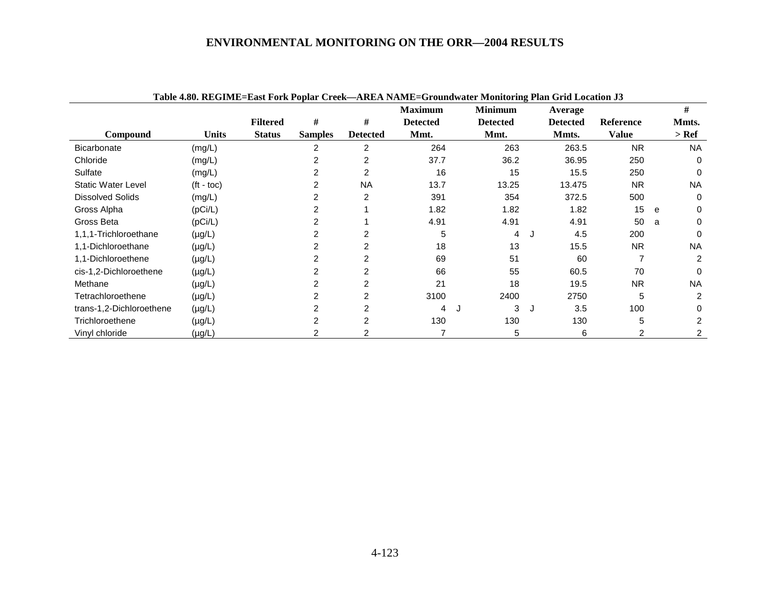**Table 4.80. REGIME=East Fork Poplar Creek—AREA NAME=Groundwater Monitoring Plan Grid Location J3**

| Compound | Units | Filtered Status | # Samples | # Detected | Maximum Detected Mmt. | | Minimum Detected Mmt. | | Average Detected Mmts. | Reference Value | | # Mmts. > Ref |
|---|---|---|---|---|---|---|---|---|---|---|---|---|
| Bicarbonate | (mg/L) | | 2 | 2 | 264 | | 263 | | 263.5 | NR | | NA |
| Chloride | (mg/L) | | 2 | 2 | 37.7 | | 36.2 | | 36.95 | 250 | | 0 |
| Sulfate | (mg/L) | | 2 | 2 | 16 | | 15 | | 15.5 | 250 | | 0 |
| Static Water Level | (ft - toc) | | 2 | NA | 13.7 | | 13.25 | | 13.475 | NR | | NA |
| Dissolved Solids | (mg/L) | | 2 | 2 | 391 | | 354 | | 372.5 | 500 | | 0 |
| Gross Alpha | (pCi/L) | | 2 | 1 | 1.82 | | 1.82 | | 1.82 | 15 | e | 0 |
| Gross Beta | (pCi/L) | | 2 | 1 | 4.91 | | 4.91 | | 4.91 | 50 | a | 0 |
| 1,1,1-Trichloroethane | (µg/L) | | 2 | 2 | 5 | | 4 | J | 4.5 | 200 | | 0 |
| 1,1-Dichloroethane | (µg/L) | | 2 | 2 | 18 | | 13 | | 15.5 | NR | | NA |
| 1,1-Dichloroethene | (µg/L) | | 2 | 2 | 69 | | 51 | | 60 | 7 | | 2 |
| cis-1,2-Dichloroethene | (µg/L) | | 2 | 2 | 66 | | 55 | | 60.5 | 70 | | 0 |
| Methane | (µg/L) | | 2 | 2 | 21 | | 18 | | 19.5 | NR | | NA |
| Tetrachloroethene | (µg/L) | | 2 | 2 | 3100 | | 2400 | | 2750 | 5 | | 2 |
| trans-1,2-Dichloroethene | (µg/L) | | 2 | 2 | 4 | J | 3 | J | 3.5 | 100 | | 0 |
| Trichloroethene | (µg/L) | | 2 | 2 | 130 | | 130 | | 130 | 5 | | 2 |
| Vinyl chloride | (µg/L) | | 2 | 2 | 7 | | 5 | | 6 | 2 | | 2 |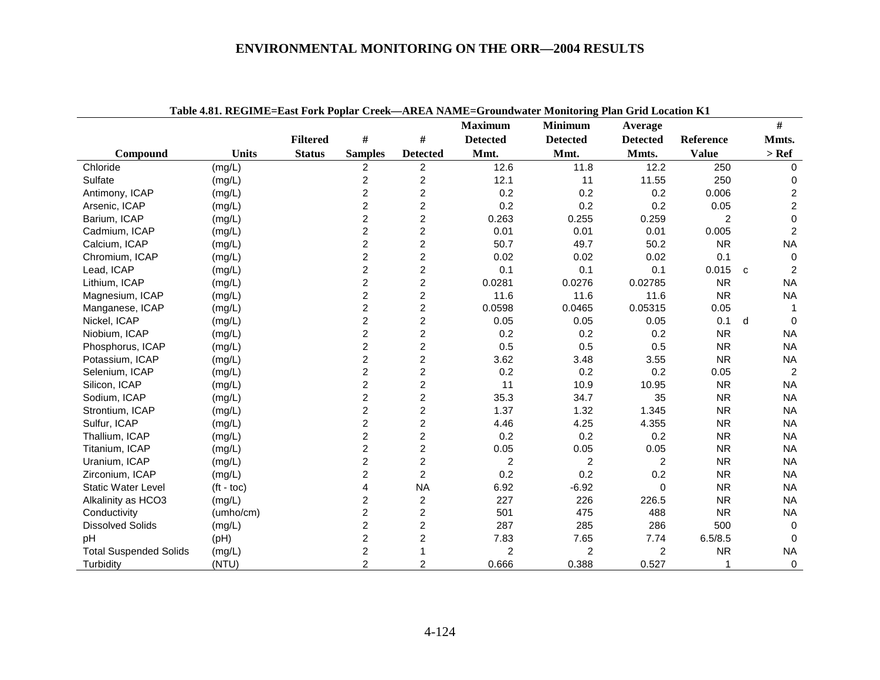**Table 4.81. REGIME=East Fork Poplar Creek—AREA NAME=Groundwater Monitoring Plan Grid Location K1**

| Compound | Units | Filtered Status | # Samples | # Detected | Maximum Detected Mmt. | Minimum Detected Mmt. | Average Detected Mmts. | Reference Value | | # Mmts. > Ref |
|---|---|---|---|---|---|---|---|---|---|---|
| Chloride | (mg/L) | | 2 | 2 | 12.6 | 11.8 | 12.2 | 250 | | 0 |
| Sulfate | (mg/L) | | 2 | 2 | 12.1 | 11 | 11.55 | 250 | | 0 |
| Antimony, ICAP | (mg/L) | | 2 | 2 | 0.2 | 0.2 | 0.2 | 0.006 | | 2 |
| Arsenic, ICAP | (mg/L) | | 2 | 2 | 0.2 | 0.2 | 0.2 | 0.05 | | 2 |
| Barium, ICAP | (mg/L) | | 2 | 2 | 0.263 | 0.255 | 0.259 | 2 | | 0 |
| Cadmium, ICAP | (mg/L) | | 2 | 2 | 0.01 | 0.01 | 0.01 | 0.005 | | 2 |
| Calcium, ICAP | (mg/L) | | 2 | 2 | 50.7 | 49.7 | 50.2 | NR | | NA |
| Chromium, ICAP | (mg/L) | | 2 | 2 | 0.02 | 0.02 | 0.02 | 0.1 | | 0 |
| Lead, ICAP | (mg/L) | | 2 | 2 | 0.1 | 0.1 | 0.1 | 0.015 | c | 2 |
| Lithium, ICAP | (mg/L) | | 2 | 2 | 0.0281 | 0.0276 | 0.02785 | NR | | NA |
| Magnesium, ICAP | (mg/L) | | 2 | 2 | 11.6 | 11.6 | 11.6 | NR | | NA |
| Manganese, ICAP | (mg/L) | | 2 | 2 | 0.0598 | 0.0465 | 0.05315 | 0.05 | | 1 |
| Nickel, ICAP | (mg/L) | | 2 | 2 | 0.05 | 0.05 | 0.05 | 0.1 | d | 0 |
| Niobium, ICAP | (mg/L) | | 2 | 2 | 0.2 | 0.2 | 0.2 | NR | | NA |
| Phosphorus, ICAP | (mg/L) | | 2 | 2 | 0.5 | 0.5 | 0.5 | NR | | NA |
| Potassium, ICAP | (mg/L) | | 2 | 2 | 3.62 | 3.48 | 3.55 | NR | | NA |
| Selenium, ICAP | (mg/L) | | 2 | 2 | 0.2 | 0.2 | 0.2 | 0.05 | | 2 |
| Silicon, ICAP | (mg/L) | | 2 | 2 | 11 | 10.9 | 10.95 | NR | | NA |
| Sodium, ICAP | (mg/L) | | 2 | 2 | 35.3 | 34.7 | 35 | NR | | NA |
| Strontium, ICAP | (mg/L) | | 2 | 2 | 1.37 | 1.32 | 1.345 | NR | | NA |
| Sulfur, ICAP | (mg/L) | | 2 | 2 | 4.46 | 4.25 | 4.355 | NR | | NA |
| Thallium, ICAP | (mg/L) | | 2 | 2 | 0.2 | 0.2 | 0.2 | NR | | NA |
| Titanium, ICAP | (mg/L) | | 2 | 2 | 0.05 | 0.05 | 0.05 | NR | | NA |
| Uranium, ICAP | (mg/L) | | 2 | 2 | 2 | 2 | 2 | NR | | NA |
| Zirconium, ICAP | (mg/L) | | 2 | 2 | 0.2 | 0.2 | 0.2 | NR | | NA |
| Static Water Level | (ft - toc) | | 4 | NA | 6.92 | -6.92 | 0 | NR | | NA |
| Alkalinity as HCO3 | (mg/L) | | 2 | 2 | 227 | 226 | 226.5 | NR | | NA |
| Conductivity | (umho/cm) | | 2 | 2 | 501 | 475 | 488 | NR | | NA |
| Dissolved Solids | (mg/L) | | 2 | 2 | 287 | 285 | 286 | 500 | | 0 |
| pH | (pH) | | 2 | 2 | 7.83 | 7.65 | 7.74 | 6.5/8.5 | | 0 |
| Total Suspended Solids | (mg/L) | | 2 | 1 | 2 | 2 | 2 | NR | | NA |
| Turbidity | (NTU) | | 2 | 2 | 0.666 | 0.388 | 0.527 | 1 | | 0 |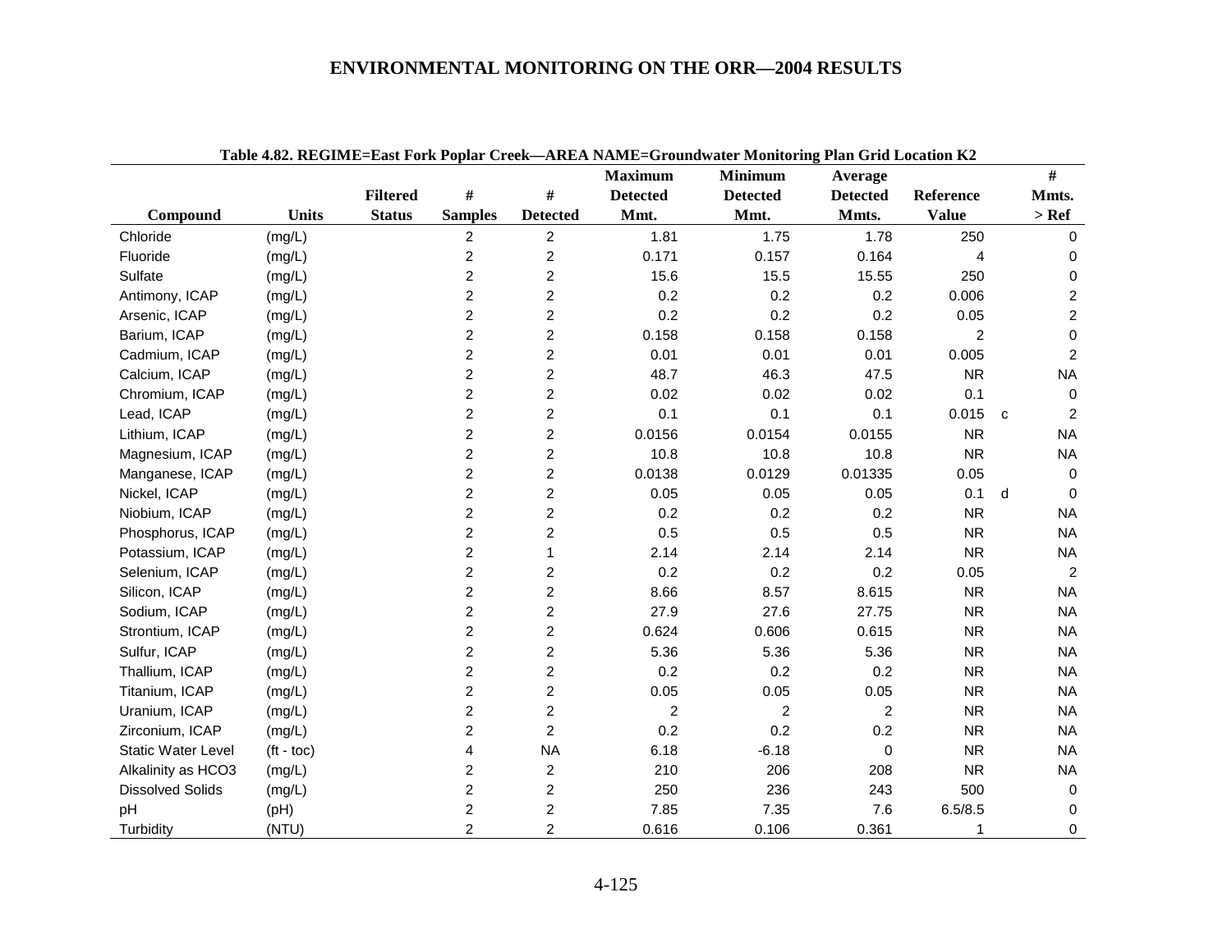**Table 4.82. REGIME=East Fork Poplar Creek—AREA NAME=Groundwater Monitoring Plan Grid Location K2**

| Compound | Units | Filtered Status | # Samples | # Detected | Maximum Detected Mmt. | Minimum Detected Mmt. | Average Detected Mmts. | Reference Value | | # Mmts. > Ref |
|---|---|---|---|---|---|---|---|---|---|---|
| Chloride | (mg/L) | | 2 | 2 | 1.81 | 1.75 | 1.78 | 250 | | 0 |
| Fluoride | (mg/L) | | 2 | 2 | 0.171 | 0.157 | 0.164 | 4 | | 0 |
| Sulfate | (mg/L) | | 2 | 2 | 15.6 | 15.5 | 15.55 | 250 | | 0 |
| Antimony, ICAP | (mg/L) | | 2 | 2 | 0.2 | 0.2 | 0.2 | 0.006 | | 2 |
| Arsenic, ICAP | (mg/L) | | 2 | 2 | 0.2 | 0.2 | 0.2 | 0.05 | | 2 |
| Barium, ICAP | (mg/L) | | 2 | 2 | 0.158 | 0.158 | 0.158 | 2 | | 0 |
| Cadmium, ICAP | (mg/L) | | 2 | 2 | 0.01 | 0.01 | 0.01 | 0.005 | | 2 |
| Calcium, ICAP | (mg/L) | | 2 | 2 | 48.7 | 46.3 | 47.5 | NR | | NA |
| Chromium, ICAP | (mg/L) | | 2 | 2 | 0.02 | 0.02 | 0.02 | 0.1 | | 0 |
| Lead, ICAP | (mg/L) | | 2 | 2 | 0.1 | 0.1 | 0.1 | 0.015 | c | 2 |
| Lithium, ICAP | (mg/L) | | 2 | 2 | 0.0156 | 0.0154 | 0.0155 | NR | | NA |
| Magnesium, ICAP | (mg/L) | | 2 | 2 | 10.8 | 10.8 | 10.8 | NR | | NA |
| Manganese, ICAP | (mg/L) | | 2 | 2 | 0.0138 | 0.0129 | 0.01335 | 0.05 | | 0 |
| Nickel, ICAP | (mg/L) | | 2 | 2 | 0.05 | 0.05 | 0.05 | 0.1 | d | 0 |
| Niobium, ICAP | (mg/L) | | 2 | 2 | 0.2 | 0.2 | 0.2 | NR | | NA |
| Phosphorus, ICAP | (mg/L) | | 2 | 2 | 0.5 | 0.5 | 0.5 | NR | | NA |
| Potassium, ICAP | (mg/L) | | 2 | 1 | 2.14 | 2.14 | 2.14 | NR | | NA |
| Selenium, ICAP | (mg/L) | | 2 | 2 | 0.2 | 0.2 | 0.2 | 0.05 | | 2 |
| Silicon, ICAP | (mg/L) | | 2 | 2 | 8.66 | 8.57 | 8.615 | NR | | NA |
| Sodium, ICAP | (mg/L) | | 2 | 2 | 27.9 | 27.6 | 27.75 | NR | | NA |
| Strontium, ICAP | (mg/L) | | 2 | 2 | 0.624 | 0.606 | 0.615 | NR | | NA |
| Sulfur, ICAP | (mg/L) | | 2 | 2 | 5.36 | 5.36 | 5.36 | NR | | NA |
| Thallium, ICAP | (mg/L) | | 2 | 2 | 0.2 | 0.2 | 0.2 | NR | | NA |
| Titanium, ICAP | (mg/L) | | 2 | 2 | 0.05 | 0.05 | 0.05 | NR | | NA |
| Uranium, ICAP | (mg/L) | | 2 | 2 | 2 | 2 | 2 | NR | | NA |
| Zirconium, ICAP | (mg/L) | | 2 | 2 | 0.2 | 0.2 | 0.2 | NR | | NA |
| Static Water Level | (ft - toc) | | 4 | NA | 6.18 | -6.18 | 0 | NR | | NA |
| Alkalinity as HCO3 | (mg/L) | | 2 | 2 | 210 | 206 | 208 | NR | | NA |
| Dissolved Solids | (mg/L) | | 2 | 2 | 250 | 236 | 243 | 500 | | 0 |
| pH | (pH) | | 2 | 2 | 7.85 | 7.35 | 7.6 | 6.5/8.5 | | 0 |
| Turbidity | (NTU) | | 2 | 2 | 0.616 | 0.106 | 0.361 | 1 | | 0 |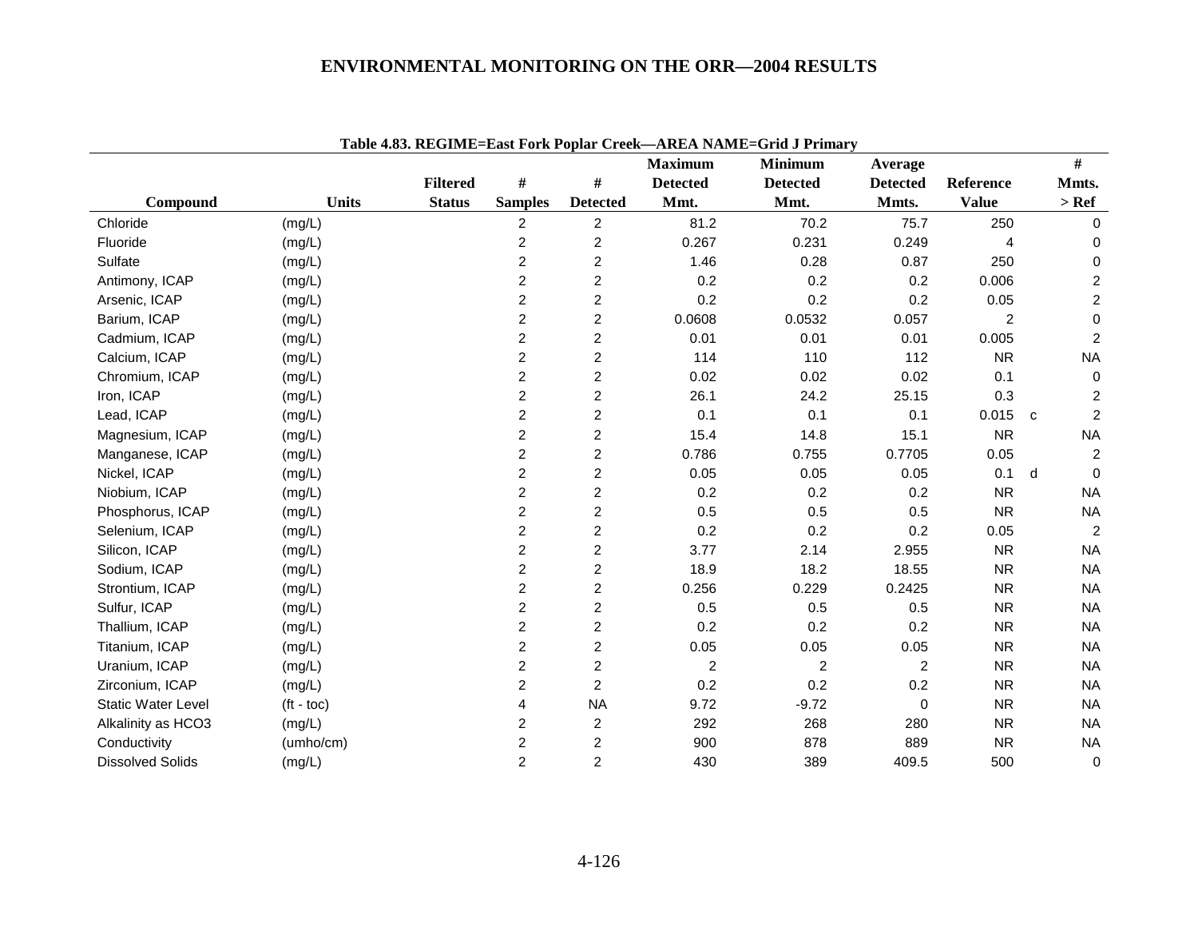# ENVIRONMENTAL MONITORING ON THE ORR—2004 RESULTS

**Table 4.83. REGIME=East Fork Poplar Creek—AREA NAME=Grid J Primary**

| Compound | Units | Filtered Status | # Samples | # Detected | Maximum Detected Mmt. | Minimum Detected Mmt. | Average Detected Mmts. | Reference Value | | # Mmts. > Ref |
|---|---|---|---|---|---|---|---|---|---|---|
| Chloride | (mg/L) | | 2 | 2 | 81.2 | 70.2 | 75.7 | 250 | | 0 |
| Fluoride | (mg/L) | | 2 | 2 | 0.267 | 0.231 | 0.249 | 4 | | 0 |
| Sulfate | (mg/L) | | 2 | 2 | 1.46 | 0.28 | 0.87 | 250 | | 0 |
| Antimony, ICAP | (mg/L) | | 2 | 2 | 0.2 | 0.2 | 0.2 | 0.006 | | 2 |
| Arsenic, ICAP | (mg/L) | | 2 | 2 | 0.2 | 0.2 | 0.2 | 0.05 | | 2 |
| Barium, ICAP | (mg/L) | | 2 | 2 | 0.0608 | 0.0532 | 0.057 | 2 | | 0 |
| Cadmium, ICAP | (mg/L) | | 2 | 2 | 0.01 | 0.01 | 0.01 | 0.005 | | 2 |
| Calcium, ICAP | (mg/L) | | 2 | 2 | 114 | 110 | 112 | NR | | NA |
| Chromium, ICAP | (mg/L) | | 2 | 2 | 0.02 | 0.02 | 0.02 | 0.1 | | 0 |
| Iron, ICAP | (mg/L) | | 2 | 2 | 26.1 | 24.2 | 25.15 | 0.3 | | 2 |
| Lead, ICAP | (mg/L) | | 2 | 2 | 0.1 | 0.1 | 0.1 | 0.015 | c | 2 |
| Magnesium, ICAP | (mg/L) | | 2 | 2 | 15.4 | 14.8 | 15.1 | NR | | NA |
| Manganese, ICAP | (mg/L) | | 2 | 2 | 0.786 | 0.755 | 0.7705 | 0.05 | | 2 |
| Nickel, ICAP | (mg/L) | | 2 | 2 | 0.05 | 0.05 | 0.05 | 0.1 | d | 0 |
| Niobium, ICAP | (mg/L) | | 2 | 2 | 0.2 | 0.2 | 0.2 | NR | | NA |
| Phosphorus, ICAP | (mg/L) | | 2 | 2 | 0.5 | 0.5 | 0.5 | NR | | NA |
| Selenium, ICAP | (mg/L) | | 2 | 2 | 0.2 | 0.2 | 0.2 | 0.05 | | 2 |
| Silicon, ICAP | (mg/L) | | 2 | 2 | 3.77 | 2.14 | 2.955 | NR | | NA |
| Sodium, ICAP | (mg/L) | | 2 | 2 | 18.9 | 18.2 | 18.55 | NR | | NA |
| Strontium, ICAP | (mg/L) | | 2 | 2 | 0.256 | 0.229 | 0.2425 | NR | | NA |
| Sulfur, ICAP | (mg/L) | | 2 | 2 | 0.5 | 0.5 | 0.5 | NR | | NA |
| Thallium, ICAP | (mg/L) | | 2 | 2 | 0.2 | 0.2 | 0.2 | NR | | NA |
| Titanium, ICAP | (mg/L) | | 2 | 2 | 0.05 | 0.05 | 0.05 | NR | | NA |
| Uranium, ICAP | (mg/L) | | 2 | 2 | 2 | 2 | 2 | NR | | NA |
| Zirconium, ICAP | (mg/L) | | 2 | 2 | 0.2 | 0.2 | 0.2 | NR | | NA |
| Static Water Level | (ft - toc) | | 4 | NA | 9.72 | -9.72 | 0 | NR | | NA |
| Alkalinity as HCO3 | (mg/L) | | 2 | 2 | 292 | 268 | 280 | NR | | NA |
| Conductivity | (umho/cm) | | 2 | 2 | 900 | 878 | 889 | NR | | NA |
| Dissolved Solids | (mg/L) | | 2 | 2 | 430 | 389 | 409.5 | 500 | | 0 |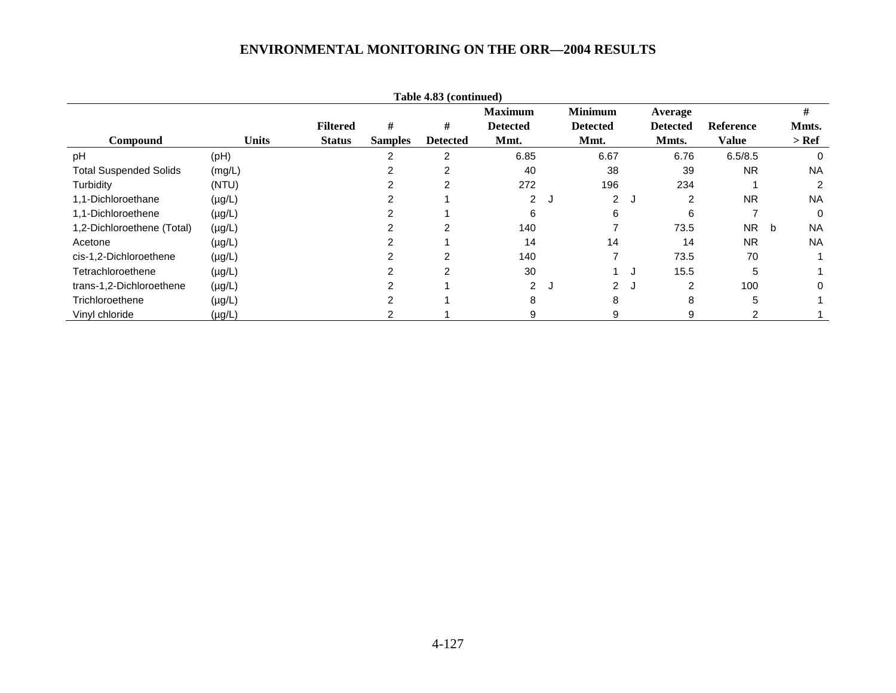**Table 4.83 (continued)**

| Compound | Units | Filtered Status | # Samples | # Detected | Maximum Detected Mmt. | | Minimum Detected Mmt. | | Average Detected Mmts. | Reference Value | | # Mmts. > Ref |
|---|---|---|---|---|---|---|---|---|---|---|---|---|
| pH | (pH) | | 2 | 2 | 6.85 | | 6.67 | | 6.76 | 6.5/8.5 | | 0 |
| Total Suspended Solids | (mg/L) | | 2 | 2 | 40 | | 38 | | 39 | NR | | NA |
| Turbidity | (NTU) | | 2 | 2 | 272 | | 196 | | 234 | 1 | | 2 |
| 1,1-Dichloroethane | (µg/L) | | 2 | 1 | 2 | J | 2 | J | 2 | NR | | NA |
| 1,1-Dichloroethene | (µg/L) | | 2 | 1 | 6 | | 6 | | 6 | 7 | | 0 |
| 1,2-Dichloroethene (Total) | (µg/L) | | 2 | 2 | 140 | | 7 | | 73.5 | NR | b | NA |
| Acetone | (µg/L) | | 2 | 1 | 14 | | 14 | | 14 | NR | | NA |
| cis-1,2-Dichloroethene | (µg/L) | | 2 | 2 | 140 | | 7 | | 73.5 | 70 | | 1 |
| Tetrachloroethene | (µg/L) | | 2 | 2 | 30 | | 1 | J | 15.5 | 5 | | 1 |
| trans-1,2-Dichloroethene | (µg/L) | | 2 | 1 | 2 | J | 2 | J | 2 | 100 | | 0 |
| Trichloroethene | (µg/L) | | 2 | 1 | 8 | | 8 | | 8 | 5 | | 1 |
| Vinyl chloride | (µg/L) | | 2 | 1 | 9 | | 9 | | 9 | 2 | | 1 |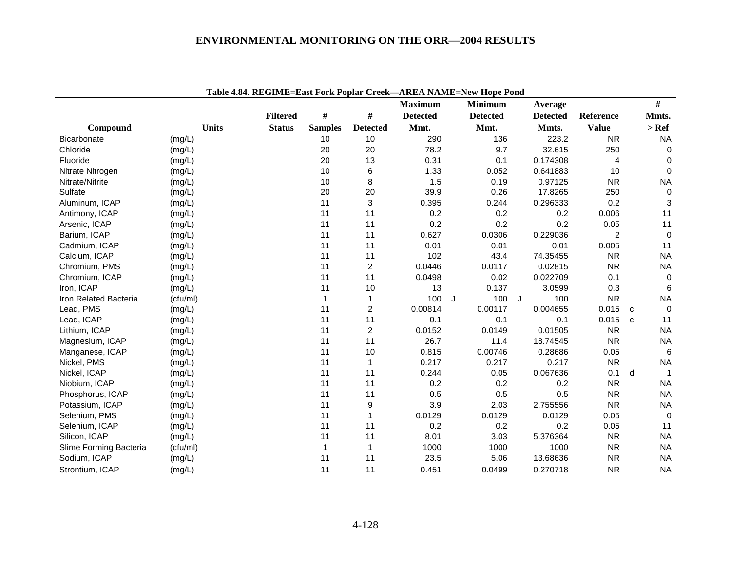# ENVIRONMENTAL MONITORING ON THE ORR—2004 RESULTS

**Table 4.84. REGIME=East Fork Poplar Creek—AREA NAME=New Hope Pond**

| Compound | Units | Filtered Status | # Samples | # Detected | Maximum Detected Mmt. | | Minimum Detected Mmt. | | Average Detected Mmts. | Reference Value | | # Mmts. > Ref |
|---|---|---|---|---|---|---|---|---|---|---|---|---|
| Bicarbonate | (mg/L) | | 10 | 10 | 290 | | 136 | | 223.2 | NR | | NA |
| Chloride | (mg/L) | | 20 | 20 | 78.2 | | 9.7 | | 32.615 | 250 | | 0 |
| Fluoride | (mg/L) | | 20 | 13 | 0.31 | | 0.1 | | 0.174308 | 4 | | 0 |
| Nitrate Nitrogen | (mg/L) | | 10 | 6 | 1.33 | | 0.052 | | 0.641883 | 10 | | 0 |
| Nitrate/Nitrite | (mg/L) | | 10 | 8 | 1.5 | | 0.19 | | 0.97125 | NR | | NA |
| Sulfate | (mg/L) | | 20 | 20 | 39.9 | | 0.26 | | 17.8265 | 250 | | 0 |
| Aluminum, ICAP | (mg/L) | | 11 | 3 | 0.395 | | 0.244 | | 0.296333 | 0.2 | | 3 |
| Antimony, ICAP | (mg/L) | | 11 | 11 | 0.2 | | 0.2 | | 0.2 | 0.006 | | 11 |
| Arsenic, ICAP | (mg/L) | | 11 | 11 | 0.2 | | 0.2 | | 0.2 | 0.05 | | 11 |
| Barium, ICAP | (mg/L) | | 11 | 11 | 0.627 | | 0.0306 | | 0.229036 | 2 | | 0 |
| Cadmium, ICAP | (mg/L) | | 11 | 11 | 0.01 | | 0.01 | | 0.01 | 0.005 | | 11 |
| Calcium, ICAP | (mg/L) | | 11 | 11 | 102 | | 43.4 | | 74.35455 | NR | | NA |
| Chromium, PMS | (mg/L) | | 11 | 2 | 0.0446 | | 0.0117 | | 0.02815 | NR | | NA |
| Chromium, ICAP | (mg/L) | | 11 | 11 | 0.0498 | | 0.02 | | 0.022709 | 0.1 | | 0 |
| Iron, ICAP | (mg/L) | | 11 | 10 | 13 | | 0.137 | | 3.0599 | 0.3 | | 6 |
| Iron Related Bacteria | (cfu/ml) | | 1 | 1 | 100 | J | 100 | J | 100 | NR | | NA |
| Lead, PMS | (mg/L) | | 11 | 2 | 0.00814 | | 0.00117 | | 0.004655 | 0.015 | c | 0 |
| Lead, ICAP | (mg/L) | | 11 | 11 | 0.1 | | 0.1 | | 0.1 | 0.015 | c | 11 |
| Lithium, ICAP | (mg/L) | | 11 | 2 | 0.0152 | | 0.0149 | | 0.01505 | NR | | NA |
| Magnesium, ICAP | (mg/L) | | 11 | 11 | 26.7 | | 11.4 | | 18.74545 | NR | | NA |
| Manganese, ICAP | (mg/L) | | 11 | 10 | 0.815 | | 0.00746 | | 0.28686 | 0.05 | | 6 |
| Nickel, PMS | (mg/L) | | 11 | 1 | 0.217 | | 0.217 | | 0.217 | NR | | NA |
| Nickel, ICAP | (mg/L) | | 11 | 11 | 0.244 | | 0.05 | | 0.067636 | 0.1 | d | 1 |
| Niobium, ICAP | (mg/L) | | 11 | 11 | 0.2 | | 0.2 | | 0.2 | NR | | NA |
| Phosphorus, ICAP | (mg/L) | | 11 | 11 | 0.5 | | 0.5 | | 0.5 | NR | | NA |
| Potassium, ICAP | (mg/L) | | 11 | 9 | 3.9 | | 2.03 | | 2.755556 | NR | | NA |
| Selenium, PMS | (mg/L) | | 11 | 1 | 0.0129 | | 0.0129 | | 0.0129 | 0.05 | | 0 |
| Selenium, ICAP | (mg/L) | | 11 | 11 | 0.2 | | 0.2 | | 0.2 | 0.05 | | 11 |
| Silicon, ICAP | (mg/L) | | 11 | 11 | 8.01 | | 3.03 | | 5.376364 | NR | | NA |
| Slime Forming Bacteria | (cfu/ml) | | 1 | 1 | 1000 | | 1000 | | 1000 | NR | | NA |
| Sodium, ICAP | (mg/L) | | 11 | 11 | 23.5 | | 5.06 | | 13.68636 | NR | | NA |
| Strontium, ICAP | (mg/L) | | 11 | 11 | 0.451 | | 0.0499 | | 0.270718 | NR | | NA |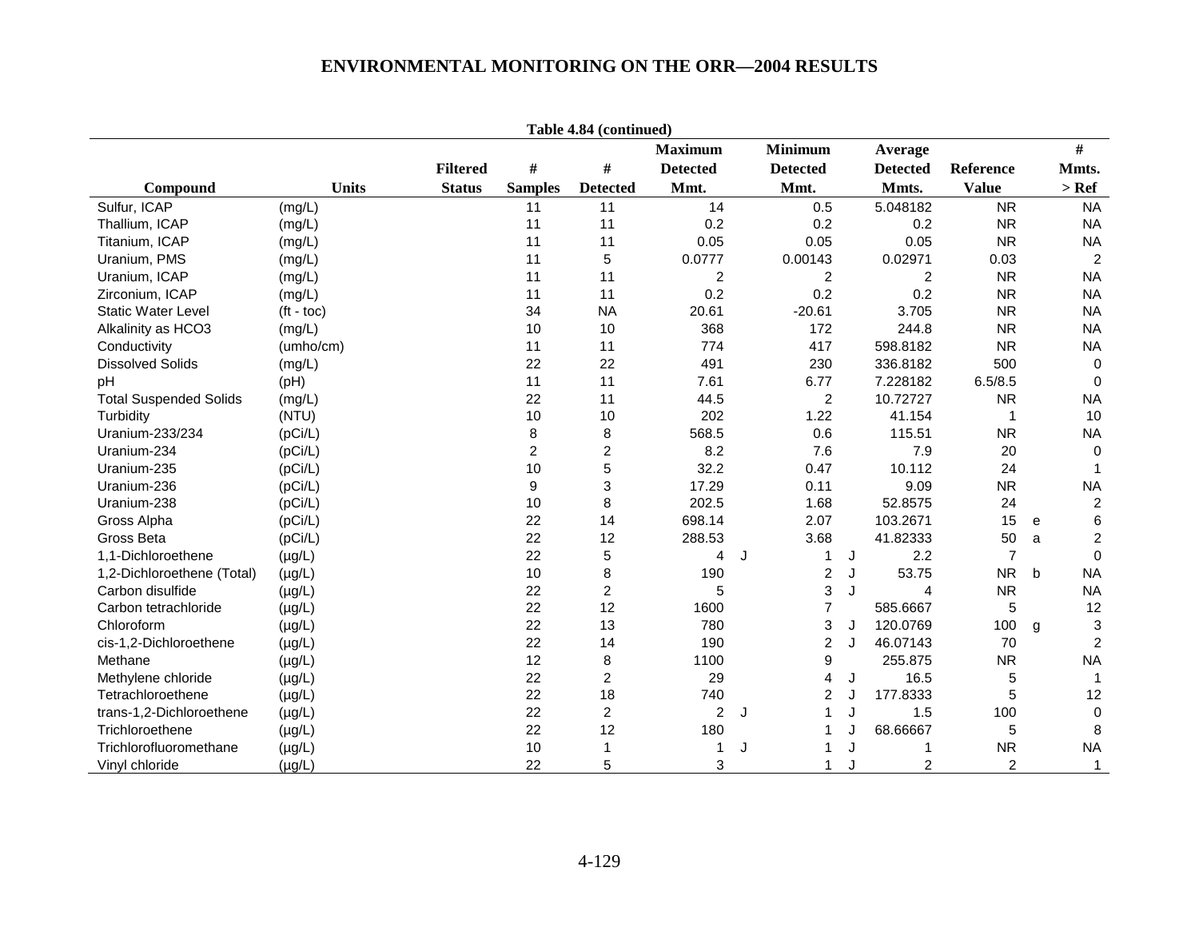# ENVIRONMENTAL MONITORING ON THE ORR—2004 RESULTS

**Table 4.84 (continued)**

| Compound | Units | Filtered Status | # Samples | # Detected | Maximum Detected Mmt. | | Minimum Detected Mmt. | | Average Detected Mmts. | Reference Value | | # Mmts. > Ref |
|---|---|---|---|---|---|---|---|---|---|---|---|---|
| Sulfur, ICAP | (mg/L) | | 11 | 11 | 14 | | 0.5 | | 5.048182 | NR | | NA |
| Thallium, ICAP | (mg/L) | | 11 | 11 | 0.2 | | 0.2 | | 0.2 | NR | | NA |
| Titanium, ICAP | (mg/L) | | 11 | 11 | 0.05 | | 0.05 | | 0.05 | NR | | NA |
| Uranium, PMS | (mg/L) | | 11 | 5 | 0.0777 | | 0.00143 | | 0.02971 | 0.03 | | 2 |
| Uranium, ICAP | (mg/L) | | 11 | 11 | 2 | | 2 | | 2 | NR | | NA |
| Zirconium, ICAP | (mg/L) | | 11 | 11 | 0.2 | | 0.2 | | 0.2 | NR | | NA |
| Static Water Level | (ft - toc) | | 34 | NA | 20.61 | | -20.61 | | 3.705 | NR | | NA |
| Alkalinity as HCO3 | (mg/L) | | 10 | 10 | 368 | | 172 | | 244.8 | NR | | NA |
| Conductivity | (umho/cm) | | 11 | 11 | 774 | | 417 | | 598.8182 | NR | | NA |
| Dissolved Solids | (mg/L) | | 22 | 22 | 491 | | 230 | | 336.8182 | 500 | | 0 |
| pH | (pH) | | 11 | 11 | 7.61 | | 6.77 | | 7.228182 | 6.5/8.5 | | 0 |
| Total Suspended Solids | (mg/L) | | 22 | 11 | 44.5 | | 2 | | 10.72727 | NR | | NA |
| Turbidity | (NTU) | | 10 | 10 | 202 | | 1.22 | | 41.154 | 1 | | 10 |
| Uranium-233/234 | (pCi/L) | | 8 | 8 | 568.5 | | 0.6 | | 115.51 | NR | | NA |
| Uranium-234 | (pCi/L) | | 2 | 2 | 8.2 | | 7.6 | | 7.9 | 20 | | 0 |
| Uranium-235 | (pCi/L) | | 10 | 5 | 32.2 | | 0.47 | | 10.112 | 24 | | 1 |
| Uranium-236 | (pCi/L) | | 9 | 3 | 17.29 | | 0.11 | | 9.09 | NR | | NA |
| Uranium-238 | (pCi/L) | | 10 | 8 | 202.5 | | 1.68 | | 52.8575 | 24 | | 2 |
| Gross Alpha | (pCi/L) | | 22 | 14 | 698.14 | | 2.07 | | 103.2671 | 15 | e | 6 |
| Gross Beta | (pCi/L) | | 22 | 12 | 288.53 | | 3.68 | | 41.82333 | 50 | a | 2 |
| 1,1-Dichloroethene | (µg/L) | | 22 | 5 | 4 | J | 1 | J | 2.2 | 7 | | 0 |
| 1,2-Dichloroethene (Total) | (µg/L) | | 10 | 8 | 190 | | 2 | J | 53.75 | NR | b | NA |
| Carbon disulfide | (µg/L) | | 22 | 2 | 5 | | 3 | J | 4 | NR | | NA |
| Carbon tetrachloride | (µg/L) | | 22 | 12 | 1600 | | 7 | | 585.6667 | 5 | | 12 |
| Chloroform | (µg/L) | | 22 | 13 | 780 | | 3 | J | 120.0769 | 100 | g | 3 |
| cis-1,2-Dichloroethene | (µg/L) | | 22 | 14 | 190 | | 2 | J | 46.07143 | 70 | | 2 |
| Methane | (µg/L) | | 12 | 8 | 1100 | | 9 | | 255.875 | NR | | NA |
| Methylene chloride | (µg/L) | | 22 | 2 | 29 | | 4 | J | 16.5 | 5 | | 1 |
| Tetrachloroethene | (µg/L) | | 22 | 18 | 740 | | 2 | J | 177.8333 | 5 | | 12 |
| trans-1,2-Dichloroethene | (µg/L) | | 22 | 2 | 2 | J | 1 | J | 1.5 | 100 | | 0 |
| Trichloroethene | (µg/L) | | 22 | 12 | 180 | | 1 | J | 68.66667 | 5 | | 8 |
| Trichlorofluoromethane | (µg/L) | | 10 | 1 | 1 | J | 1 | J | 1 | NR | | NA |
| Vinyl chloride | (µg/L) | | 22 | 5 | 3 | | 1 | J | 2 | 2 | | 1 |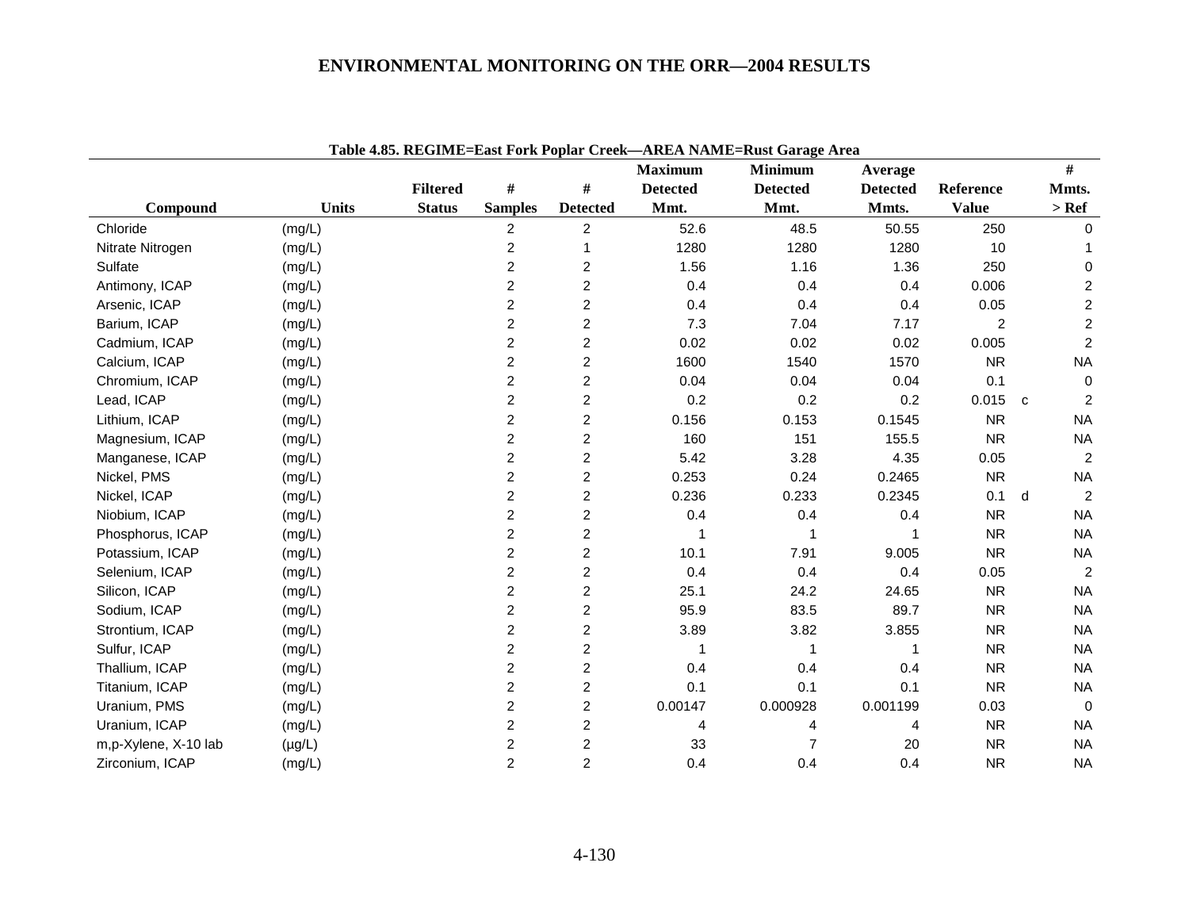Table 4.85. REGIME=East Fork Poplar Creek—AREA NAME=Rust Garage Area

| Compound | Units | Filtered Status | # Samples | # Detected | Maximum Detected Mmt. | Minimum Detected Mmt. | Average Detected Mmts. | Reference Value | | # Mmts. > Ref |
|---|---|---|---|---|---|---|---|---|---|---|
| Chloride | (mg/L) | | 2 | 2 | 52.6 | 48.5 | 50.55 | 250 | | 0 |
| Nitrate Nitrogen | (mg/L) | | 2 | 1 | 1280 | 1280 | 1280 | 10 | | 1 |
| Sulfate | (mg/L) | | 2 | 2 | 1.56 | 1.16 | 1.36 | 250 | | 0 |
| Antimony, ICAP | (mg/L) | | 2 | 2 | 0.4 | 0.4 | 0.4 | 0.006 | | 2 |
| Arsenic, ICAP | (mg/L) | | 2 | 2 | 0.4 | 0.4 | 0.4 | 0.05 | | 2 |
| Barium, ICAP | (mg/L) | | 2 | 2 | 7.3 | 7.04 | 7.17 | 2 | | 2 |
| Cadmium, ICAP | (mg/L) | | 2 | 2 | 0.02 | 0.02 | 0.02 | 0.005 | | 2 |
| Calcium, ICAP | (mg/L) | | 2 | 2 | 1600 | 1540 | 1570 | NR | | NA |
| Chromium, ICAP | (mg/L) | | 2 | 2 | 0.04 | 0.04 | 0.04 | 0.1 | | 0 |
| Lead, ICAP | (mg/L) | | 2 | 2 | 0.2 | 0.2 | 0.2 | 0.015 | c | 2 |
| Lithium, ICAP | (mg/L) | | 2 | 2 | 0.156 | 0.153 | 0.1545 | NR | | NA |
| Magnesium, ICAP | (mg/L) | | 2 | 2 | 160 | 151 | 155.5 | NR | | NA |
| Manganese, ICAP | (mg/L) | | 2 | 2 | 5.42 | 3.28 | 4.35 | 0.05 | | 2 |
| Nickel, PMS | (mg/L) | | 2 | 2 | 0.253 | 0.24 | 0.2465 | NR | | NA |
| Nickel, ICAP | (mg/L) | | 2 | 2 | 0.236 | 0.233 | 0.2345 | 0.1 | d | 2 |
| Niobium, ICAP | (mg/L) | | 2 | 2 | 0.4 | 0.4 | 0.4 | NR | | NA |
| Phosphorus, ICAP | (mg/L) | | 2 | 2 | 1 | 1 | 1 | NR | | NA |
| Potassium, ICAP | (mg/L) | | 2 | 2 | 10.1 | 7.91 | 9.005 | NR | | NA |
| Selenium, ICAP | (mg/L) | | 2 | 2 | 0.4 | 0.4 | 0.4 | 0.05 | | 2 |
| Silicon, ICAP | (mg/L) | | 2 | 2 | 25.1 | 24.2 | 24.65 | NR | | NA |
| Sodium, ICAP | (mg/L) | | 2 | 2 | 95.9 | 83.5 | 89.7 | NR | | NA |
| Strontium, ICAP | (mg/L) | | 2 | 2 | 3.89 | 3.82 | 3.855 | NR | | NA |
| Sulfur, ICAP | (mg/L) | | 2 | 2 | 1 | 1 | 1 | NR | | NA |
| Thallium, ICAP | (mg/L) | | 2 | 2 | 0.4 | 0.4 | 0.4 | NR | | NA |
| Titanium, ICAP | (mg/L) | | 2 | 2 | 0.1 | 0.1 | 0.1 | NR | | NA |
| Uranium, PMS | (mg/L) | | 2 | 2 | 0.00147 | 0.000928 | 0.001199 | 0.03 | | 0 |
| Uranium, ICAP | (mg/L) | | 2 | 2 | 4 | 4 | 4 | NR | | NA |
| m,p-Xylene, X-10 lab | (µg/L) | | 2 | 2 | 33 | 7 | 20 | NR | | NA |
| Zirconium, ICAP | (mg/L) | | 2 | 2 | 0.4 | 0.4 | 0.4 | NR | | NA |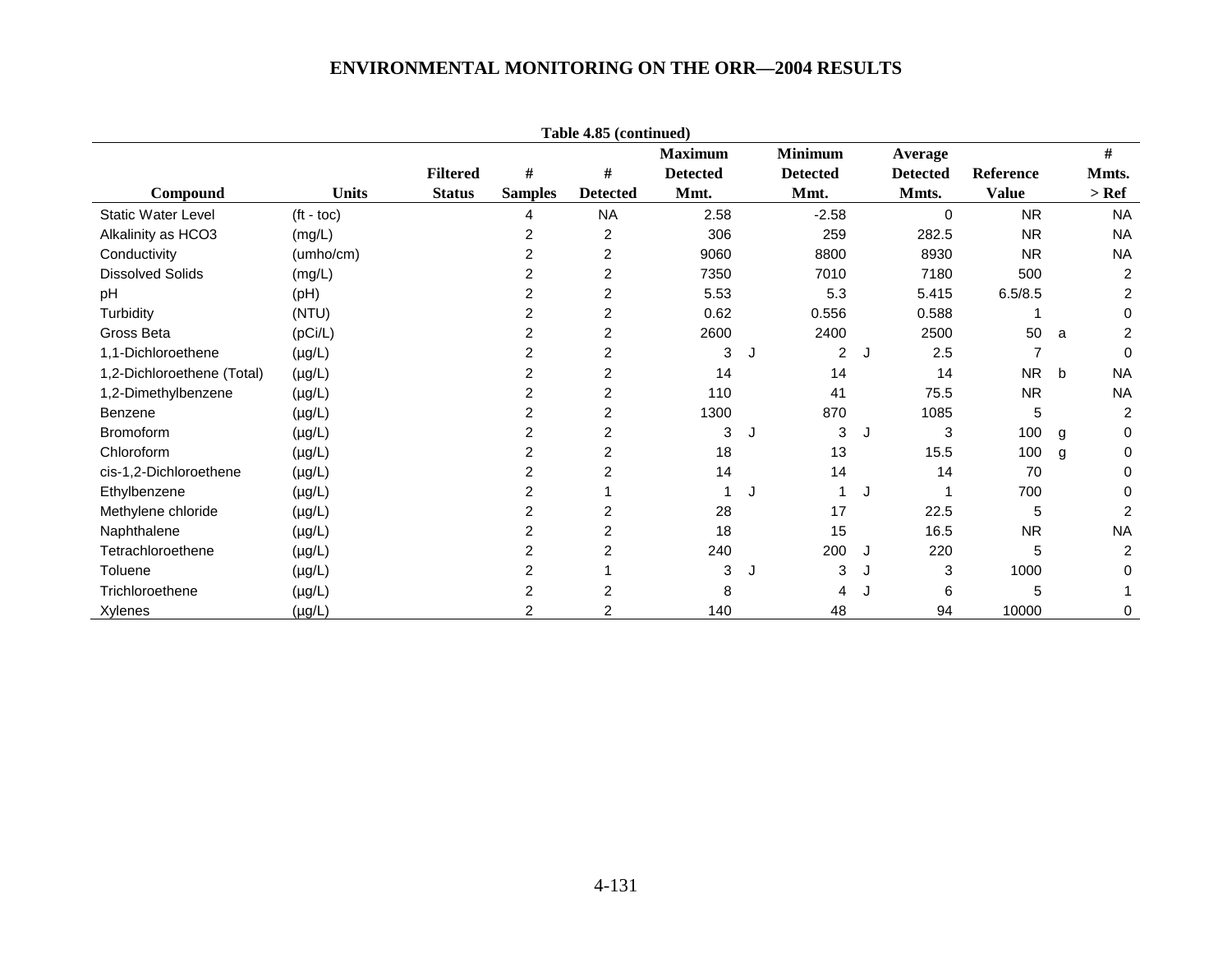**Table 4.85 (continued)**

| Compound | Units | Filtered Status | # Samples | # Detected | Maximum Detected Mmt. | | Minimum Detected Mmt. | | Average Detected Mmts. | Reference Value | | # Mmts. > Ref |
|---|---|---|---|---|---|---|---|---|---|---|---|---|
| Static Water Level | (ft - toc) | | 4 | NA | 2.58 | | -2.58 | | 0 | NR | | NA |
| Alkalinity as HCO3 | (mg/L) | | 2 | 2 | 306 | | 259 | | 282.5 | NR | | NA |
| Conductivity | (umho/cm) | | 2 | 2 | 9060 | | 8800 | | 8930 | NR | | NA |
| Dissolved Solids | (mg/L) | | 2 | 2 | 7350 | | 7010 | | 7180 | 500 | | 2 |
| pH | (pH) | | 2 | 2 | 5.53 | | 5.3 | | 5.415 | 6.5/8.5 | | 2 |
| Turbidity | (NTU) | | 2 | 2 | 0.62 | | 0.556 | | 0.588 | 1 | | 0 |
| Gross Beta | (pCi/L) | | 2 | 2 | 2600 | | 2400 | | 2500 | 50 | a | 2 |
| 1,1-Dichloroethene | (µg/L) | | 2 | 2 | 3 | J | 2 | J | 2.5 | 7 | | 0 |
| 1,2-Dichloroethene (Total) | (µg/L) | | 2 | 2 | 14 | | 14 | | 14 | NR | b | NA |
| 1,2-Dimethylbenzene | (µg/L) | | 2 | 2 | 110 | | 41 | | 75.5 | NR | | NA |
| Benzene | (µg/L) | | 2 | 2 | 1300 | | 870 | | 1085 | 5 | | 2 |
| Bromoform | (µg/L) | | 2 | 2 | 3 | J | 3 | J | 3 | 100 | g | 0 |
| Chloroform | (µg/L) | | 2 | 2 | 18 | | 13 | | 15.5 | 100 | g | 0 |
| cis-1,2-Dichloroethene | (µg/L) | | 2 | 2 | 14 | | 14 | | 14 | 70 | | 0 |
| Ethylbenzene | (µg/L) | | 2 | 1 | 1 | J | 1 | J | 1 | 700 | | 0 |
| Methylene chloride | (µg/L) | | 2 | 2 | 28 | | 17 | | 22.5 | 5 | | 2 |
| Naphthalene | (µg/L) | | 2 | 2 | 18 | | 15 | | 16.5 | NR | | NA |
| Tetrachloroethene | (µg/L) | | 2 | 2 | 240 | | 200 | J | 220 | 5 | | 2 |
| Toluene | (µg/L) | | 2 | 1 | 3 | J | 3 | J | 3 | 1000 | | 0 |
| Trichloroethene | (µg/L) | | 2 | 2 | 8 | | 4 | J | 6 | 5 | | 1 |
| Xylenes | (µg/L) | | 2 | 2 | 140 | | 48 | | 94 | 10000 | | 0 |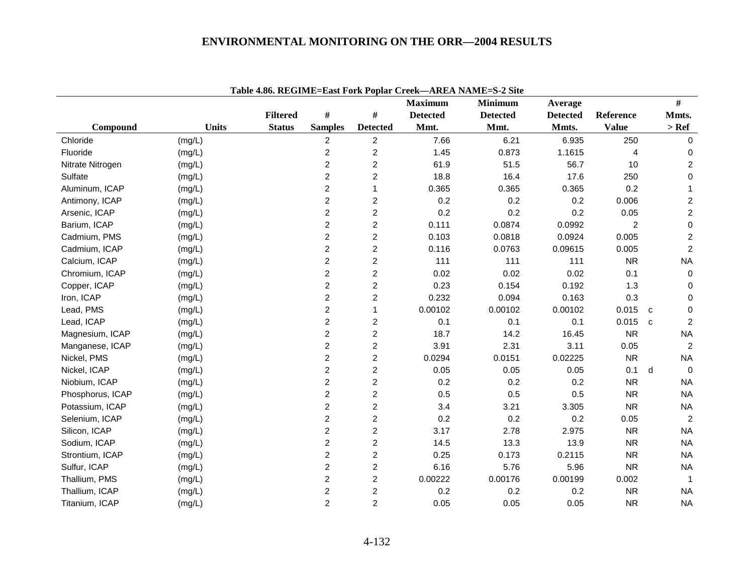Table 4.86. REGIME=East Fork Poplar Creek—AREA NAME=S-2 Site

| Compound | Units | Filtered Status | # Samples | # Detected | Maximum Detected Mmt. | Minimum Detected Mmt. | Average Detected Mmts. | Reference Value | | # Mmts. > Ref |
|---|---|---|---|---|---|---|---|---|---|---|
| Chloride | (mg/L) | | 2 | 2 | 7.66 | 6.21 | 6.935 | 250 | | 0 |
| Fluoride | (mg/L) | | 2 | 2 | 1.45 | 0.873 | 1.1615 | 4 | | 0 |
| Nitrate Nitrogen | (mg/L) | | 2 | 2 | 61.9 | 51.5 | 56.7 | 10 | | 2 |
| Sulfate | (mg/L) | | 2 | 2 | 18.8 | 16.4 | 17.6 | 250 | | 0 |
| Aluminum, ICAP | (mg/L) | | 2 | 1 | 0.365 | 0.365 | 0.365 | 0.2 | | 1 |
| Antimony, ICAP | (mg/L) | | 2 | 2 | 0.2 | 0.2 | 0.2 | 0.006 | | 2 |
| Arsenic, ICAP | (mg/L) | | 2 | 2 | 0.2 | 0.2 | 0.2 | 0.05 | | 2 |
| Barium, ICAP | (mg/L) | | 2 | 2 | 0.111 | 0.0874 | 0.0992 | 2 | | 0 |
| Cadmium, PMS | (mg/L) | | 2 | 2 | 0.103 | 0.0818 | 0.0924 | 0.005 | | 2 |
| Cadmium, ICAP | (mg/L) | | 2 | 2 | 0.116 | 0.0763 | 0.09615 | 0.005 | | 2 |
| Calcium, ICAP | (mg/L) | | 2 | 2 | 111 | 111 | 111 | NR | | NA |
| Chromium, ICAP | (mg/L) | | 2 | 2 | 0.02 | 0.02 | 0.02 | 0.1 | | 0 |
| Copper, ICAP | (mg/L) | | 2 | 2 | 0.23 | 0.154 | 0.192 | 1.3 | | 0 |
| Iron, ICAP | (mg/L) | | 2 | 2 | 0.232 | 0.094 | 0.163 | 0.3 | | 0 |
| Lead, PMS | (mg/L) | | 2 | 1 | 0.00102 | 0.00102 | 0.00102 | 0.015 | c | 0 |
| Lead, ICAP | (mg/L) | | 2 | 2 | 0.1 | 0.1 | 0.1 | 0.015 | c | 2 |
| Magnesium, ICAP | (mg/L) | | 2 | 2 | 18.7 | 14.2 | 16.45 | NR | | NA |
| Manganese, ICAP | (mg/L) | | 2 | 2 | 3.91 | 2.31 | 3.11 | 0.05 | | 2 |
| Nickel, PMS | (mg/L) | | 2 | 2 | 0.0294 | 0.0151 | 0.02225 | NR | | NA |
| Nickel, ICAP | (mg/L) | | 2 | 2 | 0.05 | 0.05 | 0.05 | 0.1 | d | 0 |
| Niobium, ICAP | (mg/L) | | 2 | 2 | 0.2 | 0.2 | 0.2 | NR | | NA |
| Phosphorus, ICAP | (mg/L) | | 2 | 2 | 0.5 | 0.5 | 0.5 | NR | | NA |
| Potassium, ICAP | (mg/L) | | 2 | 2 | 3.4 | 3.21 | 3.305 | NR | | NA |
| Selenium, ICAP | (mg/L) | | 2 | 2 | 0.2 | 0.2 | 0.2 | 0.05 | | 2 |
| Silicon, ICAP | (mg/L) | | 2 | 2 | 3.17 | 2.78 | 2.975 | NR | | NA |
| Sodium, ICAP | (mg/L) | | 2 | 2 | 14.5 | 13.3 | 13.9 | NR | | NA |
| Strontium, ICAP | (mg/L) | | 2 | 2 | 0.25 | 0.173 | 0.2115 | NR | | NA |
| Sulfur, ICAP | (mg/L) | | 2 | 2 | 6.16 | 5.76 | 5.96 | NR | | NA |
| Thallium, PMS | (mg/L) | | 2 | 2 | 0.00222 | 0.00176 | 0.00199 | 0.002 | | 1 |
| Thallium, ICAP | (mg/L) | | 2 | 2 | 0.2 | 0.2 | 0.2 | NR | | NA |
| Titanium, ICAP | (mg/L) | | 2 | 2 | 0.05 | 0.05 | 0.05 | NR | | NA |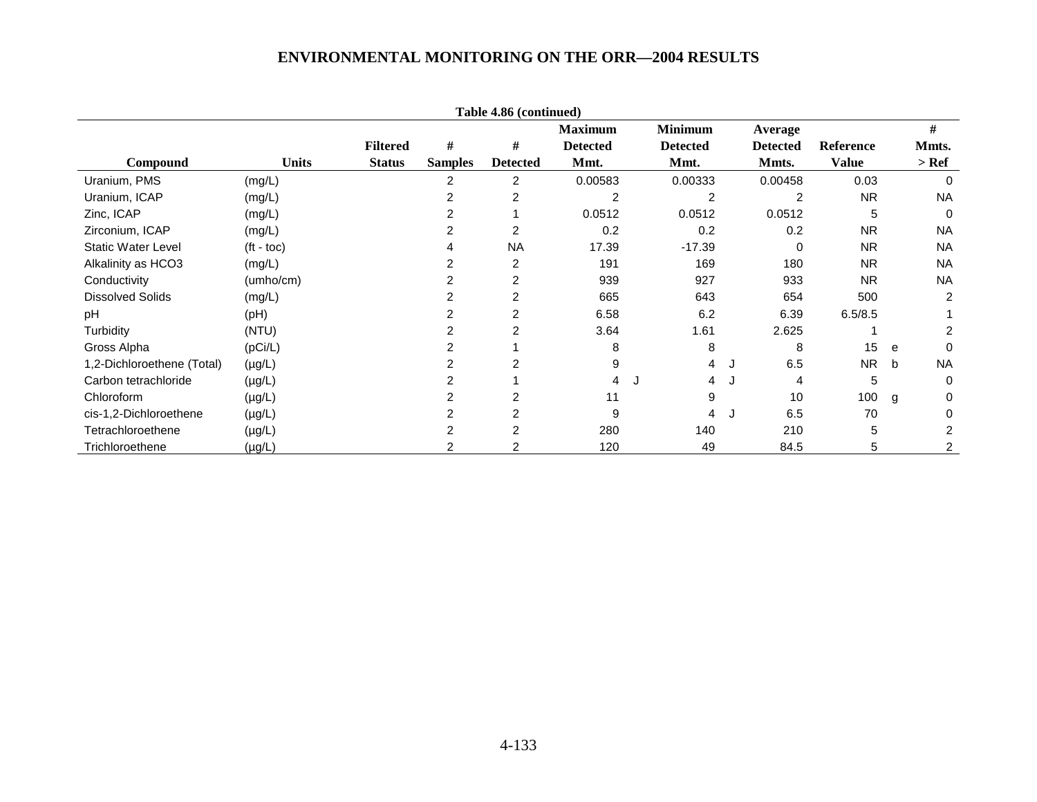**Table 4.86 (continued)**

| Compound | Units | Filtered Status | # Samples | # Detected | Maximum Detected Mmt. | | Minimum Detected Mmt. | | Average Detected Mmts. | Reference Value | | # Mmts. > Ref |
|---|---|---|---|---|---|---|---|---|---|---|---|---|
| Uranium, PMS | (mg/L) | | 2 | 2 | 0.00583 | | 0.00333 | | 0.00458 | 0.03 | | 0 |
| Uranium, ICAP | (mg/L) | | 2 | 2 | 2 | | 2 | | 2 | NR | | NA |
| Zinc, ICAP | (mg/L) | | 2 | 1 | 0.0512 | | 0.0512 | | 0.0512 | 5 | | 0 |
| Zirconium, ICAP | (mg/L) | | 2 | 2 | 0.2 | | 0.2 | | 0.2 | NR | | NA |
| Static Water Level | (ft - toc) | | 4 | NA | 17.39 | | -17.39 | | 0 | NR | | NA |
| Alkalinity as HCO3 | (mg/L) | | 2 | 2 | 191 | | 169 | | 180 | NR | | NA |
| Conductivity | (umho/cm) | | 2 | 2 | 939 | | 927 | | 933 | NR | | NA |
| Dissolved Solids | (mg/L) | | 2 | 2 | 665 | | 643 | | 654 | 500 | | 2 |
| pH | (pH) | | 2 | 2 | 6.58 | | 6.2 | | 6.39 | 6.5/8.5 | | 1 |
| Turbidity | (NTU) | | 2 | 2 | 3.64 | | 1.61 | | 2.625 | 1 | | 2 |
| Gross Alpha | (pCi/L) | | 2 | 1 | 8 | | 8 | | 8 | 15 | e | 0 |
| 1,2-Dichloroethene (Total) | (µg/L) | | 2 | 2 | 9 | | 4 | J | 6.5 | NR | b | NA |
| Carbon tetrachloride | (µg/L) | | 2 | 1 | 4 | J | 4 | J | 4 | 5 | | 0 |
| Chloroform | (µg/L) | | 2 | 2 | 11 | | 9 | | 10 | 100 | g | 0 |
| cis-1,2-Dichloroethene | (µg/L) | | 2 | 2 | 9 | | 4 | J | 6.5 | 70 | | 0 |
| Tetrachloroethene | (µg/L) | | 2 | 2 | 280 | | 140 | | 210 | 5 | | 2 |
| Trichloroethene | (µg/L) | | 2 | 2 | 120 | | 49 | | 84.5 | 5 | | 2 |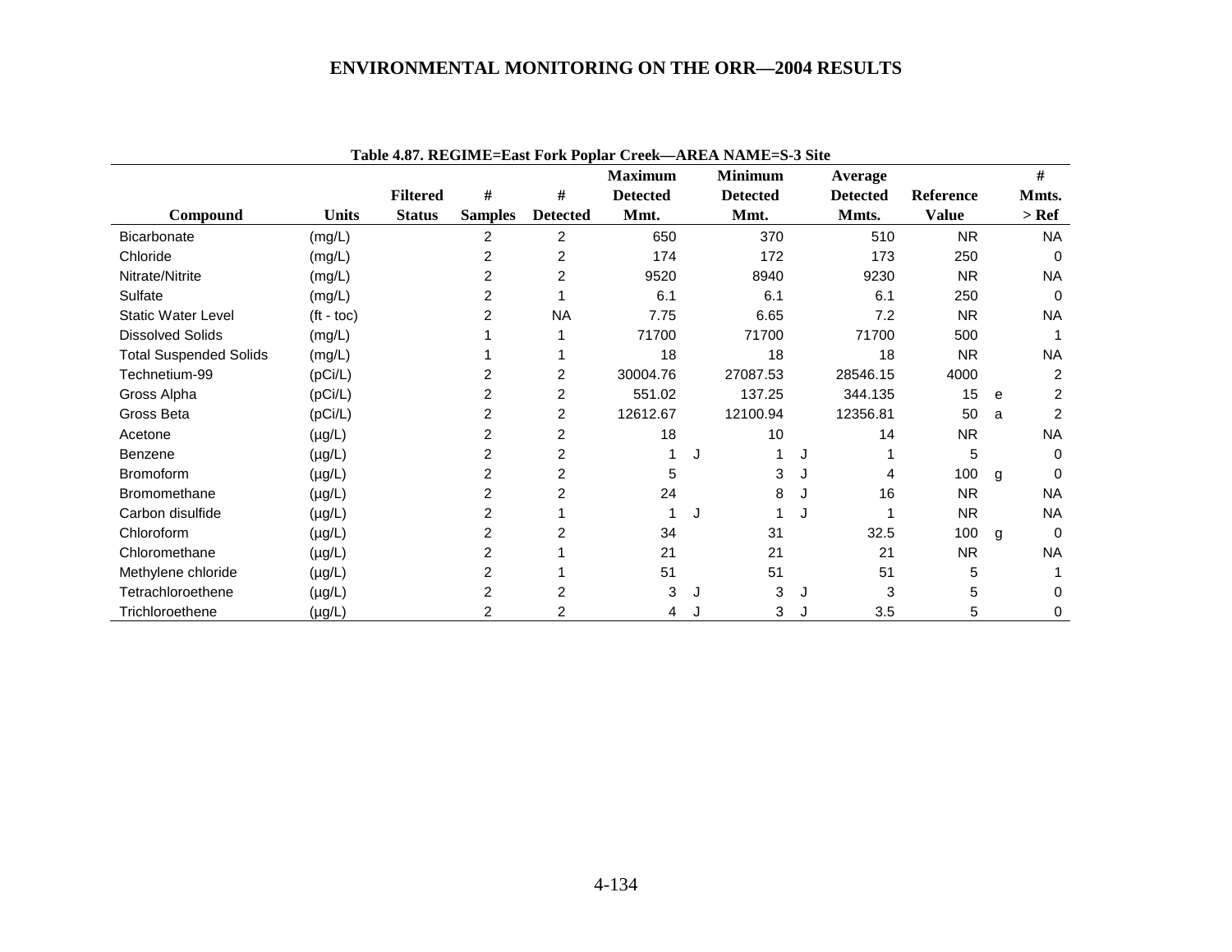**Table 4.87. REGIME=East Fork Poplar Creek—AREA NAME=S-3 Site**

| Compound | Units | Filtered Status | # Samples | # Detected | Maximum Detected Mmt. | | Minimum Detected Mmt. | | Average Detected Mmts. | Reference Value | | # Mmts. > Ref |
|---|---|---|---|---|---|---|---|---|---|---|---|---|
| Bicarbonate | (mg/L) | | 2 | 2 | 650 | | 370 | | 510 | NR | | NA |
| Chloride | (mg/L) | | 2 | 2 | 174 | | 172 | | 173 | 250 | | 0 |
| Nitrate/Nitrite | (mg/L) | | 2 | 2 | 9520 | | 8940 | | 9230 | NR | | NA |
| Sulfate | (mg/L) | | 2 | 1 | 6.1 | | 6.1 | | 6.1 | 250 | | 0 |
| Static Water Level | (ft - toc) | | 2 | NA | 7.75 | | 6.65 | | 7.2 | NR | | NA |
| Dissolved Solids | (mg/L) | | 1 | 1 | 71700 | | 71700 | | 71700 | 500 | | 1 |
| Total Suspended Solids | (mg/L) | | 1 | 1 | 18 | | 18 | | 18 | NR | | NA |
| Technetium-99 | (pCi/L) | | 2 | 2 | 30004.76 | | 27087.53 | | 28546.15 | 4000 | | 2 |
| Gross Alpha | (pCi/L) | | 2 | 2 | 551.02 | | 137.25 | | 344.135 | 15 | e | 2 |
| Gross Beta | (pCi/L) | | 2 | 2 | 12612.67 | | 12100.94 | | 12356.81 | 50 | a | 2 |
| Acetone | (µg/L) | | 2 | 2 | 18 | | 10 | | 14 | NR | | NA |
| Benzene | (µg/L) | | 2 | 2 | 1 | J | 1 | J | 1 | 5 | | 0 |
| Bromoform | (µg/L) | | 2 | 2 | 5 | | 3 | J | 4 | 100 | g | 0 |
| Bromomethane | (µg/L) | | 2 | 2 | 24 | | 8 | J | 16 | NR | | NA |
| Carbon disulfide | (µg/L) | | 2 | 1 | 1 | J | 1 | J | 1 | NR | | NA |
| Chloroform | (µg/L) | | 2 | 2 | 34 | | 31 | | 32.5 | 100 | g | 0 |
| Chloromethane | (µg/L) | | 2 | 1 | 21 | | 21 | | 21 | NR | | NA |
| Methylene chloride | (µg/L) | | 2 | 1 | 51 | | 51 | | 51 | 5 | | 1 |
| Tetrachloroethene | (µg/L) | | 2 | 2 | 3 | J | 3 | J | 3 | 5 | | 0 |
| Trichloroethene | (µg/L) | | 2 | 2 | 4 | J | 3 | J | 3.5 | 5 | | 0 |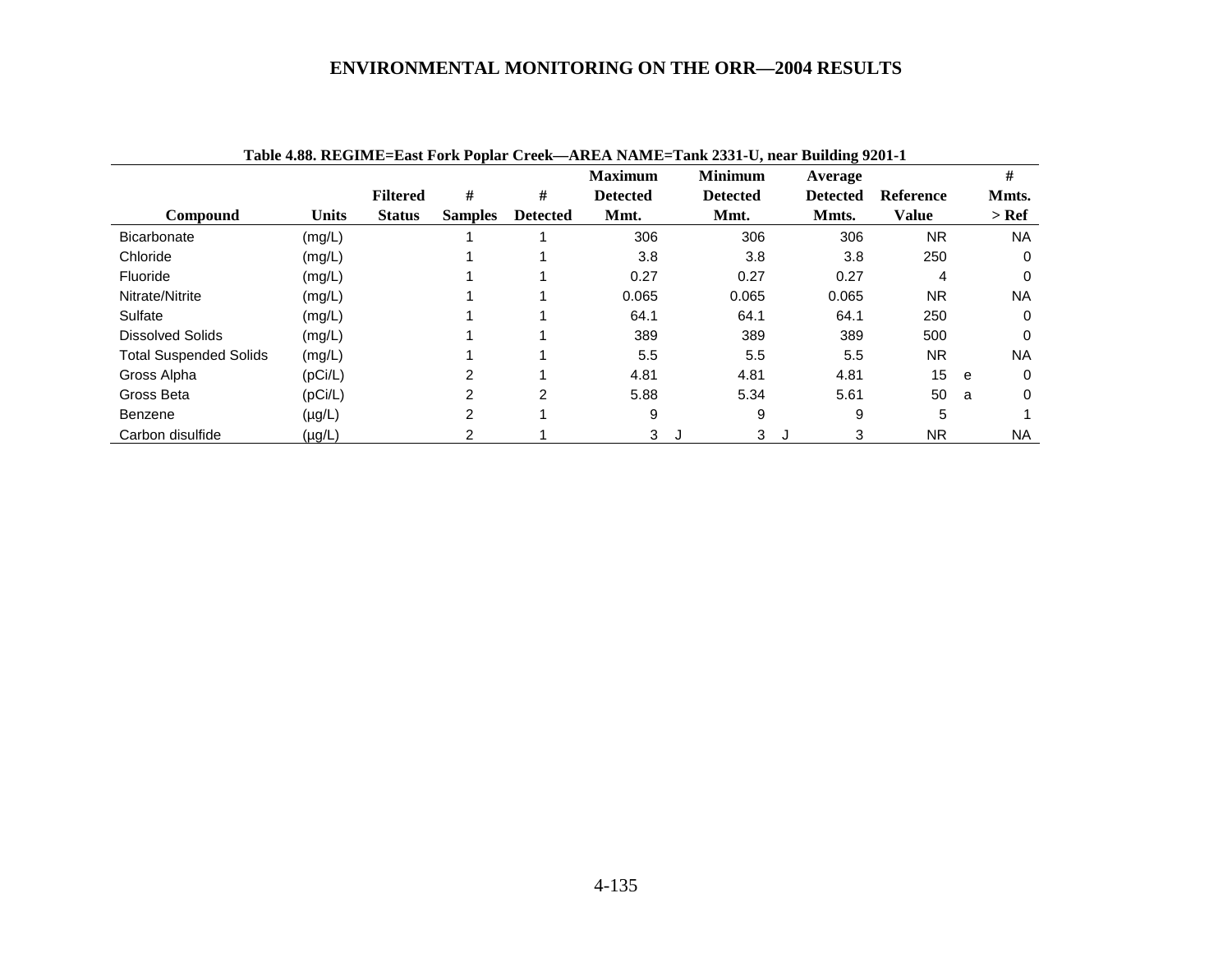**Table 4.88. REGIME=East Fork Poplar Creek—AREA NAME=Tank 2331-U, near Building 9201-1**

| Compound | Units | Filtered Status | # Samples | # Detected | Maximum Detected Mmt. | | Minimum Detected Mmt. | | Average Detected Mmts. | Reference Value | | # Mmts. > Ref |
|---|---|---|---|---|---|---|---|---|---|---|---|---|
| Bicarbonate | (mg/L) | | 1 | 1 | 306 | | 306 | | 306 | NR | | NA |
| Chloride | (mg/L) | | 1 | 1 | 3.8 | | 3.8 | | 3.8 | 250 | | 0 |
| Fluoride | (mg/L) | | 1 | 1 | 0.27 | | 0.27 | | 0.27 | 4 | | 0 |
| Nitrate/Nitrite | (mg/L) | | 1 | 1 | 0.065 | | 0.065 | | 0.065 | NR | | NA |
| Sulfate | (mg/L) | | 1 | 1 | 64.1 | | 64.1 | | 64.1 | 250 | | 0 |
| Dissolved Solids | (mg/L) | | 1 | 1 | 389 | | 389 | | 389 | 500 | | 0 |
| Total Suspended Solids | (mg/L) | | 1 | 1 | 5.5 | | 5.5 | | 5.5 | NR | | NA |
| Gross Alpha | (pCi/L) | | 2 | 1 | 4.81 | | 4.81 | | 4.81 | 15 | e | 0 |
| Gross Beta | (pCi/L) | | 2 | 2 | 5.88 | | 5.34 | | 5.61 | 50 | a | 0 |
| Benzene | (µg/L) | | 2 | 1 | 9 | | 9 | | 9 | 5 | | 1 |
| Carbon disulfide | (µg/L) | | 2 | 1 | 3 | J | 3 | J | 3 | NR | | NA |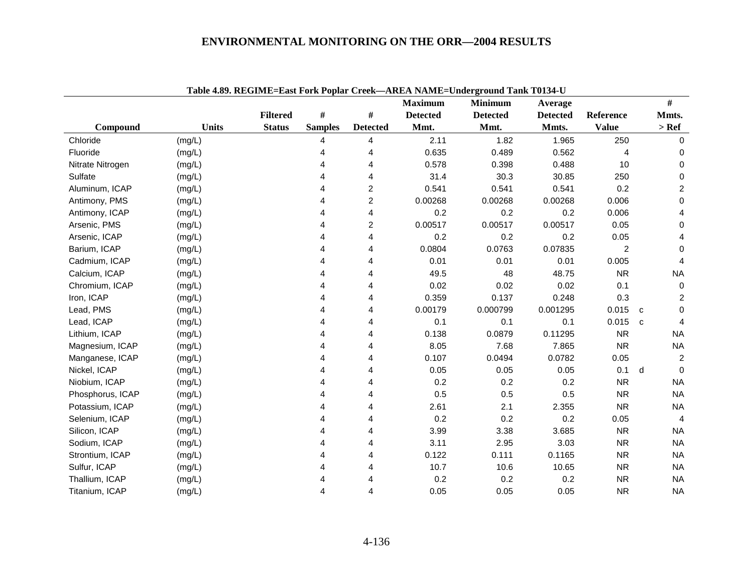Table 4.89. REGIME=East Fork Poplar Creek—AREA NAME=Underground Tank T0134-U

| Compound | Units | Filtered Status | # Samples | # Detected | Maximum Detected Mmt. | Minimum Detected Mmt. | Average Detected Mmts. | Reference Value | | # Mmts. > Ref |
|---|---|---|---|---|---|---|---|---|---|---|
| Chloride | (mg/L) | | 4 | 4 | 2.11 | 1.82 | 1.965 | 250 | | 0 |
| Fluoride | (mg/L) | | 4 | 4 | 0.635 | 0.489 | 0.562 | 4 | | 0 |
| Nitrate Nitrogen | (mg/L) | | 4 | 4 | 0.578 | 0.398 | 0.488 | 10 | | 0 |
| Sulfate | (mg/L) | | 4 | 4 | 31.4 | 30.3 | 30.85 | 250 | | 0 |
| Aluminum, ICAP | (mg/L) | | 4 | 2 | 0.541 | 0.541 | 0.541 | 0.2 | | 2 |
| Antimony, PMS | (mg/L) | | 4 | 2 | 0.00268 | 0.00268 | 0.00268 | 0.006 | | 0 |
| Antimony, ICAP | (mg/L) | | 4 | 4 | 0.2 | 0.2 | 0.2 | 0.006 | | 4 |
| Arsenic, PMS | (mg/L) | | 4 | 2 | 0.00517 | 0.00517 | 0.00517 | 0.05 | | 0 |
| Arsenic, ICAP | (mg/L) | | 4 | 4 | 0.2 | 0.2 | 0.2 | 0.05 | | 4 |
| Barium, ICAP | (mg/L) | | 4 | 4 | 0.0804 | 0.0763 | 0.07835 | 2 | | 0 |
| Cadmium, ICAP | (mg/L) | | 4 | 4 | 0.01 | 0.01 | 0.01 | 0.005 | | 4 |
| Calcium, ICAP | (mg/L) | | 4 | 4 | 49.5 | 48 | 48.75 | NR | | NA |
| Chromium, ICAP | (mg/L) | | 4 | 4 | 0.02 | 0.02 | 0.02 | 0.1 | | 0 |
| Iron, ICAP | (mg/L) | | 4 | 4 | 0.359 | 0.137 | 0.248 | 0.3 | | 2 |
| Lead, PMS | (mg/L) | | 4 | 4 | 0.00179 | 0.000799 | 0.001295 | 0.015 | c | 0 |
| Lead, ICAP | (mg/L) | | 4 | 4 | 0.1 | 0.1 | 0.1 | 0.015 | c | 4 |
| Lithium, ICAP | (mg/L) | | 4 | 4 | 0.138 | 0.0879 | 0.11295 | NR | | NA |
| Magnesium, ICAP | (mg/L) | | 4 | 4 | 8.05 | 7.68 | 7.865 | NR | | NA |
| Manganese, ICAP | (mg/L) | | 4 | 4 | 0.107 | 0.0494 | 0.0782 | 0.05 | | 2 |
| Nickel, ICAP | (mg/L) | | 4 | 4 | 0.05 | 0.05 | 0.05 | 0.1 | d | 0 |
| Niobium, ICAP | (mg/L) | | 4 | 4 | 0.2 | 0.2 | 0.2 | NR | | NA |
| Phosphorus, ICAP | (mg/L) | | 4 | 4 | 0.5 | 0.5 | 0.5 | NR | | NA |
| Potassium, ICAP | (mg/L) | | 4 | 4 | 2.61 | 2.1 | 2.355 | NR | | NA |
| Selenium, ICAP | (mg/L) | | 4 | 4 | 0.2 | 0.2 | 0.2 | 0.05 | | 4 |
| Silicon, ICAP | (mg/L) | | 4 | 4 | 3.99 | 3.38 | 3.685 | NR | | NA |
| Sodium, ICAP | (mg/L) | | 4 | 4 | 3.11 | 2.95 | 3.03 | NR | | NA |
| Strontium, ICAP | (mg/L) | | 4 | 4 | 0.122 | 0.111 | 0.1165 | NR | | NA |
| Sulfur, ICAP | (mg/L) | | 4 | 4 | 10.7 | 10.6 | 10.65 | NR | | NA |
| Thallium, ICAP | (mg/L) | | 4 | 4 | 0.2 | 0.2 | 0.2 | NR | | NA |
| Titanium, ICAP | (mg/L) | | 4 | 4 | 0.05 | 0.05 | 0.05 | NR | | NA |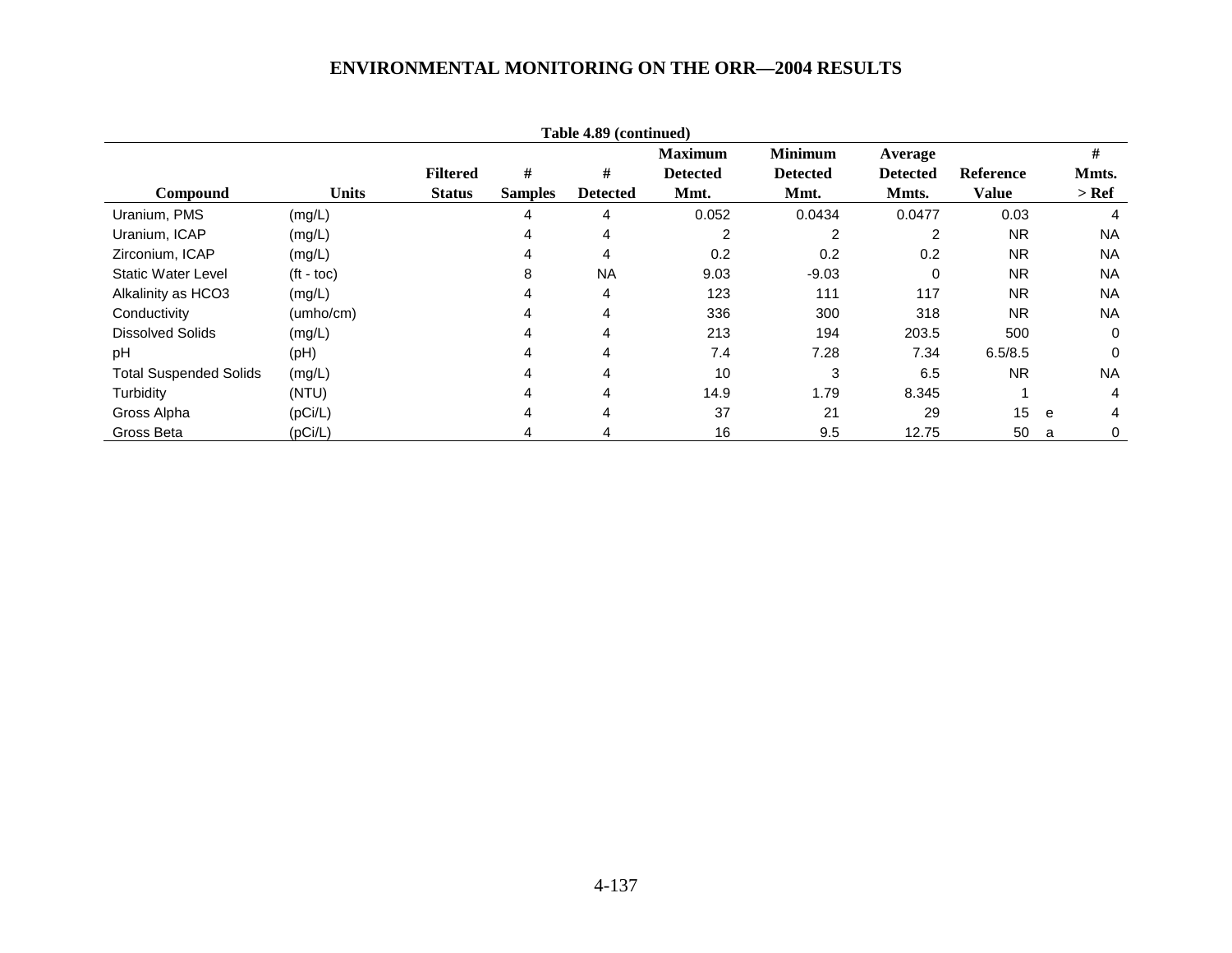**Table 4.89 (continued)**

| Compound | Units | Filtered Status | # Samples | # Detected | Maximum Detected Mmt. | Minimum Detected Mmt. | Average Detected Mmts. | Reference Value | | # Mmts. > Ref |
|---|---|---|---|---|---|---|---|---|---|---|
| Uranium, PMS | (mg/L) | | 4 | 4 | 0.052 | 0.0434 | 0.0477 | 0.03 | | 4 |
| Uranium, ICAP | (mg/L) | | 4 | 4 | 2 | 2 | 2 | NR | | NA |
| Zirconium, ICAP | (mg/L) | | 4 | 4 | 0.2 | 0.2 | 0.2 | NR | | NA |
| Static Water Level | (ft - toc) | | 8 | NA | 9.03 | -9.03 | 0 | NR | | NA |
| Alkalinity as HCO3 | (mg/L) | | 4 | 4 | 123 | 111 | 117 | NR | | NA |
| Conductivity | (umho/cm) | | 4 | 4 | 336 | 300 | 318 | NR | | NA |
| Dissolved Solids | (mg/L) | | 4 | 4 | 213 | 194 | 203.5 | 500 | | 0 |
| pH | (pH) | | 4 | 4 | 7.4 | 7.28 | 7.34 | 6.5/8.5 | | 0 |
| Total Suspended Solids | (mg/L) | | 4 | 4 | 10 | 3 | 6.5 | NR | | NA |
| Turbidity | (NTU) | | 4 | 4 | 14.9 | 1.79 | 8.345 | 1 | | 4 |
| Gross Alpha | (pCi/L) | | 4 | 4 | 37 | 21 | 29 | 15 | e | 4 |
| Gross Beta | (pCi/L) | | 4 | 4 | 16 | 9.5 | 12.75 | 50 | a | 0 |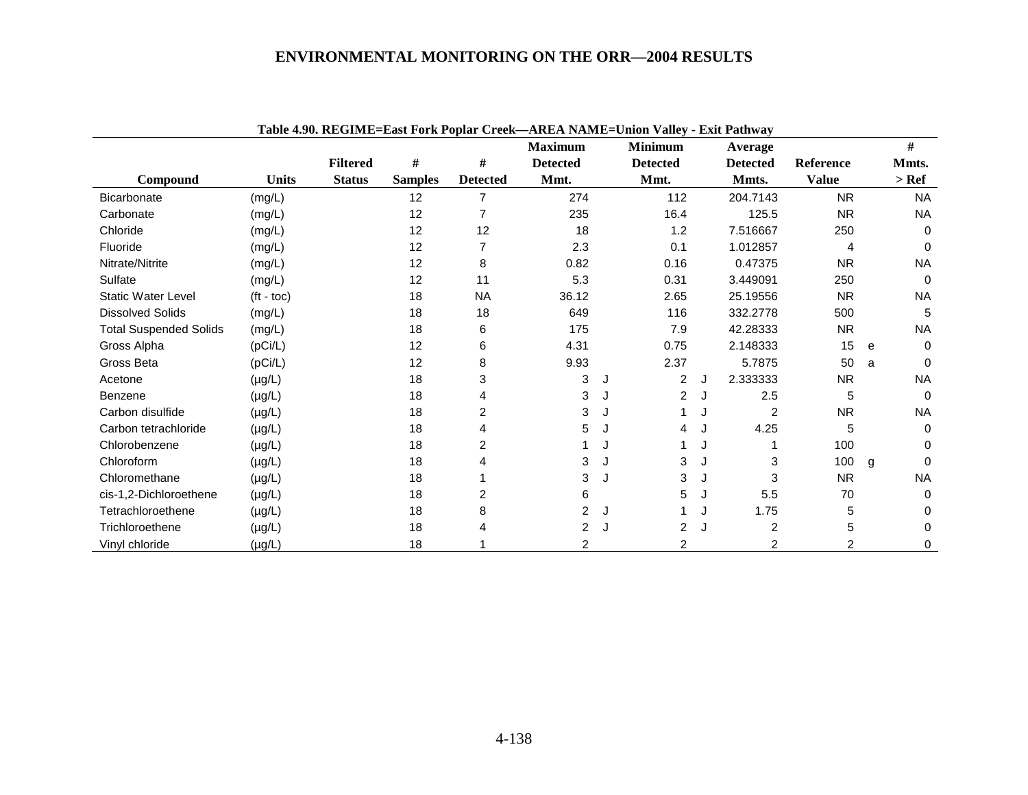Table 4.90. REGIME=East Fork Poplar Creek—AREA NAME=Union Valley - Exit Pathway

| Compound | Units | Filtered Status | # Samples | # Detected | Maximum Detected Mmt. | | Minimum Detected Mmt. | | Average Detected Mmts. | Reference Value | | # Mmts. > Ref |
|---|---|---|---|---|---|---|---|---|---|---|---|---|
| Bicarbonate | (mg/L) | | 12 | 7 | 274 | | 112 | | 204.7143 | NR | | NA |
| Carbonate | (mg/L) | | 12 | 7 | 235 | | 16.4 | | 125.5 | NR | | NA |
| Chloride | (mg/L) | | 12 | 12 | 18 | | 1.2 | | 7.516667 | 250 | | 0 |
| Fluoride | (mg/L) | | 12 | 7 | 2.3 | | 0.1 | | 1.012857 | 4 | | 0 |
| Nitrate/Nitrite | (mg/L) | | 12 | 8 | 0.82 | | 0.16 | | 0.47375 | NR | | NA |
| Sulfate | (mg/L) | | 12 | 11 | 5.3 | | 0.31 | | 3.449091 | 250 | | 0 |
| Static Water Level | (ft - toc) | | 18 | NA | 36.12 | | 2.65 | | 25.19556 | NR | | NA |
| Dissolved Solids | (mg/L) | | 18 | 18 | 649 | | 116 | | 332.2778 | 500 | | 5 |
| Total Suspended Solids | (mg/L) | | 18 | 6 | 175 | | 7.9 | | 42.28333 | NR | | NA |
| Gross Alpha | (pCi/L) | | 12 | 6 | 4.31 | | 0.75 | | 2.148333 | 15 | e | 0 |
| Gross Beta | (pCi/L) | | 12 | 8 | 9.93 | | 2.37 | | 5.7875 | 50 | a | 0 |
| Acetone | (µg/L) | | 18 | 3 | 3 | J | 2 | J | 2.333333 | NR | | NA |
| Benzene | (µg/L) | | 18 | 4 | 3 | J | 2 | J | 2.5 | 5 | | 0 |
| Carbon disulfide | (µg/L) | | 18 | 2 | 3 | J | 1 | J | 2 | NR | | NA |
| Carbon tetrachloride | (µg/L) | | 18 | 4 | 5 | J | 4 | J | 4.25 | 5 | | 0 |
| Chlorobenzene | (µg/L) | | 18 | 2 | 1 | J | 1 | J | 1 | 100 | | 0 |
| Chloroform | (µg/L) | | 18 | 4 | 3 | J | 3 | J | 3 | 100 | g | 0 |
| Chloromethane | (µg/L) | | 18 | 1 | 3 | J | 3 | J | 3 | NR | | NA |
| cis-1,2-Dichloroethene | (µg/L) | | 18 | 2 | 6 | | 5 | J | 5.5 | 70 | | 0 |
| Tetrachloroethene | (µg/L) | | 18 | 8 | 2 | J | 1 | J | 1.75 | 5 | | 0 |
| Trichloroethene | (µg/L) | | 18 | 4 | 2 | J | 2 | J | 2 | 5 | | 0 |
| Vinyl chloride | (µg/L) | | 18 | 1 | 2 | | 2 | | 2 | 2 | | 0 |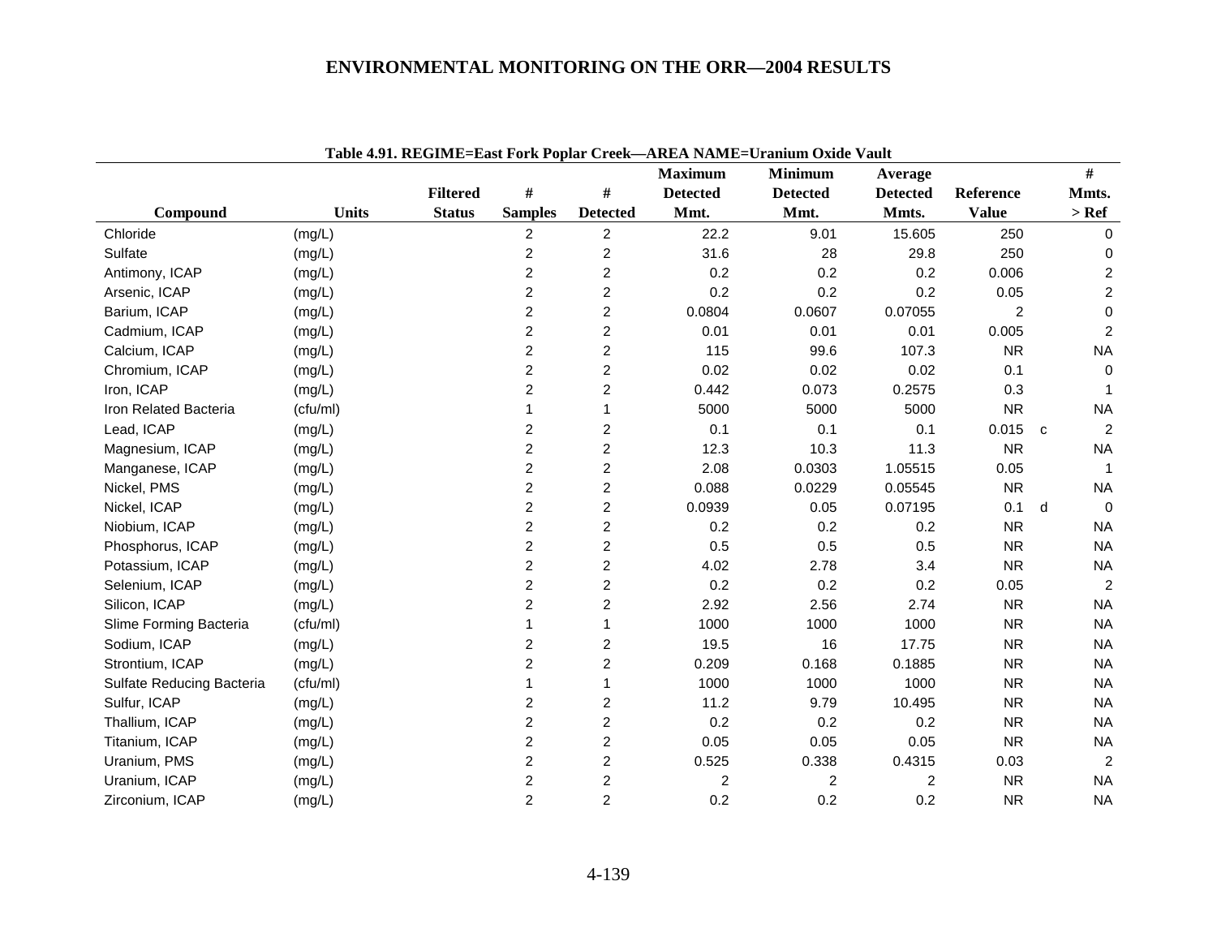## Table 4.91. REGIME=East Fork Poplar Creek—AREA NAME=Uranium Oxide Vault

| Compound | Units | Filtered Status | # Samples | # Detected | Maximum Detected Mmt. | Minimum Detected Mmt. | Average Detected Mmts. | Reference Value | | # Mmts. > Ref |
|---|---|---|---|---|---|---|---|---|---|---|
| Chloride | (mg/L) | | 2 | 2 | 22.2 | 9.01 | 15.605 | 250 | | 0 |
| Sulfate | (mg/L) | | 2 | 2 | 31.6 | 28 | 29.8 | 250 | | 0 |
| Antimony, ICAP | (mg/L) | | 2 | 2 | 0.2 | 0.2 | 0.2 | 0.006 | | 2 |
| Arsenic, ICAP | (mg/L) | | 2 | 2 | 0.2 | 0.2 | 0.2 | 0.05 | | 2 |
| Barium, ICAP | (mg/L) | | 2 | 2 | 0.0804 | 0.0607 | 0.07055 | 2 | | 0 |
| Cadmium, ICAP | (mg/L) | | 2 | 2 | 0.01 | 0.01 | 0.01 | 0.005 | | 2 |
| Calcium, ICAP | (mg/L) | | 2 | 2 | 115 | 99.6 | 107.3 | NR | | NA |
| Chromium, ICAP | (mg/L) | | 2 | 2 | 0.02 | 0.02 | 0.02 | 0.1 | | 0 |
| Iron, ICAP | (mg/L) | | 2 | 2 | 0.442 | 0.073 | 0.2575 | 0.3 | | 1 |
| Iron Related Bacteria | (cfu/ml) | | 1 | 1 | 5000 | 5000 | 5000 | NR | | NA |
| Lead, ICAP | (mg/L) | | 2 | 2 | 0.1 | 0.1 | 0.1 | 0.015 | c | 2 |
| Magnesium, ICAP | (mg/L) | | 2 | 2 | 12.3 | 10.3 | 11.3 | NR | | NA |
| Manganese, ICAP | (mg/L) | | 2 | 2 | 2.08 | 0.0303 | 1.05515 | 0.05 | | 1 |
| Nickel, PMS | (mg/L) | | 2 | 2 | 0.088 | 0.0229 | 0.05545 | NR | | NA |
| Nickel, ICAP | (mg/L) | | 2 | 2 | 0.0939 | 0.05 | 0.07195 | 0.1 | d | 0 |
| Niobium, ICAP | (mg/L) | | 2 | 2 | 0.2 | 0.2 | 0.2 | NR | | NA |
| Phosphorus, ICAP | (mg/L) | | 2 | 2 | 0.5 | 0.5 | 0.5 | NR | | NA |
| Potassium, ICAP | (mg/L) | | 2 | 2 | 4.02 | 2.78 | 3.4 | NR | | NA |
| Selenium, ICAP | (mg/L) | | 2 | 2 | 0.2 | 0.2 | 0.2 | 0.05 | | 2 |
| Silicon, ICAP | (mg/L) | | 2 | 2 | 2.92 | 2.56 | 2.74 | NR | | NA |
| Slime Forming Bacteria | (cfu/ml) | | 1 | 1 | 1000 | 1000 | 1000 | NR | | NA |
| Sodium, ICAP | (mg/L) | | 2 | 2 | 19.5 | 16 | 17.75 | NR | | NA |
| Strontium, ICAP | (mg/L) | | 2 | 2 | 0.209 | 0.168 | 0.1885 | NR | | NA |
| Sulfate Reducing Bacteria | (cfu/ml) | | 1 | 1 | 1000 | 1000 | 1000 | NR | | NA |
| Sulfur, ICAP | (mg/L) | | 2 | 2 | 11.2 | 9.79 | 10.495 | NR | | NA |
| Thallium, ICAP | (mg/L) | | 2 | 2 | 0.2 | 0.2 | 0.2 | NR | | NA |
| Titanium, ICAP | (mg/L) | | 2 | 2 | 0.05 | 0.05 | 0.05 | NR | | NA |
| Uranium, PMS | (mg/L) | | 2 | 2 | 0.525 | 0.338 | 0.4315 | 0.03 | | 2 |
| Uranium, ICAP | (mg/L) | | 2 | 2 | 2 | 2 | 2 | NR | | NA |
| Zirconium, ICAP | (mg/L) | | 2 | 2 | 0.2 | 0.2 | 0.2 | NR | | NA |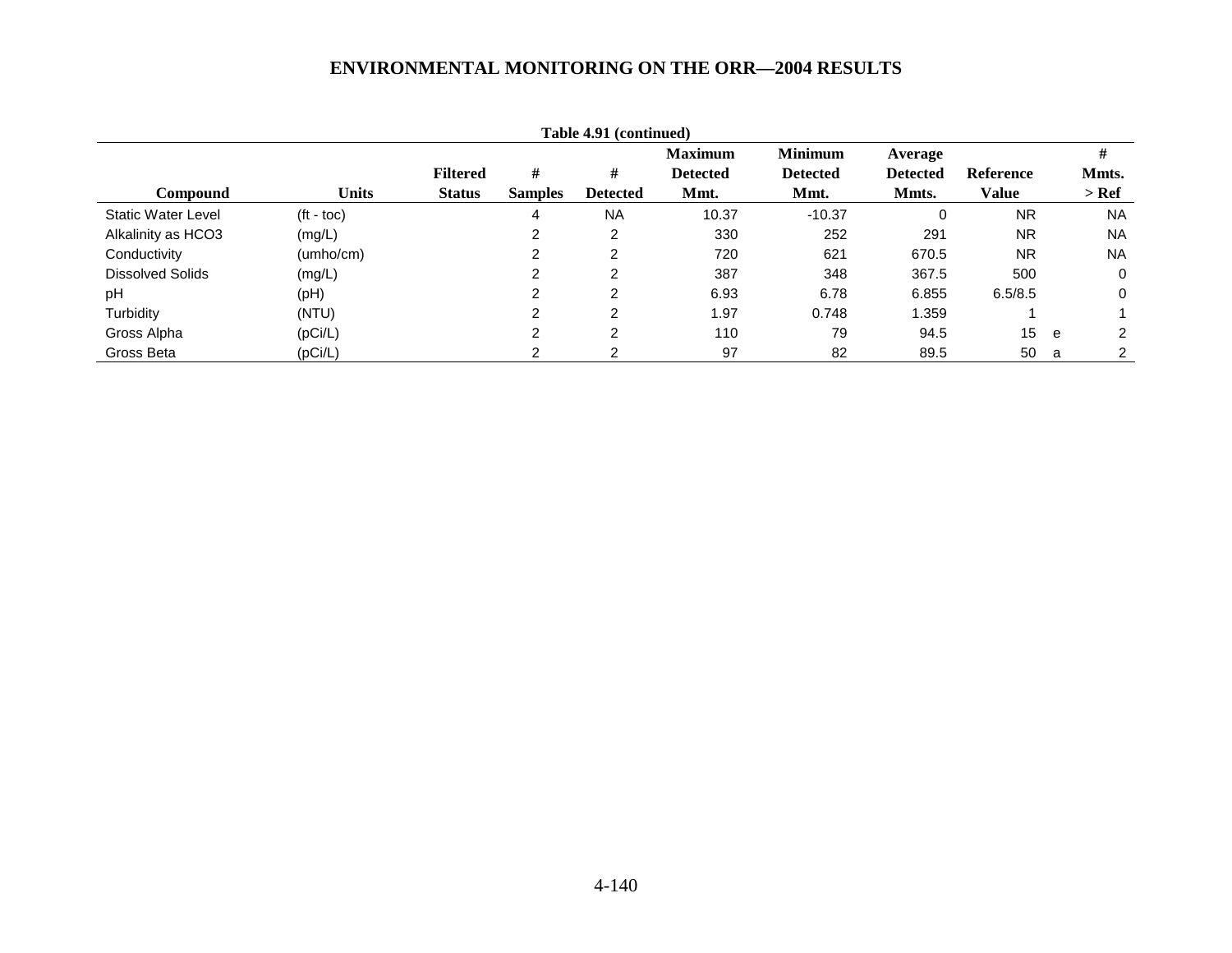**Table 4.91 (continued)**

| Compound | Units | Filtered Status | # Samples | # Detected | Maximum Detected Mmt. | Minimum Detected Mmt. | Average Detected Mmts. | Reference Value | | # Mmts. > Ref |
|---|---|---|---|---|---|---|---|---|---|---|
| Static Water Level | (ft - toc) | | 4 | NA | 10.37 | -10.37 | 0 | NR | | NA |
| Alkalinity as HCO3 | (mg/L) | | 2 | 2 | 330 | 252 | 291 | NR | | NA |
| Conductivity | (umho/cm) | | 2 | 2 | 720 | 621 | 670.5 | NR | | NA |
| Dissolved Solids | (mg/L) | | 2 | 2 | 387 | 348 | 367.5 | 500 | | 0 |
| pH | (pH) | | 2 | 2 | 6.93 | 6.78 | 6.855 | 6.5/8.5 | | 0 |
| Turbidity | (NTU) | | 2 | 2 | 1.97 | 0.748 | 1.359 | 1 | | 1 |
| Gross Alpha | (pCi/L) | | 2 | 2 | 110 | 79 | 94.5 | 15 | e | 2 |
| Gross Beta | (pCi/L) | | 2 | 2 | 97 | 82 | 89.5 | 50 | a | 2 |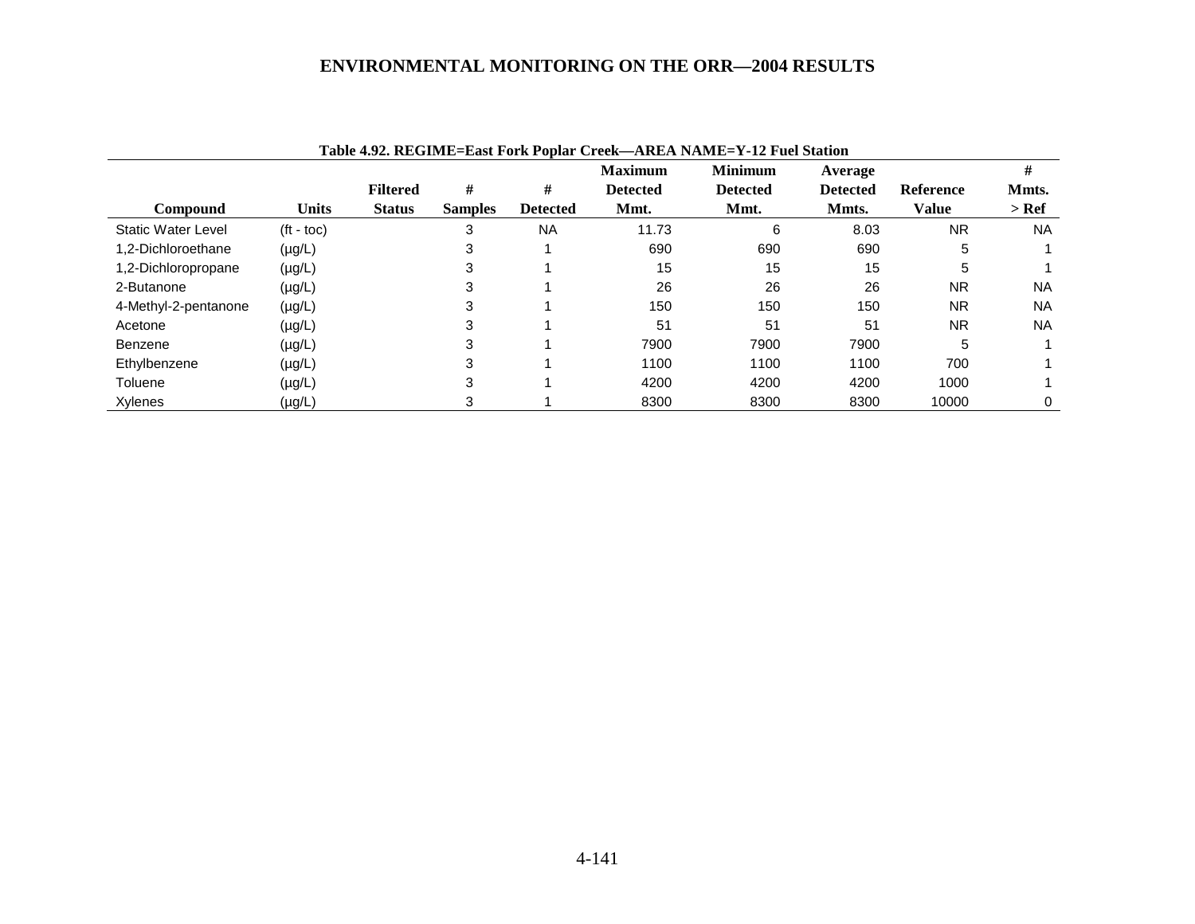**Table 4.92. REGIME=East Fork Poplar Creek—AREA NAME=Y-12 Fuel Station**

| Compound | Units | Filtered Status | # Samples | # Detected | Maximum Detected Mmt. | Minimum Detected Mmt. | Average Detected Mmts. | Reference Value | # Mmts. > Ref |
|---|---|---|---|---|---|---|---|---|---|
| Static Water Level | (ft - toc) | | 3 | NA | 11.73 | 6 | 8.03 | NR | NA |
| 1,2-Dichloroethane | (µg/L) | | 3 | 1 | 690 | 690 | 690 | 5 | 1 |
| 1,2-Dichloropropane | (µg/L) | | 3 | 1 | 15 | 15 | 15 | 5 | 1 |
| 2-Butanone | (µg/L) | | 3 | 1 | 26 | 26 | 26 | NR | NA |
| 4-Methyl-2-pentanone | (µg/L) | | 3 | 1 | 150 | 150 | 150 | NR | NA |
| Acetone | (µg/L) | | 3 | 1 | 51 | 51 | 51 | NR | NA |
| Benzene | (µg/L) | | 3 | 1 | 7900 | 7900 | 7900 | 5 | 1 |
| Ethylbenzene | (µg/L) | | 3 | 1 | 1100 | 1100 | 1100 | 700 | 1 |
| Toluene | (µg/L) | | 3 | 1 | 4200 | 4200 | 4200 | 1000 | 1 |
| Xylenes | (µg/L) | | 3 | 1 | 8300 | 8300 | 8300 | 10000 | 0 |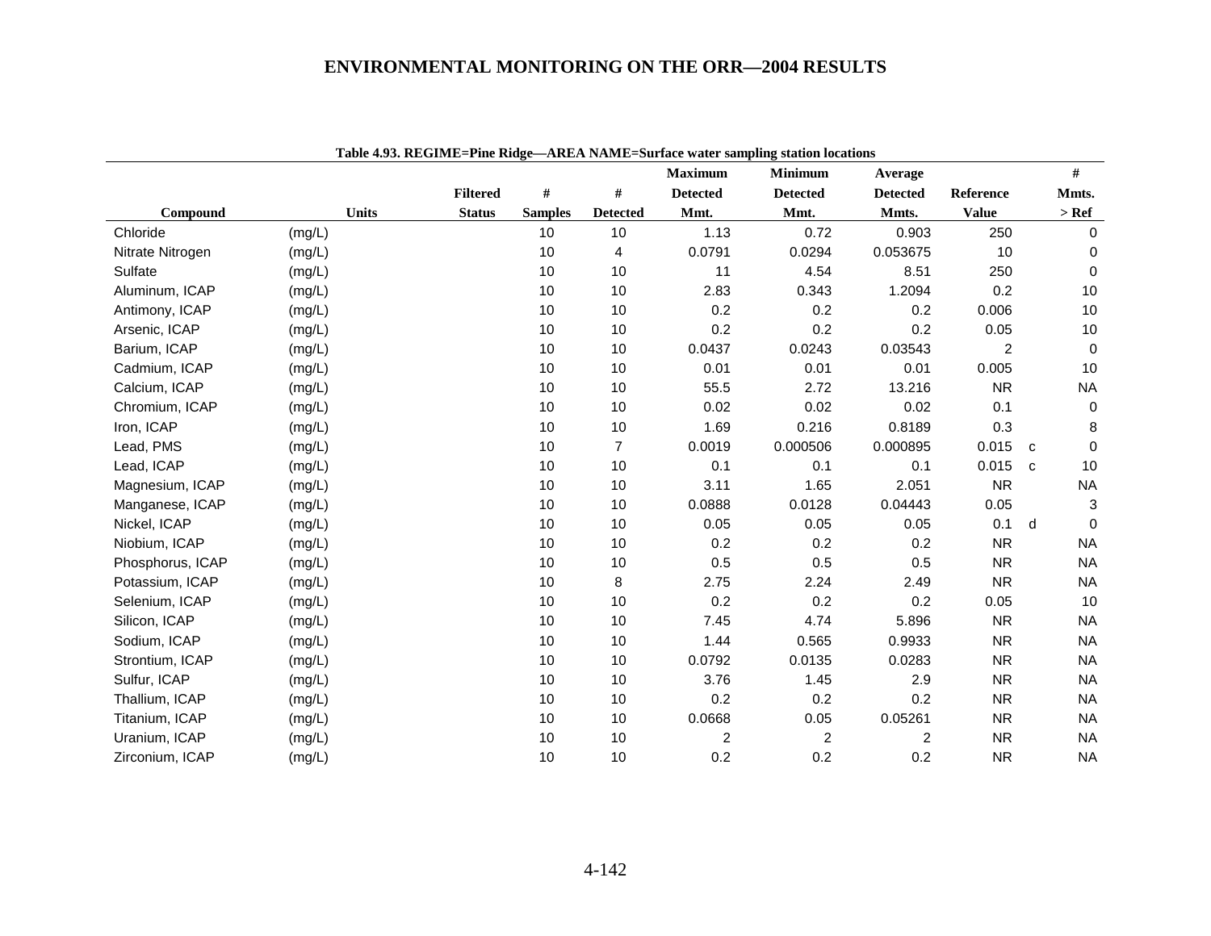**Table 4.93. REGIME=Pine Ridge—AREA NAME=Surface water sampling station locations**

| Compound | Units | Filtered Status | # Samples | # Detected | Maximum Detected Mmt. | Minimum Detected Mmt. | Average Detected Mmts. | Reference Value | | # Mmts. > Ref |
|---|---|---|---|---|---|---|---|---|---|---|
| Chloride | (mg/L) | | 10 | 10 | 1.13 | 0.72 | 0.903 | 250 | | 0 |
| Nitrate Nitrogen | (mg/L) | | 10 | 4 | 0.0791 | 0.0294 | 0.053675 | 10 | | 0 |
| Sulfate | (mg/L) | | 10 | 10 | 11 | 4.54 | 8.51 | 250 | | 0 |
| Aluminum, ICAP | (mg/L) | | 10 | 10 | 2.83 | 0.343 | 1.2094 | 0.2 | | 10 |
| Antimony, ICAP | (mg/L) | | 10 | 10 | 0.2 | 0.2 | 0.2 | 0.006 | | 10 |
| Arsenic, ICAP | (mg/L) | | 10 | 10 | 0.2 | 0.2 | 0.2 | 0.05 | | 10 |
| Barium, ICAP | (mg/L) | | 10 | 10 | 0.0437 | 0.0243 | 0.03543 | 2 | | 0 |
| Cadmium, ICAP | (mg/L) | | 10 | 10 | 0.01 | 0.01 | 0.01 | 0.005 | | 10 |
| Calcium, ICAP | (mg/L) | | 10 | 10 | 55.5 | 2.72 | 13.216 | NR | | NA |
| Chromium, ICAP | (mg/L) | | 10 | 10 | 0.02 | 0.02 | 0.02 | 0.1 | | 0 |
| Iron, ICAP | (mg/L) | | 10 | 10 | 1.69 | 0.216 | 0.8189 | 0.3 | | 8 |
| Lead, PMS | (mg/L) | | 10 | 7 | 0.0019 | 0.000506 | 0.000895 | 0.015 | c | 0 |
| Lead, ICAP | (mg/L) | | 10 | 10 | 0.1 | 0.1 | 0.1 | 0.015 | c | 10 |
| Magnesium, ICAP | (mg/L) | | 10 | 10 | 3.11 | 1.65 | 2.051 | NR | | NA |
| Manganese, ICAP | (mg/L) | | 10 | 10 | 0.0888 | 0.0128 | 0.04443 | 0.05 | | 3 |
| Nickel, ICAP | (mg/L) | | 10 | 10 | 0.05 | 0.05 | 0.05 | 0.1 | d | 0 |
| Niobium, ICAP | (mg/L) | | 10 | 10 | 0.2 | 0.2 | 0.2 | NR | | NA |
| Phosphorus, ICAP | (mg/L) | | 10 | 10 | 0.5 | 0.5 | 0.5 | NR | | NA |
| Potassium, ICAP | (mg/L) | | 10 | 8 | 2.75 | 2.24 | 2.49 | NR | | NA |
| Selenium, ICAP | (mg/L) | | 10 | 10 | 0.2 | 0.2 | 0.2 | 0.05 | | 10 |
| Silicon, ICAP | (mg/L) | | 10 | 10 | 7.45 | 4.74 | 5.896 | NR | | NA |
| Sodium, ICAP | (mg/L) | | 10 | 10 | 1.44 | 0.565 | 0.9933 | NR | | NA |
| Strontium, ICAP | (mg/L) | | 10 | 10 | 0.0792 | 0.0135 | 0.0283 | NR | | NA |
| Sulfur, ICAP | (mg/L) | | 10 | 10 | 3.76 | 1.45 | 2.9 | NR | | NA |
| Thallium, ICAP | (mg/L) | | 10 | 10 | 0.2 | 0.2 | 0.2 | NR | | NA |
| Titanium, ICAP | (mg/L) | | 10 | 10 | 0.0668 | 0.05 | 0.05261 | NR | | NA |
| Uranium, ICAP | (mg/L) | | 10 | 10 | 2 | 2 | 2 | NR | | NA |
| Zirconium, ICAP | (mg/L) | | 10 | 10 | 0.2 | 0.2 | 0.2 | NR | | NA |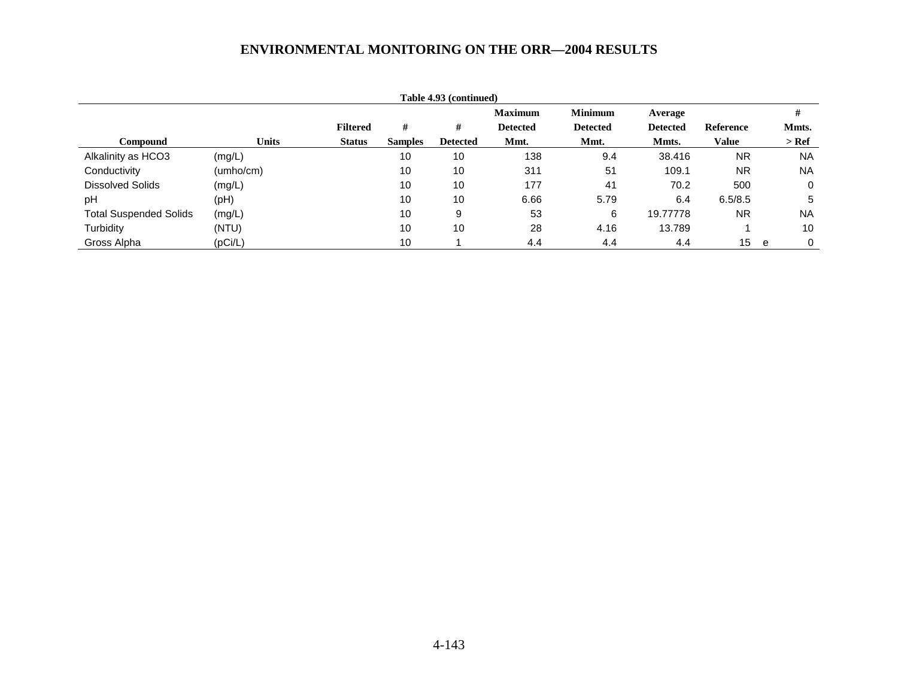**Table 4.93 (continued)**

| Compound | Units | Filtered Status | # Samples | # Detected | Maximum Detected Mmt. | Minimum Detected Mmt. | Average Detected Mmts. | Reference Value | | # Mmts. > Ref |
|---|---|---|---|---|---|---|---|---|---|---|
| Alkalinity as HCO3 | (mg/L) | | 10 | 10 | 138 | 9.4 | 38.416 | NR | | NA |
| Conductivity | (umho/cm) | | 10 | 10 | 311 | 51 | 109.1 | NR | | NA |
| Dissolved Solids | (mg/L) | | 10 | 10 | 177 | 41 | 70.2 | 500 | | 0 |
| pH | (pH) | | 10 | 10 | 6.66 | 5.79 | 6.4 | 6.5/8.5 | | 5 |
| Total Suspended Solids | (mg/L) | | 10 | 9 | 53 | 6 | 19.77778 | NR | | NA |
| Turbidity | (NTU) | | 10 | 10 | 28 | 4.16 | 13.789 | 1 | | 10 |
| Gross Alpha | (pCi/L) | | 10 | 1 | 4.4 | 4.4 | 4.4 | 15 | e | 0 |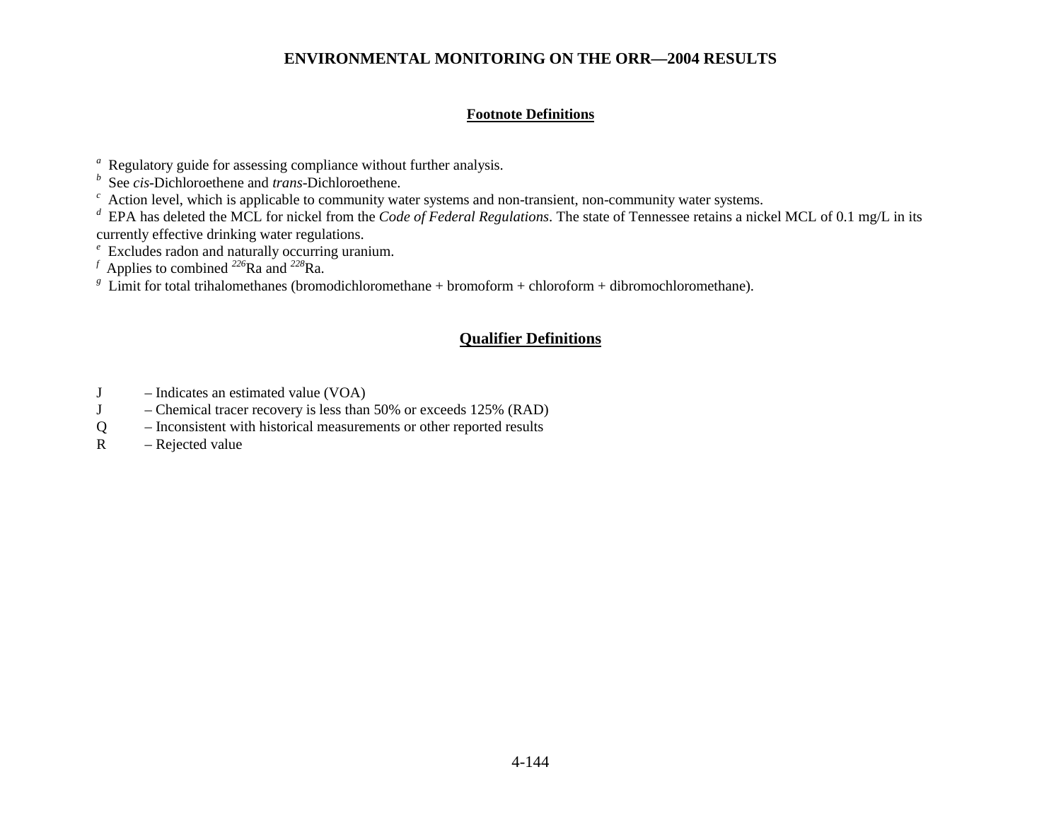## Footnote Definitions

[a] Regulatory guide for assessing compliance without further analysis.
[b] See *cis*-Dichloroethene and *trans*-Dichloroethene.
[c] Action level, which is applicable to community water systems and non-transient, non-community water systems.
[d] EPA has deleted the MCL for nickel from the *Code of Federal Regulations*. The state of Tennessee retains a nickel MCL of 0.1 mg/L in its currently effective drinking water regulations.
[e] Excludes radon and naturally occurring uranium.
[f] Applies to combined $^{226}$Ra and $^{228}$Ra.
[g] Limit for total trihalomethanes (bromodichloromethane + bromoform + chloroform + dibromochloromethane).

## Qualifier Definitions

J – Indicates an estimated value (VOA)
J – Chemical tracer recovery is less than 50% or exceeds 125% (RAD)
Q – Inconsistent with historical measurements or other reported results
R – Rejected value